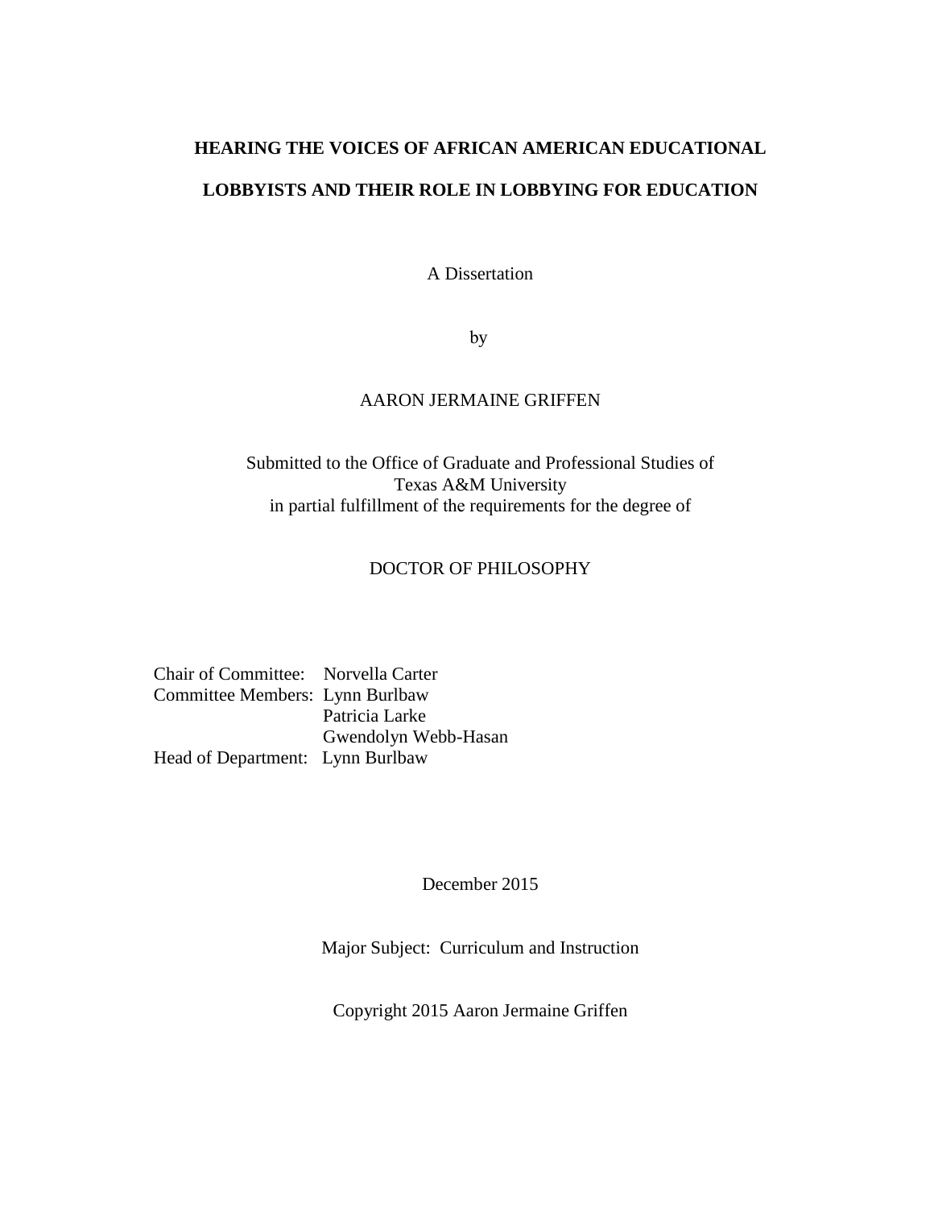# HEARING THE VOICES OF AFRICAN AMERICAN EDUCATIONAL LOBBYISTS AND THEIR ROLE IN LOBBYING FOR EDUCATION

A Dissertation

by

AARON JERMAINE GRIFFEN

Submitted to the Office of Graduate and Professional Studies of
Texas A&M University
in partial fulfillment of the requirements for the degree of

DOCTOR OF PHILOSOPHY

Chair of Committee: Norvella Carter
Committee Members: Lynn Burlbaw
Patricia Larke
Gwendolyn Webb-Hasan
Head of Department: Lynn Burlbaw

December 2015

Major Subject: Curriculum and Instruction

Copyright 2015 Aaron Jermaine Griffen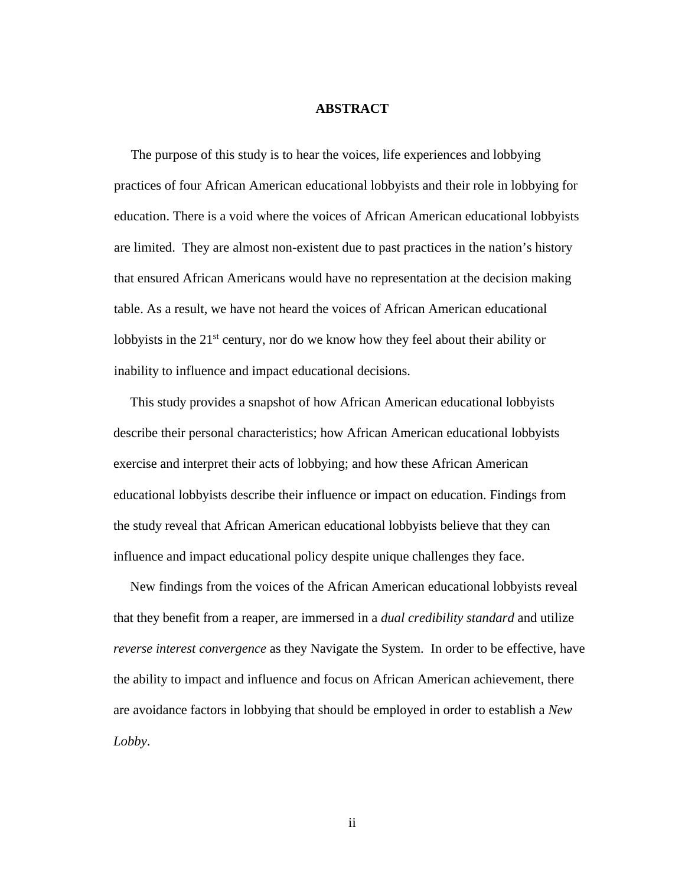# ABSTRACT

The purpose of this study is to hear the voices, life experiences and lobbying practices of four African American educational lobbyists and their role in lobbying for education. There is a void where the voices of African American educational lobbyists are limited. They are almost non-existent due to past practices in the nation's history that ensured African Americans would have no representation at the decision making table. As a result, we have not heard the voices of African American educational lobbyists in the 21st century, nor do we know how they feel about their ability or inability to influence and impact educational decisions.

This study provides a snapshot of how African American educational lobbyists describe their personal characteristics; how African American educational lobbyists exercise and interpret their acts of lobbying; and how these African American educational lobbyists describe their influence or impact on education. Findings from the study reveal that African American educational lobbyists believe that they can influence and impact educational policy despite unique challenges they face.

New findings from the voices of the African American educational lobbyists reveal that they benefit from a reaper, are immersed in a *dual credibility standard* and utilize *reverse interest convergence* as they Navigate the System. In order to be effective, have the ability to impact and influence and focus on African American achievement, there are avoidance factors in lobbying that should be employed in order to establish a *New Lobby*.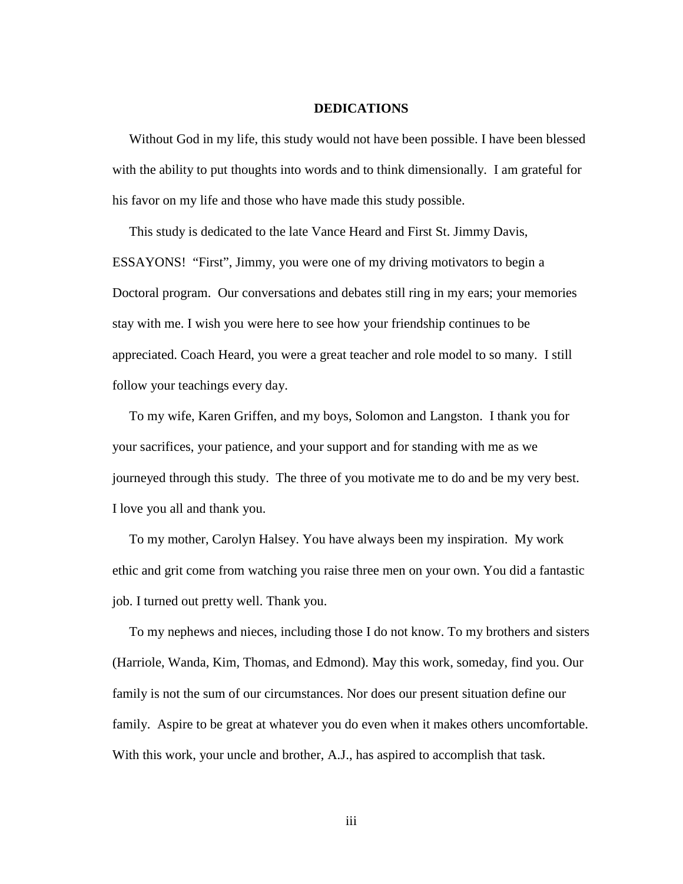# DEDICATIONS

Without God in my life, this study would not have been possible. I have been blessed with the ability to put thoughts into words and to think dimensionally. I am grateful for his favor on my life and those who have made this study possible.

This study is dedicated to the late Vance Heard and First St. Jimmy Davis, ESSAYONS! "First", Jimmy, you were one of my driving motivators to begin a Doctoral program. Our conversations and debates still ring in my ears; your memories stay with me. I wish you were here to see how your friendship continues to be appreciated. Coach Heard, you were a great teacher and role model to so many. I still follow your teachings every day.

To my wife, Karen Griffen, and my boys, Solomon and Langston. I thank you for your sacrifices, your patience, and your support and for standing with me as we journeyed through this study. The three of you motivate me to do and be my very best. I love you all and thank you.

To my mother, Carolyn Halsey. You have always been my inspiration. My work ethic and grit come from watching you raise three men on your own. You did a fantastic job. I turned out pretty well. Thank you.

To my nephews and nieces, including those I do not know. To my brothers and sisters (Harriole, Wanda, Kim, Thomas, and Edmond). May this work, someday, find you. Our family is not the sum of our circumstances. Nor does our present situation define our family. Aspire to be great at whatever you do even when it makes others uncomfortable. With this work, your uncle and brother, A.J., has aspired to accomplish that task.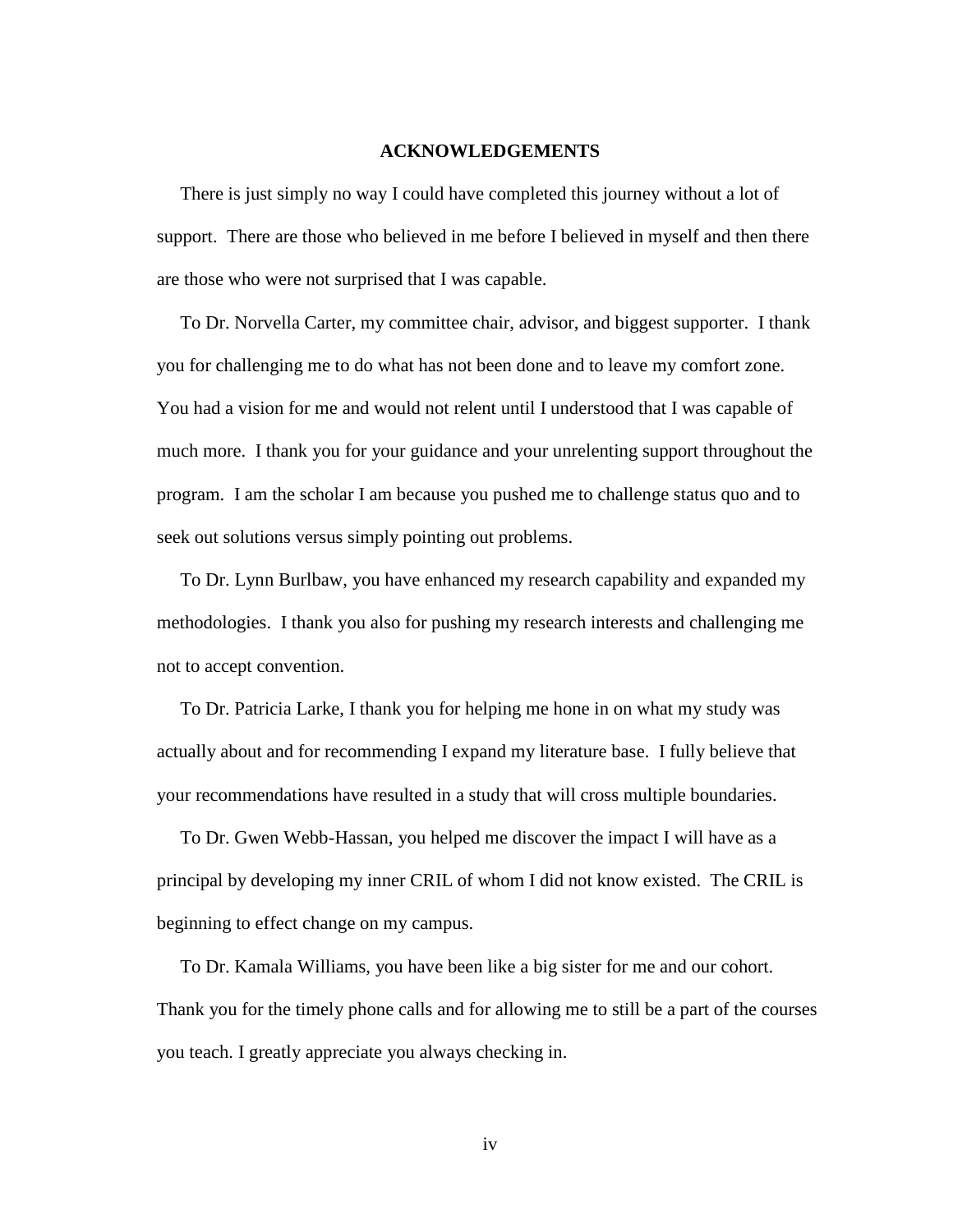# ACKNOWLEDGEMENTS

There is just simply no way I could have completed this journey without a lot of support. There are those who believed in me before I believed in myself and then there are those who were not surprised that I was capable.

To Dr. Norvella Carter, my committee chair, advisor, and biggest supporter. I thank you for challenging me to do what has not been done and to leave my comfort zone. You had a vision for me and would not relent until I understood that I was capable of much more. I thank you for your guidance and your unrelenting support throughout the program. I am the scholar I am because you pushed me to challenge status quo and to seek out solutions versus simply pointing out problems.

To Dr. Lynn Burlbaw, you have enhanced my research capability and expanded my methodologies. I thank you also for pushing my research interests and challenging me not to accept convention.

To Dr. Patricia Larke, I thank you for helping me hone in on what my study was actually about and for recommending I expand my literature base. I fully believe that your recommendations have resulted in a study that will cross multiple boundaries.

To Dr. Gwen Webb-Hassan, you helped me discover the impact I will have as a principal by developing my inner CRIL of whom I did not know existed. The CRIL is beginning to effect change on my campus.

To Dr. Kamala Williams, you have been like a big sister for me and our cohort. Thank you for the timely phone calls and for allowing me to still be a part of the courses you teach. I greatly appreciate you always checking in.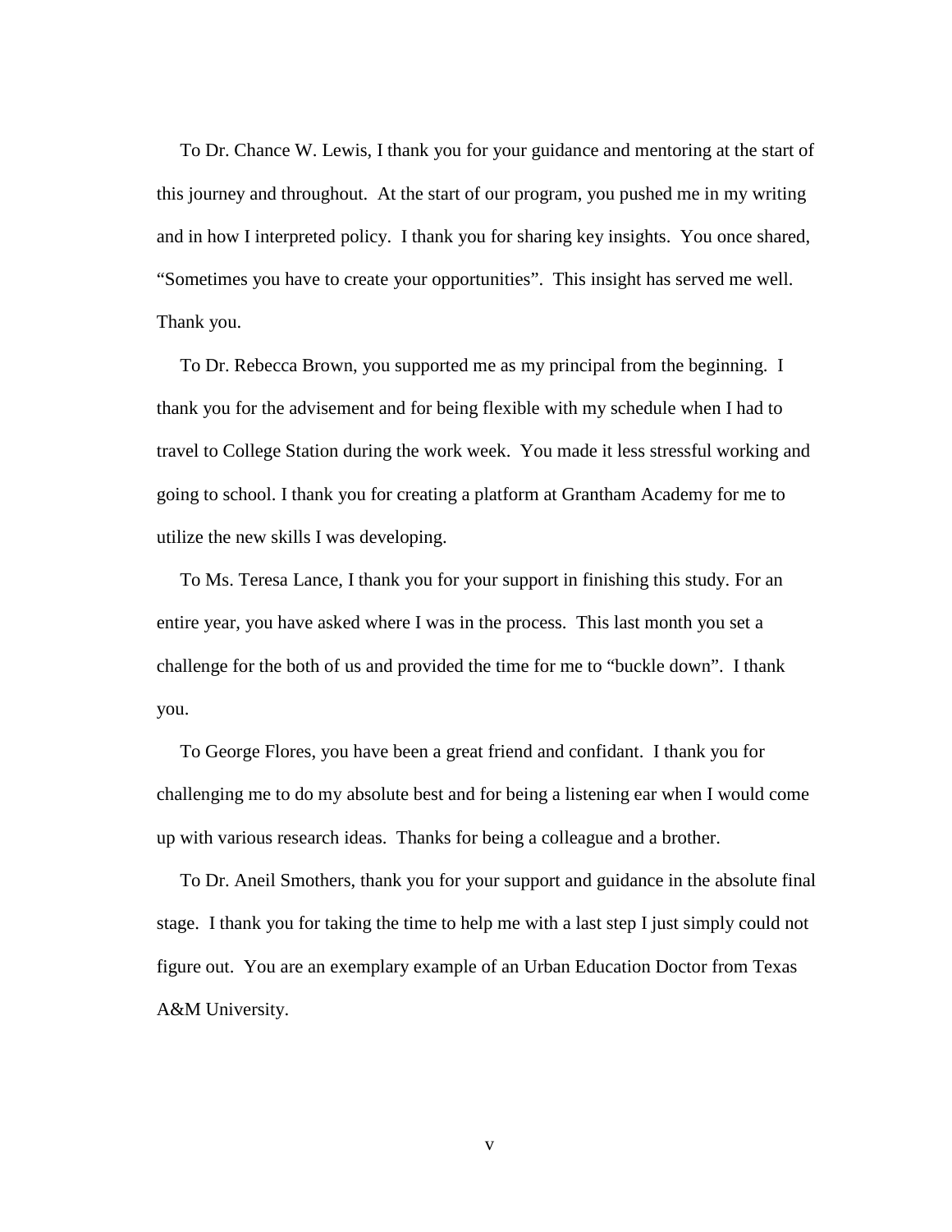To Dr. Chance W. Lewis, I thank you for your guidance and mentoring at the start of this journey and throughout. At the start of our program, you pushed me in my writing and in how I interpreted policy. I thank you for sharing key insights. You once shared, "Sometimes you have to create your opportunities". This insight has served me well. Thank you.

To Dr. Rebecca Brown, you supported me as my principal from the beginning. I thank you for the advisement and for being flexible with my schedule when I had to travel to College Station during the work week. You made it less stressful working and going to school. I thank you for creating a platform at Grantham Academy for me to utilize the new skills I was developing.

To Ms. Teresa Lance, I thank you for your support in finishing this study. For an entire year, you have asked where I was in the process. This last month you set a challenge for the both of us and provided the time for me to "buckle down". I thank you.

To George Flores, you have been a great friend and confidant. I thank you for challenging me to do my absolute best and for being a listening ear when I would come up with various research ideas. Thanks for being a colleague and a brother.

To Dr. Aneil Smothers, thank you for your support and guidance in the absolute final stage. I thank you for taking the time to help me with a last step I just simply could not figure out. You are an exemplary example of an Urban Education Doctor from Texas A&M University.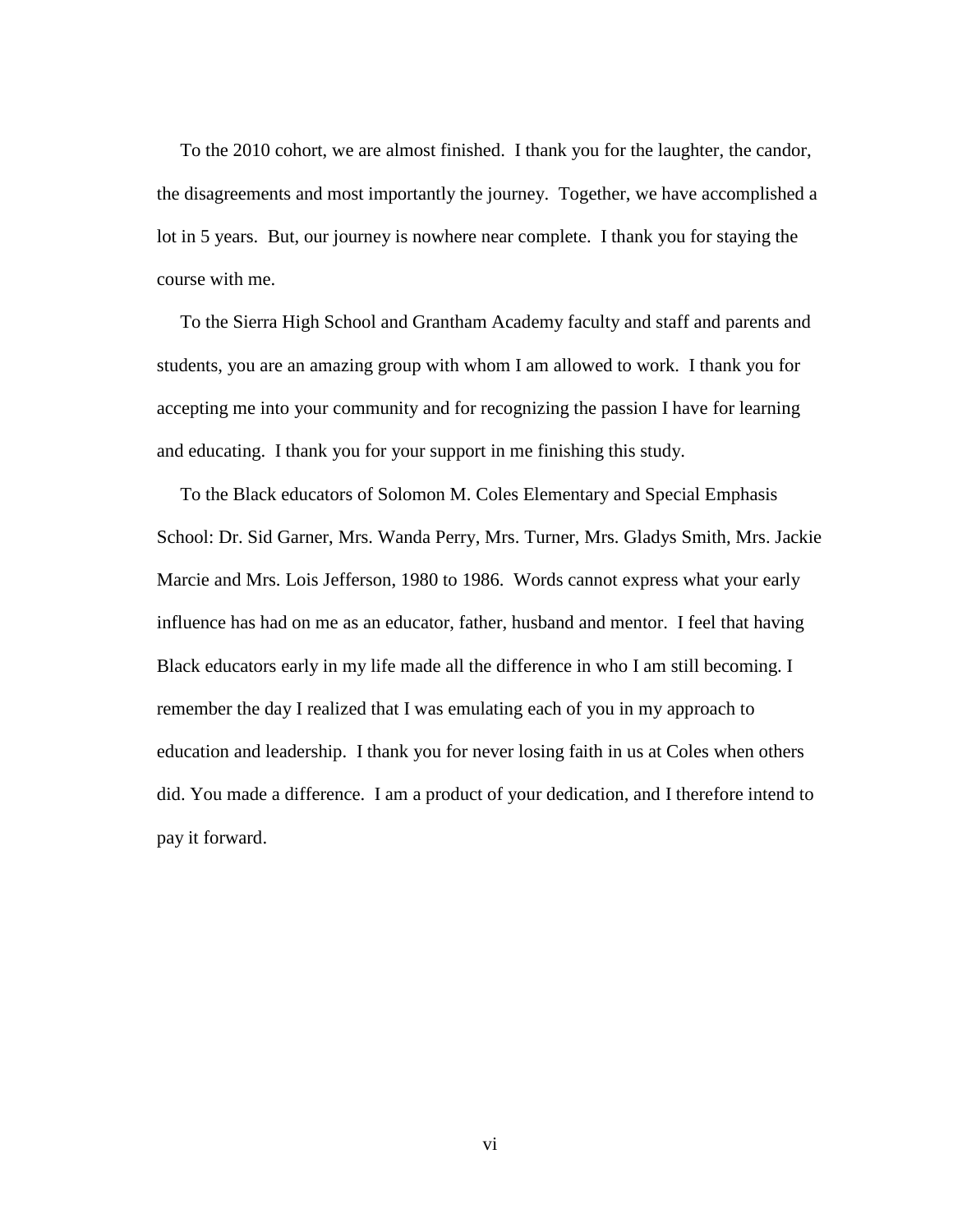To the 2010 cohort, we are almost finished. I thank you for the laughter, the candor, the disagreements and most importantly the journey. Together, we have accomplished a lot in 5 years. But, our journey is nowhere near complete. I thank you for staying the course with me.

To the Sierra High School and Grantham Academy faculty and staff and parents and students, you are an amazing group with whom I am allowed to work. I thank you for accepting me into your community and for recognizing the passion I have for learning and educating. I thank you for your support in me finishing this study.

To the Black educators of Solomon M. Coles Elementary and Special Emphasis School: Dr. Sid Garner, Mrs. Wanda Perry, Mrs. Turner, Mrs. Gladys Smith, Mrs. Jackie Marcie and Mrs. Lois Jefferson, 1980 to 1986. Words cannot express what your early influence has had on me as an educator, father, husband and mentor. I feel that having Black educators early in my life made all the difference in who I am still becoming. I remember the day I realized that I was emulating each of you in my approach to education and leadership. I thank you for never losing faith in us at Coles when others did. You made a difference. I am a product of your dedication, and I therefore intend to pay it forward.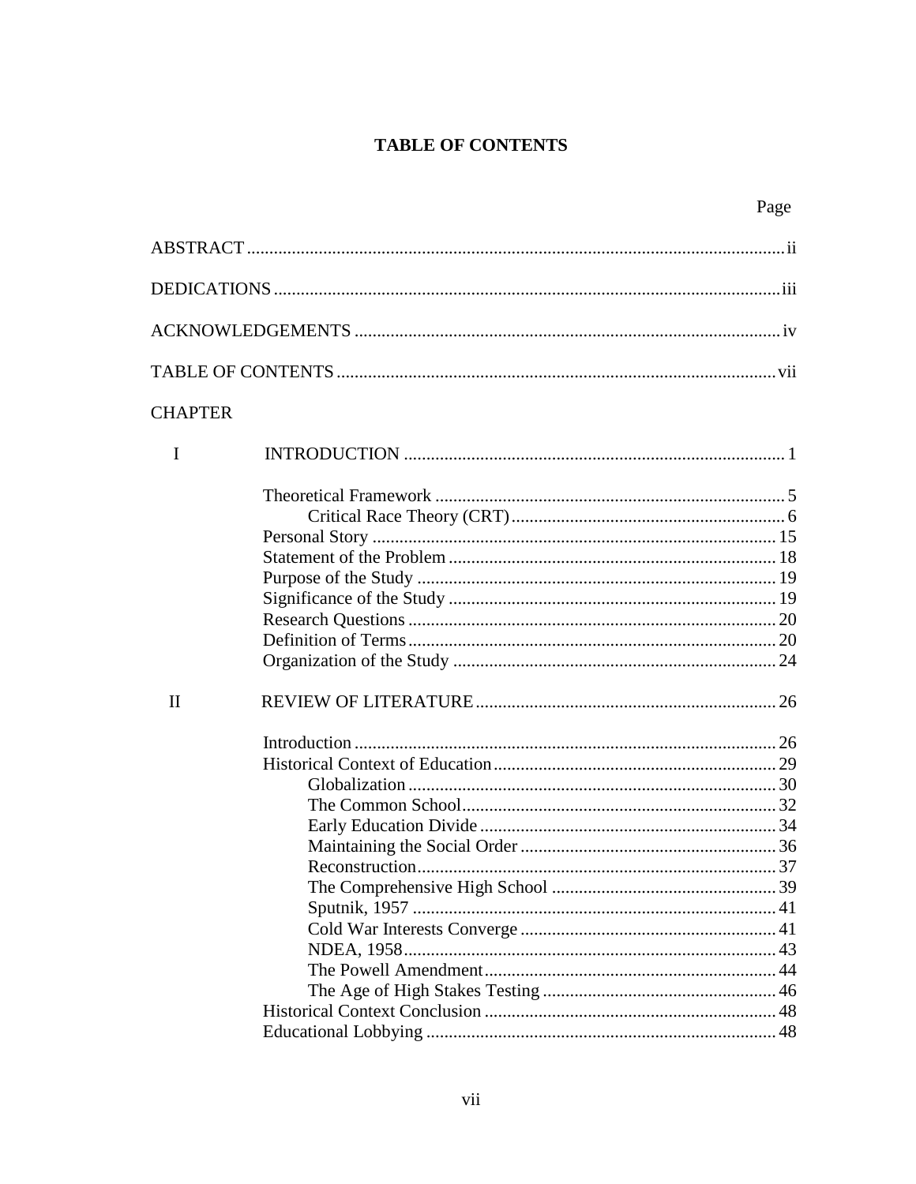# TABLE OF CONTENTS

| | | Page |
|---|---|---|
| ABSTRACT | | ii |
| DEDICATIONS | | iii |
| ACKNOWLEDGEMENTS | | iv |
| TABLE OF CONTENTS | | vii |
| CHAPTER | | |
| I | INTRODUCTION | 1 |
| | Theoretical Framework | 5 |
| | Critical Race Theory (CRT) | 6 |
| | Personal Story | 15 |
| | Statement of the Problem | 18 |
| | Purpose of the Study | 19 |
| | Significance of the Study | 19 |
| | Research Questions | 20 |
| | Definition of Terms | 20 |
| | Organization of the Study | 24 |
| II | REVIEW OF LITERATURE | 26 |
| | Introduction | 26 |
| | Historical Context of Education | 29 |
| | Globalization | 30 |
| | The Common School | 32 |
| | Early Education Divide | 34 |
| | Maintaining the Social Order | 36 |
| | Reconstruction | 37 |
| | The Comprehensive High School | 39 |
| | Sputnik, 1957 | 41 |
| | Cold War Interests Converge | 41 |
| | NDEA, 1958 | 43 |
| | The Powell Amendment | 44 |
| | The Age of High Stakes Testing | 46 |
| | Historical Context Conclusion | 48 |
| | Educational Lobbying | 48 |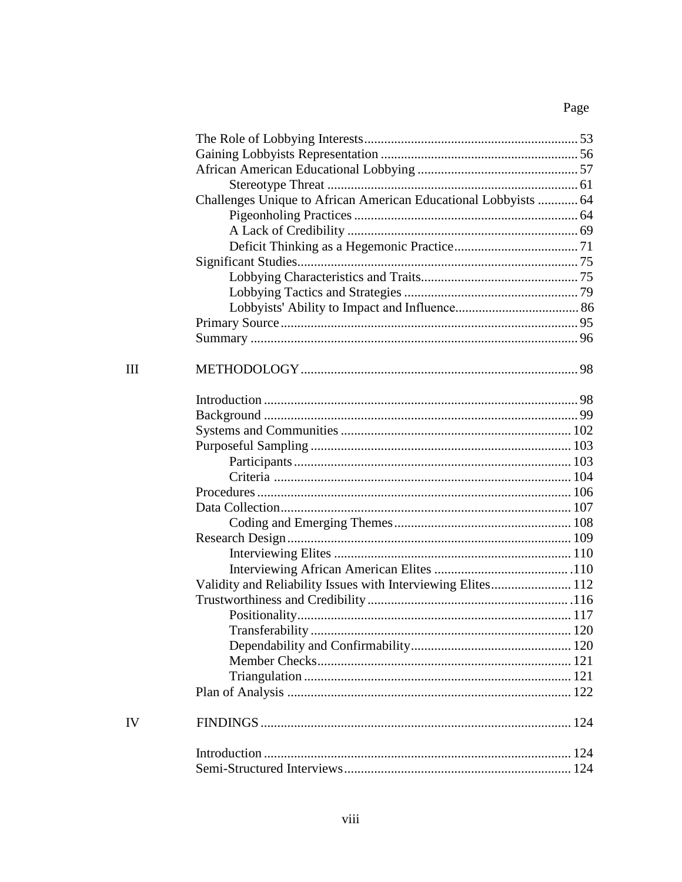| | | Page |
|---|---|---|
| | The Role of Lobbying Interests | 53 |
| | Gaining Lobbyists Representation | 56 |
| | African American Educational Lobbying | 57 |
| | Stereotype Threat | 61 |
| | Challenges Unique to African American Educational Lobbyists | 64 |
| | Pigeonholing Practices | 64 |
| | A Lack of Credibility | 69 |
| | Deficit Thinking as a Hegemonic Practice | 71 |
| | Significant Studies | 75 |
| | Lobbying Characteristics and Traits | 75 |
| | Lobbying Tactics and Strategies | 79 |
| | Lobbyists' Ability to Impact and Influence | 86 |
| | Primary Source | 95 |
| | Summary | 96 |
| III | METHODOLOGY | 98 |
| | Introduction | 98 |
| | Background | 99 |
| | Systems and Communities | 102 |
| | Purposeful Sampling | 103 |
| | Participants | 103 |
| | Criteria | 104 |
| | Procedures | 106 |
| | Data Collection | 107 |
| | Coding and Emerging Themes | 108 |
| | Research Design | 109 |
| | Interviewing Elites | 110 |
| | Interviewing African American Elites | 110 |
| | Validity and Reliability Issues with Interviewing Elites | 112 |
| | Trustworthiness and Credibility | 116 |
| | Positionality | 117 |
| | Transferability | 120 |
| | Dependability and Confirmability | 120 |
| | Member Checks | 121 |
| | Triangulation | 121 |
| | Plan of Analysis | 122 |
| IV | FINDINGS | 124 |
| | Introduction | 124 |
| | Semi-Structured Interviews | 124 |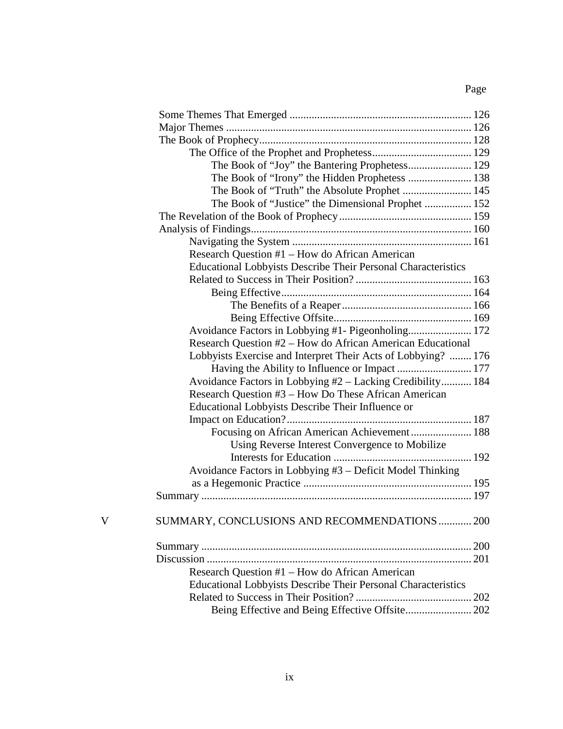Page

| | | |
|---|---|---|
| | Some Themes That Emerged | 126 |
| | Major Themes | 126 |
| | The Book of Prophecy | 128 |
| | The Office of the Prophet and Prophetess | 129 |
| | The Book of “Joy” the Bantering Prophetess | 129 |
| | The Book of “Irony” the Hidden Prophetess | 138 |
| | The Book of “Truth” the Absolute Prophet | 145 |
| | The Book of “Justice” the Dimensional Prophet | 152 |
| | The Revelation of the Book of Prophecy | 159 |
| | Analysis of Findings | 160 |
| | Navigating the System | 161 |
| | Research Question #1 – How do African American Educational Lobbyists Describe Their Personal Characteristics Related to Success in Their Position? | 163 |
| | Being Effective | 164 |
| | The Benefits of a Reaper | 166 |
| | Being Effective Offsite | 169 |
| | Avoidance Factors in Lobbying #1- Pigeonholing | 172 |
| | Research Question #2 – How do African American Educational Lobbyists Exercise and Interpret Their Acts of Lobbying? | 176 |
| | Having the Ability to Influence or Impact | 177 |
| | Avoidance Factors in Lobbying #2 – Lacking Credibility | 184 |
| | Research Question #3 – How Do These African American Educational Lobbyists Describe Their Influence or Impact on Education? | 187 |
| | Focusing on African American Achievement | 188 |
| | Using Reverse Interest Convergence to Mobilize Interests for Education | 192 |
| | Avoidance Factors in Lobbying #3 – Deficit Model Thinking as a Hegemonic Practice | 195 |
| | Summary | 197 |
| V | SUMMARY, CONCLUSIONS AND RECOMMENDATIONS | 200 |
| | Summary | 200 |
| | Discussion | 201 |
| | Research Question #1 – How do African American Educational Lobbyists Describe Their Personal Characteristics Related to Success in Their Position? | 202 |
| | Being Effective and Being Effective Offsite | 202 |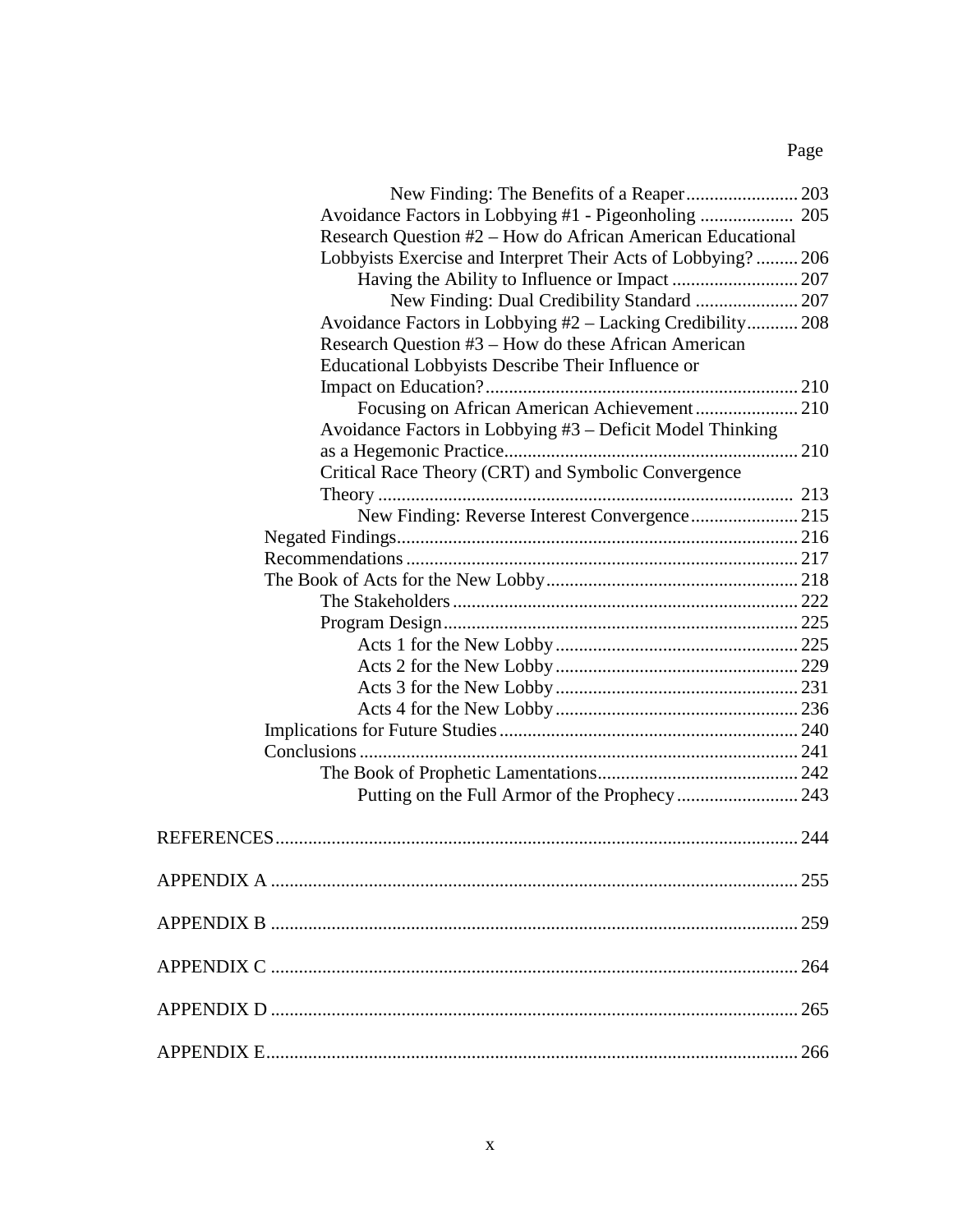Page

New Finding: The Benefits of a Reaper........................ 203
Avoidance Factors in Lobbying #1 - Pigeonholing .................... 205
Research Question #2 – How do African American Educational Lobbyists Exercise and Interpret Their Acts of Lobbying? ......... 206
Having the Ability to Influence or Impact ........................... 207
New Finding: Dual Credibility Standard ...................... 207
Avoidance Factors in Lobbying #2 – Lacking Credibility........... 208
Research Question #3 – How do these African American Educational Lobbyists Describe Their Influence or Impact on Education?................................................................... 210
Focusing on African American Achievement...................... 210
Avoidance Factors in Lobbying #3 – Deficit Model Thinking as a Hegemonic Practice.............................................................. 210
Critical Race Theory (CRT) and Symbolic Convergence Theory ......................................................................................... 213
New Finding: Reverse Interest Convergence....................... 215
Negated Findings..................................................................................... 216
Recommendations.................................................................................... 217
The Book of Acts for the New Lobby...................................................... 218
The Stakeholders......................................................................... 222
Program Design........................................................................... 225
Acts 1 for the New Lobby.................................................... 225
Acts 2 for the New Lobby.................................................... 229
Acts 3 for the New Lobby.................................................... 231
Acts 4 for the New Lobby.................................................... 236
Implications for Future Studies................................................................ 240
Conclusions............................................................................................. 241
The Book of Prophetic Lamentations........................................... 242
Putting on the Full Armor of the Prophecy.......................... 243

REFERENCES................................................................................................................ 244

APPENDIX A ................................................................................................................. 255

APPENDIX B ................................................................................................................. 259

APPENDIX C ................................................................................................................. 264

APPENDIX D ................................................................................................................. 265

APPENDIX E.................................................................................................................. 266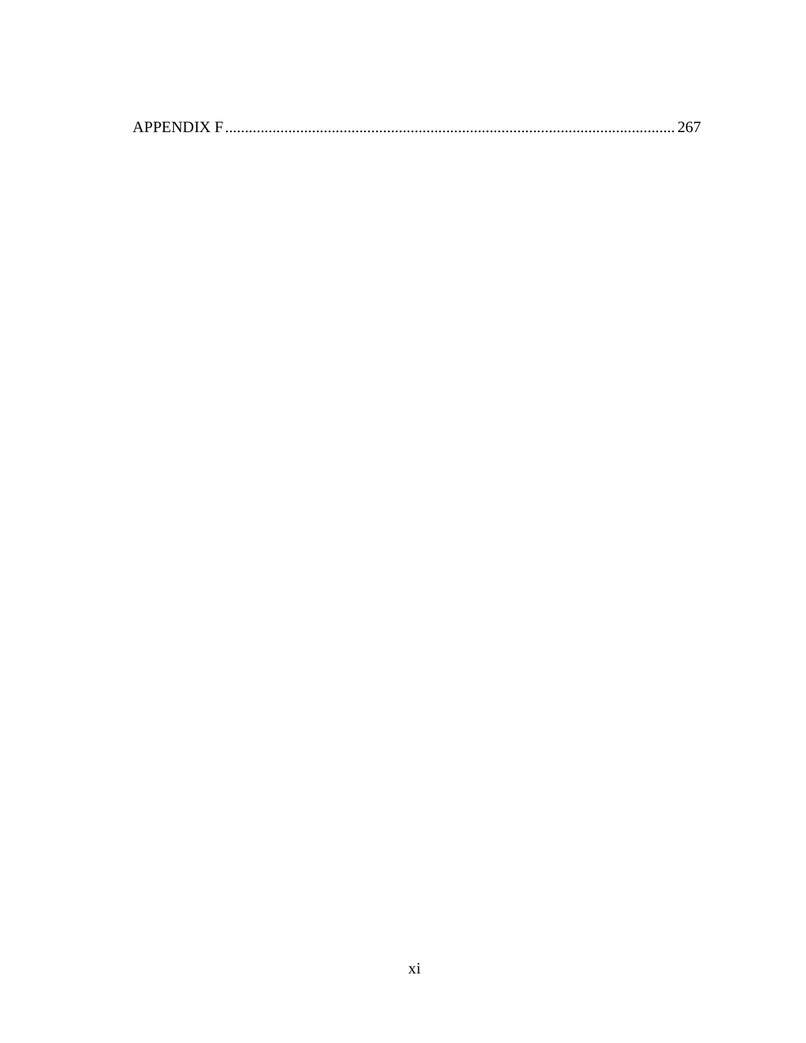APPENDIX F ................................................................................................................... 267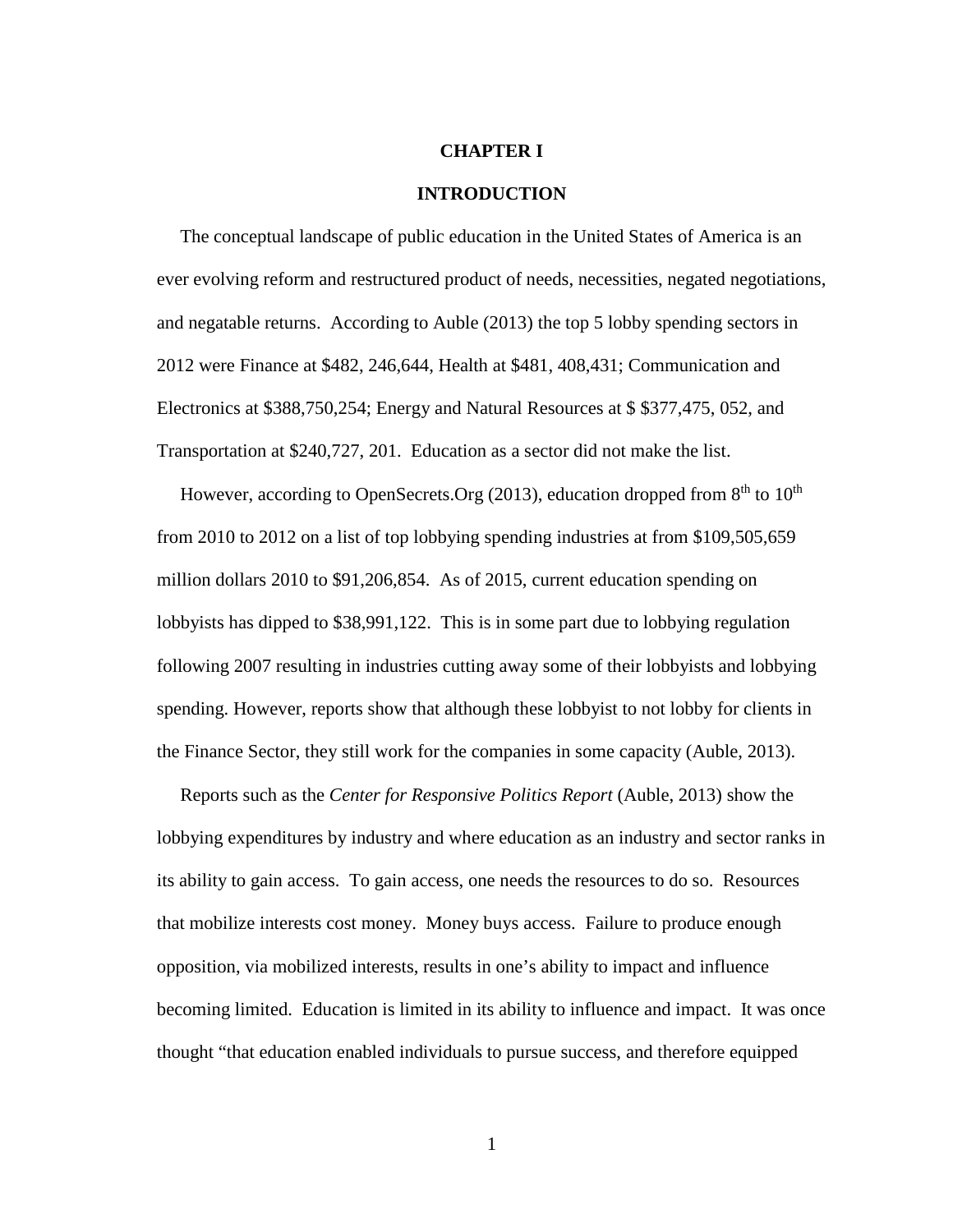# CHAPTER I

## INTRODUCTION

The conceptual landscape of public education in the United States of America is an ever evolving reform and restructured product of needs, necessities, negated negotiations, and negatable returns. According to Auble (2013) the top 5 lobby spending sectors in 2012 were Finance at $482, 246,644, Health at $481, 408,431; Communication and Electronics at $388,750,254; Energy and Natural Resources at $ $377,475, 052, and Transportation at $240,727, 201. Education as a sector did not make the list.

However, according to OpenSecrets.Org (2013), education dropped from 8th to 10th from 2010 to 2012 on a list of top lobbying spending industries at from $109,505,659 million dollars 2010 to $91,206,854. As of 2015, current education spending on lobbyists has dipped to $38,991,122. This is in some part due to lobbying regulation following 2007 resulting in industries cutting away some of their lobbyists and lobbying spending. However, reports show that although these lobbyist to not lobby for clients in the Finance Sector, they still work for the companies in some capacity (Auble, 2013).

Reports such as the *Center for Responsive Politics Report* (Auble, 2013) show the lobbying expenditures by industry and where education as an industry and sector ranks in its ability to gain access. To gain access, one needs the resources to do so. Resources that mobilize interests cost money. Money buys access. Failure to produce enough opposition, via mobilized interests, results in one's ability to impact and influence becoming limited. Education is limited in its ability to influence and impact. It was once thought "that education enabled individuals to pursue success, and therefore equipped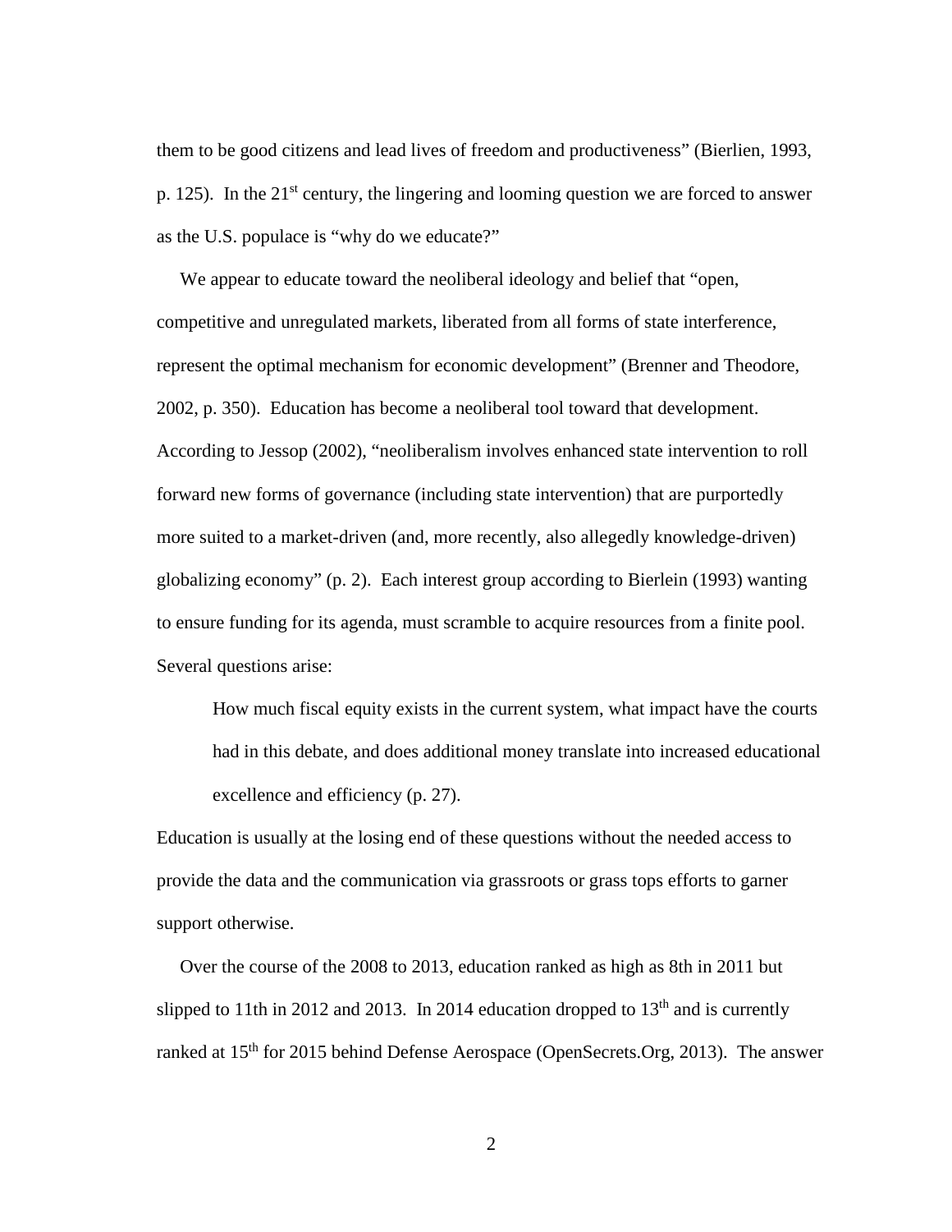them to be good citizens and lead lives of freedom and productiveness" (Bierlien, 1993, p. 125). In the 21st century, the lingering and looming question we are forced to answer as the U.S. populace is "why do we educate?"

We appear to educate toward the neoliberal ideology and belief that "open, competitive and unregulated markets, liberated from all forms of state interference, represent the optimal mechanism for economic development" (Brenner and Theodore, 2002, p. 350). Education has become a neoliberal tool toward that development. According to Jessop (2002), "neoliberalism involves enhanced state intervention to roll forward new forms of governance (including state intervention) that are purportedly more suited to a market-driven (and, more recently, also allegedly knowledge-driven) globalizing economy" (p. 2). Each interest group according to Bierlein (1993) wanting to ensure funding for its agenda, must scramble to acquire resources from a finite pool. Several questions arise:

> How much fiscal equity exists in the current system, what impact have the courts had in this debate, and does additional money translate into increased educational excellence and efficiency (p. 27).

Education is usually at the losing end of these questions without the needed access to provide the data and the communication via grassroots or grass tops efforts to garner support otherwise.

Over the course of the 2008 to 2013, education ranked as high as 8th in 2011 but slipped to 11th in 2012 and 2013. In 2014 education dropped to 13th and is currently ranked at 15th for 2015 behind Defense Aerospace (OpenSecrets.Org, 2013). The answer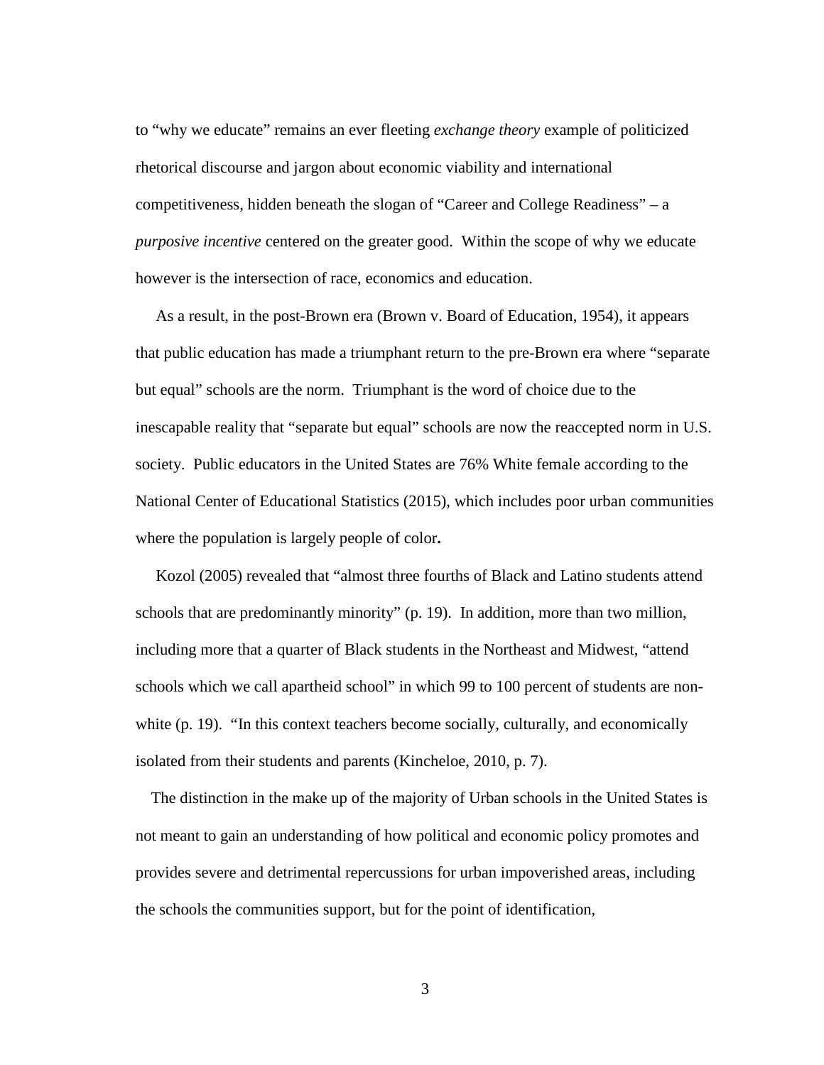to "why we educate" remains an ever fleeting *exchange theory* example of politicized rhetorical discourse and jargon about economic viability and international competitiveness, hidden beneath the slogan of "Career and College Readiness" – a *purposive incentive* centered on the greater good. Within the scope of why we educate however is the intersection of race, economics and education.

As a result, in the post-Brown era (Brown v. Board of Education, 1954), it appears that public education has made a triumphant return to the pre-Brown era where "separate but equal" schools are the norm. Triumphant is the word of choice due to the inescapable reality that "separate but equal" schools are now the reaccepted norm in U.S. society. Public educators in the United States are 76% White female according to the National Center of Educational Statistics (2015), which includes poor urban communities where the population is largely people of color**.**

Kozol (2005) revealed that "almost three fourths of Black and Latino students attend schools that are predominantly minority" (p. 19). In addition, more than two million, including more that a quarter of Black students in the Northeast and Midwest, "attend schools which we call apartheid school" in which 99 to 100 percent of students are non-white (p. 19). "In this context teachers become socially, culturally, and economically isolated from their students and parents (Kincheloe, 2010, p. 7).

The distinction in the make up of the majority of Urban schools in the United States is not meant to gain an understanding of how political and economic policy promotes and provides severe and detrimental repercussions for urban impoverished areas, including the schools the communities support, but for the point of identification,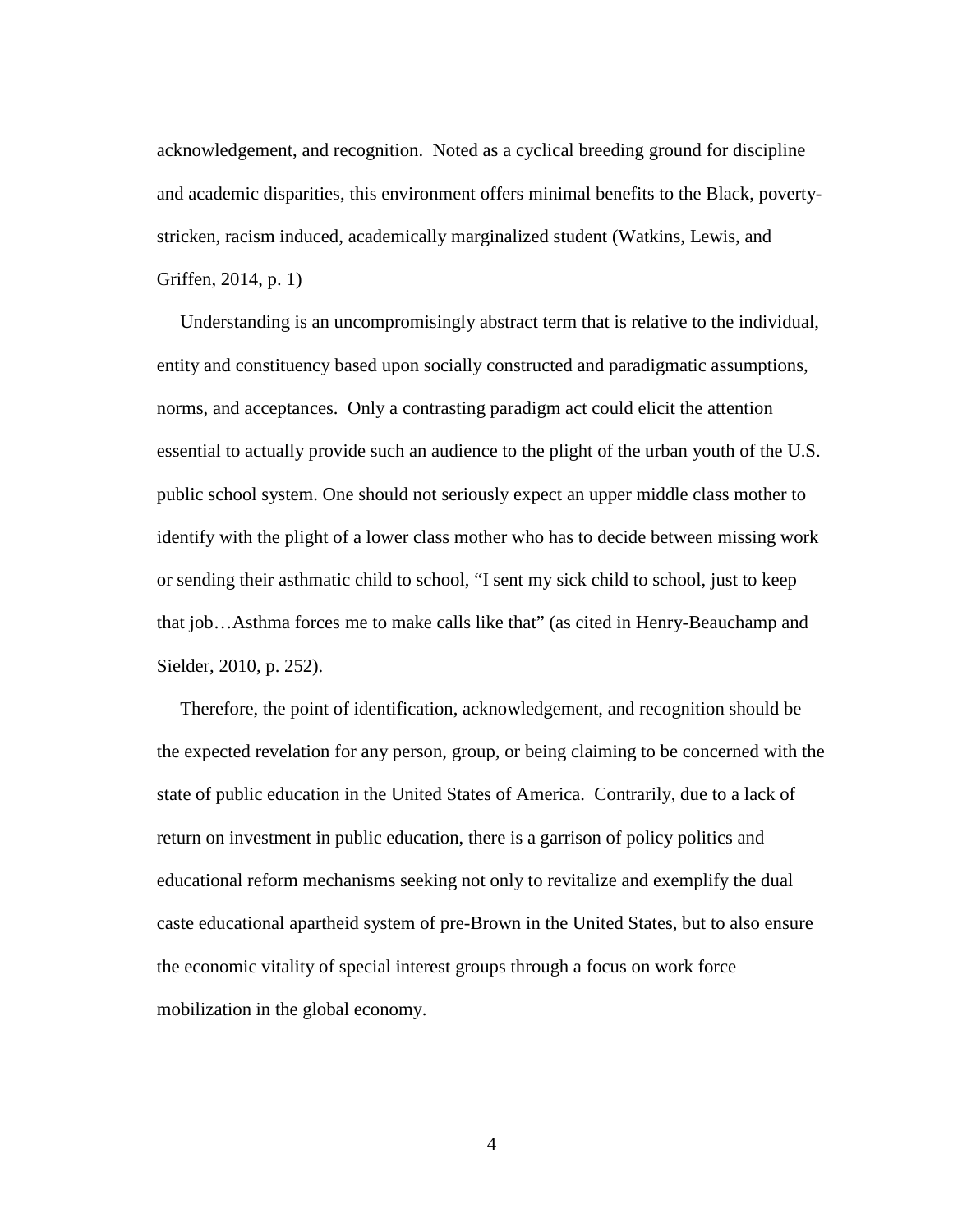acknowledgement, and recognition. Noted as a cyclical breeding ground for discipline and academic disparities, this environment offers minimal benefits to the Black, poverty-stricken, racism induced, academically marginalized student (Watkins, Lewis, and Griffen, 2014, p. 1)

Understanding is an uncompromisingly abstract term that is relative to the individual, entity and constituency based upon socially constructed and paradigmatic assumptions, norms, and acceptances. Only a contrasting paradigm act could elicit the attention essential to actually provide such an audience to the plight of the urban youth of the U.S. public school system. One should not seriously expect an upper middle class mother to identify with the plight of a lower class mother who has to decide between missing work or sending their asthmatic child to school, "I sent my sick child to school, just to keep that job…Asthma forces me to make calls like that" (as cited in Henry-Beauchamp and Sielder, 2010, p. 252).

Therefore, the point of identification, acknowledgement, and recognition should be the expected revelation for any person, group, or being claiming to be concerned with the state of public education in the United States of America. Contrarily, due to a lack of return on investment in public education, there is a garrison of policy politics and educational reform mechanisms seeking not only to revitalize and exemplify the dual caste educational apartheid system of pre-Brown in the United States, but to also ensure the economic vitality of special interest groups through a focus on work force mobilization in the global economy.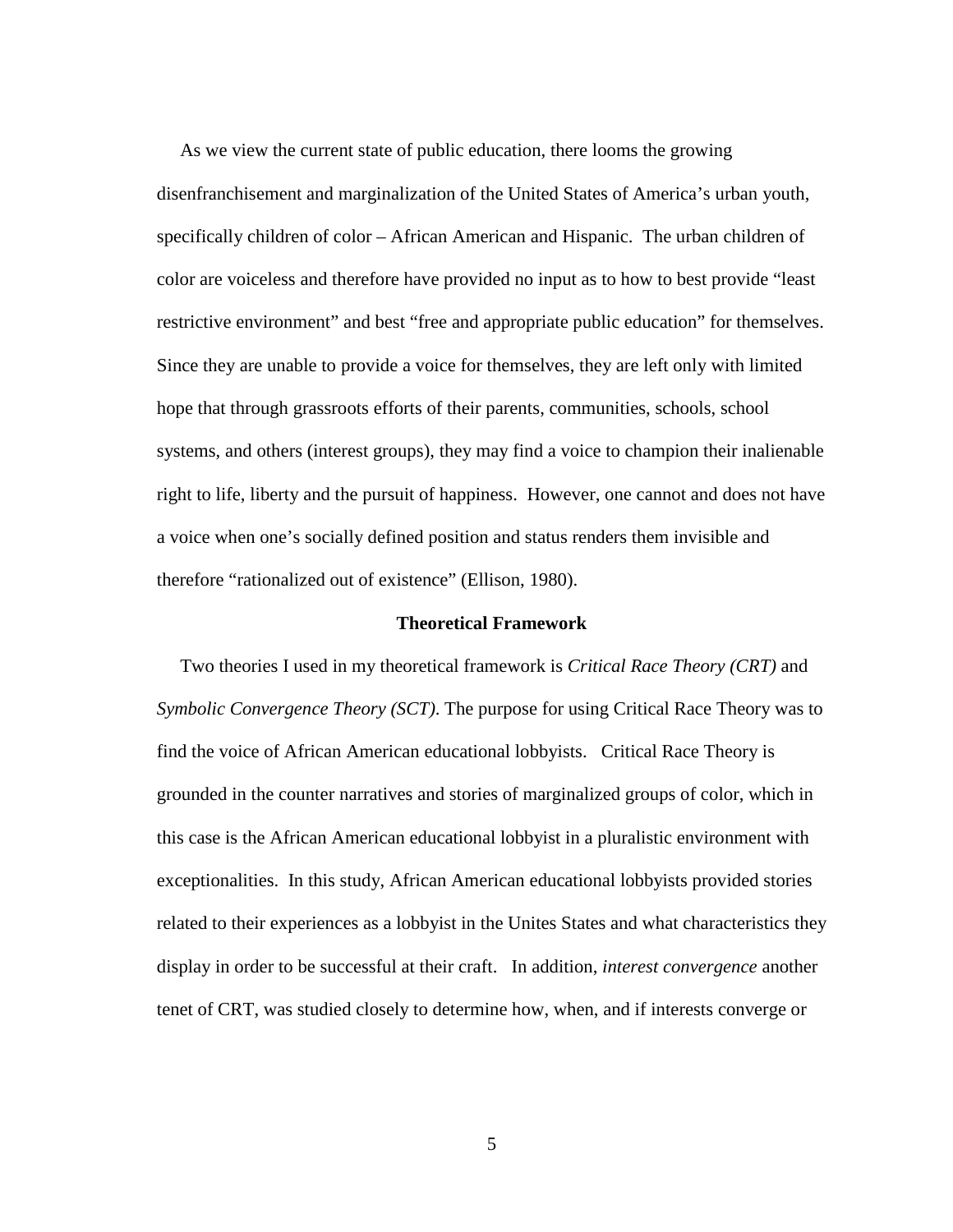As we view the current state of public education, there looms the growing disenfranchisement and marginalization of the United States of America's urban youth, specifically children of color – African American and Hispanic. The urban children of color are voiceless and therefore have provided no input as to how to best provide "least restrictive environment" and best "free and appropriate public education" for themselves. Since they are unable to provide a voice for themselves, they are left only with limited hope that through grassroots efforts of their parents, communities, schools, school systems, and others (interest groups), they may find a voice to champion their inalienable right to life, liberty and the pursuit of happiness. However, one cannot and does not have a voice when one's socially defined position and status renders them invisible and therefore "rationalized out of existence" (Ellison, 1980).

## Theoretical Framework

Two theories I used in my theoretical framework is *Critical Race Theory (CRT)* and *Symbolic Convergence Theory (SCT)*. The purpose for using Critical Race Theory was to find the voice of African American educational lobbyists. Critical Race Theory is grounded in the counter narratives and stories of marginalized groups of color, which in this case is the African American educational lobbyist in a pluralistic environment with exceptionalities. In this study, African American educational lobbyists provided stories related to their experiences as a lobbyist in the Unites States and what characteristics they display in order to be successful at their craft. In addition, *interest convergence* another tenet of CRT, was studied closely to determine how, when, and if interests converge or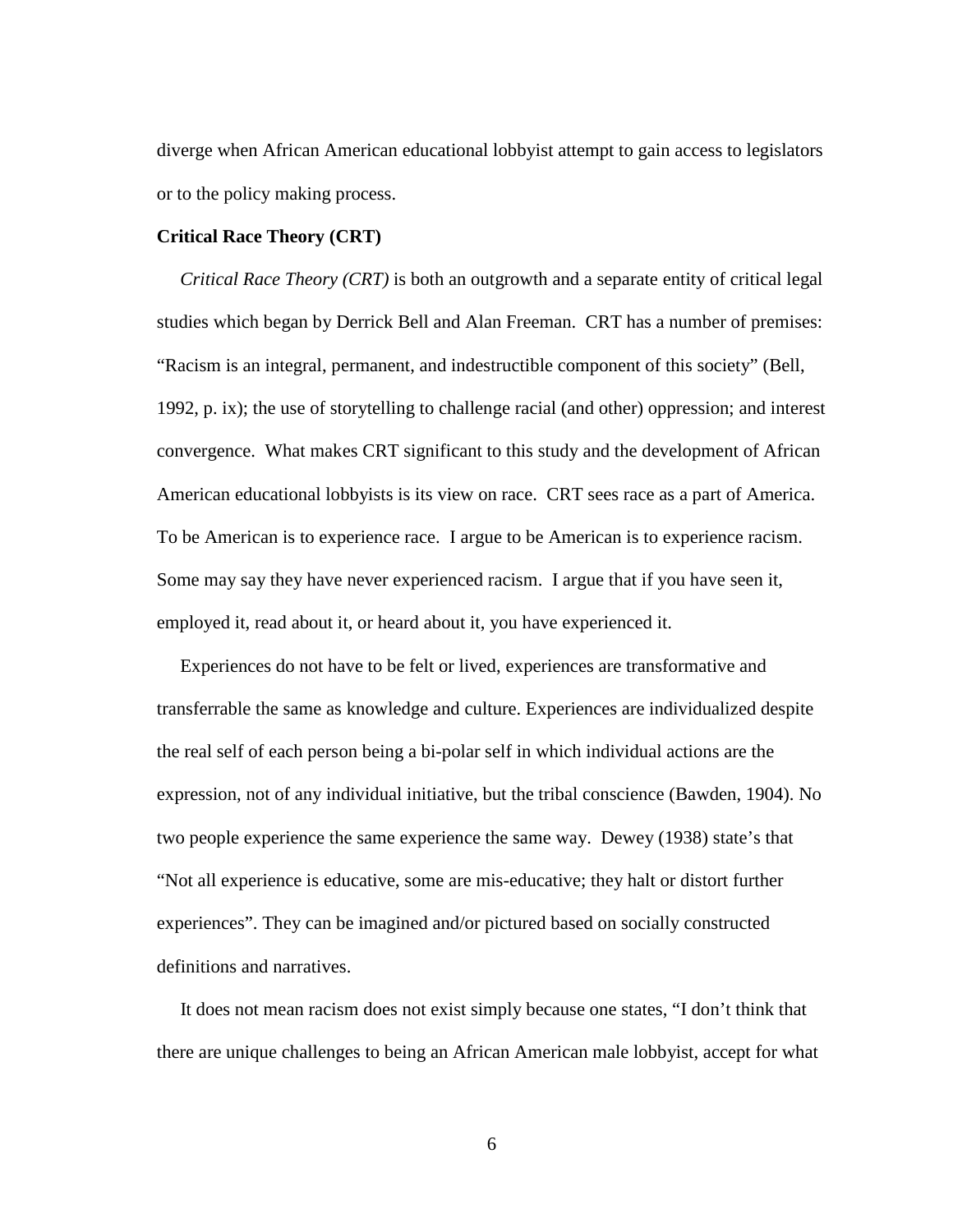diverge when African American educational lobbyist attempt to gain access to legislators or to the policy making process.

**Critical Race Theory (CRT)**

*Critical Race Theory (CRT)* is both an outgrowth and a separate entity of critical legal studies which began by Derrick Bell and Alan Freeman. CRT has a number of premises: “Racism is an integral, permanent, and indestructible component of this society” (Bell, 1992, p. ix); the use of storytelling to challenge racial (and other) oppression; and interest convergence. What makes CRT significant to this study and the development of African American educational lobbyists is its view on race. CRT sees race as a part of America. To be American is to experience race. I argue to be American is to experience racism. Some may say they have never experienced racism. I argue that if you have seen it, employed it, read about it, or heard about it, you have experienced it.

Experiences do not have to be felt or lived, experiences are transformative and transferrable the same as knowledge and culture. Experiences are individualized despite the real self of each person being a bi-polar self in which individual actions are the expression, not of any individual initiative, but the tribal conscience (Bawden, 1904). No two people experience the same experience the same way. Dewey (1938) state’s that “Not all experience is educative, some are mis-educative; they halt or distort further experiences”. They can be imagined and/or pictured based on socially constructed definitions and narratives.

It does not mean racism does not exist simply because one states, “I don’t think that there are unique challenges to being an African American male lobbyist, accept for what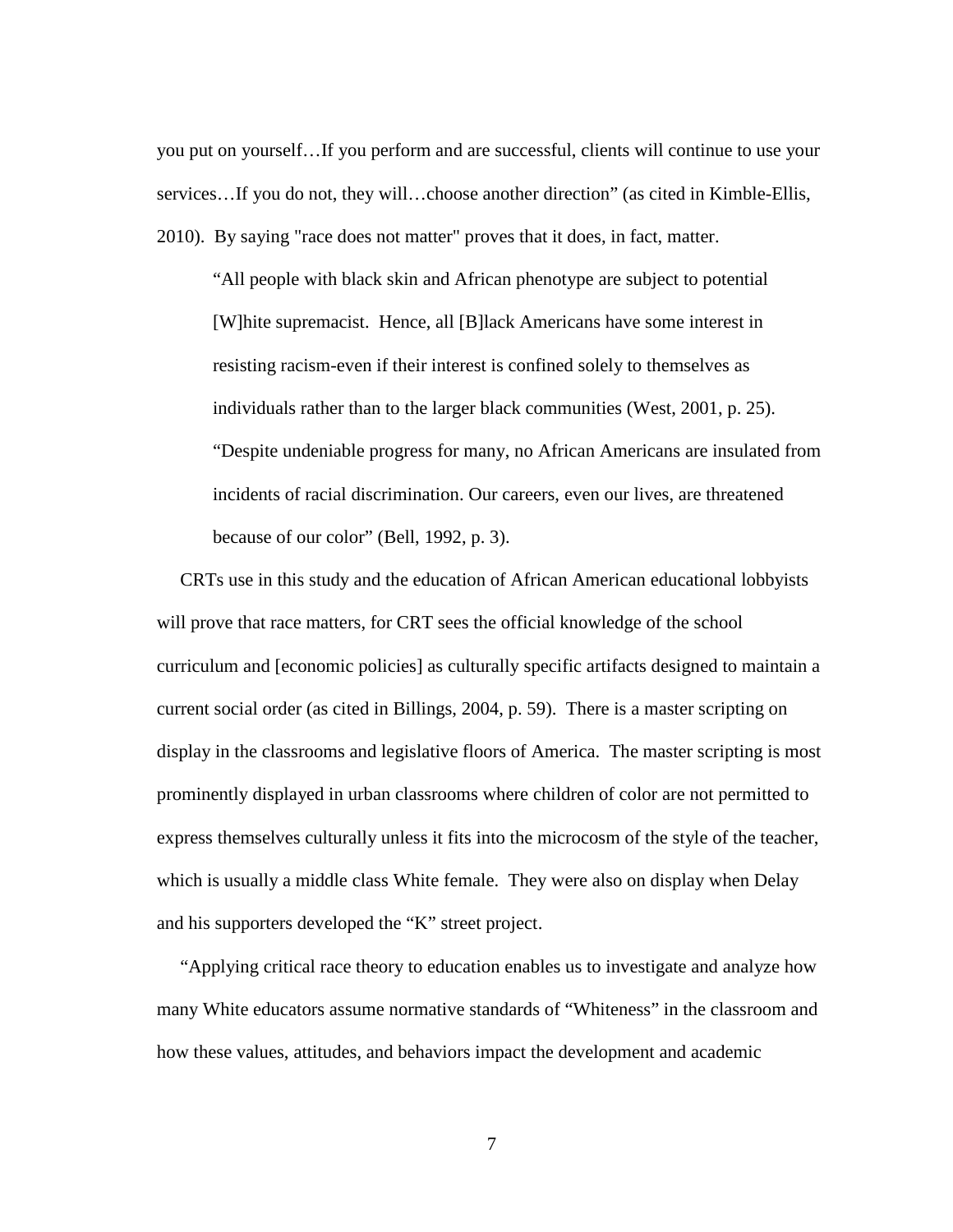you put on yourself…If you perform and are successful, clients will continue to use your services…If you do not, they will…choose another direction" (as cited in Kimble-Ellis, 2010). By saying "race does not matter" proves that it does, in fact, matter.

> "All people with black skin and African phenotype are subject to potential [W]hite supremacist. Hence, all [B]lack Americans have some interest in resisting racism-even if their interest is confined solely to themselves as individuals rather than to the larger black communities (West, 2001, p. 25).
>
> "Despite undeniable progress for many, no African Americans are insulated from incidents of racial discrimination. Our careers, even our lives, are threatened because of our color" (Bell, 1992, p. 3).

CRTs use in this study and the education of African American educational lobbyists will prove that race matters, for CRT sees the official knowledge of the school curriculum and [economic policies] as culturally specific artifacts designed to maintain a current social order (as cited in Billings, 2004, p. 59). There is a master scripting on display in the classrooms and legislative floors of America. The master scripting is most prominently displayed in urban classrooms where children of color are not permitted to express themselves culturally unless it fits into the microcosm of the style of the teacher, which is usually a middle class White female. They were also on display when Delay and his supporters developed the "K" street project.

"Applying critical race theory to education enables us to investigate and analyze how many White educators assume normative standards of "Whiteness" in the classroom and how these values, attitudes, and behaviors impact the development and academic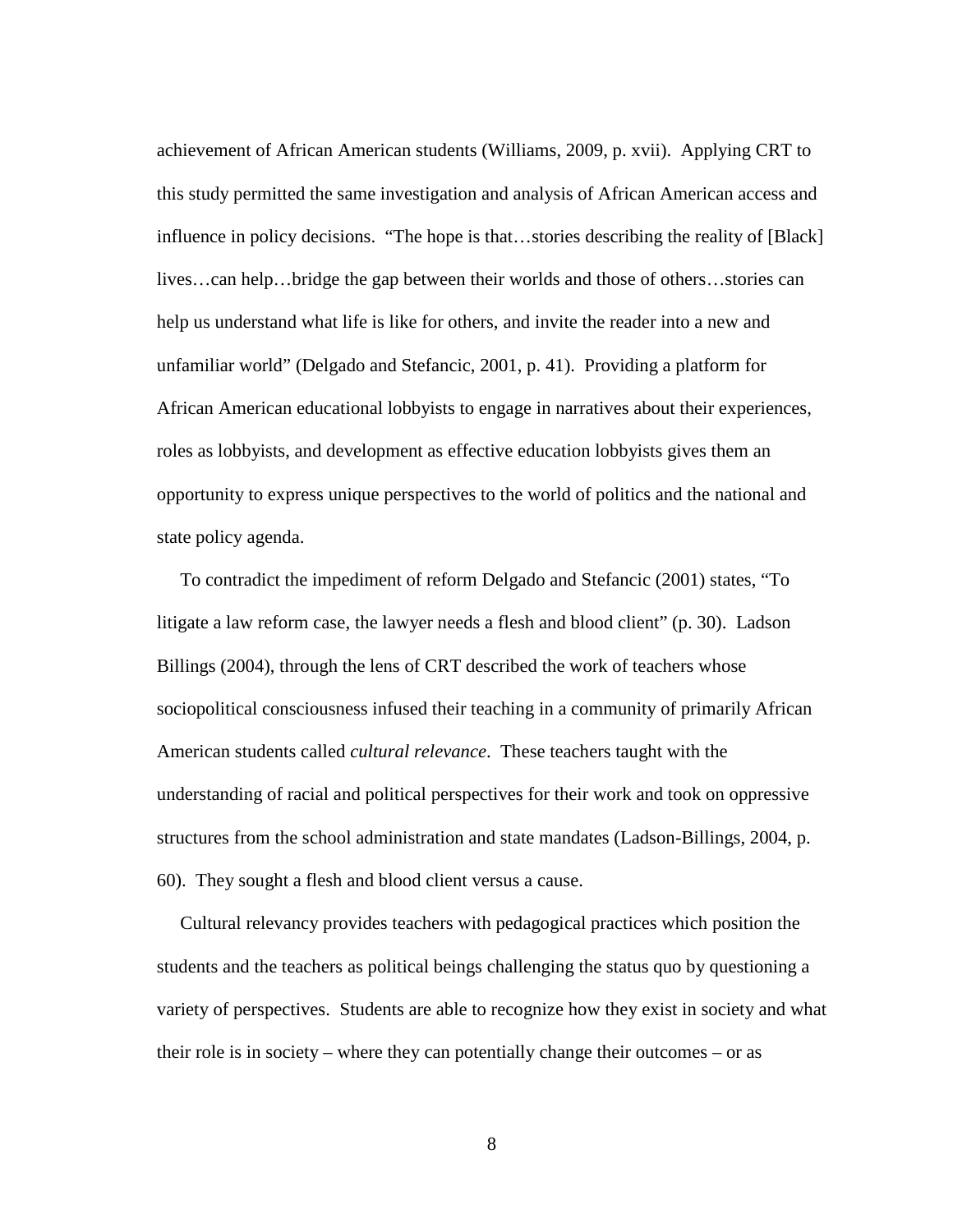achievement of African American students (Williams, 2009, p. xvii). Applying CRT to this study permitted the same investigation and analysis of African American access and influence in policy decisions. "The hope is that…stories describing the reality of [Black] lives…can help…bridge the gap between their worlds and those of others…stories can help us understand what life is like for others, and invite the reader into a new and unfamiliar world" (Delgado and Stefancic, 2001, p. 41). Providing a platform for African American educational lobbyists to engage in narratives about their experiences, roles as lobbyists, and development as effective education lobbyists gives them an opportunity to express unique perspectives to the world of politics and the national and state policy agenda.

To contradict the impediment of reform Delgado and Stefancic (2001) states, "To litigate a law reform case, the lawyer needs a flesh and blood client" (p. 30). Ladson Billings (2004), through the lens of CRT described the work of teachers whose sociopolitical consciousness infused their teaching in a community of primarily African American students called *cultural relevance*. These teachers taught with the understanding of racial and political perspectives for their work and took on oppressive structures from the school administration and state mandates (Ladson-Billings, 2004, p. 60). They sought a flesh and blood client versus a cause.

Cultural relevancy provides teachers with pedagogical practices which position the students and the teachers as political beings challenging the status quo by questioning a variety of perspectives. Students are able to recognize how they exist in society and what their role is in society – where they can potentially change their outcomes – or as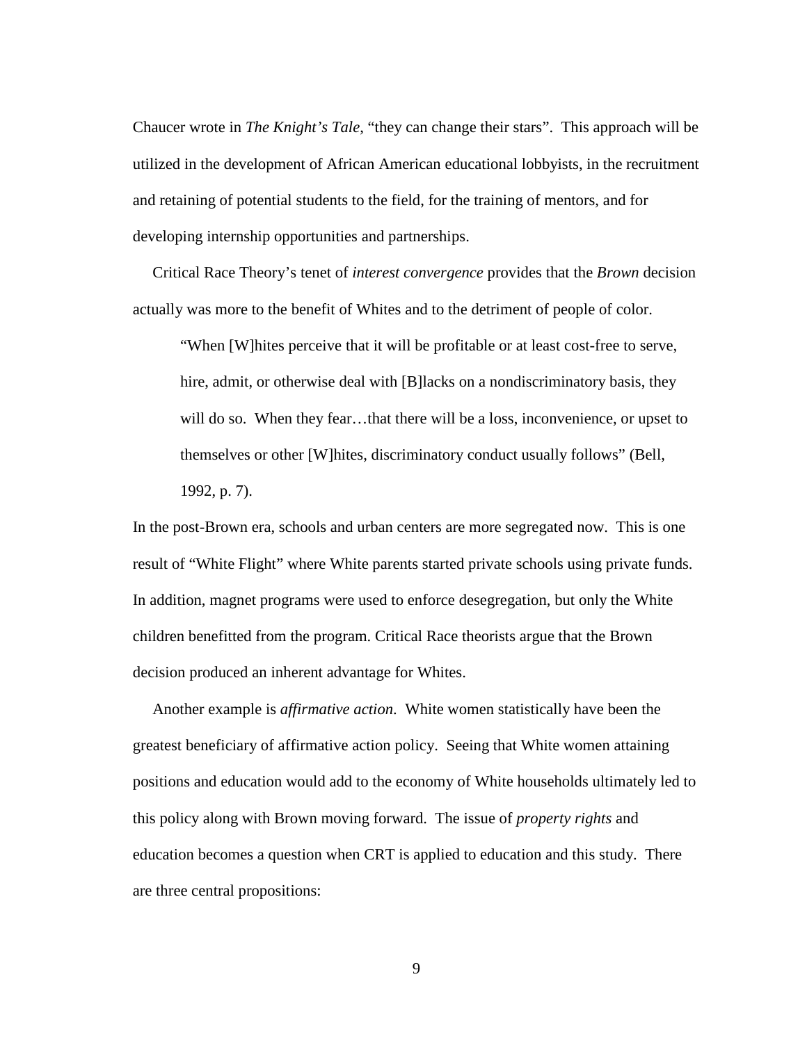Chaucer wrote in *The Knight's Tale*, "they can change their stars". This approach will be utilized in the development of African American educational lobbyists, in the recruitment and retaining of potential students to the field, for the training of mentors, and for developing internship opportunities and partnerships.

Critical Race Theory's tenet of *interest convergence* provides that the *Brown* decision actually was more to the benefit of Whites and to the detriment of people of color.

> "When [W]hites perceive that it will be profitable or at least cost-free to serve, hire, admit, or otherwise deal with [B]lacks on a nondiscriminatory basis, they will do so. When they fear…that there will be a loss, inconvenience, or upset to themselves or other [W]hites, discriminatory conduct usually follows" (Bell, 1992, p. 7).

In the post-Brown era, schools and urban centers are more segregated now. This is one result of "White Flight" where White parents started private schools using private funds. In addition, magnet programs were used to enforce desegregation, but only the White children benefitted from the program. Critical Race theorists argue that the Brown decision produced an inherent advantage for Whites.

Another example is *affirmative action*. White women statistically have been the greatest beneficiary of affirmative action policy. Seeing that White women attaining positions and education would add to the economy of White households ultimately led to this policy along with Brown moving forward. The issue of *property rights* and education becomes a question when CRT is applied to education and this study. There are three central propositions: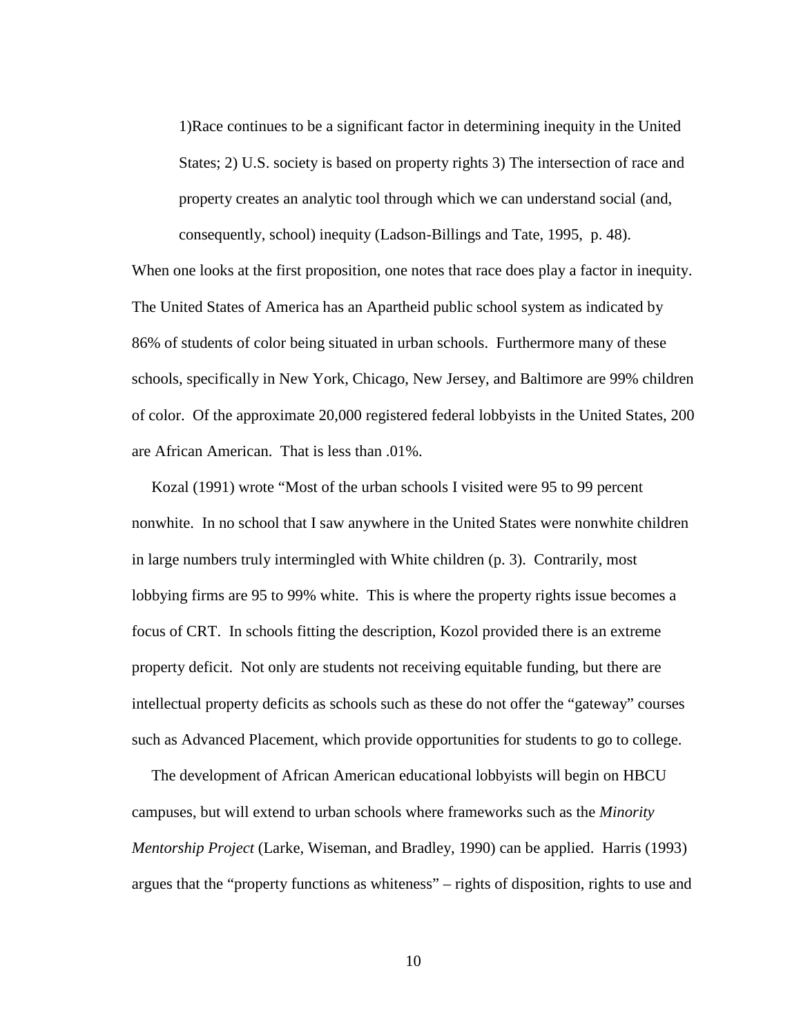> 1)Race continues to be a significant factor in determining inequity in the United States; 2) U.S. society is based on property rights 3) The intersection of race and property creates an analytic tool through which we can understand social (and, consequently, school) inequity (Ladson-Billings and Tate, 1995, p. 48).

When one looks at the first proposition, one notes that race does play a factor in inequity. The United States of America has an Apartheid public school system as indicated by 86% of students of color being situated in urban schools. Furthermore many of these schools, specifically in New York, Chicago, New Jersey, and Baltimore are 99% children of color. Of the approximate 20,000 registered federal lobbyists in the United States, 200 are African American. That is less than .01%.

Kozal (1991) wrote "Most of the urban schools I visited were 95 to 99 percent nonwhite. In no school that I saw anywhere in the United States were nonwhite children in large numbers truly intermingled with White children (p. 3). Contrarily, most lobbying firms are 95 to 99% white. This is where the property rights issue becomes a focus of CRT. In schools fitting the description, Kozol provided there is an extreme property deficit. Not only are students not receiving equitable funding, but there are intellectual property deficits as schools such as these do not offer the "gateway" courses such as Advanced Placement, which provide opportunities for students to go to college.

The development of African American educational lobbyists will begin on HBCU campuses, but will extend to urban schools where frameworks such as the *Minority Mentorship Project* (Larke, Wiseman, and Bradley, 1990) can be applied. Harris (1993) argues that the "property functions as whiteness" – rights of disposition, rights to use and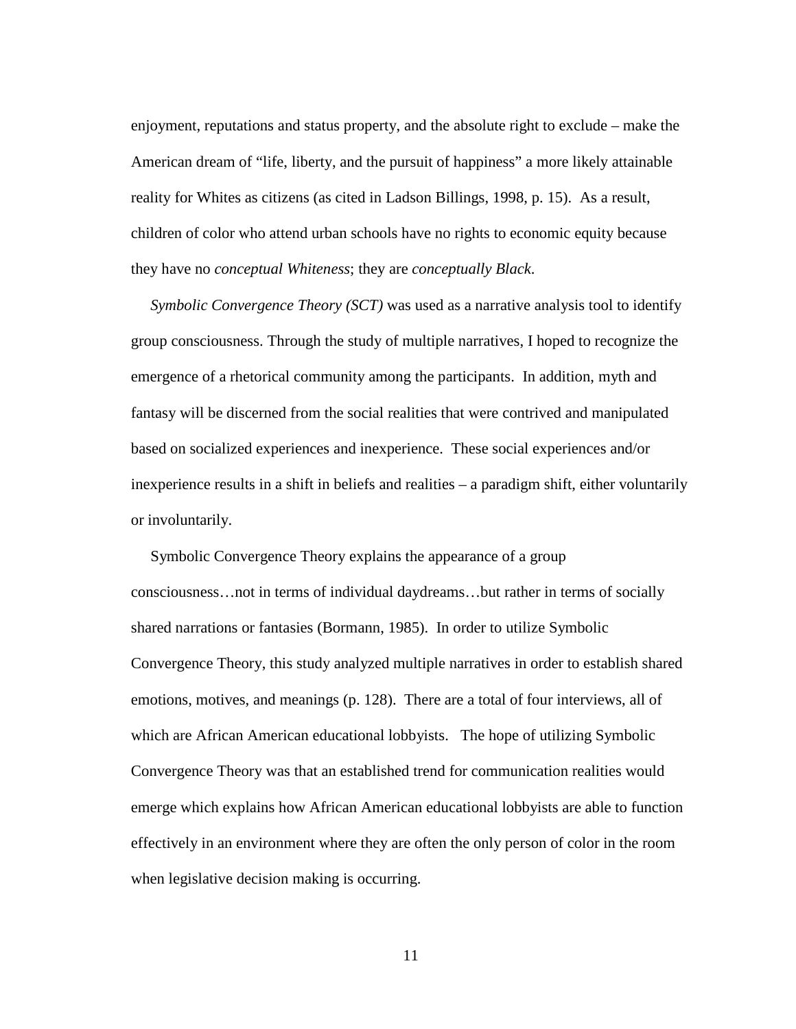enjoyment, reputations and status property, and the absolute right to exclude – make the American dream of "life, liberty, and the pursuit of happiness" a more likely attainable reality for Whites as citizens (as cited in Ladson Billings, 1998, p. 15). As a result, children of color who attend urban schools have no rights to economic equity because they have no *conceptual Whiteness*; they are *conceptually Black*.

*Symbolic Convergence Theory (SCT)* was used as a narrative analysis tool to identify group consciousness. Through the study of multiple narratives, I hoped to recognize the emergence of a rhetorical community among the participants. In addition, myth and fantasy will be discerned from the social realities that were contrived and manipulated based on socialized experiences and inexperience. These social experiences and/or inexperience results in a shift in beliefs and realities – a paradigm shift, either voluntarily or involuntarily.

Symbolic Convergence Theory explains the appearance of a group consciousness…not in terms of individual daydreams…but rather in terms of socially shared narrations or fantasies (Bormann, 1985). In order to utilize Symbolic Convergence Theory, this study analyzed multiple narratives in order to establish shared emotions, motives, and meanings (p. 128). There are a total of four interviews, all of which are African American educational lobbyists. The hope of utilizing Symbolic Convergence Theory was that an established trend for communication realities would emerge which explains how African American educational lobbyists are able to function effectively in an environment where they are often the only person of color in the room when legislative decision making is occurring.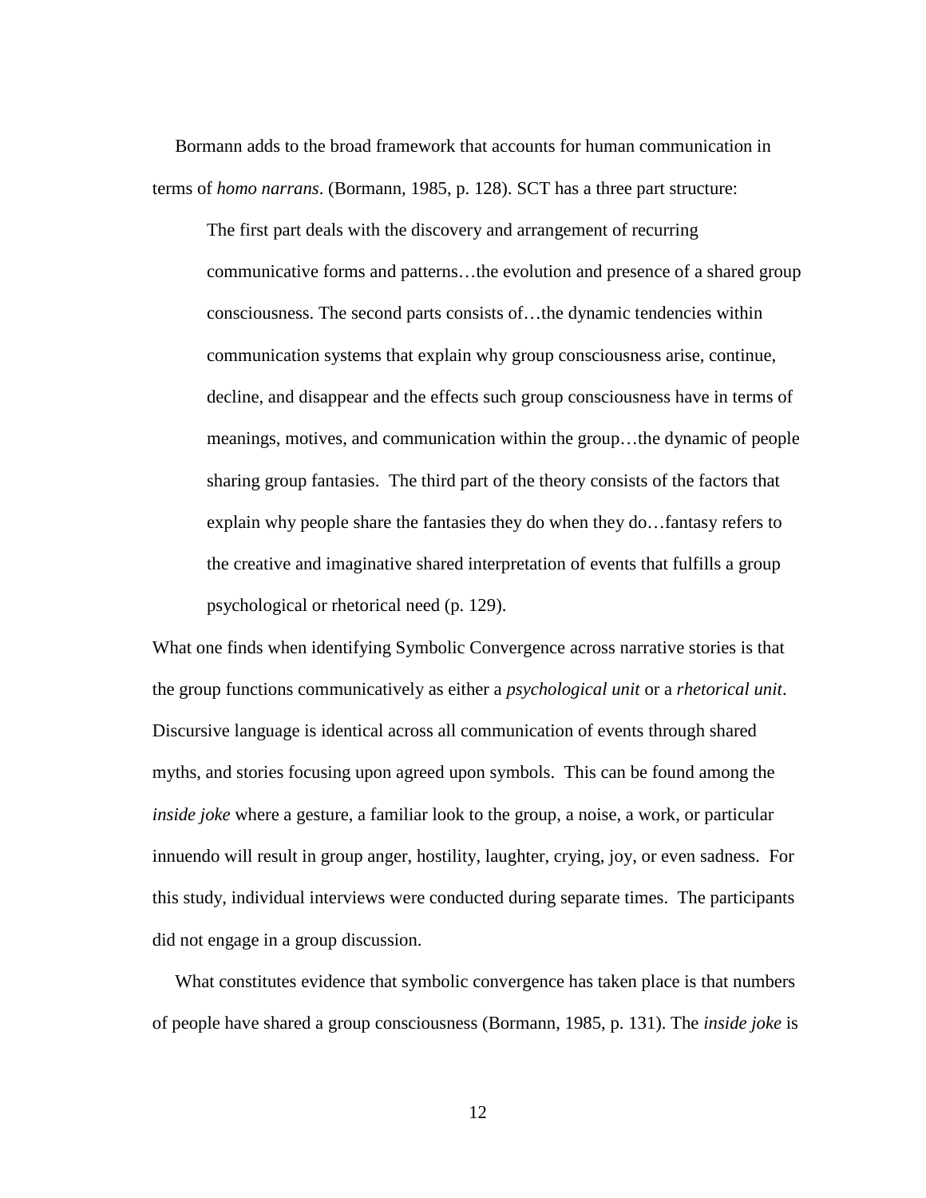Bormann adds to the broad framework that accounts for human communication in terms of *homo narrans*. (Bormann, 1985, p. 128). SCT has a three part structure:

> The first part deals with the discovery and arrangement of recurring communicative forms and patterns…the evolution and presence of a shared group consciousness. The second parts consists of…the dynamic tendencies within communication systems that explain why group consciousness arise, continue, decline, and disappear and the effects such group consciousness have in terms of meanings, motives, and communication within the group…the dynamic of people sharing group fantasies. The third part of the theory consists of the factors that explain why people share the fantasies they do when they do…fantasy refers to the creative and imaginative shared interpretation of events that fulfills a group psychological or rhetorical need (p. 129).

What one finds when identifying Symbolic Convergence across narrative stories is that the group functions communicatively as either a *psychological unit* or a *rhetorical unit*. Discursive language is identical across all communication of events through shared myths, and stories focusing upon agreed upon symbols. This can be found among the *inside joke* where a gesture, a familiar look to the group, a noise, a work, or particular innuendo will result in group anger, hostility, laughter, crying, joy, or even sadness. For this study, individual interviews were conducted during separate times. The participants did not engage in a group discussion.

What constitutes evidence that symbolic convergence has taken place is that numbers of people have shared a group consciousness (Bormann, 1985, p. 131). The *inside joke* is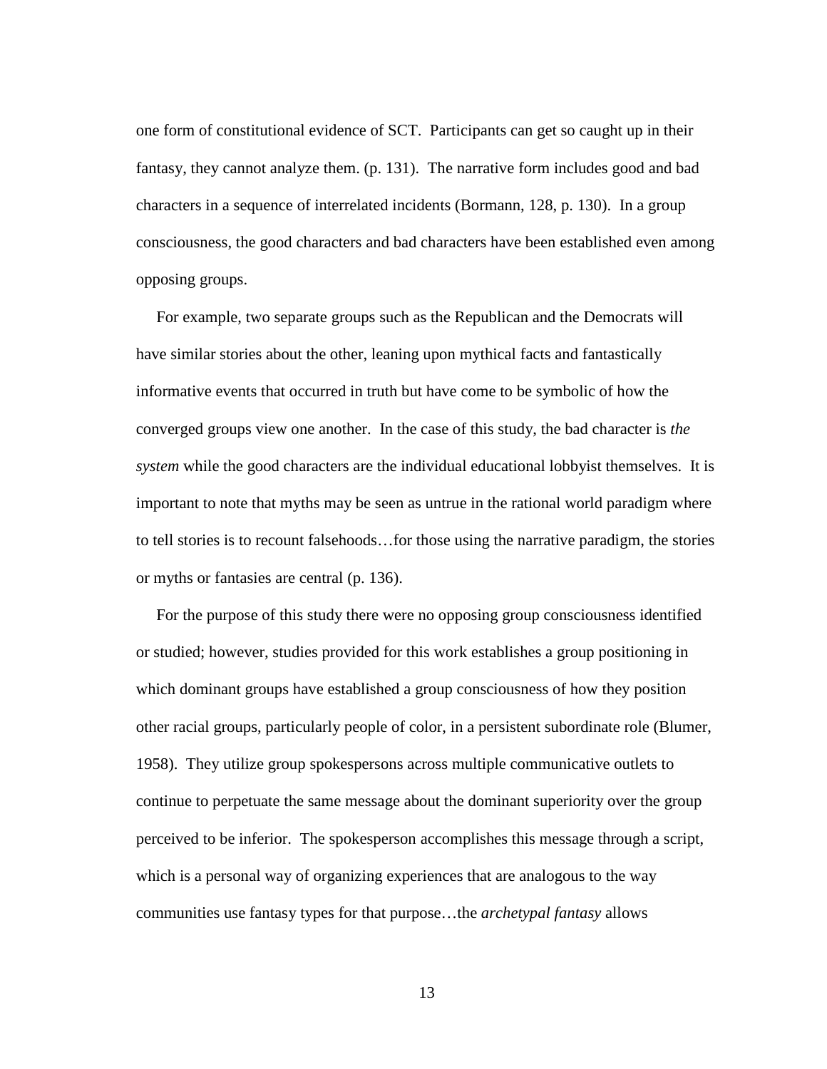one form of constitutional evidence of SCT. Participants can get so caught up in their fantasy, they cannot analyze them. (p. 131). The narrative form includes good and bad characters in a sequence of interrelated incidents (Bormann, 128, p. 130). In a group consciousness, the good characters and bad characters have been established even among opposing groups.

For example, two separate groups such as the Republican and the Democrats will have similar stories about the other, leaning upon mythical facts and fantastically informative events that occurred in truth but have come to be symbolic of how the converged groups view one another. In the case of this study, the bad character is *the system* while the good characters are the individual educational lobbyist themselves. It is important to note that myths may be seen as untrue in the rational world paradigm where to tell stories is to recount falsehoods…for those using the narrative paradigm, the stories or myths or fantasies are central (p. 136).

For the purpose of this study there were no opposing group consciousness identified or studied; however, studies provided for this work establishes a group positioning in which dominant groups have established a group consciousness of how they position other racial groups, particularly people of color, in a persistent subordinate role (Blumer, 1958). They utilize group spokespersons across multiple communicative outlets to continue to perpetuate the same message about the dominant superiority over the group perceived to be inferior. The spokesperson accomplishes this message through a script, which is a personal way of organizing experiences that are analogous to the way communities use fantasy types for that purpose…the *archetypal fantasy* allows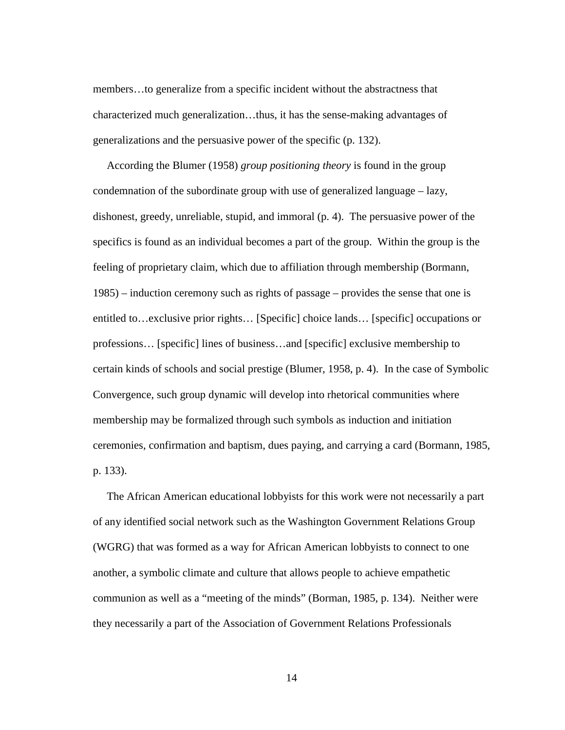members…to generalize from a specific incident without the abstractness that characterized much generalization…thus, it has the sense-making advantages of generalizations and the persuasive power of the specific (p. 132).

According the Blumer (1958) *group positioning theory* is found in the group condemnation of the subordinate group with use of generalized language – lazy, dishonest, greedy, unreliable, stupid, and immoral (p. 4). The persuasive power of the specifics is found as an individual becomes a part of the group. Within the group is the feeling of proprietary claim, which due to affiliation through membership (Bormann, 1985) – induction ceremony such as rights of passage – provides the sense that one is entitled to…exclusive prior rights… [Specific] choice lands… [specific] occupations or professions… [specific] lines of business…and [specific] exclusive membership to certain kinds of schools and social prestige (Blumer, 1958, p. 4). In the case of Symbolic Convergence, such group dynamic will develop into rhetorical communities where membership may be formalized through such symbols as induction and initiation ceremonies, confirmation and baptism, dues paying, and carrying a card (Bormann, 1985, p. 133).

The African American educational lobbyists for this work were not necessarily a part of any identified social network such as the Washington Government Relations Group (WGRG) that was formed as a way for African American lobbyists to connect to one another, a symbolic climate and culture that allows people to achieve empathetic communion as well as a "meeting of the minds" (Borman, 1985, p. 134). Neither were they necessarily a part of the Association of Government Relations Professionals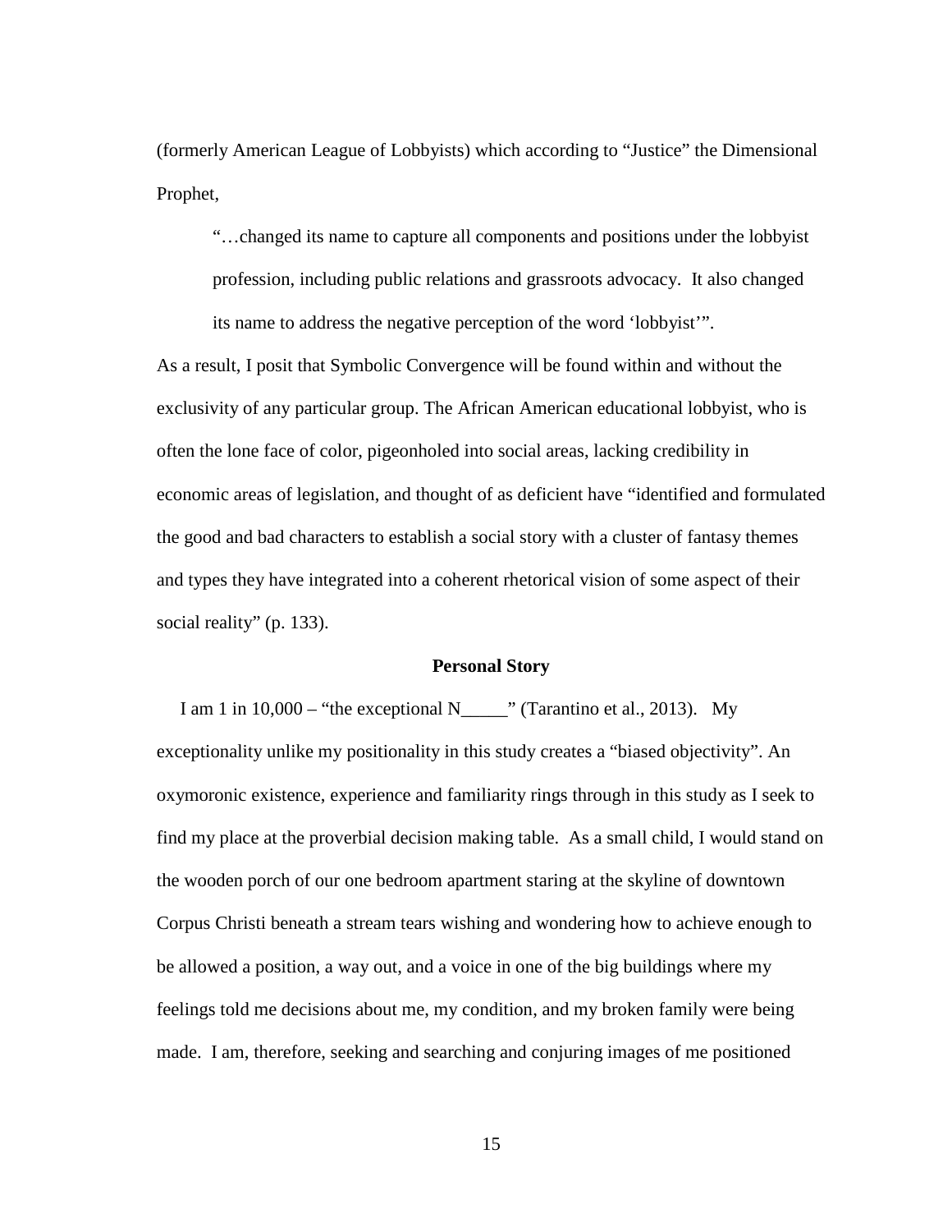(formerly American League of Lobbyists) which according to "Justice" the Dimensional Prophet,

> "…changed its name to capture all components and positions under the lobbyist profession, including public relations and grassroots advocacy. It also changed its name to address the negative perception of the word 'lobbyist'".

As a result, I posit that Symbolic Convergence will be found within and without the exclusivity of any particular group. The African American educational lobbyist, who is often the lone face of color, pigeonholed into social areas, lacking credibility in economic areas of legislation, and thought of as deficient have "identified and formulated the good and bad characters to establish a social story with a cluster of fantasy themes and types they have integrated into a coherent rhetorical vision of some aspect of their social reality" (p. 133).

## Personal Story

I am 1 in 10,000 – "the exceptional N_____" (Tarantino et al., 2013). My exceptionality unlike my positionality in this study creates a "biased objectivity". An oxymoronic existence, experience and familiarity rings through in this study as I seek to find my place at the proverbial decision making table. As a small child, I would stand on the wooden porch of our one bedroom apartment staring at the skyline of downtown Corpus Christi beneath a stream tears wishing and wondering how to achieve enough to be allowed a position, a way out, and a voice in one of the big buildings where my feelings told me decisions about me, my condition, and my broken family were being made. I am, therefore, seeking and searching and conjuring images of me positioned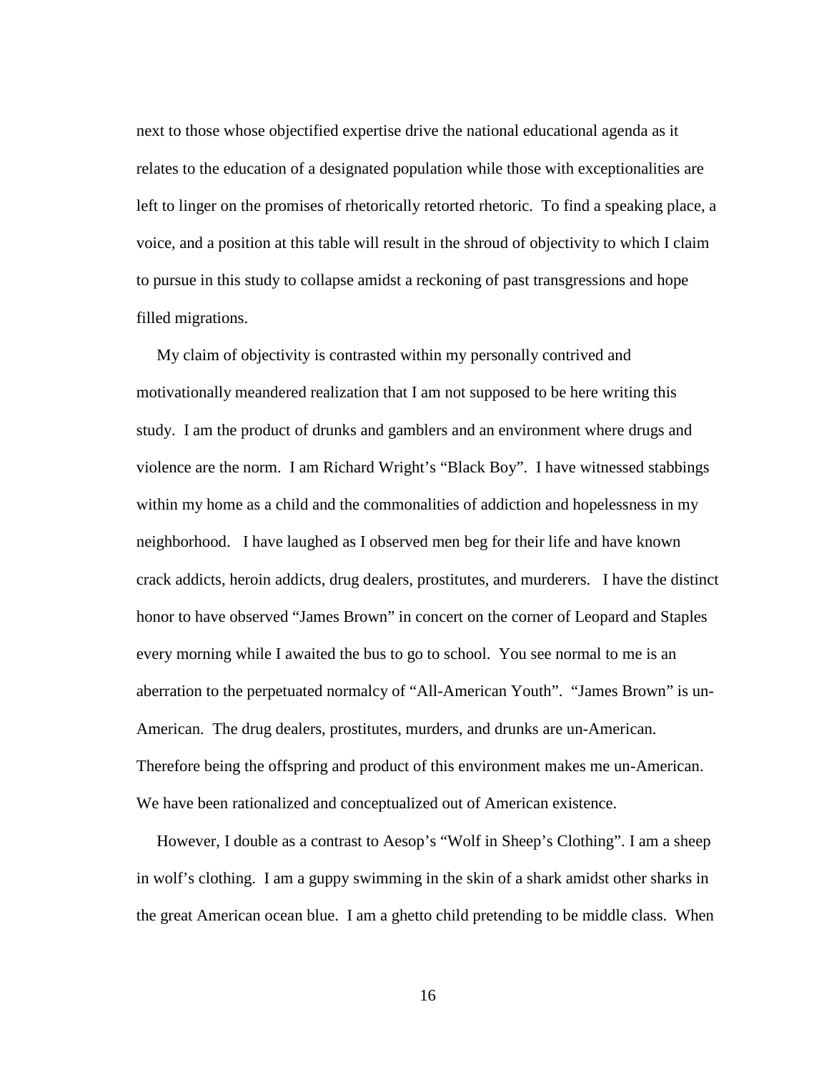next to those whose objectified expertise drive the national educational agenda as it relates to the education of a designated population while those with exceptionalities are left to linger on the promises of rhetorically retorted rhetoric. To find a speaking place, a voice, and a position at this table will result in the shroud of objectivity to which I claim to pursue in this study to collapse amidst a reckoning of past transgressions and hope filled migrations.

My claim of objectivity is contrasted within my personally contrived and motivationally meandered realization that I am not supposed to be here writing this study. I am the product of drunks and gamblers and an environment where drugs and violence are the norm. I am Richard Wright's "Black Boy". I have witnessed stabbings within my home as a child and the commonalities of addiction and hopelessness in my neighborhood. I have laughed as I observed men beg for their life and have known crack addicts, heroin addicts, drug dealers, prostitutes, and murderers. I have the distinct honor to have observed "James Brown" in concert on the corner of Leopard and Staples every morning while I awaited the bus to go to school. You see normal to me is an aberration to the perpetuated normalcy of "All-American Youth". "James Brown" is un-American. The drug dealers, prostitutes, murders, and drunks are un-American. Therefore being the offspring and product of this environment makes me un-American. We have been rationalized and conceptualized out of American existence.

However, I double as a contrast to Aesop's "Wolf in Sheep's Clothing". I am a sheep in wolf's clothing. I am a guppy swimming in the skin of a shark amidst other sharks in the great American ocean blue. I am a ghetto child pretending to be middle class. When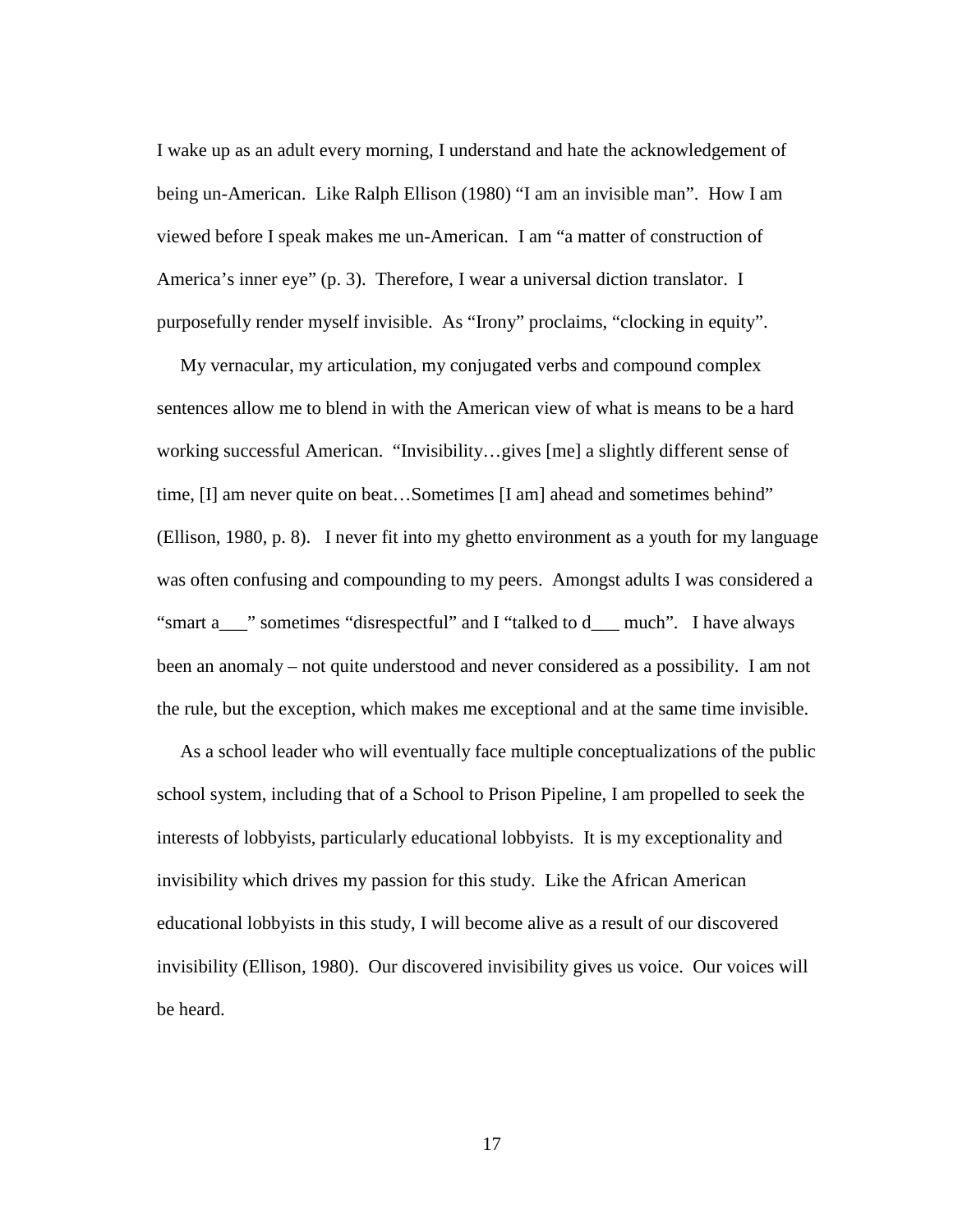I wake up as an adult every morning, I understand and hate the acknowledgement of being un-American. Like Ralph Ellison (1980) "I am an invisible man". How I am viewed before I speak makes me un-American. I am "a matter of construction of America's inner eye" (p. 3). Therefore, I wear a universal diction translator. I purposefully render myself invisible. As "Irony" proclaims, "clocking in equity".

My vernacular, my articulation, my conjugated verbs and compound complex sentences allow me to blend in with the American view of what is means to be a hard working successful American. "Invisibility…gives [me] a slightly different sense of time, [I] am never quite on beat…Sometimes [I am] ahead and sometimes behind" (Ellison, 1980, p. 8). I never fit into my ghetto environment as a youth for my language was often confusing and compounding to my peers. Amongst adults I was considered a "smart a___" sometimes "disrespectful" and I "talked to d___ much". I have always been an anomaly – not quite understood and never considered as a possibility. I am not the rule, but the exception, which makes me exceptional and at the same time invisible.

As a school leader who will eventually face multiple conceptualizations of the public school system, including that of a School to Prison Pipeline, I am propelled to seek the interests of lobbyists, particularly educational lobbyists. It is my exceptionality and invisibility which drives my passion for this study. Like the African American educational lobbyists in this study, I will become alive as a result of our discovered invisibility (Ellison, 1980). Our discovered invisibility gives us voice. Our voices will be heard.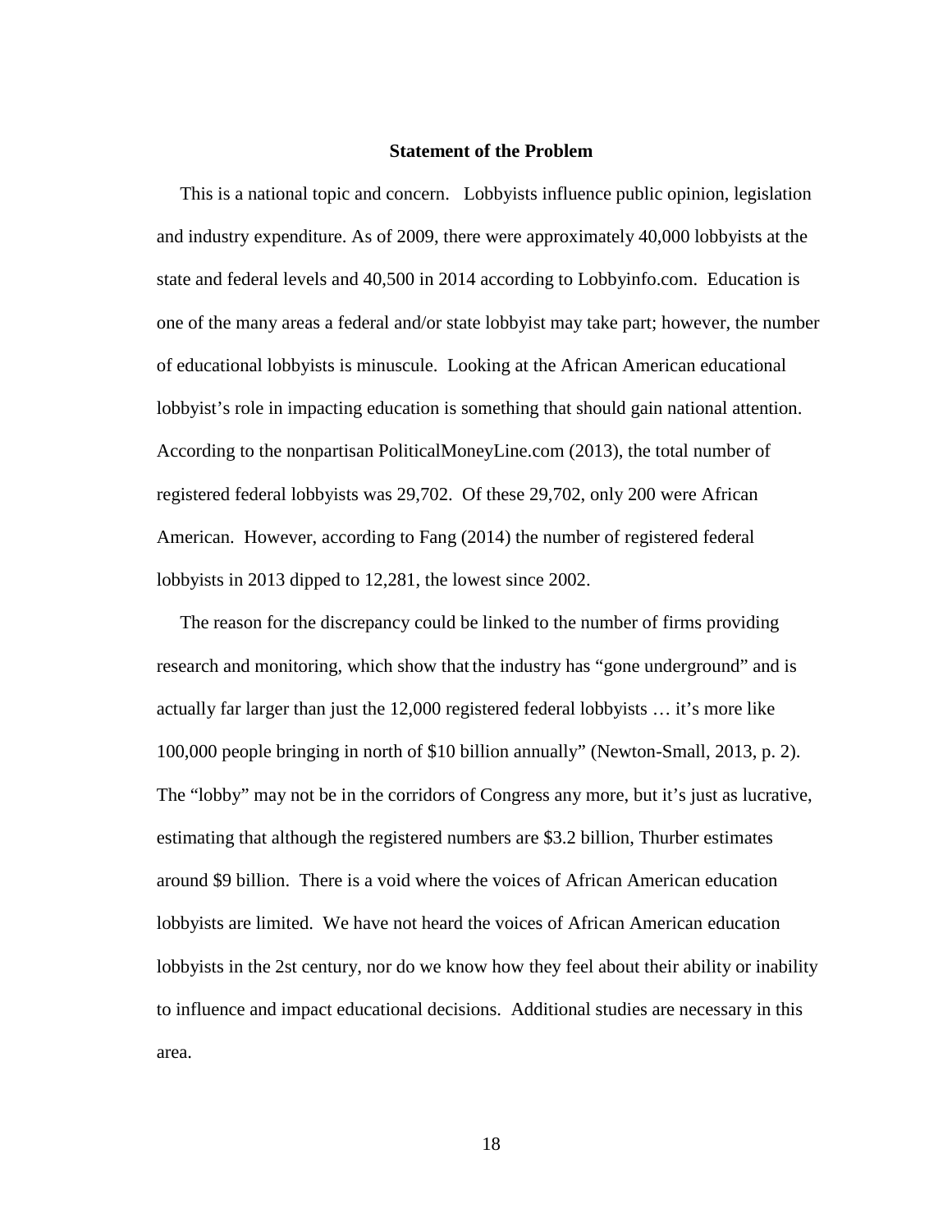## Statement of the Problem

This is a national topic and concern. Lobbyists influence public opinion, legislation and industry expenditure. As of 2009, there were approximately 40,000 lobbyists at the state and federal levels and 40,500 in 2014 according to Lobbyinfo.com. Education is one of the many areas a federal and/or state lobbyist may take part; however, the number of educational lobbyists is minuscule. Looking at the African American educational lobbyist's role in impacting education is something that should gain national attention. According to the nonpartisan PoliticalMoneyLine.com (2013), the total number of registered federal lobbyists was 29,702. Of these 29,702, only 200 were African American. However, according to Fang (2014) the number of registered federal lobbyists in 2013 dipped to 12,281, the lowest since 2002.

The reason for the discrepancy could be linked to the number of firms providing research and monitoring, which show that the industry has "gone underground" and is actually far larger than just the 12,000 registered federal lobbyists … it's more like 100,000 people bringing in north of $10 billion annually" (Newton-Small, 2013, p. 2). The "lobby" may not be in the corridors of Congress any more, but it's just as lucrative, estimating that although the registered numbers are $3.2 billion, Thurber estimates around $9 billion. There is a void where the voices of African American education lobbyists are limited. We have not heard the voices of African American education lobbyists in the 2st century, nor do we know how they feel about their ability or inability to influence and impact educational decisions. Additional studies are necessary in this area.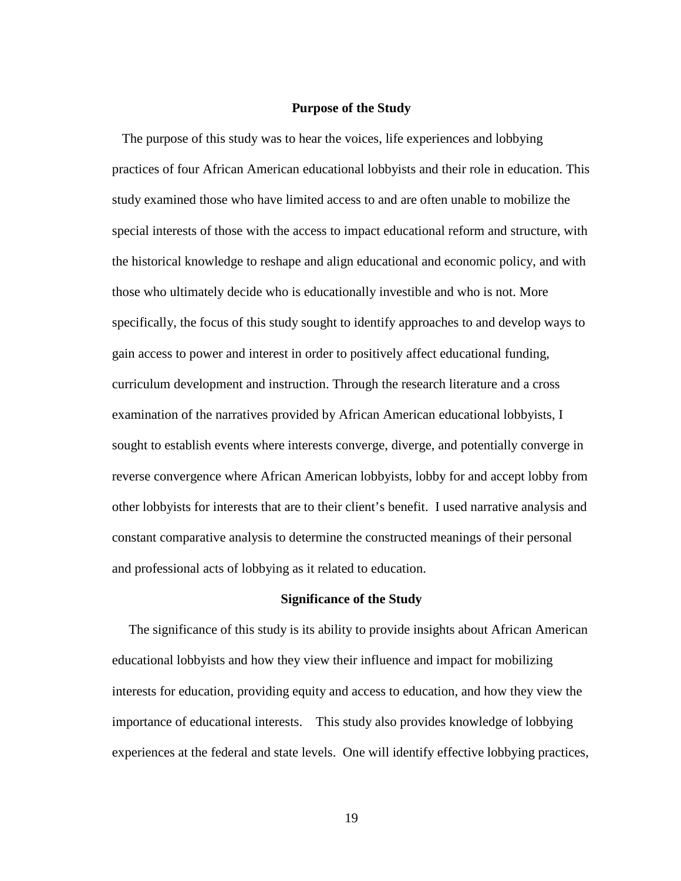## Purpose of the Study

The purpose of this study was to hear the voices, life experiences and lobbying practices of four African American educational lobbyists and their role in education. This study examined those who have limited access to and are often unable to mobilize the special interests of those with the access to impact educational reform and structure, with the historical knowledge to reshape and align educational and economic policy, and with those who ultimately decide who is educationally investible and who is not. More specifically, the focus of this study sought to identify approaches to and develop ways to gain access to power and interest in order to positively affect educational funding, curriculum development and instruction. Through the research literature and a cross examination of the narratives provided by African American educational lobbyists, I sought to establish events where interests converge, diverge, and potentially converge in reverse convergence where African American lobbyists, lobby for and accept lobby from other lobbyists for interests that are to their client's benefit. I used narrative analysis and constant comparative analysis to determine the constructed meanings of their personal and professional acts of lobbying as it related to education.

## Significance of the Study

The significance of this study is its ability to provide insights about African American educational lobbyists and how they view their influence and impact for mobilizing interests for education, providing equity and access to education, and how they view the importance of educational interests. This study also provides knowledge of lobbying experiences at the federal and state levels. One will identify effective lobbying practices,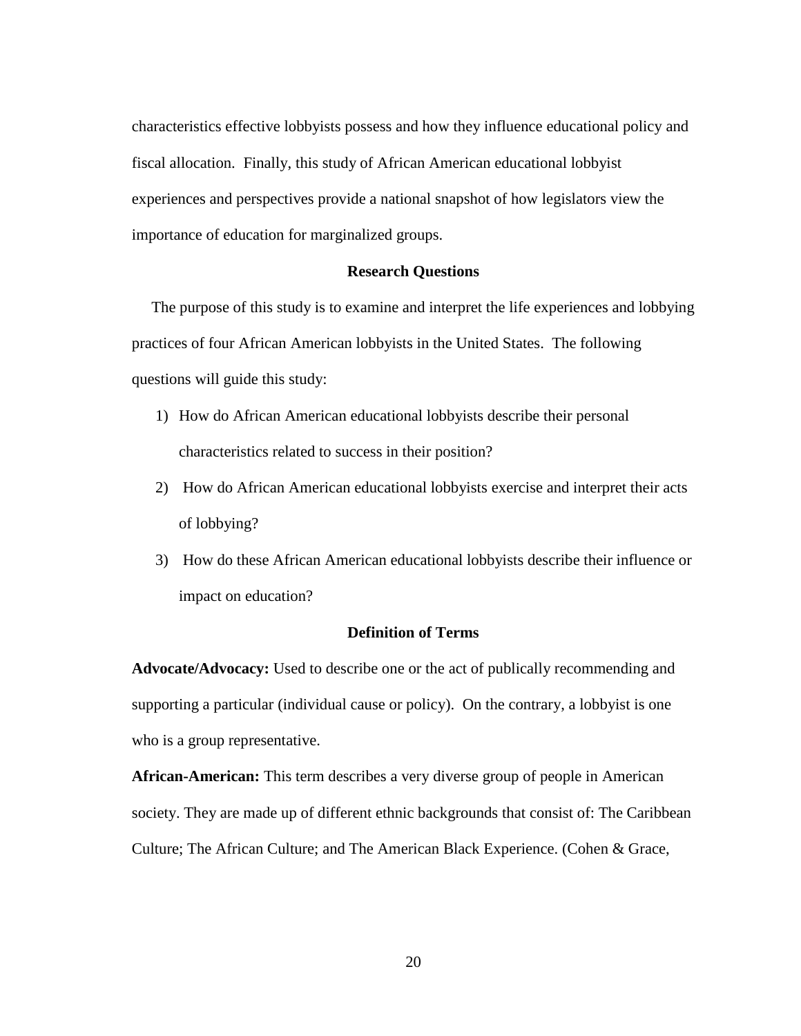characteristics effective lobbyists possess and how they influence educational policy and fiscal allocation. Finally, this study of African American educational lobbyist experiences and perspectives provide a national snapshot of how legislators view the importance of education for marginalized groups.

## Research Questions

The purpose of this study is to examine and interpret the life experiences and lobbying practices of four African American lobbyists in the United States. The following questions will guide this study:

1) How do African American educational lobbyists describe their personal characteristics related to success in their position?
2) How do African American educational lobbyists exercise and interpret their acts of lobbying?
3) How do these African American educational lobbyists describe their influence or impact on education?

## Definition of Terms

**Advocate/Advocacy:** Used to describe one or the act of publically recommending and supporting a particular (individual cause or policy). On the contrary, a lobbyist is one who is a group representative.

**African-American:** This term describes a very diverse group of people in American society. They are made up of different ethnic backgrounds that consist of: The Caribbean Culture; The African Culture; and The American Black Experience. (Cohen & Grace,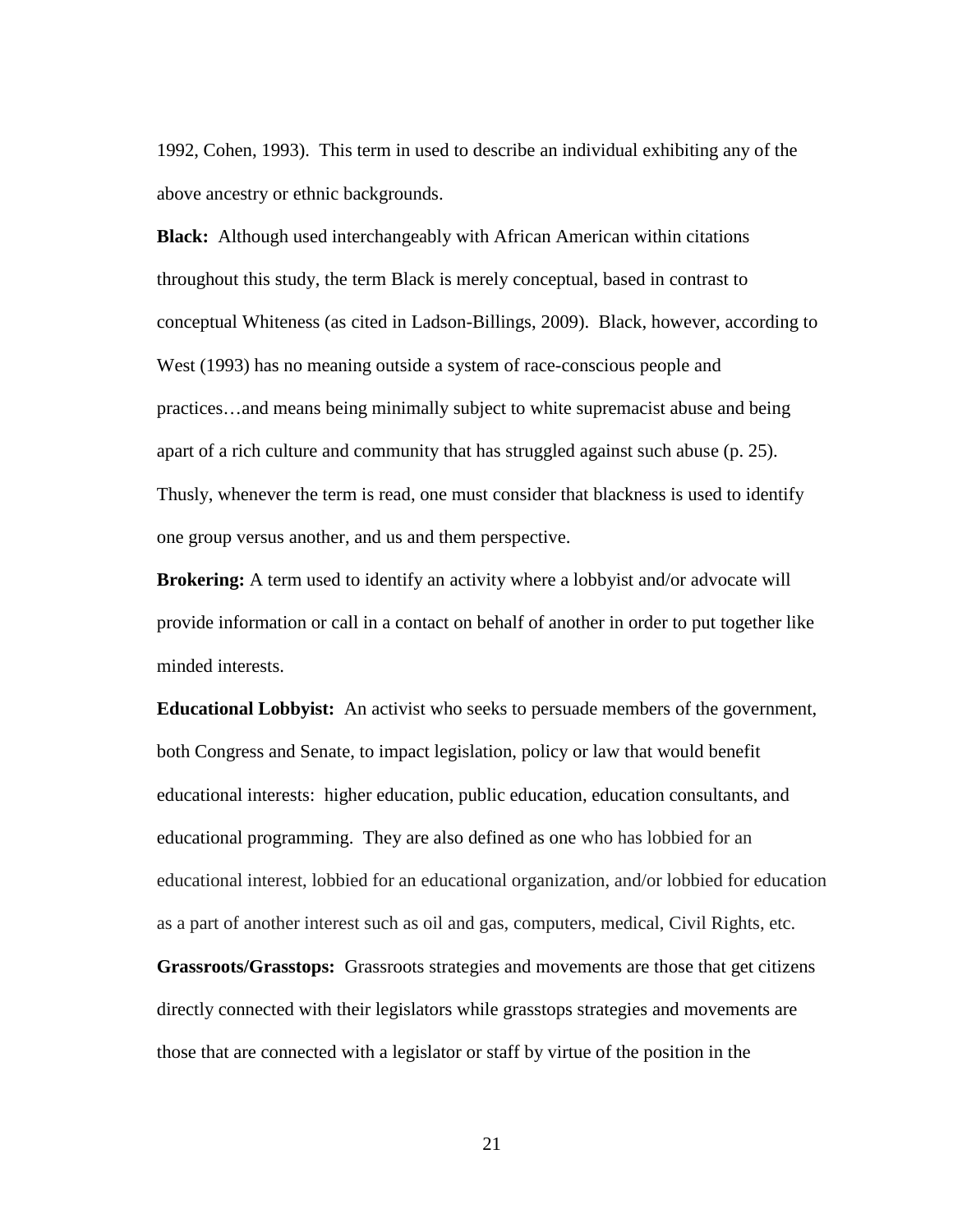1992, Cohen, 1993). This term in used to describe an individual exhibiting any of the above ancestry or ethnic backgrounds.

**Black:** Although used interchangeably with African American within citations throughout this study, the term Black is merely conceptual, based in contrast to conceptual Whiteness (as cited in Ladson-Billings, 2009). Black, however, according to West (1993) has no meaning outside a system of race-conscious people and practices…and means being minimally subject to white supremacist abuse and being apart of a rich culture and community that has struggled against such abuse (p. 25). Thusly, whenever the term is read, one must consider that blackness is used to identify one group versus another, and us and them perspective.

**Brokering:** A term used to identify an activity where a lobbyist and/or advocate will provide information or call in a contact on behalf of another in order to put together like minded interests.

**Educational Lobbyist:** An activist who seeks to persuade members of the government, both Congress and Senate, to impact legislation, policy or law that would benefit educational interests: higher education, public education, education consultants, and educational programming. They are also defined as one who has lobbied for an educational interest, lobbied for an educational organization, and/or lobbied for education as a part of another interest such as oil and gas, computers, medical, Civil Rights, etc.

**Grassroots/Grasstops:** Grassroots strategies and movements are those that get citizens directly connected with their legislators while grasstops strategies and movements are those that are connected with a legislator or staff by virtue of the position in the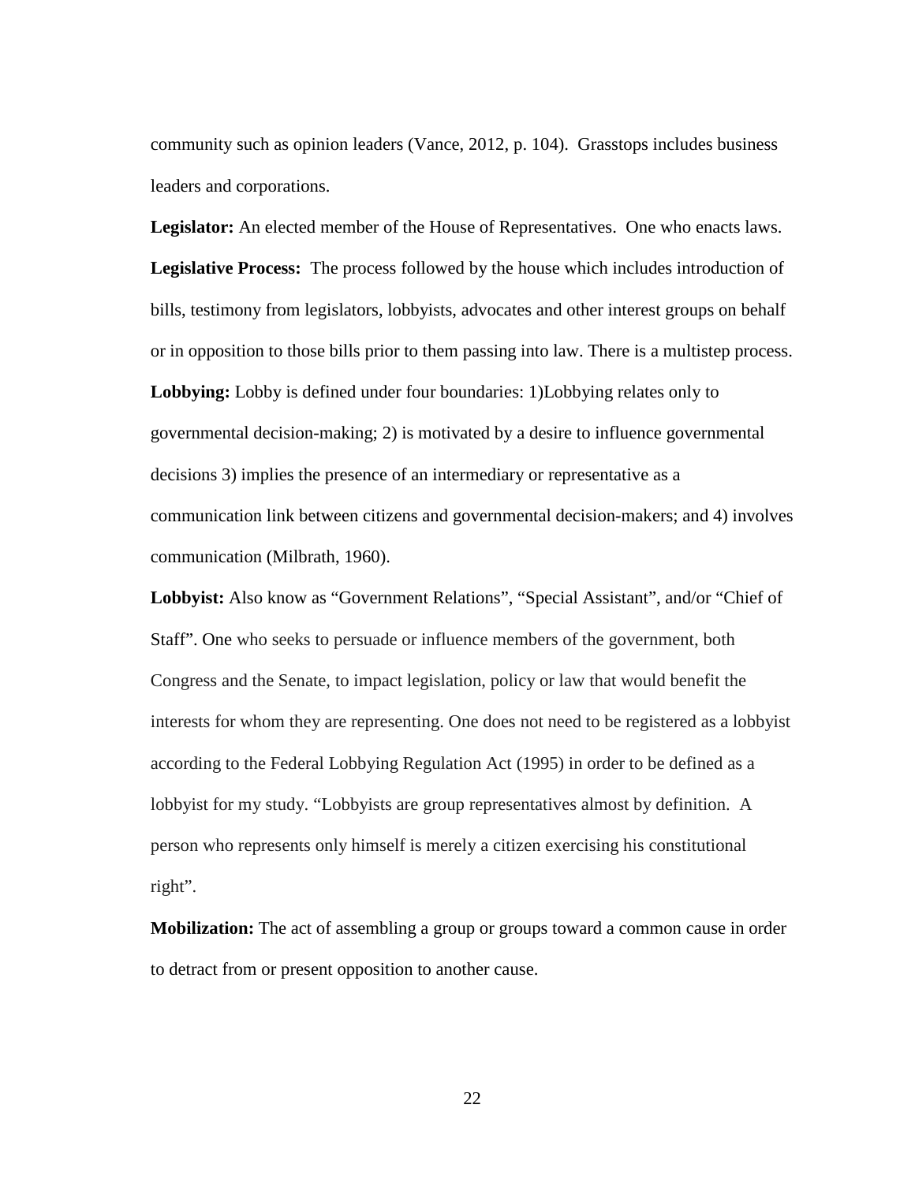community such as opinion leaders (Vance, 2012, p. 104). Grasstops includes business leaders and corporations.

**Legislator:** An elected member of the House of Representatives. One who enacts laws.

**Legislative Process:** The process followed by the house which includes introduction of bills, testimony from legislators, lobbyists, advocates and other interest groups on behalf or in opposition to those bills prior to them passing into law. There is a multistep process.

**Lobbying:** Lobby is defined under four boundaries: 1)Lobbying relates only to governmental decision-making; 2) is motivated by a desire to influence governmental decisions 3) implies the presence of an intermediary or representative as a communication link between citizens and governmental decision-makers; and 4) involves communication (Milbrath, 1960).

**Lobbyist:** Also know as "Government Relations", "Special Assistant", and/or "Chief of Staff". One who seeks to persuade or influence members of the government, both Congress and the Senate, to impact legislation, policy or law that would benefit the interests for whom they are representing. One does not need to be registered as a lobbyist according to the Federal Lobbying Regulation Act (1995) in order to be defined as a lobbyist for my study. "Lobbyists are group representatives almost by definition. A person who represents only himself is merely a citizen exercising his constitutional right".

**Mobilization:** The act of assembling a group or groups toward a common cause in order to detract from or present opposition to another cause.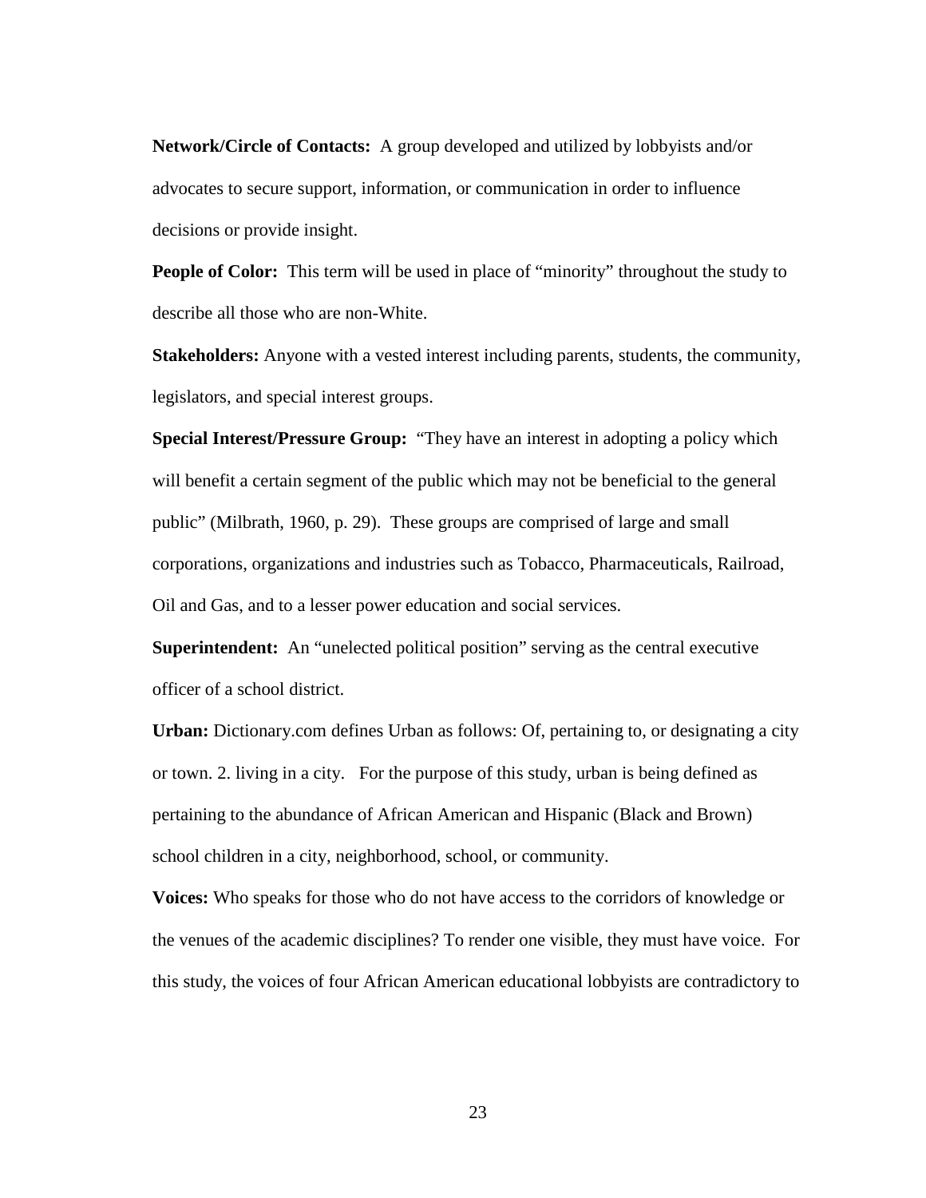**Network/Circle of Contacts:** A group developed and utilized by lobbyists and/or advocates to secure support, information, or communication in order to influence decisions or provide insight.

**People of Color:** This term will be used in place of "minority" throughout the study to describe all those who are non-White.

**Stakeholders:** Anyone with a vested interest including parents, students, the community, legislators, and special interest groups.

**Special Interest/Pressure Group:** "They have an interest in adopting a policy which will benefit a certain segment of the public which may not be beneficial to the general public" (Milbrath, 1960, p. 29). These groups are comprised of large and small corporations, organizations and industries such as Tobacco, Pharmaceuticals, Railroad, Oil and Gas, and to a lesser power education and social services.

**Superintendent:** An "unelected political position" serving as the central executive officer of a school district.

**Urban:** Dictionary.com defines Urban as follows: Of, pertaining to, or designating a city or town. 2. living in a city. For the purpose of this study, urban is being defined as pertaining to the abundance of African American and Hispanic (Black and Brown) school children in a city, neighborhood, school, or community.

**Voices:** Who speaks for those who do not have access to the corridors of knowledge or the venues of the academic disciplines? To render one visible, they must have voice. For this study, the voices of four African American educational lobbyists are contradictory to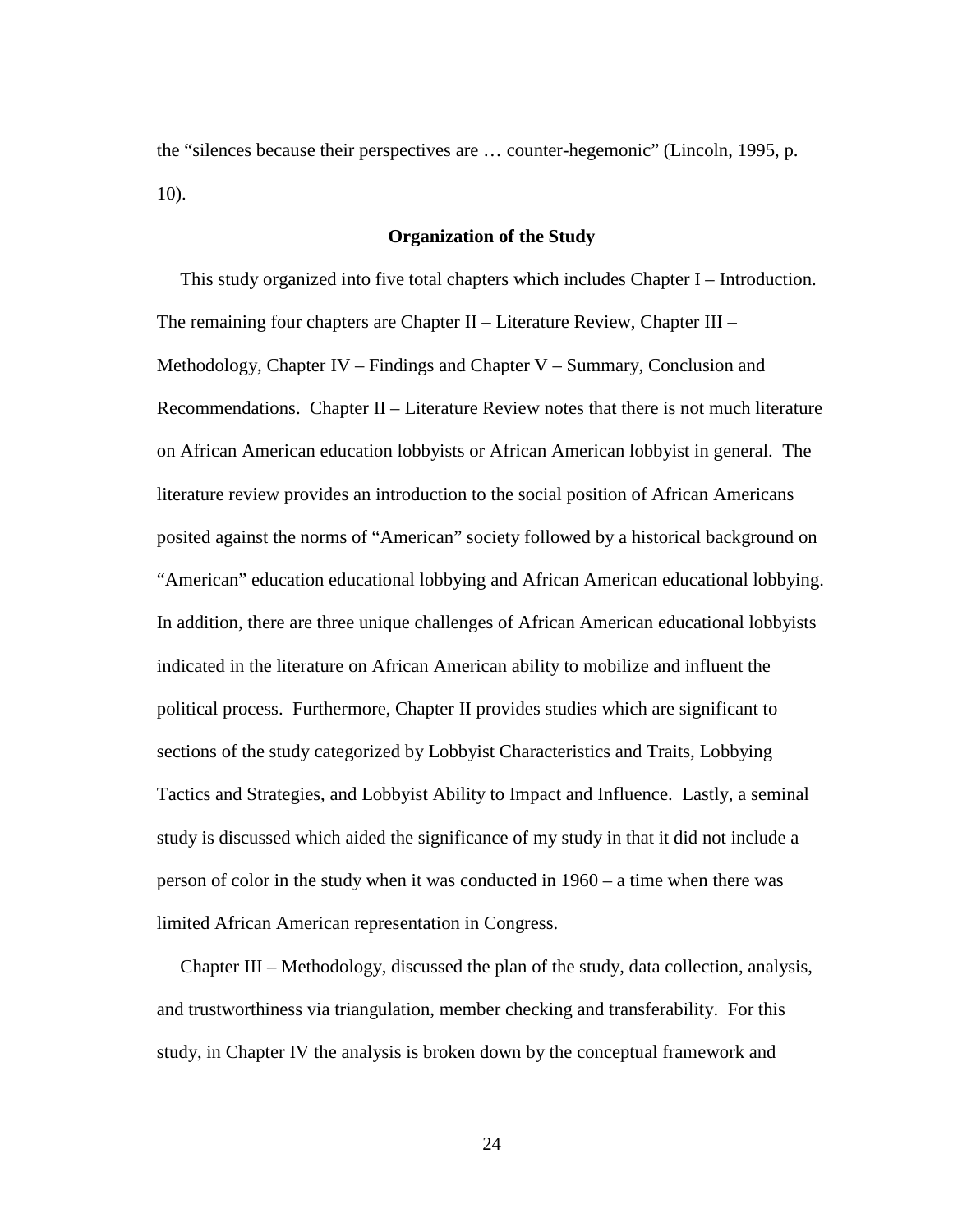the "silences because their perspectives are … counter-hegemonic" (Lincoln, 1995, p. 10).

## Organization of the Study

This study organized into five total chapters which includes Chapter I – Introduction. The remaining four chapters are Chapter II – Literature Review, Chapter III – Methodology, Chapter IV – Findings and Chapter V – Summary, Conclusion and Recommendations. Chapter II – Literature Review notes that there is not much literature on African American education lobbyists or African American lobbyist in general. The literature review provides an introduction to the social position of African Americans posited against the norms of "American" society followed by a historical background on "American" education educational lobbying and African American educational lobbying. In addition, there are three unique challenges of African American educational lobbyists indicated in the literature on African American ability to mobilize and influent the political process. Furthermore, Chapter II provides studies which are significant to sections of the study categorized by Lobbyist Characteristics and Traits, Lobbying Tactics and Strategies, and Lobbyist Ability to Impact and Influence. Lastly, a seminal study is discussed which aided the significance of my study in that it did not include a person of color in the study when it was conducted in 1960 – a time when there was limited African American representation in Congress.

Chapter III – Methodology, discussed the plan of the study, data collection, analysis, and trustworthiness via triangulation, member checking and transferability. For this study, in Chapter IV the analysis is broken down by the conceptual framework and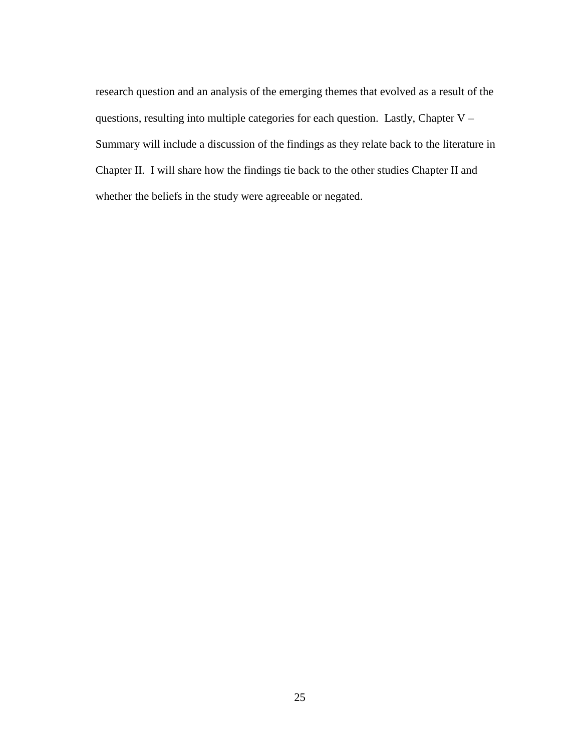research question and an analysis of the emerging themes that evolved as a result of the questions, resulting into multiple categories for each question.  Lastly, Chapter V – Summary will include a discussion of the findings as they relate back to the literature in Chapter II.  I will share how the findings tie back to the other studies Chapter II and whether the beliefs in the study were agreeable or negated.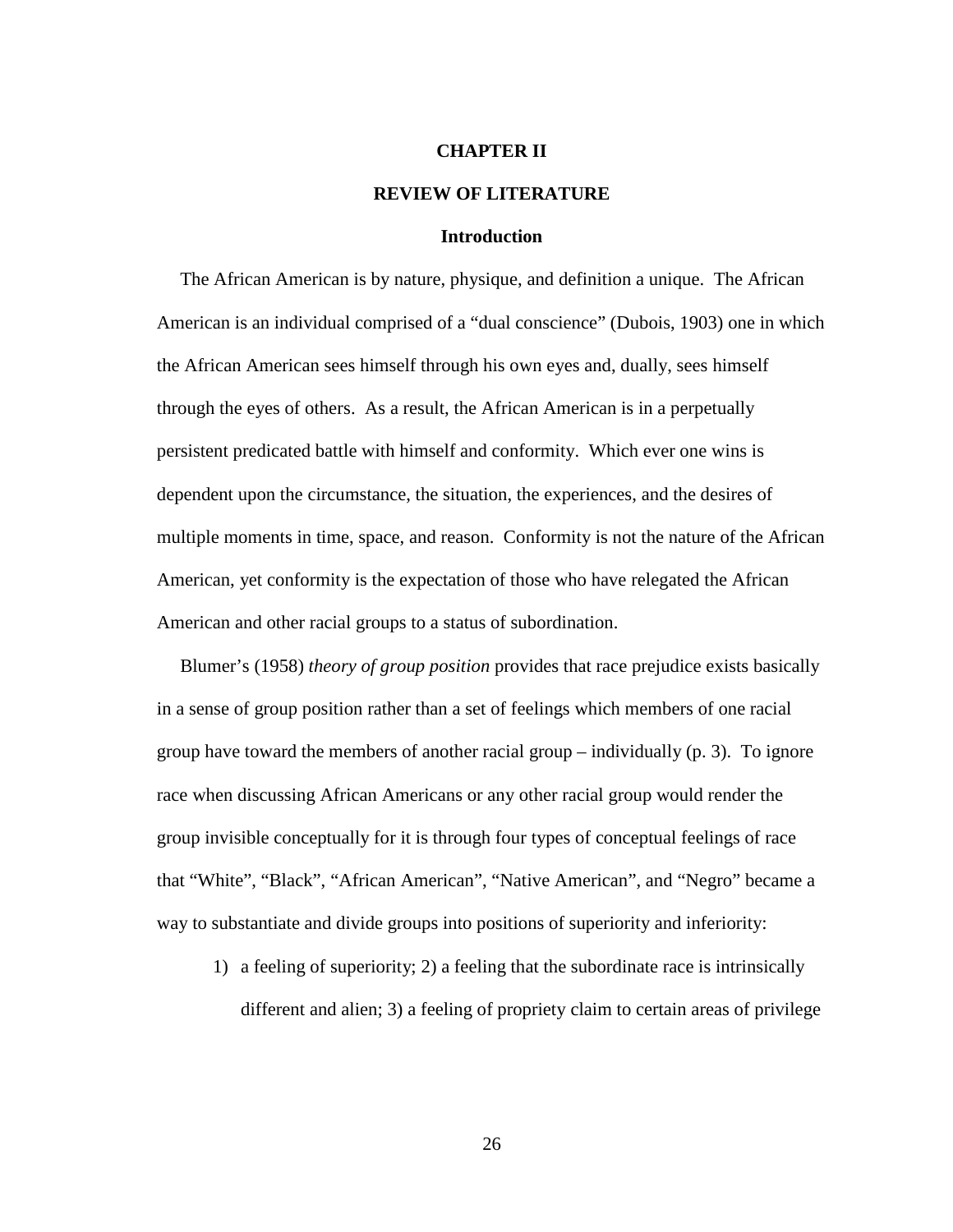# CHAPTER II

## REVIEW OF LITERATURE

### Introduction

The African American is by nature, physique, and definition a unique. The African American is an individual comprised of a "dual conscience" (Dubois, 1903) one in which the African American sees himself through his own eyes and, dually, sees himself through the eyes of others. As a result, the African American is in a perpetually persistent predicated battle with himself and conformity. Which ever one wins is dependent upon the circumstance, the situation, the experiences, and the desires of multiple moments in time, space, and reason. Conformity is not the nature of the African American, yet conformity is the expectation of those who have relegated the African American and other racial groups to a status of subordination.

Blumer's (1958) *theory of group position* provides that race prejudice exists basically in a sense of group position rather than a set of feelings which members of one racial group have toward the members of another racial group – individually (p. 3). To ignore race when discussing African Americans or any other racial group would render the group invisible conceptually for it is through four types of conceptual feelings of race that "White", "Black", "African American", "Native American", and "Negro" became a way to substantiate and divide groups into positions of superiority and inferiority:

> 1) a feeling of superiority; 2) a feeling that the subordinate race is intrinsically different and alien; 3) a feeling of propriety claim to certain areas of privilege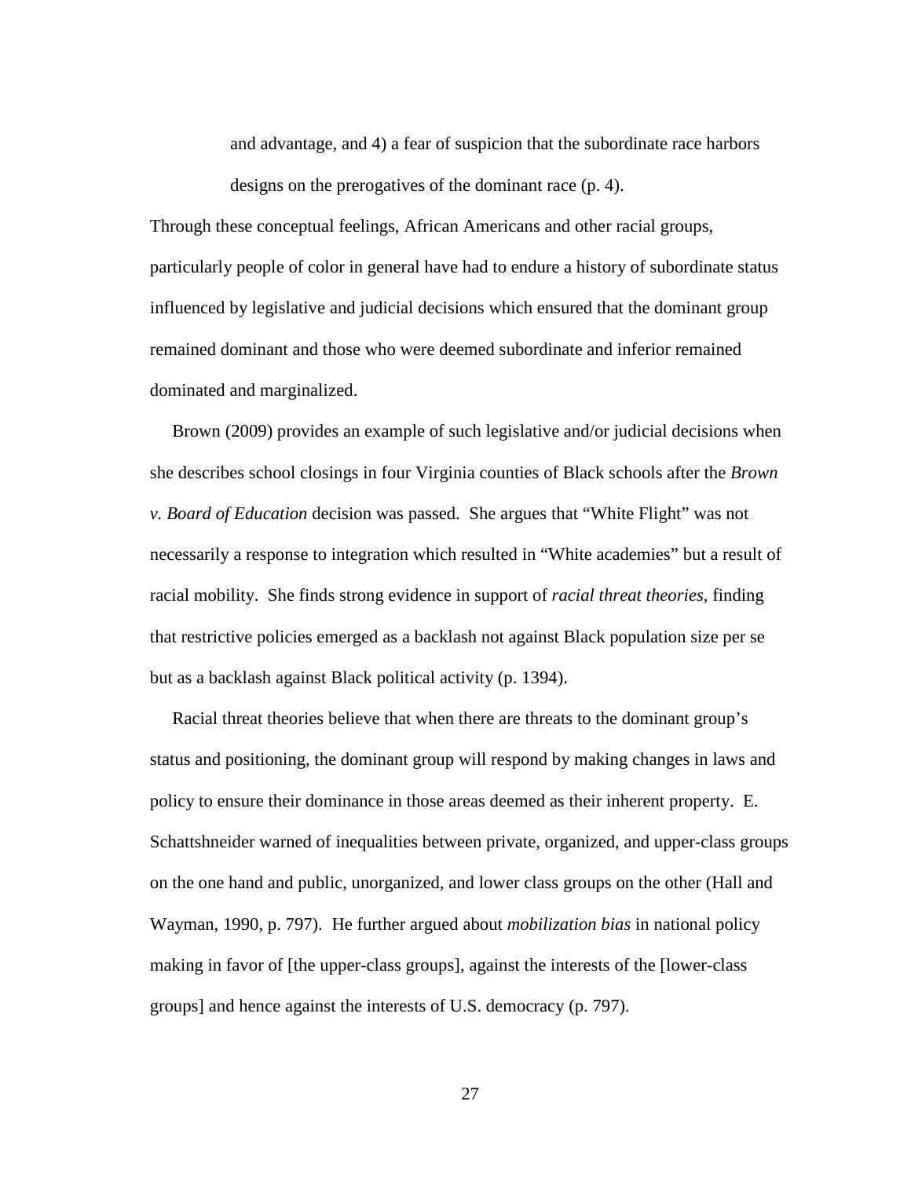> and advantage, and 4) a fear of suspicion that the subordinate race harbors designs on the prerogatives of the dominant race (p. 4).

Through these conceptual feelings, African Americans and other racial groups, particularly people of color in general have had to endure a history of subordinate status influenced by legislative and judicial decisions which ensured that the dominant group remained dominant and those who were deemed subordinate and inferior remained dominated and marginalized.

Brown (2009) provides an example of such legislative and/or judicial decisions when she describes school closings in four Virginia counties of Black schools after the *Brown v. Board of Education* decision was passed. She argues that "White Flight" was not necessarily a response to integration which resulted in "White academies" but a result of racial mobility. She finds strong evidence in support of *racial threat theories*, finding that restrictive policies emerged as a backlash not against Black population size per se but as a backlash against Black political activity (p. 1394).

Racial threat theories believe that when there are threats to the dominant group's status and positioning, the dominant group will respond by making changes in laws and policy to ensure their dominance in those areas deemed as their inherent property. E. Schattshneider warned of inequalities between private, organized, and upper-class groups on the one hand and public, unorganized, and lower class groups on the other (Hall and Wayman, 1990, p. 797). He further argued about *mobilization bias* in national policy making in favor of [the upper-class groups], against the interests of the [lower-class groups] and hence against the interests of U.S. democracy (p. 797).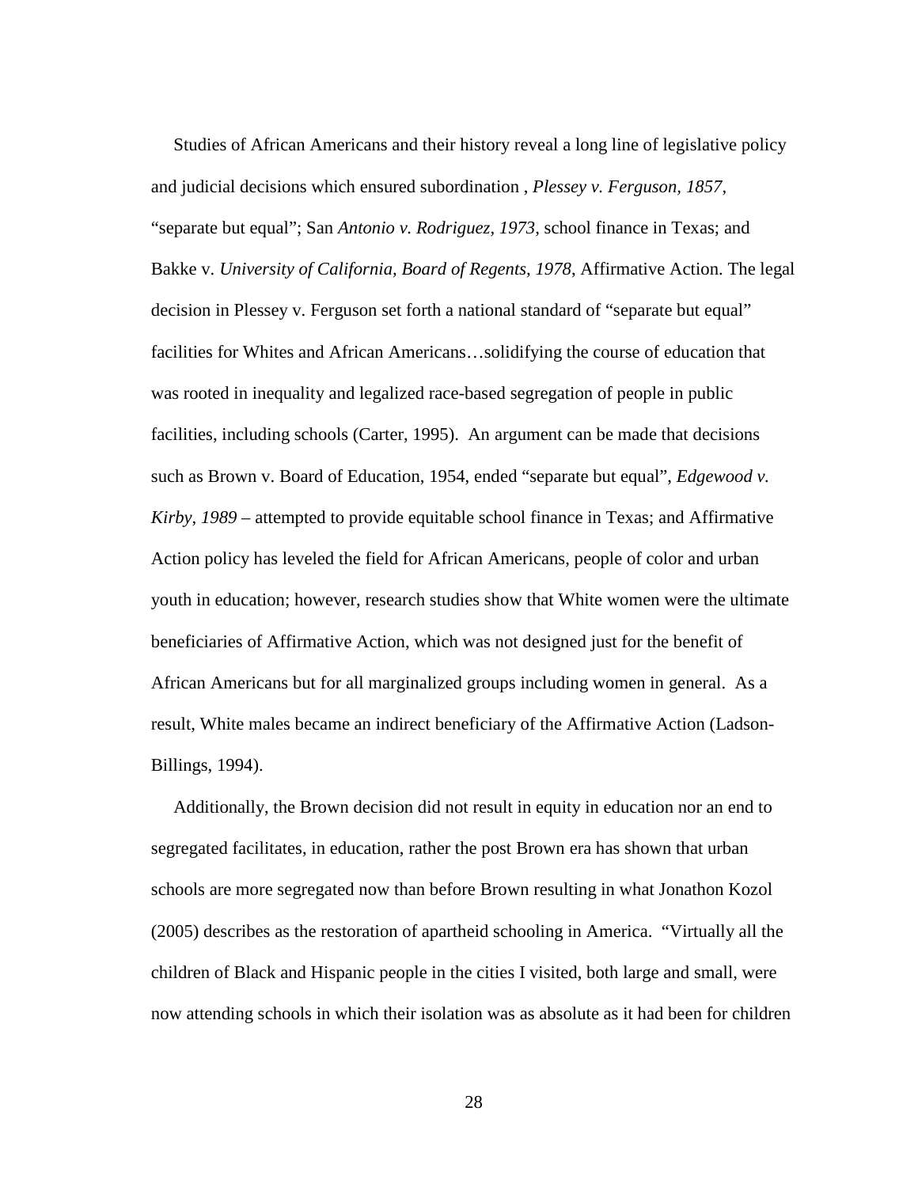Studies of African Americans and their history reveal a long line of legislative policy and judicial decisions which ensured subordination , *Plessey v. Ferguson, 1857*, “separate but equal”; San *Antonio v. Rodriguez, 1973*, school finance in Texas; and Bakke v. *University of California, Board of Regents, 1978*, Affirmative Action. The legal decision in Plessey v. Ferguson set forth a national standard of “separate but equal” facilities for Whites and African Americans…solidifying the course of education that was rooted in inequality and legalized race-based segregation of people in public facilities, including schools (Carter, 1995). An argument can be made that decisions such as Brown v. Board of Education, 1954, ended “separate but equal”, *Edgewood v. Kirby*, *1989* – attempted to provide equitable school finance in Texas; and Affirmative Action policy has leveled the field for African Americans, people of color and urban youth in education; however, research studies show that White women were the ultimate beneficiaries of Affirmative Action, which was not designed just for the benefit of African Americans but for all marginalized groups including women in general. As a result, White males became an indirect beneficiary of the Affirmative Action (Ladson-Billings, 1994).

Additionally, the Brown decision did not result in equity in education nor an end to segregated facilitates, in education, rather the post Brown era has shown that urban schools are more segregated now than before Brown resulting in what Jonathon Kozol (2005) describes as the restoration of apartheid schooling in America. “Virtually all the children of Black and Hispanic people in the cities I visited, both large and small, were now attending schools in which their isolation was as absolute as it had been for children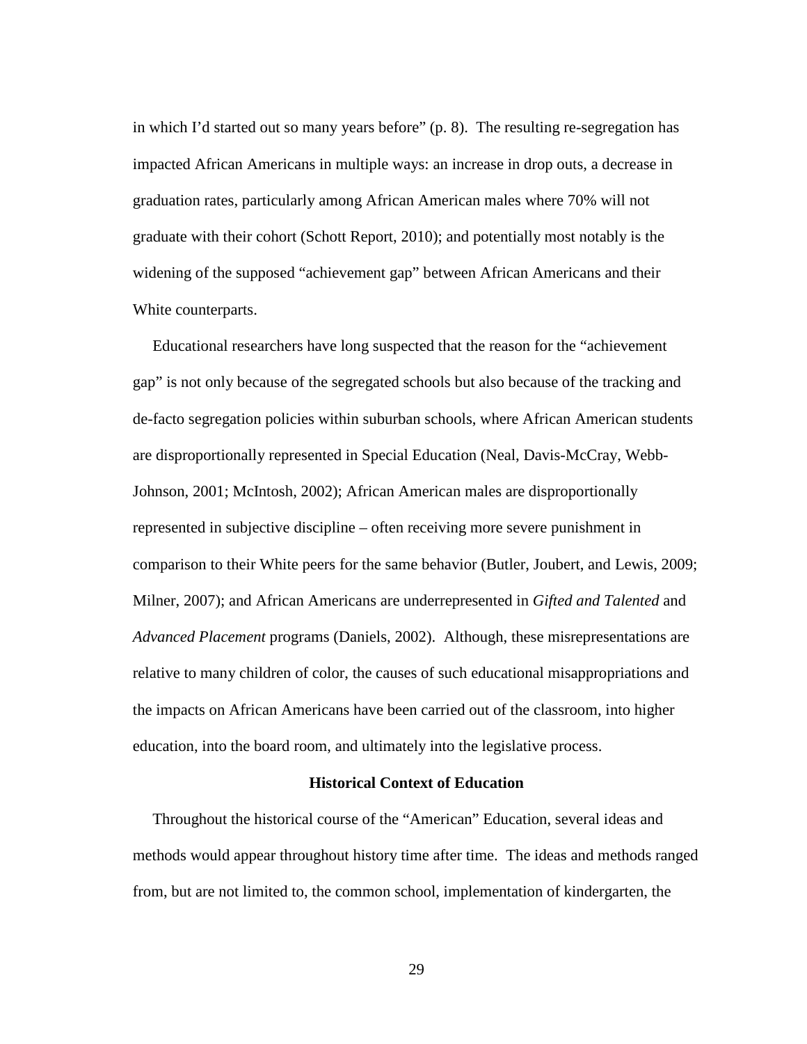in which I'd started out so many years before" (p. 8). The resulting re-segregation has impacted African Americans in multiple ways: an increase in drop outs, a decrease in graduation rates, particularly among African American males where 70% will not graduate with their cohort (Schott Report, 2010); and potentially most notably is the widening of the supposed "achievement gap" between African Americans and their White counterparts.

Educational researchers have long suspected that the reason for the "achievement gap" is not only because of the segregated schools but also because of the tracking and de-facto segregation policies within suburban schools, where African American students are disproportionally represented in Special Education (Neal, Davis-McCray, Webb-Johnson, 2001; McIntosh, 2002); African American males are disproportionally represented in subjective discipline – often receiving more severe punishment in comparison to their White peers for the same behavior (Butler, Joubert, and Lewis, 2009; Milner, 2007); and African Americans are underrepresented in *Gifted and Talented* and *Advanced Placement* programs (Daniels, 2002). Although, these misrepresentations are relative to many children of color, the causes of such educational misappropriations and the impacts on African Americans have been carried out of the classroom, into higher education, into the board room, and ultimately into the legislative process.

## Historical Context of Education

Throughout the historical course of the "American" Education, several ideas and methods would appear throughout history time after time. The ideas and methods ranged from, but are not limited to, the common school, implementation of kindergarten, the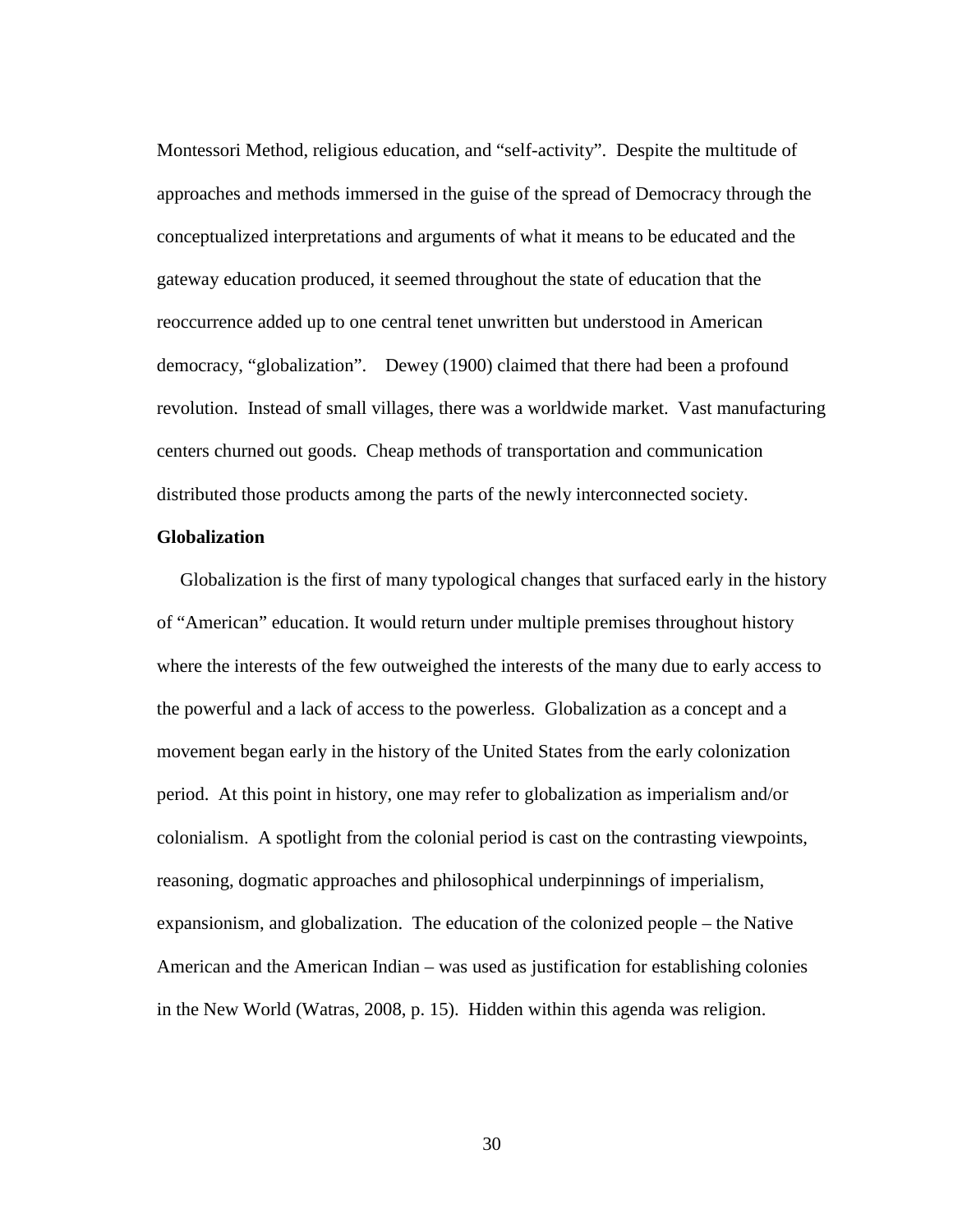Montessori Method, religious education, and “self-activity”. Despite the multitude of approaches and methods immersed in the guise of the spread of Democracy through the conceptualized interpretations and arguments of what it means to be educated and the gateway education produced, it seemed throughout the state of education that the reoccurrence added up to one central tenet unwritten but understood in American democracy, “globalization”. Dewey (1900) claimed that there had been a profound revolution. Instead of small villages, there was a worldwide market. Vast manufacturing centers churned out goods. Cheap methods of transportation and communication distributed those products among the parts of the newly interconnected society.

**Globalization**

Globalization is the first of many typological changes that surfaced early in the history of “American” education. It would return under multiple premises throughout history where the interests of the few outweighed the interests of the many due to early access to the powerful and a lack of access to the powerless. Globalization as a concept and a movement began early in the history of the United States from the early colonization period. At this point in history, one may refer to globalization as imperialism and/or colonialism. A spotlight from the colonial period is cast on the contrasting viewpoints, reasoning, dogmatic approaches and philosophical underpinnings of imperialism, expansionism, and globalization. The education of the colonized people – the Native American and the American Indian – was used as justification for establishing colonies in the New World (Watras, 2008, p. 15). Hidden within this agenda was religion.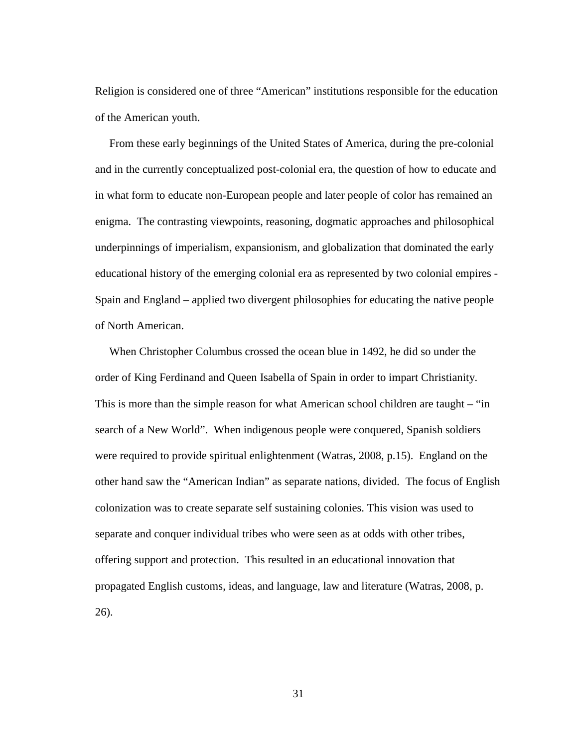Religion is considered one of three “American” institutions responsible for the education of the American youth.

From these early beginnings of the United States of America, during the pre-colonial and in the currently conceptualized post-colonial era, the question of how to educate and in what form to educate non-European people and later people of color has remained an enigma. The contrasting viewpoints, reasoning, dogmatic approaches and philosophical underpinnings of imperialism, expansionism, and globalization that dominated the early educational history of the emerging colonial era as represented by two colonial empires - Spain and England – applied two divergent philosophies for educating the native people of North American.

When Christopher Columbus crossed the ocean blue in 1492, he did so under the order of King Ferdinand and Queen Isabella of Spain in order to impart Christianity. This is more than the simple reason for what American school children are taught – “in search of a New World”. When indigenous people were conquered, Spanish soldiers were required to provide spiritual enlightenment (Watras, 2008, p.15). England on the other hand saw the “American Indian” as separate nations, divided. The focus of English colonization was to create separate self sustaining colonies. This vision was used to separate and conquer individual tribes who were seen as at odds with other tribes, offering support and protection. This resulted in an educational innovation that propagated English customs, ideas, and language, law and literature (Watras, 2008, p. 26).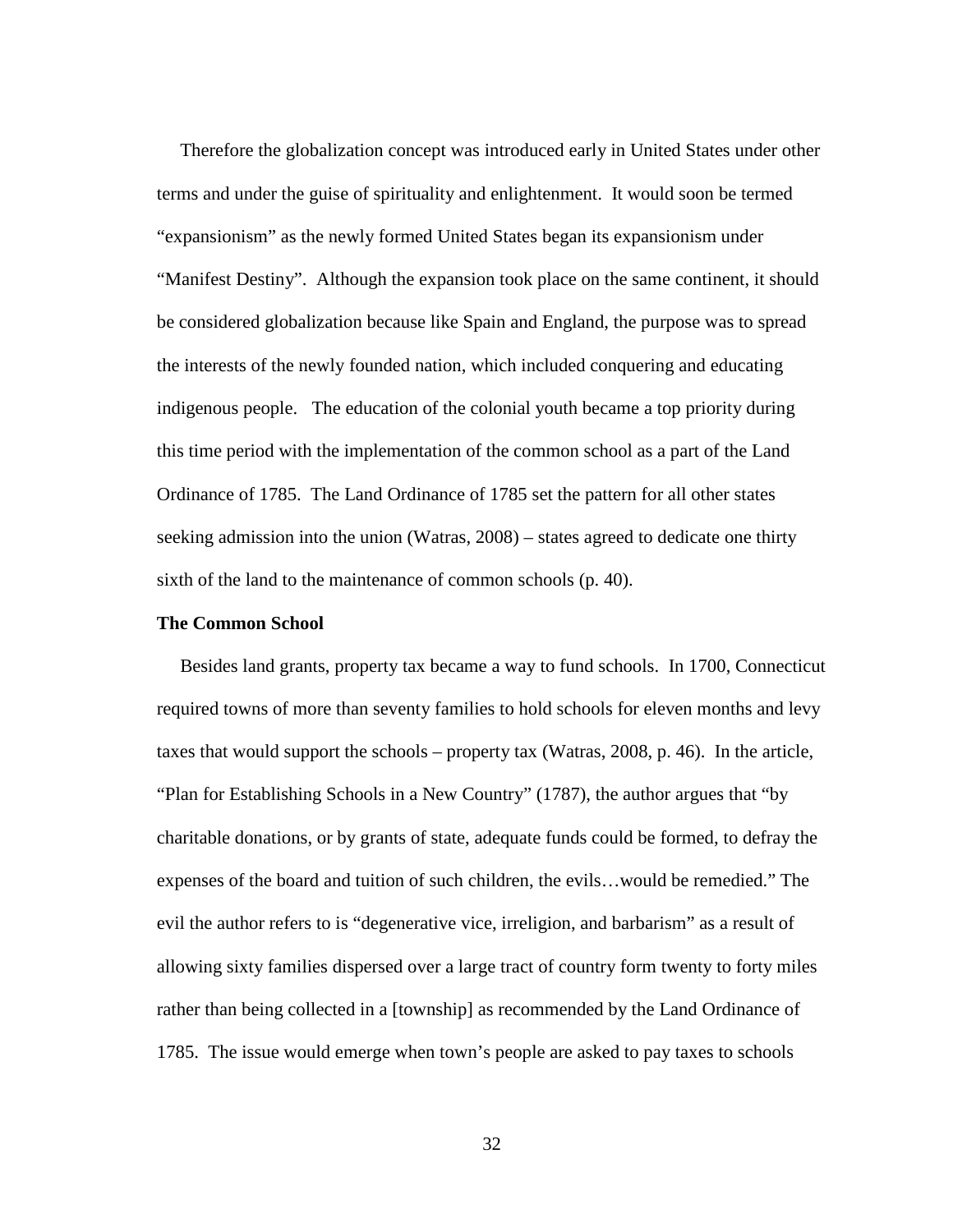Therefore the globalization concept was introduced early in United States under other terms and under the guise of spirituality and enlightenment. It would soon be termed "expansionism" as the newly formed United States began its expansionism under "Manifest Destiny". Although the expansion took place on the same continent, it should be considered globalization because like Spain and England, the purpose was to spread the interests of the newly founded nation, which included conquering and educating indigenous people. The education of the colonial youth became a top priority during this time period with the implementation of the common school as a part of the Land Ordinance of 1785. The Land Ordinance of 1785 set the pattern for all other states seeking admission into the union (Watras, 2008) – states agreed to dedicate one thirty sixth of the land to the maintenance of common schools (p. 40).

**The Common School**

Besides land grants, property tax became a way to fund schools. In 1700, Connecticut required towns of more than seventy families to hold schools for eleven months and levy taxes that would support the schools – property tax (Watras, 2008, p. 46). In the article, "Plan for Establishing Schools in a New Country" (1787), the author argues that "by charitable donations, or by grants of state, adequate funds could be formed, to defray the expenses of the board and tuition of such children, the evils…would be remedied." The evil the author refers to is "degenerative vice, irreligion, and barbarism" as a result of allowing sixty families dispersed over a large tract of country form twenty to forty miles rather than being collected in a [township] as recommended by the Land Ordinance of 1785. The issue would emerge when town's people are asked to pay taxes to schools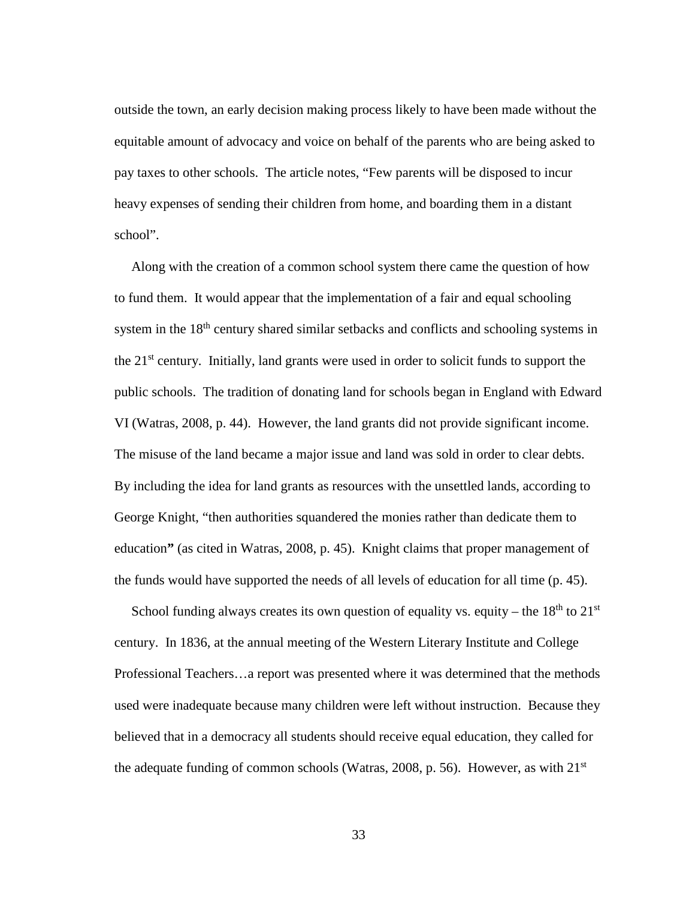outside the town, an early decision making process likely to have been made without the equitable amount of advocacy and voice on behalf of the parents who are being asked to pay taxes to other schools. The article notes, "Few parents will be disposed to incur heavy expenses of sending their children from home, and boarding them in a distant school".

Along with the creation of a common school system there came the question of how to fund them. It would appear that the implementation of a fair and equal schooling system in the 18th century shared similar setbacks and conflicts and schooling systems in the 21st century. Initially, land grants were used in order to solicit funds to support the public schools. The tradition of donating land for schools began in England with Edward VI (Watras, 2008, p. 44). However, the land grants did not provide significant income. The misuse of the land became a major issue and land was sold in order to clear debts. By including the idea for land grants as resources with the unsettled lands, according to George Knight, "then authorities squandered the monies rather than dedicate them to education**"** (as cited in Watras, 2008, p. 45). Knight claims that proper management of the funds would have supported the needs of all levels of education for all time (p. 45).

School funding always creates its own question of equality vs. equity – the 18th to 21st century. In 1836, at the annual meeting of the Western Literary Institute and College Professional Teachers…a report was presented where it was determined that the methods used were inadequate because many children were left without instruction. Because they believed that in a democracy all students should receive equal education, they called for the adequate funding of common schools (Watras, 2008, p. 56). However, as with 21st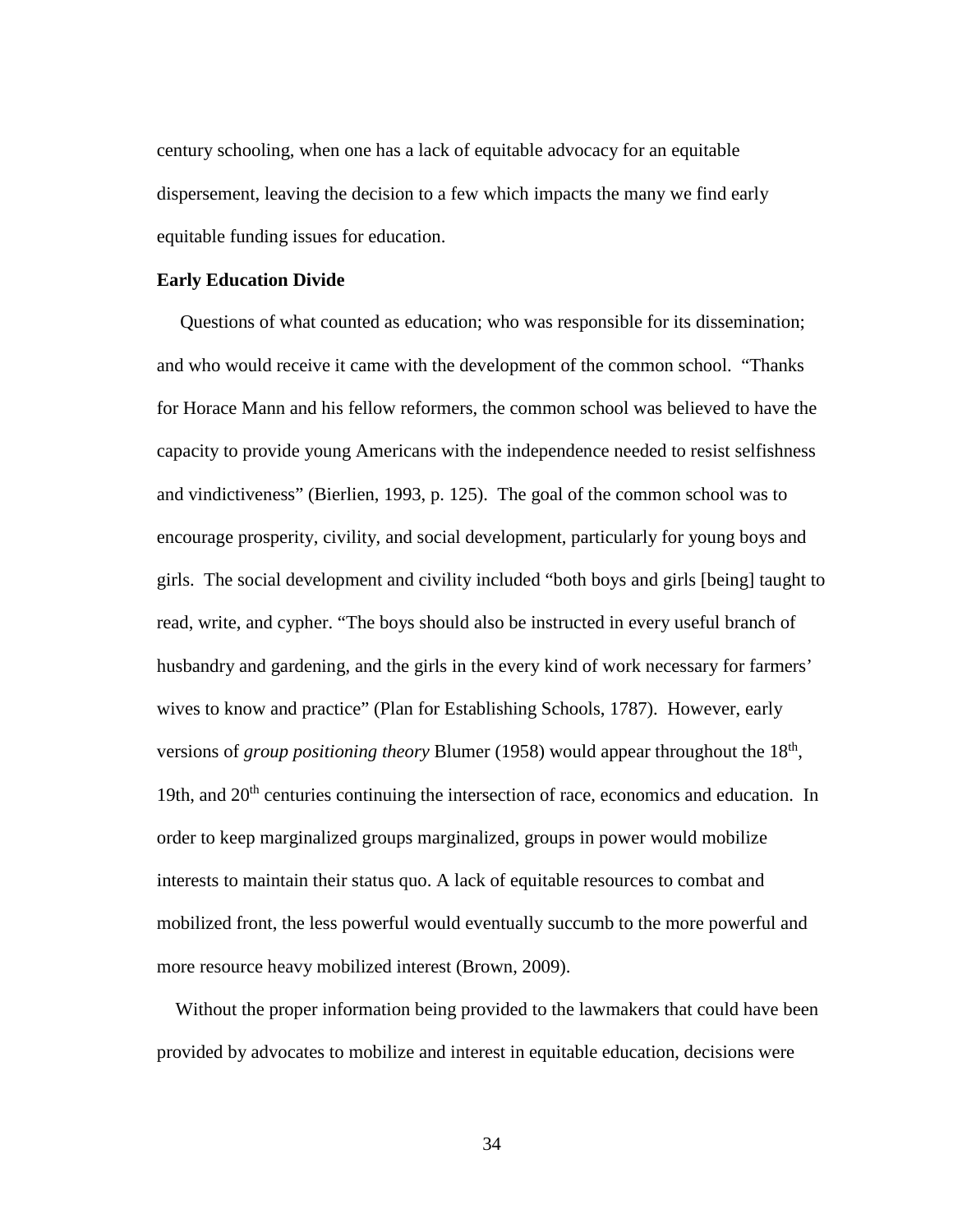century schooling, when one has a lack of equitable advocacy for an equitable dispersement, leaving the decision to a few which impacts the many we find early equitable funding issues for education.

**Early Education Divide**

Questions of what counted as education; who was responsible for its dissemination; and who would receive it came with the development of the common school. "Thanks for Horace Mann and his fellow reformers, the common school was believed to have the capacity to provide young Americans with the independence needed to resist selfishness and vindictiveness" (Bierlien, 1993, p. 125). The goal of the common school was to encourage prosperity, civility, and social development, particularly for young boys and girls. The social development and civility included "both boys and girls [being] taught to read, write, and cypher. "The boys should also be instructed in every useful branch of husbandry and gardening, and the girls in the every kind of work necessary for farmers' wives to know and practice" (Plan for Establishing Schools, 1787). However, early versions of *group positioning theory* Blumer (1958) would appear throughout the 18th, 19th, and 20th centuries continuing the intersection of race, economics and education. In order to keep marginalized groups marginalized, groups in power would mobilize interests to maintain their status quo. A lack of equitable resources to combat and mobilized front, the less powerful would eventually succumb to the more powerful and more resource heavy mobilized interest (Brown, 2009).

Without the proper information being provided to the lawmakers that could have been provided by advocates to mobilize and interest in equitable education, decisions were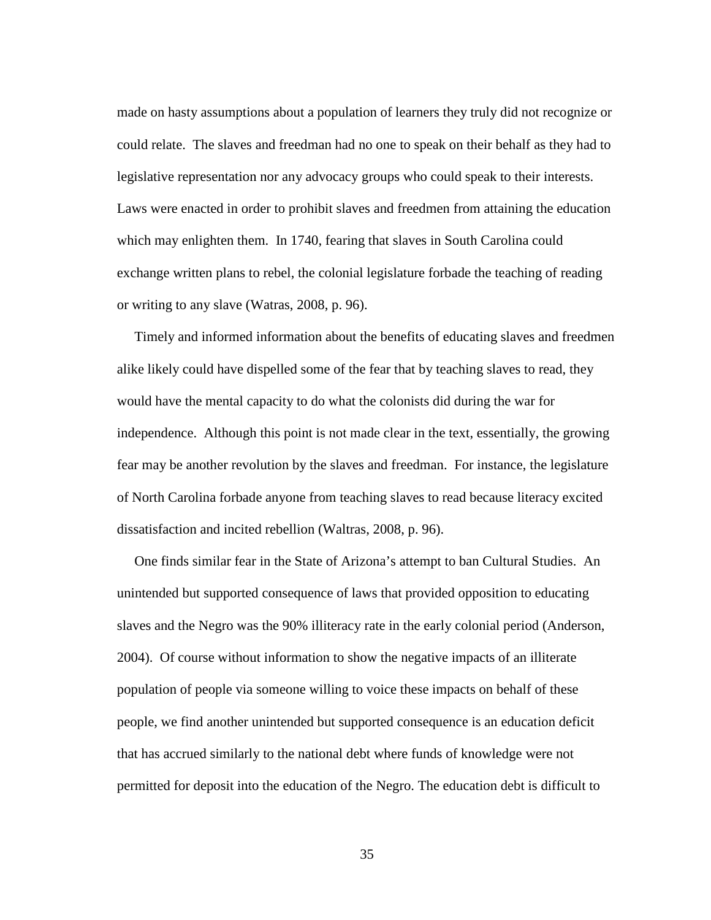made on hasty assumptions about a population of learners they truly did not recognize or could relate. The slaves and freedman had no one to speak on their behalf as they had to legislative representation nor any advocacy groups who could speak to their interests. Laws were enacted in order to prohibit slaves and freedmen from attaining the education which may enlighten them. In 1740, fearing that slaves in South Carolina could exchange written plans to rebel, the colonial legislature forbade the teaching of reading or writing to any slave (Watras, 2008, p. 96).

Timely and informed information about the benefits of educating slaves and freedmen alike likely could have dispelled some of the fear that by teaching slaves to read, they would have the mental capacity to do what the colonists did during the war for independence. Although this point is not made clear in the text, essentially, the growing fear may be another revolution by the slaves and freedman. For instance, the legislature of North Carolina forbade anyone from teaching slaves to read because literacy excited dissatisfaction and incited rebellion (Waltras, 2008, p. 96).

One finds similar fear in the State of Arizona's attempt to ban Cultural Studies. An unintended but supported consequence of laws that provided opposition to educating slaves and the Negro was the 90% illiteracy rate in the early colonial period (Anderson, 2004). Of course without information to show the negative impacts of an illiterate population of people via someone willing to voice these impacts on behalf of these people, we find another unintended but supported consequence is an education deficit that has accrued similarly to the national debt where funds of knowledge were not permitted for deposit into the education of the Negro. The education debt is difficult to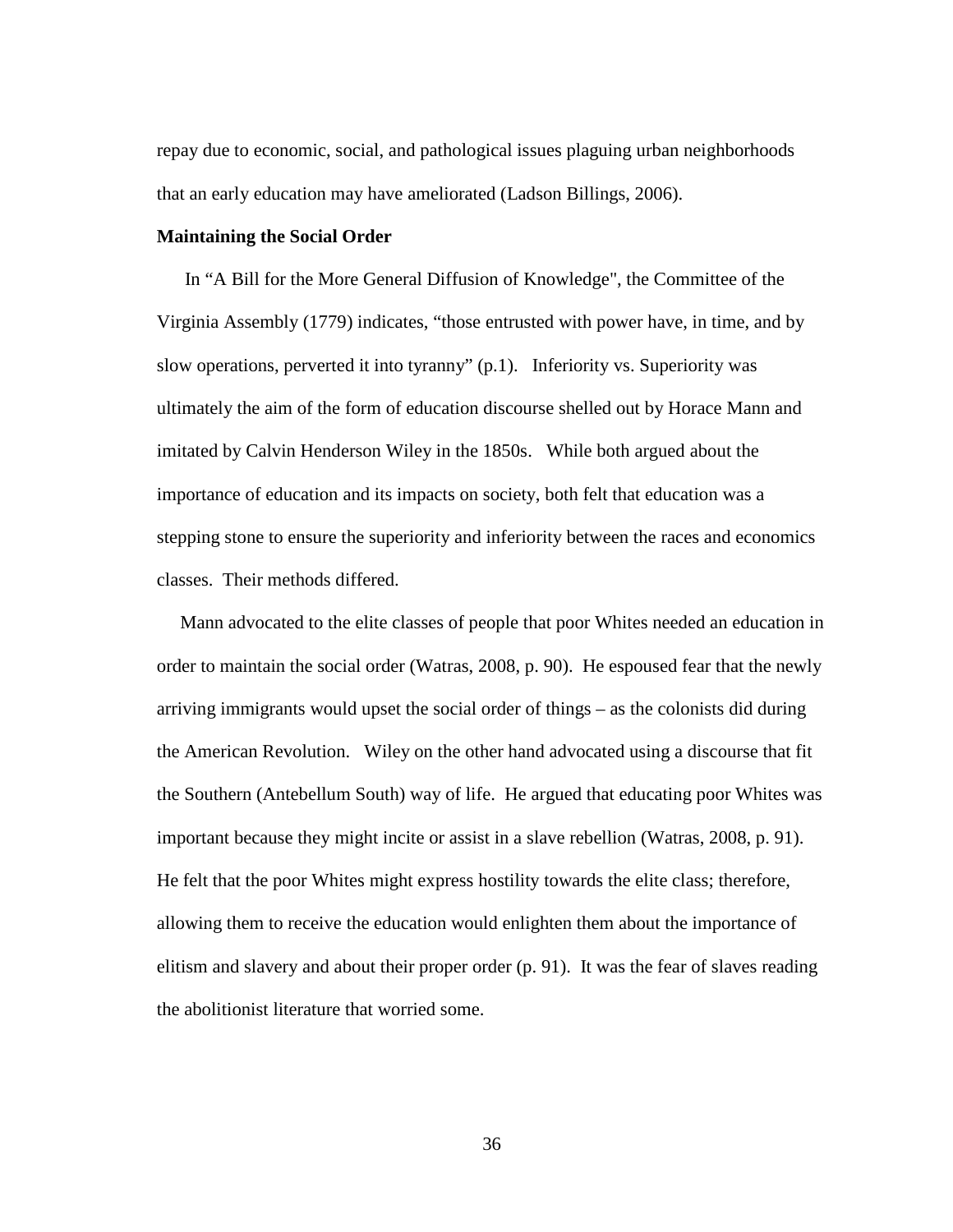repay due to economic, social, and pathological issues plaguing urban neighborhoods that an early education may have ameliorated (Ladson Billings, 2006).

**Maintaining the Social Order**

In “A Bill for the More General Diffusion of Knowledge", the Committee of the Virginia Assembly (1779) indicates, “those entrusted with power have, in time, and by slow operations, perverted it into tyranny” (p.1). Inferiority vs. Superiority was ultimately the aim of the form of education discourse shelled out by Horace Mann and imitated by Calvin Henderson Wiley in the 1850s. While both argued about the importance of education and its impacts on society, both felt that education was a stepping stone to ensure the superiority and inferiority between the races and economics classes. Their methods differed.

Mann advocated to the elite classes of people that poor Whites needed an education in order to maintain the social order (Watras, 2008, p. 90). He espoused fear that the newly arriving immigrants would upset the social order of things – as the colonists did during the American Revolution. Wiley on the other hand advocated using a discourse that fit the Southern (Antebellum South) way of life. He argued that educating poor Whites was important because they might incite or assist in a slave rebellion (Watras, 2008, p. 91). He felt that the poor Whites might express hostility towards the elite class; therefore, allowing them to receive the education would enlighten them about the importance of elitism and slavery and about their proper order (p. 91). It was the fear of slaves reading the abolitionist literature that worried some.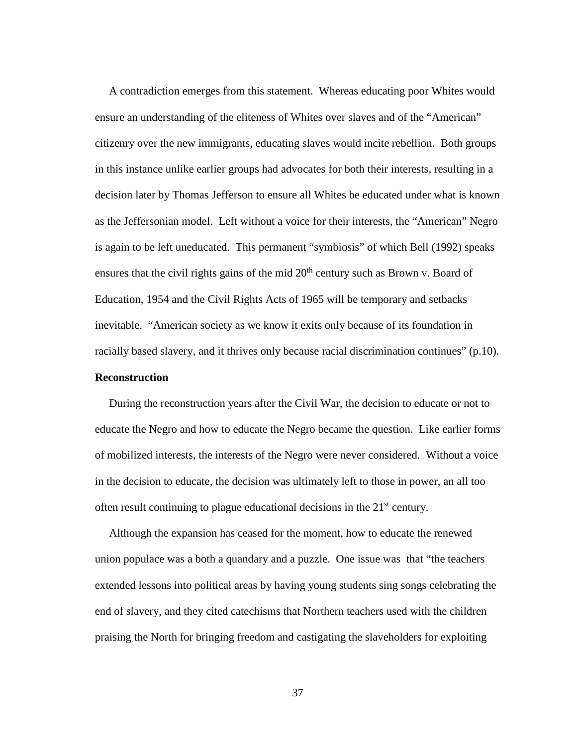A contradiction emerges from this statement. Whereas educating poor Whites would ensure an understanding of the eliteness of Whites over slaves and of the "American" citizenry over the new immigrants, educating slaves would incite rebellion. Both groups in this instance unlike earlier groups had advocates for both their interests, resulting in a decision later by Thomas Jefferson to ensure all Whites be educated under what is known as the Jeffersonian model. Left without a voice for their interests, the "American" Negro is again to be left uneducated. This permanent "symbiosis" of which Bell (1992) speaks ensures that the civil rights gains of the mid 20th century such as Brown v. Board of Education, 1954 and the Civil Rights Acts of 1965 will be temporary and setbacks inevitable. "American society as we know it exits only because of its foundation in racially based slavery, and it thrives only because racial discrimination continues" (p.10).

**Reconstruction**

During the reconstruction years after the Civil War, the decision to educate or not to educate the Negro and how to educate the Negro became the question. Like earlier forms of mobilized interests, the interests of the Negro were never considered. Without a voice in the decision to educate, the decision was ultimately left to those in power, an all too often result continuing to plague educational decisions in the 21st century.

Although the expansion has ceased for the moment, how to educate the renewed union populace was a both a quandary and a puzzle. One issue was that "the teachers extended lessons into political areas by having young students sing songs celebrating the end of slavery, and they cited catechisms that Northern teachers used with the children praising the North for bringing freedom and castigating the slaveholders for exploiting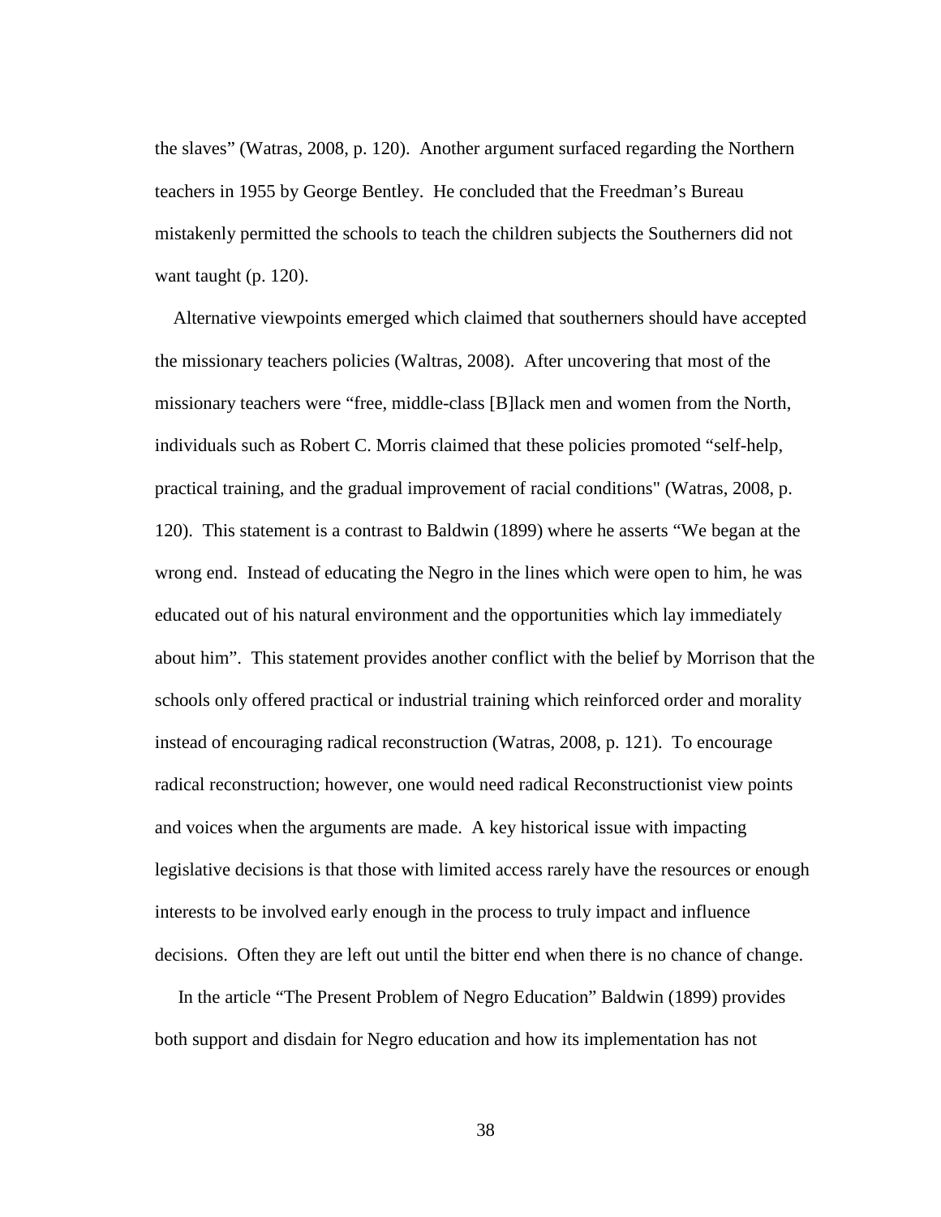the slaves" (Watras, 2008, p. 120). Another argument surfaced regarding the Northern teachers in 1955 by George Bentley. He concluded that the Freedman's Bureau mistakenly permitted the schools to teach the children subjects the Southerners did not want taught (p. 120).

Alternative viewpoints emerged which claimed that southerners should have accepted the missionary teachers policies (Waltras, 2008). After uncovering that most of the missionary teachers were "free, middle-class [B]lack men and women from the North, individuals such as Robert C. Morris claimed that these policies promoted "self-help, practical training, and the gradual improvement of racial conditions" (Watras, 2008, p. 120). This statement is a contrast to Baldwin (1899) where he asserts "We began at the wrong end. Instead of educating the Negro in the lines which were open to him, he was educated out of his natural environment and the opportunities which lay immediately about him". This statement provides another conflict with the belief by Morrison that the schools only offered practical or industrial training which reinforced order and morality instead of encouraging radical reconstruction (Watras, 2008, p. 121). To encourage radical reconstruction; however, one would need radical Reconstructionist view points and voices when the arguments are made. A key historical issue with impacting legislative decisions is that those with limited access rarely have the resources or enough interests to be involved early enough in the process to truly impact and influence decisions. Often they are left out until the bitter end when there is no chance of change.

In the article "The Present Problem of Negro Education" Baldwin (1899) provides both support and disdain for Negro education and how its implementation has not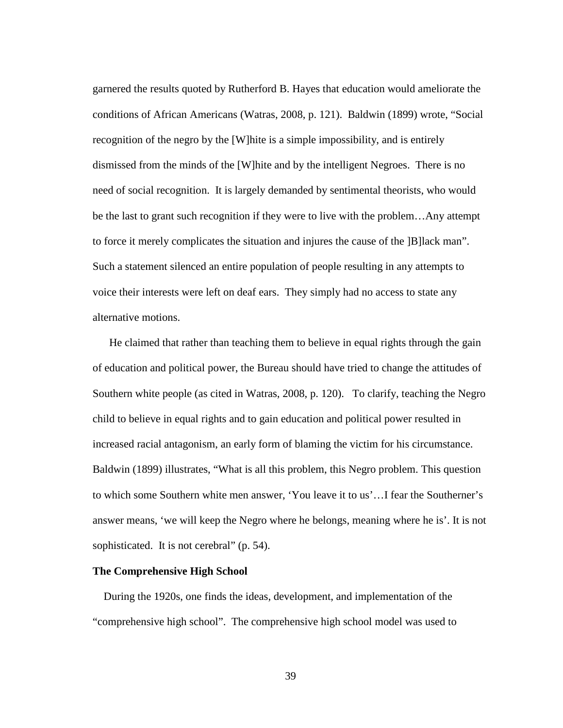garnered the results quoted by Rutherford B. Hayes that education would ameliorate the conditions of African Americans (Watras, 2008, p. 121). Baldwin (1899) wrote, "Social recognition of the negro by the [W]hite is a simple impossibility, and is entirely dismissed from the minds of the [W]hite and by the intelligent Negroes. There is no need of social recognition. It is largely demanded by sentimental theorists, who would be the last to grant such recognition if they were to live with the problem…Any attempt to force it merely complicates the situation and injures the cause of the ]B]lack man". Such a statement silenced an entire population of people resulting in any attempts to voice their interests were left on deaf ears. They simply had no access to state any alternative motions.

He claimed that rather than teaching them to believe in equal rights through the gain of education and political power, the Bureau should have tried to change the attitudes of Southern white people (as cited in Watras, 2008, p. 120). To clarify, teaching the Negro child to believe in equal rights and to gain education and political power resulted in increased racial antagonism, an early form of blaming the victim for his circumstance. Baldwin (1899) illustrates, "What is all this problem, this Negro problem. This question to which some Southern white men answer, 'You leave it to us'…I fear the Southerner's answer means, 'we will keep the Negro where he belongs, meaning where he is'. It is not sophisticated. It is not cerebral" (p. 54).

**The Comprehensive High School**

During the 1920s, one finds the ideas, development, and implementation of the "comprehensive high school". The comprehensive high school model was used to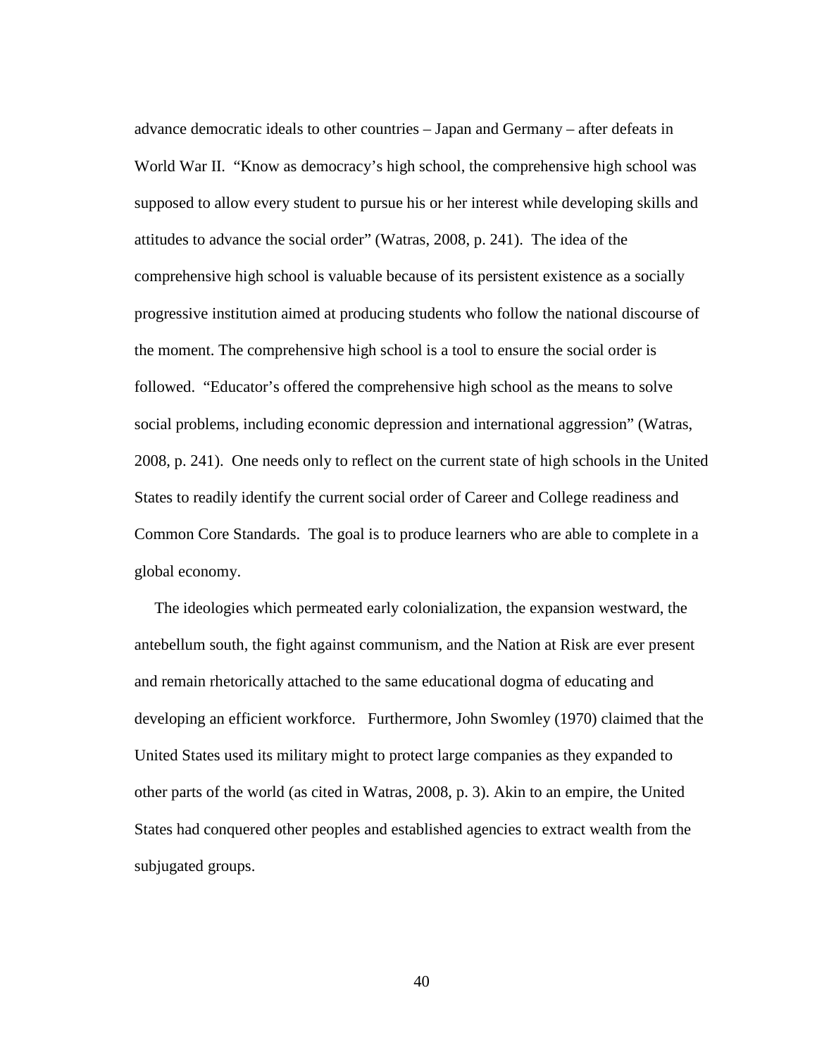advance democratic ideals to other countries – Japan and Germany – after defeats in World War II. "Know as democracy's high school, the comprehensive high school was supposed to allow every student to pursue his or her interest while developing skills and attitudes to advance the social order" (Watras, 2008, p. 241). The idea of the comprehensive high school is valuable because of its persistent existence as a socially progressive institution aimed at producing students who follow the national discourse of the moment. The comprehensive high school is a tool to ensure the social order is followed. "Educator's offered the comprehensive high school as the means to solve social problems, including economic depression and international aggression" (Watras, 2008, p. 241). One needs only to reflect on the current state of high schools in the United States to readily identify the current social order of Career and College readiness and Common Core Standards. The goal is to produce learners who are able to complete in a global economy.

The ideologies which permeated early colonialization, the expansion westward, the antebellum south, the fight against communism, and the Nation at Risk are ever present and remain rhetorically attached to the same educational dogma of educating and developing an efficient workforce. Furthermore, John Swomley (1970) claimed that the United States used its military might to protect large companies as they expanded to other parts of the world (as cited in Watras, 2008, p. 3). Akin to an empire, the United States had conquered other peoples and established agencies to extract wealth from the subjugated groups.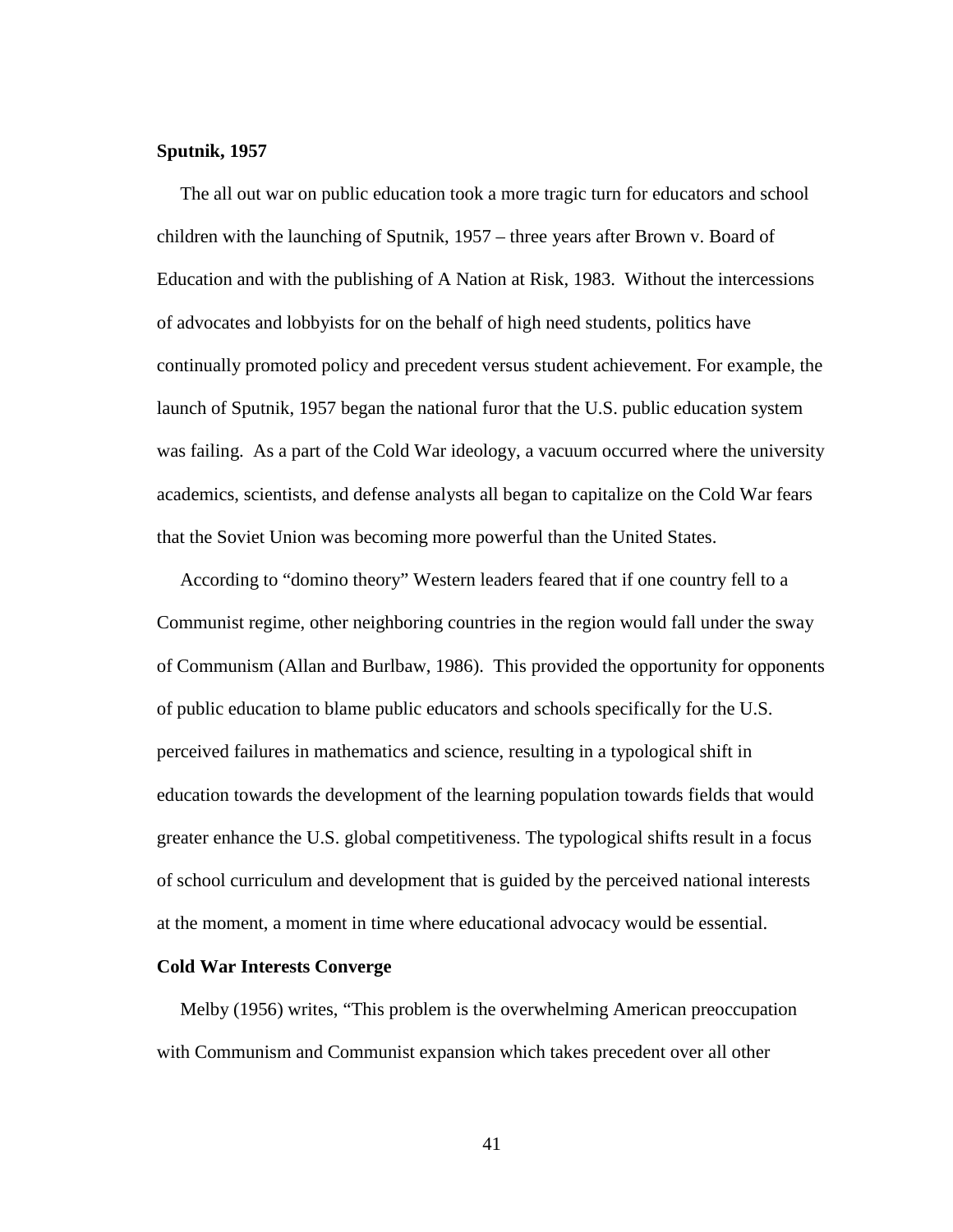**Sputnik, 1957**

The all out war on public education took a more tragic turn for educators and school children with the launching of Sputnik, 1957 – three years after Brown v. Board of Education and with the publishing of A Nation at Risk, 1983. Without the intercessions of advocates and lobbyists for on the behalf of high need students, politics have continually promoted policy and precedent versus student achievement. For example, the launch of Sputnik, 1957 began the national furor that the U.S. public education system was failing. As a part of the Cold War ideology, a vacuum occurred where the university academics, scientists, and defense analysts all began to capitalize on the Cold War fears that the Soviet Union was becoming more powerful than the United States.

According to "domino theory" Western leaders feared that if one country fell to a Communist regime, other neighboring countries in the region would fall under the sway of Communism (Allan and Burlbaw, 1986). This provided the opportunity for opponents of public education to blame public educators and schools specifically for the U.S. perceived failures in mathematics and science, resulting in a typological shift in education towards the development of the learning population towards fields that would greater enhance the U.S. global competitiveness. The typological shifts result in a focus of school curriculum and development that is guided by the perceived national interests at the moment, a moment in time where educational advocacy would be essential.

**Cold War Interests Converge**

Melby (1956) writes, "This problem is the overwhelming American preoccupation with Communism and Communist expansion which takes precedent over all other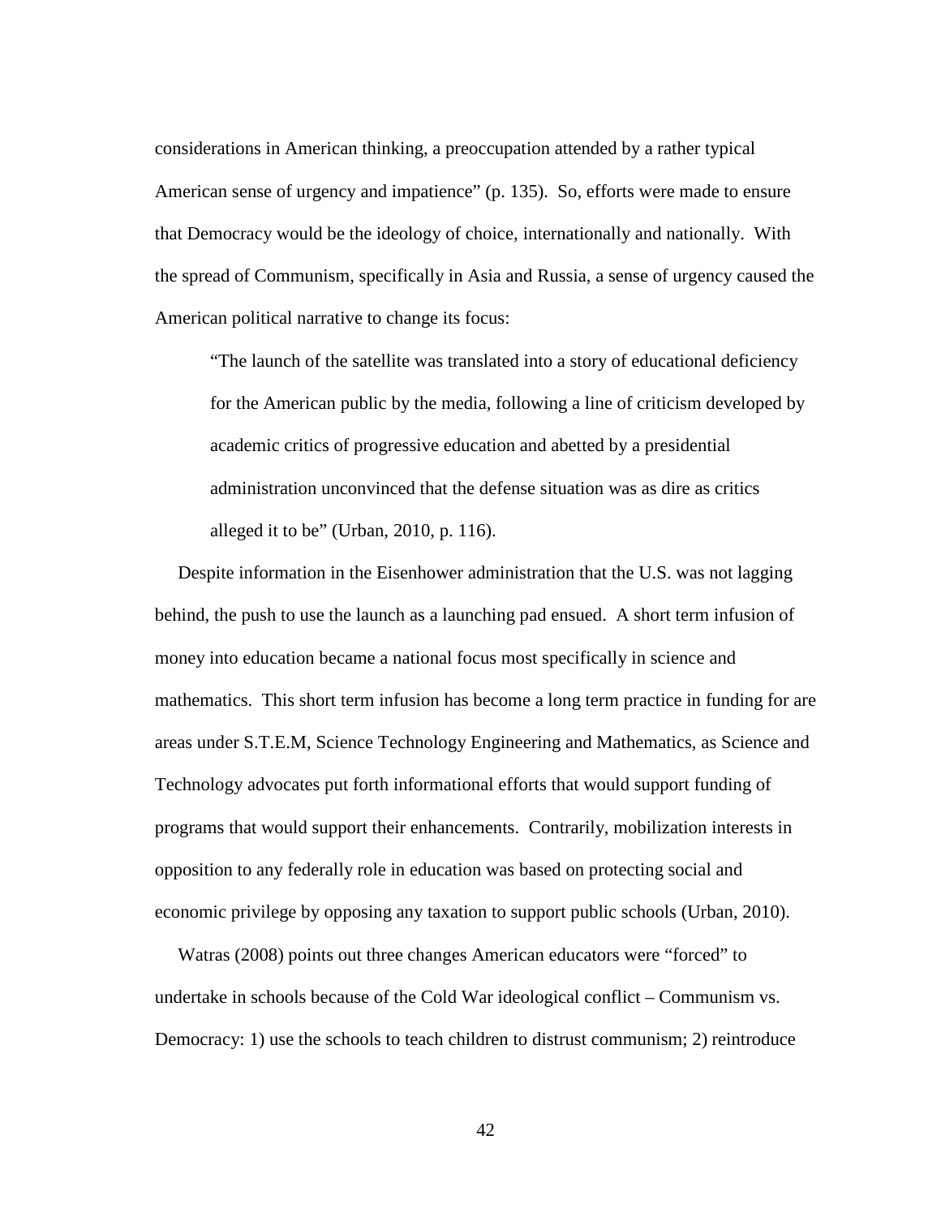considerations in American thinking, a preoccupation attended by a rather typical American sense of urgency and impatience" (p. 135). So, efforts were made to ensure that Democracy would be the ideology of choice, internationally and nationally. With the spread of Communism, specifically in Asia and Russia, a sense of urgency caused the American political narrative to change its focus:

> "The launch of the satellite was translated into a story of educational deficiency for the American public by the media, following a line of criticism developed by academic critics of progressive education and abetted by a presidential administration unconvinced that the defense situation was as dire as critics alleged it to be" (Urban, 2010, p. 116).

Despite information in the Eisenhower administration that the U.S. was not lagging behind, the push to use the launch as a launching pad ensued. A short term infusion of money into education became a national focus most specifically in science and mathematics. This short term infusion has become a long term practice in funding for are areas under S.T.E.M, Science Technology Engineering and Mathematics, as Science and Technology advocates put forth informational efforts that would support funding of programs that would support their enhancements. Contrarily, mobilization interests in opposition to any federally role in education was based on protecting social and economic privilege by opposing any taxation to support public schools (Urban, 2010).

Watras (2008) points out three changes American educators were "forced" to undertake in schools because of the Cold War ideological conflict – Communism vs. Democracy: 1) use the schools to teach children to distrust communism; 2) reintroduce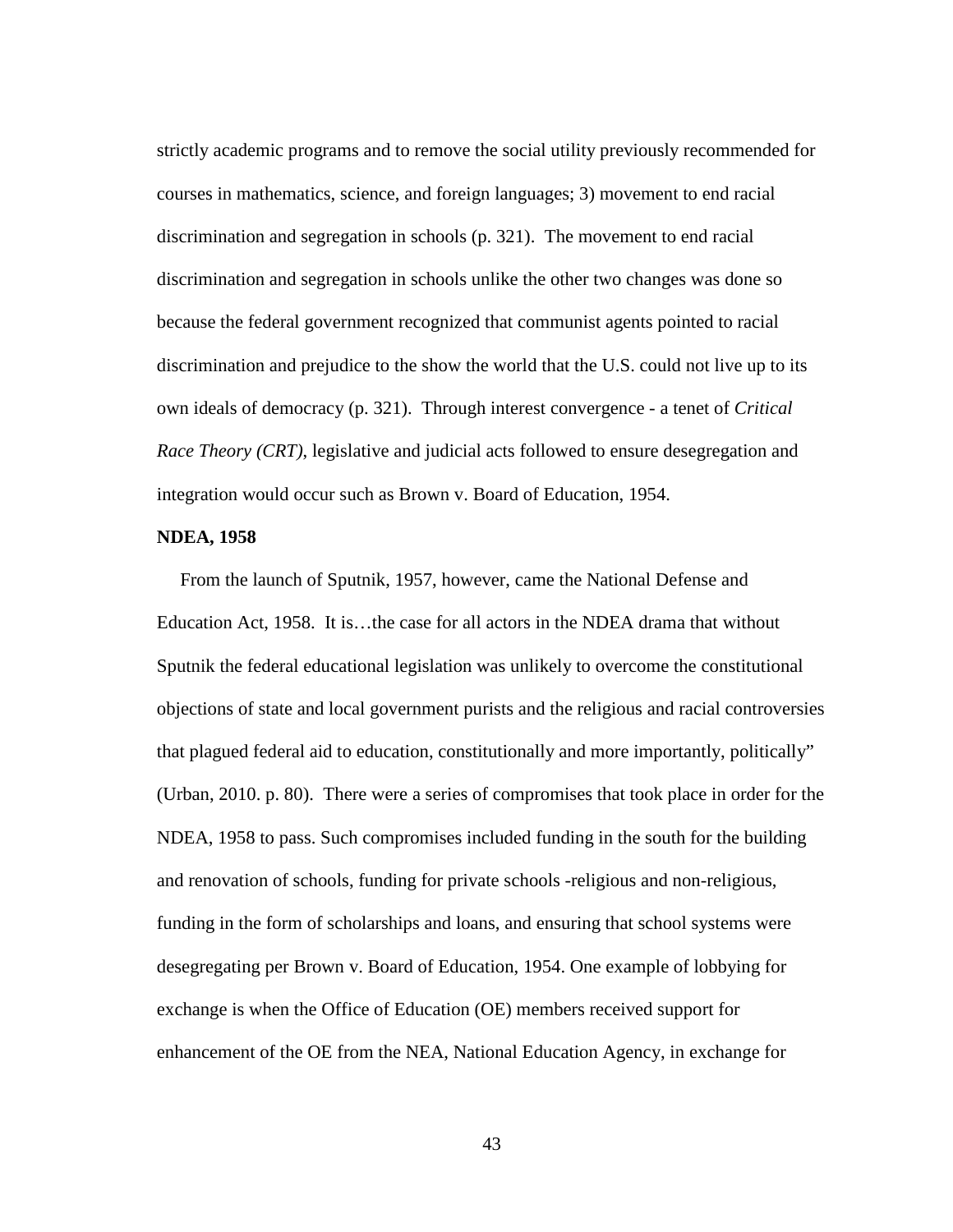strictly academic programs and to remove the social utility previously recommended for courses in mathematics, science, and foreign languages; 3) movement to end racial discrimination and segregation in schools (p. 321). The movement to end racial discrimination and segregation in schools unlike the other two changes was done so because the federal government recognized that communist agents pointed to racial discrimination and prejudice to the show the world that the U.S. could not live up to its own ideals of democracy (p. 321). Through interest convergence - a tenet of *Critical Race Theory (CRT)*, legislative and judicial acts followed to ensure desegregation and integration would occur such as Brown v. Board of Education, 1954.

**NDEA, 1958**

From the launch of Sputnik, 1957, however, came the National Defense and Education Act, 1958. It is…the case for all actors in the NDEA drama that without Sputnik the federal educational legislation was unlikely to overcome the constitutional objections of state and local government purists and the religious and racial controversies that plagued federal aid to education, constitutionally and more importantly, politically" (Urban, 2010. p. 80). There were a series of compromises that took place in order for the NDEA, 1958 to pass. Such compromises included funding in the south for the building and renovation of schools, funding for private schools -religious and non-religious, funding in the form of scholarships and loans, and ensuring that school systems were desegregating per Brown v. Board of Education, 1954. One example of lobbying for exchange is when the Office of Education (OE) members received support for enhancement of the OE from the NEA, National Education Agency, in exchange for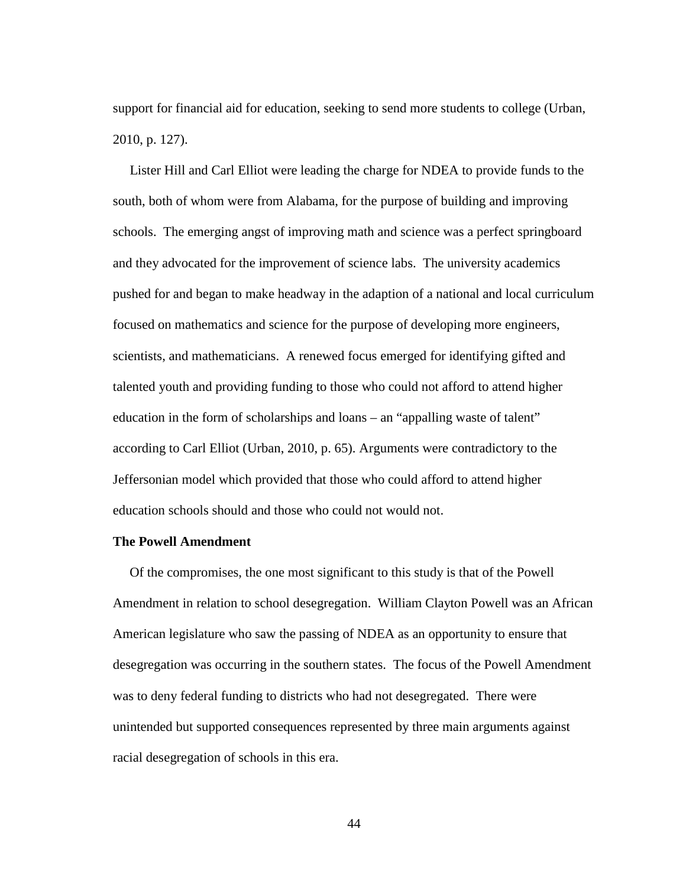support for financial aid for education, seeking to send more students to college (Urban, 2010, p. 127).

Lister Hill and Carl Elliot were leading the charge for NDEA to provide funds to the south, both of whom were from Alabama, for the purpose of building and improving schools. The emerging angst of improving math and science was a perfect springboard and they advocated for the improvement of science labs. The university academics pushed for and began to make headway in the adaption of a national and local curriculum focused on mathematics and science for the purpose of developing more engineers, scientists, and mathematicians. A renewed focus emerged for identifying gifted and talented youth and providing funding to those who could not afford to attend higher education in the form of scholarships and loans – an "appalling waste of talent" according to Carl Elliot (Urban, 2010, p. 65). Arguments were contradictory to the Jeffersonian model which provided that those who could afford to attend higher education schools should and those who could not would not.

**The Powell Amendment**

Of the compromises, the one most significant to this study is that of the Powell Amendment in relation to school desegregation. William Clayton Powell was an African American legislature who saw the passing of NDEA as an opportunity to ensure that desegregation was occurring in the southern states. The focus of the Powell Amendment was to deny federal funding to districts who had not desegregated. There were unintended but supported consequences represented by three main arguments against racial desegregation of schools in this era.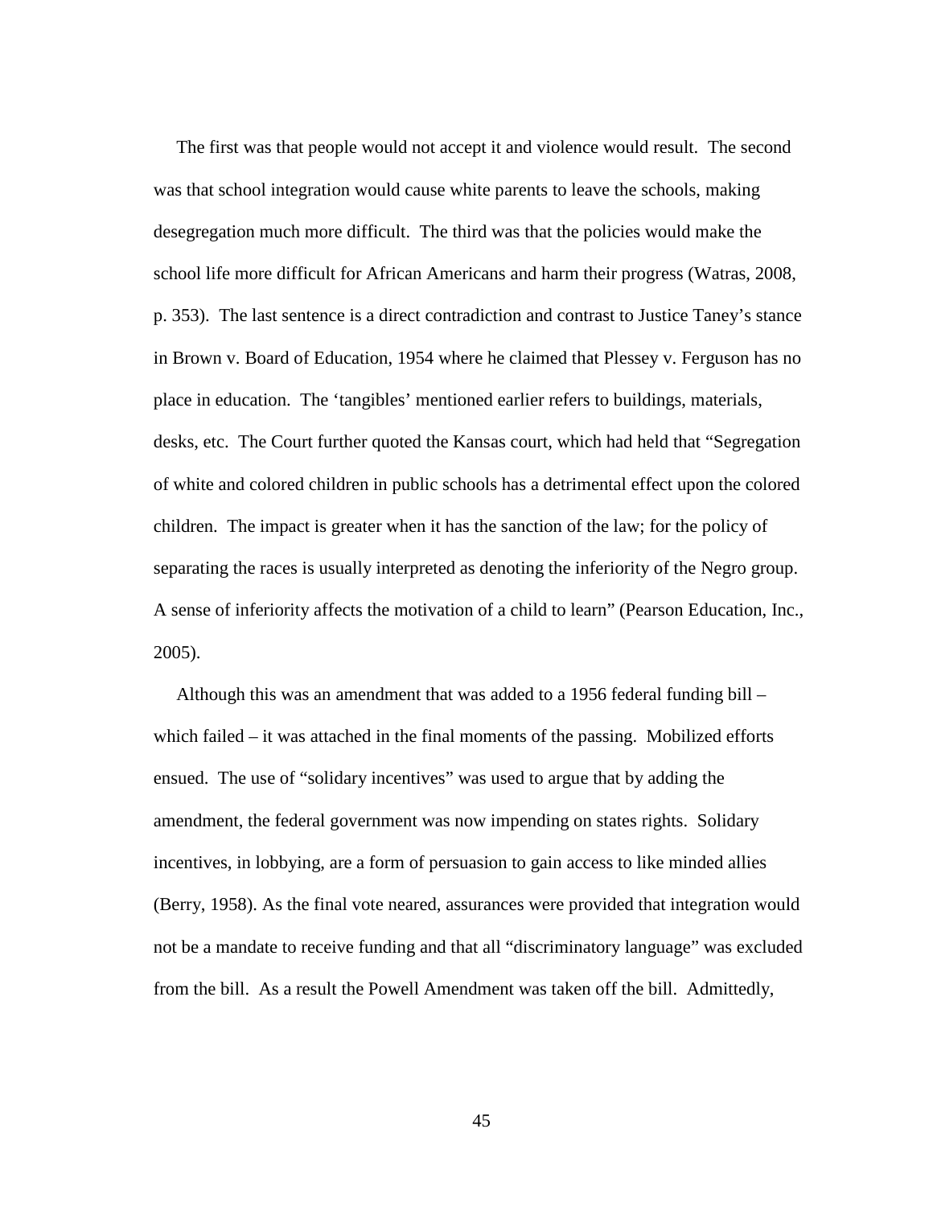The first was that people would not accept it and violence would result. The second was that school integration would cause white parents to leave the schools, making desegregation much more difficult. The third was that the policies would make the school life more difficult for African Americans and harm their progress (Watras, 2008, p. 353). The last sentence is a direct contradiction and contrast to Justice Taney's stance in Brown v. Board of Education, 1954 where he claimed that Plessey v. Ferguson has no place in education. The 'tangibles' mentioned earlier refers to buildings, materials, desks, etc. The Court further quoted the Kansas court, which had held that "Segregation of white and colored children in public schools has a detrimental effect upon the colored children. The impact is greater when it has the sanction of the law; for the policy of separating the races is usually interpreted as denoting the inferiority of the Negro group. A sense of inferiority affects the motivation of a child to learn" (Pearson Education, Inc., 2005).

Although this was an amendment that was added to a 1956 federal funding bill – which failed – it was attached in the final moments of the passing. Mobilized efforts ensued. The use of "solidary incentives" was used to argue that by adding the amendment, the federal government was now impending on states rights. Solidary incentives, in lobbying, are a form of persuasion to gain access to like minded allies (Berry, 1958). As the final vote neared, assurances were provided that integration would not be a mandate to receive funding and that all "discriminatory language" was excluded from the bill. As a result the Powell Amendment was taken off the bill. Admittedly,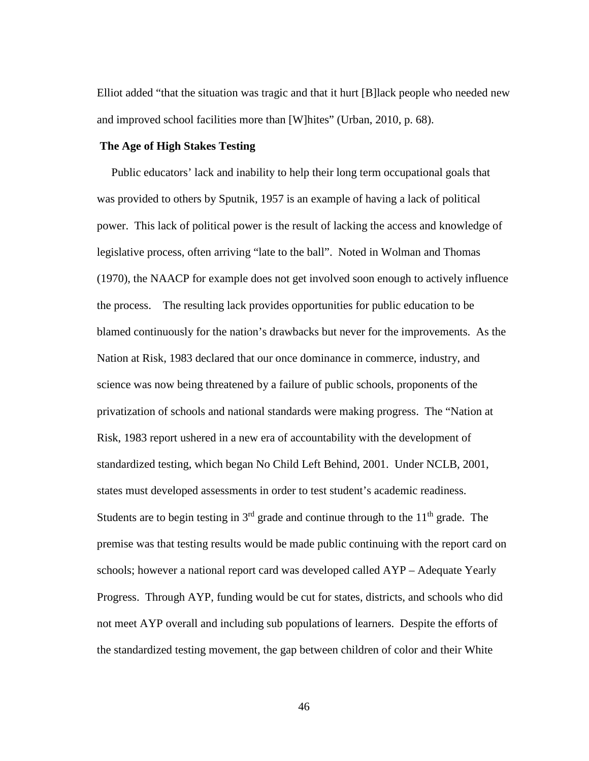Elliot added "that the situation was tragic and that it hurt [B]lack people who needed new and improved school facilities more than [W]hites" (Urban, 2010, p. 68).

**The Age of High Stakes Testing**

Public educators' lack and inability to help their long term occupational goals that was provided to others by Sputnik, 1957 is an example of having a lack of political power. This lack of political power is the result of lacking the access and knowledge of legislative process, often arriving "late to the ball". Noted in Wolman and Thomas (1970), the NAACP for example does not get involved soon enough to actively influence the process. The resulting lack provides opportunities for public education to be blamed continuously for the nation's drawbacks but never for the improvements. As the Nation at Risk, 1983 declared that our once dominance in commerce, industry, and science was now being threatened by a failure of public schools, proponents of the privatization of schools and national standards were making progress. The "Nation at Risk, 1983 report ushered in a new era of accountability with the development of standardized testing, which began No Child Left Behind, 2001. Under NCLB, 2001, states must developed assessments in order to test student's academic readiness. Students are to begin testing in 3rd grade and continue through to the 11th grade. The premise was that testing results would be made public continuing with the report card on schools; however a national report card was developed called AYP – Adequate Yearly Progress. Through AYP, funding would be cut for states, districts, and schools who did not meet AYP overall and including sub populations of learners. Despite the efforts of the standardized testing movement, the gap between children of color and their White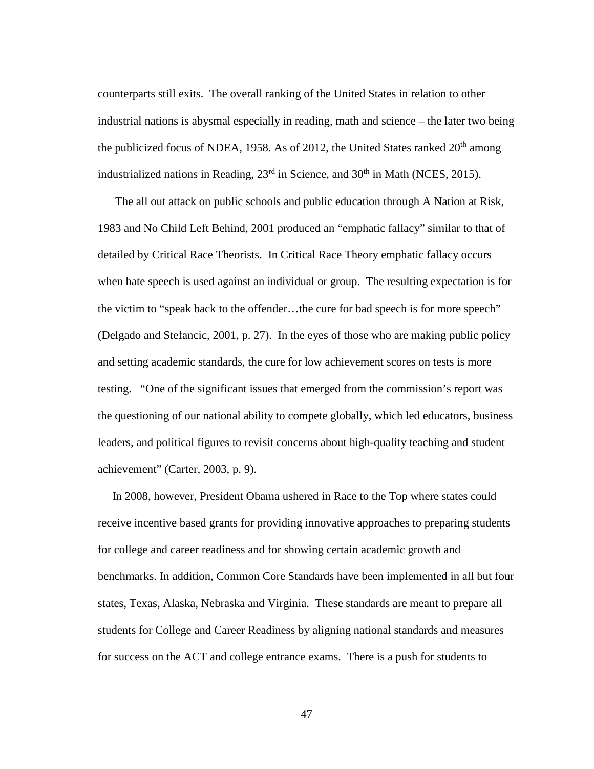counterparts still exits. The overall ranking of the United States in relation to other industrial nations is abysmal especially in reading, math and science – the later two being the publicized focus of NDEA, 1958. As of 2012, the United States ranked 20th among industrialized nations in Reading, 23rd in Science, and 30th in Math (NCES, 2015).

The all out attack on public schools and public education through A Nation at Risk, 1983 and No Child Left Behind, 2001 produced an "emphatic fallacy" similar to that of detailed by Critical Race Theorists. In Critical Race Theory emphatic fallacy occurs when hate speech is used against an individual or group. The resulting expectation is for the victim to "speak back to the offender…the cure for bad speech is for more speech" (Delgado and Stefancic, 2001, p. 27). In the eyes of those who are making public policy and setting academic standards, the cure for low achievement scores on tests is more testing. "One of the significant issues that emerged from the commission's report was the questioning of our national ability to compete globally, which led educators, business leaders, and political figures to revisit concerns about high-quality teaching and student achievement" (Carter, 2003, p. 9).

In 2008, however, President Obama ushered in Race to the Top where states could receive incentive based grants for providing innovative approaches to preparing students for college and career readiness and for showing certain academic growth and benchmarks. In addition, Common Core Standards have been implemented in all but four states, Texas, Alaska, Nebraska and Virginia. These standards are meant to prepare all students for College and Career Readiness by aligning national standards and measures for success on the ACT and college entrance exams. There is a push for students to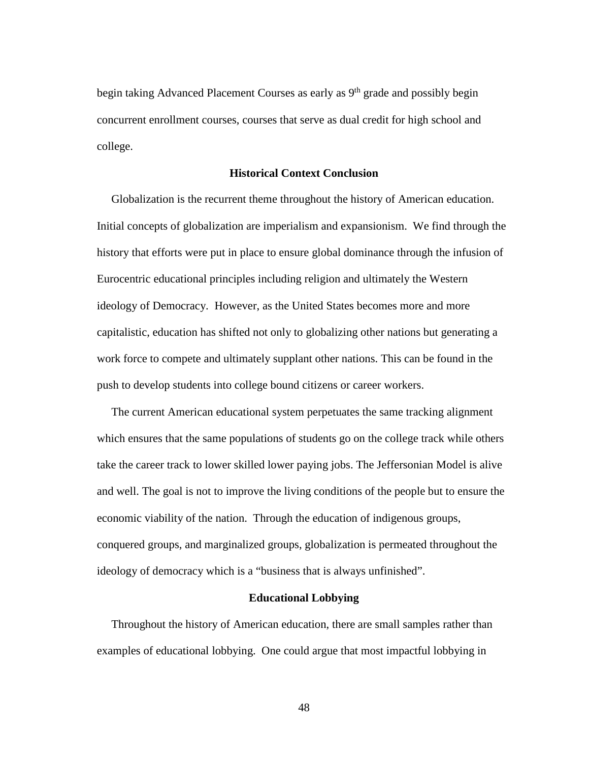begin taking Advanced Placement Courses as early as 9th grade and possibly begin concurrent enrollment courses, courses that serve as dual credit for high school and college.

## Historical Context Conclusion

Globalization is the recurrent theme throughout the history of American education. Initial concepts of globalization are imperialism and expansionism. We find through the history that efforts were put in place to ensure global dominance through the infusion of Eurocentric educational principles including religion and ultimately the Western ideology of Democracy. However, as the United States becomes more and more capitalistic, education has shifted not only to globalizing other nations but generating a work force to compete and ultimately supplant other nations. This can be found in the push to develop students into college bound citizens or career workers.

The current American educational system perpetuates the same tracking alignment which ensures that the same populations of students go on the college track while others take the career track to lower skilled lower paying jobs. The Jeffersonian Model is alive and well. The goal is not to improve the living conditions of the people but to ensure the economic viability of the nation. Through the education of indigenous groups, conquered groups, and marginalized groups, globalization is permeated throughout the ideology of democracy which is a "business that is always unfinished".

## Educational Lobbying

Throughout the history of American education, there are small samples rather than examples of educational lobbying. One could argue that most impactful lobbying in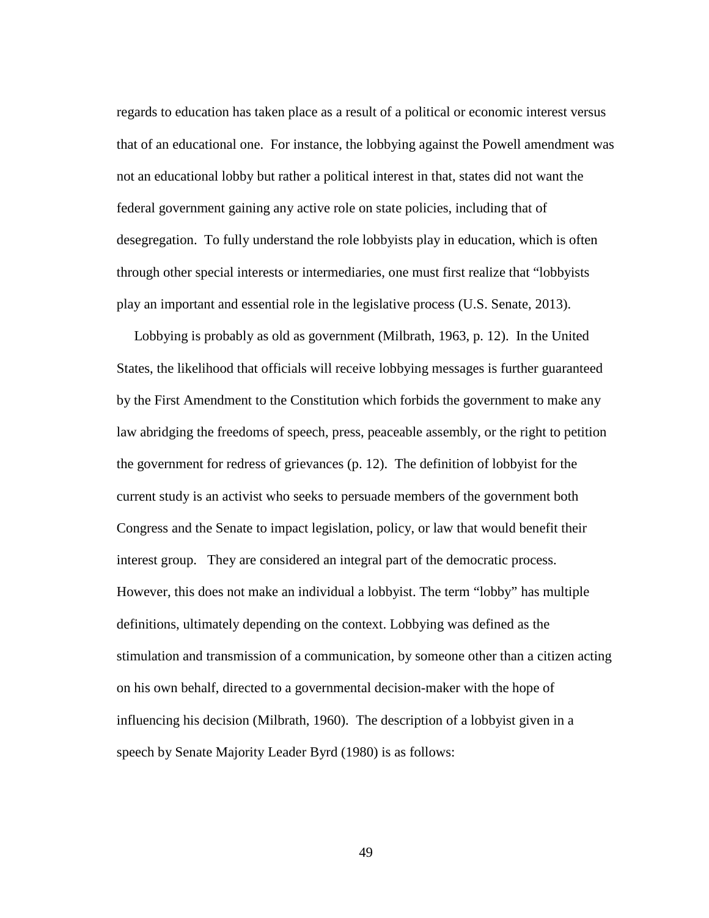regards to education has taken place as a result of a political or economic interest versus that of an educational one. For instance, the lobbying against the Powell amendment was not an educational lobby but rather a political interest in that, states did not want the federal government gaining any active role on state policies, including that of desegregation. To fully understand the role lobbyists play in education, which is often through other special interests or intermediaries, one must first realize that "lobbyists play an important and essential role in the legislative process (U.S. Senate, 2013).

Lobbying is probably as old as government (Milbrath, 1963, p. 12). In the United States, the likelihood that officials will receive lobbying messages is further guaranteed by the First Amendment to the Constitution which forbids the government to make any law abridging the freedoms of speech, press, peaceable assembly, or the right to petition the government for redress of grievances (p. 12). The definition of lobbyist for the current study is an activist who seeks to persuade members of the government both Congress and the Senate to impact legislation, policy, or law that would benefit their interest group. They are considered an integral part of the democratic process. However, this does not make an individual a lobbyist. The term "lobby" has multiple definitions, ultimately depending on the context. Lobbying was defined as the stimulation and transmission of a communication, by someone other than a citizen acting on his own behalf, directed to a governmental decision-maker with the hope of influencing his decision (Milbrath, 1960). The description of a lobbyist given in a speech by Senate Majority Leader Byrd (1980) is as follows: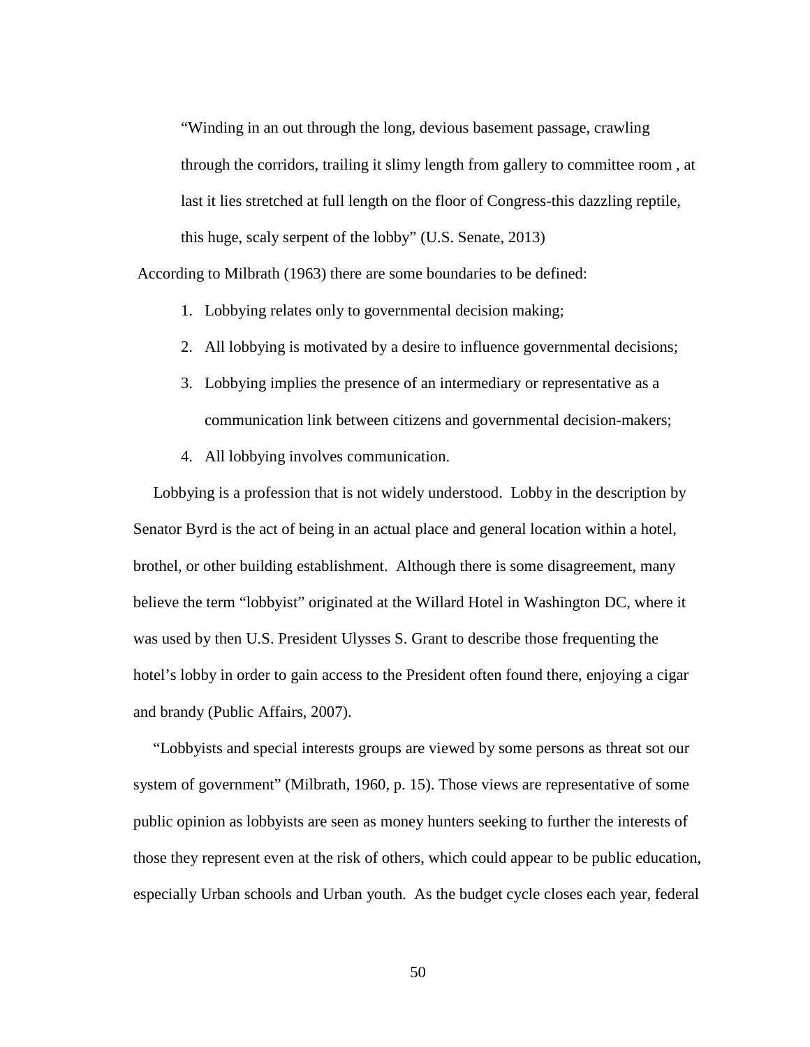> "Winding in an out through the long, devious basement passage, crawling through the corridors, trailing it slimy length from gallery to committee room , at last it lies stretched at full length on the floor of Congress-this dazzling reptile, this huge, scaly serpent of the lobby" (U.S. Senate, 2013)

According to Milbrath (1963) there are some boundaries to be defined:

1. Lobbying relates only to governmental decision making;
2. All lobbying is motivated by a desire to influence governmental decisions;
3. Lobbying implies the presence of an intermediary or representative as a communication link between citizens and governmental decision-makers;
4. All lobbying involves communication.

Lobbying is a profession that is not widely understood. Lobby in the description by Senator Byrd is the act of being in an actual place and general location within a hotel, brothel, or other building establishment. Although there is some disagreement, many believe the term "lobbyist" originated at the Willard Hotel in Washington DC, where it was used by then U.S. President Ulysses S. Grant to describe those frequenting the hotel's lobby in order to gain access to the President often found there, enjoying a cigar and brandy (Public Affairs, 2007).

"Lobbyists and special interests groups are viewed by some persons as threat sot our system of government" (Milbrath, 1960, p. 15). Those views are representative of some public opinion as lobbyists are seen as money hunters seeking to further the interests of those they represent even at the risk of others, which could appear to be public education, especially Urban schools and Urban youth. As the budget cycle closes each year, federal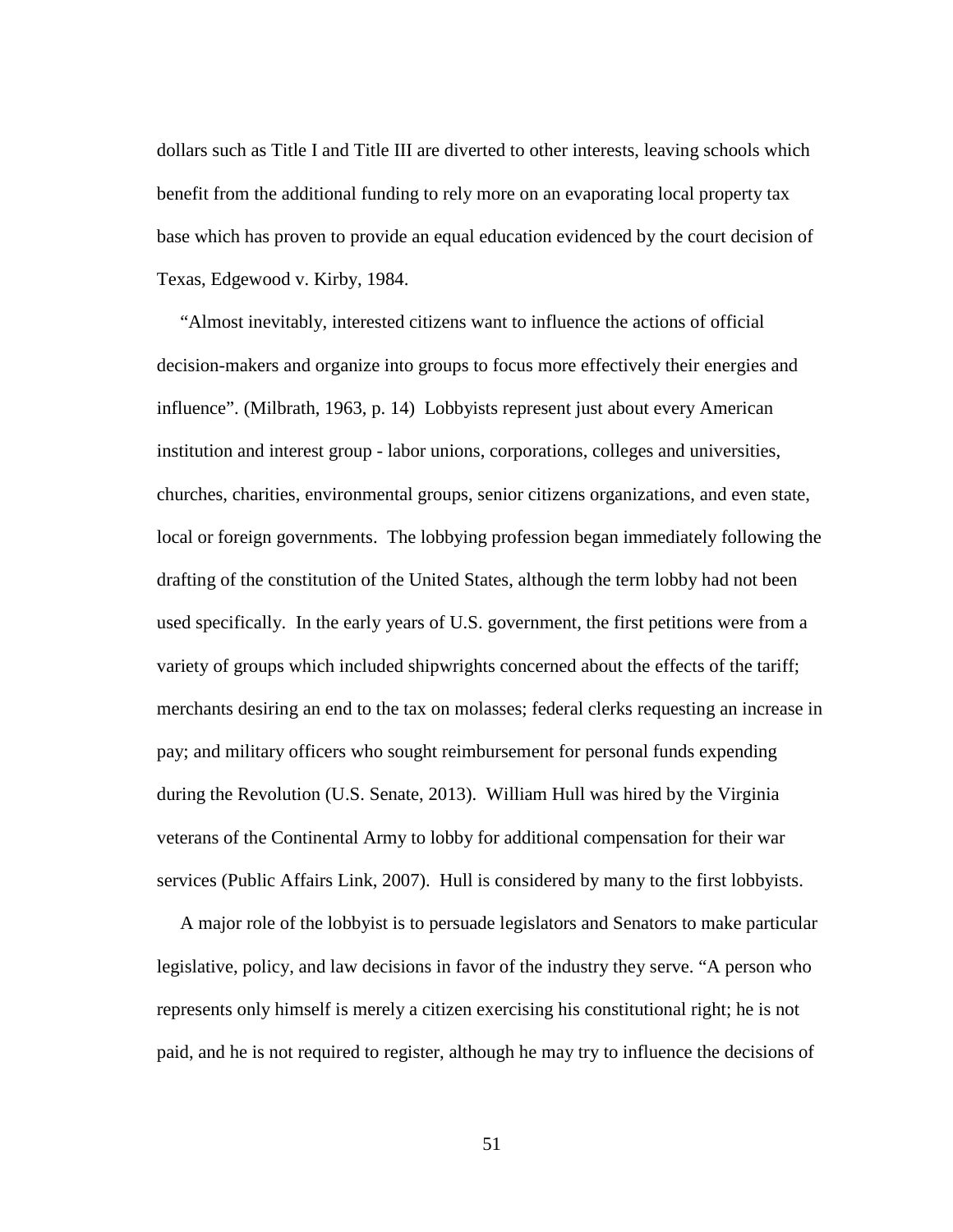dollars such as Title I and Title III are diverted to other interests, leaving schools which benefit from the additional funding to rely more on an evaporating local property tax base which has proven to provide an equal education evidenced by the court decision of Texas, Edgewood v. Kirby, 1984.

"Almost inevitably, interested citizens want to influence the actions of official decision-makers and organize into groups to focus more effectively their energies and influence". (Milbrath, 1963, p. 14) Lobbyists represent just about every American institution and interest group - labor unions, corporations, colleges and universities, churches, charities, environmental groups, senior citizens organizations, and even state, local or foreign governments. The lobbying profession began immediately following the drafting of the constitution of the United States, although the term lobby had not been used specifically. In the early years of U.S. government, the first petitions were from a variety of groups which included shipwrights concerned about the effects of the tariff; merchants desiring an end to the tax on molasses; federal clerks requesting an increase in pay; and military officers who sought reimbursement for personal funds expending during the Revolution (U.S. Senate, 2013). William Hull was hired by the Virginia veterans of the Continental Army to lobby for additional compensation for their war services (Public Affairs Link, 2007). Hull is considered by many to the first lobbyists.

A major role of the lobbyist is to persuade legislators and Senators to make particular legislative, policy, and law decisions in favor of the industry they serve. "A person who represents only himself is merely a citizen exercising his constitutional right; he is not paid, and he is not required to register, although he may try to influence the decisions of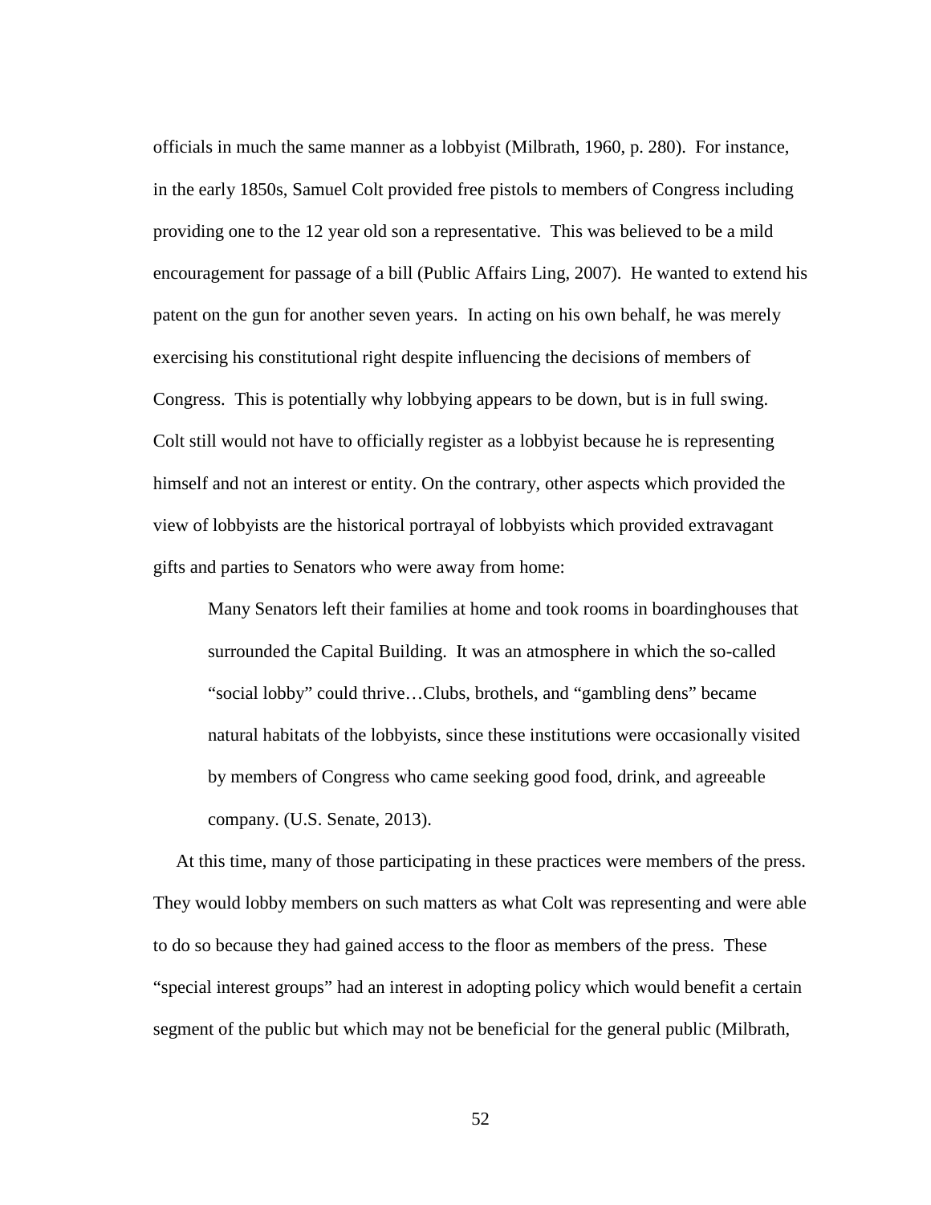officials in much the same manner as a lobbyist (Milbrath, 1960, p. 280). For instance, in the early 1850s, Samuel Colt provided free pistols to members of Congress including providing one to the 12 year old son a representative. This was believed to be a mild encouragement for passage of a bill (Public Affairs Ling, 2007). He wanted to extend his patent on the gun for another seven years. In acting on his own behalf, he was merely exercising his constitutional right despite influencing the decisions of members of Congress. This is potentially why lobbying appears to be down, but is in full swing. Colt still would not have to officially register as a lobbyist because he is representing himself and not an interest or entity. On the contrary, other aspects which provided the view of lobbyists are the historical portrayal of lobbyists which provided extravagant gifts and parties to Senators who were away from home:

> Many Senators left their families at home and took rooms in boardinghouses that surrounded the Capital Building. It was an atmosphere in which the so-called "social lobby" could thrive…Clubs, brothels, and "gambling dens" became natural habitats of the lobbyists, since these institutions were occasionally visited by members of Congress who came seeking good food, drink, and agreeable company. (U.S. Senate, 2013).

At this time, many of those participating in these practices were members of the press. They would lobby members on such matters as what Colt was representing and were able to do so because they had gained access to the floor as members of the press. These "special interest groups" had an interest in adopting policy which would benefit a certain segment of the public but which may not be beneficial for the general public (Milbrath,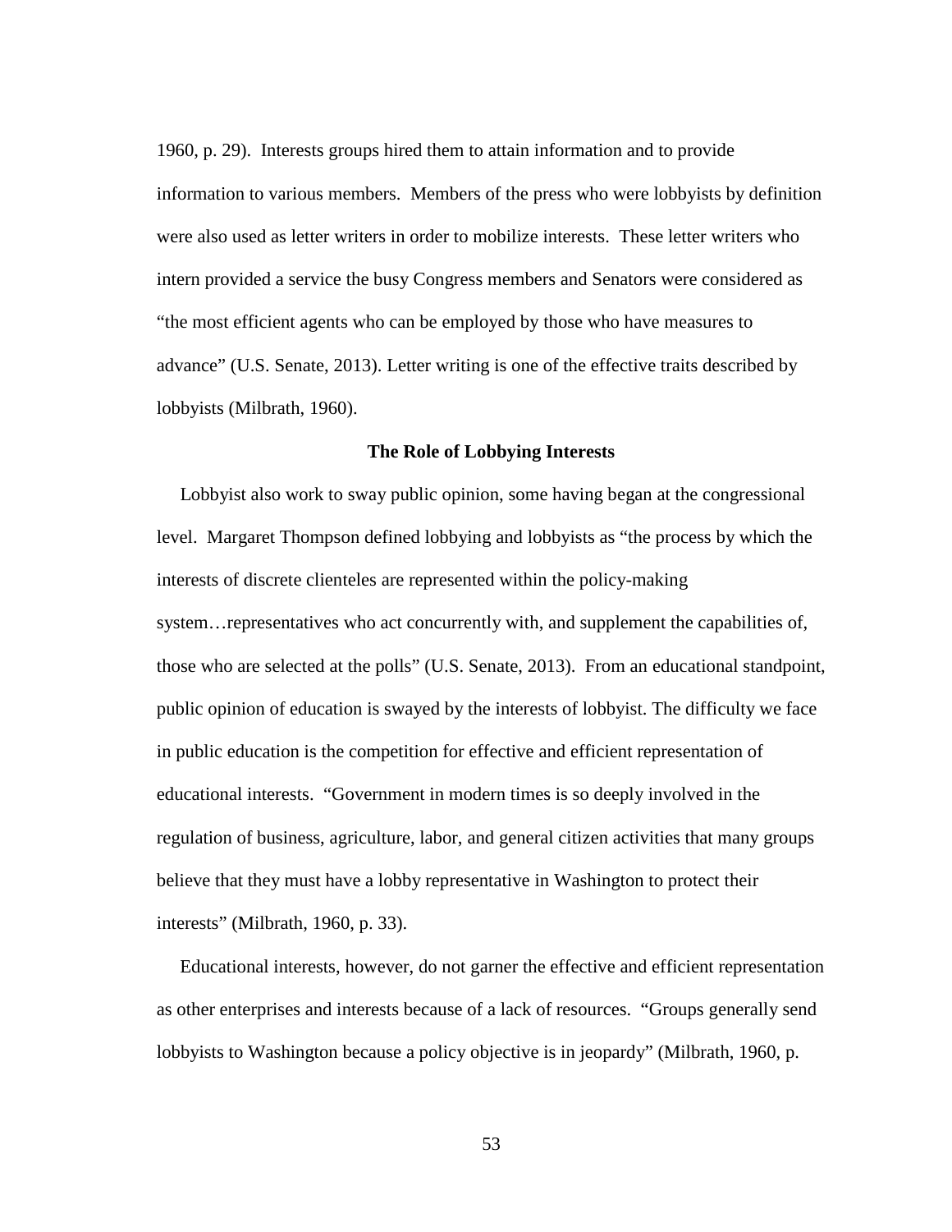1960, p. 29). Interests groups hired them to attain information and to provide information to various members. Members of the press who were lobbyists by definition were also used as letter writers in order to mobilize interests. These letter writers who intern provided a service the busy Congress members and Senators were considered as "the most efficient agents who can be employed by those who have measures to advance" (U.S. Senate, 2013). Letter writing is one of the effective traits described by lobbyists (Milbrath, 1960).

## The Role of Lobbying Interests

Lobbyist also work to sway public opinion, some having began at the congressional level. Margaret Thompson defined lobbying and lobbyists as "the process by which the interests of discrete clienteles are represented within the policy-making system…representatives who act concurrently with, and supplement the capabilities of, those who are selected at the polls" (U.S. Senate, 2013). From an educational standpoint, public opinion of education is swayed by the interests of lobbyist. The difficulty we face in public education is the competition for effective and efficient representation of educational interests. "Government in modern times is so deeply involved in the regulation of business, agriculture, labor, and general citizen activities that many groups believe that they must have a lobby representative in Washington to protect their interests" (Milbrath, 1960, p. 33).

Educational interests, however, do not garner the effective and efficient representation as other enterprises and interests because of a lack of resources. "Groups generally send lobbyists to Washington because a policy objective is in jeopardy" (Milbrath, 1960, p.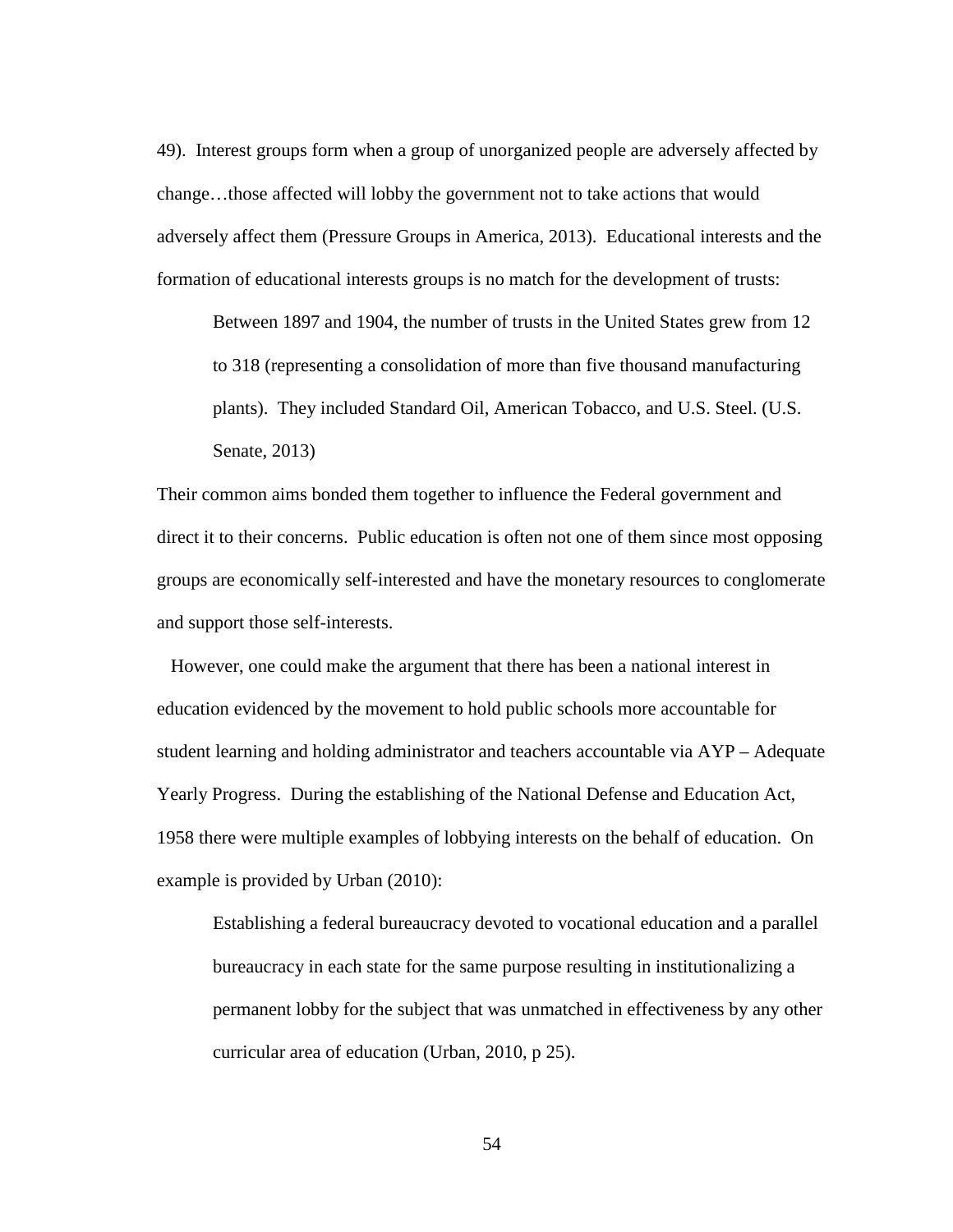49). Interest groups form when a group of unorganized people are adversely affected by change…those affected will lobby the government not to take actions that would adversely affect them (Pressure Groups in America, 2013). Educational interests and the formation of educational interests groups is no match for the development of trusts:

> Between 1897 and 1904, the number of trusts in the United States grew from 12 to 318 (representing a consolidation of more than five thousand manufacturing plants). They included Standard Oil, American Tobacco, and U.S. Steel. (U.S. Senate, 2013)

Their common aims bonded them together to influence the Federal government and direct it to their concerns. Public education is often not one of them since most opposing groups are economically self-interested and have the monetary resources to conglomerate and support those self-interests.

However, one could make the argument that there has been a national interest in education evidenced by the movement to hold public schools more accountable for student learning and holding administrator and teachers accountable via AYP – Adequate Yearly Progress. During the establishing of the National Defense and Education Act, 1958 there were multiple examples of lobbying interests on the behalf of education. On example is provided by Urban (2010):

> Establishing a federal bureaucracy devoted to vocational education and a parallel bureaucracy in each state for the same purpose resulting in institutionalizing a permanent lobby for the subject that was unmatched in effectiveness by any other curricular area of education (Urban, 2010, p 25).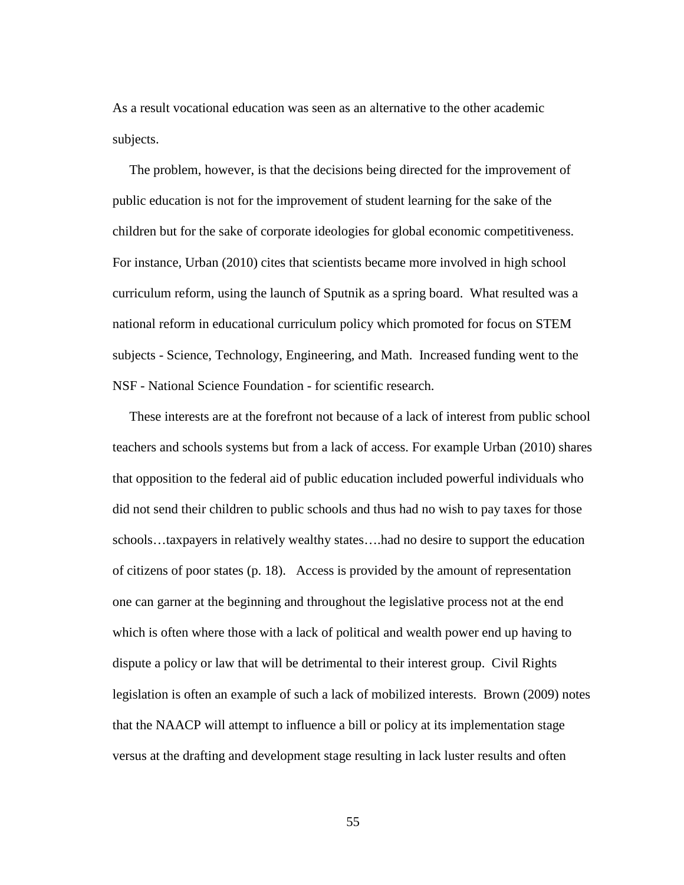As a result vocational education was seen as an alternative to the other academic subjects.

The problem, however, is that the decisions being directed for the improvement of public education is not for the improvement of student learning for the sake of the children but for the sake of corporate ideologies for global economic competitiveness. For instance, Urban (2010) cites that scientists became more involved in high school curriculum reform, using the launch of Sputnik as a spring board. What resulted was a national reform in educational curriculum policy which promoted for focus on STEM subjects - Science, Technology, Engineering, and Math. Increased funding went to the NSF - National Science Foundation - for scientific research.

These interests are at the forefront not because of a lack of interest from public school teachers and schools systems but from a lack of access. For example Urban (2010) shares that opposition to the federal aid of public education included powerful individuals who did not send their children to public schools and thus had no wish to pay taxes for those schools…taxpayers in relatively wealthy states….had no desire to support the education of citizens of poor states (p. 18). Access is provided by the amount of representation one can garner at the beginning and throughout the legislative process not at the end which is often where those with a lack of political and wealth power end up having to dispute a policy or law that will be detrimental to their interest group. Civil Rights legislation is often an example of such a lack of mobilized interests. Brown (2009) notes that the NAACP will attempt to influence a bill or policy at its implementation stage versus at the drafting and development stage resulting in lack luster results and often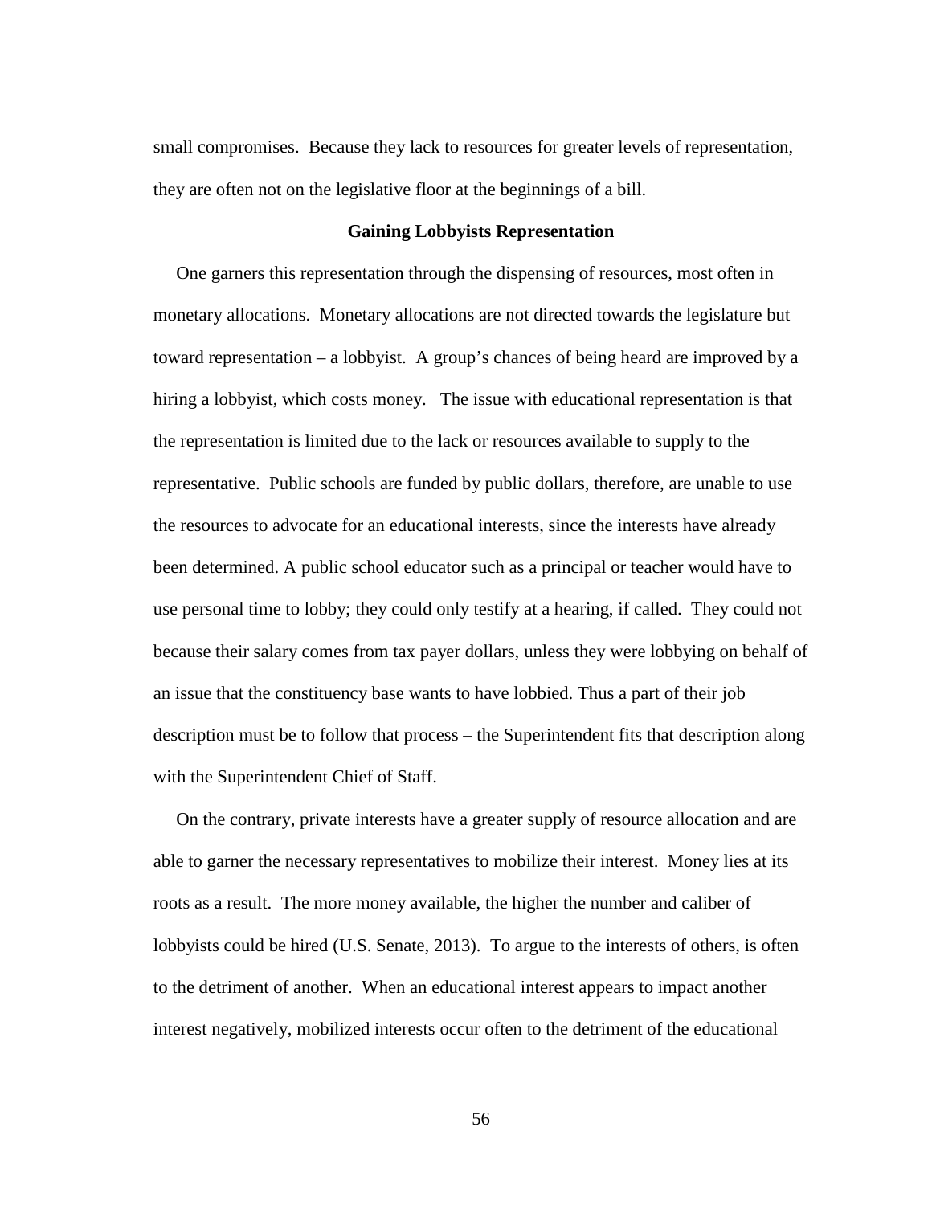small compromises. Because they lack to resources for greater levels of representation, they are often not on the legislative floor at the beginnings of a bill.

### Gaining Lobbyists Representation

One garners this representation through the dispensing of resources, most often in monetary allocations. Monetary allocations are not directed towards the legislature but toward representation – a lobbyist. A group's chances of being heard are improved by a hiring a lobbyist, which costs money. The issue with educational representation is that the representation is limited due to the lack or resources available to supply to the representative. Public schools are funded by public dollars, therefore, are unable to use the resources to advocate for an educational interests, since the interests have already been determined. A public school educator such as a principal or teacher would have to use personal time to lobby; they could only testify at a hearing, if called. They could not because their salary comes from tax payer dollars, unless they were lobbying on behalf of an issue that the constituency base wants to have lobbied. Thus a part of their job description must be to follow that process – the Superintendent fits that description along with the Superintendent Chief of Staff.

On the contrary, private interests have a greater supply of resource allocation and are able to garner the necessary representatives to mobilize their interest. Money lies at its roots as a result. The more money available, the higher the number and caliber of lobbyists could be hired (U.S. Senate, 2013). To argue to the interests of others, is often to the detriment of another. When an educational interest appears to impact another interest negatively, mobilized interests occur often to the detriment of the educational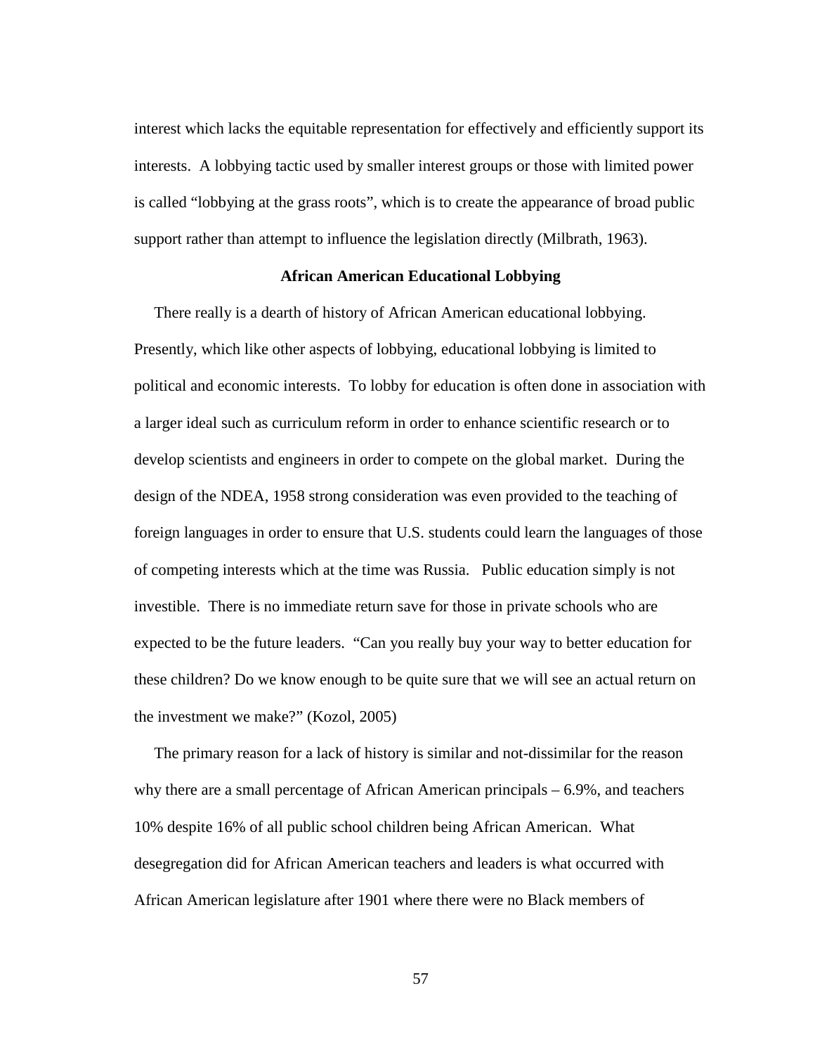interest which lacks the equitable representation for effectively and efficiently support its interests. A lobbying tactic used by smaller interest groups or those with limited power is called "lobbying at the grass roots", which is to create the appearance of broad public support rather than attempt to influence the legislation directly (Milbrath, 1963).

## African American Educational Lobbying

There really is a dearth of history of African American educational lobbying. Presently, which like other aspects of lobbying, educational lobbying is limited to political and economic interests. To lobby for education is often done in association with a larger ideal such as curriculum reform in order to enhance scientific research or to develop scientists and engineers in order to compete on the global market. During the design of the NDEA, 1958 strong consideration was even provided to the teaching of foreign languages in order to ensure that U.S. students could learn the languages of those of competing interests which at the time was Russia. Public education simply is not investible. There is no immediate return save for those in private schools who are expected to be the future leaders. "Can you really buy your way to better education for these children? Do we know enough to be quite sure that we will see an actual return on the investment we make?" (Kozol, 2005)

The primary reason for a lack of history is similar and not-dissimilar for the reason why there are a small percentage of African American principals – 6.9%, and teachers 10% despite 16% of all public school children being African American. What desegregation did for African American teachers and leaders is what occurred with African American legislature after 1901 where there were no Black members of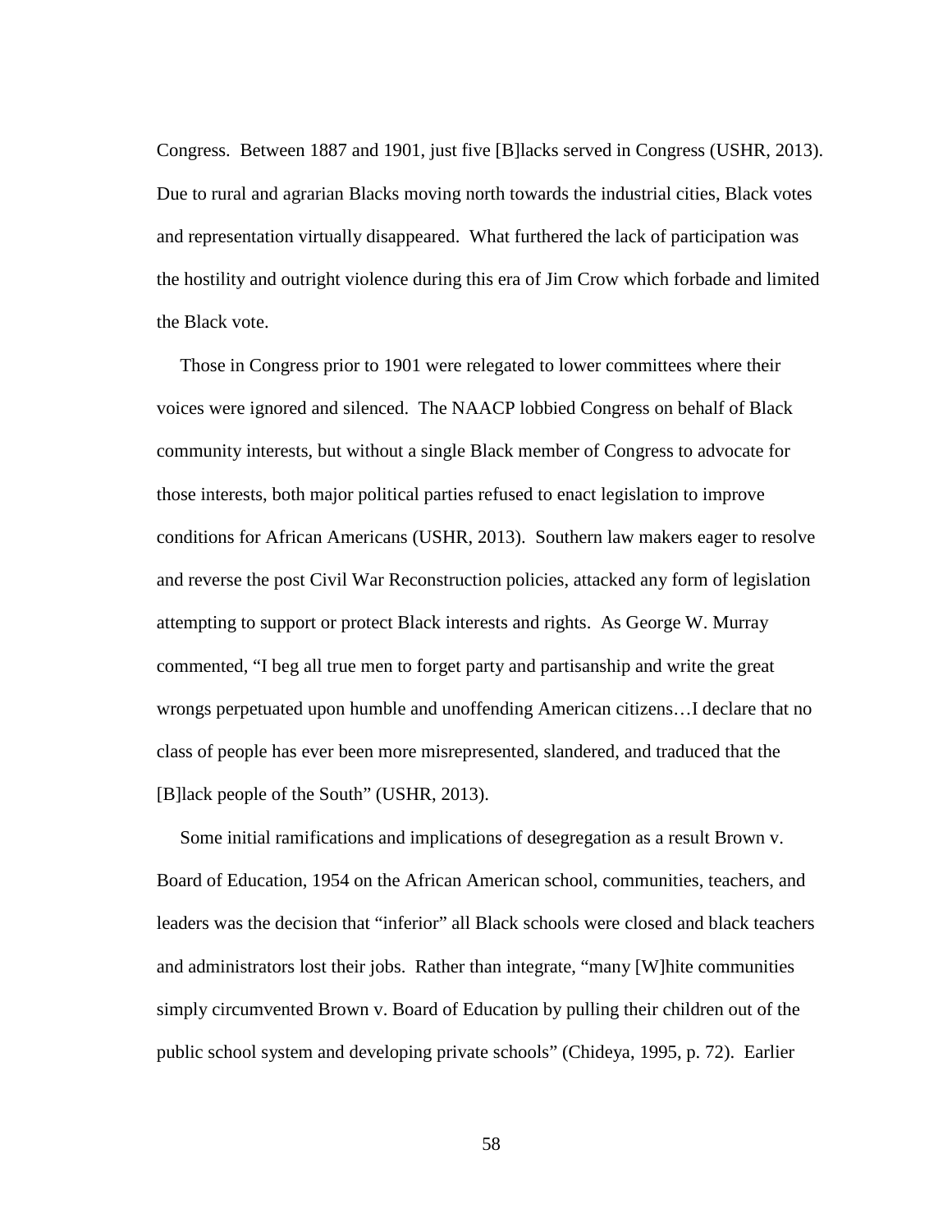Congress. Between 1887 and 1901, just five [B]lacks served in Congress (USHR, 2013). Due to rural and agrarian Blacks moving north towards the industrial cities, Black votes and representation virtually disappeared. What furthered the lack of participation was the hostility and outright violence during this era of Jim Crow which forbade and limited the Black vote.

Those in Congress prior to 1901 were relegated to lower committees where their voices were ignored and silenced. The NAACP lobbied Congress on behalf of Black community interests, but without a single Black member of Congress to advocate for those interests, both major political parties refused to enact legislation to improve conditions for African Americans (USHR, 2013). Southern law makers eager to resolve and reverse the post Civil War Reconstruction policies, attacked any form of legislation attempting to support or protect Black interests and rights. As George W. Murray commented, "I beg all true men to forget party and partisanship and write the great wrongs perpetuated upon humble and unoffending American citizens…I declare that no class of people has ever been more misrepresented, slandered, and traduced that the [B]lack people of the South" (USHR, 2013).

Some initial ramifications and implications of desegregation as a result Brown v. Board of Education, 1954 on the African American school, communities, teachers, and leaders was the decision that "inferior" all Black schools were closed and black teachers and administrators lost their jobs. Rather than integrate, "many [W]hite communities simply circumvented Brown v. Board of Education by pulling their children out of the public school system and developing private schools" (Chideya, 1995, p. 72). Earlier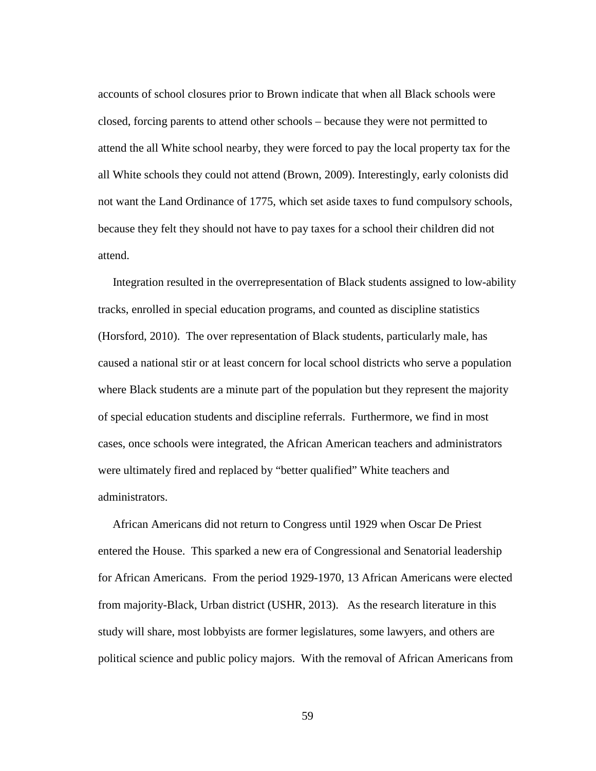accounts of school closures prior to Brown indicate that when all Black schools were closed, forcing parents to attend other schools – because they were not permitted to attend the all White school nearby, they were forced to pay the local property tax for the all White schools they could not attend (Brown, 2009). Interestingly, early colonists did not want the Land Ordinance of 1775, which set aside taxes to fund compulsory schools, because they felt they should not have to pay taxes for a school their children did not attend.

Integration resulted in the overrepresentation of Black students assigned to low-ability tracks, enrolled in special education programs, and counted as discipline statistics (Horsford, 2010). The over representation of Black students, particularly male, has caused a national stir or at least concern for local school districts who serve a population where Black students are a minute part of the population but they represent the majority of special education students and discipline referrals. Furthermore, we find in most cases, once schools were integrated, the African American teachers and administrators were ultimately fired and replaced by "better qualified" White teachers and administrators.

African Americans did not return to Congress until 1929 when Oscar De Priest entered the House. This sparked a new era of Congressional and Senatorial leadership for African Americans. From the period 1929-1970, 13 African Americans were elected from majority-Black, Urban district (USHR, 2013). As the research literature in this study will share, most lobbyists are former legislatures, some lawyers, and others are political science and public policy majors. With the removal of African Americans from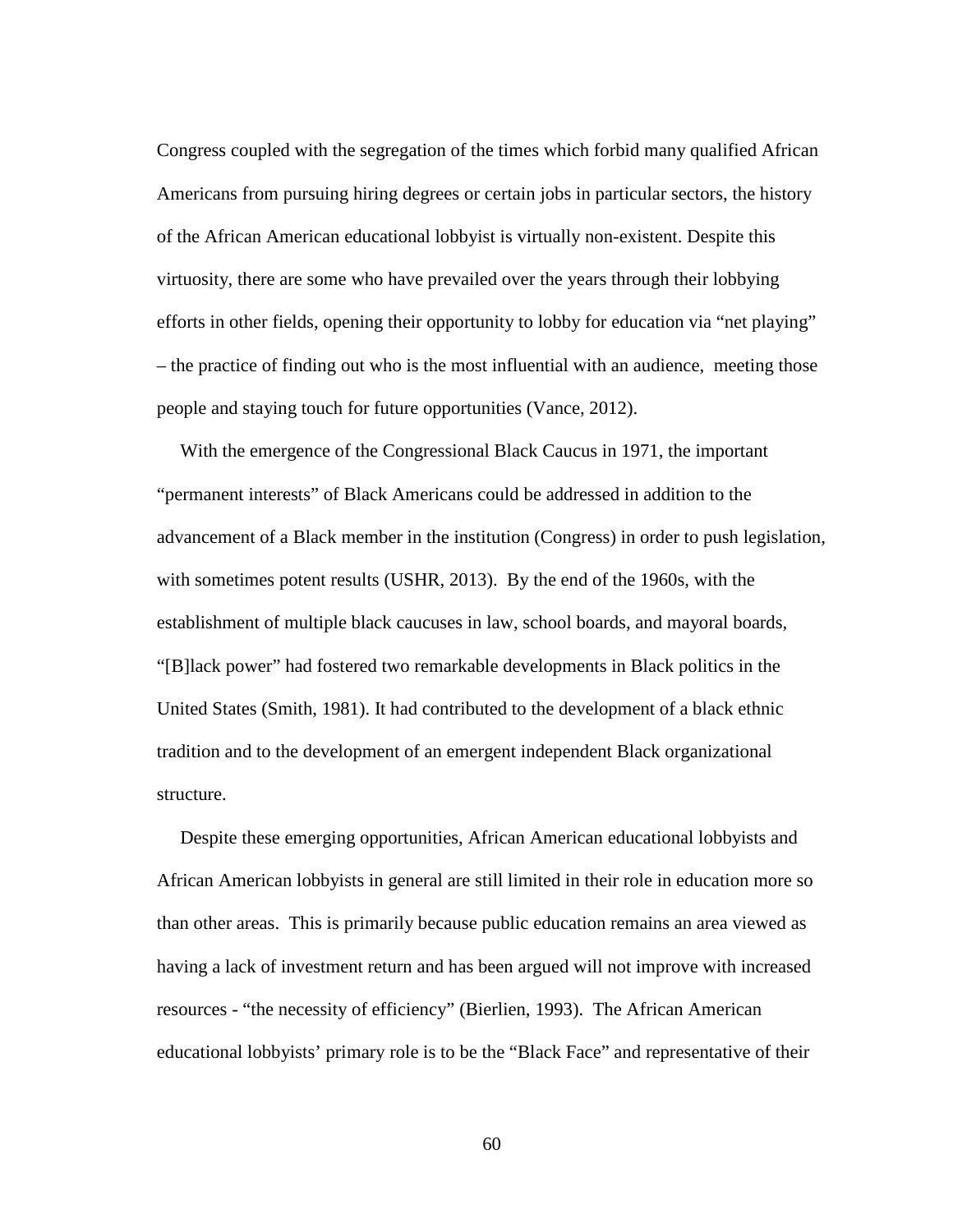Congress coupled with the segregation of the times which forbid many qualified African Americans from pursuing hiring degrees or certain jobs in particular sectors, the history of the African American educational lobbyist is virtually non-existent. Despite this virtuosity, there are some who have prevailed over the years through their lobbying efforts in other fields, opening their opportunity to lobby for education via "net playing" – the practice of finding out who is the most influential with an audience, meeting those people and staying touch for future opportunities (Vance, 2012).

With the emergence of the Congressional Black Caucus in 1971, the important "permanent interests" of Black Americans could be addressed in addition to the advancement of a Black member in the institution (Congress) in order to push legislation, with sometimes potent results (USHR, 2013). By the end of the 1960s, with the establishment of multiple black caucuses in law, school boards, and mayoral boards, "[B]lack power" had fostered two remarkable developments in Black politics in the United States (Smith, 1981). It had contributed to the development of a black ethnic tradition and to the development of an emergent independent Black organizational structure.

Despite these emerging opportunities, African American educational lobbyists and African American lobbyists in general are still limited in their role in education more so than other areas. This is primarily because public education remains an area viewed as having a lack of investment return and has been argued will not improve with increased resources - "the necessity of efficiency" (Bierlien, 1993). The African American educational lobbyists' primary role is to be the "Black Face" and representative of their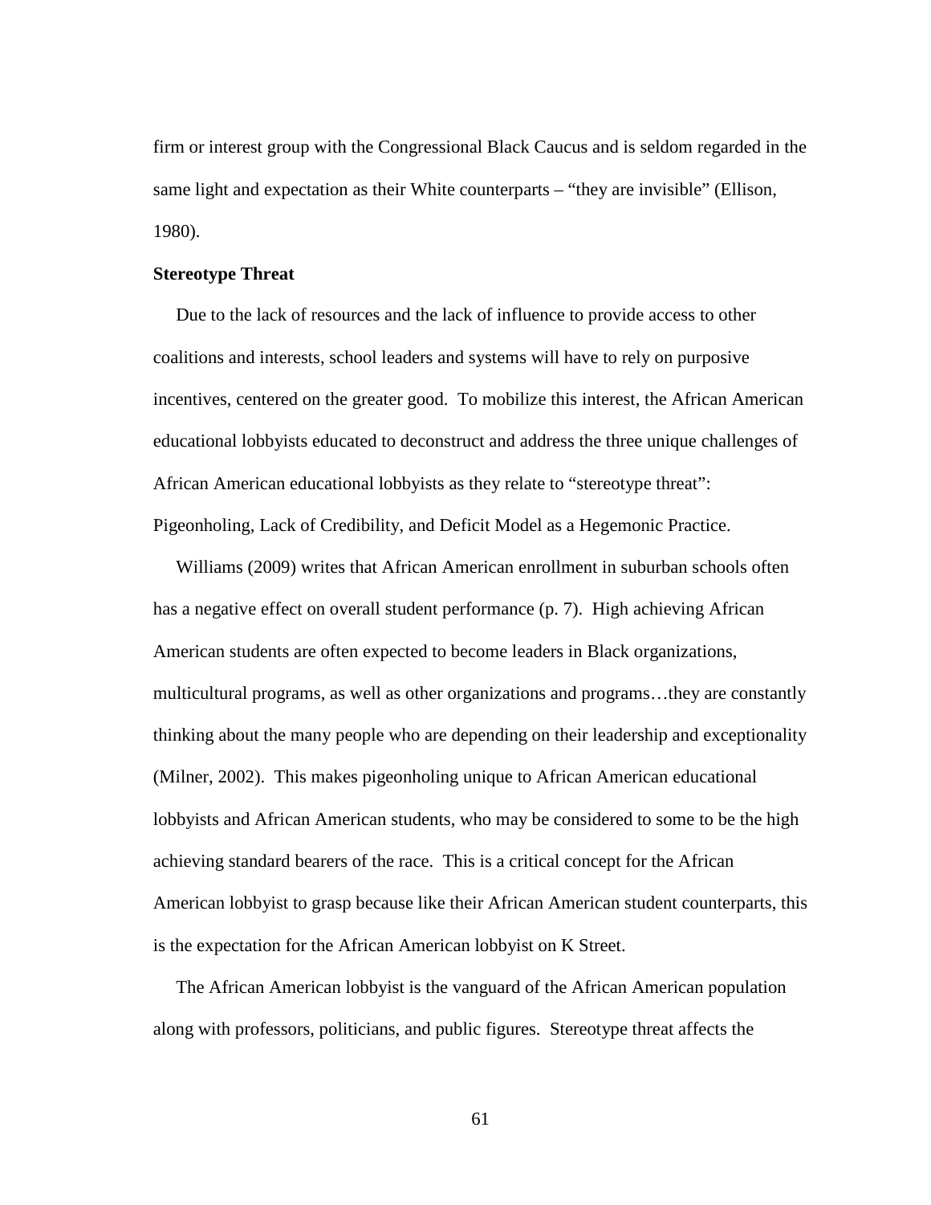firm or interest group with the Congressional Black Caucus and is seldom regarded in the same light and expectation as their White counterparts – "they are invisible" (Ellison, 1980).

**Stereotype Threat**

Due to the lack of resources and the lack of influence to provide access to other coalitions and interests, school leaders and systems will have to rely on purposive incentives, centered on the greater good. To mobilize this interest, the African American educational lobbyists educated to deconstruct and address the three unique challenges of African American educational lobbyists as they relate to "stereotype threat": Pigeonholing, Lack of Credibility, and Deficit Model as a Hegemonic Practice.

Williams (2009) writes that African American enrollment in suburban schools often has a negative effect on overall student performance (p. 7). High achieving African American students are often expected to become leaders in Black organizations, multicultural programs, as well as other organizations and programs…they are constantly thinking about the many people who are depending on their leadership and exceptionality (Milner, 2002). This makes pigeonholing unique to African American educational lobbyists and African American students, who may be considered to some to be the high achieving standard bearers of the race. This is a critical concept for the African American lobbyist to grasp because like their African American student counterparts, this is the expectation for the African American lobbyist on K Street.

The African American lobbyist is the vanguard of the African American population along with professors, politicians, and public figures. Stereotype threat affects the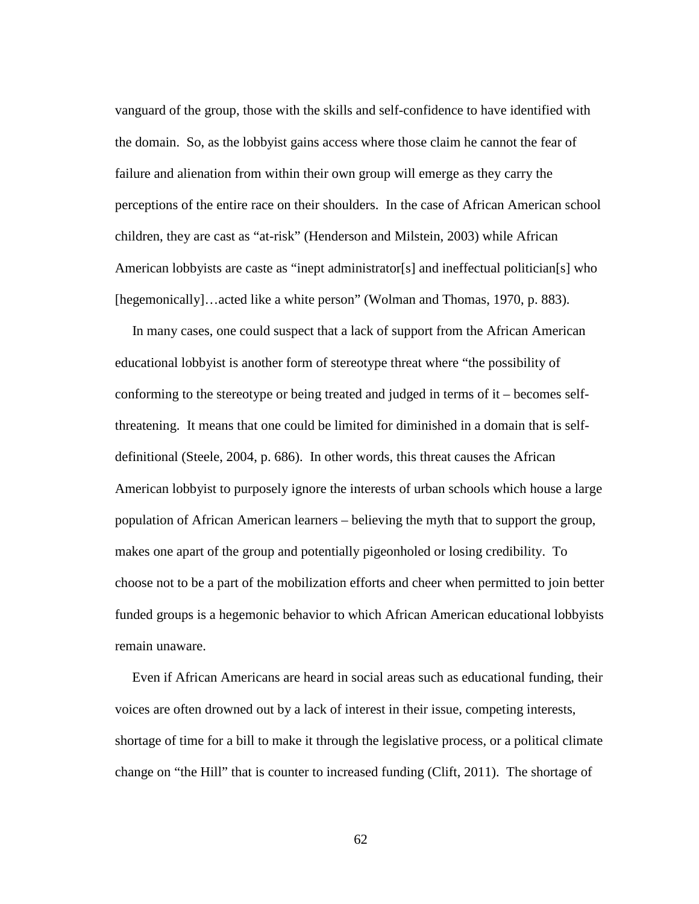vanguard of the group, those with the skills and self-confidence to have identified with the domain. So, as the lobbyist gains access where those claim he cannot the fear of failure and alienation from within their own group will emerge as they carry the perceptions of the entire race on their shoulders. In the case of African American school children, they are cast as "at-risk" (Henderson and Milstein, 2003) while African American lobbyists are caste as "inept administrator[s] and ineffectual politician[s] who [hegemonically]…acted like a white person" (Wolman and Thomas, 1970, p. 883).

In many cases, one could suspect that a lack of support from the African American educational lobbyist is another form of stereotype threat where "the possibility of conforming to the stereotype or being treated and judged in terms of it – becomes self-threatening. It means that one could be limited for diminished in a domain that is self-definitional (Steele, 2004, p. 686). In other words, this threat causes the African American lobbyist to purposely ignore the interests of urban schools which house a large population of African American learners – believing the myth that to support the group, makes one apart of the group and potentially pigeonholed or losing credibility. To choose not to be a part of the mobilization efforts and cheer when permitted to join better funded groups is a hegemonic behavior to which African American educational lobbyists remain unaware.

Even if African Americans are heard in social areas such as educational funding, their voices are often drowned out by a lack of interest in their issue, competing interests, shortage of time for a bill to make it through the legislative process, or a political climate change on "the Hill" that is counter to increased funding (Clift, 2011). The shortage of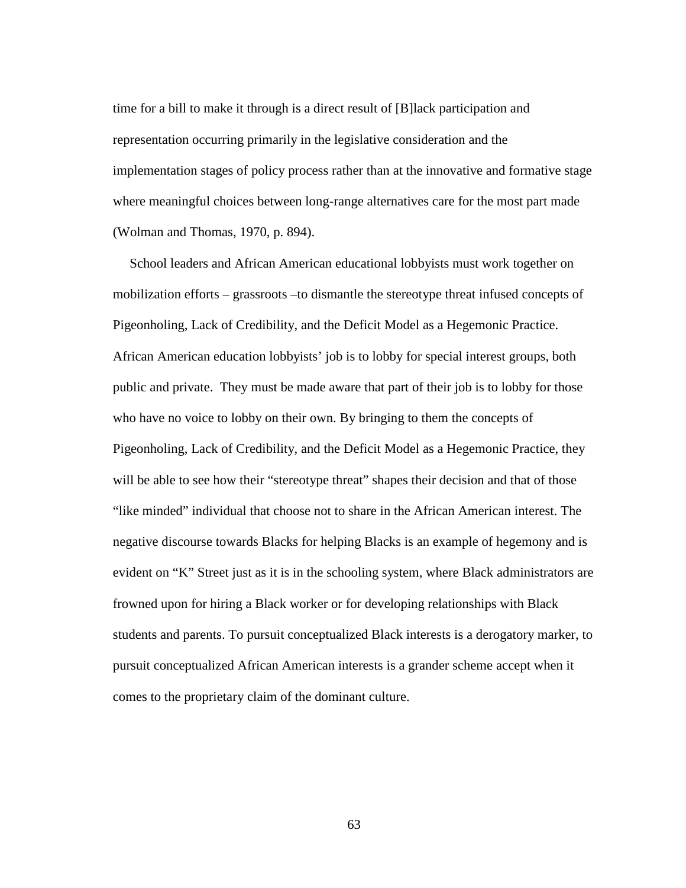time for a bill to make it through is a direct result of [B]lack participation and representation occurring primarily in the legislative consideration and the implementation stages of policy process rather than at the innovative and formative stage where meaningful choices between long-range alternatives care for the most part made (Wolman and Thomas, 1970, p. 894).

School leaders and African American educational lobbyists must work together on mobilization efforts – grassroots –to dismantle the stereotype threat infused concepts of Pigeonholing, Lack of Credibility, and the Deficit Model as a Hegemonic Practice. African American education lobbyists' job is to lobby for special interest groups, both public and private. They must be made aware that part of their job is to lobby for those who have no voice to lobby on their own. By bringing to them the concepts of Pigeonholing, Lack of Credibility, and the Deficit Model as a Hegemonic Practice, they will be able to see how their "stereotype threat" shapes their decision and that of those "like minded" individual that choose not to share in the African American interest. The negative discourse towards Blacks for helping Blacks is an example of hegemony and is evident on "K" Street just as it is in the schooling system, where Black administrators are frowned upon for hiring a Black worker or for developing relationships with Black students and parents. To pursuit conceptualized Black interests is a derogatory marker, to pursuit conceptualized African American interests is a grander scheme accept when it comes to the proprietary claim of the dominant culture.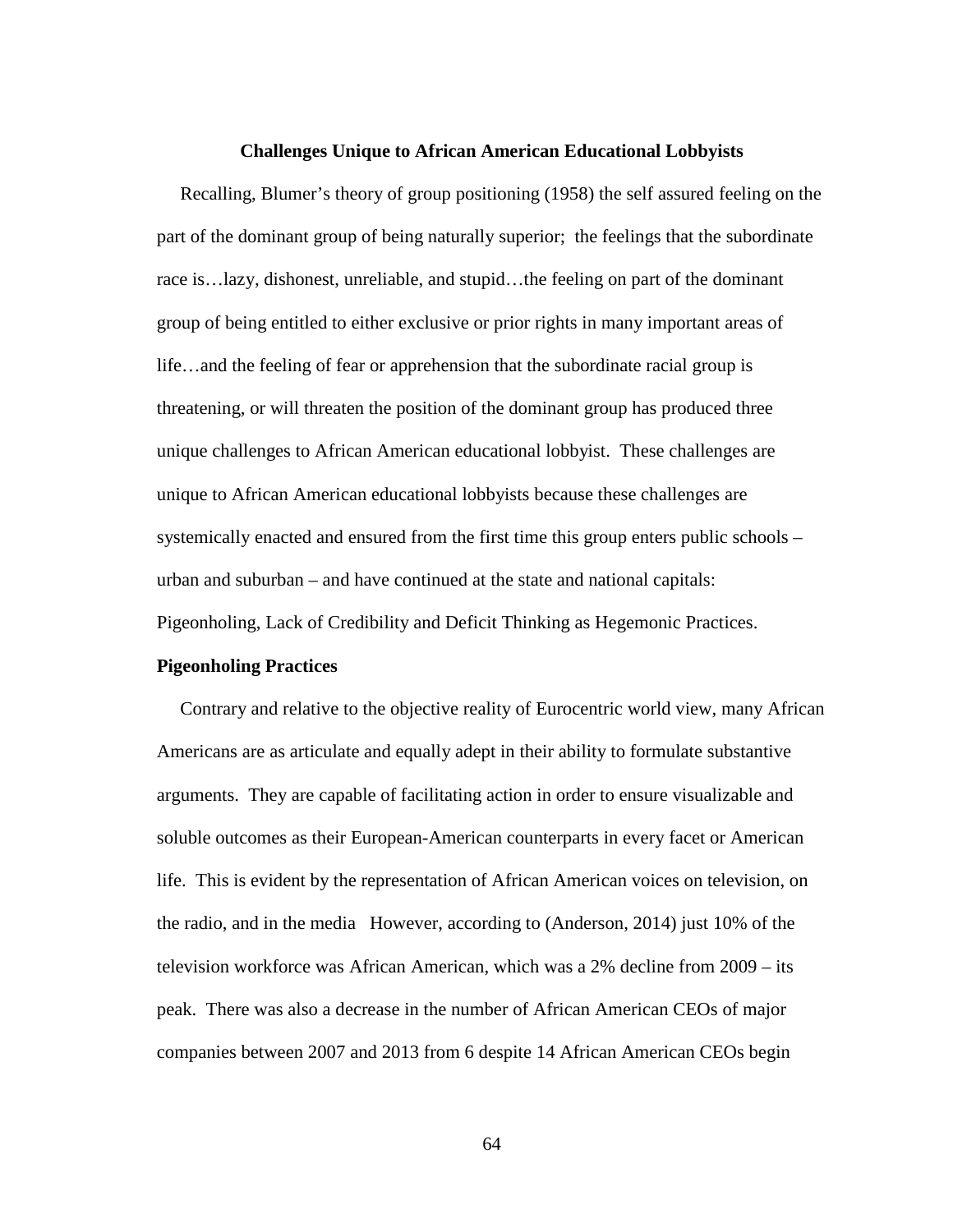**Challenges Unique to African American Educational Lobbyists**

Recalling, Blumer's theory of group positioning (1958) the self assured feeling on the part of the dominant group of being naturally superior; the feelings that the subordinate race is…lazy, dishonest, unreliable, and stupid…the feeling on part of the dominant group of being entitled to either exclusive or prior rights in many important areas of life…and the feeling of fear or apprehension that the subordinate racial group is threatening, or will threaten the position of the dominant group has produced three unique challenges to African American educational lobbyist. These challenges are unique to African American educational lobbyists because these challenges are systemically enacted and ensured from the first time this group enters public schools – urban and suburban – and have continued at the state and national capitals: Pigeonholing, Lack of Credibility and Deficit Thinking as Hegemonic Practices.

**Pigeonholing Practices**

Contrary and relative to the objective reality of Eurocentric world view, many African Americans are as articulate and equally adept in their ability to formulate substantive arguments. They are capable of facilitating action in order to ensure visualizable and soluble outcomes as their European-American counterparts in every facet or American life. This is evident by the representation of African American voices on television, on the radio, and in the media However, according to (Anderson, 2014) just 10% of the television workforce was African American, which was a 2% decline from 2009 – its peak. There was also a decrease in the number of African American CEOs of major companies between 2007 and 2013 from 6 despite 14 African American CEOs begin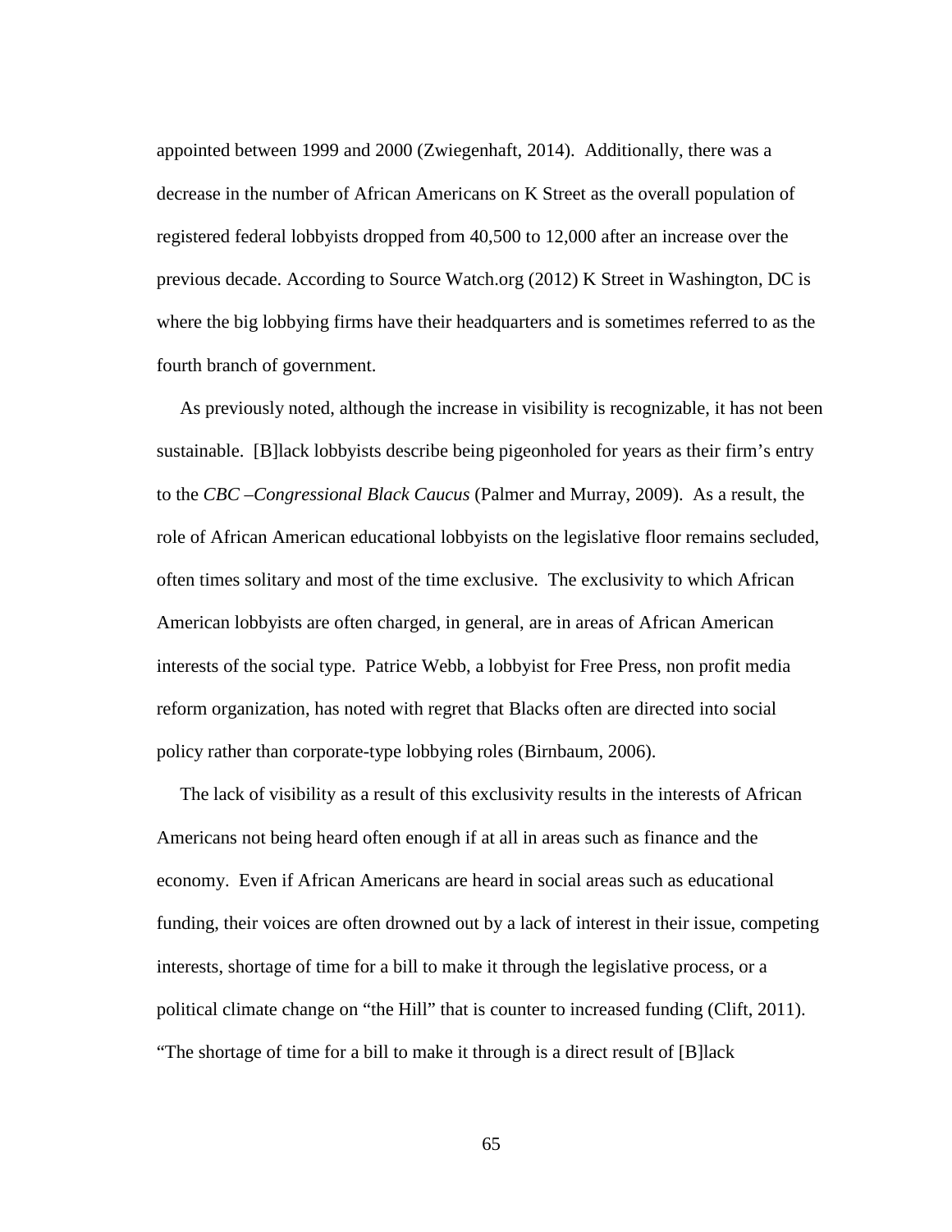appointed between 1999 and 2000 (Zwiegenhaft, 2014). Additionally, there was a decrease in the number of African Americans on K Street as the overall population of registered federal lobbyists dropped from 40,500 to 12,000 after an increase over the previous decade. According to Source Watch.org (2012) K Street in Washington, DC is where the big lobbying firms have their headquarters and is sometimes referred to as the fourth branch of government.

As previously noted, although the increase in visibility is recognizable, it has not been sustainable. [B]lack lobbyists describe being pigeonholed for years as their firm's entry to the *CBC –Congressional Black Caucus* (Palmer and Murray, 2009). As a result, the role of African American educational lobbyists on the legislative floor remains secluded, often times solitary and most of the time exclusive. The exclusivity to which African American lobbyists are often charged, in general, are in areas of African American interests of the social type. Patrice Webb, a lobbyist for Free Press, non profit media reform organization, has noted with regret that Blacks often are directed into social policy rather than corporate-type lobbying roles (Birnbaum, 2006).

The lack of visibility as a result of this exclusivity results in the interests of African Americans not being heard often enough if at all in areas such as finance and the economy. Even if African Americans are heard in social areas such as educational funding, their voices are often drowned out by a lack of interest in their issue, competing interests, shortage of time for a bill to make it through the legislative process, or a political climate change on "the Hill" that is counter to increased funding (Clift, 2011). "The shortage of time for a bill to make it through is a direct result of [B]lack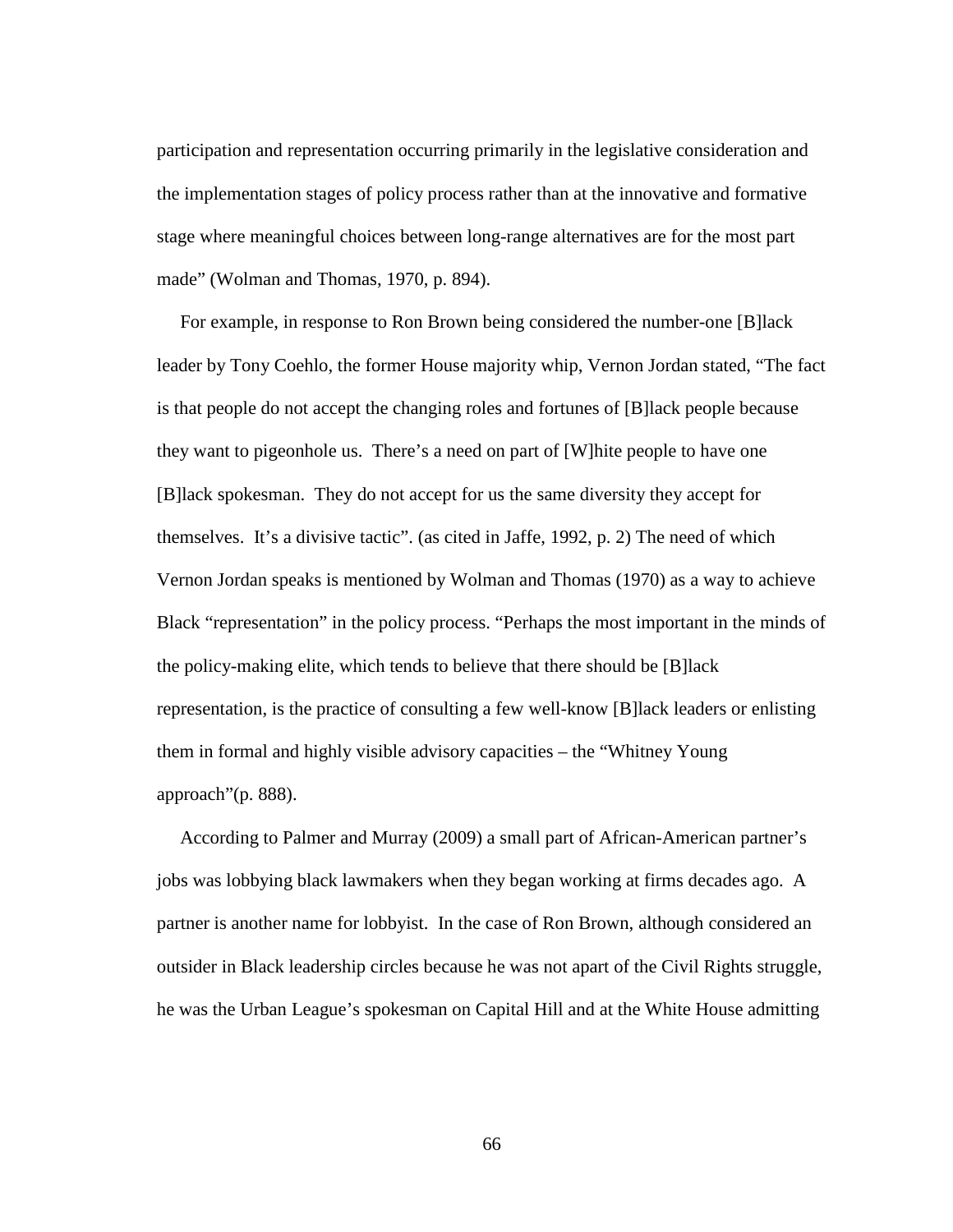participation and representation occurring primarily in the legislative consideration and the implementation stages of policy process rather than at the innovative and formative stage where meaningful choices between long-range alternatives are for the most part made" (Wolman and Thomas, 1970, p. 894).

For example, in response to Ron Brown being considered the number-one [B]lack leader by Tony Coehlo, the former House majority whip, Vernon Jordan stated, "The fact is that people do not accept the changing roles and fortunes of [B]lack people because they want to pigeonhole us. There's a need on part of [W]hite people to have one [B]lack spokesman. They do not accept for us the same diversity they accept for themselves. It's a divisive tactic". (as cited in Jaffe, 1992, p. 2) The need of which Vernon Jordan speaks is mentioned by Wolman and Thomas (1970) as a way to achieve Black "representation" in the policy process. "Perhaps the most important in the minds of the policy-making elite, which tends to believe that there should be [B]lack representation, is the practice of consulting a few well-know [B]lack leaders or enlisting them in formal and highly visible advisory capacities – the "Whitney Young approach"(p. 888).

According to Palmer and Murray (2009) a small part of African-American partner's jobs was lobbying black lawmakers when they began working at firms decades ago. A partner is another name for lobbyist. In the case of Ron Brown, although considered an outsider in Black leadership circles because he was not apart of the Civil Rights struggle, he was the Urban League's spokesman on Capital Hill and at the White House admitting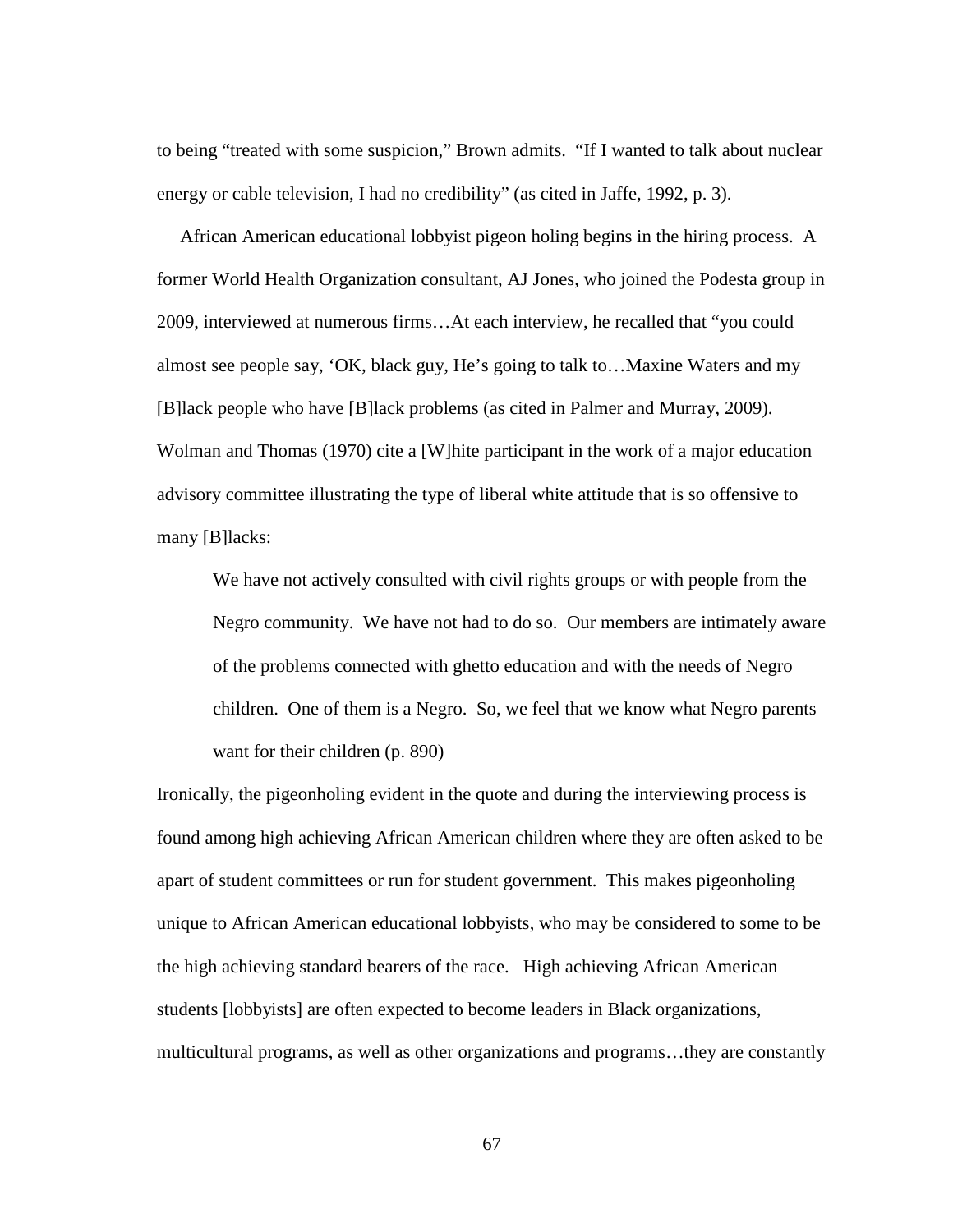to being "treated with some suspicion," Brown admits. "If I wanted to talk about nuclear energy or cable television, I had no credibility" (as cited in Jaffe, 1992, p. 3).

African American educational lobbyist pigeon holing begins in the hiring process. A former World Health Organization consultant, AJ Jones, who joined the Podesta group in 2009, interviewed at numerous firms…At each interview, he recalled that "you could almost see people say, 'OK, black guy, He's going to talk to…Maxine Waters and my [B]lack people who have [B]lack problems (as cited in Palmer and Murray, 2009). Wolman and Thomas (1970) cite a [W]hite participant in the work of a major education advisory committee illustrating the type of liberal white attitude that is so offensive to many [B]lacks:

> We have not actively consulted with civil rights groups or with people from the Negro community. We have not had to do so. Our members are intimately aware of the problems connected with ghetto education and with the needs of Negro children. One of them is a Negro. So, we feel that we know what Negro parents want for their children (p. 890)

Ironically, the pigeonholing evident in the quote and during the interviewing process is found among high achieving African American children where they are often asked to be apart of student committees or run for student government. This makes pigeonholing unique to African American educational lobbyists, who may be considered to some to be the high achieving standard bearers of the race. High achieving African American students [lobbyists] are often expected to become leaders in Black organizations, multicultural programs, as well as other organizations and programs…they are constantly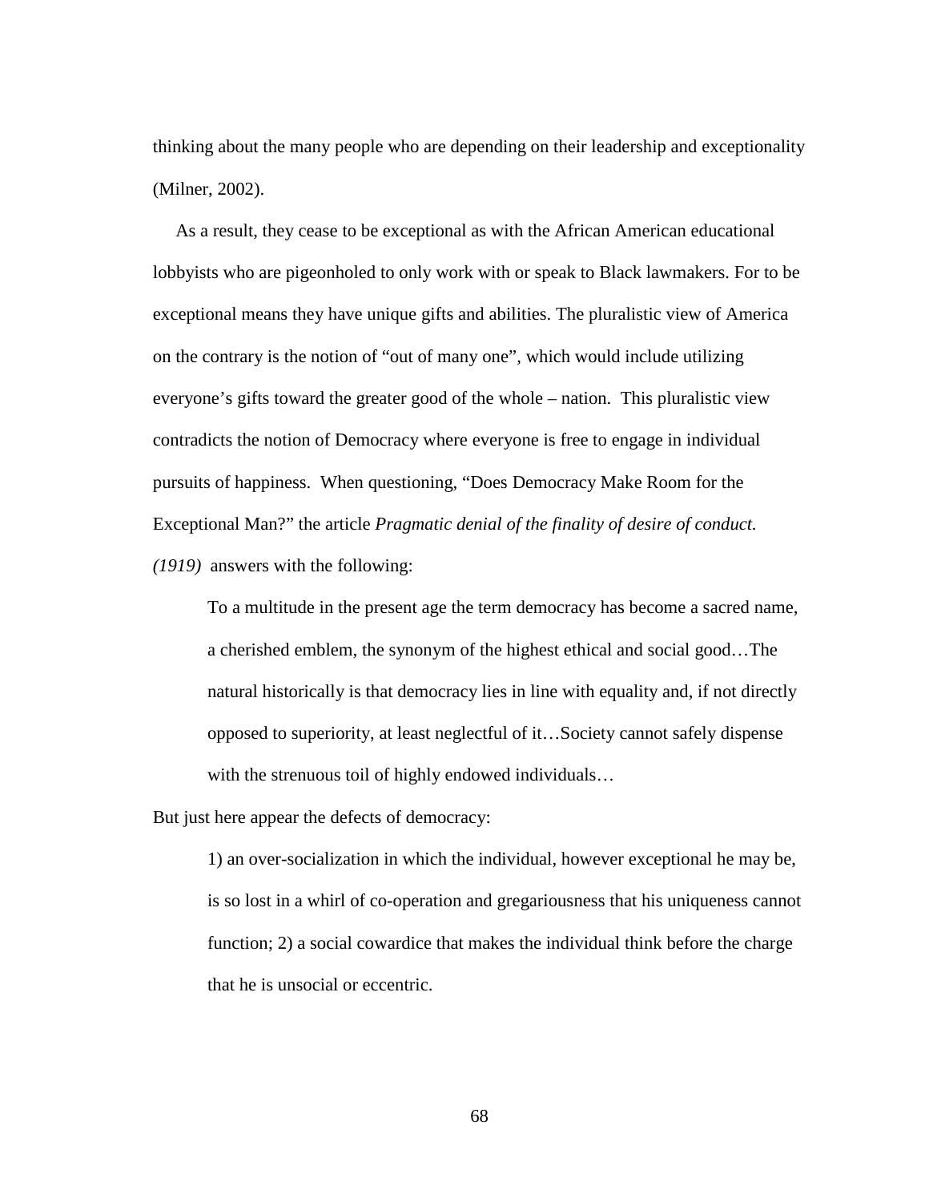thinking about the many people who are depending on their leadership and exceptionality (Milner, 2002).

As a result, they cease to be exceptional as with the African American educational lobbyists who are pigeonholed to only work with or speak to Black lawmakers. For to be exceptional means they have unique gifts and abilities. The pluralistic view of America on the contrary is the notion of "out of many one", which would include utilizing everyone's gifts toward the greater good of the whole – nation. This pluralistic view contradicts the notion of Democracy where everyone is free to engage in individual pursuits of happiness. When questioning, "Does Democracy Make Room for the Exceptional Man?" the article *Pragmatic denial of the finality of desire of conduct. (1919)* answers with the following:

> To a multitude in the present age the term democracy has become a sacred name, a cherished emblem, the synonym of the highest ethical and social good…The natural historically is that democracy lies in line with equality and, if not directly opposed to superiority, at least neglectful of it…Society cannot safely dispense with the strenuous toil of highly endowed individuals…

But just here appear the defects of democracy:

> 1) an over-socialization in which the individual, however exceptional he may be, is so lost in a whirl of co-operation and gregariousness that his uniqueness cannot function; 2) a social cowardice that makes the individual think before the charge that he is unsocial or eccentric.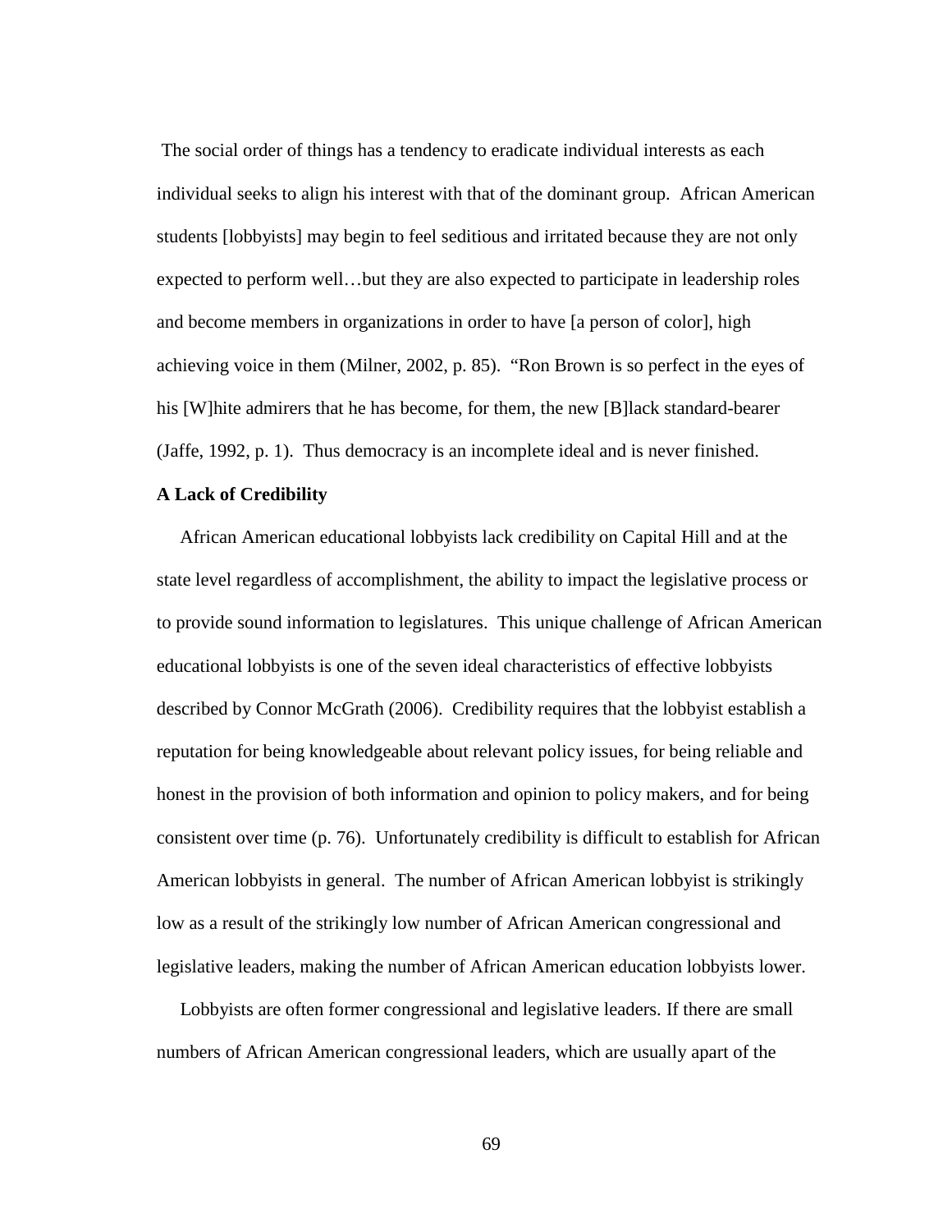The social order of things has a tendency to eradicate individual interests as each individual seeks to align his interest with that of the dominant group. African American students [lobbyists] may begin to feel seditious and irritated because they are not only expected to perform well…but they are also expected to participate in leadership roles and become members in organizations in order to have [a person of color], high achieving voice in them (Milner, 2002, p. 85). "Ron Brown is so perfect in the eyes of his [W]hite admirers that he has become, for them, the new [B]lack standard-bearer (Jaffe, 1992, p. 1). Thus democracy is an incomplete ideal and is never finished.

**A Lack of Credibility**

African American educational lobbyists lack credibility on Capital Hill and at the state level regardless of accomplishment, the ability to impact the legislative process or to provide sound information to legislatures. This unique challenge of African American educational lobbyists is one of the seven ideal characteristics of effective lobbyists described by Connor McGrath (2006). Credibility requires that the lobbyist establish a reputation for being knowledgeable about relevant policy issues, for being reliable and honest in the provision of both information and opinion to policy makers, and for being consistent over time (p. 76). Unfortunately credibility is difficult to establish for African American lobbyists in general. The number of African American lobbyist is strikingly low as a result of the strikingly low number of African American congressional and legislative leaders, making the number of African American education lobbyists lower.

Lobbyists are often former congressional and legislative leaders. If there are small numbers of African American congressional leaders, which are usually apart of the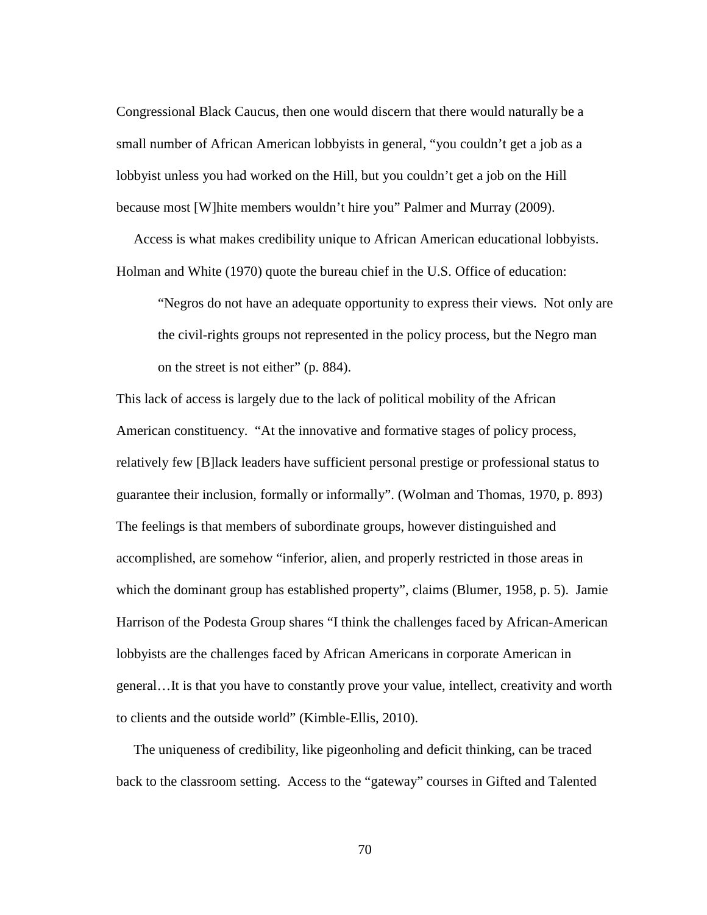Congressional Black Caucus, then one would discern that there would naturally be a small number of African American lobbyists in general, "you couldn't get a job as a lobbyist unless you had worked on the Hill, but you couldn't get a job on the Hill because most [W]hite members wouldn't hire you" Palmer and Murray (2009).

Access is what makes credibility unique to African American educational lobbyists. Holman and White (1970) quote the bureau chief in the U.S. Office of education:

> "Negros do not have an adequate opportunity to express their views. Not only are the civil-rights groups not represented in the policy process, but the Negro man on the street is not either" (p. 884).

This lack of access is largely due to the lack of political mobility of the African American constituency. "At the innovative and formative stages of policy process, relatively few [B]lack leaders have sufficient personal prestige or professional status to guarantee their inclusion, formally or informally". (Wolman and Thomas, 1970, p. 893) The feelings is that members of subordinate groups, however distinguished and accomplished, are somehow "inferior, alien, and properly restricted in those areas in which the dominant group has established property", claims (Blumer, 1958, p. 5). Jamie Harrison of the Podesta Group shares "I think the challenges faced by African-American lobbyists are the challenges faced by African Americans in corporate American in general…It is that you have to constantly prove your value, intellect, creativity and worth to clients and the outside world" (Kimble-Ellis, 2010).

The uniqueness of credibility, like pigeonholing and deficit thinking, can be traced back to the classroom setting. Access to the "gateway" courses in Gifted and Talented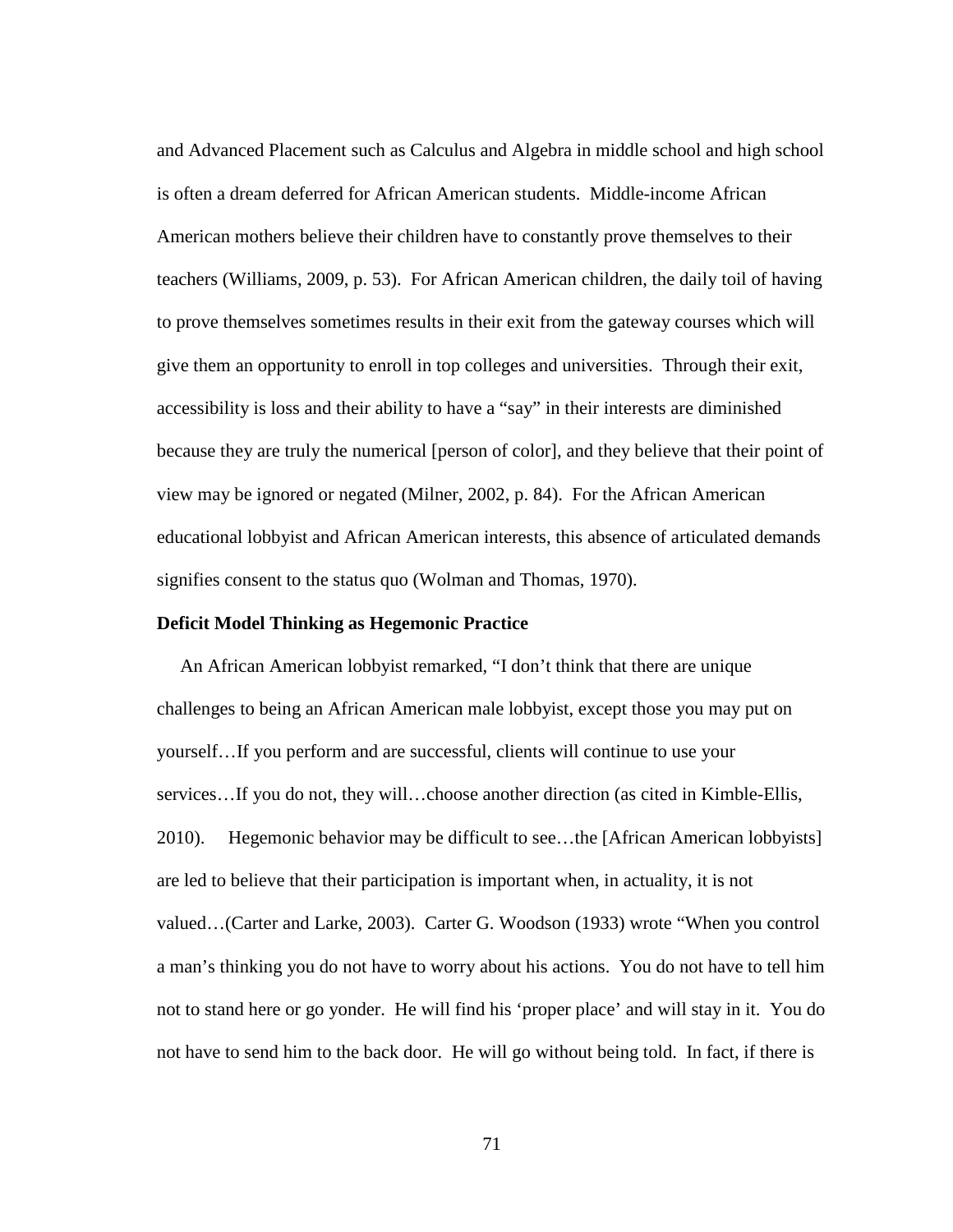and Advanced Placement such as Calculus and Algebra in middle school and high school is often a dream deferred for African American students. Middle-income African American mothers believe their children have to constantly prove themselves to their teachers (Williams, 2009, p. 53). For African American children, the daily toil of having to prove themselves sometimes results in their exit from the gateway courses which will give them an opportunity to enroll in top colleges and universities. Through their exit, accessibility is loss and their ability to have a "say" in their interests are diminished because they are truly the numerical [person of color], and they believe that their point of view may be ignored or negated (Milner, 2002, p. 84). For the African American educational lobbyist and African American interests, this absence of articulated demands signifies consent to the status quo (Wolman and Thomas, 1970).

**Deficit Model Thinking as Hegemonic Practice**

An African American lobbyist remarked, "I don't think that there are unique challenges to being an African American male lobbyist, except those you may put on yourself…If you perform and are successful, clients will continue to use your services…If you do not, they will…choose another direction (as cited in Kimble-Ellis, 2010). Hegemonic behavior may be difficult to see…the [African American lobbyists] are led to believe that their participation is important when, in actuality, it is not valued…(Carter and Larke, 2003). Carter G. Woodson (1933) wrote "When you control a man's thinking you do not have to worry about his actions. You do not have to tell him not to stand here or go yonder. He will find his 'proper place' and will stay in it. You do not have to send him to the back door. He will go without being told. In fact, if there is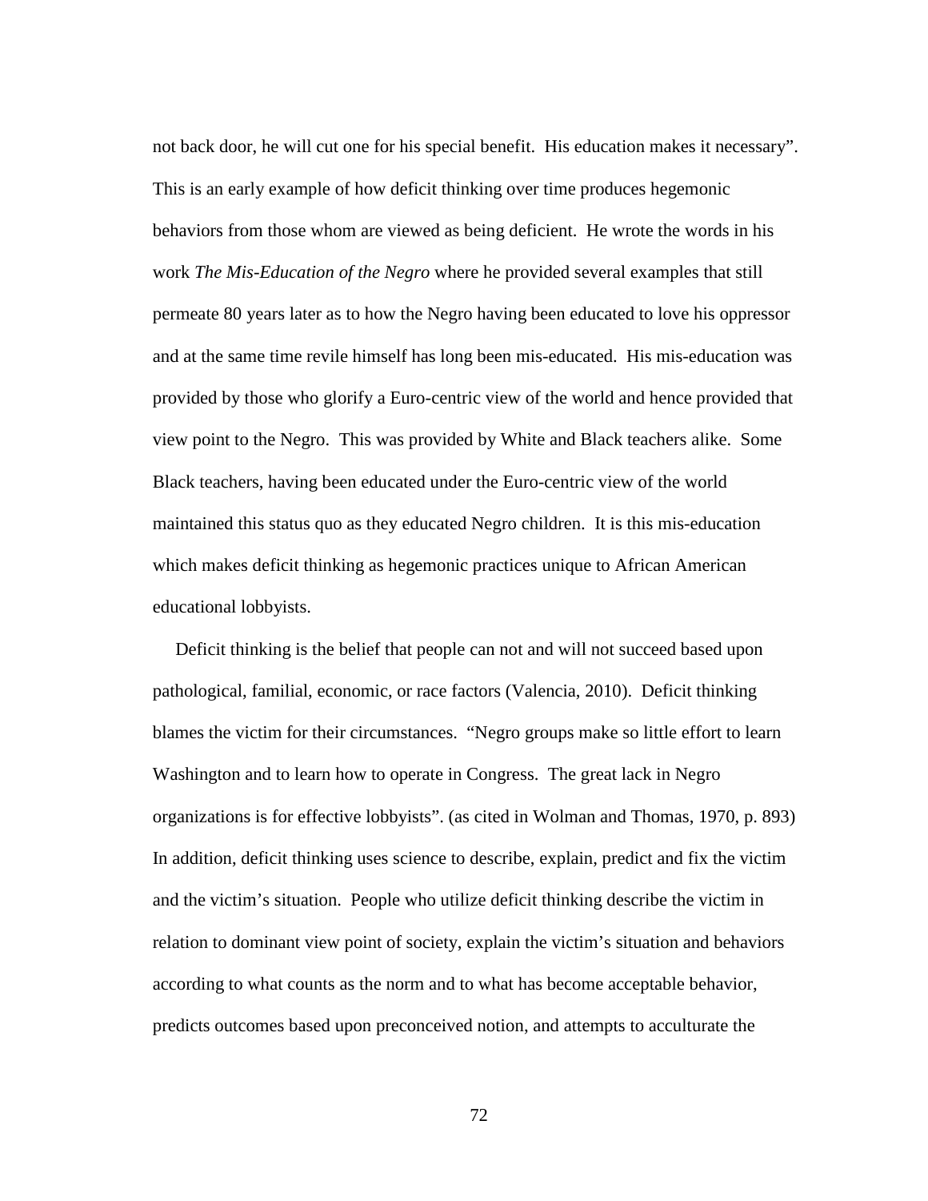not back door, he will cut one for his special benefit. His education makes it necessary". This is an early example of how deficit thinking over time produces hegemonic behaviors from those whom are viewed as being deficient. He wrote the words in his work *The Mis-Education of the Negro* where he provided several examples that still permeate 80 years later as to how the Negro having been educated to love his oppressor and at the same time revile himself has long been mis-educated. His mis-education was provided by those who glorify a Euro-centric view of the world and hence provided that view point to the Negro. This was provided by White and Black teachers alike. Some Black teachers, having been educated under the Euro-centric view of the world maintained this status quo as they educated Negro children. It is this mis-education which makes deficit thinking as hegemonic practices unique to African American educational lobbyists.

Deficit thinking is the belief that people can not and will not succeed based upon pathological, familial, economic, or race factors (Valencia, 2010). Deficit thinking blames the victim for their circumstances. "Negro groups make so little effort to learn Washington and to learn how to operate in Congress. The great lack in Negro organizations is for effective lobbyists". (as cited in Wolman and Thomas, 1970, p. 893) In addition, deficit thinking uses science to describe, explain, predict and fix the victim and the victim's situation. People who utilize deficit thinking describe the victim in relation to dominant view point of society, explain the victim's situation and behaviors according to what counts as the norm and to what has become acceptable behavior, predicts outcomes based upon preconceived notion, and attempts to acculturate the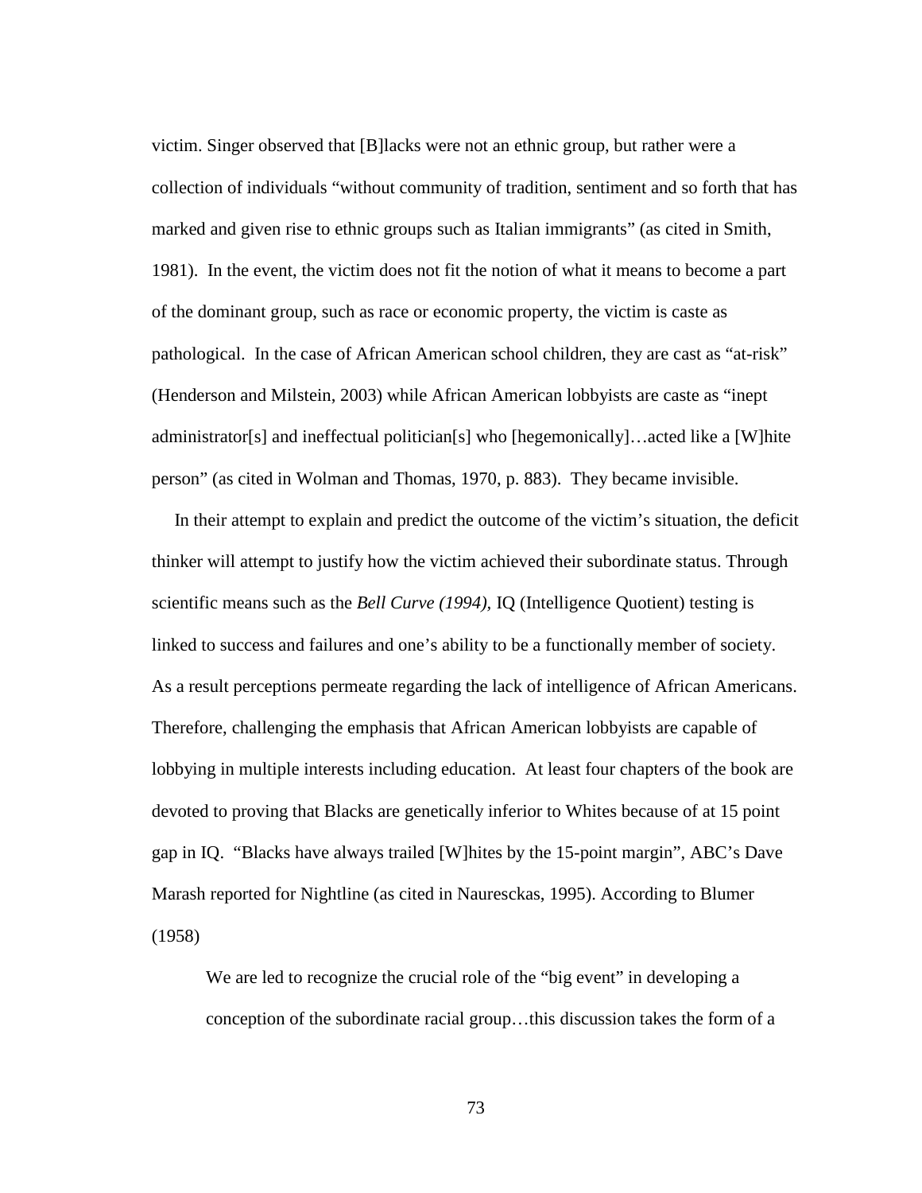victim. Singer observed that [B]lacks were not an ethnic group, but rather were a collection of individuals "without community of tradition, sentiment and so forth that has marked and given rise to ethnic groups such as Italian immigrants" (as cited in Smith, 1981). In the event, the victim does not fit the notion of what it means to become a part of the dominant group, such as race or economic property, the victim is caste as pathological. In the case of African American school children, they are cast as "at-risk" (Henderson and Milstein, 2003) while African American lobbyists are caste as "inept administrator[s] and ineffectual politician[s] who [hegemonically]…acted like a [W]hite person" (as cited in Wolman and Thomas, 1970, p. 883). They became invisible.

In their attempt to explain and predict the outcome of the victim's situation, the deficit thinker will attempt to justify how the victim achieved their subordinate status. Through scientific means such as the *Bell Curve (1994),* IQ (Intelligence Quotient) testing is linked to success and failures and one's ability to be a functionally member of society. As a result perceptions permeate regarding the lack of intelligence of African Americans. Therefore, challenging the emphasis that African American lobbyists are capable of lobbying in multiple interests including education. At least four chapters of the book are devoted to proving that Blacks are genetically inferior to Whites because of at 15 point gap in IQ. "Blacks have always trailed [W]hites by the 15-point margin", ABC's Dave Marash reported for Nightline (as cited in Nauresckas, 1995). According to Blumer (1958)

> We are led to recognize the crucial role of the "big event" in developing a conception of the subordinate racial group…this discussion takes the form of a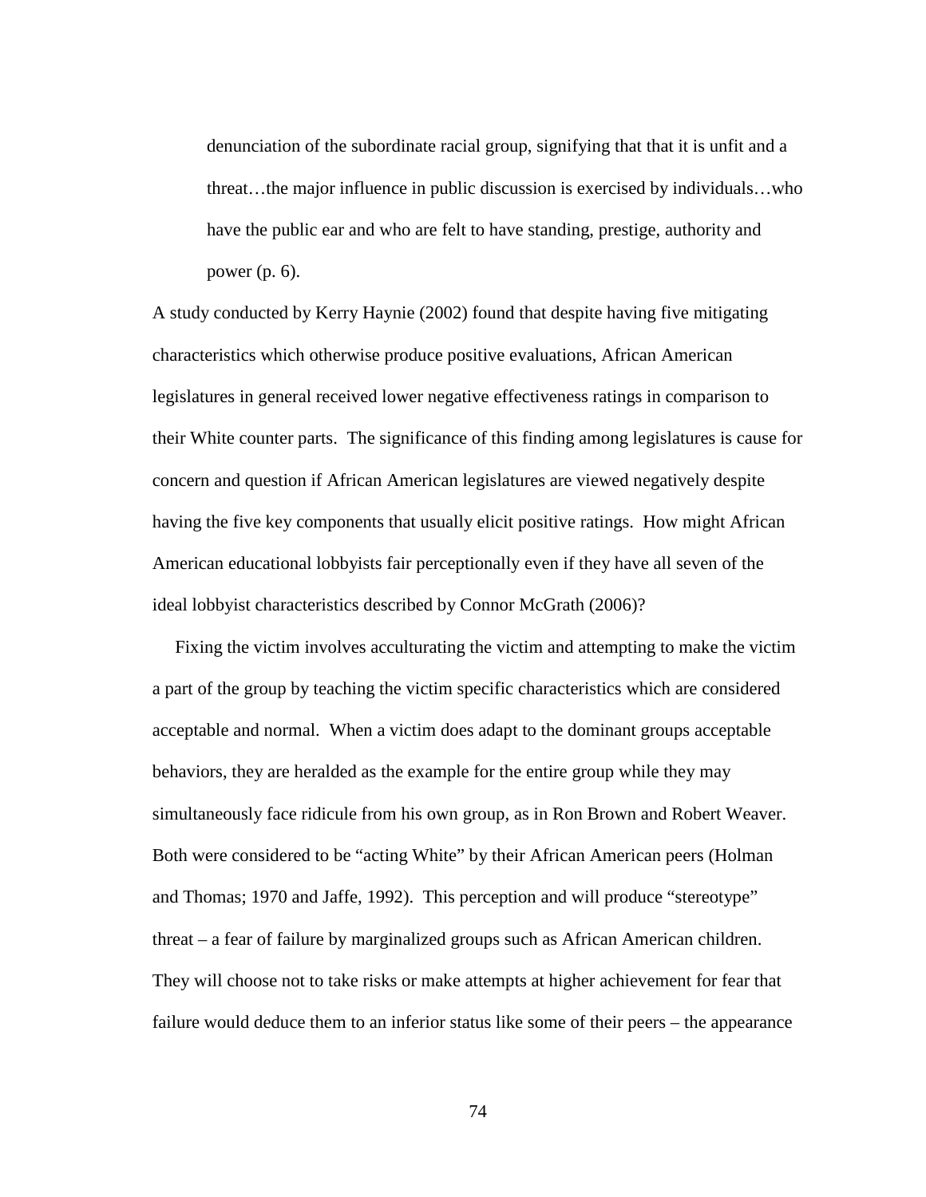> denunciation of the subordinate racial group, signifying that that it is unfit and a threat…the major influence in public discussion is exercised by individuals…who have the public ear and who are felt to have standing, prestige, authority and power (p. 6).

A study conducted by Kerry Haynie (2002) found that despite having five mitigating characteristics which otherwise produce positive evaluations, African American legislatures in general received lower negative effectiveness ratings in comparison to their White counter parts. The significance of this finding among legislatures is cause for concern and question if African American legislatures are viewed negatively despite having the five key components that usually elicit positive ratings. How might African American educational lobbyists fair perceptionally even if they have all seven of the ideal lobbyist characteristics described by Connor McGrath (2006)?

Fixing the victim involves acculturating the victim and attempting to make the victim a part of the group by teaching the victim specific characteristics which are considered acceptable and normal. When a victim does adapt to the dominant groups acceptable behaviors, they are heralded as the example for the entire group while they may simultaneously face ridicule from his own group, as in Ron Brown and Robert Weaver. Both were considered to be "acting White" by their African American peers (Holman and Thomas; 1970 and Jaffe, 1992). This perception and will produce "stereotype" threat – a fear of failure by marginalized groups such as African American children. They will choose not to take risks or make attempts at higher achievement for fear that failure would deduce them to an inferior status like some of their peers – the appearance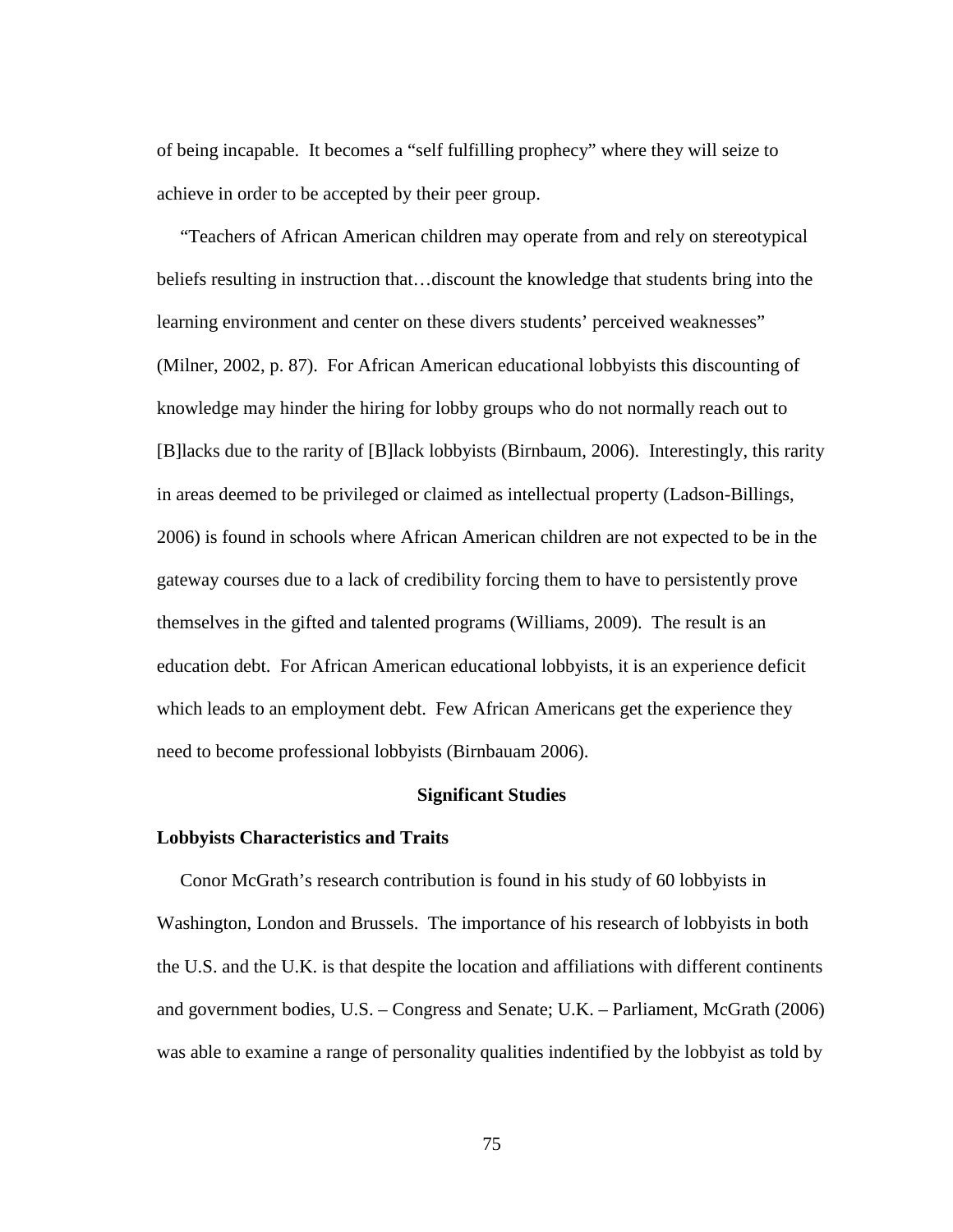of being incapable. It becomes a "self fulfilling prophecy" where they will seize to achieve in order to be accepted by their peer group.

"Teachers of African American children may operate from and rely on stereotypical beliefs resulting in instruction that…discount the knowledge that students bring into the learning environment and center on these divers students' perceived weaknesses" (Milner, 2002, p. 87). For African American educational lobbyists this discounting of knowledge may hinder the hiring for lobby groups who do not normally reach out to [B]lacks due to the rarity of [B]lack lobbyists (Birnbaum, 2006). Interestingly, this rarity in areas deemed to be privileged or claimed as intellectual property (Ladson-Billings, 2006) is found in schools where African American children are not expected to be in the gateway courses due to a lack of credibility forcing them to have to persistently prove themselves in the gifted and talented programs (Williams, 2009). The result is an education debt. For African American educational lobbyists, it is an experience deficit which leads to an employment debt. Few African Americans get the experience they need to become professional lobbyists (Birnbauam 2006).

## Significant Studies

### Lobbyists Characteristics and Traits

Conor McGrath's research contribution is found in his study of 60 lobbyists in Washington, London and Brussels. The importance of his research of lobbyists in both the U.S. and the U.K. is that despite the location and affiliations with different continents and government bodies, U.S. – Congress and Senate; U.K. – Parliament, McGrath (2006) was able to examine a range of personality qualities indentified by the lobbyist as told by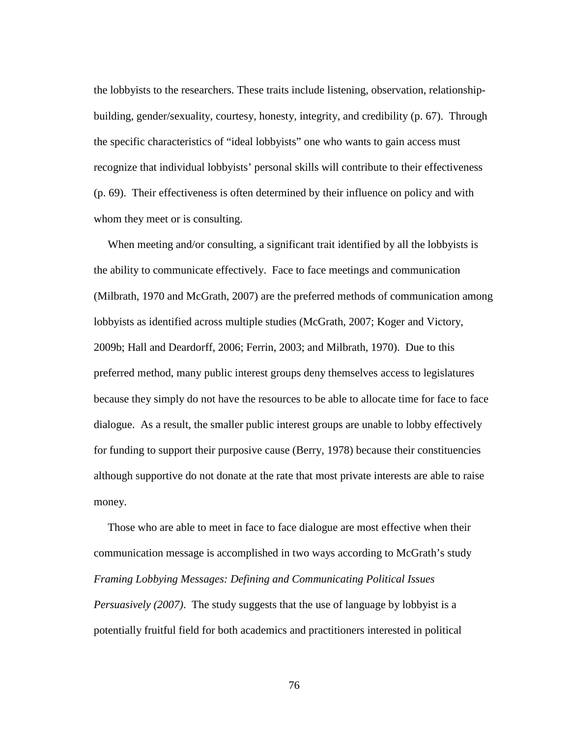the lobbyists to the researchers. These traits include listening, observation, relationship-building, gender/sexuality, courtesy, honesty, integrity, and credibility (p. 67). Through the specific characteristics of "ideal lobbyists" one who wants to gain access must recognize that individual lobbyists' personal skills will contribute to their effectiveness (p. 69). Their effectiveness is often determined by their influence on policy and with whom they meet or is consulting.

When meeting and/or consulting, a significant trait identified by all the lobbyists is the ability to communicate effectively. Face to face meetings and communication (Milbrath, 1970 and McGrath, 2007) are the preferred methods of communication among lobbyists as identified across multiple studies (McGrath, 2007; Koger and Victory, 2009b; Hall and Deardorff, 2006; Ferrin, 2003; and Milbrath, 1970). Due to this preferred method, many public interest groups deny themselves access to legislatures because they simply do not have the resources to be able to allocate time for face to face dialogue. As a result, the smaller public interest groups are unable to lobby effectively for funding to support their purposive cause (Berry, 1978) because their constituencies although supportive do not donate at the rate that most private interests are able to raise money.

Those who are able to meet in face to face dialogue are most effective when their communication message is accomplished in two ways according to McGrath's study *Framing Lobbying Messages: Defining and Communicating Political Issues Persuasively (2007)*. The study suggests that the use of language by lobbyist is a potentially fruitful field for both academics and practitioners interested in political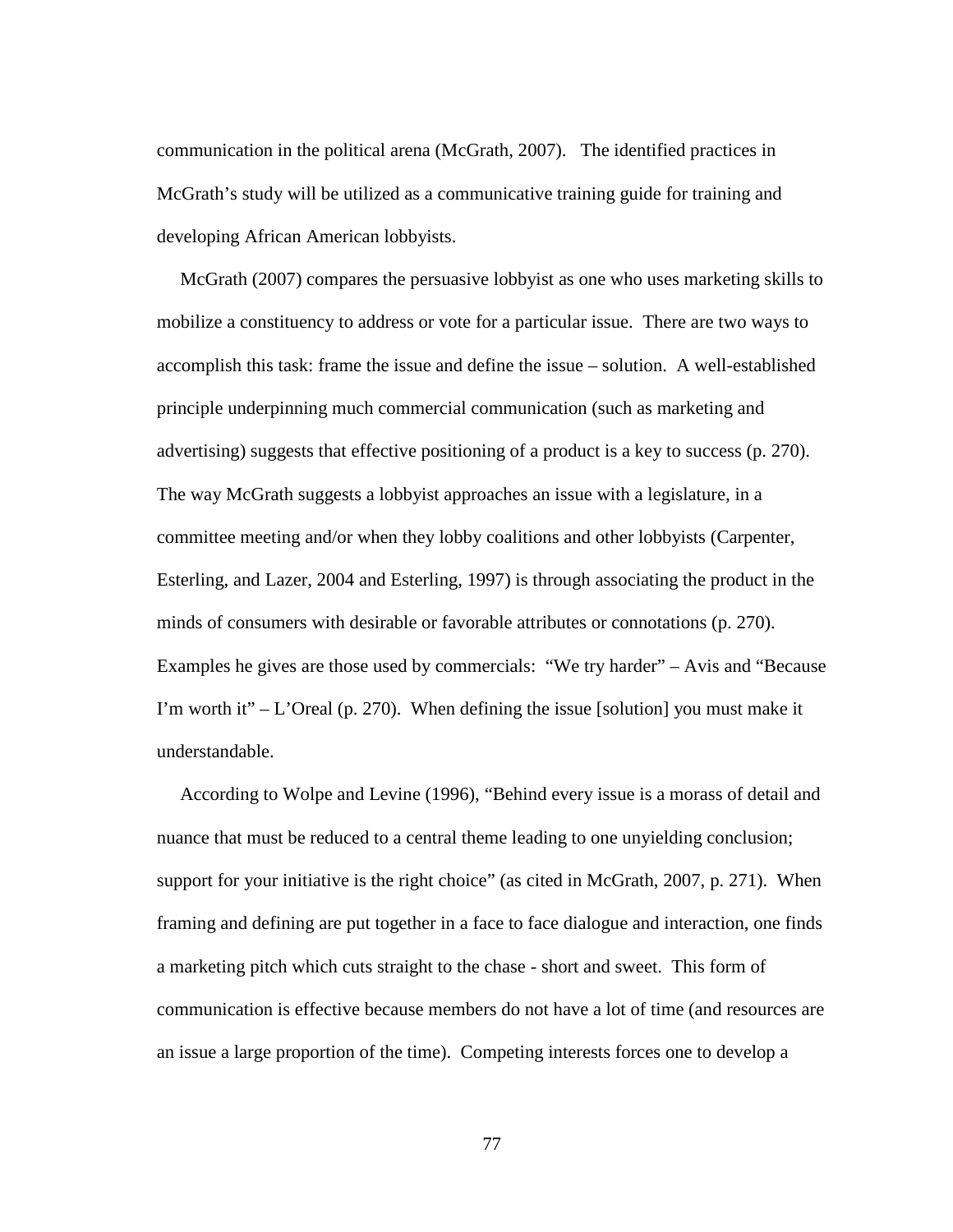communication in the political arena (McGrath, 2007). The identified practices in McGrath's study will be utilized as a communicative training guide for training and developing African American lobbyists.

McGrath (2007) compares the persuasive lobbyist as one who uses marketing skills to mobilize a constituency to address or vote for a particular issue. There are two ways to accomplish this task: frame the issue and define the issue – solution. A well-established principle underpinning much commercial communication (such as marketing and advertising) suggests that effective positioning of a product is a key to success (p. 270). The way McGrath suggests a lobbyist approaches an issue with a legislature, in a committee meeting and/or when they lobby coalitions and other lobbyists (Carpenter, Esterling, and Lazer, 2004 and Esterling, 1997) is through associating the product in the minds of consumers with desirable or favorable attributes or connotations (p. 270). Examples he gives are those used by commercials: "We try harder" – Avis and "Because I'm worth it" – L'Oreal (p. 270). When defining the issue [solution] you must make it understandable.

According to Wolpe and Levine (1996), "Behind every issue is a morass of detail and nuance that must be reduced to a central theme leading to one unyielding conclusion; support for your initiative is the right choice" (as cited in McGrath, 2007, p. 271). When framing and defining are put together in a face to face dialogue and interaction, one finds a marketing pitch which cuts straight to the chase - short and sweet. This form of communication is effective because members do not have a lot of time (and resources are an issue a large proportion of the time). Competing interests forces one to develop a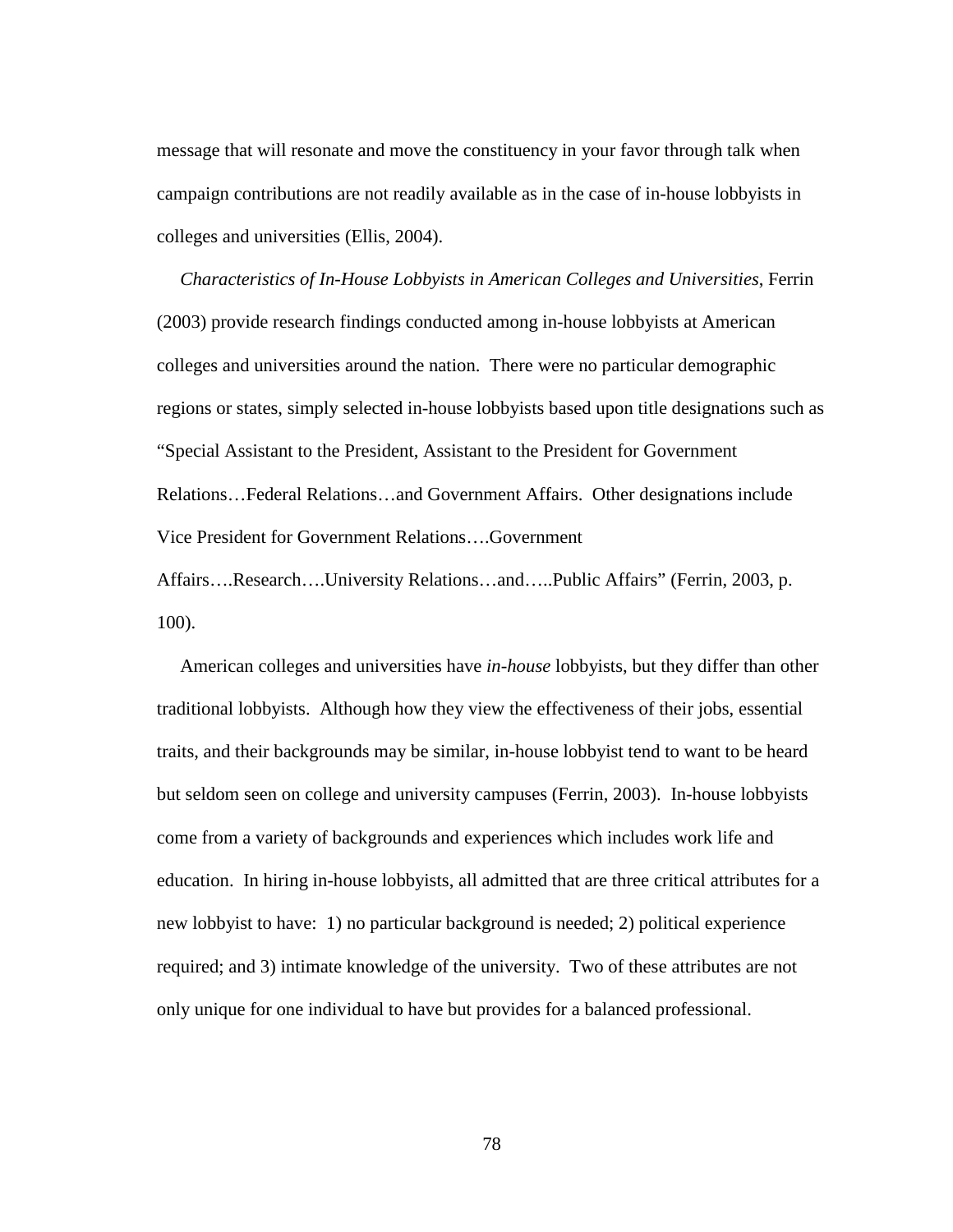message that will resonate and move the constituency in your favor through talk when campaign contributions are not readily available as in the case of in-house lobbyists in colleges and universities (Ellis, 2004).

*Characteristics of In-House Lobbyists in American Colleges and Universities*, Ferrin (2003) provide research findings conducted among in-house lobbyists at American colleges and universities around the nation. There were no particular demographic regions or states, simply selected in-house lobbyists based upon title designations such as "Special Assistant to the President, Assistant to the President for Government Relations…Federal Relations…and Government Affairs. Other designations include Vice President for Government Relations….Government Affairs….Research….University Relations…and…..Public Affairs" (Ferrin, 2003, p. 100).

American colleges and universities have *in-house* lobbyists, but they differ than other traditional lobbyists. Although how they view the effectiveness of their jobs, essential traits, and their backgrounds may be similar, in-house lobbyist tend to want to be heard but seldom seen on college and university campuses (Ferrin, 2003). In-house lobbyists come from a variety of backgrounds and experiences which includes work life and education. In hiring in-house lobbyists, all admitted that are three critical attributes for a new lobbyist to have: 1) no particular background is needed; 2) political experience required; and 3) intimate knowledge of the university. Two of these attributes are not only unique for one individual to have but provides for a balanced professional.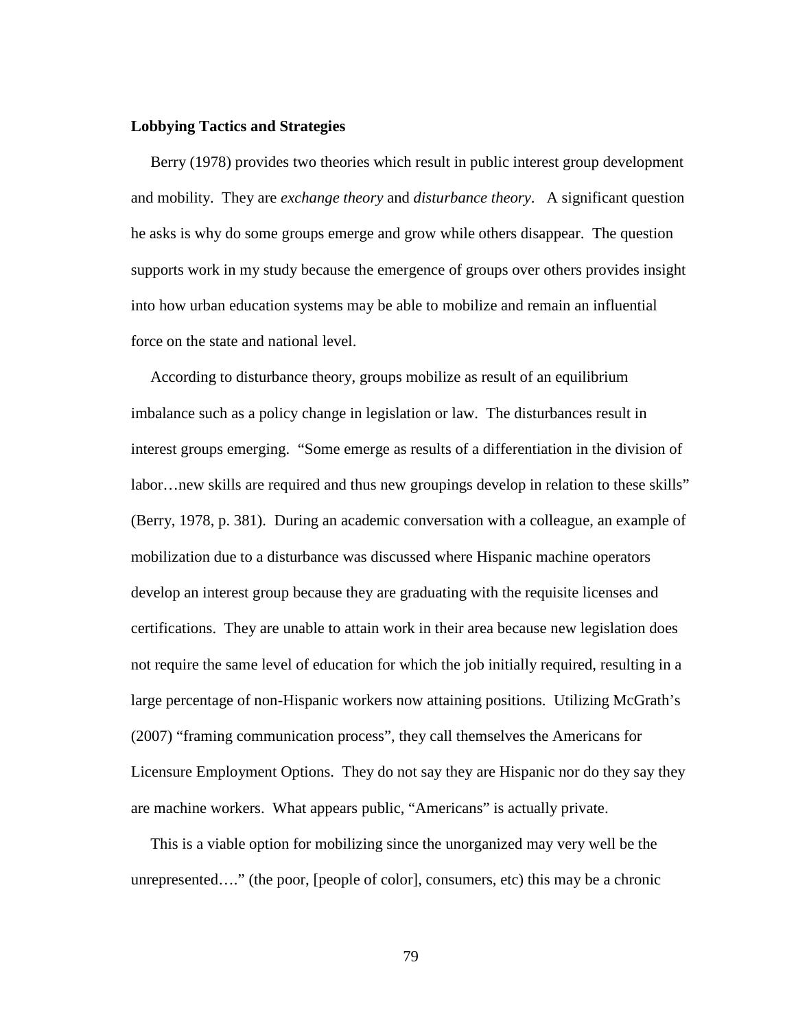**Lobbying Tactics and Strategies**

Berry (1978) provides two theories which result in public interest group development and mobility. They are *exchange theory* and *disturbance theory*. A significant question he asks is why do some groups emerge and grow while others disappear. The question supports work in my study because the emergence of groups over others provides insight into how urban education systems may be able to mobilize and remain an influential force on the state and national level.

According to disturbance theory, groups mobilize as result of an equilibrium imbalance such as a policy change in legislation or law. The disturbances result in interest groups emerging. "Some emerge as results of a differentiation in the division of labor…new skills are required and thus new groupings develop in relation to these skills" (Berry, 1978, p. 381). During an academic conversation with a colleague, an example of mobilization due to a disturbance was discussed where Hispanic machine operators develop an interest group because they are graduating with the requisite licenses and certifications. They are unable to attain work in their area because new legislation does not require the same level of education for which the job initially required, resulting in a large percentage of non-Hispanic workers now attaining positions. Utilizing McGrath's (2007) "framing communication process", they call themselves the Americans for Licensure Employment Options. They do not say they are Hispanic nor do they say they are machine workers. What appears public, "Americans" is actually private.

This is a viable option for mobilizing since the unorganized may very well be the unrepresented…." (the poor, [people of color], consumers, etc) this may be a chronic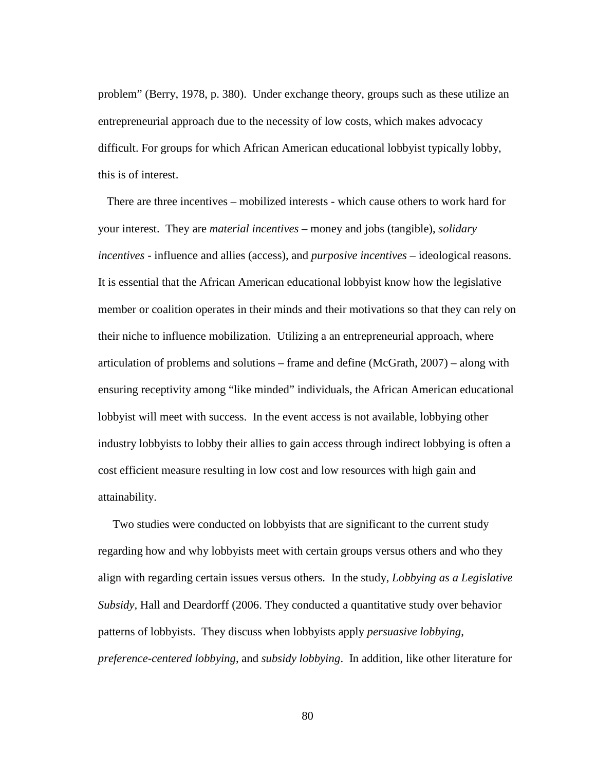problem" (Berry, 1978, p. 380). Under exchange theory, groups such as these utilize an entrepreneurial approach due to the necessity of low costs, which makes advocacy difficult. For groups for which African American educational lobbyist typically lobby, this is of interest.

There are three incentives – mobilized interests - which cause others to work hard for your interest. They are *material incentives* – money and jobs (tangible), *solidary incentives* - influence and allies (access), and *purposive incentives* – ideological reasons. It is essential that the African American educational lobbyist know how the legislative member or coalition operates in their minds and their motivations so that they can rely on their niche to influence mobilization. Utilizing a an entrepreneurial approach, where articulation of problems and solutions – frame and define (McGrath, 2007) – along with ensuring receptivity among "like minded" individuals, the African American educational lobbyist will meet with success. In the event access is not available, lobbying other industry lobbyists to lobby their allies to gain access through indirect lobbying is often a cost efficient measure resulting in low cost and low resources with high gain and attainability.

Two studies were conducted on lobbyists that are significant to the current study regarding how and why lobbyists meet with certain groups versus others and who they align with regarding certain issues versus others. In the study, *Lobbying as a Legislative Subsidy*, Hall and Deardorff (2006. They conducted a quantitative study over behavior patterns of lobbyists. They discuss when lobbyists apply *persuasive lobbying*, *preference-centered lobbying*, and *subsidy lobbying*. In addition, like other literature for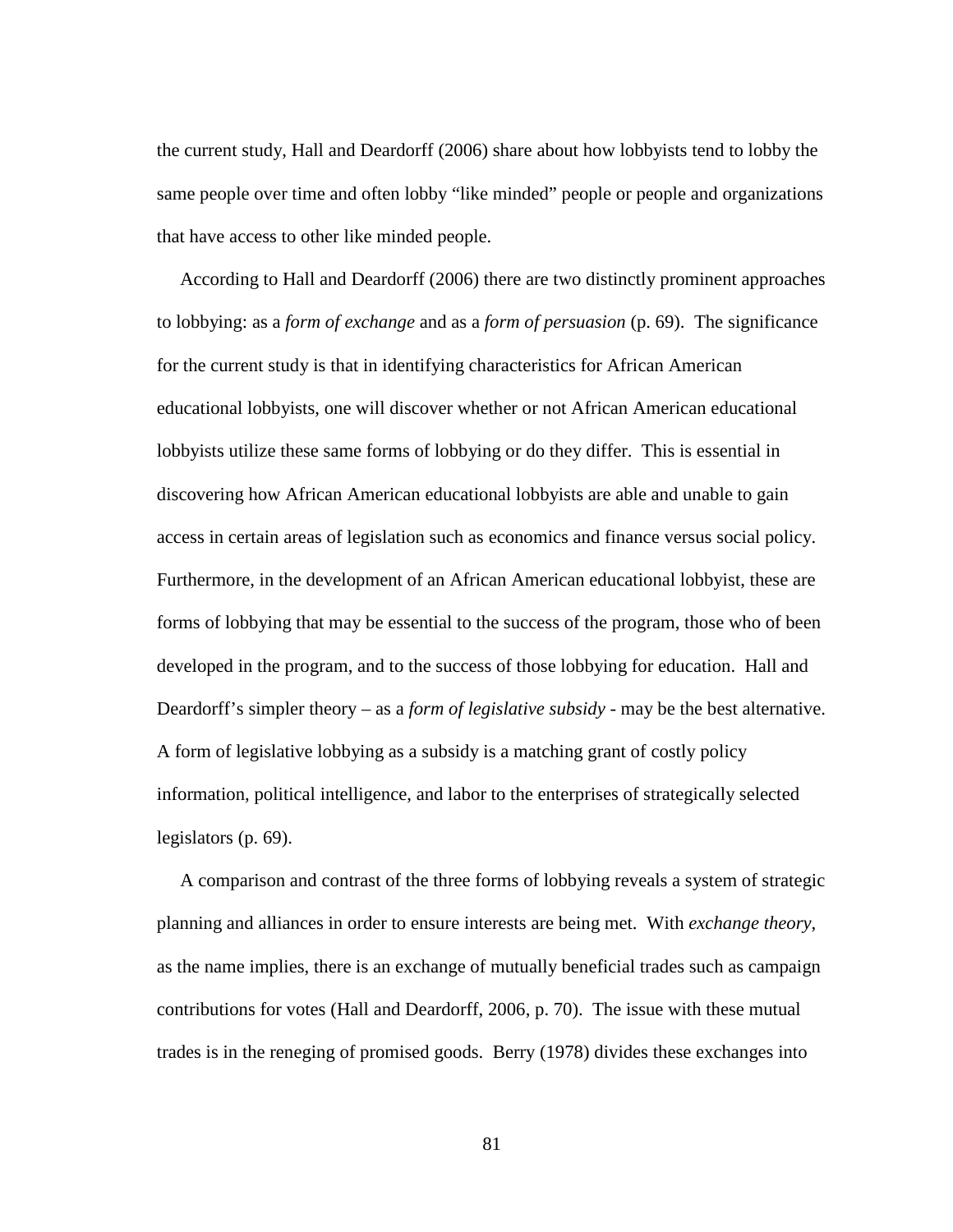the current study, Hall and Deardorff (2006) share about how lobbyists tend to lobby the same people over time and often lobby "like minded" people or people and organizations that have access to other like minded people.

According to Hall and Deardorff (2006) there are two distinctly prominent approaches to lobbying: as a *form of exchange* and as a *form of persuasion* (p. 69). The significance for the current study is that in identifying characteristics for African American educational lobbyists, one will discover whether or not African American educational lobbyists utilize these same forms of lobbying or do they differ. This is essential in discovering how African American educational lobbyists are able and unable to gain access in certain areas of legislation such as economics and finance versus social policy. Furthermore, in the development of an African American educational lobbyist, these are forms of lobbying that may be essential to the success of the program, those who of been developed in the program, and to the success of those lobbying for education. Hall and Deardorff's simpler theory – as a *form of legislative subsidy* - may be the best alternative. A form of legislative lobbying as a subsidy is a matching grant of costly policy information, political intelligence, and labor to the enterprises of strategically selected legislators (p. 69).

A comparison and contrast of the three forms of lobbying reveals a system of strategic planning and alliances in order to ensure interests are being met. With *exchange theory*, as the name implies, there is an exchange of mutually beneficial trades such as campaign contributions for votes (Hall and Deardorff, 2006, p. 70). The issue with these mutual trades is in the reneging of promised goods. Berry (1978) divides these exchanges into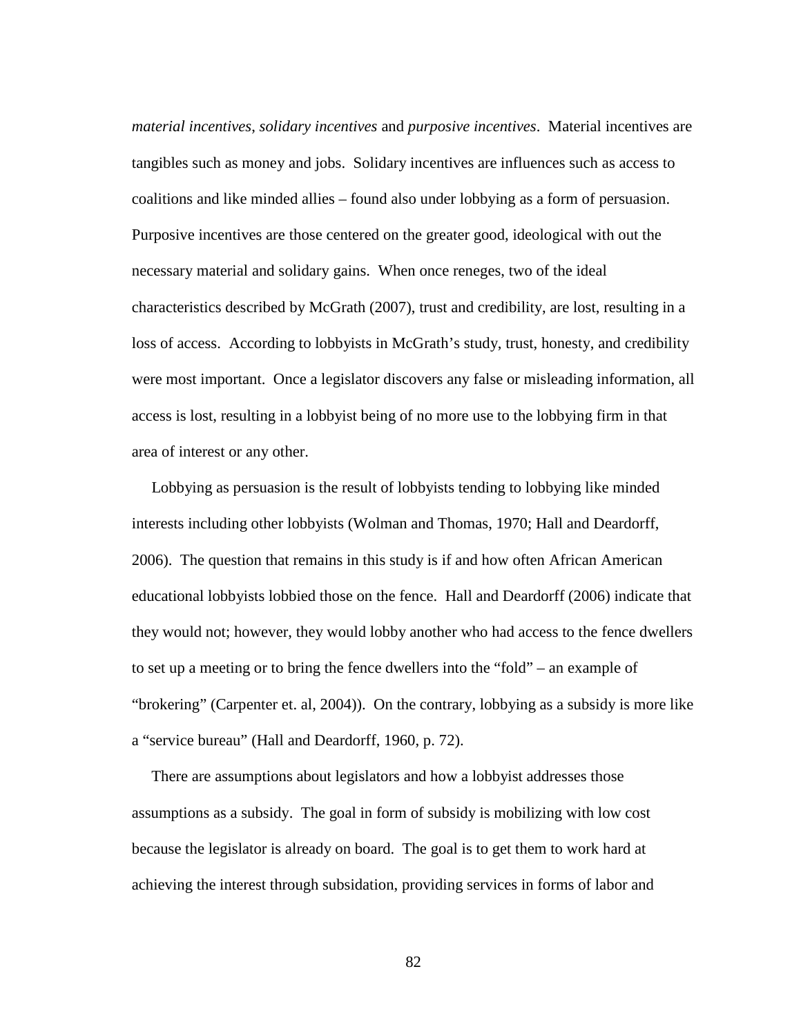*material incentives*, *solidary incentives* and *purposive incentives*. Material incentives are tangibles such as money and jobs. Solidary incentives are influences such as access to coalitions and like minded allies – found also under lobbying as a form of persuasion. Purposive incentives are those centered on the greater good, ideological with out the necessary material and solidary gains. When once reneges, two of the ideal characteristics described by McGrath (2007), trust and credibility, are lost, resulting in a loss of access. According to lobbyists in McGrath's study, trust, honesty, and credibility were most important. Once a legislator discovers any false or misleading information, all access is lost, resulting in a lobbyist being of no more use to the lobbying firm in that area of interest or any other.

Lobbying as persuasion is the result of lobbyists tending to lobbying like minded interests including other lobbyists (Wolman and Thomas, 1970; Hall and Deardorff, 2006). The question that remains in this study is if and how often African American educational lobbyists lobbied those on the fence. Hall and Deardorff (2006) indicate that they would not; however, they would lobby another who had access to the fence dwellers to set up a meeting or to bring the fence dwellers into the "fold" – an example of "brokering" (Carpenter et. al, 2004)). On the contrary, lobbying as a subsidy is more like a "service bureau" (Hall and Deardorff, 1960, p. 72).

There are assumptions about legislators and how a lobbyist addresses those assumptions as a subsidy. The goal in form of subsidy is mobilizing with low cost because the legislator is already on board. The goal is to get them to work hard at achieving the interest through subsidation, providing services in forms of labor and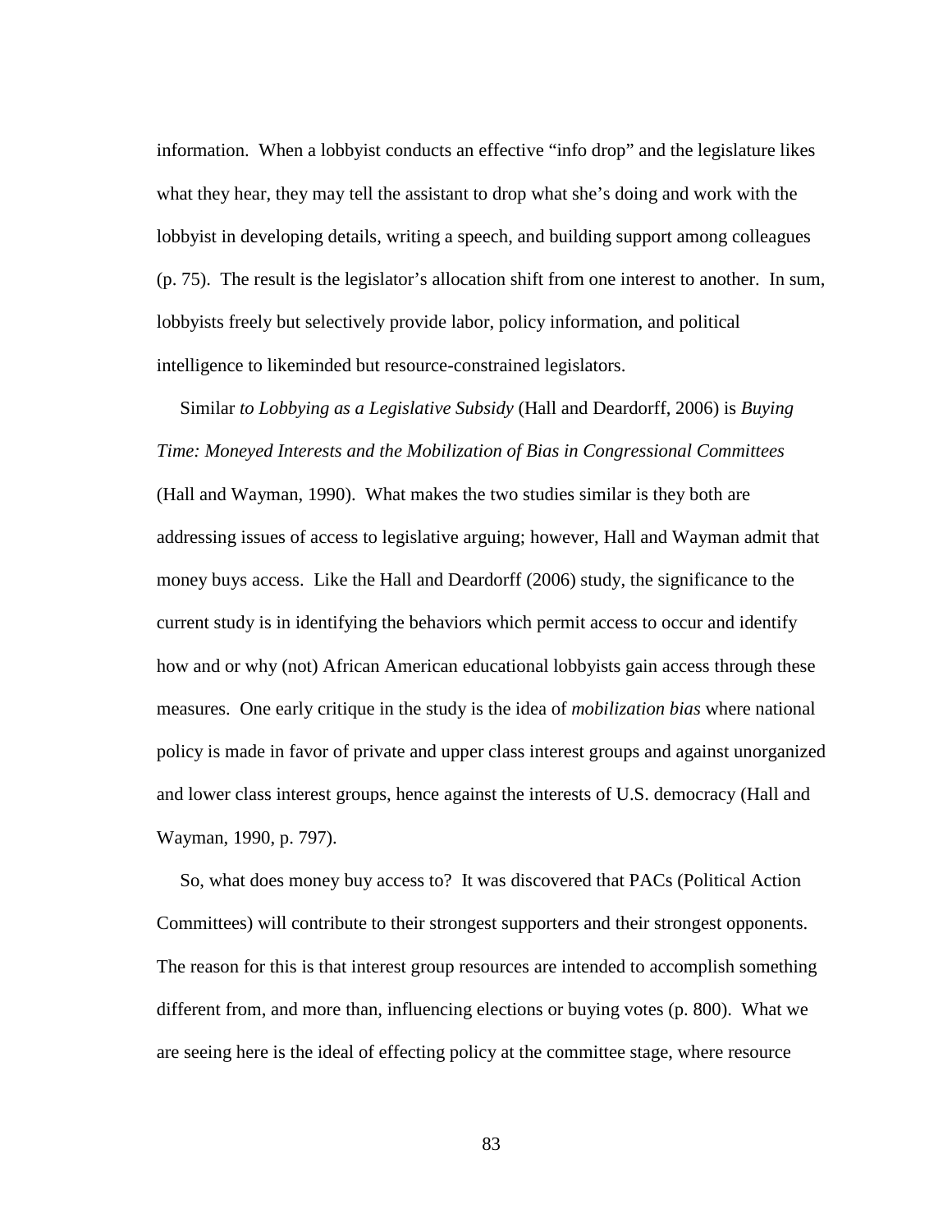information. When a lobbyist conducts an effective "info drop" and the legislature likes what they hear, they may tell the assistant to drop what she's doing and work with the lobbyist in developing details, writing a speech, and building support among colleagues (p. 75). The result is the legislator's allocation shift from one interest to another. In sum, lobbyists freely but selectively provide labor, policy information, and political intelligence to likeminded but resource-constrained legislators.

Similar *to Lobbying as a Legislative Subsidy* (Hall and Deardorff, 2006) is *Buying Time: Moneyed Interests and the Mobilization of Bias in Congressional Committees* (Hall and Wayman, 1990). What makes the two studies similar is they both are addressing issues of access to legislative arguing; however, Hall and Wayman admit that money buys access. Like the Hall and Deardorff (2006) study, the significance to the current study is in identifying the behaviors which permit access to occur and identify how and or why (not) African American educational lobbyists gain access through these measures. One early critique in the study is the idea of *mobilization bias* where national policy is made in favor of private and upper class interest groups and against unorganized and lower class interest groups, hence against the interests of U.S. democracy (Hall and Wayman, 1990, p. 797).

So, what does money buy access to? It was discovered that PACs (Political Action Committees) will contribute to their strongest supporters and their strongest opponents. The reason for this is that interest group resources are intended to accomplish something different from, and more than, influencing elections or buying votes (p. 800). What we are seeing here is the ideal of effecting policy at the committee stage, where resource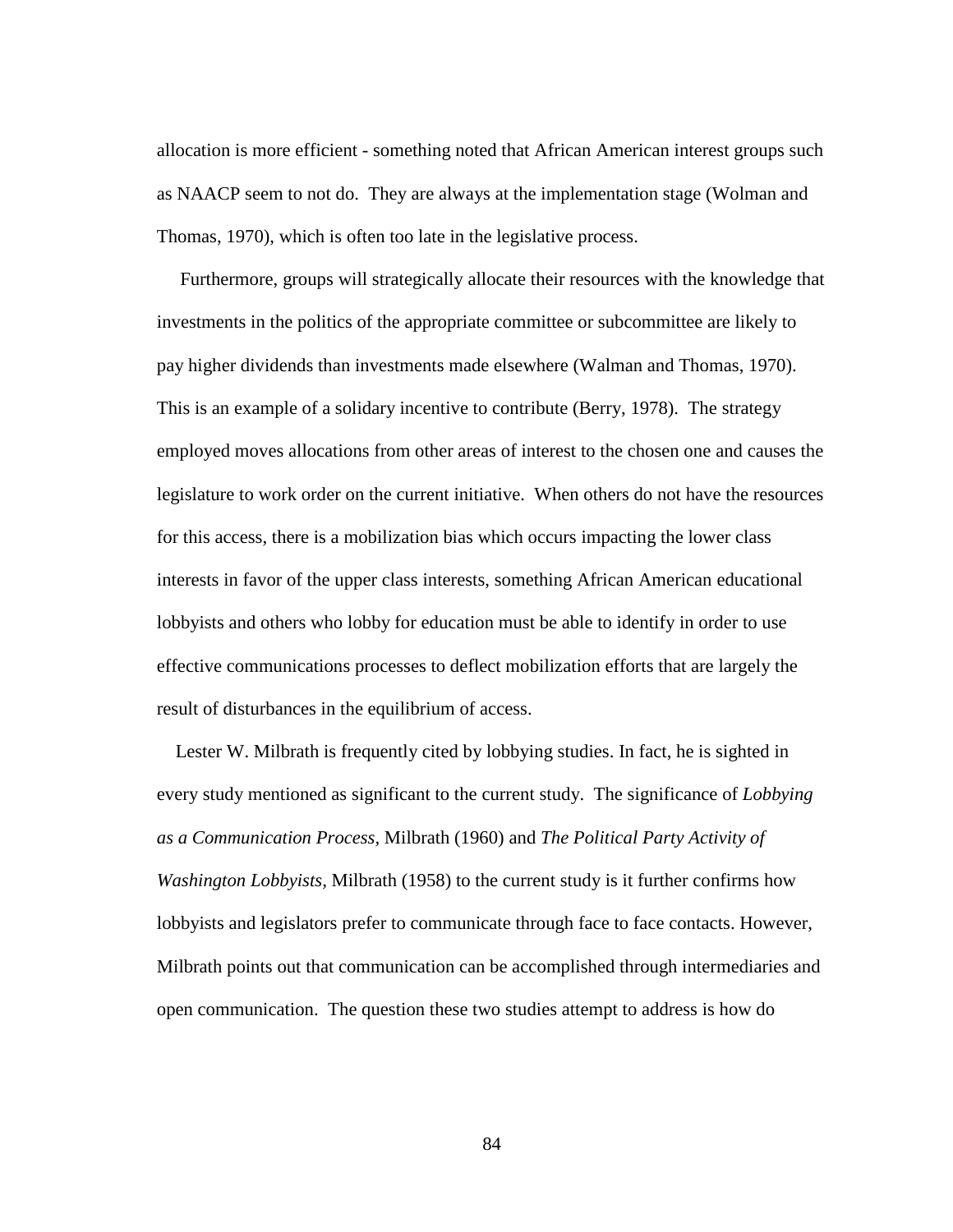allocation is more efficient - something noted that African American interest groups such as NAACP seem to not do. They are always at the implementation stage (Wolman and Thomas, 1970), which is often too late in the legislative process.

Furthermore, groups will strategically allocate their resources with the knowledge that investments in the politics of the appropriate committee or subcommittee are likely to pay higher dividends than investments made elsewhere (Walman and Thomas, 1970). This is an example of a solidary incentive to contribute (Berry, 1978). The strategy employed moves allocations from other areas of interest to the chosen one and causes the legislature to work order on the current initiative. When others do not have the resources for this access, there is a mobilization bias which occurs impacting the lower class interests in favor of the upper class interests, something African American educational lobbyists and others who lobby for education must be able to identify in order to use effective communications processes to deflect mobilization efforts that are largely the result of disturbances in the equilibrium of access.

Lester W. Milbrath is frequently cited by lobbying studies. In fact, he is sighted in every study mentioned as significant to the current study. The significance of *Lobbying as a Communication Process,* Milbrath (1960) and *The Political Party Activity of Washington Lobbyists,* Milbrath (1958) to the current study is it further confirms how lobbyists and legislators prefer to communicate through face to face contacts. However, Milbrath points out that communication can be accomplished through intermediaries and open communication. The question these two studies attempt to address is how do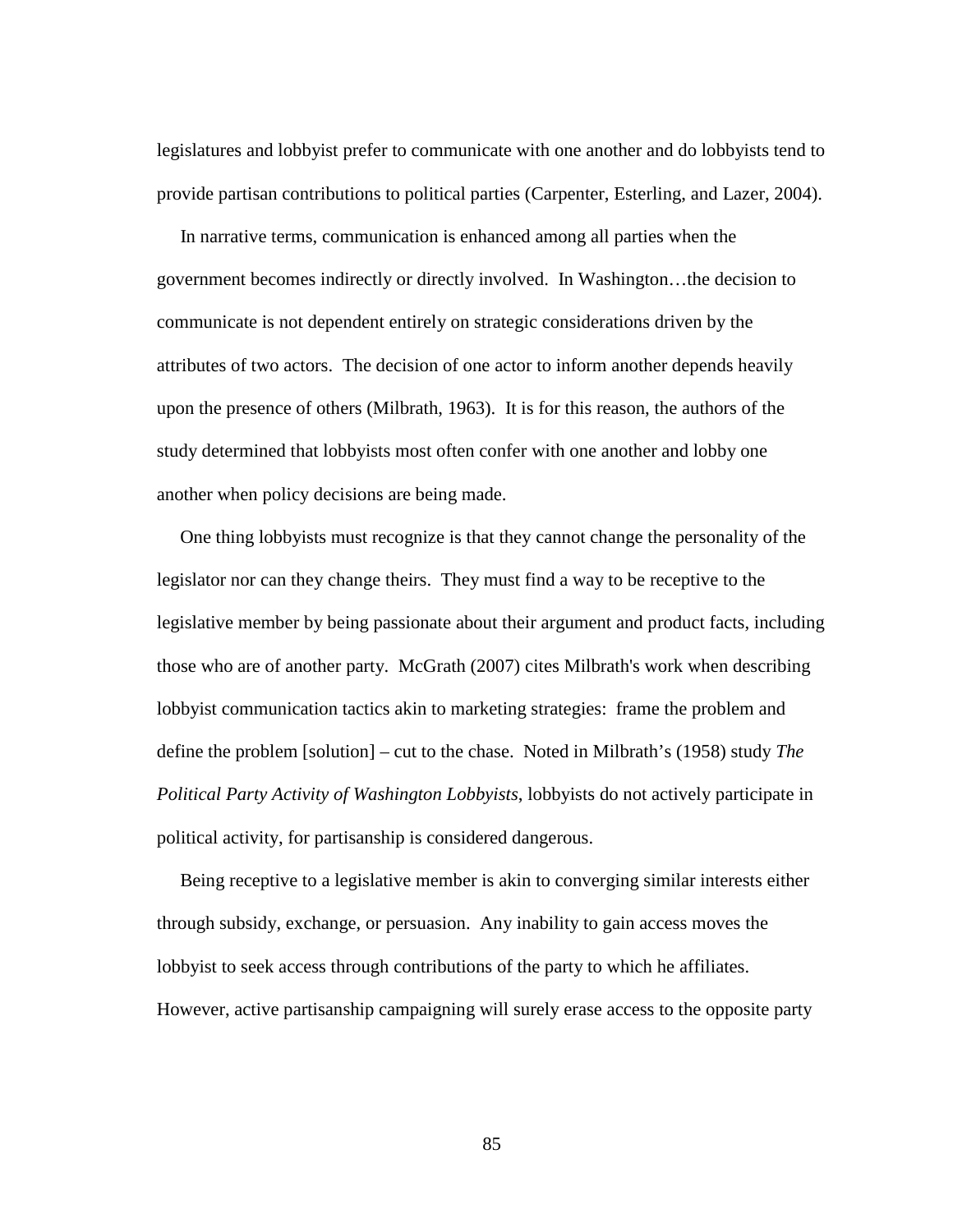legislatures and lobbyist prefer to communicate with one another and do lobbyists tend to provide partisan contributions to political parties (Carpenter, Esterling, and Lazer, 2004).

In narrative terms, communication is enhanced among all parties when the government becomes indirectly or directly involved. In Washington…the decision to communicate is not dependent entirely on strategic considerations driven by the attributes of two actors. The decision of one actor to inform another depends heavily upon the presence of others (Milbrath, 1963). It is for this reason, the authors of the study determined that lobbyists most often confer with one another and lobby one another when policy decisions are being made.

One thing lobbyists must recognize is that they cannot change the personality of the legislator nor can they change theirs. They must find a way to be receptive to the legislative member by being passionate about their argument and product facts, including those who are of another party. McGrath (2007) cites Milbrath's work when describing lobbyist communication tactics akin to marketing strategies: frame the problem and define the problem [solution] – cut to the chase. Noted in Milbrath's (1958) study *The Political Party Activity of Washington Lobbyists*, lobbyists do not actively participate in political activity, for partisanship is considered dangerous.

Being receptive to a legislative member is akin to converging similar interests either through subsidy, exchange, or persuasion. Any inability to gain access moves the lobbyist to seek access through contributions of the party to which he affiliates. However, active partisanship campaigning will surely erase access to the opposite party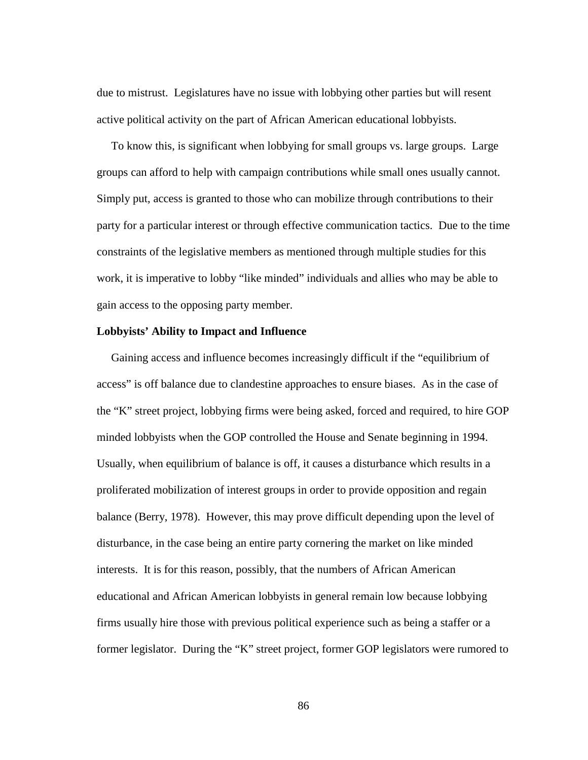due to mistrust. Legislatures have no issue with lobbying other parties but will resent active political activity on the part of African American educational lobbyists.

To know this, is significant when lobbying for small groups vs. large groups. Large groups can afford to help with campaign contributions while small ones usually cannot. Simply put, access is granted to those who can mobilize through contributions to their party for a particular interest or through effective communication tactics. Due to the time constraints of the legislative members as mentioned through multiple studies for this work, it is imperative to lobby "like minded" individuals and allies who may be able to gain access to the opposing party member.

**Lobbyists' Ability to Impact and Influence**

Gaining access and influence becomes increasingly difficult if the "equilibrium of access" is off balance due to clandestine approaches to ensure biases. As in the case of the "K" street project, lobbying firms were being asked, forced and required, to hire GOP minded lobbyists when the GOP controlled the House and Senate beginning in 1994. Usually, when equilibrium of balance is off, it causes a disturbance which results in a proliferated mobilization of interest groups in order to provide opposition and regain balance (Berry, 1978). However, this may prove difficult depending upon the level of disturbance, in the case being an entire party cornering the market on like minded interests. It is for this reason, possibly, that the numbers of African American educational and African American lobbyists in general remain low because lobbying firms usually hire those with previous political experience such as being a staffer or a former legislator. During the "K" street project, former GOP legislators were rumored to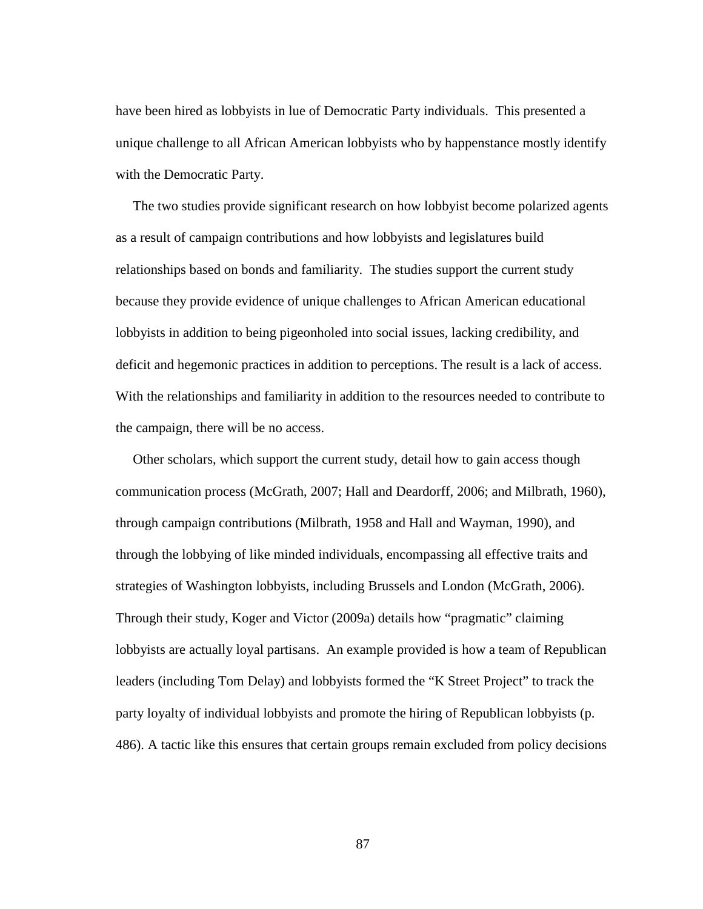have been hired as lobbyists in lue of Democratic Party individuals. This presented a unique challenge to all African American lobbyists who by happenstance mostly identify with the Democratic Party.

The two studies provide significant research on how lobbyist become polarized agents as a result of campaign contributions and how lobbyists and legislatures build relationships based on bonds and familiarity. The studies support the current study because they provide evidence of unique challenges to African American educational lobbyists in addition to being pigeonholed into social issues, lacking credibility, and deficit and hegemonic practices in addition to perceptions. The result is a lack of access. With the relationships and familiarity in addition to the resources needed to contribute to the campaign, there will be no access.

Other scholars, which support the current study, detail how to gain access though communication process (McGrath, 2007; Hall and Deardorff, 2006; and Milbrath, 1960), through campaign contributions (Milbrath, 1958 and Hall and Wayman, 1990), and through the lobbying of like minded individuals, encompassing all effective traits and strategies of Washington lobbyists, including Brussels and London (McGrath, 2006). Through their study, Koger and Victor (2009a) details how "pragmatic" claiming lobbyists are actually loyal partisans. An example provided is how a team of Republican leaders (including Tom Delay) and lobbyists formed the "K Street Project" to track the party loyalty of individual lobbyists and promote the hiring of Republican lobbyists (p. 486). A tactic like this ensures that certain groups remain excluded from policy decisions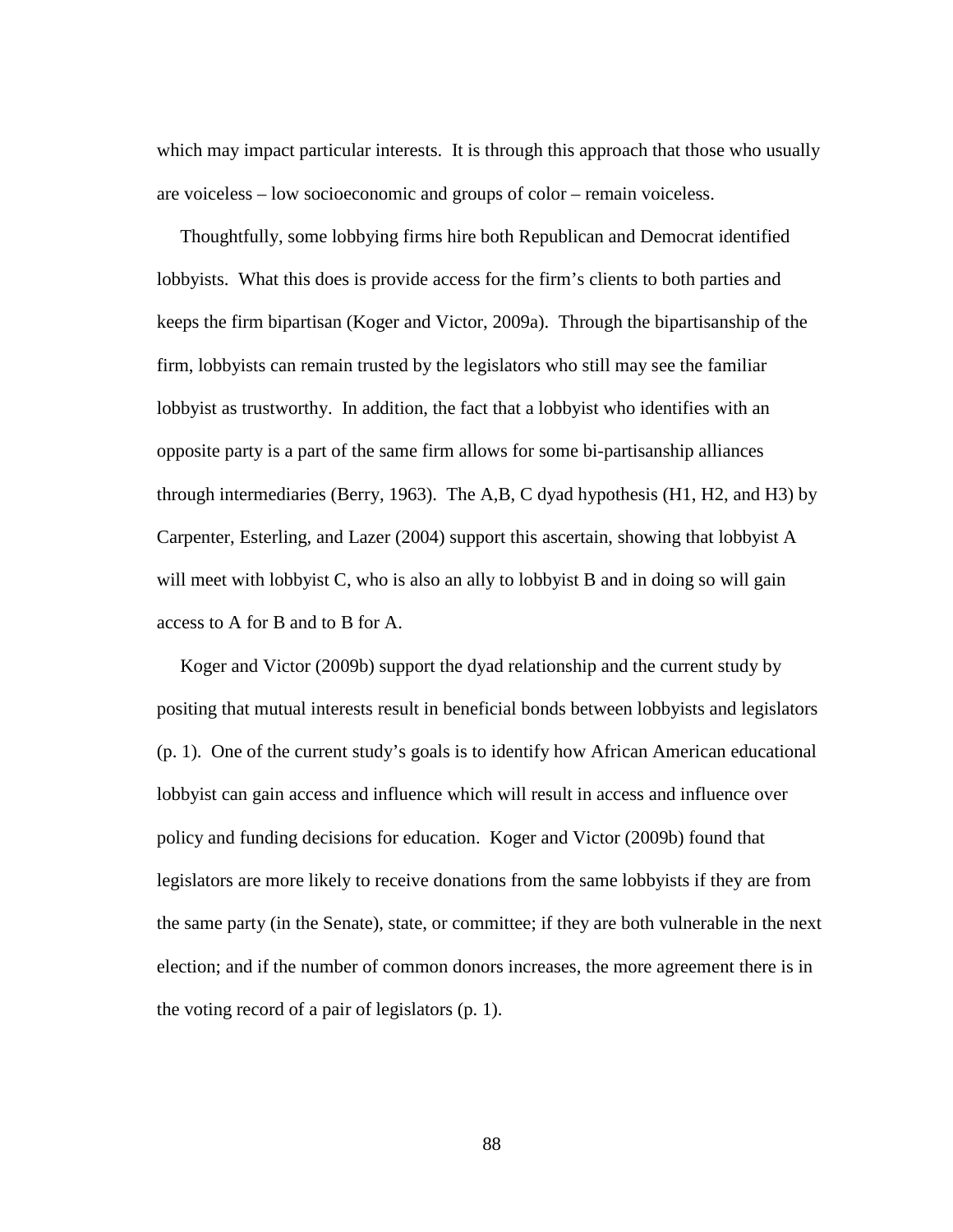which may impact particular interests. It is through this approach that those who usually are voiceless – low socioeconomic and groups of color – remain voiceless.

Thoughtfully, some lobbying firms hire both Republican and Democrat identified lobbyists. What this does is provide access for the firm's clients to both parties and keeps the firm bipartisan (Koger and Victor, 2009a). Through the bipartisanship of the firm, lobbyists can remain trusted by the legislators who still may see the familiar lobbyist as trustworthy. In addition, the fact that a lobbyist who identifies with an opposite party is a part of the same firm allows for some bi-partisanship alliances through intermediaries (Berry, 1963). The A,B, C dyad hypothesis (H1, H2, and H3) by Carpenter, Esterling, and Lazer (2004) support this ascertain, showing that lobbyist A will meet with lobbyist C, who is also an ally to lobbyist B and in doing so will gain access to A for B and to B for A.

Koger and Victor (2009b) support the dyad relationship and the current study by positing that mutual interests result in beneficial bonds between lobbyists and legislators (p. 1). One of the current study's goals is to identify how African American educational lobbyist can gain access and influence which will result in access and influence over policy and funding decisions for education. Koger and Victor (2009b) found that legislators are more likely to receive donations from the same lobbyists if they are from the same party (in the Senate), state, or committee; if they are both vulnerable in the next election; and if the number of common donors increases, the more agreement there is in the voting record of a pair of legislators (p. 1).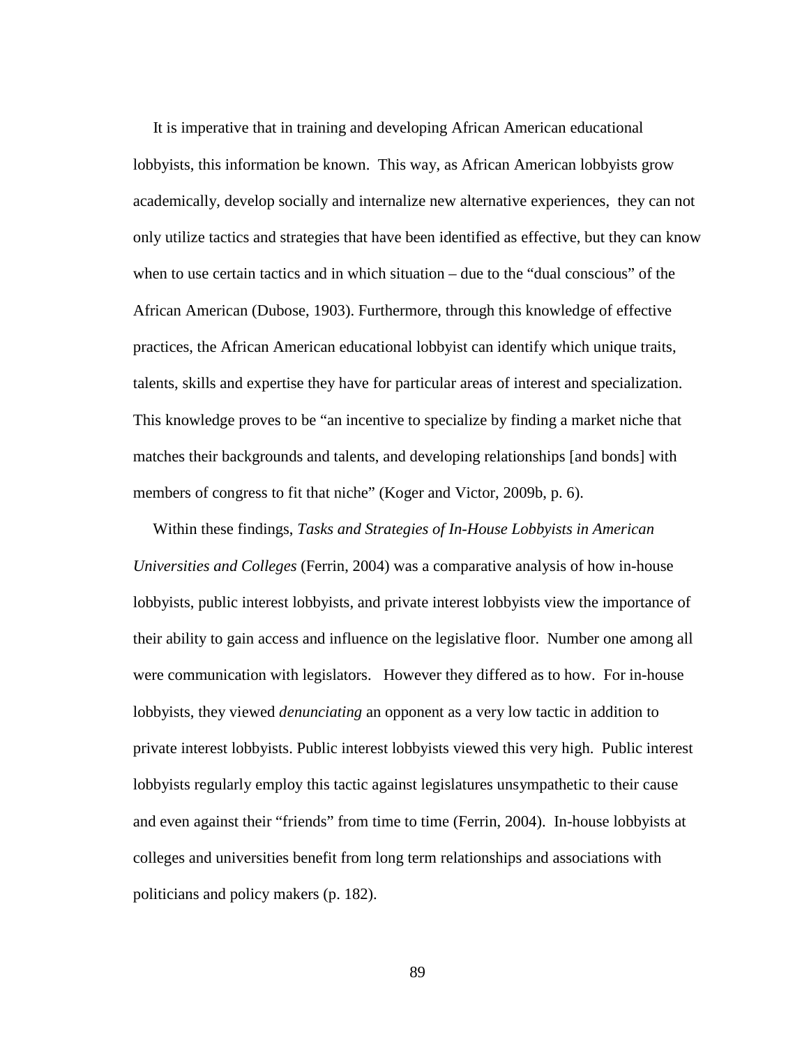It is imperative that in training and developing African American educational lobbyists, this information be known. This way, as African American lobbyists grow academically, develop socially and internalize new alternative experiences, they can not only utilize tactics and strategies that have been identified as effective, but they can know when to use certain tactics and in which situation – due to the "dual conscious" of the African American (Dubose, 1903). Furthermore, through this knowledge of effective practices, the African American educational lobbyist can identify which unique traits, talents, skills and expertise they have for particular areas of interest and specialization. This knowledge proves to be "an incentive to specialize by finding a market niche that matches their backgrounds and talents, and developing relationships [and bonds] with members of congress to fit that niche" (Koger and Victor, 2009b, p. 6).

Within these findings, *Tasks and Strategies of In-House Lobbyists in American Universities and Colleges* (Ferrin, 2004) was a comparative analysis of how in-house lobbyists, public interest lobbyists, and private interest lobbyists view the importance of their ability to gain access and influence on the legislative floor. Number one among all were communication with legislators. However they differed as to how. For in-house lobbyists, they viewed *denunciating* an opponent as a very low tactic in addition to private interest lobbyists. Public interest lobbyists viewed this very high. Public interest lobbyists regularly employ this tactic against legislatures unsympathetic to their cause and even against their "friends" from time to time (Ferrin, 2004). In-house lobbyists at colleges and universities benefit from long term relationships and associations with politicians and policy makers (p. 182).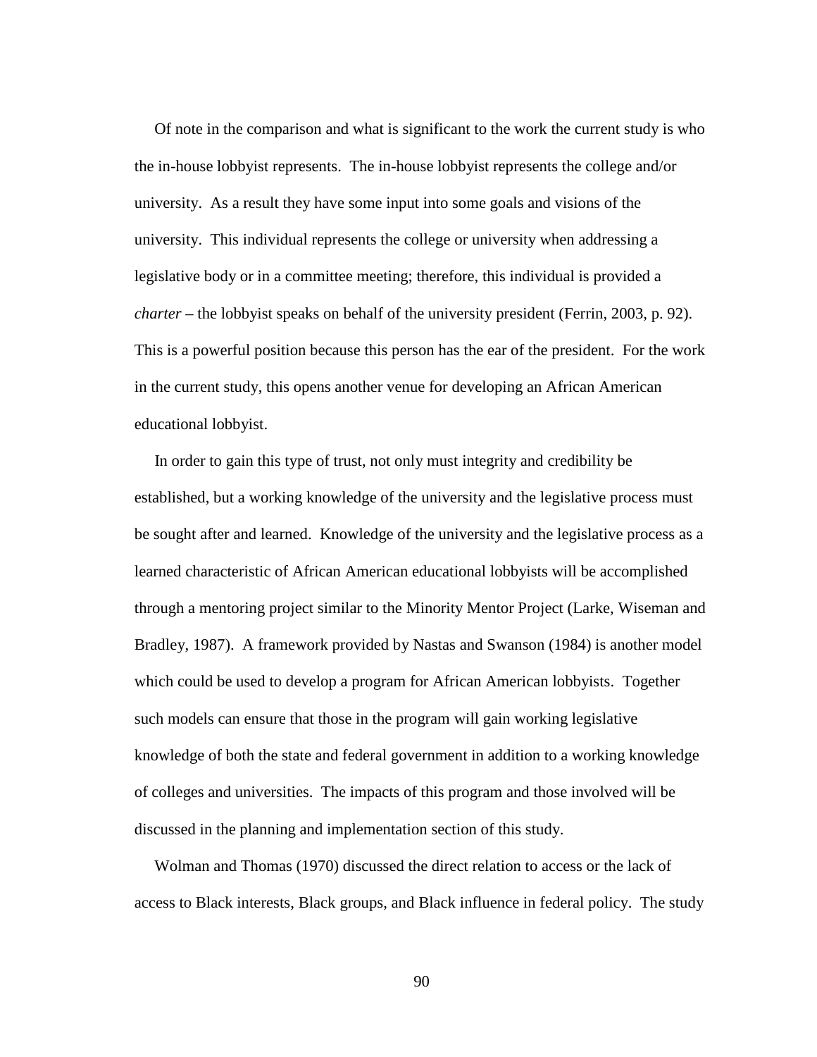Of note in the comparison and what is significant to the work the current study is who the in-house lobbyist represents. The in-house lobbyist represents the college and/or university. As a result they have some input into some goals and visions of the university. This individual represents the college or university when addressing a legislative body or in a committee meeting; therefore, this individual is provided a *charter* – the lobbyist speaks on behalf of the university president (Ferrin, 2003, p. 92). This is a powerful position because this person has the ear of the president. For the work in the current study, this opens another venue for developing an African American educational lobbyist.

In order to gain this type of trust, not only must integrity and credibility be established, but a working knowledge of the university and the legislative process must be sought after and learned. Knowledge of the university and the legislative process as a learned characteristic of African American educational lobbyists will be accomplished through a mentoring project similar to the Minority Mentor Project (Larke, Wiseman and Bradley, 1987). A framework provided by Nastas and Swanson (1984) is another model which could be used to develop a program for African American lobbyists. Together such models can ensure that those in the program will gain working legislative knowledge of both the state and federal government in addition to a working knowledge of colleges and universities. The impacts of this program and those involved will be discussed in the planning and implementation section of this study.

Wolman and Thomas (1970) discussed the direct relation to access or the lack of access to Black interests, Black groups, and Black influence in federal policy. The study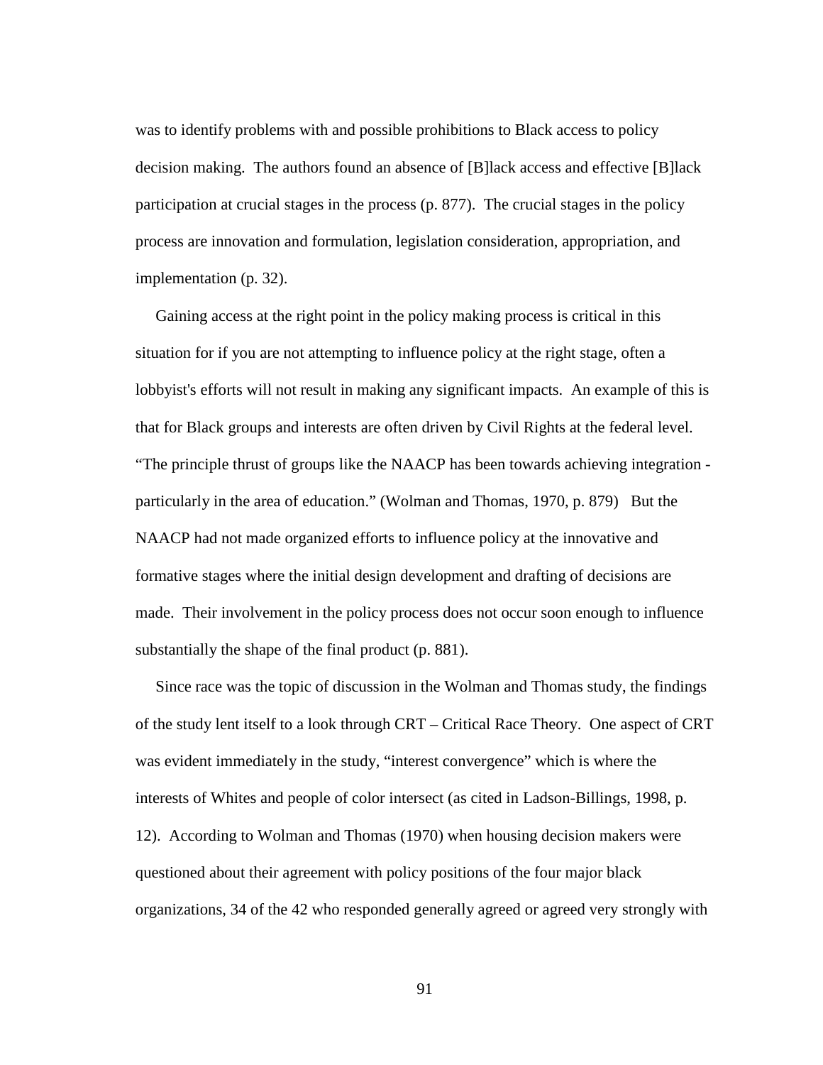was to identify problems with and possible prohibitions to Black access to policy decision making. The authors found an absence of [B]lack access and effective [B]lack participation at crucial stages in the process (p. 877). The crucial stages in the policy process are innovation and formulation, legislation consideration, appropriation, and implementation (p. 32).

Gaining access at the right point in the policy making process is critical in this situation for if you are not attempting to influence policy at the right stage, often a lobbyist's efforts will not result in making any significant impacts. An example of this is that for Black groups and interests are often driven by Civil Rights at the federal level. “The principle thrust of groups like the NAACP has been towards achieving integration - particularly in the area of education.” (Wolman and Thomas, 1970, p. 879) But the NAACP had not made organized efforts to influence policy at the innovative and formative stages where the initial design development and drafting of decisions are made. Their involvement in the policy process does not occur soon enough to influence substantially the shape of the final product (p. 881).

Since race was the topic of discussion in the Wolman and Thomas study, the findings of the study lent itself to a look through CRT – Critical Race Theory. One aspect of CRT was evident immediately in the study, “interest convergence” which is where the interests of Whites and people of color intersect (as cited in Ladson-Billings, 1998, p. 12). According to Wolman and Thomas (1970) when housing decision makers were questioned about their agreement with policy positions of the four major black organizations, 34 of the 42 who responded generally agreed or agreed very strongly with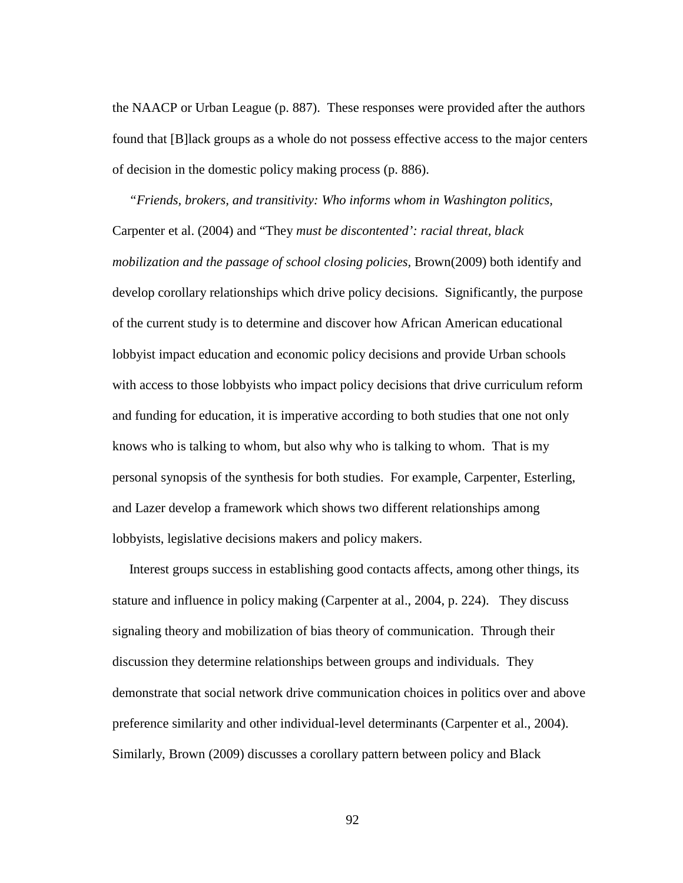the NAACP or Urban League (p. 887). These responses were provided after the authors found that [B]lack groups as a whole do not possess effective access to the major centers of decision in the domestic policy making process (p. 886).

*"Friends, brokers, and transitivity: Who informs whom in Washington politics,* Carpenter et al. (2004) and "They *must be discontented': racial threat, black mobilization and the passage of school closing policies,* Brown(2009) both identify and develop corollary relationships which drive policy decisions. Significantly, the purpose of the current study is to determine and discover how African American educational lobbyist impact education and economic policy decisions and provide Urban schools with access to those lobbyists who impact policy decisions that drive curriculum reform and funding for education, it is imperative according to both studies that one not only knows who is talking to whom, but also why who is talking to whom. That is my personal synopsis of the synthesis for both studies. For example, Carpenter, Esterling, and Lazer develop a framework which shows two different relationships among lobbyists, legislative decisions makers and policy makers.

Interest groups success in establishing good contacts affects, among other things, its stature and influence in policy making (Carpenter at al., 2004, p. 224). They discuss signaling theory and mobilization of bias theory of communication. Through their discussion they determine relationships between groups and individuals. They demonstrate that social network drive communication choices in politics over and above preference similarity and other individual-level determinants (Carpenter et al., 2004). Similarly, Brown (2009) discusses a corollary pattern between policy and Black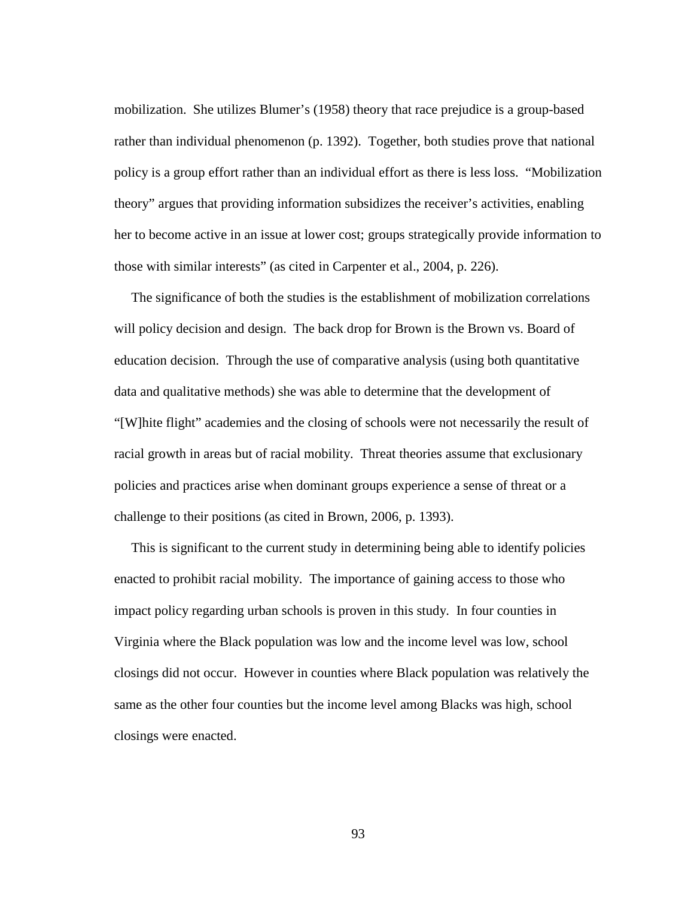mobilization. She utilizes Blumer's (1958) theory that race prejudice is a group-based rather than individual phenomenon (p. 1392). Together, both studies prove that national policy is a group effort rather than an individual effort as there is less loss. "Mobilization theory" argues that providing information subsidizes the receiver's activities, enabling her to become active in an issue at lower cost; groups strategically provide information to those with similar interests" (as cited in Carpenter et al., 2004, p. 226).

The significance of both the studies is the establishment of mobilization correlations will policy decision and design. The back drop for Brown is the Brown vs. Board of education decision. Through the use of comparative analysis (using both quantitative data and qualitative methods) she was able to determine that the development of "[W]hite flight" academies and the closing of schools were not necessarily the result of racial growth in areas but of racial mobility. Threat theories assume that exclusionary policies and practices arise when dominant groups experience a sense of threat or a challenge to their positions (as cited in Brown, 2006, p. 1393).

This is significant to the current study in determining being able to identify policies enacted to prohibit racial mobility. The importance of gaining access to those who impact policy regarding urban schools is proven in this study. In four counties in Virginia where the Black population was low and the income level was low, school closings did not occur. However in counties where Black population was relatively the same as the other four counties but the income level among Blacks was high, school closings were enacted.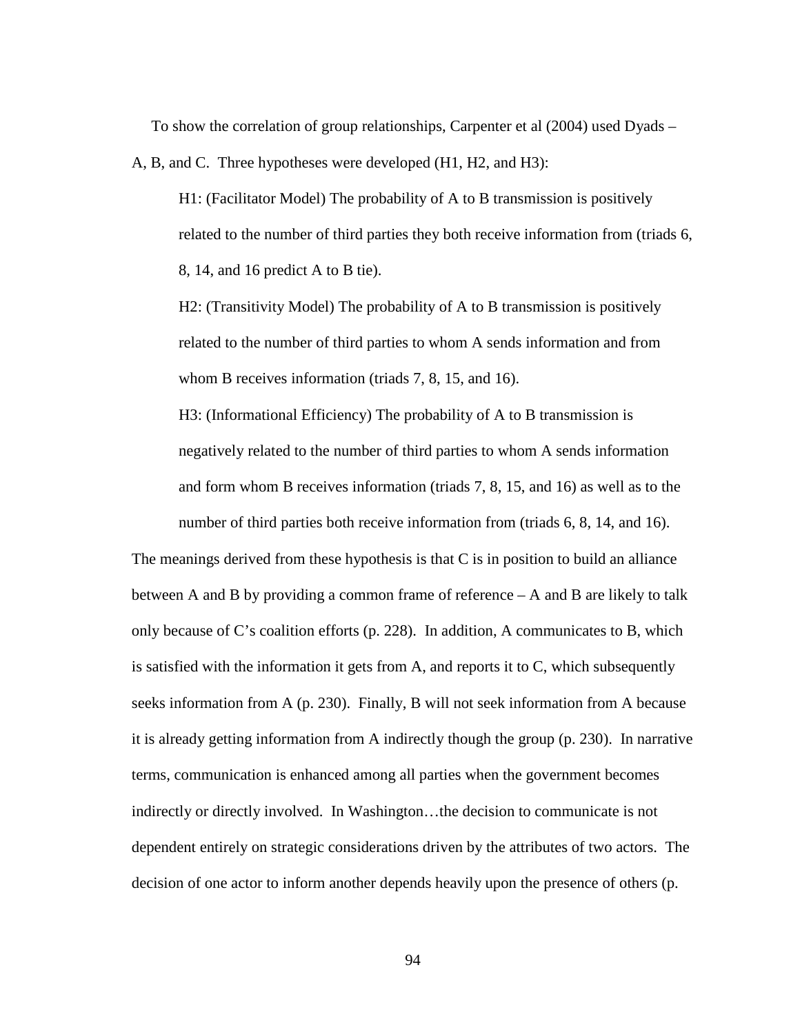To show the correlation of group relationships, Carpenter et al (2004) used Dyads – A, B, and C. Three hypotheses were developed (H1, H2, and H3):

> H1: (Facilitator Model) The probability of A to B transmission is positively related to the number of third parties they both receive information from (triads 6, 8, 14, and 16 predict A to B tie).
>
> H2: (Transitivity Model) The probability of A to B transmission is positively related to the number of third parties to whom A sends information and from whom B receives information (triads 7, 8, 15, and 16).
>
> H3: (Informational Efficiency) The probability of A to B transmission is negatively related to the number of third parties to whom A sends information and form whom B receives information (triads 7, 8, 15, and 16) as well as to the number of third parties both receive information from (triads 6, 8, 14, and 16).

The meanings derived from these hypothesis is that C is in position to build an alliance between A and B by providing a common frame of reference – A and B are likely to talk only because of C's coalition efforts (p. 228). In addition, A communicates to B, which is satisfied with the information it gets from A, and reports it to C, which subsequently seeks information from A (p. 230). Finally, B will not seek information from A because it is already getting information from A indirectly though the group (p. 230). In narrative terms, communication is enhanced among all parties when the government becomes indirectly or directly involved. In Washington…the decision to communicate is not dependent entirely on strategic considerations driven by the attributes of two actors. The decision of one actor to inform another depends heavily upon the presence of others (p.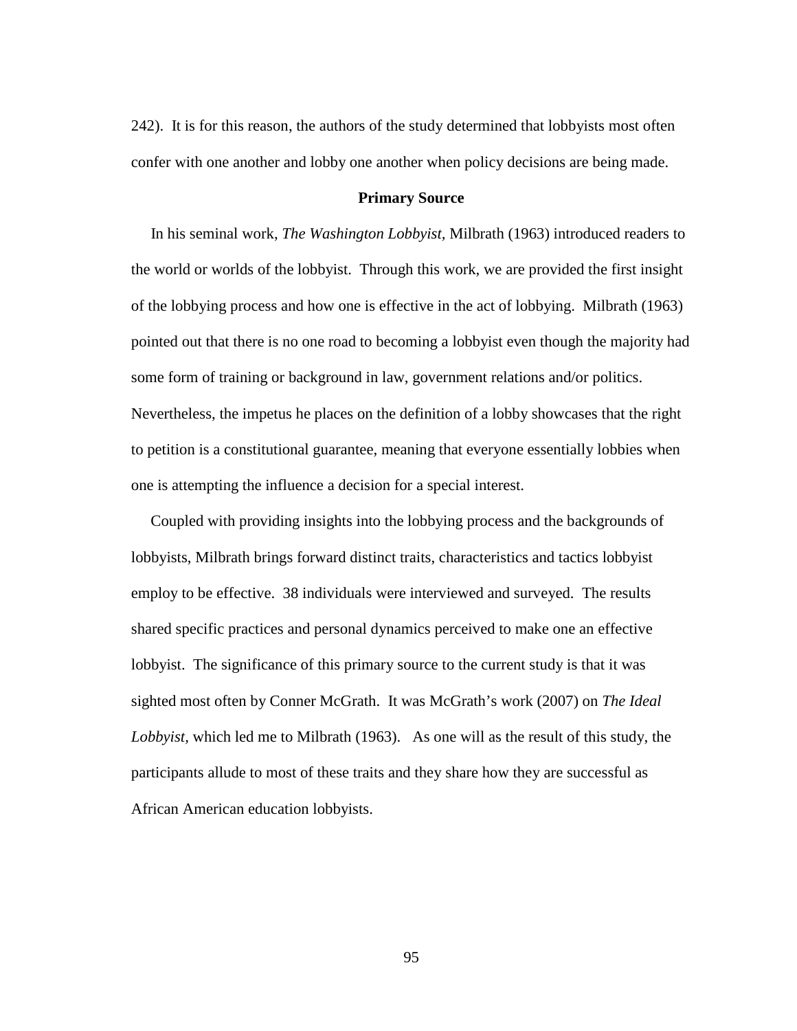242). It is for this reason, the authors of the study determined that lobbyists most often confer with one another and lobby one another when policy decisions are being made.

### Primary Source

In his seminal work, *The Washington Lobbyist,* Milbrath (1963) introduced readers to the world or worlds of the lobbyist. Through this work, we are provided the first insight of the lobbying process and how one is effective in the act of lobbying. Milbrath (1963) pointed out that there is no one road to becoming a lobbyist even though the majority had some form of training or background in law, government relations and/or politics. Nevertheless, the impetus he places on the definition of a lobby showcases that the right to petition is a constitutional guarantee, meaning that everyone essentially lobbies when one is attempting the influence a decision for a special interest.

Coupled with providing insights into the lobbying process and the backgrounds of lobbyists, Milbrath brings forward distinct traits, characteristics and tactics lobbyist employ to be effective. 38 individuals were interviewed and surveyed. The results shared specific practices and personal dynamics perceived to make one an effective lobbyist. The significance of this primary source to the current study is that it was sighted most often by Conner McGrath. It was McGrath's work (2007) on *The Ideal Lobbyist,* which led me to Milbrath (1963). As one will as the result of this study, the participants allude to most of these traits and they share how they are successful as African American education lobbyists.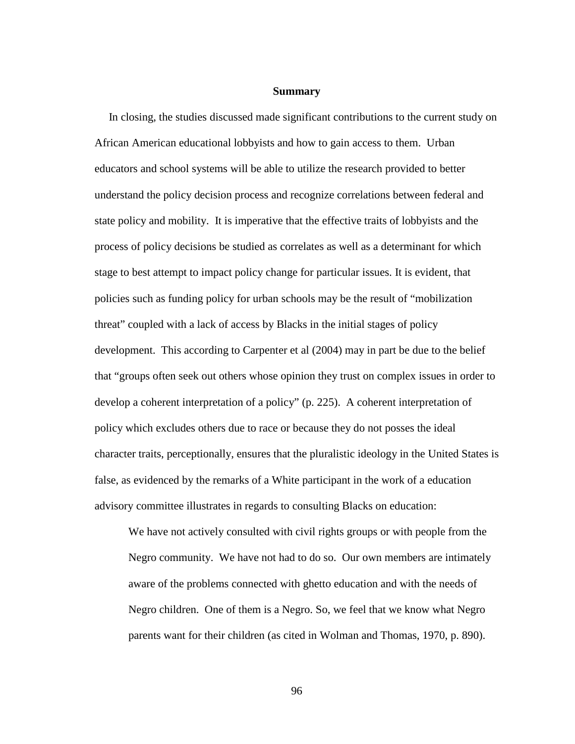## Summary

In closing, the studies discussed made significant contributions to the current study on African American educational lobbyists and how to gain access to them. Urban educators and school systems will be able to utilize the research provided to better understand the policy decision process and recognize correlations between federal and state policy and mobility. It is imperative that the effective traits of lobbyists and the process of policy decisions be studied as correlates as well as a determinant for which stage to best attempt to impact policy change for particular issues. It is evident, that policies such as funding policy for urban schools may be the result of "mobilization threat" coupled with a lack of access by Blacks in the initial stages of policy development. This according to Carpenter et al (2004) may in part be due to the belief that "groups often seek out others whose opinion they trust on complex issues in order to develop a coherent interpretation of a policy" (p. 225). A coherent interpretation of policy which excludes others due to race or because they do not posses the ideal character traits, perceptionally, ensures that the pluralistic ideology in the United States is false, as evidenced by the remarks of a White participant in the work of a education advisory committee illustrates in regards to consulting Blacks on education:

> We have not actively consulted with civil rights groups or with people from the Negro community. We have not had to do so. Our own members are intimately aware of the problems connected with ghetto education and with the needs of Negro children. One of them is a Negro. So, we feel that we know what Negro parents want for their children (as cited in Wolman and Thomas, 1970, p. 890).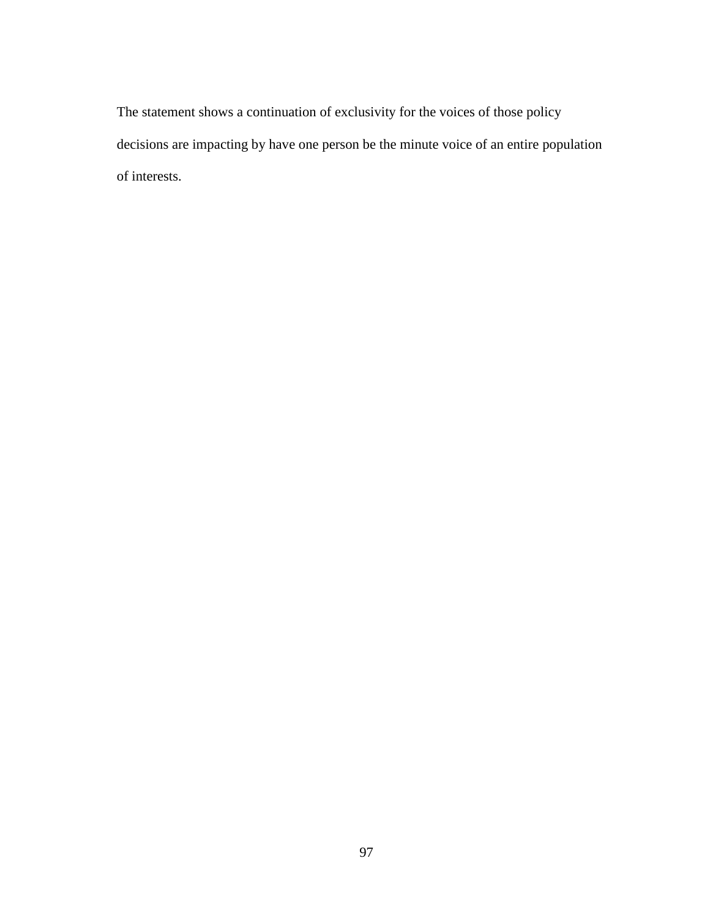The statement shows a continuation of exclusivity for the voices of those policy decisions are impacting by have one person be the minute voice of an entire population of interests.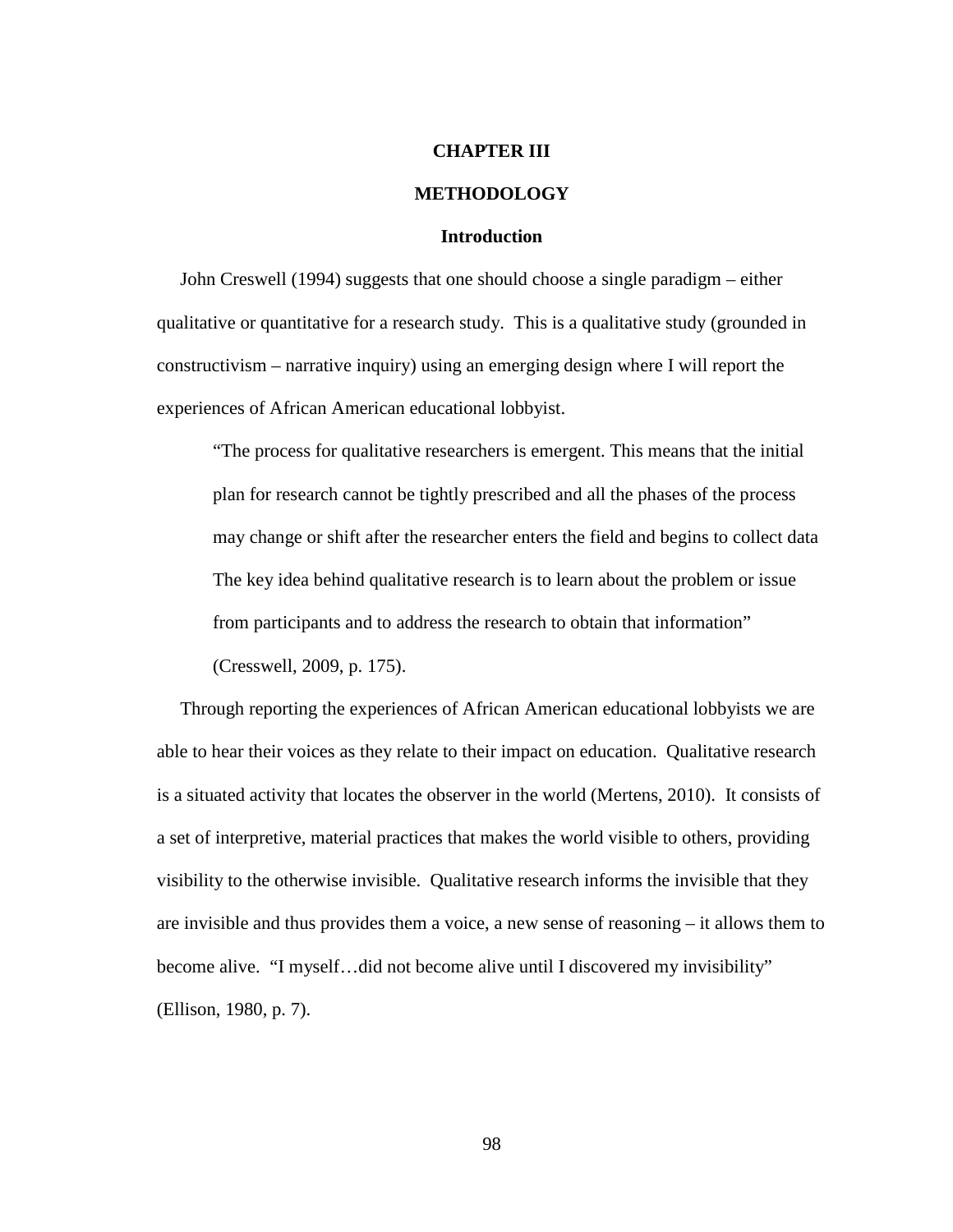# CHAPTER III

# METHODOLOGY

## Introduction

John Creswell (1994) suggests that one should choose a single paradigm – either qualitative or quantitative for a research study. This is a qualitative study (grounded in constructivism – narrative inquiry) using an emerging design where I will report the experiences of African American educational lobbyist.

> "The process for qualitative researchers is emergent. This means that the initial plan for research cannot be tightly prescribed and all the phases of the process may change or shift after the researcher enters the field and begins to collect data The key idea behind qualitative research is to learn about the problem or issue from participants and to address the research to obtain that information" (Cresswell, 2009, p. 175).

Through reporting the experiences of African American educational lobbyists we are able to hear their voices as they relate to their impact on education. Qualitative research is a situated activity that locates the observer in the world (Mertens, 2010). It consists of a set of interpretive, material practices that makes the world visible to others, providing visibility to the otherwise invisible. Qualitative research informs the invisible that they are invisible and thus provides them a voice, a new sense of reasoning – it allows them to become alive. "I myself…did not become alive until I discovered my invisibility" (Ellison, 1980, p. 7).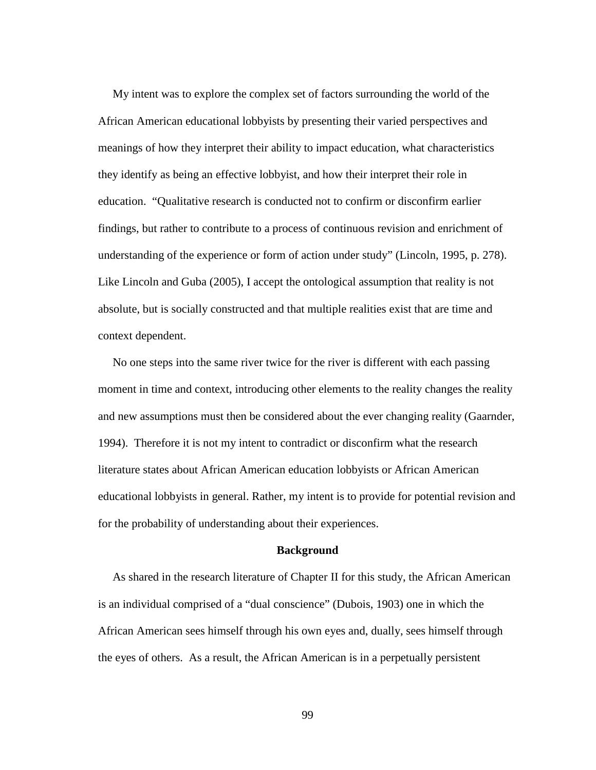My intent was to explore the complex set of factors surrounding the world of the African American educational lobbyists by presenting their varied perspectives and meanings of how they interpret their ability to impact education, what characteristics they identify as being an effective lobbyist, and how their interpret their role in education. "Qualitative research is conducted not to confirm or disconfirm earlier findings, but rather to contribute to a process of continuous revision and enrichment of understanding of the experience or form of action under study" (Lincoln, 1995, p. 278). Like Lincoln and Guba (2005), I accept the ontological assumption that reality is not absolute, but is socially constructed and that multiple realities exist that are time and context dependent.

No one steps into the same river twice for the river is different with each passing moment in time and context, introducing other elements to the reality changes the reality and new assumptions must then be considered about the ever changing reality (Gaarnder, 1994). Therefore it is not my intent to contradict or disconfirm what the research literature states about African American education lobbyists or African American educational lobbyists in general. Rather, my intent is to provide for potential revision and for the probability of understanding about their experiences.

## Background

As shared in the research literature of Chapter II for this study, the African American is an individual comprised of a "dual conscience" (Dubois, 1903) one in which the African American sees himself through his own eyes and, dually, sees himself through the eyes of others. As a result, the African American is in a perpetually persistent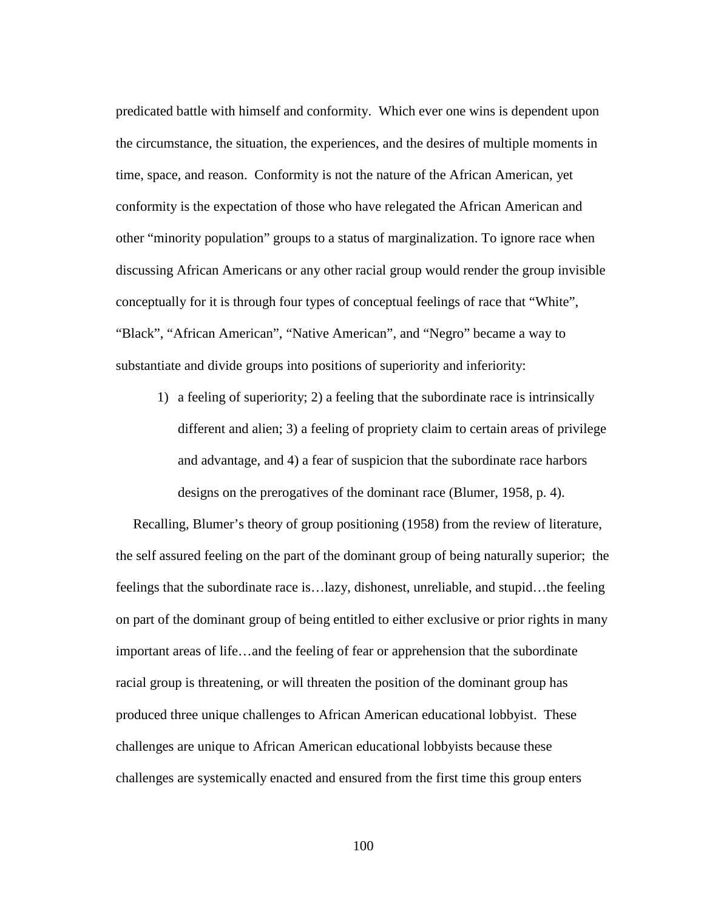predicated battle with himself and conformity. Which ever one wins is dependent upon the circumstance, the situation, the experiences, and the desires of multiple moments in time, space, and reason. Conformity is not the nature of the African American, yet conformity is the expectation of those who have relegated the African American and other "minority population" groups to a status of marginalization. To ignore race when discussing African Americans or any other racial group would render the group invisible conceptually for it is through four types of conceptual feelings of race that "White", "Black", "African American", "Native American", and "Negro" became a way to substantiate and divide groups into positions of superiority and inferiority:

> 1) a feeling of superiority; 2) a feeling that the subordinate race is intrinsically different and alien; 3) a feeling of propriety claim to certain areas of privilege and advantage, and 4) a fear of suspicion that the subordinate race harbors designs on the prerogatives of the dominant race (Blumer, 1958, p. 4).

Recalling, Blumer's theory of group positioning (1958) from the review of literature, the self assured feeling on the part of the dominant group of being naturally superior; the feelings that the subordinate race is…lazy, dishonest, unreliable, and stupid…the feeling on part of the dominant group of being entitled to either exclusive or prior rights in many important areas of life…and the feeling of fear or apprehension that the subordinate racial group is threatening, or will threaten the position of the dominant group has produced three unique challenges to African American educational lobbyist. These challenges are unique to African American educational lobbyists because these challenges are systemically enacted and ensured from the first time this group enters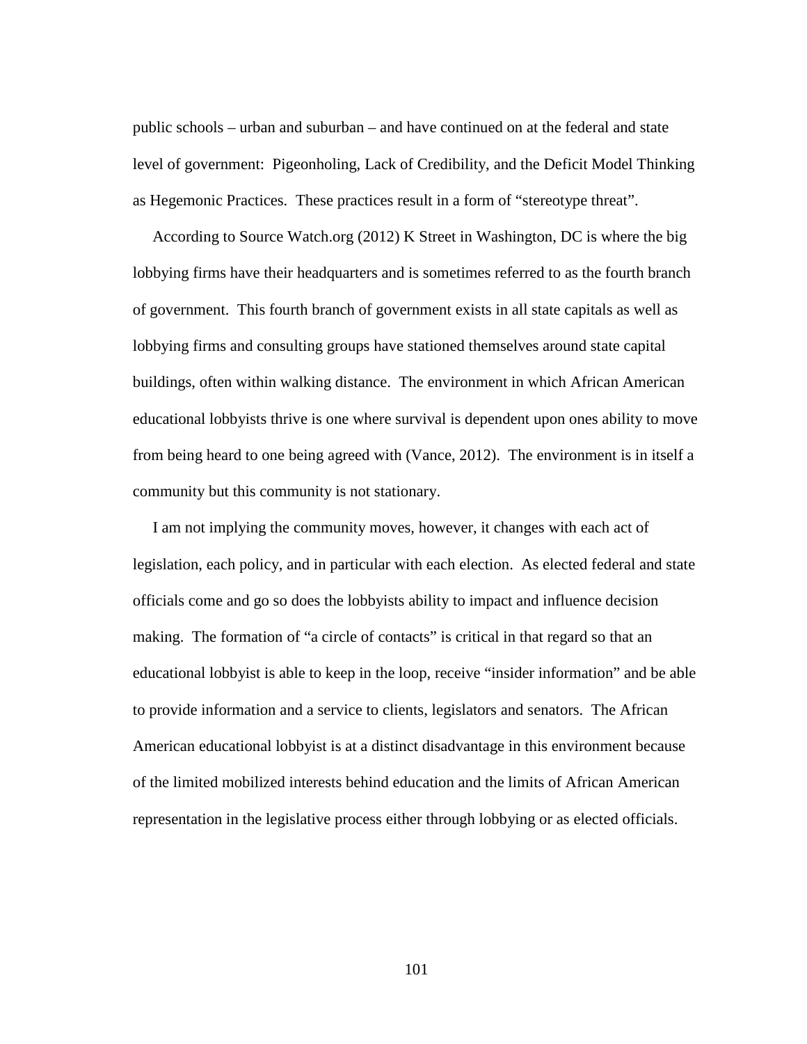public schools – urban and suburban – and have continued on at the federal and state level of government: Pigeonholing, Lack of Credibility, and the Deficit Model Thinking as Hegemonic Practices. These practices result in a form of "stereotype threat".

According to Source Watch.org (2012) K Street in Washington, DC is where the big lobbying firms have their headquarters and is sometimes referred to as the fourth branch of government. This fourth branch of government exists in all state capitals as well as lobbying firms and consulting groups have stationed themselves around state capital buildings, often within walking distance. The environment in which African American educational lobbyists thrive is one where survival is dependent upon ones ability to move from being heard to one being agreed with (Vance, 2012). The environment is in itself a community but this community is not stationary.

I am not implying the community moves, however, it changes with each act of legislation, each policy, and in particular with each election. As elected federal and state officials come and go so does the lobbyists ability to impact and influence decision making. The formation of "a circle of contacts" is critical in that regard so that an educational lobbyist is able to keep in the loop, receive "insider information" and be able to provide information and a service to clients, legislators and senators. The African American educational lobbyist is at a distinct disadvantage in this environment because of the limited mobilized interests behind education and the limits of African American representation in the legislative process either through lobbying or as elected officials.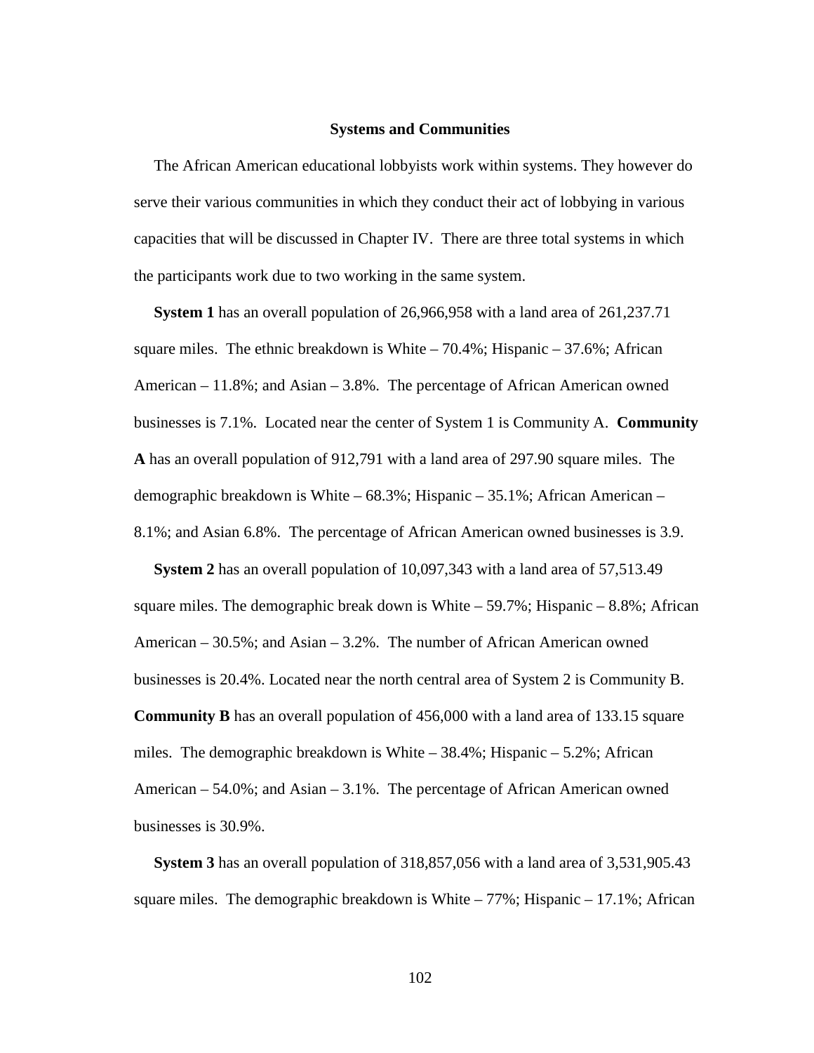**Systems and Communities**

The African American educational lobbyists work within systems. They however do serve their various communities in which they conduct their act of lobbying in various capacities that will be discussed in Chapter IV. There are three total systems in which the participants work due to two working in the same system.

**System 1** has an overall population of 26,966,958 with a land area of 261,237.71 square miles. The ethnic breakdown is White – 70.4%; Hispanic – 37.6%; African American – 11.8%; and Asian – 3.8%. The percentage of African American owned businesses is 7.1%. Located near the center of System 1 is Community A. **Community A** has an overall population of 912,791 with a land area of 297.90 square miles. The demographic breakdown is White – 68.3%; Hispanic – 35.1%; African American – 8.1%; and Asian 6.8%. The percentage of African American owned businesses is 3.9.

**System 2** has an overall population of 10,097,343 with a land area of 57,513.49 square miles. The demographic break down is White – 59.7%; Hispanic – 8.8%; African American – 30.5%; and Asian – 3.2%. The number of African American owned businesses is 20.4%. Located near the north central area of System 2 is Community B. **Community B** has an overall population of 456,000 with a land area of 133.15 square miles. The demographic breakdown is White – 38.4%; Hispanic – 5.2%; African American – 54.0%; and Asian – 3.1%. The percentage of African American owned businesses is 30.9%.

**System 3** has an overall population of 318,857,056 with a land area of 3,531,905.43 square miles. The demographic breakdown is White – 77%; Hispanic – 17.1%; African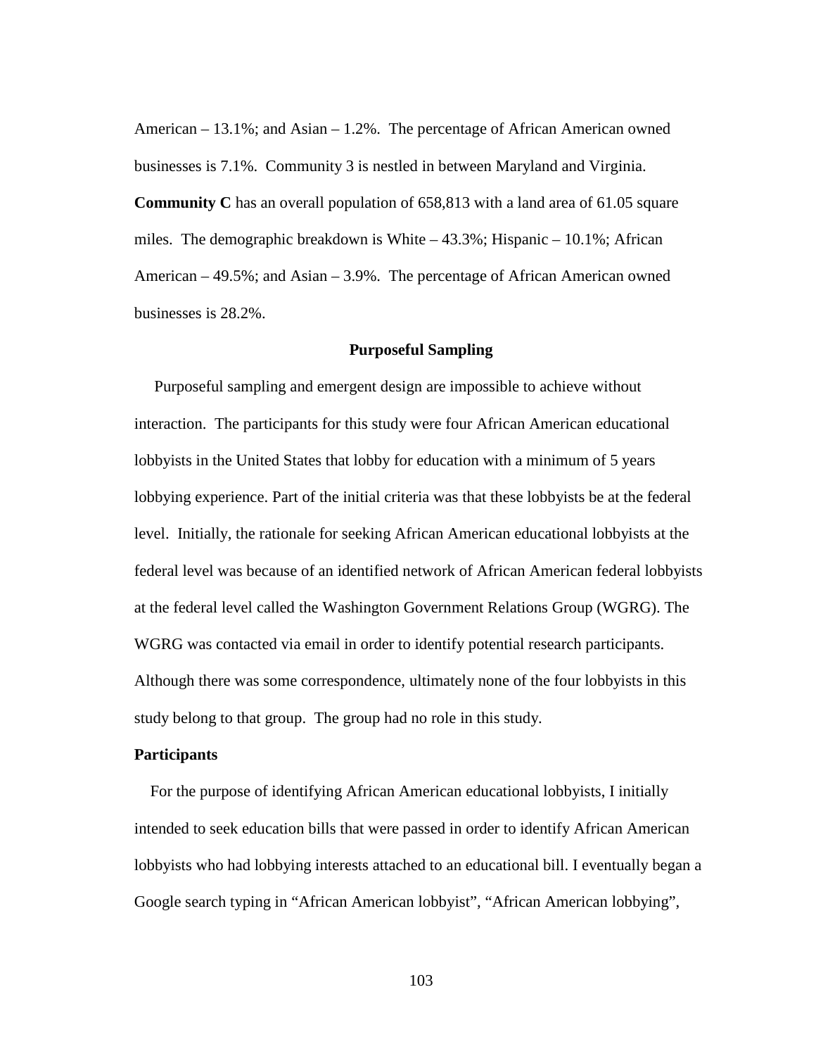American – 13.1%; and Asian – 1.2%. The percentage of African American owned businesses is 7.1%. Community 3 is nestled in between Maryland and Virginia. **Community C** has an overall population of 658,813 with a land area of 61.05 square miles. The demographic breakdown is White – 43.3%; Hispanic – 10.1%; African American – 49.5%; and Asian – 3.9%. The percentage of African American owned businesses is 28.2%.

## Purposeful Sampling

Purposeful sampling and emergent design are impossible to achieve without interaction. The participants for this study were four African American educational lobbyists in the United States that lobby for education with a minimum of 5 years lobbying experience. Part of the initial criteria was that these lobbyists be at the federal level. Initially, the rationale for seeking African American educational lobbyists at the federal level was because of an identified network of African American federal lobbyists at the federal level called the Washington Government Relations Group (WGRG). The WGRG was contacted via email in order to identify potential research participants. Although there was some correspondence, ultimately none of the four lobbyists in this study belong to that group. The group had no role in this study.

### Participants

For the purpose of identifying African American educational lobbyists, I initially intended to seek education bills that were passed in order to identify African American lobbyists who had lobbying interests attached to an educational bill. I eventually began a Google search typing in "African American lobbyist", "African American lobbying",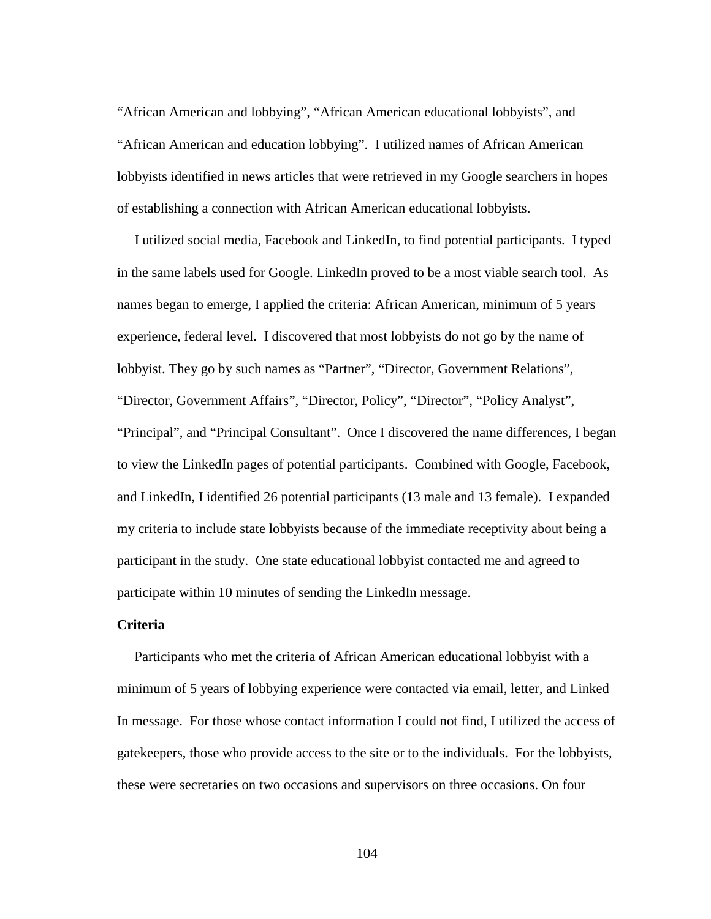"African American and lobbying", "African American educational lobbyists", and "African American and education lobbying". I utilized names of African American lobbyists identified in news articles that were retrieved in my Google searchers in hopes of establishing a connection with African American educational lobbyists.

I utilized social media, Facebook and LinkedIn, to find potential participants. I typed in the same labels used for Google. LinkedIn proved to be a most viable search tool. As names began to emerge, I applied the criteria: African American, minimum of 5 years experience, federal level. I discovered that most lobbyists do not go by the name of lobbyist. They go by such names as "Partner", "Director, Government Relations", "Director, Government Affairs", "Director, Policy", "Director", "Policy Analyst", "Principal", and "Principal Consultant". Once I discovered the name differences, I began to view the LinkedIn pages of potential participants. Combined with Google, Facebook, and LinkedIn, I identified 26 potential participants (13 male and 13 female). I expanded my criteria to include state lobbyists because of the immediate receptivity about being a participant in the study. One state educational lobbyist contacted me and agreed to participate within 10 minutes of sending the LinkedIn message.

**Criteria**

Participants who met the criteria of African American educational lobbyist with a minimum of 5 years of lobbying experience were contacted via email, letter, and Linked In message. For those whose contact information I could not find, I utilized the access of gatekeepers, those who provide access to the site or to the individuals. For the lobbyists, these were secretaries on two occasions and supervisors on three occasions. On four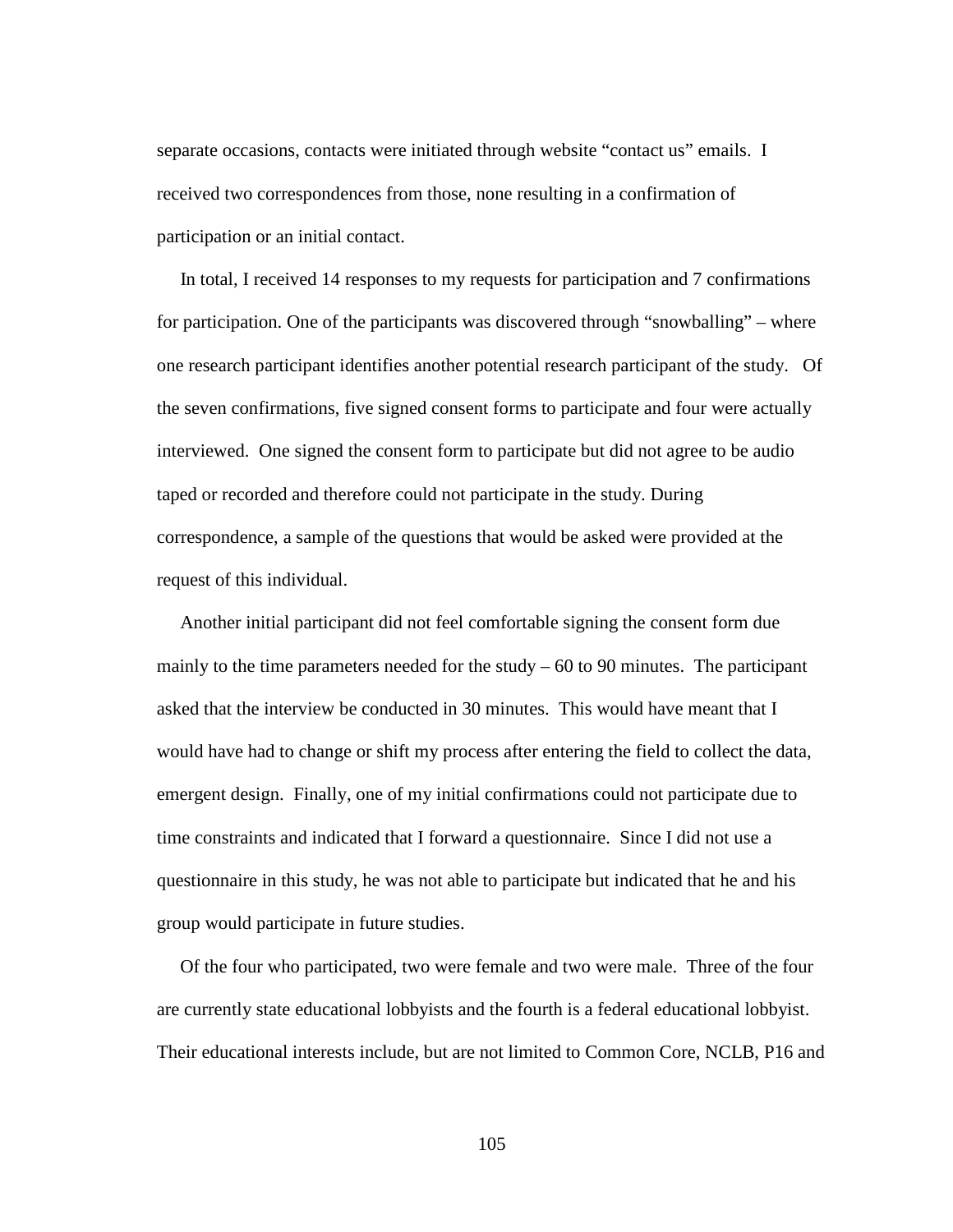separate occasions, contacts were initiated through website "contact us" emails. I received two correspondences from those, none resulting in a confirmation of participation or an initial contact.

In total, I received 14 responses to my requests for participation and 7 confirmations for participation. One of the participants was discovered through "snowballing" – where one research participant identifies another potential research participant of the study. Of the seven confirmations, five signed consent forms to participate and four were actually interviewed. One signed the consent form to participate but did not agree to be audio taped or recorded and therefore could not participate in the study. During correspondence, a sample of the questions that would be asked were provided at the request of this individual.

Another initial participant did not feel comfortable signing the consent form due mainly to the time parameters needed for the study – 60 to 90 minutes. The participant asked that the interview be conducted in 30 minutes. This would have meant that I would have had to change or shift my process after entering the field to collect the data, emergent design. Finally, one of my initial confirmations could not participate due to time constraints and indicated that I forward a questionnaire. Since I did not use a questionnaire in this study, he was not able to participate but indicated that he and his group would participate in future studies.

Of the four who participated, two were female and two were male. Three of the four are currently state educational lobbyists and the fourth is a federal educational lobbyist. Their educational interests include, but are not limited to Common Core, NCLB, P16 and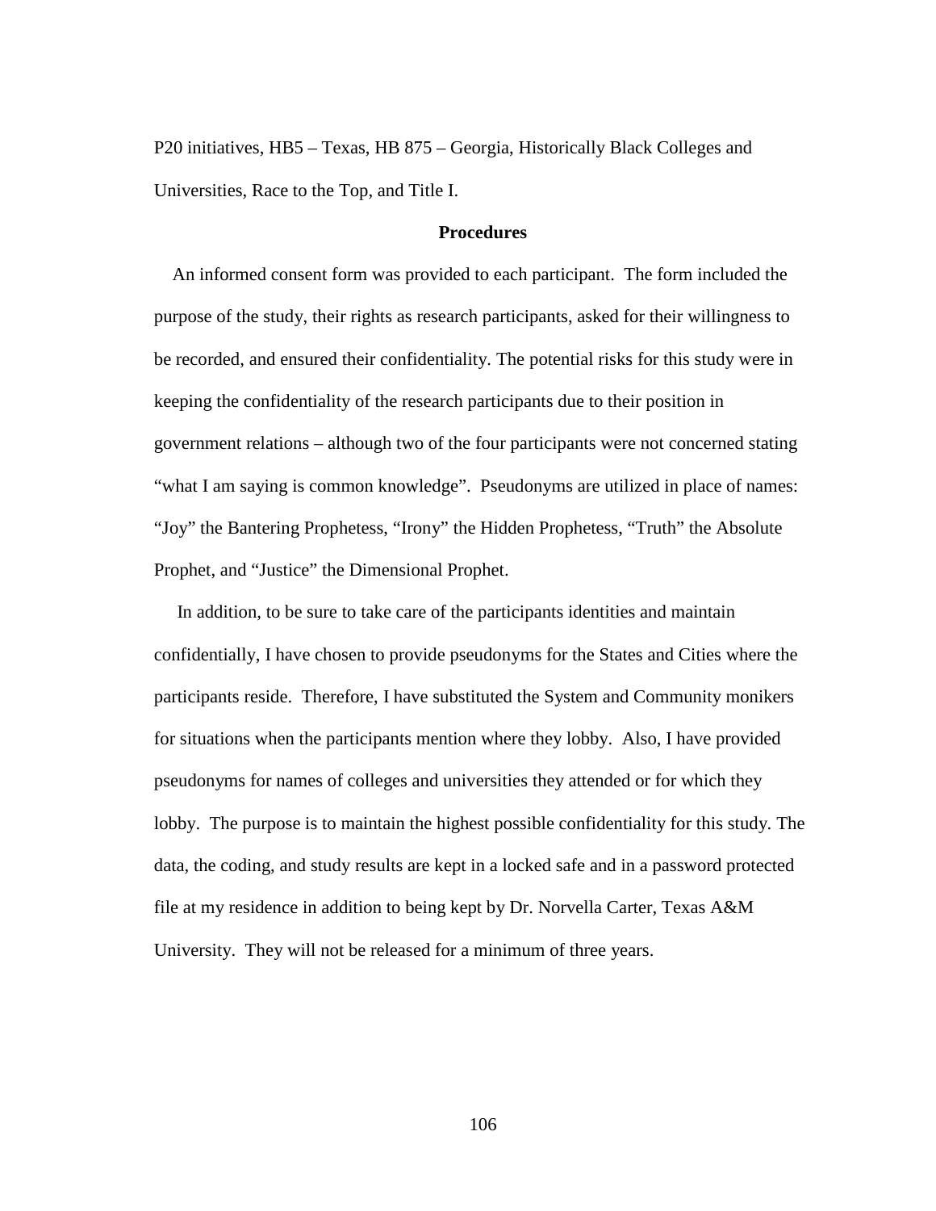P20 initiatives, HB5 – Texas, HB 875 – Georgia, Historically Black Colleges and Universities, Race to the Top, and Title I.

## Procedures

An informed consent form was provided to each participant. The form included the purpose of the study, their rights as research participants, asked for their willingness to be recorded, and ensured their confidentiality. The potential risks for this study were in keeping the confidentiality of the research participants due to their position in government relations – although two of the four participants were not concerned stating "what I am saying is common knowledge". Pseudonyms are utilized in place of names: "Joy" the Bantering Prophetess, "Irony" the Hidden Prophetess, "Truth" the Absolute Prophet, and "Justice" the Dimensional Prophet.

In addition, to be sure to take care of the participants identities and maintain confidentially, I have chosen to provide pseudonyms for the States and Cities where the participants reside. Therefore, I have substituted the System and Community monikers for situations when the participants mention where they lobby. Also, I have provided pseudonyms for names of colleges and universities they attended or for which they lobby. The purpose is to maintain the highest possible confidentiality for this study. The data, the coding, and study results are kept in a locked safe and in a password protected file at my residence in addition to being kept by Dr. Norvella Carter, Texas A&M University. They will not be released for a minimum of three years.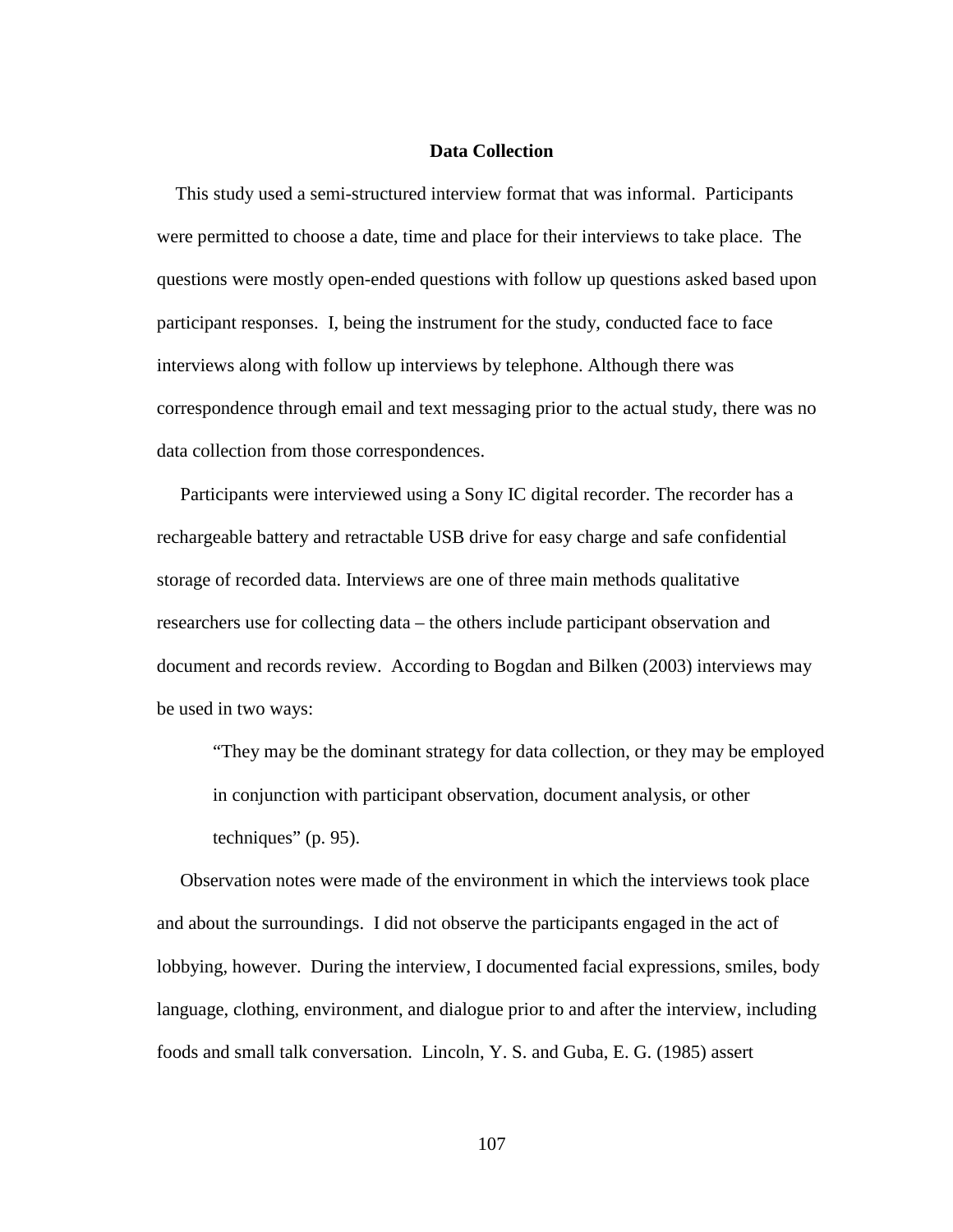**Data Collection**

This study used a semi-structured interview format that was informal. Participants were permitted to choose a date, time and place for their interviews to take place. The questions were mostly open-ended questions with follow up questions asked based upon participant responses. I, being the instrument for the study, conducted face to face interviews along with follow up interviews by telephone. Although there was correspondence through email and text messaging prior to the actual study, there was no data collection from those correspondences.

Participants were interviewed using a Sony IC digital recorder. The recorder has a rechargeable battery and retractable USB drive for easy charge and safe confidential storage of recorded data. Interviews are one of three main methods qualitative researchers use for collecting data – the others include participant observation and document and records review. According to Bogdan and Bilken (2003) interviews may be used in two ways:

> "They may be the dominant strategy for data collection, or they may be employed in conjunction with participant observation, document analysis, or other techniques" (p. 95).

Observation notes were made of the environment in which the interviews took place and about the surroundings. I did not observe the participants engaged in the act of lobbying, however. During the interview, I documented facial expressions, smiles, body language, clothing, environment, and dialogue prior to and after the interview, including foods and small talk conversation. Lincoln, Y. S. and Guba, E. G. (1985) assert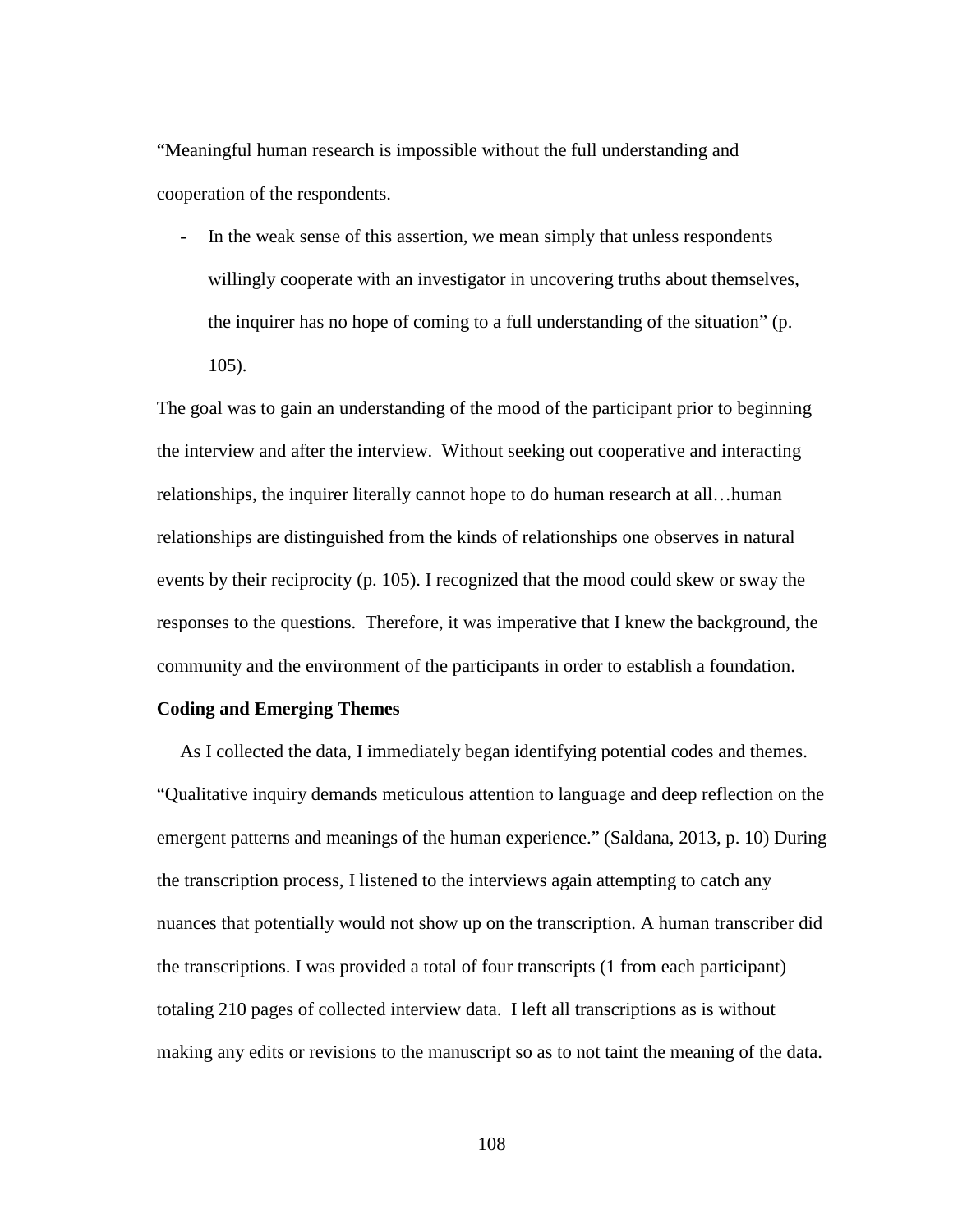"Meaningful human research is impossible without the full understanding and cooperation of the respondents.

- In the weak sense of this assertion, we mean simply that unless respondents willingly cooperate with an investigator in uncovering truths about themselves, the inquirer has no hope of coming to a full understanding of the situation" (p. 105).

The goal was to gain an understanding of the mood of the participant prior to beginning the interview and after the interview. Without seeking out cooperative and interacting relationships, the inquirer literally cannot hope to do human research at all…human relationships are distinguished from the kinds of relationships one observes in natural events by their reciprocity (p. 105). I recognized that the mood could skew or sway the responses to the questions. Therefore, it was imperative that I knew the background, the community and the environment of the participants in order to establish a foundation.

**Coding and Emerging Themes**

As I collected the data, I immediately began identifying potential codes and themes. "Qualitative inquiry demands meticulous attention to language and deep reflection on the emergent patterns and meanings of the human experience." (Saldana, 2013, p. 10) During the transcription process, I listened to the interviews again attempting to catch any nuances that potentially would not show up on the transcription. A human transcriber did the transcriptions. I was provided a total of four transcripts (1 from each participant) totaling 210 pages of collected interview data. I left all transcriptions as is without making any edits or revisions to the manuscript so as to not taint the meaning of the data.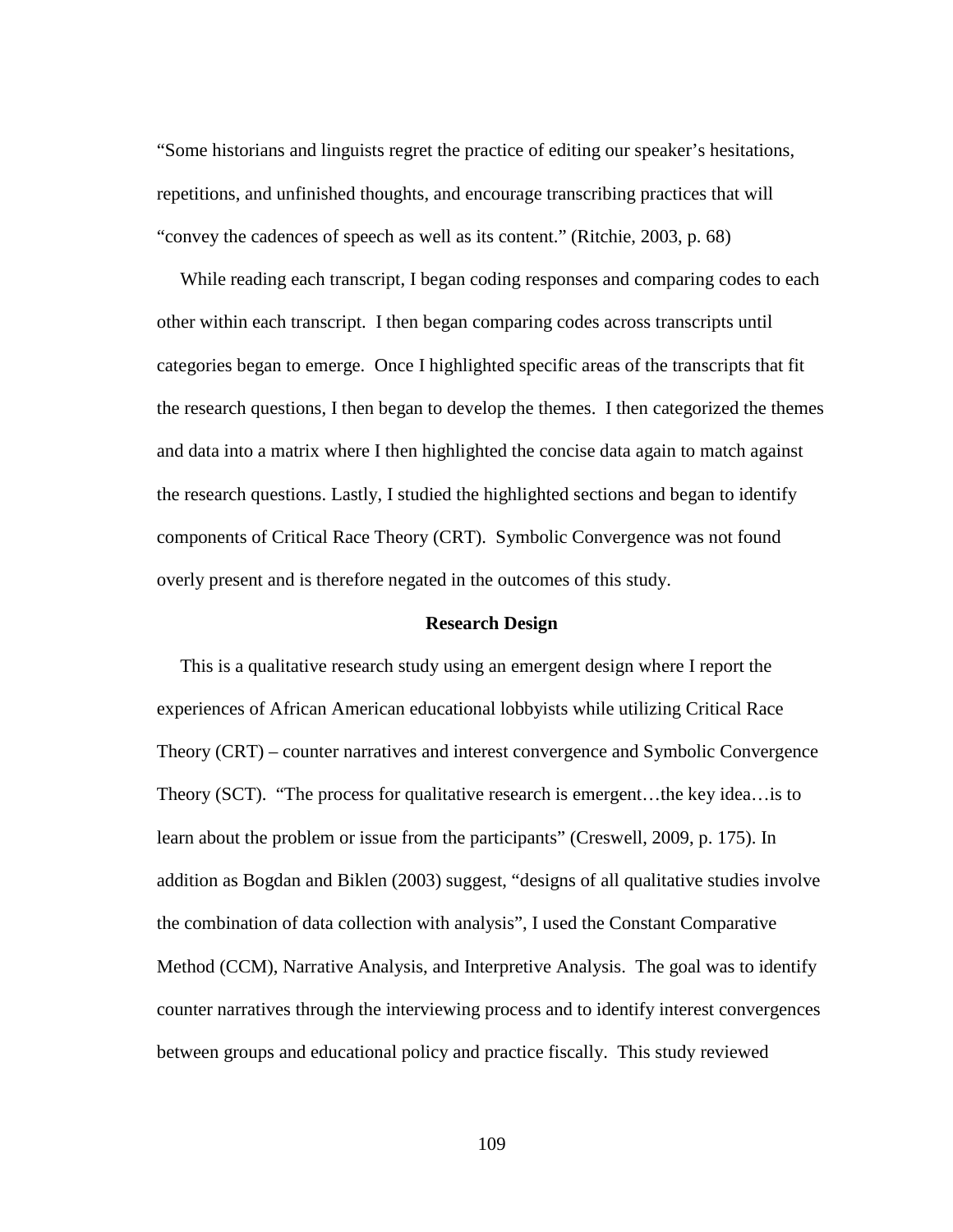"Some historians and linguists regret the practice of editing our speaker's hesitations, repetitions, and unfinished thoughts, and encourage transcribing practices that will "convey the cadences of speech as well as its content." (Ritchie, 2003, p. 68)

While reading each transcript, I began coding responses and comparing codes to each other within each transcript. I then began comparing codes across transcripts until categories began to emerge. Once I highlighted specific areas of the transcripts that fit the research questions, I then began to develop the themes. I then categorized the themes and data into a matrix where I then highlighted the concise data again to match against the research questions. Lastly, I studied the highlighted sections and began to identify components of Critical Race Theory (CRT). Symbolic Convergence was not found overly present and is therefore negated in the outcomes of this study.

## Research Design

This is a qualitative research study using an emergent design where I report the experiences of African American educational lobbyists while utilizing Critical Race Theory (CRT) – counter narratives and interest convergence and Symbolic Convergence Theory (SCT). "The process for qualitative research is emergent…the key idea…is to learn about the problem or issue from the participants" (Creswell, 2009, p. 175). In addition as Bogdan and Biklen (2003) suggest, "designs of all qualitative studies involve the combination of data collection with analysis", I used the Constant Comparative Method (CCM), Narrative Analysis, and Interpretive Analysis. The goal was to identify counter narratives through the interviewing process and to identify interest convergences between groups and educational policy and practice fiscally. This study reviewed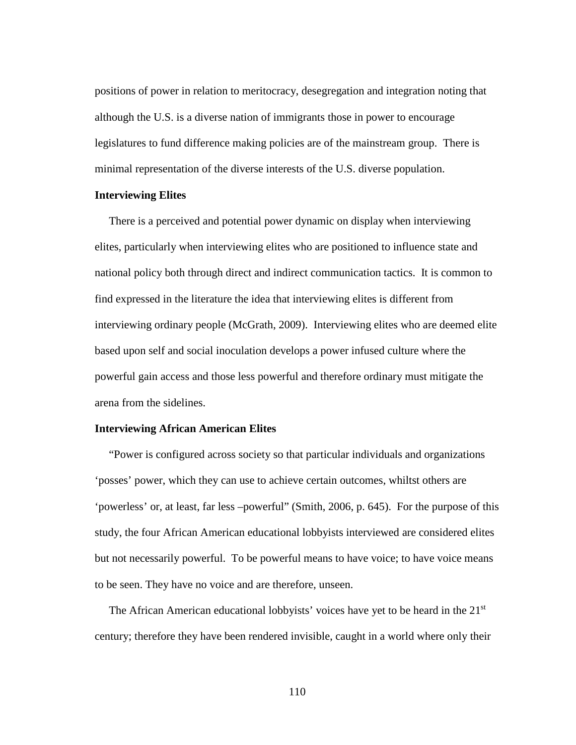positions of power in relation to meritocracy, desegregation and integration noting that although the U.S. is a diverse nation of immigrants those in power to encourage legislatures to fund difference making policies are of the mainstream group. There is minimal representation of the diverse interests of the U.S. diverse population.

### Interviewing Elites

There is a perceived and potential power dynamic on display when interviewing elites, particularly when interviewing elites who are positioned to influence state and national policy both through direct and indirect communication tactics. It is common to find expressed in the literature the idea that interviewing elites is different from interviewing ordinary people (McGrath, 2009). Interviewing elites who are deemed elite based upon self and social inoculation develops a power infused culture where the powerful gain access and those less powerful and therefore ordinary must mitigate the arena from the sidelines.

### Interviewing African American Elites

"Power is configured across society so that particular individuals and organizations 'posses' power, which they can use to achieve certain outcomes, whiltst others are 'powerless' or, at least, far less –powerful" (Smith, 2006, p. 645). For the purpose of this study, the four African American educational lobbyists interviewed are considered elites but not necessarily powerful. To be powerful means to have voice; to have voice means to be seen. They have no voice and are therefore, unseen.

The African American educational lobbyists' voices have yet to be heard in the 21st century; therefore they have been rendered invisible, caught in a world where only their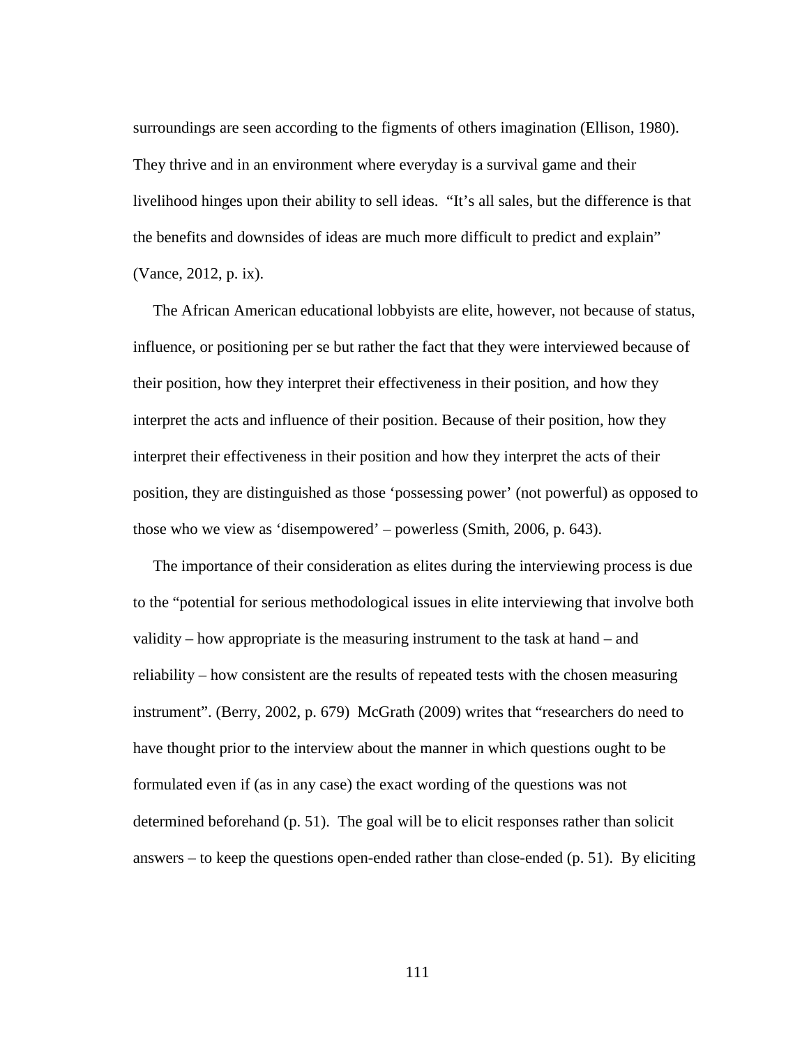surroundings are seen according to the figments of others imagination (Ellison, 1980). They thrive and in an environment where everyday is a survival game and their livelihood hinges upon their ability to sell ideas.  "It's all sales, but the difference is that the benefits and downsides of ideas are much more difficult to predict and explain" (Vance, 2012, p. ix).

The African American educational lobbyists are elite, however, not because of status, influence, or positioning per se but rather the fact that they were interviewed because of their position, how they interpret their effectiveness in their position, and how they interpret the acts and influence of their position. Because of their position, how they interpret their effectiveness in their position and how they interpret the acts of their position, they are distinguished as those 'possessing power' (not powerful) as opposed to those who we view as 'disempowered' – powerless (Smith, 2006, p. 643).

The importance of their consideration as elites during the interviewing process is due to the "potential for serious methodological issues in elite interviewing that involve both validity – how appropriate is the measuring instrument to the task at hand – and reliability – how consistent are the results of repeated tests with the chosen measuring instrument". (Berry, 2002, p. 679)  McGrath (2009) writes that "researchers do need to have thought prior to the interview about the manner in which questions ought to be formulated even if (as in any case) the exact wording of the questions was not determined beforehand (p. 51).  The goal will be to elicit responses rather than solicit answers – to keep the questions open-ended rather than close-ended (p. 51).  By eliciting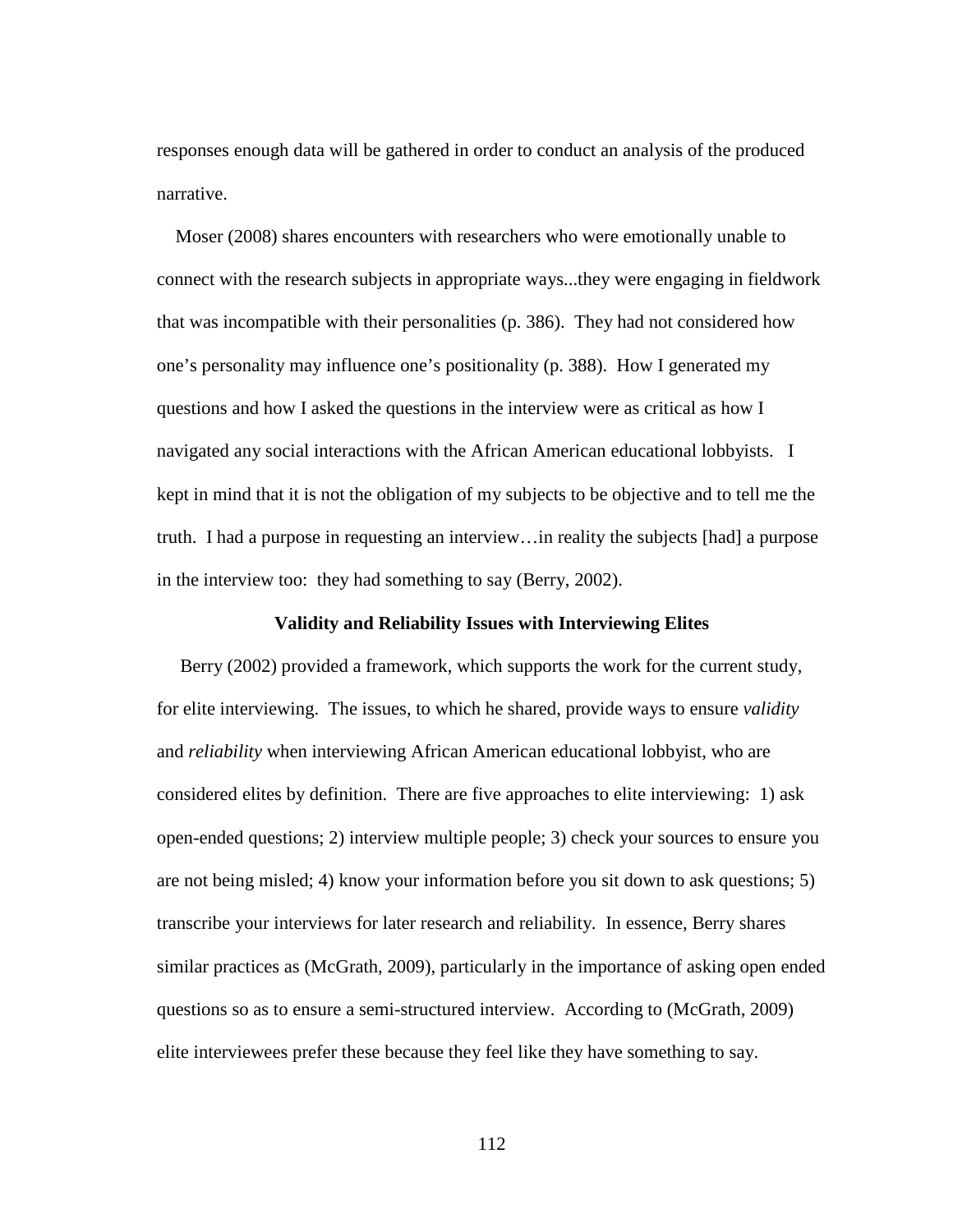responses enough data will be gathered in order to conduct an analysis of the produced narrative.

Moser (2008) shares encounters with researchers who were emotionally unable to connect with the research subjects in appropriate ways...they were engaging in fieldwork that was incompatible with their personalities (p. 386). They had not considered how one's personality may influence one's positionality (p. 388). How I generated my questions and how I asked the questions in the interview were as critical as how I navigated any social interactions with the African American educational lobbyists. I kept in mind that it is not the obligation of my subjects to be objective and to tell me the truth. I had a purpose in requesting an interview…in reality the subjects [had] a purpose in the interview too: they had something to say (Berry, 2002).

**Validity and Reliability Issues with Interviewing Elites**

Berry (2002) provided a framework, which supports the work for the current study, for elite interviewing. The issues, to which he shared, provide ways to ensure *validity* and *reliability* when interviewing African American educational lobbyist, who are considered elites by definition. There are five approaches to elite interviewing: 1) ask open-ended questions; 2) interview multiple people; 3) check your sources to ensure you are not being misled; 4) know your information before you sit down to ask questions; 5) transcribe your interviews for later research and reliability. In essence, Berry shares similar practices as (McGrath, 2009), particularly in the importance of asking open ended questions so as to ensure a semi-structured interview. According to (McGrath, 2009) elite interviewees prefer these because they feel like they have something to say.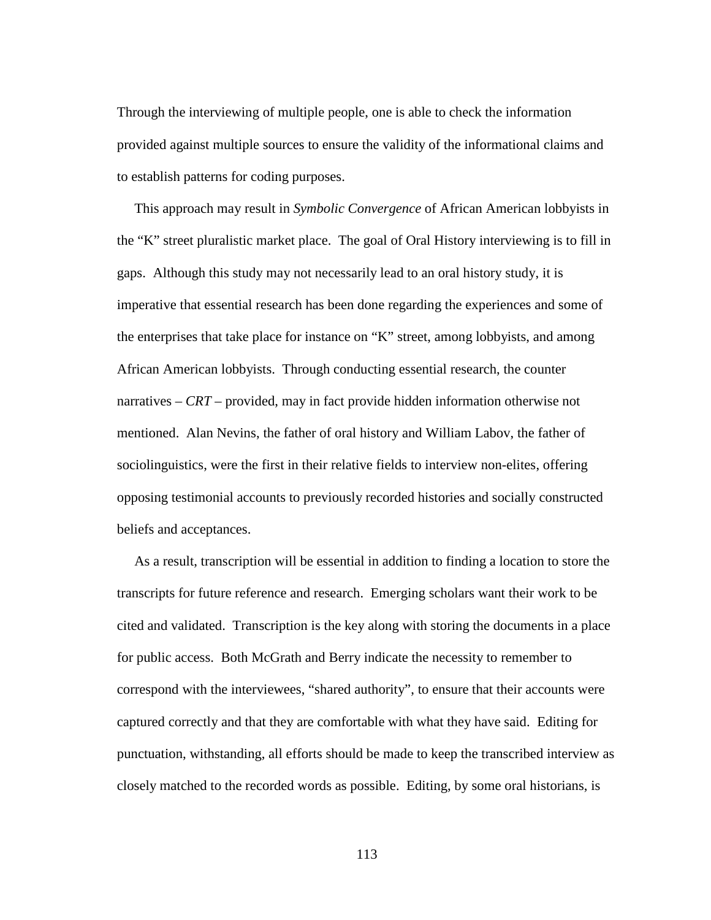Through the interviewing of multiple people, one is able to check the information provided against multiple sources to ensure the validity of the informational claims and to establish patterns for coding purposes.

This approach may result in *Symbolic Convergence* of African American lobbyists in the "K" street pluralistic market place. The goal of Oral History interviewing is to fill in gaps. Although this study may not necessarily lead to an oral history study, it is imperative that essential research has been done regarding the experiences and some of the enterprises that take place for instance on "K" street, among lobbyists, and among African American lobbyists. Through conducting essential research, the counter narratives – *CRT* – provided, may in fact provide hidden information otherwise not mentioned. Alan Nevins, the father of oral history and William Labov, the father of sociolinguistics, were the first in their relative fields to interview non-elites, offering opposing testimonial accounts to previously recorded histories and socially constructed beliefs and acceptances.

As a result, transcription will be essential in addition to finding a location to store the transcripts for future reference and research. Emerging scholars want their work to be cited and validated. Transcription is the key along with storing the documents in a place for public access. Both McGrath and Berry indicate the necessity to remember to correspond with the interviewees, "shared authority", to ensure that their accounts were captured correctly and that they are comfortable with what they have said. Editing for punctuation, withstanding, all efforts should be made to keep the transcribed interview as closely matched to the recorded words as possible. Editing, by some oral historians, is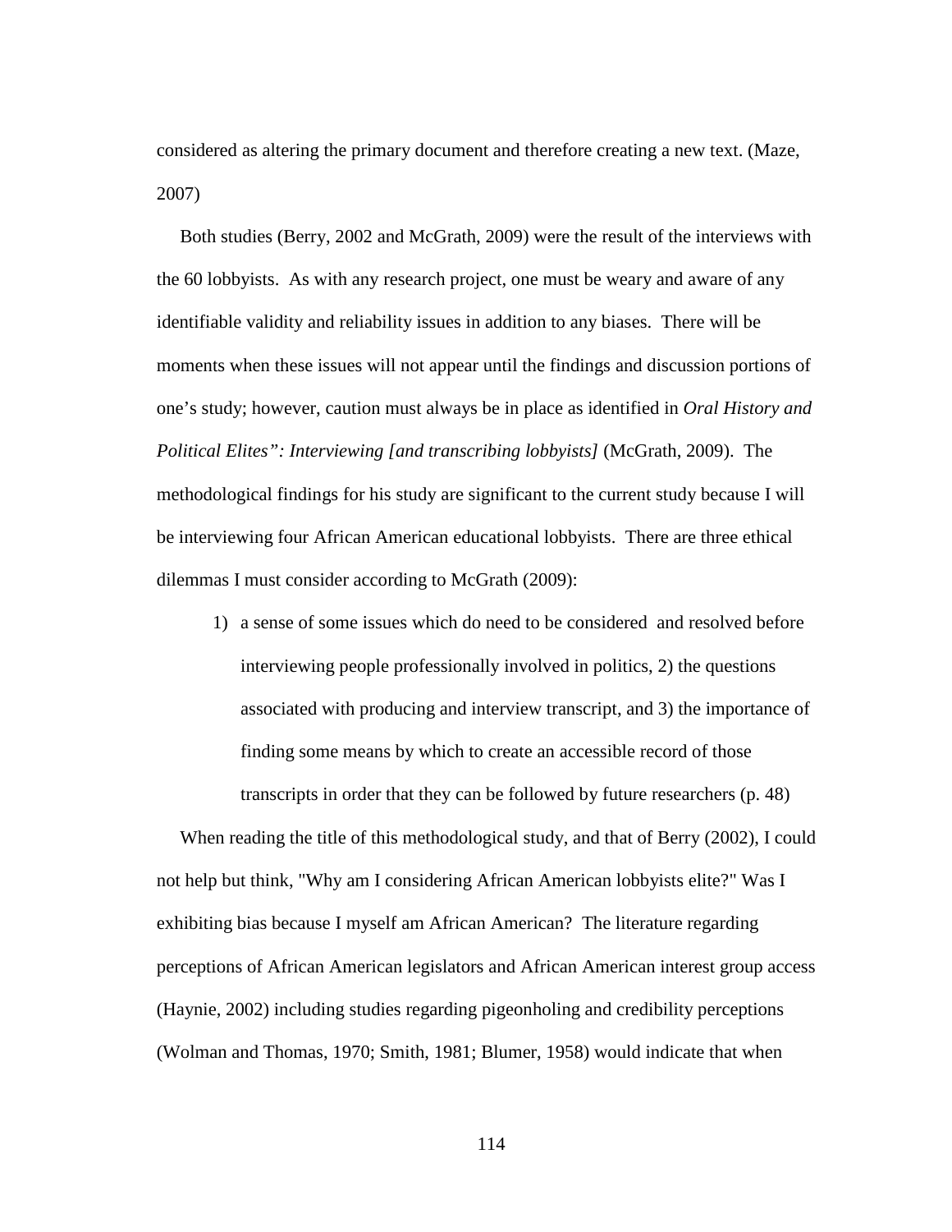considered as altering the primary document and therefore creating a new text. (Maze, 2007)

Both studies (Berry, 2002 and McGrath, 2009) were the result of the interviews with the 60 lobbyists. As with any research project, one must be weary and aware of any identifiable validity and reliability issues in addition to any biases. There will be moments when these issues will not appear until the findings and discussion portions of one's study; however, caution must always be in place as identified in *Oral History and Political Elites": Interviewing [and transcribing lobbyists]* (McGrath, 2009). The methodological findings for his study are significant to the current study because I will be interviewing four African American educational lobbyists. There are three ethical dilemmas I must consider according to McGrath (2009):

> 1) a sense of some issues which do need to be considered and resolved before interviewing people professionally involved in politics, 2) the questions associated with producing and interview transcript, and 3) the importance of finding some means by which to create an accessible record of those transcripts in order that they can be followed by future researchers (p. 48)

When reading the title of this methodological study, and that of Berry (2002), I could not help but think, "Why am I considering African American lobbyists elite?" Was I exhibiting bias because I myself am African American? The literature regarding perceptions of African American legislators and African American interest group access (Haynie, 2002) including studies regarding pigeonholing and credibility perceptions (Wolman and Thomas, 1970; Smith, 1981; Blumer, 1958) would indicate that when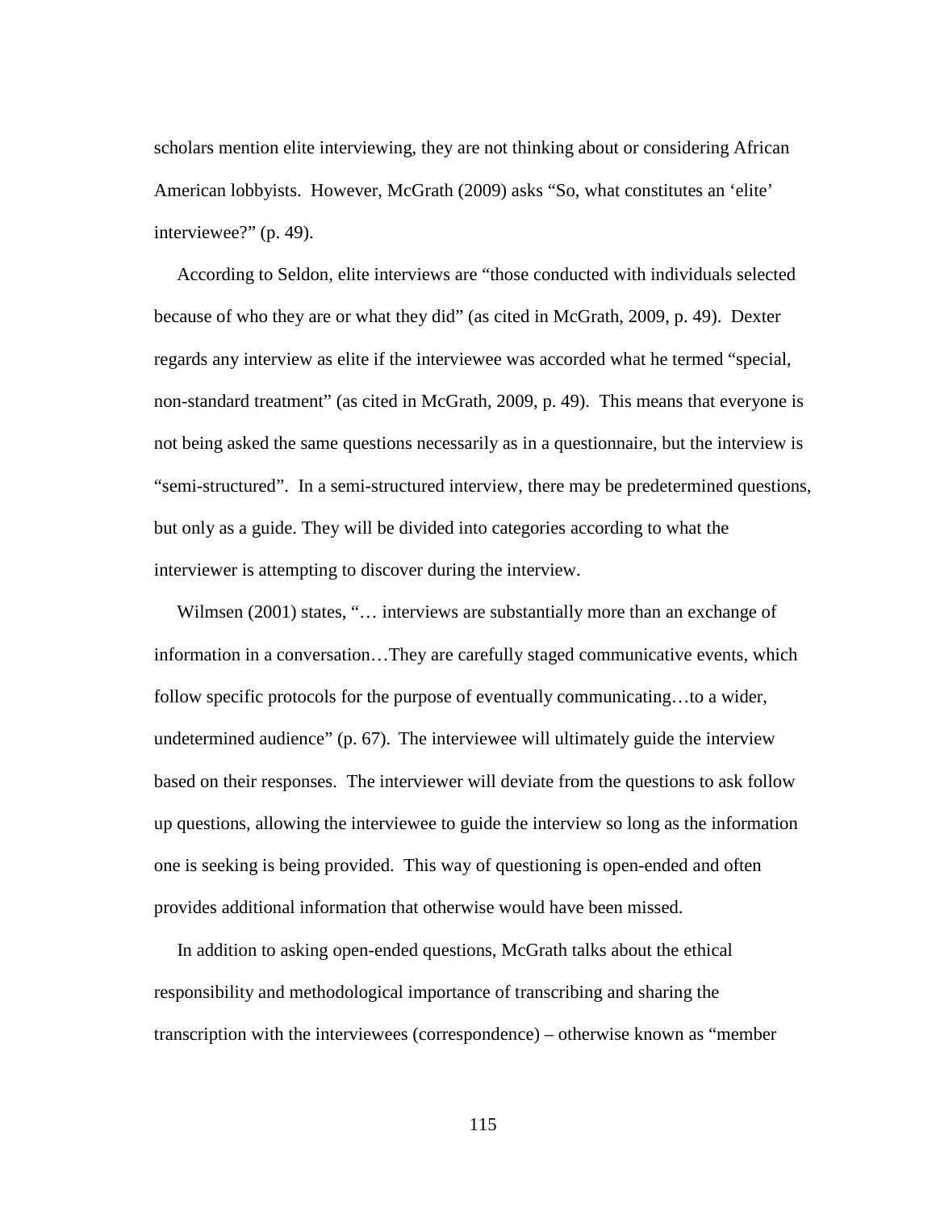scholars mention elite interviewing, they are not thinking about or considering African American lobbyists. However, McGrath (2009) asks "So, what constitutes an 'elite' interviewee?" (p. 49).

According to Seldon, elite interviews are "those conducted with individuals selected because of who they are or what they did" (as cited in McGrath, 2009, p. 49). Dexter regards any interview as elite if the interviewee was accorded what he termed "special, non-standard treatment" (as cited in McGrath, 2009, p. 49). This means that everyone is not being asked the same questions necessarily as in a questionnaire, but the interview is "semi-structured". In a semi-structured interview, there may be predetermined questions, but only as a guide. They will be divided into categories according to what the interviewer is attempting to discover during the interview.

Wilmsen (2001) states, "… interviews are substantially more than an exchange of information in a conversation…They are carefully staged communicative events, which follow specific protocols for the purpose of eventually communicating…to a wider, undetermined audience" (p. 67). The interviewee will ultimately guide the interview based on their responses. The interviewer will deviate from the questions to ask follow up questions, allowing the interviewee to guide the interview so long as the information one is seeking is being provided. This way of questioning is open-ended and often provides additional information that otherwise would have been missed.

In addition to asking open-ended questions, McGrath talks about the ethical responsibility and methodological importance of transcribing and sharing the transcription with the interviewees (correspondence) – otherwise known as "member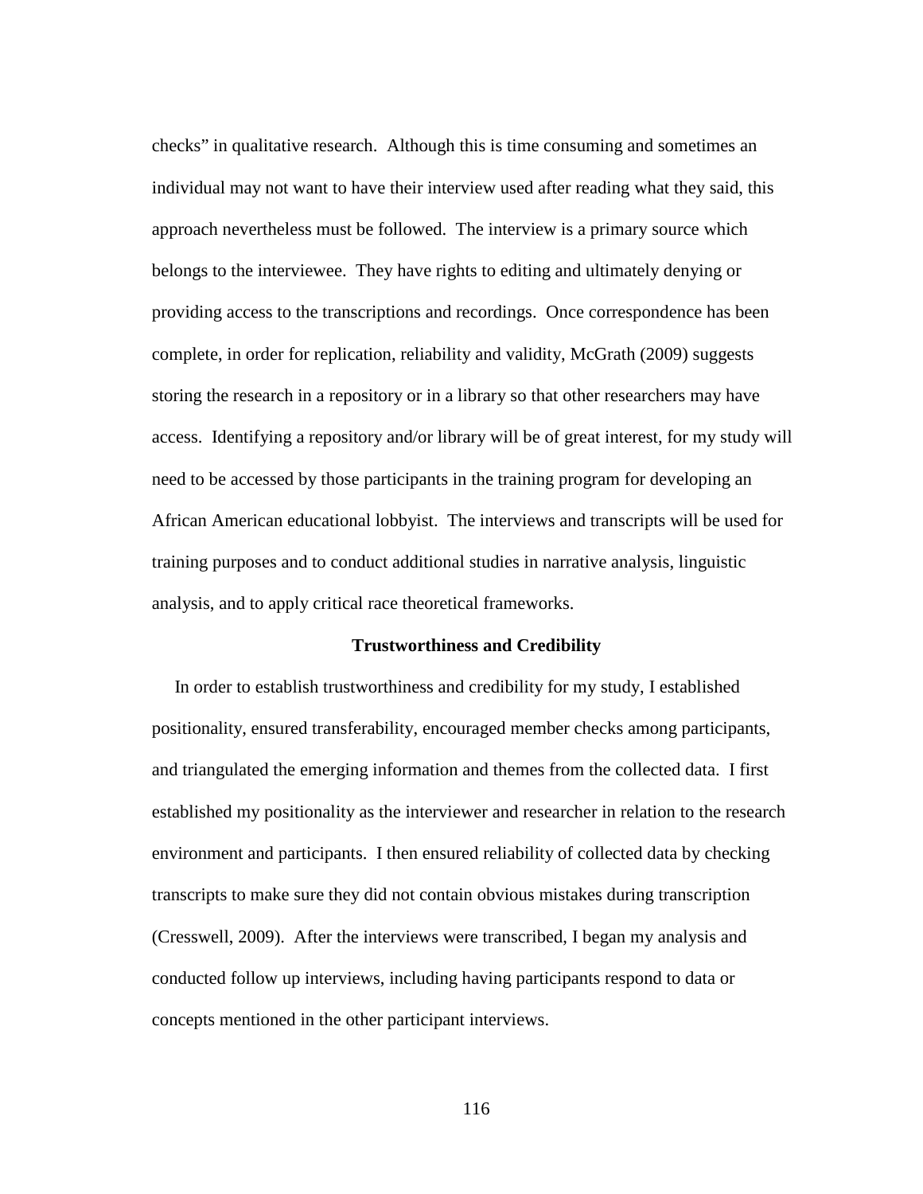checks" in qualitative research. Although this is time consuming and sometimes an individual may not want to have their interview used after reading what they said, this approach nevertheless must be followed. The interview is a primary source which belongs to the interviewee. They have rights to editing and ultimately denying or providing access to the transcriptions and recordings. Once correspondence has been complete, in order for replication, reliability and validity, McGrath (2009) suggests storing the research in a repository or in a library so that other researchers may have access. Identifying a repository and/or library will be of great interest, for my study will need to be accessed by those participants in the training program for developing an African American educational lobbyist. The interviews and transcripts will be used for training purposes and to conduct additional studies in narrative analysis, linguistic analysis, and to apply critical race theoretical frameworks.

## Trustworthiness and Credibility

In order to establish trustworthiness and credibility for my study, I established positionality, ensured transferability, encouraged member checks among participants, and triangulated the emerging information and themes from the collected data. I first established my positionality as the interviewer and researcher in relation to the research environment and participants. I then ensured reliability of collected data by checking transcripts to make sure they did not contain obvious mistakes during transcription (Cresswell, 2009). After the interviews were transcribed, I began my analysis and conducted follow up interviews, including having participants respond to data or concepts mentioned in the other participant interviews.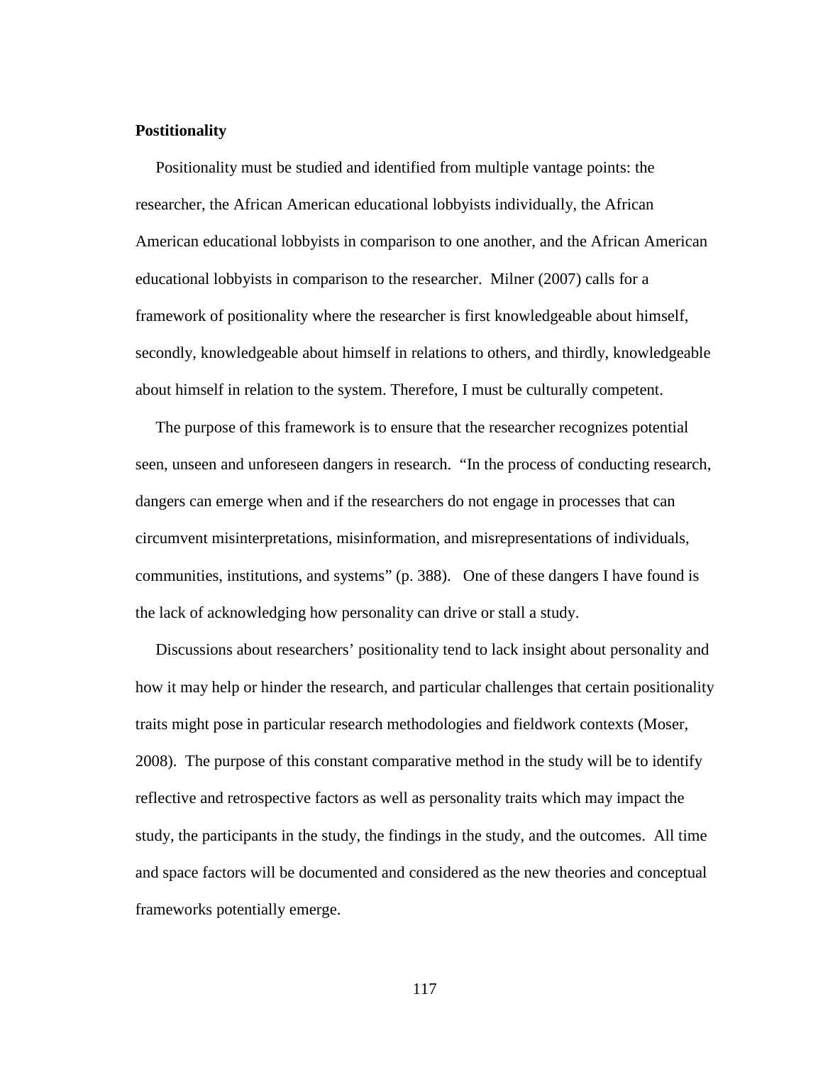**Postitionality**

Positionality must be studied and identified from multiple vantage points: the researcher, the African American educational lobbyists individually, the African American educational lobbyists in comparison to one another, and the African American educational lobbyists in comparison to the researcher. Milner (2007) calls for a framework of positionality where the researcher is first knowledgeable about himself, secondly, knowledgeable about himself in relations to others, and thirdly, knowledgeable about himself in relation to the system. Therefore, I must be culturally competent.

The purpose of this framework is to ensure that the researcher recognizes potential seen, unseen and unforeseen dangers in research. "In the process of conducting research, dangers can emerge when and if the researchers do not engage in processes that can circumvent misinterpretations, misinformation, and misrepresentations of individuals, communities, institutions, and systems" (p. 388). One of these dangers I have found is the lack of acknowledging how personality can drive or stall a study.

Discussions about researchers' positionality tend to lack insight about personality and how it may help or hinder the research, and particular challenges that certain positionality traits might pose in particular research methodologies and fieldwork contexts (Moser, 2008). The purpose of this constant comparative method in the study will be to identify reflective and retrospective factors as well as personality traits which may impact the study, the participants in the study, the findings in the study, and the outcomes. All time and space factors will be documented and considered as the new theories and conceptual frameworks potentially emerge.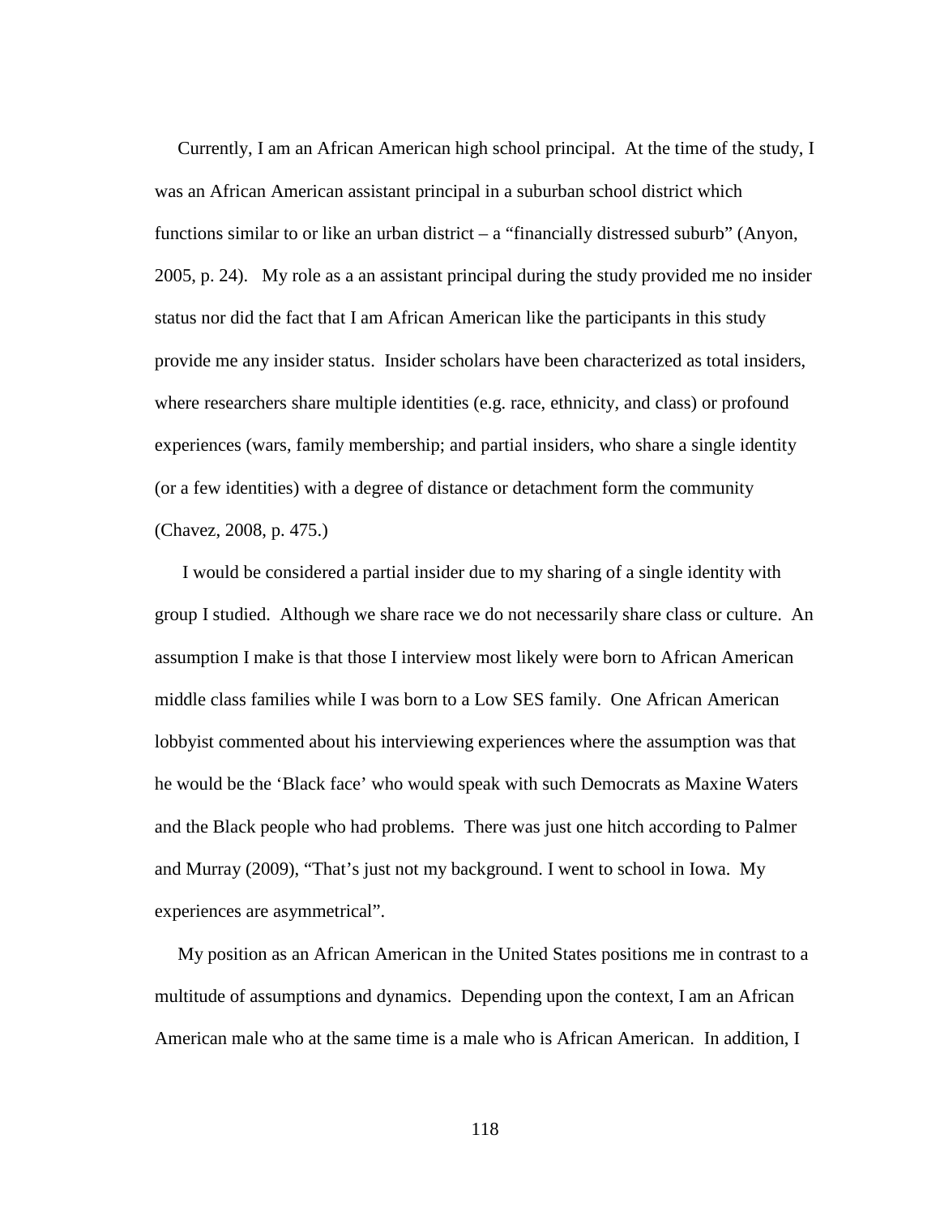Currently, I am an African American high school principal. At the time of the study, I was an African American assistant principal in a suburban school district which functions similar to or like an urban district – a "financially distressed suburb" (Anyon, 2005, p. 24). My role as a an assistant principal during the study provided me no insider status nor did the fact that I am African American like the participants in this study provide me any insider status. Insider scholars have been characterized as total insiders, where researchers share multiple identities (e.g. race, ethnicity, and class) or profound experiences (wars, family membership; and partial insiders, who share a single identity (or a few identities) with a degree of distance or detachment form the community (Chavez, 2008, p. 475.)

I would be considered a partial insider due to my sharing of a single identity with group I studied. Although we share race we do not necessarily share class or culture. An assumption I make is that those I interview most likely were born to African American middle class families while I was born to a Low SES family. One African American lobbyist commented about his interviewing experiences where the assumption was that he would be the 'Black face' who would speak with such Democrats as Maxine Waters and the Black people who had problems. There was just one hitch according to Palmer and Murray (2009), "That's just not my background. I went to school in Iowa. My experiences are asymmetrical".

My position as an African American in the United States positions me in contrast to a multitude of assumptions and dynamics. Depending upon the context, I am an African American male who at the same time is a male who is African American. In addition, I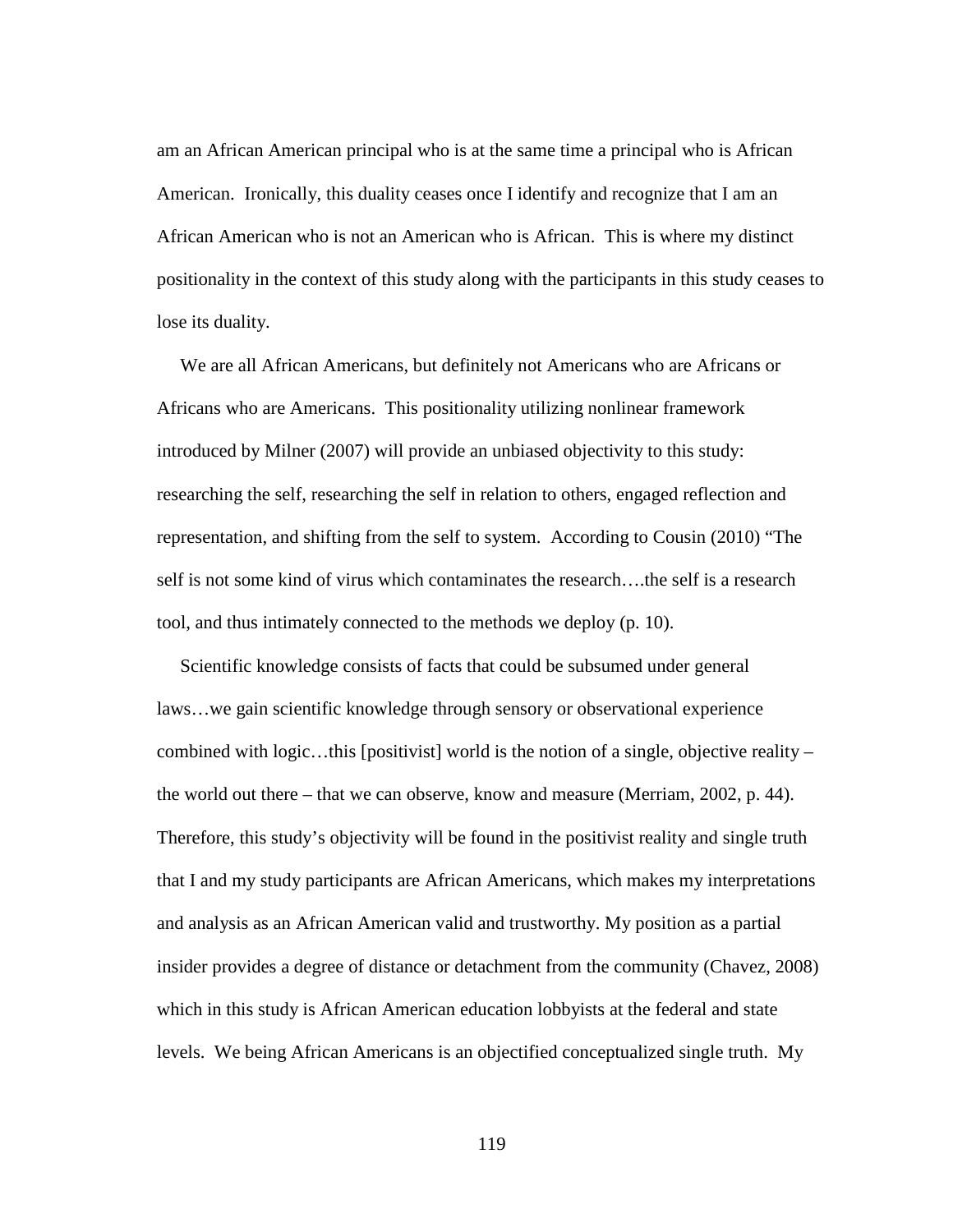am an African American principal who is at the same time a principal who is African American. Ironically, this duality ceases once I identify and recognize that I am an African American who is not an American who is African. This is where my distinct positionality in the context of this study along with the participants in this study ceases to lose its duality.

We are all African Americans, but definitely not Americans who are Africans or Africans who are Americans. This positionality utilizing nonlinear framework introduced by Milner (2007) will provide an unbiased objectivity to this study: researching the self, researching the self in relation to others, engaged reflection and representation, and shifting from the self to system. According to Cousin (2010) "The self is not some kind of virus which contaminates the research….the self is a research tool, and thus intimately connected to the methods we deploy (p. 10).

Scientific knowledge consists of facts that could be subsumed under general laws…we gain scientific knowledge through sensory or observational experience combined with logic…this [positivist] world is the notion of a single, objective reality – the world out there – that we can observe, know and measure (Merriam, 2002, p. 44). Therefore, this study's objectivity will be found in the positivist reality and single truth that I and my study participants are African Americans, which makes my interpretations and analysis as an African American valid and trustworthy. My position as a partial insider provides a degree of distance or detachment from the community (Chavez, 2008) which in this study is African American education lobbyists at the federal and state levels. We being African Americans is an objectified conceptualized single truth. My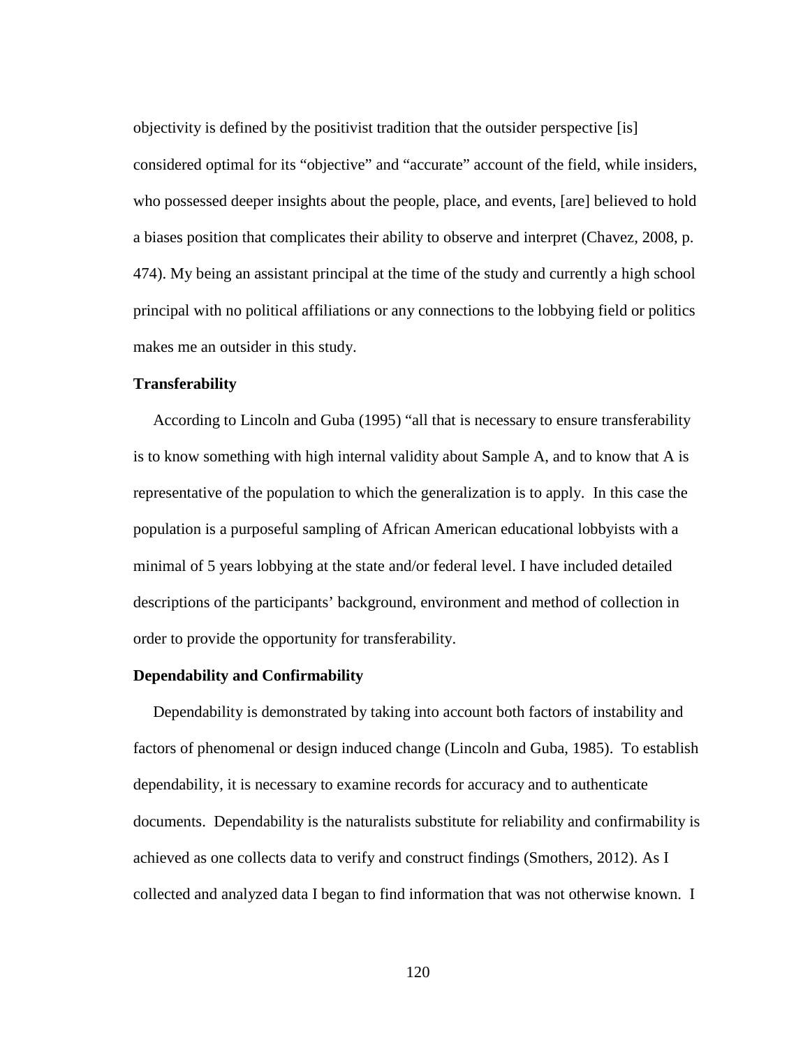objectivity is defined by the positivist tradition that the outsider perspective [is] considered optimal for its "objective" and "accurate" account of the field, while insiders, who possessed deeper insights about the people, place, and events, [are] believed to hold a biases position that complicates their ability to observe and interpret (Chavez, 2008, p. 474). My being an assistant principal at the time of the study and currently a high school principal with no political affiliations or any connections to the lobbying field or politics makes me an outsider in this study.

**Transferability**

According to Lincoln and Guba (1995) "all that is necessary to ensure transferability is to know something with high internal validity about Sample A, and to know that A is representative of the population to which the generalization is to apply. In this case the population is a purposeful sampling of African American educational lobbyists with a minimal of 5 years lobbying at the state and/or federal level. I have included detailed descriptions of the participants' background, environment and method of collection in order to provide the opportunity for transferability.

**Dependability and Confirmability**

Dependability is demonstrated by taking into account both factors of instability and factors of phenomenal or design induced change (Lincoln and Guba, 1985). To establish dependability, it is necessary to examine records for accuracy and to authenticate documents. Dependability is the naturalists substitute for reliability and confirmability is achieved as one collects data to verify and construct findings (Smothers, 2012). As I collected and analyzed data I began to find information that was not otherwise known. I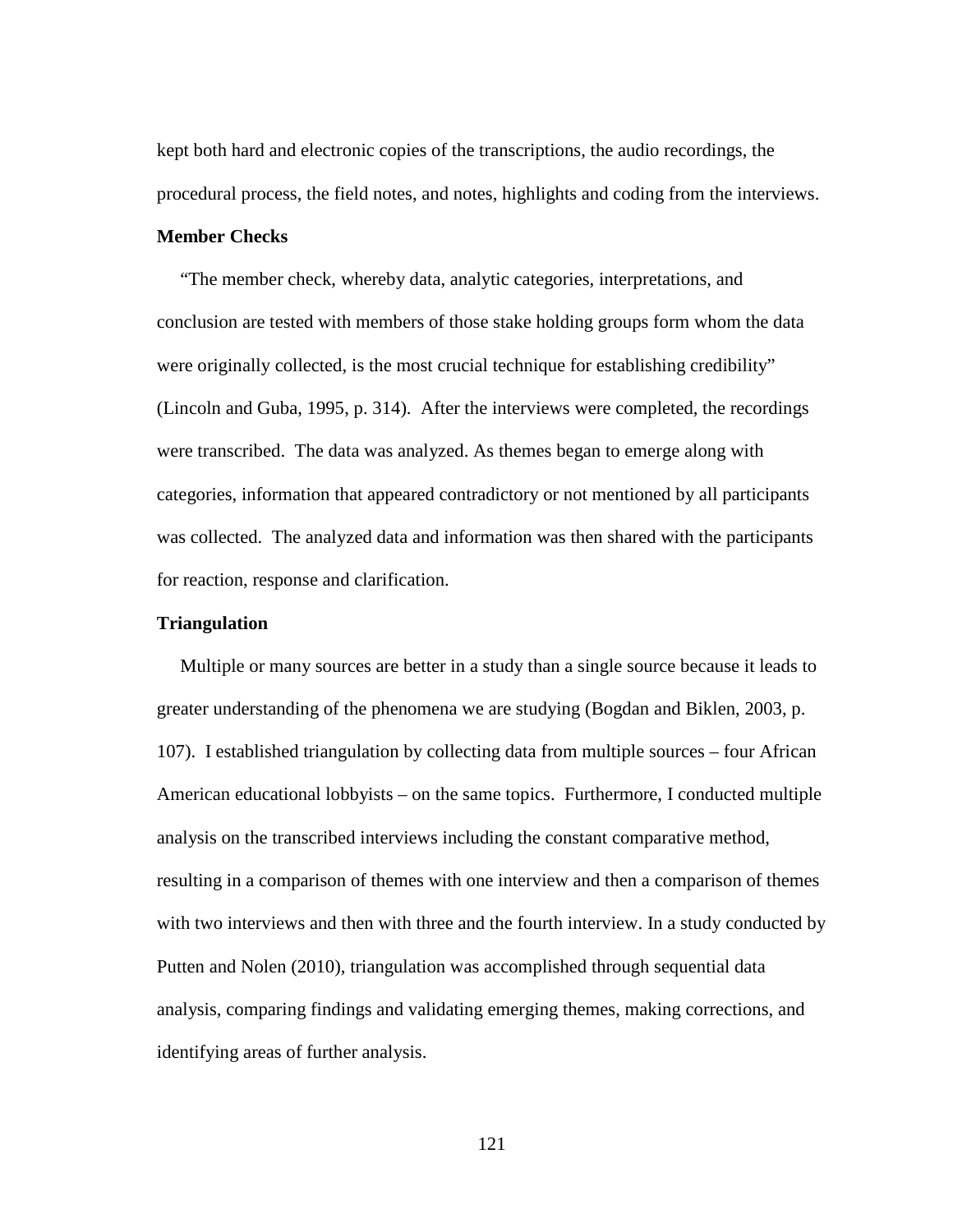kept both hard and electronic copies of the transcriptions, the audio recordings, the procedural process, the field notes, and notes, highlights and coding from the interviews.

**Member Checks**

"The member check, whereby data, analytic categories, interpretations, and conclusion are tested with members of those stake holding groups form whom the data were originally collected, is the most crucial technique for establishing credibility" (Lincoln and Guba, 1995, p. 314). After the interviews were completed, the recordings were transcribed. The data was analyzed. As themes began to emerge along with categories, information that appeared contradictory or not mentioned by all participants was collected. The analyzed data and information was then shared with the participants for reaction, response and clarification.

**Triangulation**

Multiple or many sources are better in a study than a single source because it leads to greater understanding of the phenomena we are studying (Bogdan and Biklen, 2003, p. 107). I established triangulation by collecting data from multiple sources – four African American educational lobbyists – on the same topics. Furthermore, I conducted multiple analysis on the transcribed interviews including the constant comparative method, resulting in a comparison of themes with one interview and then a comparison of themes with two interviews and then with three and the fourth interview. In a study conducted by Putten and Nolen (2010), triangulation was accomplished through sequential data analysis, comparing findings and validating emerging themes, making corrections, and identifying areas of further analysis.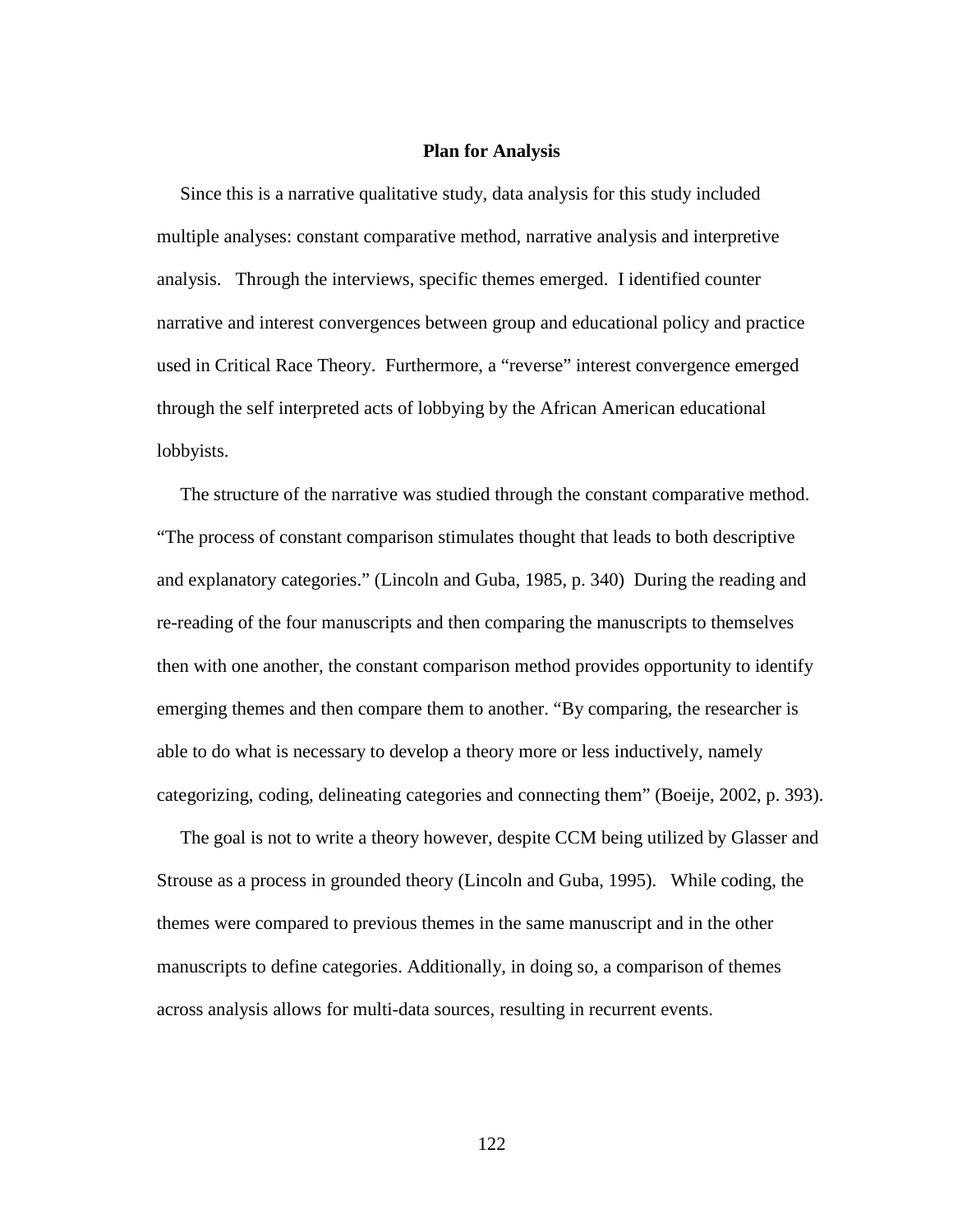## Plan for Analysis

Since this is a narrative qualitative study, data analysis for this study included multiple analyses: constant comparative method, narrative analysis and interpretive analysis. Through the interviews, specific themes emerged. I identified counter narrative and interest convergences between group and educational policy and practice used in Critical Race Theory. Furthermore, a "reverse" interest convergence emerged through the self interpreted acts of lobbying by the African American educational lobbyists.

The structure of the narrative was studied through the constant comparative method. "The process of constant comparison stimulates thought that leads to both descriptive and explanatory categories." (Lincoln and Guba, 1985, p. 340) During the reading and re-reading of the four manuscripts and then comparing the manuscripts to themselves then with one another, the constant comparison method provides opportunity to identify emerging themes and then compare them to another. "By comparing, the researcher is able to do what is necessary to develop a theory more or less inductively, namely categorizing, coding, delineating categories and connecting them" (Boeije, 2002, p. 393).

The goal is not to write a theory however, despite CCM being utilized by Glasser and Strouse as a process in grounded theory (Lincoln and Guba, 1995). While coding, the themes were compared to previous themes in the same manuscript and in the other manuscripts to define categories. Additionally, in doing so, a comparison of themes across analysis allows for multi-data sources, resulting in recurrent events.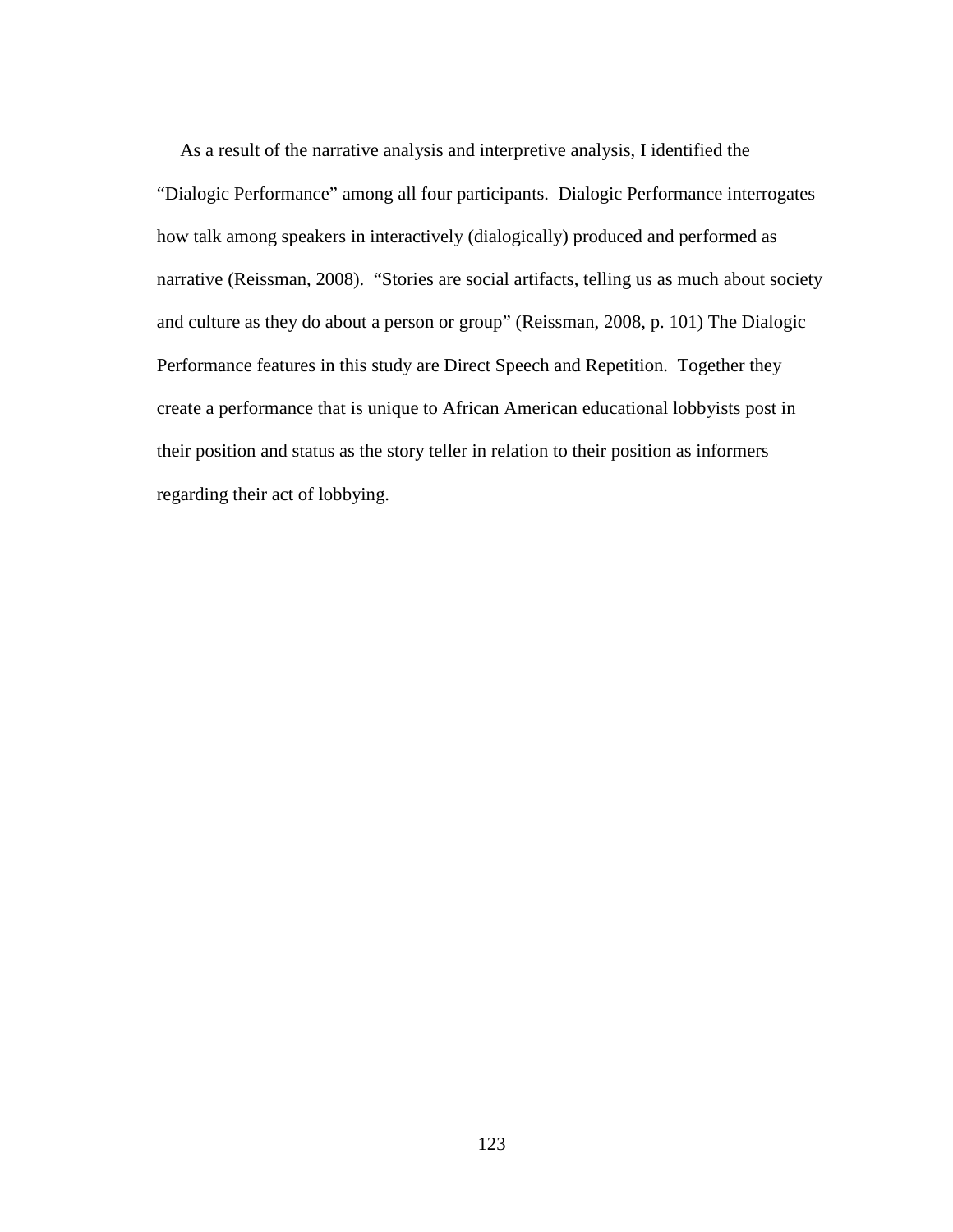As a result of the narrative analysis and interpretive analysis, I identified the "Dialogic Performance" among all four participants. Dialogic Performance interrogates how talk among speakers in interactively (dialogically) produced and performed as narrative (Reissman, 2008). "Stories are social artifacts, telling us as much about society and culture as they do about a person or group" (Reissman, 2008, p. 101) The Dialogic Performance features in this study are Direct Speech and Repetition. Together they create a performance that is unique to African American educational lobbyists post in their position and status as the story teller in relation to their position as informers regarding their act of lobbying.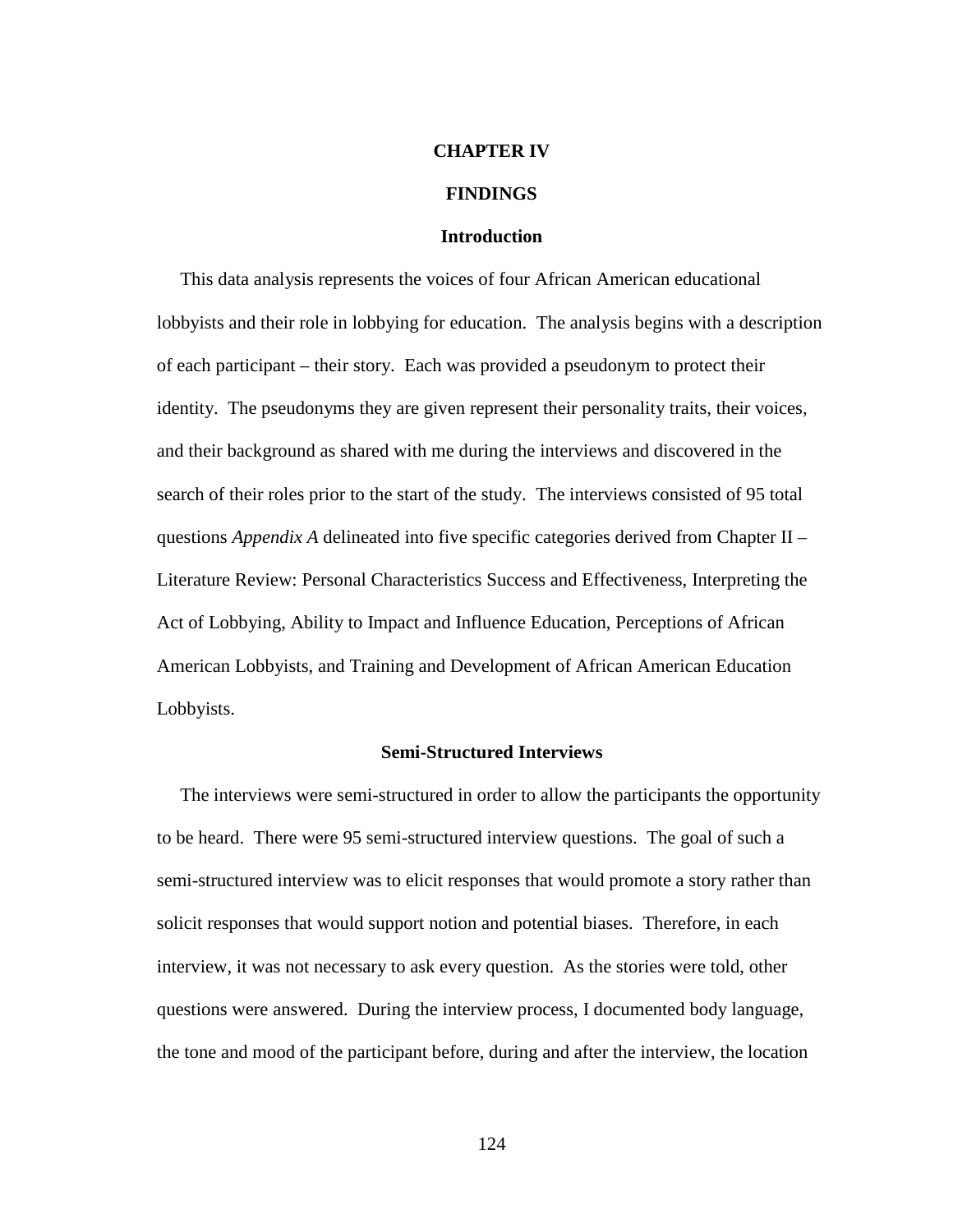# CHAPTER IV

# FINDINGS

## Introduction

This data analysis represents the voices of four African American educational lobbyists and their role in lobbying for education. The analysis begins with a description of each participant – their story. Each was provided a pseudonym to protect their identity. The pseudonyms they are given represent their personality traits, their voices, and their background as shared with me during the interviews and discovered in the search of their roles prior to the start of the study. The interviews consisted of 95 total questions *Appendix A* delineated into five specific categories derived from Chapter II – Literature Review: Personal Characteristics Success and Effectiveness, Interpreting the Act of Lobbying, Ability to Impact and Influence Education, Perceptions of African American Lobbyists, and Training and Development of African American Education Lobbyists.

## Semi-Structured Interviews

The interviews were semi-structured in order to allow the participants the opportunity to be heard. There were 95 semi-structured interview questions. The goal of such a semi-structured interview was to elicit responses that would promote a story rather than solicit responses that would support notion and potential biases. Therefore, in each interview, it was not necessary to ask every question. As the stories were told, other questions were answered. During the interview process, I documented body language, the tone and mood of the participant before, during and after the interview, the location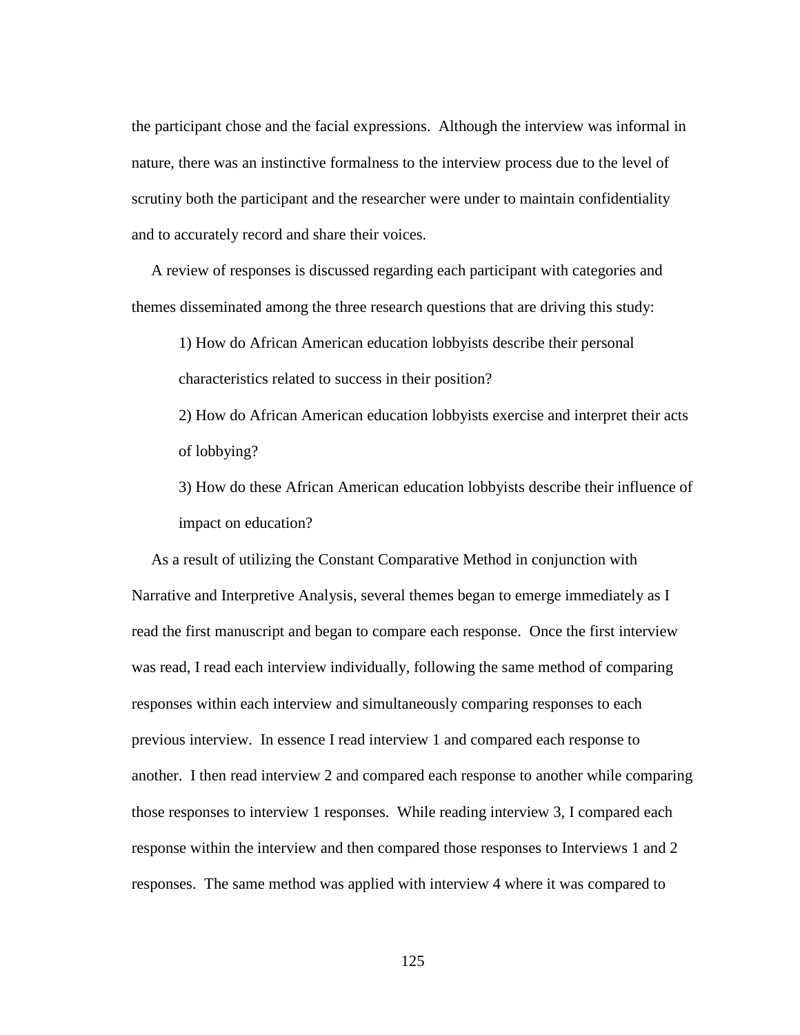the participant chose and the facial expressions. Although the interview was informal in nature, there was an instinctive formalness to the interview process due to the level of scrutiny both the participant and the researcher were under to maintain confidentiality and to accurately record and share their voices.

A review of responses is discussed regarding each participant with categories and themes disseminated among the three research questions that are driving this study:

1) How do African American education lobbyists describe their personal characteristics related to success in their position?

2) How do African American education lobbyists exercise and interpret their acts of lobbying?

3) How do these African American education lobbyists describe their influence of impact on education?

As a result of utilizing the Constant Comparative Method in conjunction with Narrative and Interpretive Analysis, several themes began to emerge immediately as I read the first manuscript and began to compare each response. Once the first interview was read, I read each interview individually, following the same method of comparing responses within each interview and simultaneously comparing responses to each previous interview. In essence I read interview 1 and compared each response to another. I then read interview 2 and compared each response to another while comparing those responses to interview 1 responses. While reading interview 3, I compared each response within the interview and then compared those responses to Interviews 1 and 2 responses. The same method was applied with interview 4 where it was compared to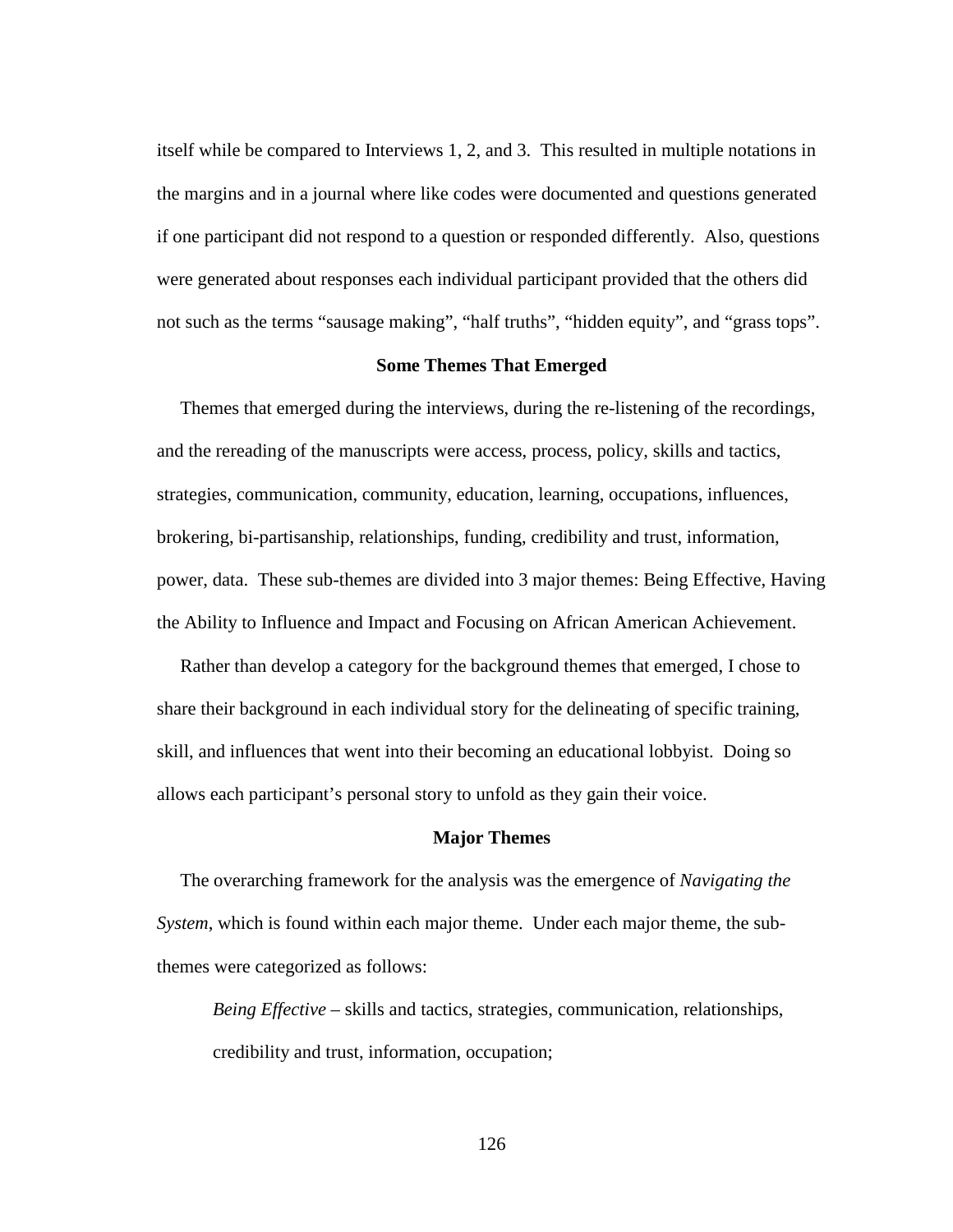itself while be compared to Interviews 1, 2, and 3. This resulted in multiple notations in the margins and in a journal where like codes were documented and questions generated if one participant did not respond to a question or responded differently. Also, questions were generated about responses each individual participant provided that the others did not such as the terms "sausage making", "half truths", "hidden equity", and "grass tops".

## Some Themes That Emerged

Themes that emerged during the interviews, during the re-listening of the recordings, and the rereading of the manuscripts were access, process, policy, skills and tactics, strategies, communication, community, education, learning, occupations, influences, brokering, bi-partisanship, relationships, funding, credibility and trust, information, power, data. These sub-themes are divided into 3 major themes: Being Effective, Having the Ability to Influence and Impact and Focusing on African American Achievement.

Rather than develop a category for the background themes that emerged, I chose to share their background in each individual story for the delineating of specific training, skill, and influences that went into their becoming an educational lobbyist. Doing so allows each participant's personal story to unfold as they gain their voice.

## Major Themes

The overarching framework for the analysis was the emergence of *Navigating the System*, which is found within each major theme. Under each major theme, the sub-themes were categorized as follows:

> *Being Effective* – skills and tactics, strategies, communication, relationships, credibility and trust, information, occupation;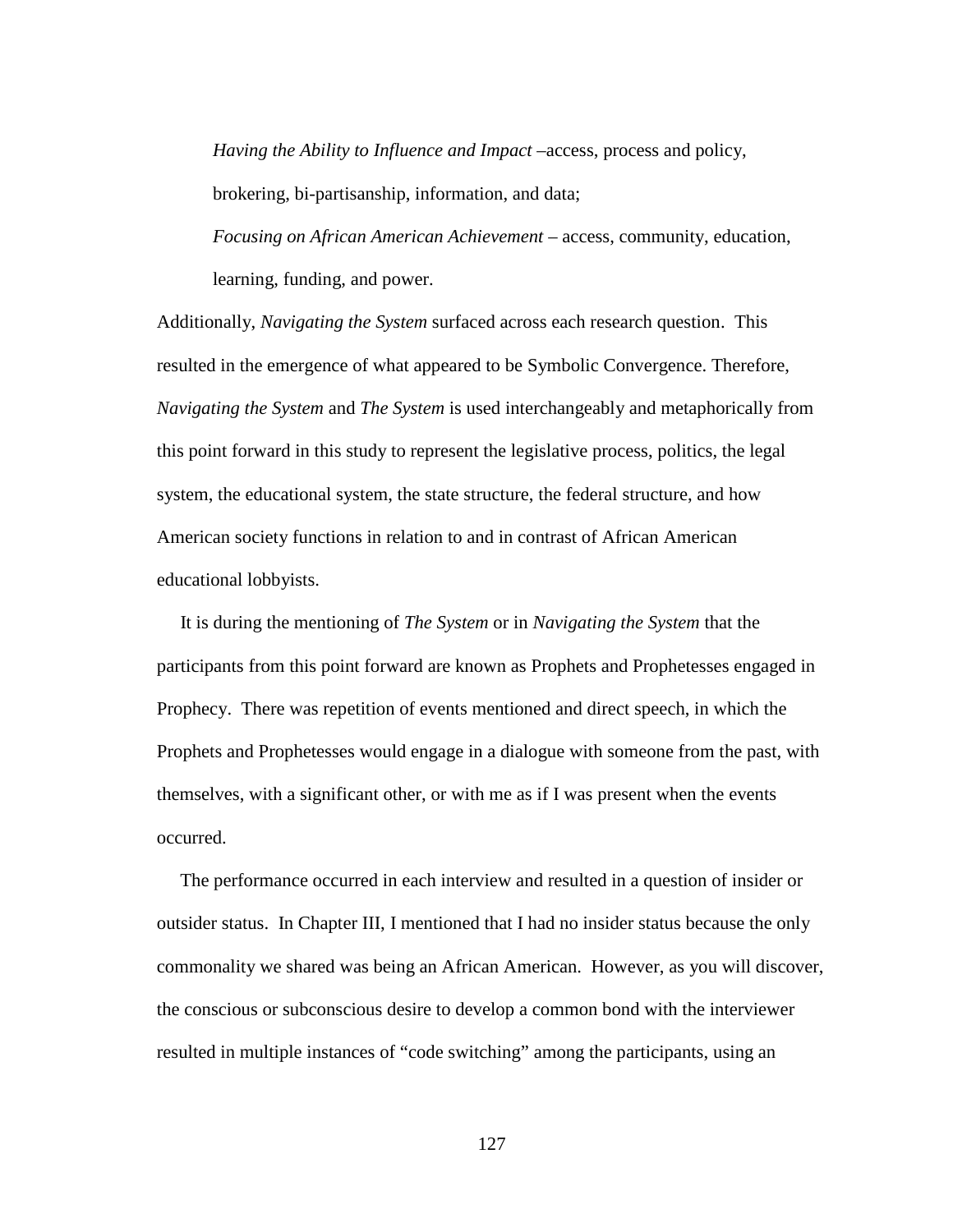*Having the Ability to Influence and Impact* –access, process and policy, brokering, bi-partisanship, information, and data;

*Focusing on African American Achievement* – access, community, education, learning, funding, and power.

Additionally, *Navigating the System* surfaced across each research question. This resulted in the emergence of what appeared to be Symbolic Convergence. Therefore, *Navigating the System* and *The System* is used interchangeably and metaphorically from this point forward in this study to represent the legislative process, politics, the legal system, the educational system, the state structure, the federal structure, and how American society functions in relation to and in contrast of African American educational lobbyists.

It is during the mentioning of *The System* or in *Navigating the System* that the participants from this point forward are known as Prophets and Prophetesses engaged in Prophecy. There was repetition of events mentioned and direct speech, in which the Prophets and Prophetesses would engage in a dialogue with someone from the past, with themselves, with a significant other, or with me as if I was present when the events occurred.

The performance occurred in each interview and resulted in a question of insider or outsider status. In Chapter III, I mentioned that I had no insider status because the only commonality we shared was being an African American. However, as you will discover, the conscious or subconscious desire to develop a common bond with the interviewer resulted in multiple instances of "code switching" among the participants, using an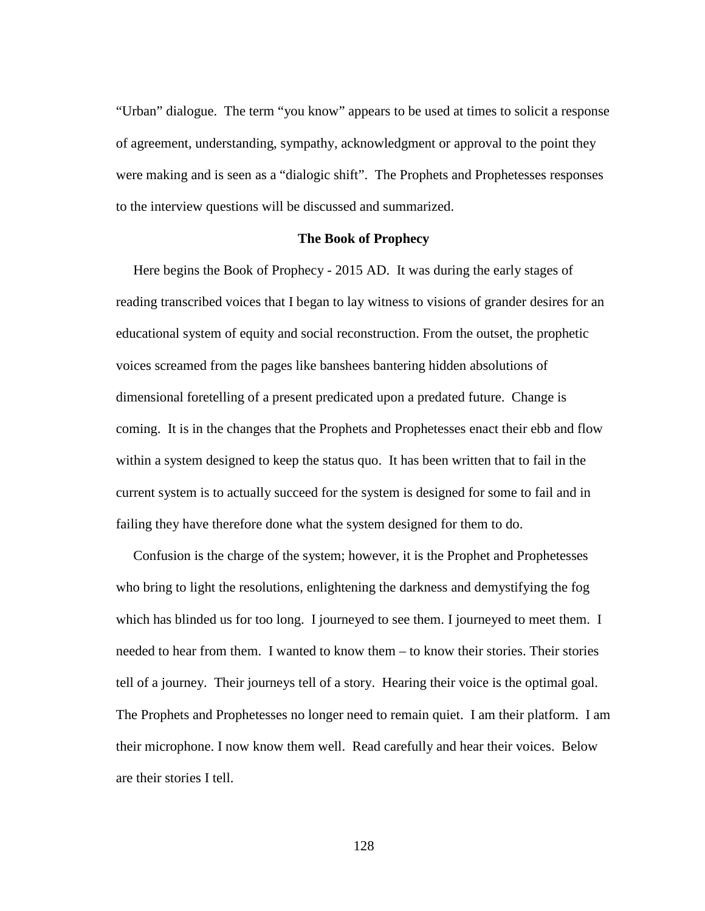"Urban" dialogue. The term "you know" appears to be used at times to solicit a response of agreement, understanding, sympathy, acknowledgment or approval to the point they were making and is seen as a "dialogic shift". The Prophets and Prophetesses responses to the interview questions will be discussed and summarized.

## The Book of Prophecy

Here begins the Book of Prophecy - 2015 AD. It was during the early stages of reading transcribed voices that I began to lay witness to visions of grander desires for an educational system of equity and social reconstruction. From the outset, the prophetic voices screamed from the pages like banshees bantering hidden absolutions of dimensional foretelling of a present predicated upon a predated future. Change is coming. It is in the changes that the Prophets and Prophetesses enact their ebb and flow within a system designed to keep the status quo. It has been written that to fail in the current system is to actually succeed for the system is designed for some to fail and in failing they have therefore done what the system designed for them to do.

Confusion is the charge of the system; however, it is the Prophet and Prophetesses who bring to light the resolutions, enlightening the darkness and demystifying the fog which has blinded us for too long. I journeyed to see them. I journeyed to meet them. I needed to hear from them. I wanted to know them – to know their stories. Their stories tell of a journey. Their journeys tell of a story. Hearing their voice is the optimal goal. The Prophets and Prophetesses no longer need to remain quiet. I am their platform. I am their microphone. I now know them well. Read carefully and hear their voices. Below are their stories I tell.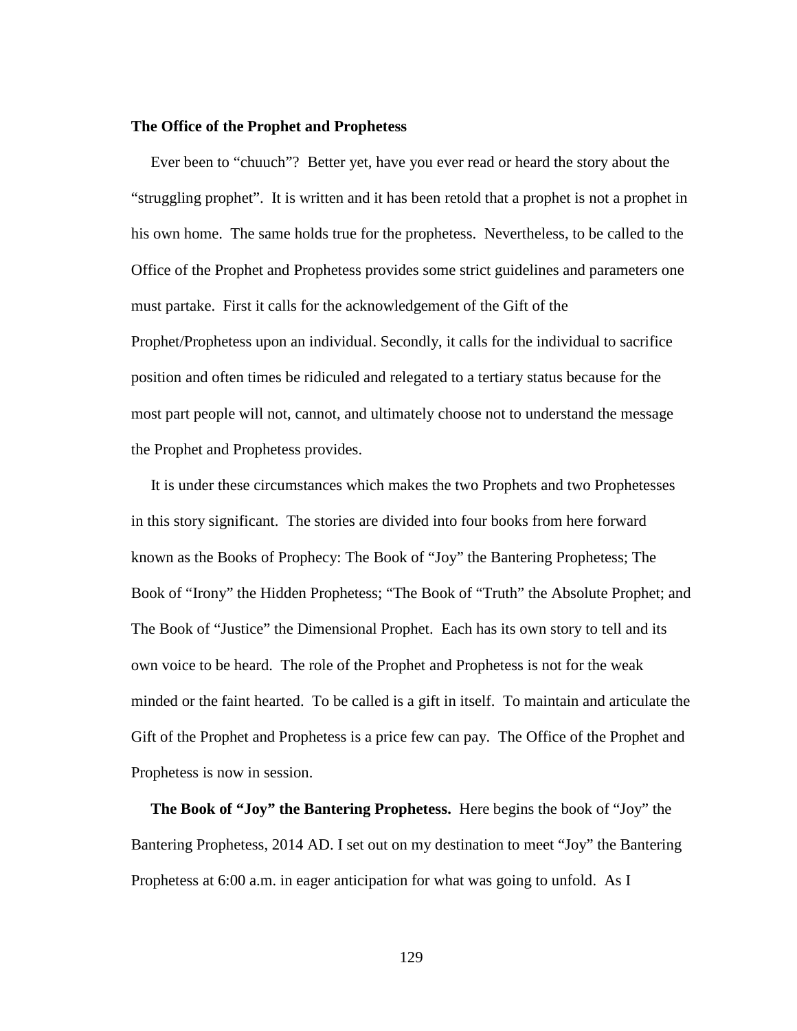**The Office of the Prophet and Prophetess**

Ever been to “chuuch”? Better yet, have you ever read or heard the story about the “struggling prophet”. It is written and it has been retold that a prophet is not a prophet in his own home. The same holds true for the prophetess. Nevertheless, to be called to the Office of the Prophet and Prophetess provides some strict guidelines and parameters one must partake. First it calls for the acknowledgement of the Gift of the Prophet/Prophetess upon an individual. Secondly, it calls for the individual to sacrifice position and often times be ridiculed and relegated to a tertiary status because for the most part people will not, cannot, and ultimately choose not to understand the message the Prophet and Prophetess provides.

It is under these circumstances which makes the two Prophets and two Prophetesses in this story significant. The stories are divided into four books from here forward known as the Books of Prophecy: The Book of “Joy” the Bantering Prophetess; The Book of “Irony” the Hidden Prophetess; “The Book of “Truth” the Absolute Prophet; and The Book of “Justice” the Dimensional Prophet. Each has its own story to tell and its own voice to be heard. The role of the Prophet and Prophetess is not for the weak minded or the faint hearted. To be called is a gift in itself. To maintain and articulate the Gift of the Prophet and Prophetess is a price few can pay. The Office of the Prophet and Prophetess is now in session.

**The Book of “Joy” the Bantering Prophetess.** Here begins the book of “Joy” the Bantering Prophetess, 2014 AD. I set out on my destination to meet “Joy” the Bantering Prophetess at 6:00 a.m. in eager anticipation for what was going to unfold. As I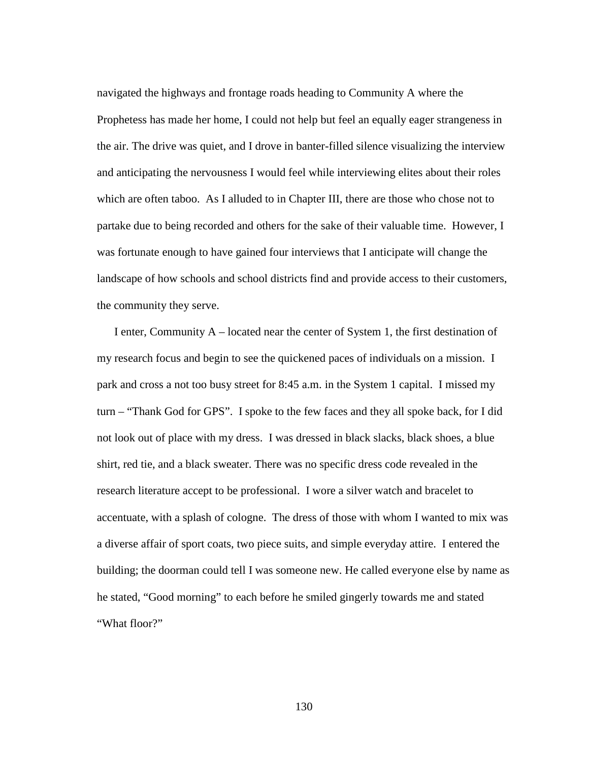navigated the highways and frontage roads heading to Community A where the Prophetess has made her home, I could not help but feel an equally eager strangeness in the air. The drive was quiet, and I drove in banter-filled silence visualizing the interview and anticipating the nervousness I would feel while interviewing elites about their roles which are often taboo. As I alluded to in Chapter III, there are those who chose not to partake due to being recorded and others for the sake of their valuable time. However, I was fortunate enough to have gained four interviews that I anticipate will change the landscape of how schools and school districts find and provide access to their customers, the community they serve.

I enter, Community A – located near the center of System 1, the first destination of my research focus and begin to see the quickened paces of individuals on a mission. I park and cross a not too busy street for 8:45 a.m. in the System 1 capital. I missed my turn – "Thank God for GPS". I spoke to the few faces and they all spoke back, for I did not look out of place with my dress. I was dressed in black slacks, black shoes, a blue shirt, red tie, and a black sweater. There was no specific dress code revealed in the research literature accept to be professional. I wore a silver watch and bracelet to accentuate, with a splash of cologne. The dress of those with whom I wanted to mix was a diverse affair of sport coats, two piece suits, and simple everyday attire. I entered the building; the doorman could tell I was someone new. He called everyone else by name as he stated, "Good morning" to each before he smiled gingerly towards me and stated "What floor?"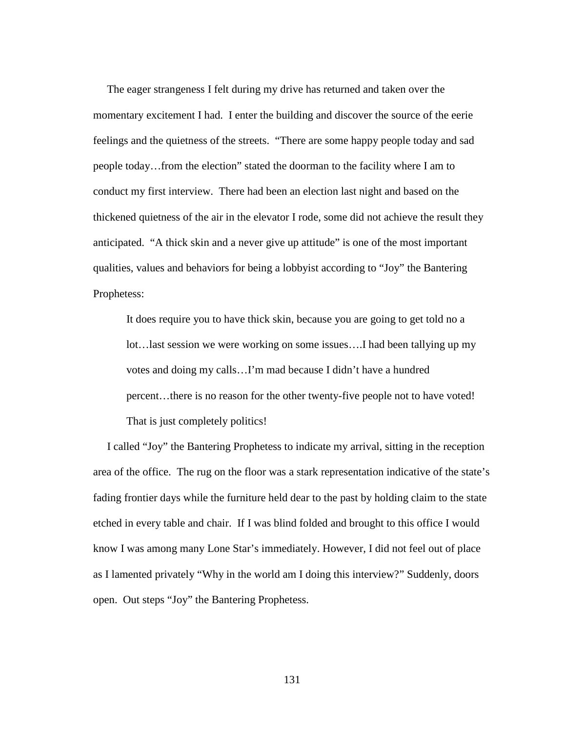The eager strangeness I felt during my drive has returned and taken over the momentary excitement I had. I enter the building and discover the source of the eerie feelings and the quietness of the streets. "There are some happy people today and sad people today…from the election" stated the doorman to the facility where I am to conduct my first interview. There had been an election last night and based on the thickened quietness of the air in the elevator I rode, some did not achieve the result they anticipated. "A thick skin and a never give up attitude" is one of the most important qualities, values and behaviors for being a lobbyist according to "Joy" the Bantering Prophetess:

> It does require you to have thick skin, because you are going to get told no a lot…last session we were working on some issues….I had been tallying up my votes and doing my calls…I'm mad because I didn't have a hundred percent…there is no reason for the other twenty-five people not to have voted! That is just completely politics!

I called "Joy" the Bantering Prophetess to indicate my arrival, sitting in the reception area of the office. The rug on the floor was a stark representation indicative of the state's fading frontier days while the furniture held dear to the past by holding claim to the state etched in every table and chair. If I was blind folded and brought to this office I would know I was among many Lone Star's immediately. However, I did not feel out of place as I lamented privately "Why in the world am I doing this interview?" Suddenly, doors open. Out steps "Joy" the Bantering Prophetess.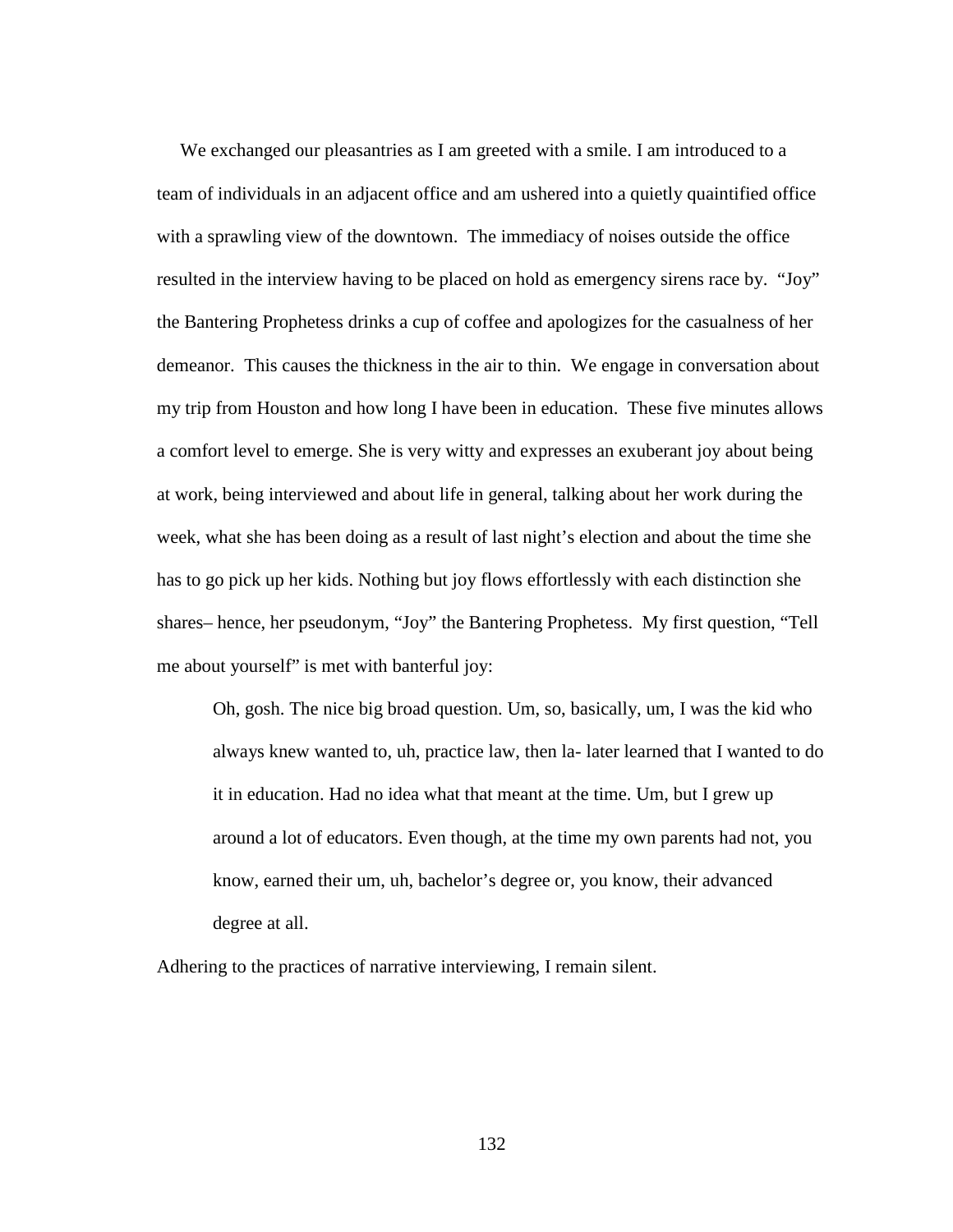We exchanged our pleasantries as I am greeted with a smile. I am introduced to a team of individuals in an adjacent office and am ushered into a quietly quaintified office with a sprawling view of the downtown. The immediacy of noises outside the office resulted in the interview having to be placed on hold as emergency sirens race by. "Joy" the Bantering Prophetess drinks a cup of coffee and apologizes for the casualness of her demeanor. This causes the thickness in the air to thin. We engage in conversation about my trip from Houston and how long I have been in education. These five minutes allows a comfort level to emerge. She is very witty and expresses an exuberant joy about being at work, being interviewed and about life in general, talking about her work during the week, what she has been doing as a result of last night's election and about the time she has to go pick up her kids. Nothing but joy flows effortlessly with each distinction she shares– hence, her pseudonym, "Joy" the Bantering Prophetess. My first question, "Tell me about yourself" is met with banterful joy:

> Oh, gosh. The nice big broad question. Um, so, basically, um, I was the kid who always knew wanted to, uh, practice law, then la- later learned that I wanted to do it in education. Had no idea what that meant at the time. Um, but I grew up around a lot of educators. Even though, at the time my own parents had not, you know, earned their um, uh, bachelor's degree or, you know, their advanced degree at all.

Adhering to the practices of narrative interviewing, I remain silent.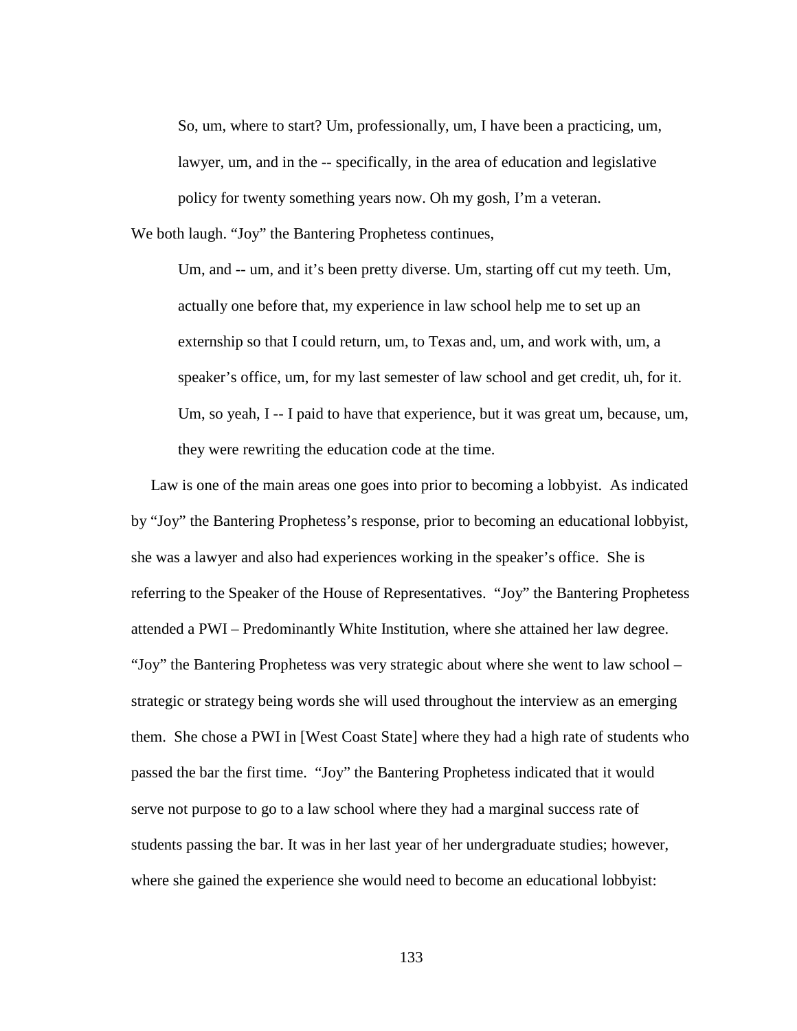> So, um, where to start? Um, professionally, um, I have been a practicing, um, lawyer, um, and in the -- specifically, in the area of education and legislative policy for twenty something years now. Oh my gosh, I'm a veteran.

We both laugh. "Joy" the Bantering Prophetess continues,

> Um, and -- um, and it's been pretty diverse. Um, starting off cut my teeth. Um, actually one before that, my experience in law school help me to set up an externship so that I could return, um, to Texas and, um, and work with, um, a speaker's office, um, for my last semester of law school and get credit, uh, for it. Um, so yeah, I -- I paid to have that experience, but it was great um, because, um, they were rewriting the education code at the time.

Law is one of the main areas one goes into prior to becoming a lobbyist. As indicated by "Joy" the Bantering Prophetess's response, prior to becoming an educational lobbyist, she was a lawyer and also had experiences working in the speaker's office. She is referring to the Speaker of the House of Representatives. "Joy" the Bantering Prophetess attended a PWI – Predominantly White Institution, where she attained her law degree. "Joy" the Bantering Prophetess was very strategic about where she went to law school – strategic or strategy being words she will used throughout the interview as an emerging them. She chose a PWI in [West Coast State] where they had a high rate of students who passed the bar the first time. "Joy" the Bantering Prophetess indicated that it would serve not purpose to go to a law school where they had a marginal success rate of students passing the bar. It was in her last year of her undergraduate studies; however, where she gained the experience she would need to become an educational lobbyist: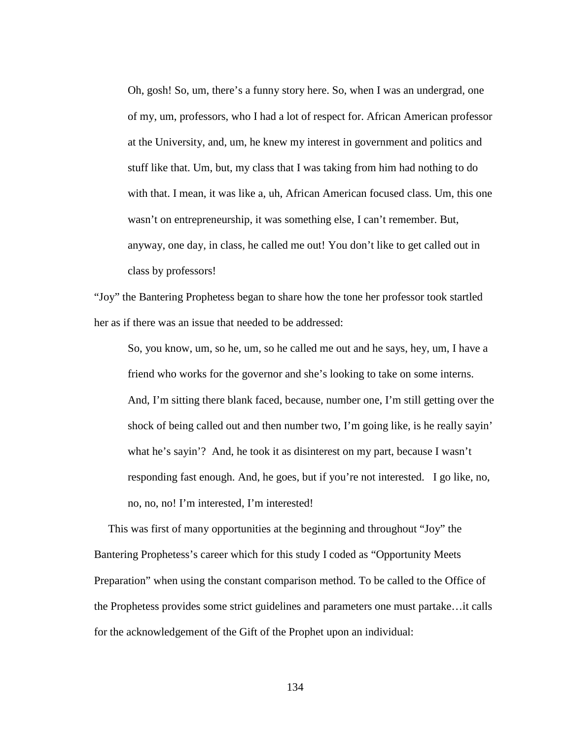> Oh, gosh! So, um, there's a funny story here. So, when I was an undergrad, one of my, um, professors, who I had a lot of respect for. African American professor at the University, and, um, he knew my interest in government and politics and stuff like that. Um, but, my class that I was taking from him had nothing to do with that. I mean, it was like a, uh, African American focused class. Um, this one wasn't on entrepreneurship, it was something else, I can't remember. But, anyway, one day, in class, he called me out! You don't like to get called out in class by professors!

"Joy" the Bantering Prophetess began to share how the tone her professor took startled her as if there was an issue that needed to be addressed:

> So, you know, um, so he, um, so he called me out and he says, hey, um, I have a friend who works for the governor and she's looking to take on some interns. And, I'm sitting there blank faced, because, number one, I'm still getting over the shock of being called out and then number two, I'm going like, is he really sayin' what he's sayin'? And, he took it as disinterest on my part, because I wasn't responding fast enough. And, he goes, but if you're not interested. I go like, no, no, no, no! I'm interested, I'm interested!

This was first of many opportunities at the beginning and throughout "Joy" the Bantering Prophetess's career which for this study I coded as "Opportunity Meets Preparation" when using the constant comparison method. To be called to the Office of the Prophetess provides some strict guidelines and parameters one must partake…it calls for the acknowledgement of the Gift of the Prophet upon an individual: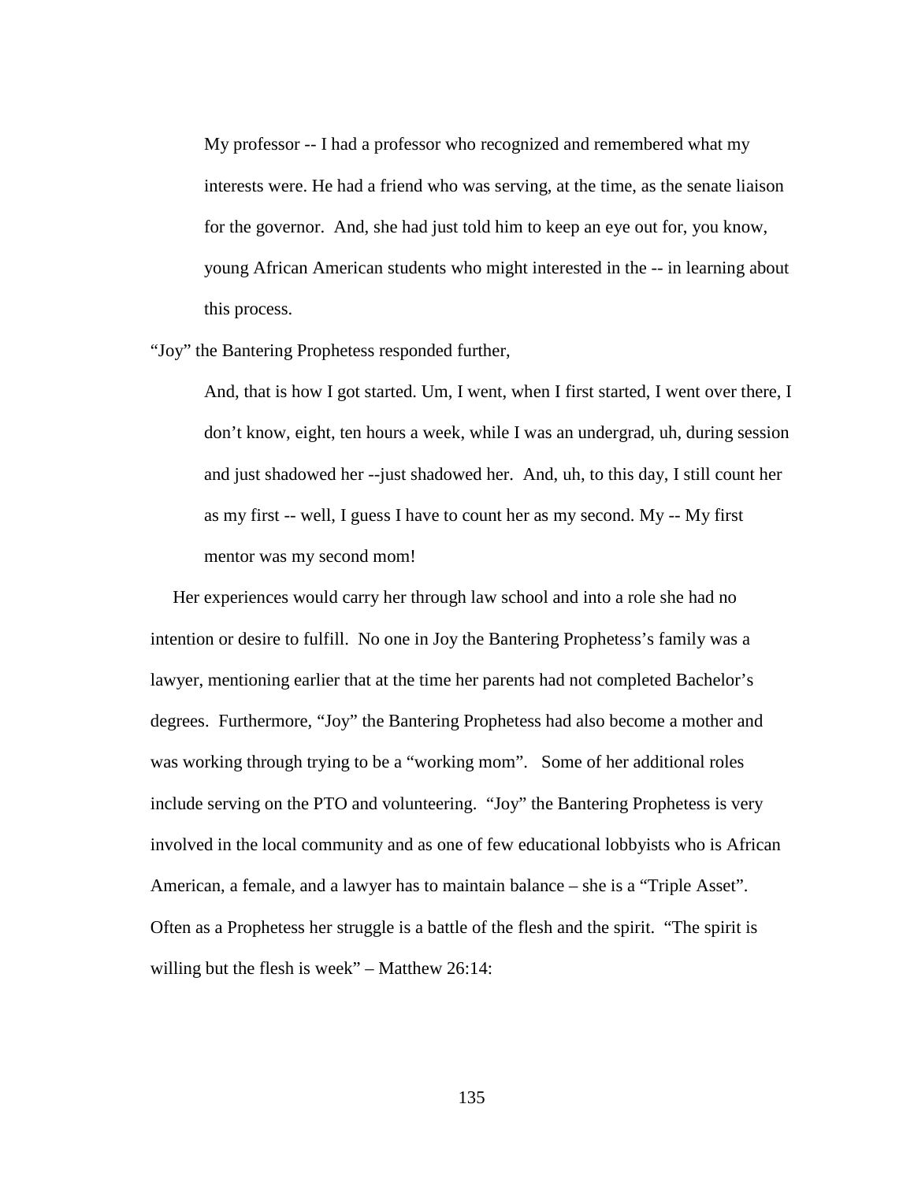> My professor -- I had a professor who recognized and remembered what my interests were. He had a friend who was serving, at the time, as the senate liaison for the governor. And, she had just told him to keep an eye out for, you know, young African American students who might interested in the -- in learning about this process.

"Joy" the Bantering Prophetess responded further,

> And, that is how I got started. Um, I went, when I first started, I went over there, I don't know, eight, ten hours a week, while I was an undergrad, uh, during session and just shadowed her --just shadowed her. And, uh, to this day, I still count her as my first -- well, I guess I have to count her as my second. My -- My first mentor was my second mom!

Her experiences would carry her through law school and into a role she had no intention or desire to fulfill. No one in Joy the Bantering Prophetess's family was a lawyer, mentioning earlier that at the time her parents had not completed Bachelor's degrees. Furthermore, "Joy" the Bantering Prophetess had also become a mother and was working through trying to be a "working mom". Some of her additional roles include serving on the PTO and volunteering. "Joy" the Bantering Prophetess is very involved in the local community and as one of few educational lobbyists who is African American, a female, and a lawyer has to maintain balance – she is a "Triple Asset". Often as a Prophetess her struggle is a battle of the flesh and the spirit. "The spirit is willing but the flesh is week" – Matthew 26:14: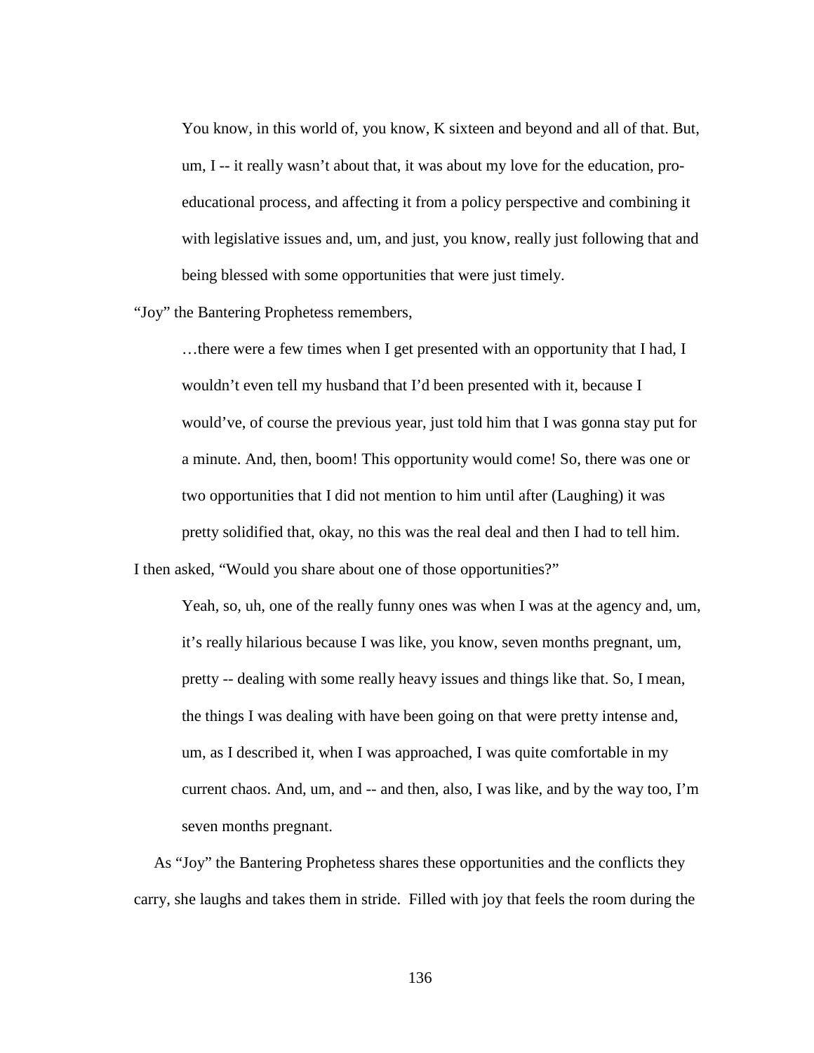> You know, in this world of, you know, K sixteen and beyond and all of that. But, um, I -- it really wasn't about that, it was about my love for the education, pro-educational process, and affecting it from a policy perspective and combining it with legislative issues and, um, and just, you know, really just following that and being blessed with some opportunities that were just timely.

"Joy" the Bantering Prophetess remembers,

> …there were a few times when I get presented with an opportunity that I had, I wouldn't even tell my husband that I'd been presented with it, because I would've, of course the previous year, just told him that I was gonna stay put for a minute. And, then, boom! This opportunity would come! So, there was one or two opportunities that I did not mention to him until after (Laughing) it was pretty solidified that, okay, no this was the real deal and then I had to tell him.

I then asked, "Would you share about one of those opportunities?"

> Yeah, so, uh, one of the really funny ones was when I was at the agency and, um, it's really hilarious because I was like, you know, seven months pregnant, um, pretty -- dealing with some really heavy issues and things like that. So, I mean, the things I was dealing with have been going on that were pretty intense and, um, as I described it, when I was approached, I was quite comfortable in my current chaos. And, um, and -- and then, also, I was like, and by the way too, I'm seven months pregnant.

As "Joy" the Bantering Prophetess shares these opportunities and the conflicts they carry, she laughs and takes them in stride. Filled with joy that feels the room during the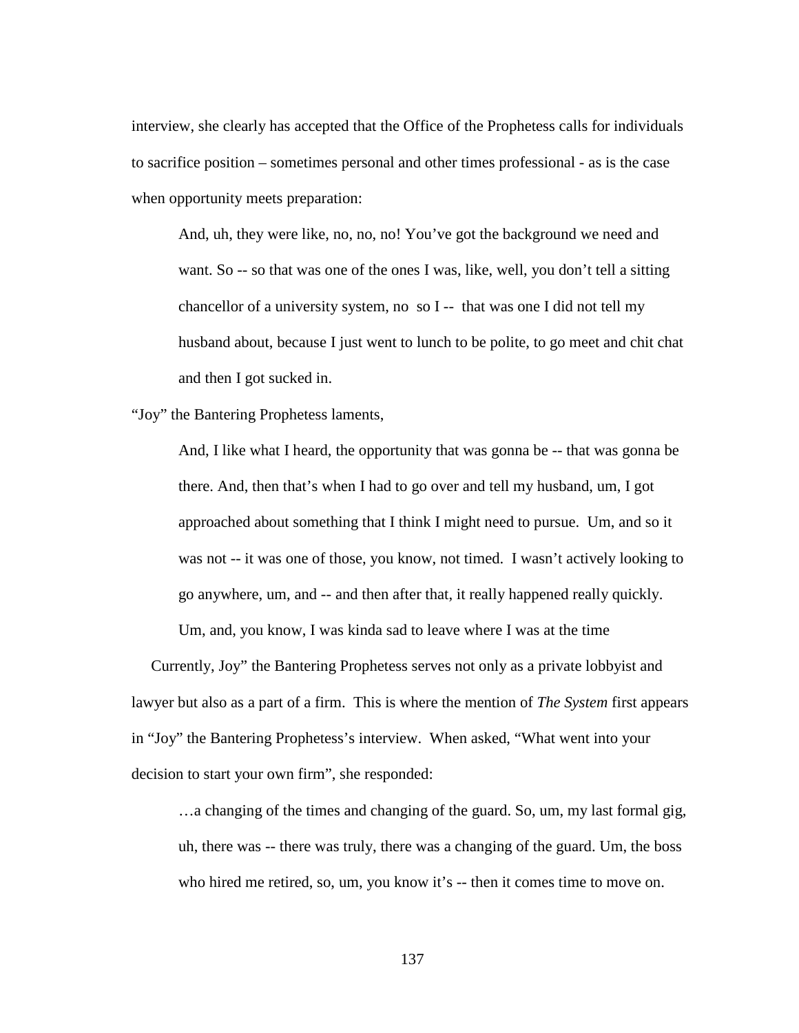interview, she clearly has accepted that the Office of the Prophetess calls for individuals to sacrifice position – sometimes personal and other times professional - as is the case when opportunity meets preparation:

> And, uh, they were like, no, no, no! You've got the background we need and want. So -- so that was one of the ones I was, like, well, you don't tell a sitting chancellor of a university system, no so I -- that was one I did not tell my husband about, because I just went to lunch to be polite, to go meet and chit chat and then I got sucked in.

"Joy" the Bantering Prophetess laments,

> And, I like what I heard, the opportunity that was gonna be -- that was gonna be there. And, then that's when I had to go over and tell my husband, um, I got approached about something that I think I might need to pursue. Um, and so it was not -- it was one of those, you know, not timed. I wasn't actively looking to go anywhere, um, and -- and then after that, it really happened really quickly. Um, and, you know, I was kinda sad to leave where I was at the time

Currently, Joy" the Bantering Prophetess serves not only as a private lobbyist and lawyer but also as a part of a firm. This is where the mention of *The System* first appears in "Joy" the Bantering Prophetess's interview. When asked, "What went into your decision to start your own firm", she responded:

> …a changing of the times and changing of the guard. So, um, my last formal gig, uh, there was -- there was truly, there was a changing of the guard. Um, the boss who hired me retired, so, um, you know it's -- then it comes time to move on.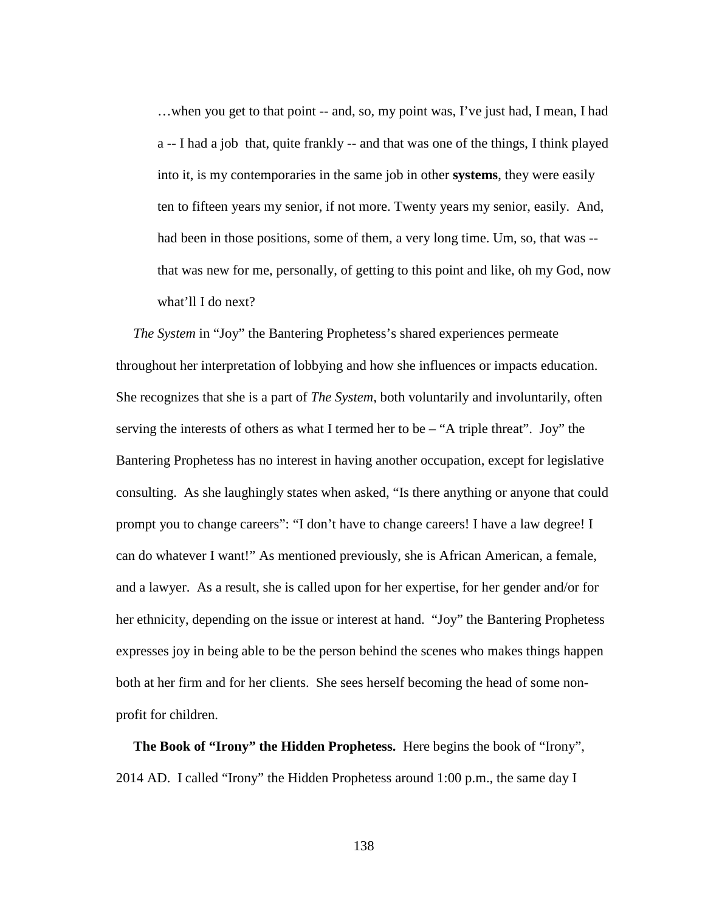> …when you get to that point -- and, so, my point was, I've just had, I mean, I had a -- I had a job that, quite frankly -- and that was one of the things, I think played into it, is my contemporaries in the same job in other **systems**, they were easily ten to fifteen years my senior, if not more. Twenty years my senior, easily. And, had been in those positions, some of them, a very long time. Um, so, that was -- that was new for me, personally, of getting to this point and like, oh my God, now what'll I do next?

*The System* in "Joy" the Bantering Prophetess's shared experiences permeate throughout her interpretation of lobbying and how she influences or impacts education. She recognizes that she is a part of *The System*, both voluntarily and involuntarily, often serving the interests of others as what I termed her to be – "A triple threat". Joy" the Bantering Prophetess has no interest in having another occupation, except for legislative consulting. As she laughingly states when asked, "Is there anything or anyone that could prompt you to change careers": "I don't have to change careers! I have a law degree! I can do whatever I want!" As mentioned previously, she is African American, a female, and a lawyer. As a result, she is called upon for her expertise, for her gender and/or for her ethnicity, depending on the issue or interest at hand. "Joy" the Bantering Prophetess expresses joy in being able to be the person behind the scenes who makes things happen both at her firm and for her clients. She sees herself becoming the head of some non-profit for children.

**The Book of "Irony" the Hidden Prophetess.** Here begins the book of "Irony", 2014 AD. I called "Irony" the Hidden Prophetess around 1:00 p.m., the same day I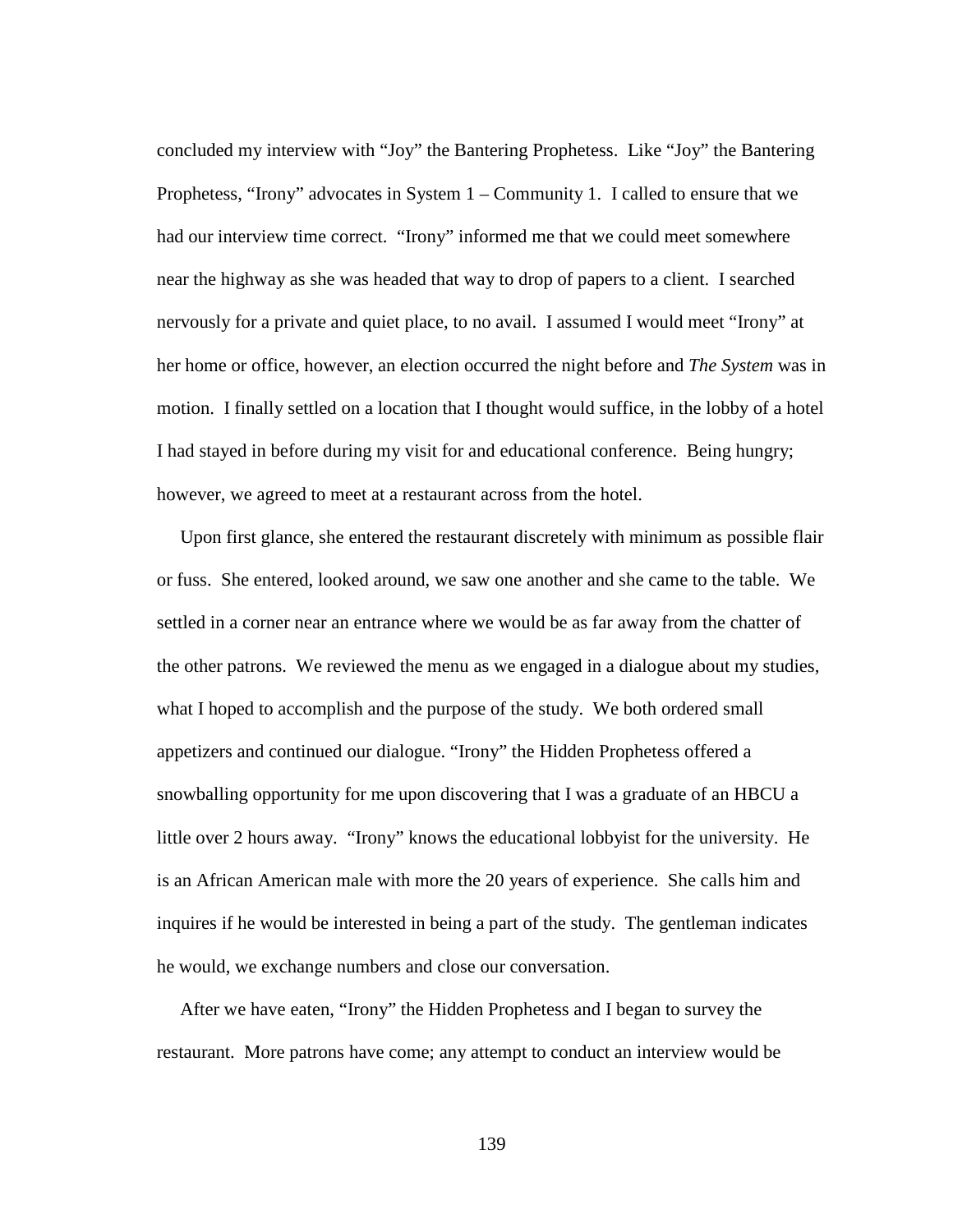concluded my interview with "Joy" the Bantering Prophetess. Like "Joy" the Bantering Prophetess, "Irony" advocates in System 1 – Community 1. I called to ensure that we had our interview time correct. "Irony" informed me that we could meet somewhere near the highway as she was headed that way to drop of papers to a client. I searched nervously for a private and quiet place, to no avail. I assumed I would meet "Irony" at her home or office, however, an election occurred the night before and *The System* was in motion. I finally settled on a location that I thought would suffice, in the lobby of a hotel I had stayed in before during my visit for and educational conference. Being hungry; however, we agreed to meet at a restaurant across from the hotel.

Upon first glance, she entered the restaurant discretely with minimum as possible flair or fuss. She entered, looked around, we saw one another and she came to the table. We settled in a corner near an entrance where we would be as far away from the chatter of the other patrons. We reviewed the menu as we engaged in a dialogue about my studies, what I hoped to accomplish and the purpose of the study. We both ordered small appetizers and continued our dialogue. "Irony" the Hidden Prophetess offered a snowballing opportunity for me upon discovering that I was a graduate of an HBCU a little over 2 hours away. "Irony" knows the educational lobbyist for the university. He is an African American male with more the 20 years of experience. She calls him and inquires if he would be interested in being a part of the study. The gentleman indicates he would, we exchange numbers and close our conversation.

After we have eaten, "Irony" the Hidden Prophetess and I began to survey the restaurant. More patrons have come; any attempt to conduct an interview would be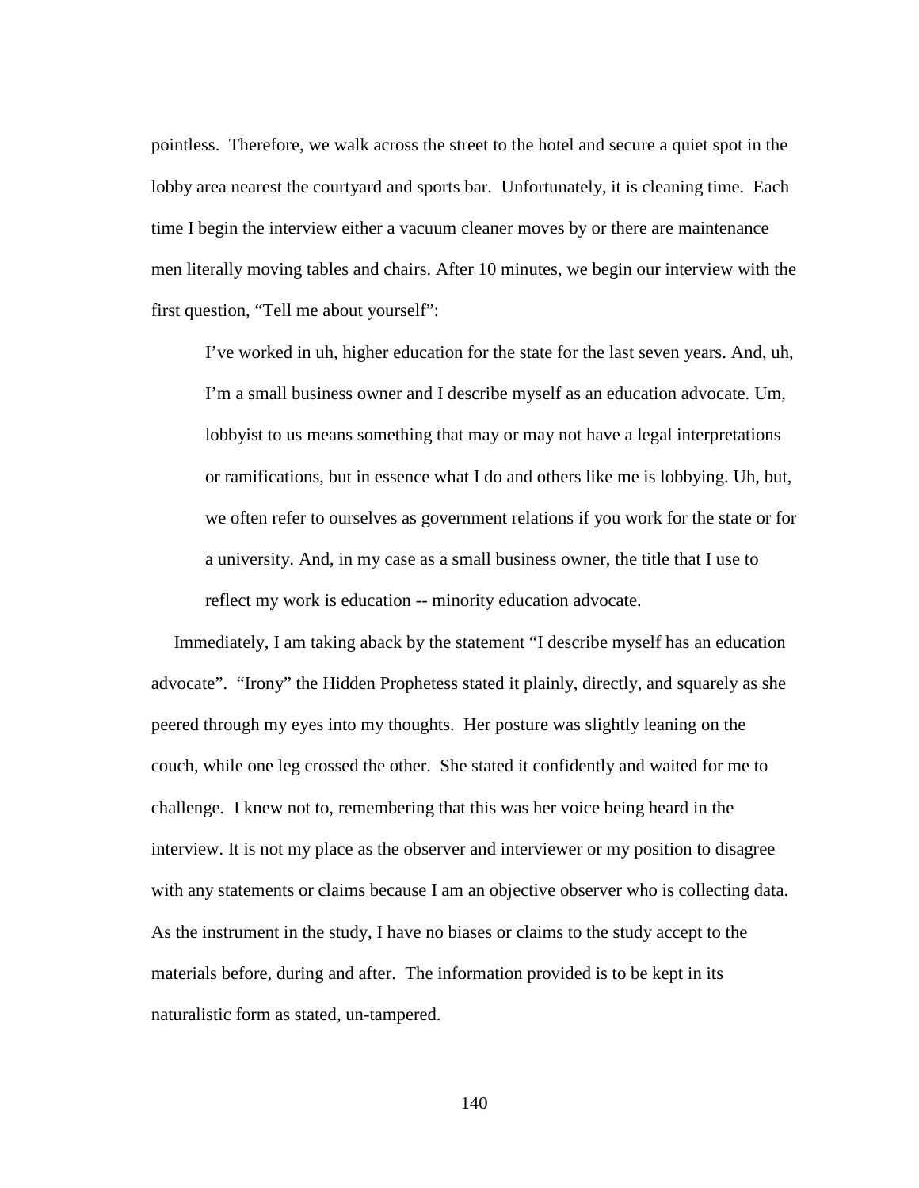pointless. Therefore, we walk across the street to the hotel and secure a quiet spot in the lobby area nearest the courtyard and sports bar. Unfortunately, it is cleaning time. Each time I begin the interview either a vacuum cleaner moves by or there are maintenance men literally moving tables and chairs. After 10 minutes, we begin our interview with the first question, "Tell me about yourself":

> I've worked in uh, higher education for the state for the last seven years. And, uh, I'm a small business owner and I describe myself as an education advocate. Um, lobbyist to us means something that may or may not have a legal interpretations or ramifications, but in essence what I do and others like me is lobbying. Uh, but, we often refer to ourselves as government relations if you work for the state or for a university. And, in my case as a small business owner, the title that I use to reflect my work is education -- minority education advocate.

Immediately, I am taking aback by the statement "I describe myself has an education advocate". "Irony" the Hidden Prophetess stated it plainly, directly, and squarely as she peered through my eyes into my thoughts. Her posture was slightly leaning on the couch, while one leg crossed the other. She stated it confidently and waited for me to challenge. I knew not to, remembering that this was her voice being heard in the interview. It is not my place as the observer and interviewer or my position to disagree with any statements or claims because I am an objective observer who is collecting data. As the instrument in the study, I have no biases or claims to the study accept to the materials before, during and after. The information provided is to be kept in its naturalistic form as stated, un-tampered.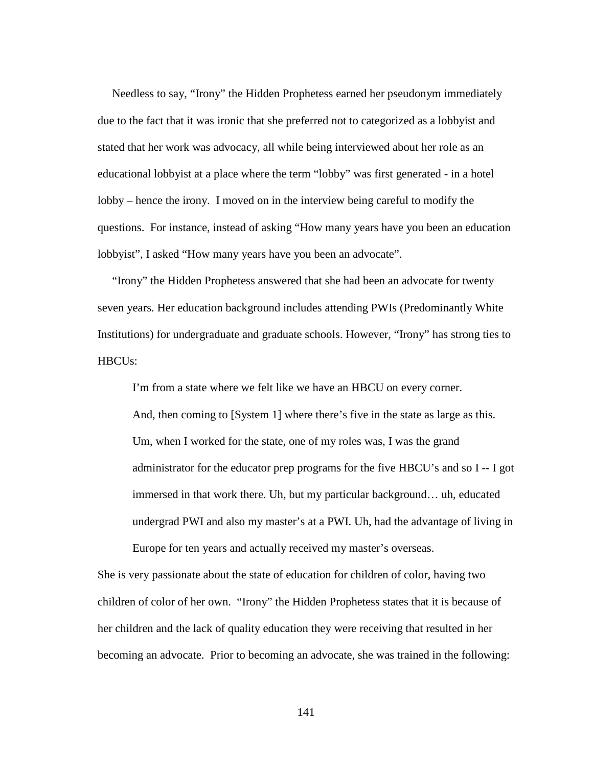Needless to say, “Irony” the Hidden Prophetess earned her pseudonym immediately due to the fact that it was ironic that she preferred not to categorized as a lobbyist and stated that her work was advocacy, all while being interviewed about her role as an educational lobbyist at a place where the term “lobby” was first generated - in a hotel lobby – hence the irony. I moved on in the interview being careful to modify the questions. For instance, instead of asking “How many years have you been an education lobbyist”, I asked “How many years have you been an advocate”.

“Irony” the Hidden Prophetess answered that she had been an advocate for twenty seven years. Her education background includes attending PWIs (Predominantly White Institutions) for undergraduate and graduate schools. However, “Irony” has strong ties to HBCUs:

> I’m from a state where we felt like we have an HBCU on every corner. And, then coming to [System 1] where there’s five in the state as large as this. Um, when I worked for the state, one of my roles was, I was the grand administrator for the educator prep programs for the five HBCU’s and so I -- I got immersed in that work there. Uh, but my particular background… uh, educated undergrad PWI and also my master’s at a PWI. Uh, had the advantage of living in Europe for ten years and actually received my master’s overseas.

She is very passionate about the state of education for children of color, having two children of color of her own. “Irony” the Hidden Prophetess states that it is because of her children and the lack of quality education they were receiving that resulted in her becoming an advocate. Prior to becoming an advocate, she was trained in the following: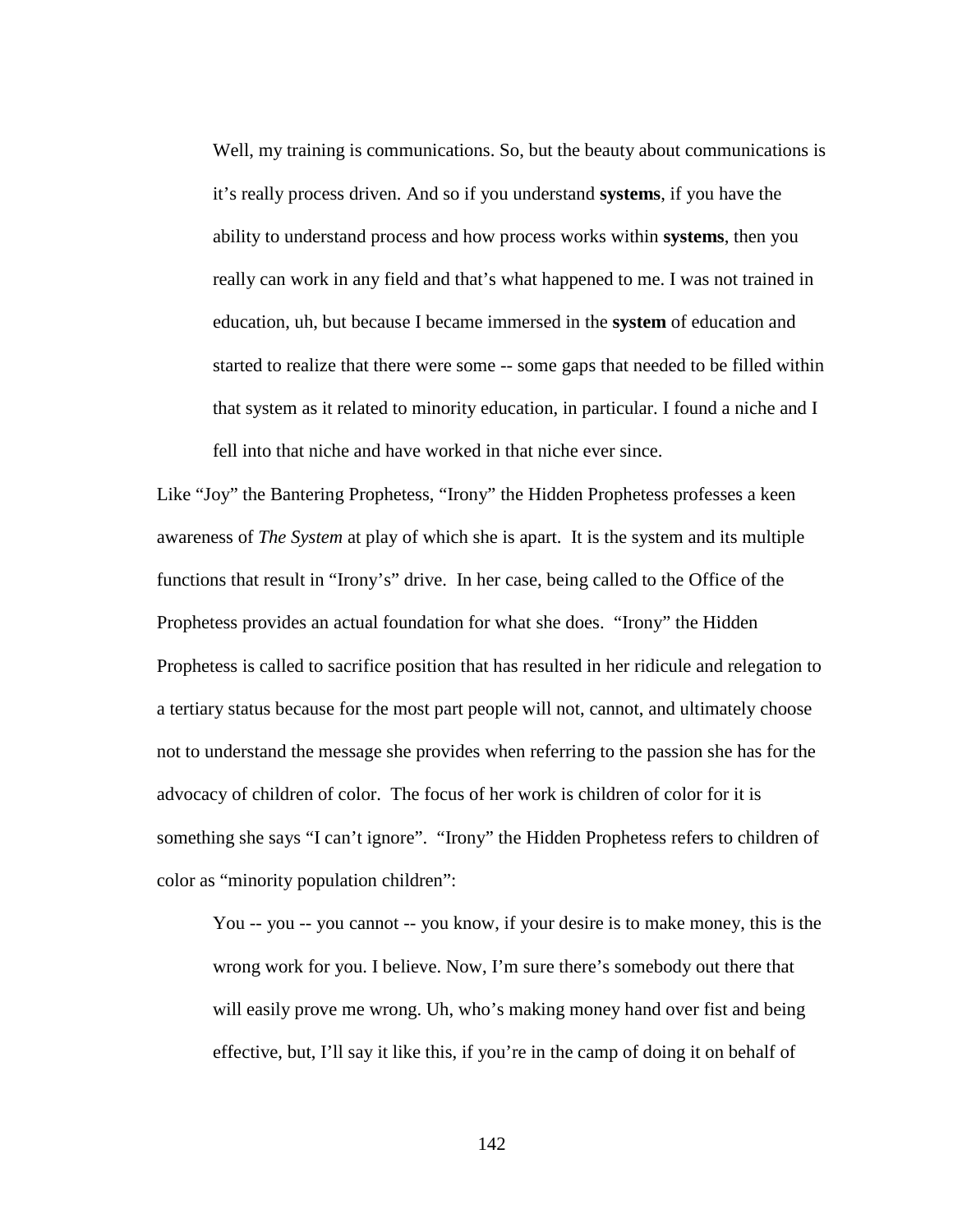> Well, my training is communications. So, but the beauty about communications is it's really process driven. And so if you understand **systems**, if you have the ability to understand process and how process works within **systems**, then you really can work in any field and that's what happened to me. I was not trained in education, uh, but because I became immersed in the **system** of education and started to realize that there were some -- some gaps that needed to be filled within that system as it related to minority education, in particular. I found a niche and I fell into that niche and have worked in that niche ever since.

Like "Joy" the Bantering Prophetess, "Irony" the Hidden Prophetess professes a keen awareness of *The System* at play of which she is apart. It is the system and its multiple functions that result in "Irony's" drive. In her case, being called to the Office of the Prophetess provides an actual foundation for what she does. "Irony" the Hidden Prophetess is called to sacrifice position that has resulted in her ridicule and relegation to a tertiary status because for the most part people will not, cannot, and ultimately choose not to understand the message she provides when referring to the passion she has for the advocacy of children of color. The focus of her work is children of color for it is something she says "I can't ignore". "Irony" the Hidden Prophetess refers to children of color as "minority population children":

> You -- you -- you cannot -- you know, if your desire is to make money, this is the wrong work for you. I believe. Now, I'm sure there's somebody out there that will easily prove me wrong. Uh, who's making money hand over fist and being effective, but, I'll say it like this, if you're in the camp of doing it on behalf of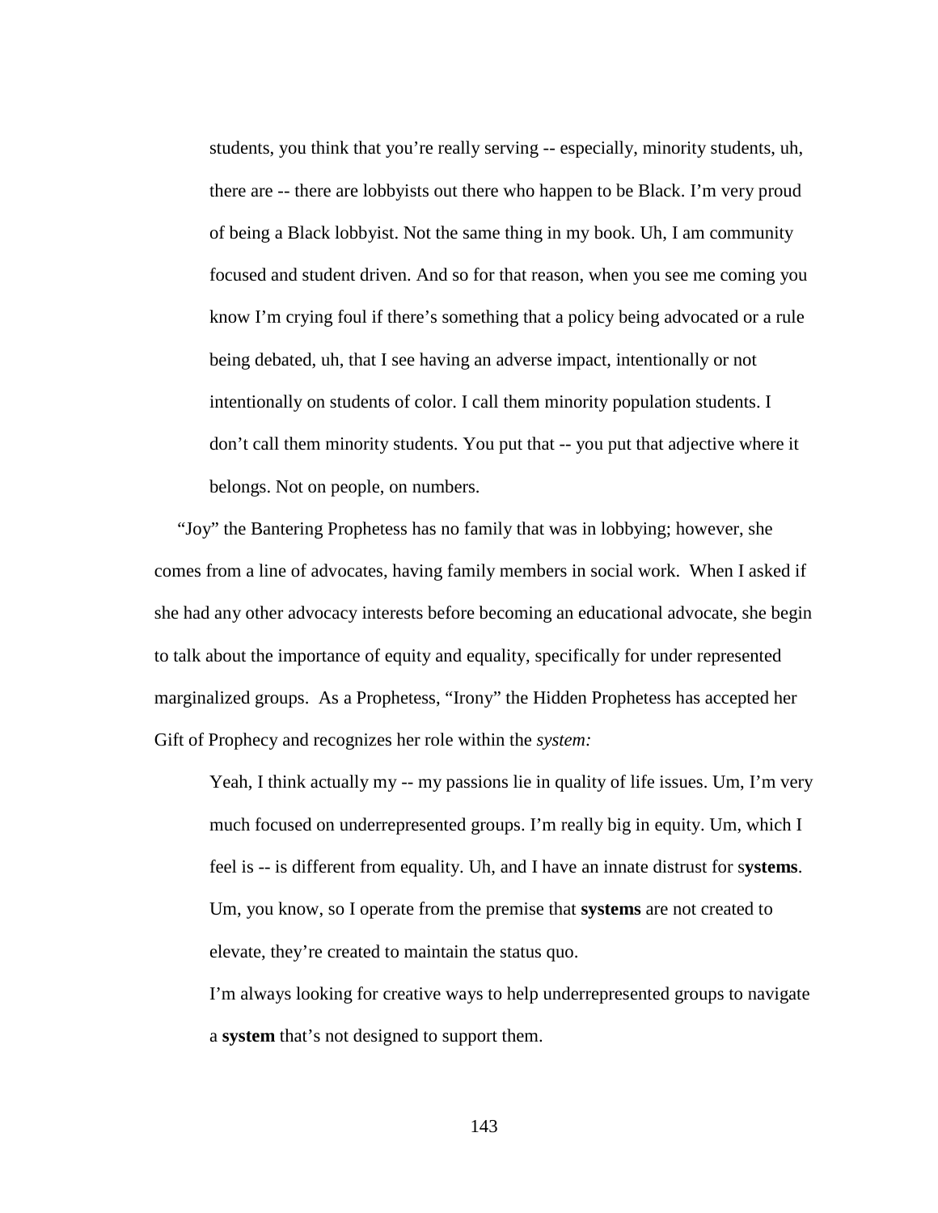> students, you think that you're really serving -- especially, minority students, uh, there are -- there are lobbyists out there who happen to be Black. I'm very proud of being a Black lobbyist. Not the same thing in my book. Uh, I am community focused and student driven. And so for that reason, when you see me coming you know I'm crying foul if there's something that a policy being advocated or a rule being debated, uh, that I see having an adverse impact, intentionally or not intentionally on students of color. I call them minority population students. I don't call them minority students. You put that -- you put that adjective where it belongs. Not on people, on numbers.

"Joy" the Bantering Prophetess has no family that was in lobbying; however, she comes from a line of advocates, having family members in social work. When I asked if she had any other advocacy interests before becoming an educational advocate, she begin to talk about the importance of equity and equality, specifically for under represented marginalized groups. As a Prophetess, "Irony" the Hidden Prophetess has accepted her Gift of Prophecy and recognizes her role within the *system:*

> Yeah, I think actually my -- my passions lie in quality of life issues. Um, I'm very much focused on underrepresented groups. I'm really big in equity. Um, which I feel is -- is different from equality. Uh, and I have an innate distrust for s**ystems**. Um, you know, so I operate from the premise that **systems** are not created to elevate, they're created to maintain the status quo.
>
> I'm always looking for creative ways to help underrepresented groups to navigate a **system** that's not designed to support them.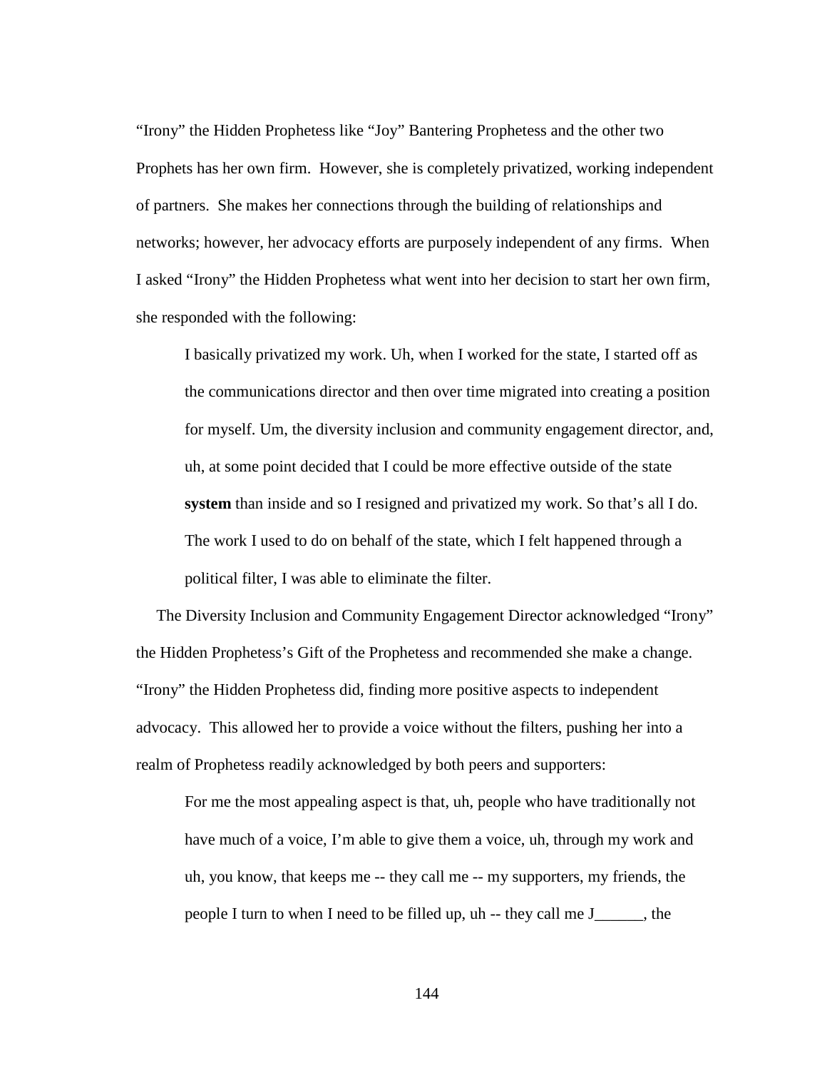"Irony" the Hidden Prophetess like "Joy" Bantering Prophetess and the other two Prophets has her own firm. However, she is completely privatized, working independent of partners. She makes her connections through the building of relationships and networks; however, her advocacy efforts are purposely independent of any firms. When I asked "Irony" the Hidden Prophetess what went into her decision to start her own firm, she responded with the following:

> I basically privatized my work. Uh, when I worked for the state, I started off as the communications director and then over time migrated into creating a position for myself. Um, the diversity inclusion and community engagement director, and, uh, at some point decided that I could be more effective outside of the state **system** than inside and so I resigned and privatized my work. So that's all I do. The work I used to do on behalf of the state, which I felt happened through a political filter, I was able to eliminate the filter.

The Diversity Inclusion and Community Engagement Director acknowledged "Irony" the Hidden Prophetess's Gift of the Prophetess and recommended she make a change. "Irony" the Hidden Prophetess did, finding more positive aspects to independent advocacy. This allowed her to provide a voice without the filters, pushing her into a realm of Prophetess readily acknowledged by both peers and supporters:

> For me the most appealing aspect is that, uh, people who have traditionally not have much of a voice, I'm able to give them a voice, uh, through my work and uh, you know, that keeps me -- they call me -- my supporters, my friends, the people I turn to when I need to be filled up, uh -- they call me J______, the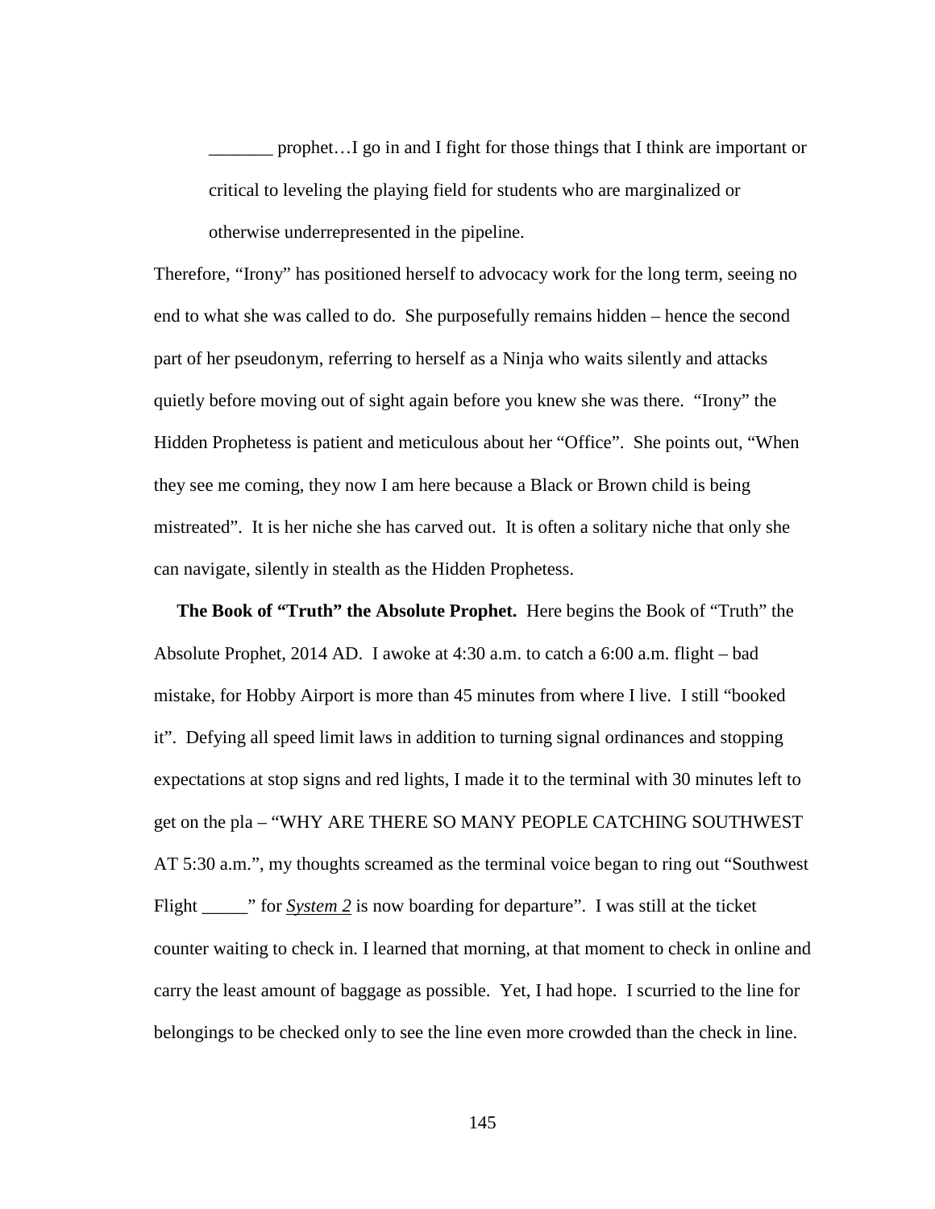> _______ prophet…I go in and I fight for those things that I think are important or critical to leveling the playing field for students who are marginalized or otherwise underrepresented in the pipeline.

Therefore, "Irony" has positioned herself to advocacy work for the long term, seeing no end to what she was called to do. She purposefully remains hidden – hence the second part of her pseudonym, referring to herself as a Ninja who waits silently and attacks quietly before moving out of sight again before you knew she was there. "Irony" the Hidden Prophetess is patient and meticulous about her "Office". She points out, "When they see me coming, they now I am here because a Black or Brown child is being mistreated". It is her niche she has carved out. It is often a solitary niche that only she can navigate, silently in stealth as the Hidden Prophetess.

**The Book of "Truth" the Absolute Prophet.** Here begins the Book of "Truth" the Absolute Prophet, 2014 AD. I awoke at 4:30 a.m. to catch a 6:00 a.m. flight – bad mistake, for Hobby Airport is more than 45 minutes from where I live. I still "booked it". Defying all speed limit laws in addition to turning signal ordinances and stopping expectations at stop signs and red lights, I made it to the terminal with 30 minutes left to get on the pla – "WHY ARE THERE SO MANY PEOPLE CATCHING SOUTHWEST AT 5:30 a.m.", my thoughts screamed as the terminal voice began to ring out "Southwest Flight _____" for <u>*System 2*</u> is now boarding for departure". I was still at the ticket counter waiting to check in. I learned that morning, at that moment to check in online and carry the least amount of baggage as possible. Yet, I had hope. I scurried to the line for belongings to be checked only to see the line even more crowded than the check in line.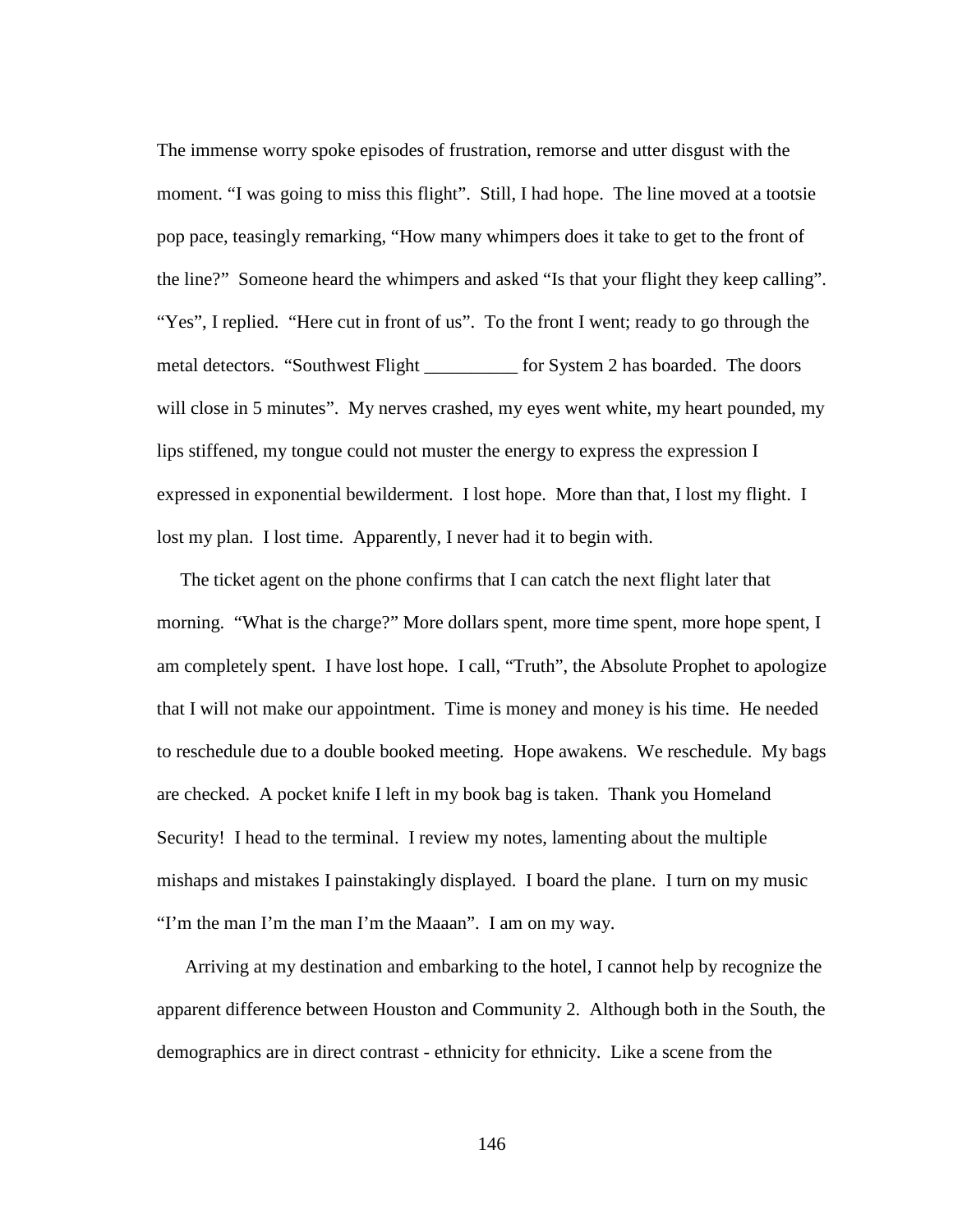The immense worry spoke episodes of frustration, remorse and utter disgust with the moment. "I was going to miss this flight". Still, I had hope. The line moved at a tootsie pop pace, teasingly remarking, "How many whimpers does it take to get to the front of the line?" Someone heard the whimpers and asked "Is that your flight they keep calling". "Yes", I replied. "Here cut in front of us". To the front I went; ready to go through the metal detectors. "Southwest Flight __________ for System 2 has boarded. The doors will close in 5 minutes". My nerves crashed, my eyes went white, my heart pounded, my lips stiffened, my tongue could not muster the energy to express the expression I expressed in exponential bewilderment. I lost hope. More than that, I lost my flight. I lost my plan. I lost time. Apparently, I never had it to begin with.

The ticket agent on the phone confirms that I can catch the next flight later that morning. "What is the charge?" More dollars spent, more time spent, more hope spent, I am completely spent. I have lost hope. I call, "Truth", the Absolute Prophet to apologize that I will not make our appointment. Time is money and money is his time. He needed to reschedule due to a double booked meeting. Hope awakens. We reschedule. My bags are checked. A pocket knife I left in my book bag is taken. Thank you Homeland Security! I head to the terminal. I review my notes, lamenting about the multiple mishaps and mistakes I painstakingly displayed. I board the plane. I turn on my music "I'm the man I'm the man I'm the Maaan". I am on my way.

Arriving at my destination and embarking to the hotel, I cannot help by recognize the apparent difference between Houston and Community 2. Although both in the South, the demographics are in direct contrast - ethnicity for ethnicity. Like a scene from the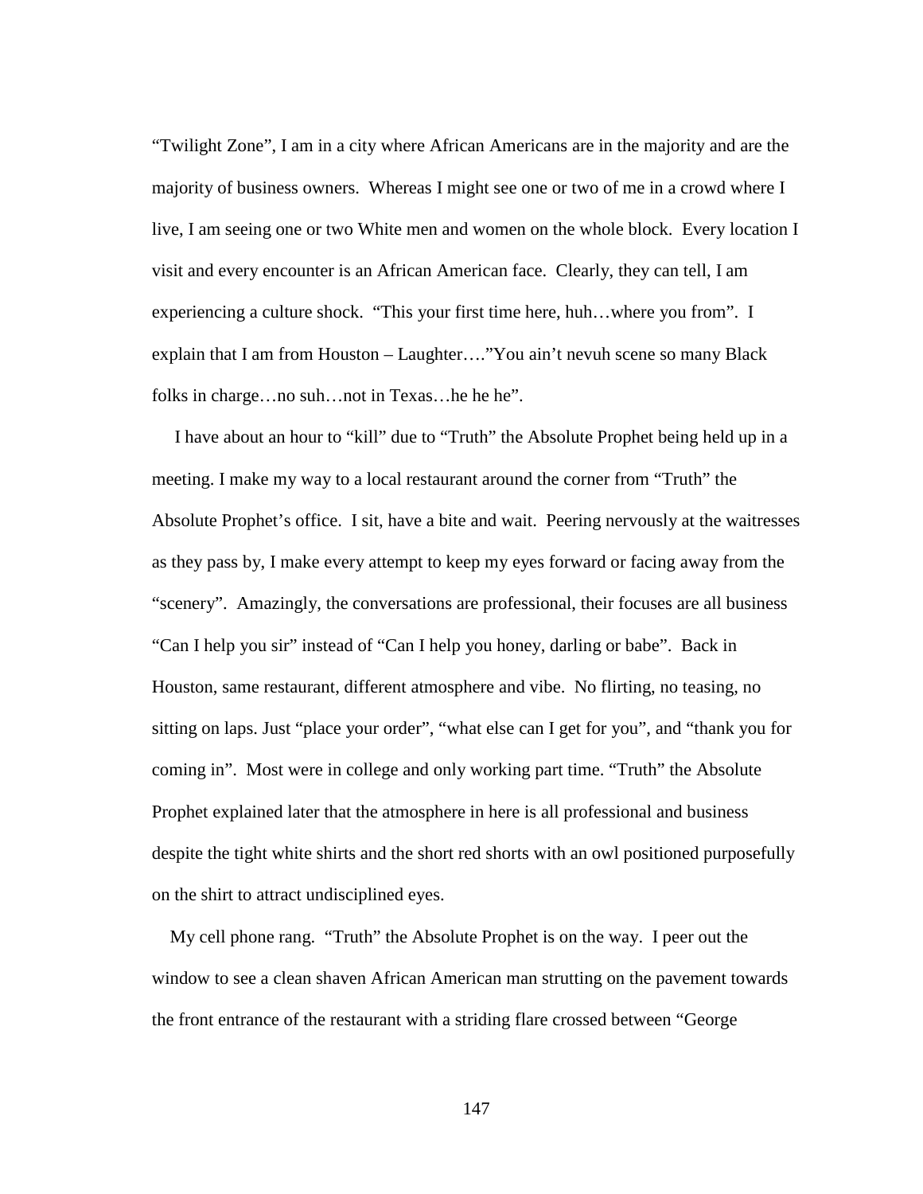"Twilight Zone", I am in a city where African Americans are in the majority and are the majority of business owners. Whereas I might see one or two of me in a crowd where I live, I am seeing one or two White men and women on the whole block. Every location I visit and every encounter is an African American face. Clearly, they can tell, I am experiencing a culture shock. "This your first time here, huh…where you from". I explain that I am from Houston – Laughter…."You ain't nevuh scene so many Black folks in charge…no suh…not in Texas…he he he".

I have about an hour to "kill" due to "Truth" the Absolute Prophet being held up in a meeting. I make my way to a local restaurant around the corner from "Truth" the Absolute Prophet's office. I sit, have a bite and wait. Peering nervously at the waitresses as they pass by, I make every attempt to keep my eyes forward or facing away from the "scenery". Amazingly, the conversations are professional, their focuses are all business "Can I help you sir" instead of "Can I help you honey, darling or babe". Back in Houston, same restaurant, different atmosphere and vibe. No flirting, no teasing, no sitting on laps. Just "place your order", "what else can I get for you", and "thank you for coming in". Most were in college and only working part time. "Truth" the Absolute Prophet explained later that the atmosphere in here is all professional and business despite the tight white shirts and the short red shorts with an owl positioned purposefully on the shirt to attract undisciplined eyes.

My cell phone rang. "Truth" the Absolute Prophet is on the way. I peer out the window to see a clean shaven African American man strutting on the pavement towards the front entrance of the restaurant with a striding flare crossed between "George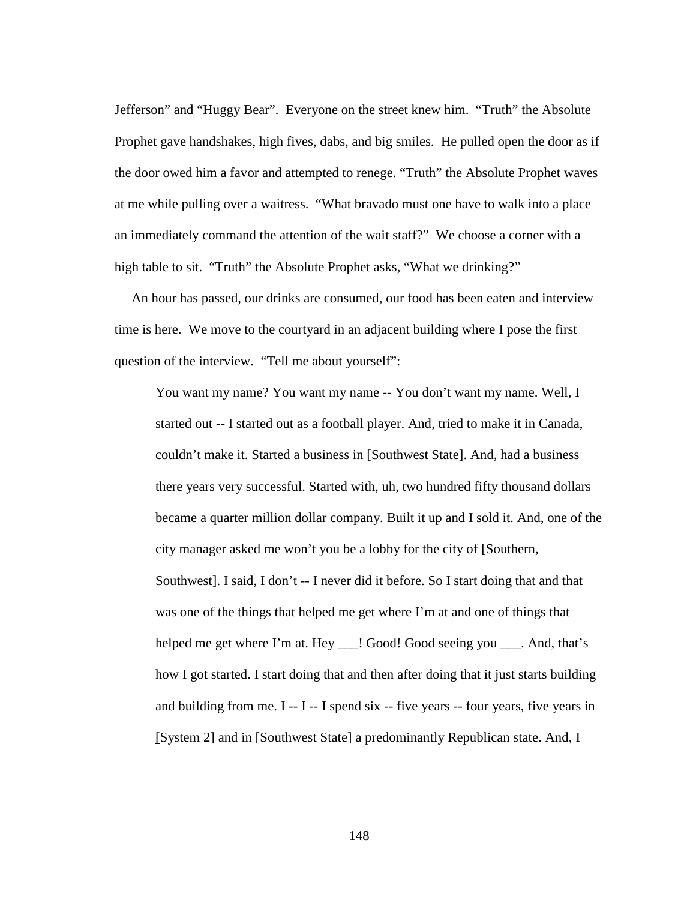Jefferson" and "Huggy Bear". Everyone on the street knew him. "Truth" the Absolute Prophet gave handshakes, high fives, dabs, and big smiles. He pulled open the door as if the door owed him a favor and attempted to renege. "Truth" the Absolute Prophet waves at me while pulling over a waitress. "What bravado must one have to walk into a place an immediately command the attention of the wait staff?" We choose a corner with a high table to sit. "Truth" the Absolute Prophet asks, "What we drinking?"

An hour has passed, our drinks are consumed, our food has been eaten and interview time is here. We move to the courtyard in an adjacent building where I pose the first question of the interview. "Tell me about yourself":

> You want my name? You want my name -- You don't want my name. Well, I started out -- I started out as a football player. And, tried to make it in Canada, couldn't make it. Started a business in [Southwest State]. And, had a business there years very successful. Started with, uh, two hundred fifty thousand dollars became a quarter million dollar company. Built it up and I sold it. And, one of the city manager asked me won't you be a lobby for the city of [Southern, Southwest]. I said, I don't -- I never did it before. So I start doing that and that was one of the things that helped me get where I'm at and one of things that helped me get where I'm at. Hey ___! Good! Good seeing you ___. And, that's how I got started. I start doing that and then after doing that it just starts building and building from me. I -- I -- I spend six -- five years -- four years, five years in [System 2] and in [Southwest State] a predominantly Republican state. And, I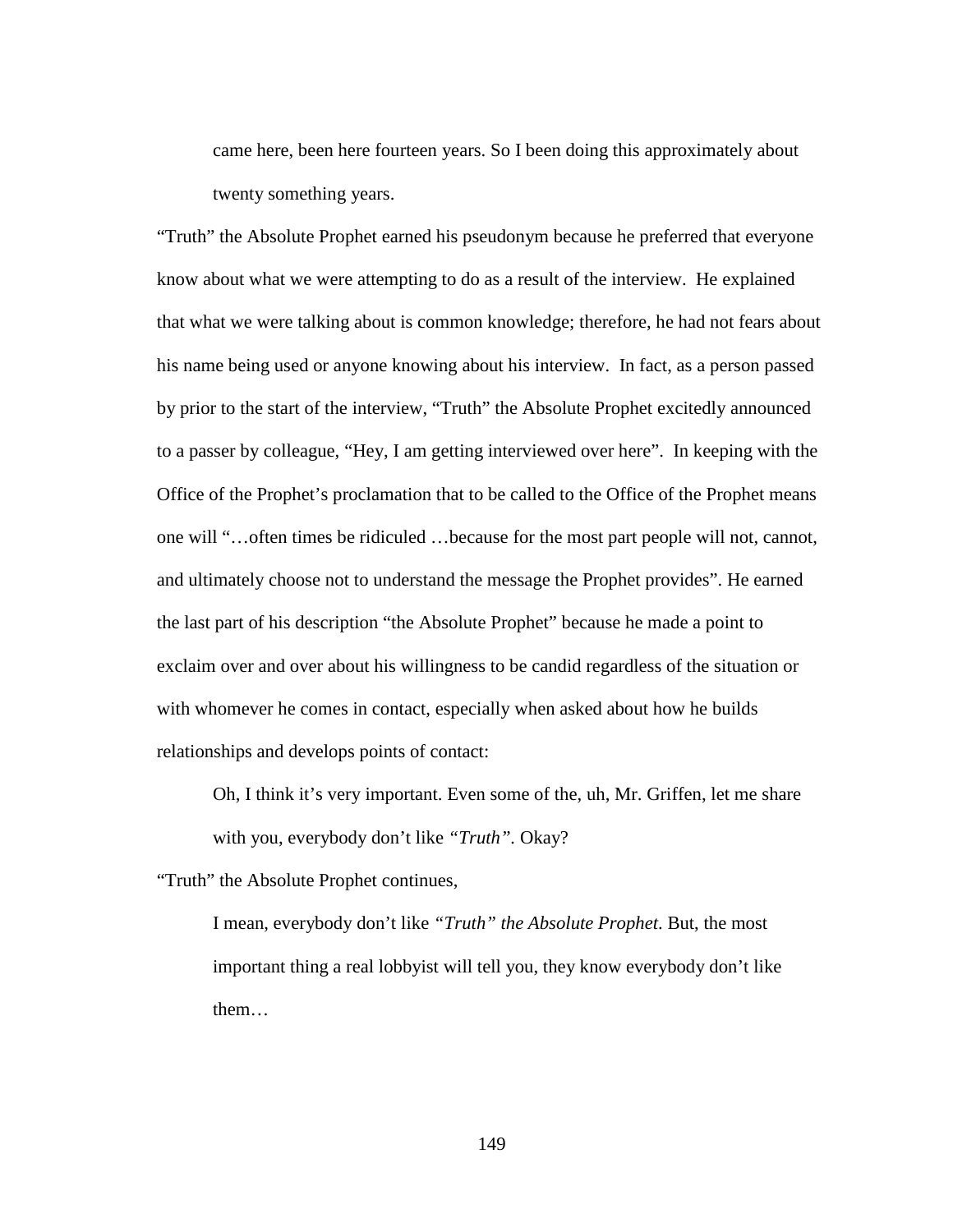> came here, been here fourteen years. So I been doing this approximately about twenty something years.

"Truth" the Absolute Prophet earned his pseudonym because he preferred that everyone know about what we were attempting to do as a result of the interview. He explained that what we were talking about is common knowledge; therefore, he had not fears about his name being used or anyone knowing about his interview. In fact, as a person passed by prior to the start of the interview, "Truth" the Absolute Prophet excitedly announced to a passer by colleague, "Hey, I am getting interviewed over here". In keeping with the Office of the Prophet's proclamation that to be called to the Office of the Prophet means one will "…often times be ridiculed …because for the most part people will not, cannot, and ultimately choose not to understand the message the Prophet provides". He earned the last part of his description "the Absolute Prophet" because he made a point to exclaim over and over about his willingness to be candid regardless of the situation or with whomever he comes in contact, especially when asked about how he builds relationships and develops points of contact:

> Oh, I think it's very important. Even some of the, uh, Mr. Griffen, let me share with you, everybody don't like *"Truth"*. Okay?

"Truth" the Absolute Prophet continues,

> I mean, everybody don't like *"Truth" the Absolute Prophet*. But, the most important thing a real lobbyist will tell you, they know everybody don't like them…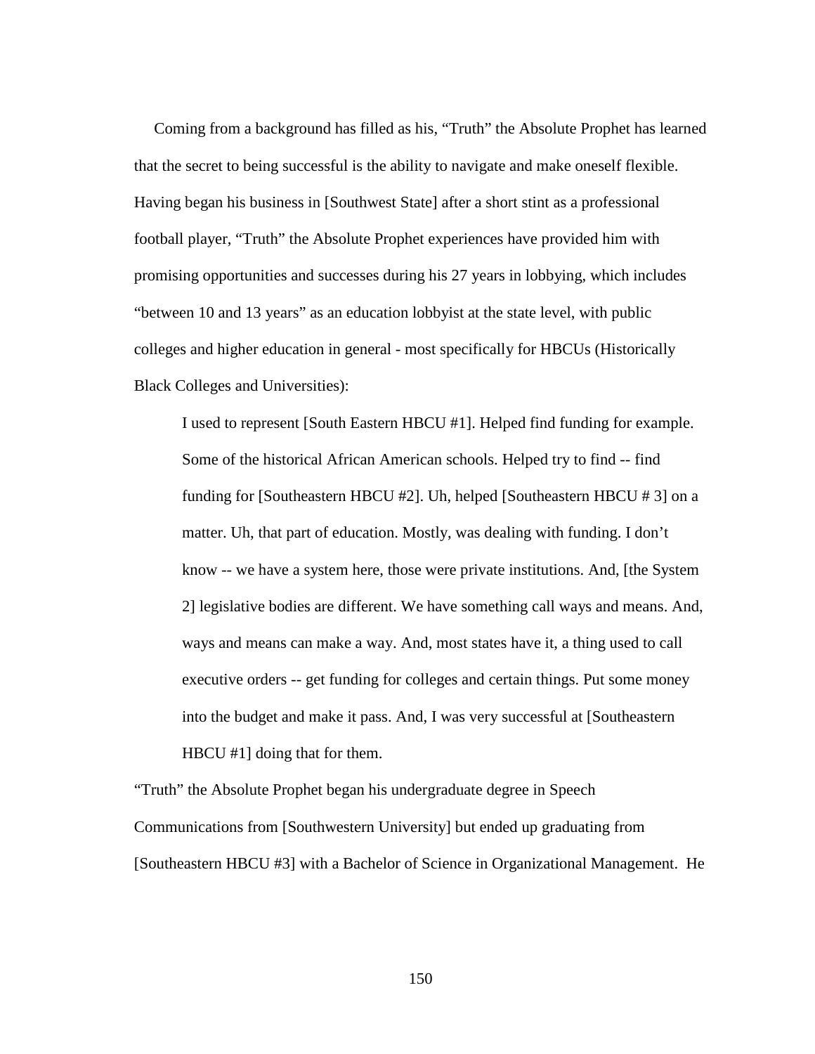Coming from a background has filled as his, "Truth" the Absolute Prophet has learned that the secret to being successful is the ability to navigate and make oneself flexible. Having began his business in [Southwest State] after a short stint as a professional football player, "Truth" the Absolute Prophet experiences have provided him with promising opportunities and successes during his 27 years in lobbying, which includes "between 10 and 13 years" as an education lobbyist at the state level, with public colleges and higher education in general - most specifically for HBCUs (Historically Black Colleges and Universities):

> I used to represent [South Eastern HBCU #1]. Helped find funding for example. Some of the historical African American schools. Helped try to find -- find funding for [Southeastern HBCU #2]. Uh, helped [Southeastern HBCU # 3] on a matter. Uh, that part of education. Mostly, was dealing with funding. I don't know -- we have a system here, those were private institutions. And, [the System 2] legislative bodies are different. We have something call ways and means. And, ways and means can make a way. And, most states have it, a thing used to call executive orders -- get funding for colleges and certain things. Put some money into the budget and make it pass. And, I was very successful at [Southeastern HBCU #1] doing that for them.

"Truth" the Absolute Prophet began his undergraduate degree in Speech Communications from [Southwestern University] but ended up graduating from [Southeastern HBCU #3] with a Bachelor of Science in Organizational Management. He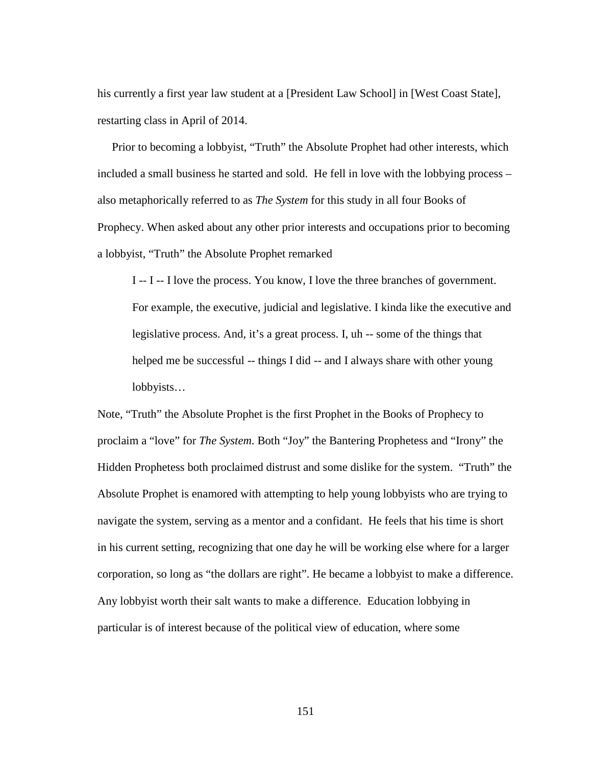his currently a first year law student at a [President Law School] in [West Coast State], restarting class in April of 2014.

Prior to becoming a lobbyist, "Truth" the Absolute Prophet had other interests, which included a small business he started and sold. He fell in love with the lobbying process – also metaphorically referred to as *The System* for this study in all four Books of Prophecy. When asked about any other prior interests and occupations prior to becoming a lobbyist, "Truth" the Absolute Prophet remarked

> I -- I -- I love the process. You know, I love the three branches of government. For example, the executive, judicial and legislative. I kinda like the executive and legislative process. And, it's a great process. I, uh -- some of the things that helped me be successful -- things I did -- and I always share with other young lobbyists…

Note, "Truth" the Absolute Prophet is the first Prophet in the Books of Prophecy to proclaim a "love" for *The System*. Both "Joy" the Bantering Prophetess and "Irony" the Hidden Prophetess both proclaimed distrust and some dislike for the system. "Truth" the Absolute Prophet is enamored with attempting to help young lobbyists who are trying to navigate the system, serving as a mentor and a confidant. He feels that his time is short in his current setting, recognizing that one day he will be working else where for a larger corporation, so long as "the dollars are right". He became a lobbyist to make a difference. Any lobbyist worth their salt wants to make a difference. Education lobbying in particular is of interest because of the political view of education, where some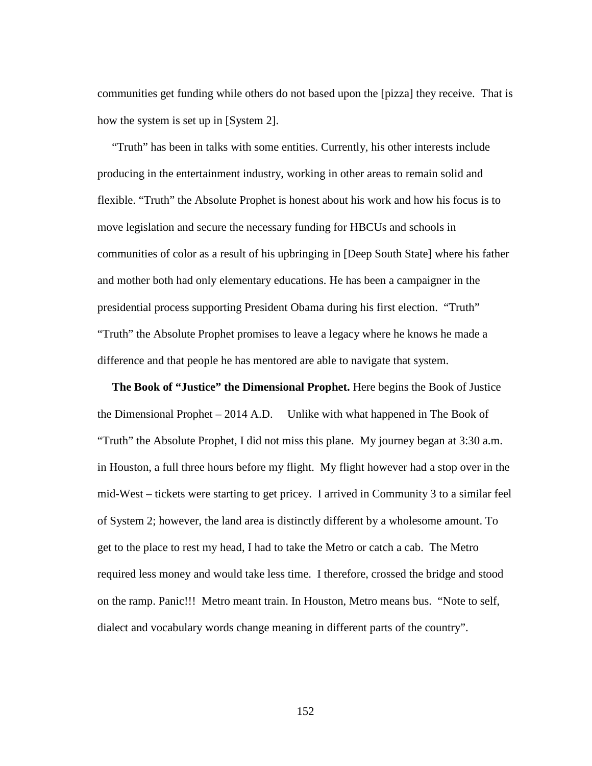communities get funding while others do not based upon the [pizza] they receive. That is how the system is set up in [System 2].

"Truth" has been in talks with some entities. Currently, his other interests include producing in the entertainment industry, working in other areas to remain solid and flexible. "Truth" the Absolute Prophet is honest about his work and how his focus is to move legislation and secure the necessary funding for HBCUs and schools in communities of color as a result of his upbringing in [Deep South State] where his father and mother both had only elementary educations. He has been a campaigner in the presidential process supporting President Obama during his first election. "Truth" "Truth" the Absolute Prophet promises to leave a legacy where he knows he made a difference and that people he has mentored are able to navigate that system.

**The Book of "Justice" the Dimensional Prophet.** Here begins the Book of Justice the Dimensional Prophet – 2014 A.D. Unlike with what happened in The Book of "Truth" the Absolute Prophet, I did not miss this plane. My journey began at 3:30 a.m. in Houston, a full three hours before my flight. My flight however had a stop over in the mid-West – tickets were starting to get pricey. I arrived in Community 3 to a similar feel of System 2; however, the land area is distinctly different by a wholesome amount. To get to the place to rest my head, I had to take the Metro or catch a cab. The Metro required less money and would take less time. I therefore, crossed the bridge and stood on the ramp. Panic!!! Metro meant train. In Houston, Metro means bus. "Note to self, dialect and vocabulary words change meaning in different parts of the country".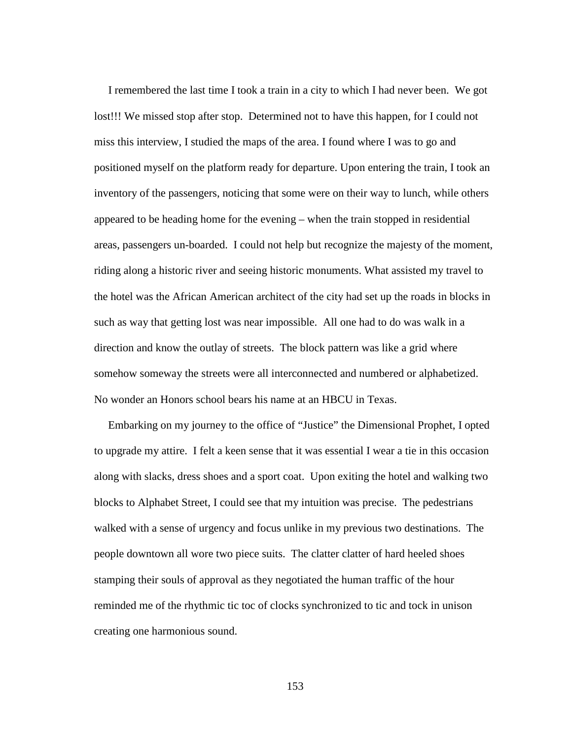I remembered the last time I took a train in a city to which I had never been. We got lost!!! We missed stop after stop. Determined not to have this happen, for I could not miss this interview, I studied the maps of the area. I found where I was to go and positioned myself on the platform ready for departure. Upon entering the train, I took an inventory of the passengers, noticing that some were on their way to lunch, while others appeared to be heading home for the evening – when the train stopped in residential areas, passengers un-boarded. I could not help but recognize the majesty of the moment, riding along a historic river and seeing historic monuments. What assisted my travel to the hotel was the African American architect of the city had set up the roads in blocks in such as way that getting lost was near impossible. All one had to do was walk in a direction and know the outlay of streets. The block pattern was like a grid where somehow someway the streets were all interconnected and numbered or alphabetized. No wonder an Honors school bears his name at an HBCU in Texas.

Embarking on my journey to the office of "Justice" the Dimensional Prophet, I opted to upgrade my attire. I felt a keen sense that it was essential I wear a tie in this occasion along with slacks, dress shoes and a sport coat. Upon exiting the hotel and walking two blocks to Alphabet Street, I could see that my intuition was precise. The pedestrians walked with a sense of urgency and focus unlike in my previous two destinations. The people downtown all wore two piece suits. The clatter clatter of hard heeled shoes stamping their souls of approval as they negotiated the human traffic of the hour reminded me of the rhythmic tic toc of clocks synchronized to tic and tock in unison creating one harmonious sound.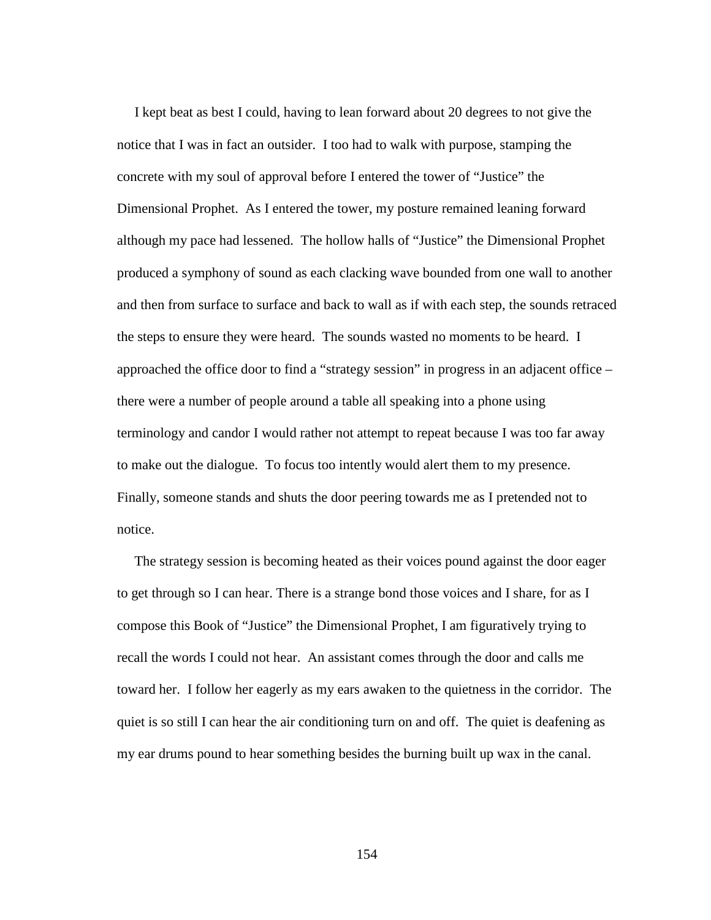I kept beat as best I could, having to lean forward about 20 degrees to not give the notice that I was in fact an outsider. I too had to walk with purpose, stamping the concrete with my soul of approval before I entered the tower of "Justice" the Dimensional Prophet. As I entered the tower, my posture remained leaning forward although my pace had lessened. The hollow halls of "Justice" the Dimensional Prophet produced a symphony of sound as each clacking wave bounded from one wall to another and then from surface to surface and back to wall as if with each step, the sounds retraced the steps to ensure they were heard. The sounds wasted no moments to be heard. I approached the office door to find a "strategy session" in progress in an adjacent office – there were a number of people around a table all speaking into a phone using terminology and candor I would rather not attempt to repeat because I was too far away to make out the dialogue. To focus too intently would alert them to my presence. Finally, someone stands and shuts the door peering towards me as I pretended not to notice.

The strategy session is becoming heated as their voices pound against the door eager to get through so I can hear. There is a strange bond those voices and I share, for as I compose this Book of "Justice" the Dimensional Prophet, I am figuratively trying to recall the words I could not hear. An assistant comes through the door and calls me toward her. I follow her eagerly as my ears awaken to the quietness in the corridor. The quiet is so still I can hear the air conditioning turn on and off. The quiet is deafening as my ear drums pound to hear something besides the burning built up wax in the canal.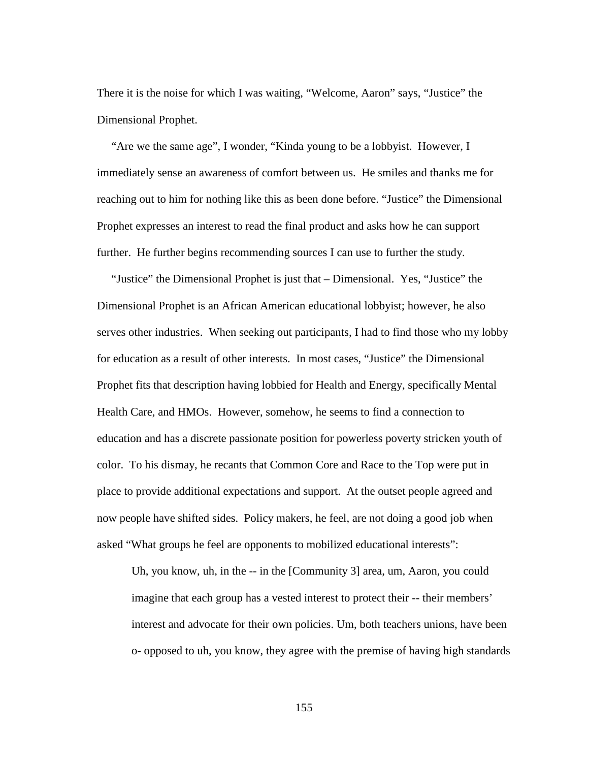There it is the noise for which I was waiting, "Welcome, Aaron" says, "Justice" the Dimensional Prophet.

"Are we the same age", I wonder, "Kinda young to be a lobbyist. However, I immediately sense an awareness of comfort between us. He smiles and thanks me for reaching out to him for nothing like this as been done before. "Justice" the Dimensional Prophet expresses an interest to read the final product and asks how he can support further. He further begins recommending sources I can use to further the study.

"Justice" the Dimensional Prophet is just that – Dimensional. Yes, "Justice" the Dimensional Prophet is an African American educational lobbyist; however, he also serves other industries. When seeking out participants, I had to find those who my lobby for education as a result of other interests. In most cases, "Justice" the Dimensional Prophet fits that description having lobbied for Health and Energy, specifically Mental Health Care, and HMOs. However, somehow, he seems to find a connection to education and has a discrete passionate position for powerless poverty stricken youth of color. To his dismay, he recants that Common Core and Race to the Top were put in place to provide additional expectations and support. At the outset people agreed and now people have shifted sides. Policy makers, he feel, are not doing a good job when asked "What groups he feel are opponents to mobilized educational interests":

> Uh, you know, uh, in the -- in the [Community 3] area, um, Aaron, you could imagine that each group has a vested interest to protect their -- their members' interest and advocate for their own policies. Um, both teachers unions, have been o- opposed to uh, you know, they agree with the premise of having high standards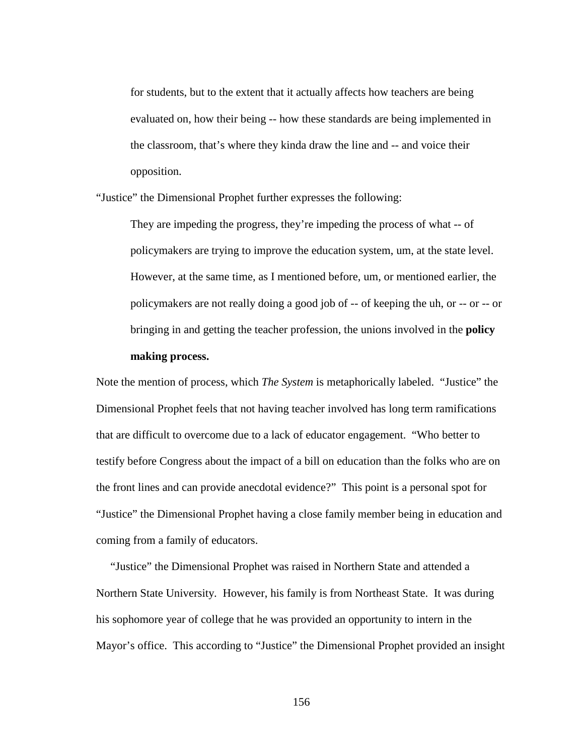for students, but to the extent that it actually affects how teachers are being evaluated on, how their being -- how these standards are being implemented in the classroom, that's where they kinda draw the line and -- and voice their opposition.

"Justice" the Dimensional Prophet further expresses the following:

> They are impeding the progress, they're impeding the process of what -- of policymakers are trying to improve the education system, um, at the state level. However, at the same time, as I mentioned before, um, or mentioned earlier, the policymakers are not really doing a good job of -- of keeping the uh, or -- or -- or bringing in and getting the teacher profession, the unions involved in the **policy making process.**

Note the mention of process, which *The System* is metaphorically labeled. "Justice" the Dimensional Prophet feels that not having teacher involved has long term ramifications that are difficult to overcome due to a lack of educator engagement. "Who better to testify before Congress about the impact of a bill on education than the folks who are on the front lines and can provide anecdotal evidence?" This point is a personal spot for "Justice" the Dimensional Prophet having a close family member being in education and coming from a family of educators.

"Justice" the Dimensional Prophet was raised in Northern State and attended a Northern State University. However, his family is from Northeast State. It was during his sophomore year of college that he was provided an opportunity to intern in the Mayor's office. This according to "Justice" the Dimensional Prophet provided an insight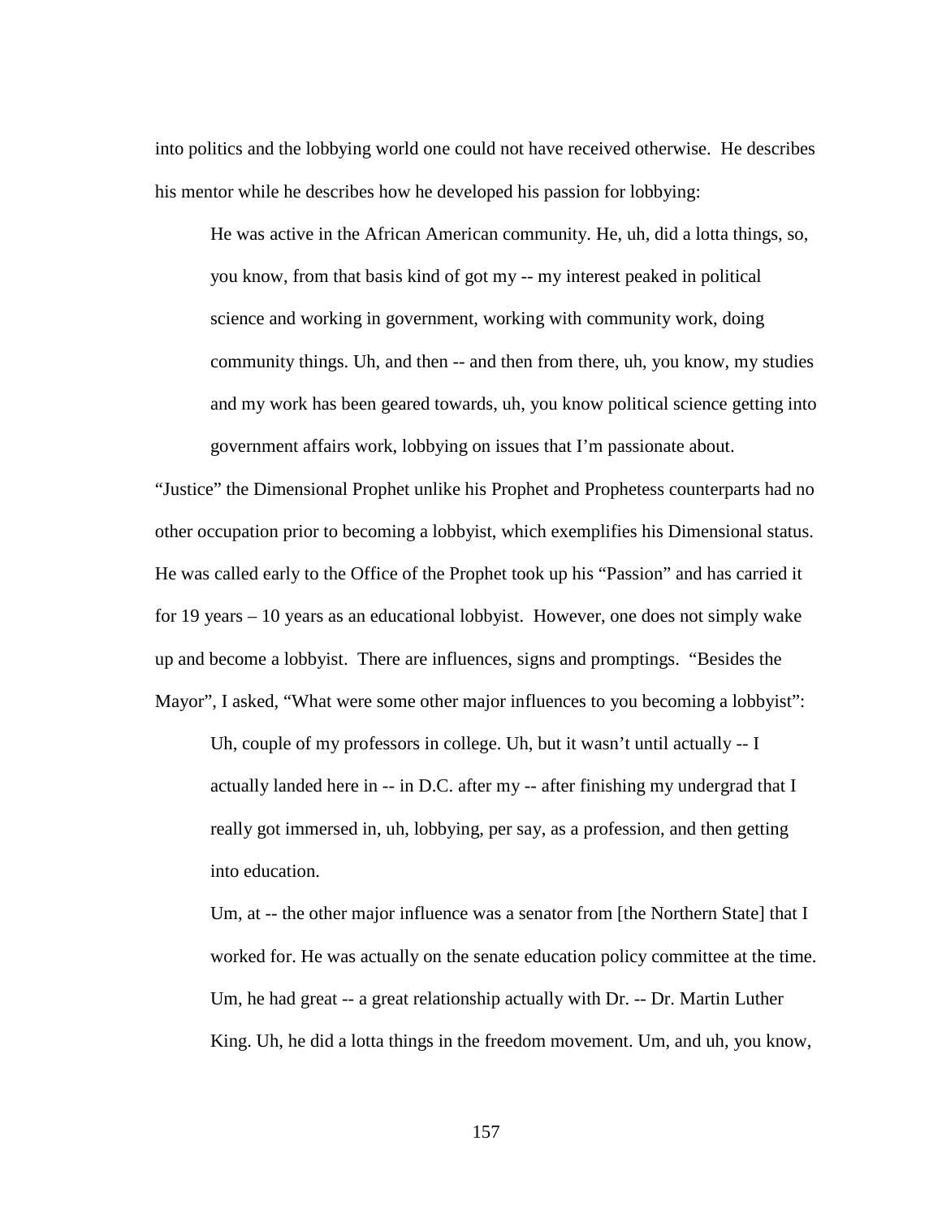into politics and the lobbying world one could not have received otherwise. He describes his mentor while he describes how he developed his passion for lobbying:

> He was active in the African American community. He, uh, did a lotta things, so, you know, from that basis kind of got my -- my interest peaked in political science and working in government, working with community work, doing community things. Uh, and then -- and then from there, uh, you know, my studies and my work has been geared towards, uh, you know political science getting into government affairs work, lobbying on issues that I'm passionate about.

"Justice" the Dimensional Prophet unlike his Prophet and Prophetess counterparts had no other occupation prior to becoming a lobbyist, which exemplifies his Dimensional status. He was called early to the Office of the Prophet took up his "Passion" and has carried it for 19 years – 10 years as an educational lobbyist. However, one does not simply wake up and become a lobbyist. There are influences, signs and promptings. "Besides the Mayor", I asked, "What were some other major influences to you becoming a lobbyist":

> Uh, couple of my professors in college. Uh, but it wasn't until actually -- I actually landed here in -- in D.C. after my -- after finishing my undergrad that I really got immersed in, uh, lobbying, per say, as a profession, and then getting into education.
>
> Um, at -- the other major influence was a senator from [the Northern State] that I worked for. He was actually on the senate education policy committee at the time. Um, he had great -- a great relationship actually with Dr. -- Dr. Martin Luther King. Uh, he did a lotta things in the freedom movement. Um, and uh, you know,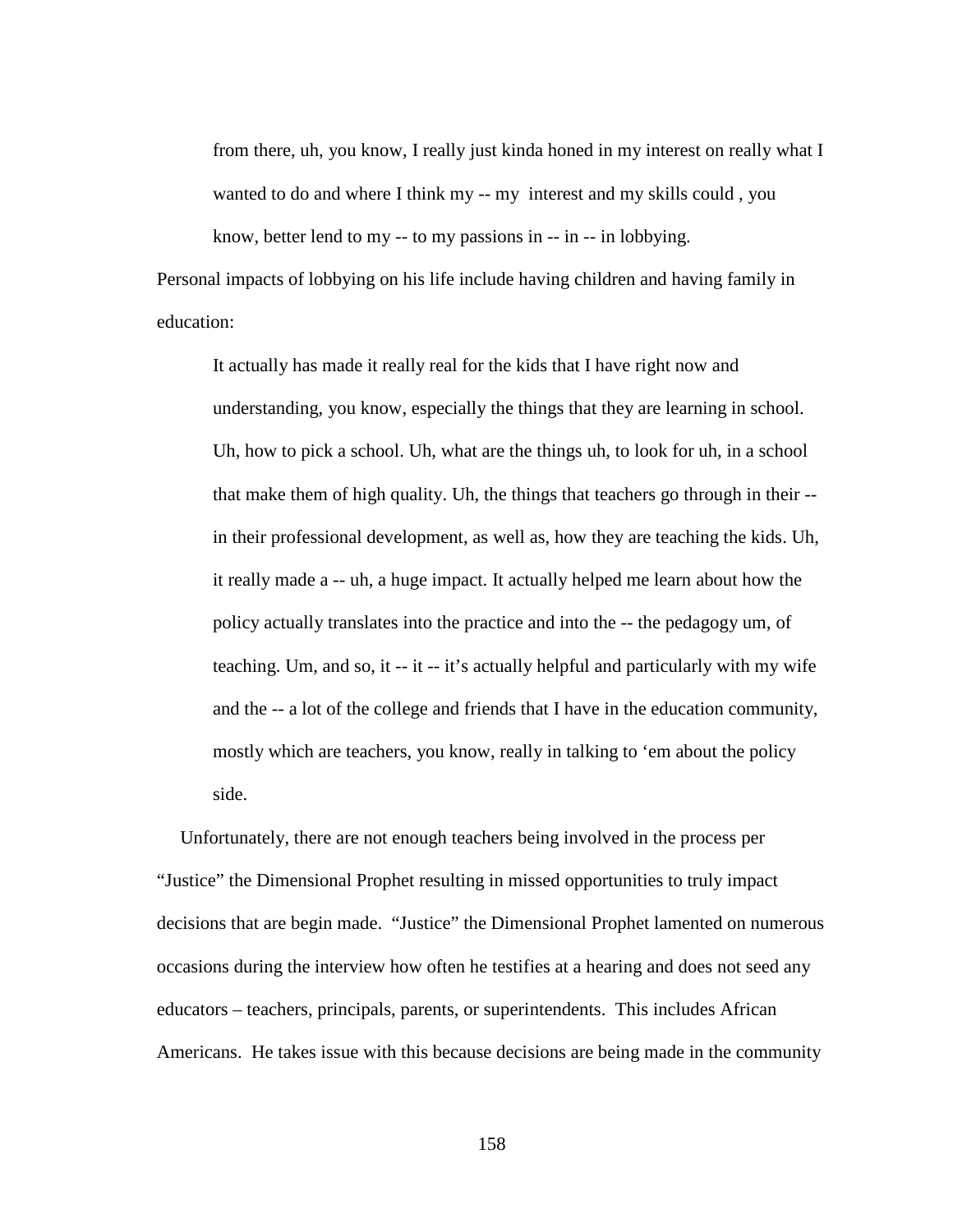> from there, uh, you know, I really just kinda honed in my interest on really what I wanted to do and where I think my -- my interest and my skills could , you know, better lend to my -- to my passions in -- in -- in lobbying.

Personal impacts of lobbying on his life include having children and having family in education:

> It actually has made it really real for the kids that I have right now and understanding, you know, especially the things that they are learning in school. Uh, how to pick a school. Uh, what are the things uh, to look for uh, in a school that make them of high quality. Uh, the things that teachers go through in their -- in their professional development, as well as, how they are teaching the kids. Uh, it really made a -- uh, a huge impact. It actually helped me learn about how the policy actually translates into the practice and into the -- the pedagogy um, of teaching. Um, and so, it -- it -- it's actually helpful and particularly with my wife and the -- a lot of the college and friends that I have in the education community, mostly which are teachers, you know, really in talking to 'em about the policy side.

Unfortunately, there are not enough teachers being involved in the process per "Justice" the Dimensional Prophet resulting in missed opportunities to truly impact decisions that are begin made. "Justice" the Dimensional Prophet lamented on numerous occasions during the interview how often he testifies at a hearing and does not seed any educators – teachers, principals, parents, or superintendents. This includes African Americans. He takes issue with this because decisions are being made in the community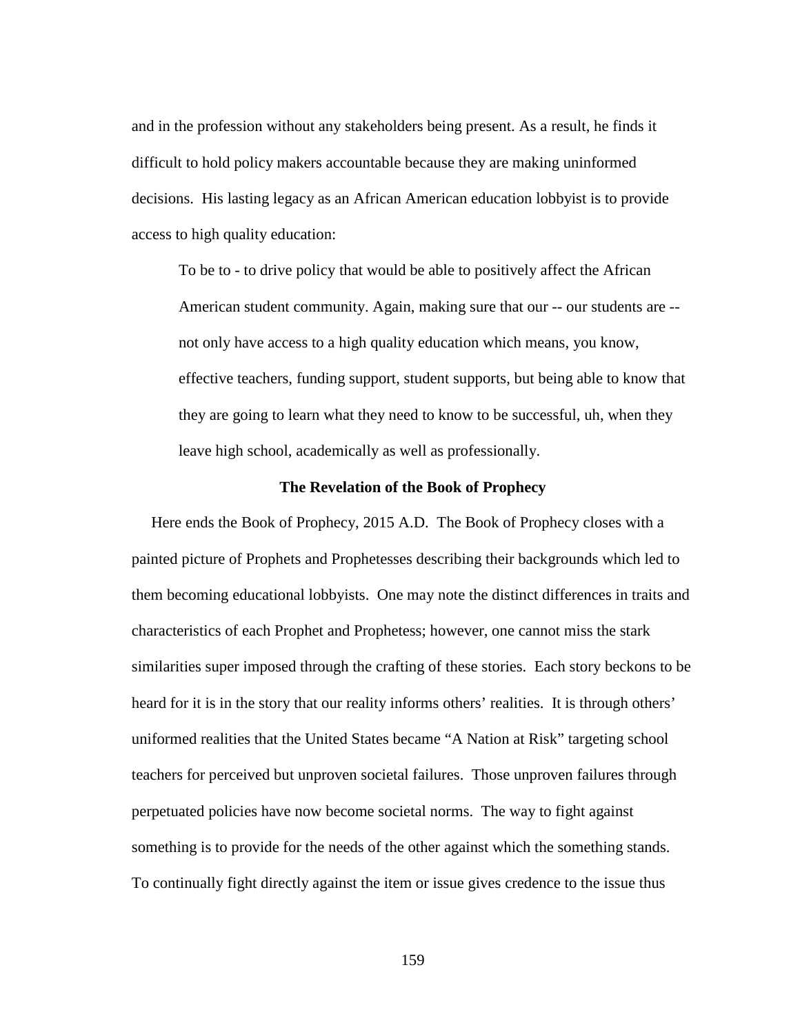and in the profession without any stakeholders being present. As a result, he finds it difficult to hold policy makers accountable because they are making uninformed decisions. His lasting legacy as an African American education lobbyist is to provide access to high quality education:

> To be to - to drive policy that would be able to positively affect the African American student community. Again, making sure that our -- our students are -- not only have access to a high quality education which means, you know, effective teachers, funding support, student supports, but being able to know that they are going to learn what they need to know to be successful, uh, when they leave high school, academically as well as professionally.

**The Revelation of the Book of Prophecy**

Here ends the Book of Prophecy, 2015 A.D. The Book of Prophecy closes with a painted picture of Prophets and Prophetesses describing their backgrounds which led to them becoming educational lobbyists. One may note the distinct differences in traits and characteristics of each Prophet and Prophetess; however, one cannot miss the stark similarities super imposed through the crafting of these stories. Each story beckons to be heard for it is in the story that our reality informs others' realities. It is through others' uniformed realities that the United States became "A Nation at Risk" targeting school teachers for perceived but unproven societal failures. Those unproven failures through perpetuated policies have now become societal norms. The way to fight against something is to provide for the needs of the other against which the something stands. To continually fight directly against the item or issue gives credence to the issue thus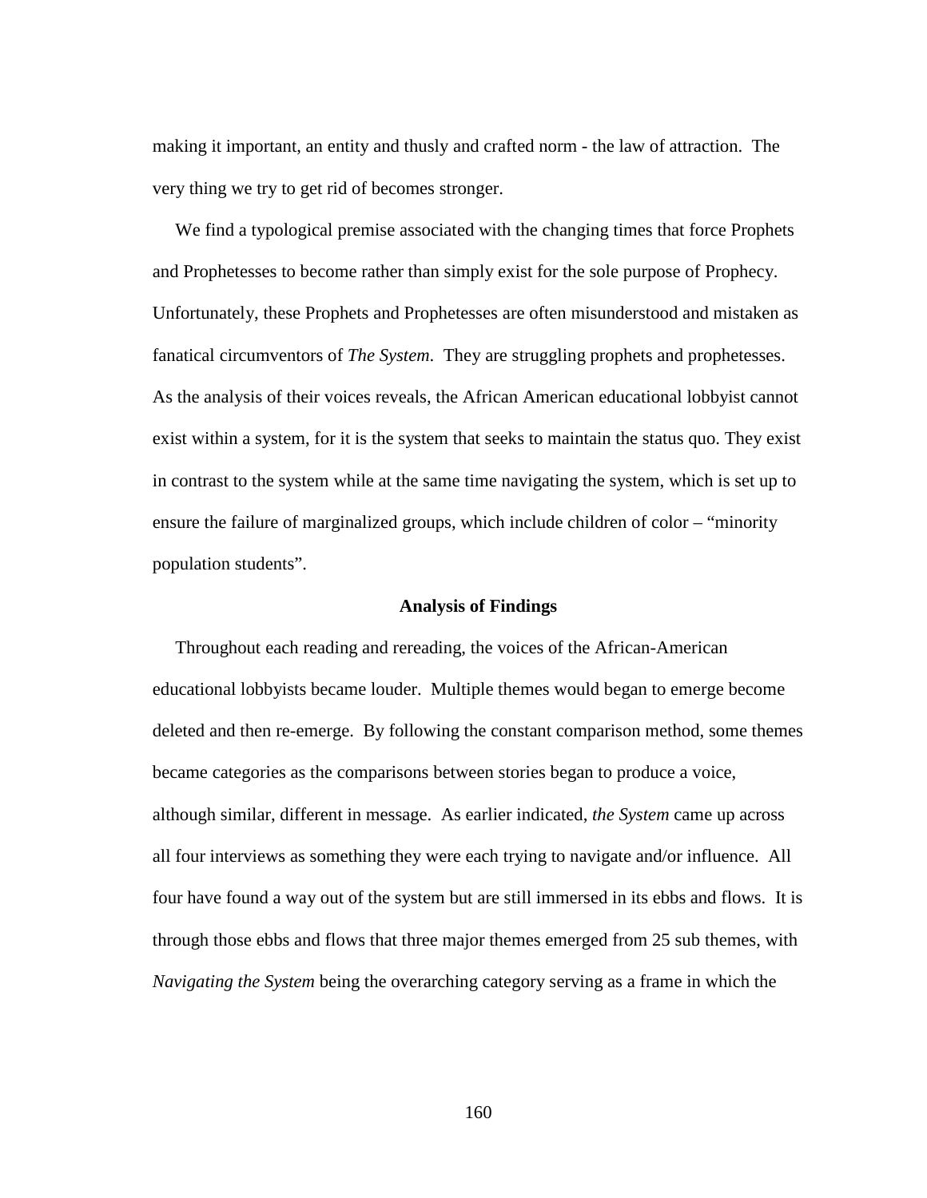making it important, an entity and thusly and crafted norm - the law of attraction. The very thing we try to get rid of becomes stronger.

We find a typological premise associated with the changing times that force Prophets and Prophetesses to become rather than simply exist for the sole purpose of Prophecy. Unfortunately, these Prophets and Prophetesses are often misunderstood and mistaken as fanatical circumventors of *The System*. They are struggling prophets and prophetesses. As the analysis of their voices reveals, the African American educational lobbyist cannot exist within a system, for it is the system that seeks to maintain the status quo. They exist in contrast to the system while at the same time navigating the system, which is set up to ensure the failure of marginalized groups, which include children of color – "minority population students".

**Analysis of Findings**

Throughout each reading and rereading, the voices of the African-American educational lobbyists became louder. Multiple themes would began to emerge become deleted and then re-emerge. By following the constant comparison method, some themes became categories as the comparisons between stories began to produce a voice, although similar, different in message. As earlier indicated, *the System* came up across all four interviews as something they were each trying to navigate and/or influence. All four have found a way out of the system but are still immersed in its ebbs and flows. It is through those ebbs and flows that three major themes emerged from 25 sub themes, with *Navigating the System* being the overarching category serving as a frame in which the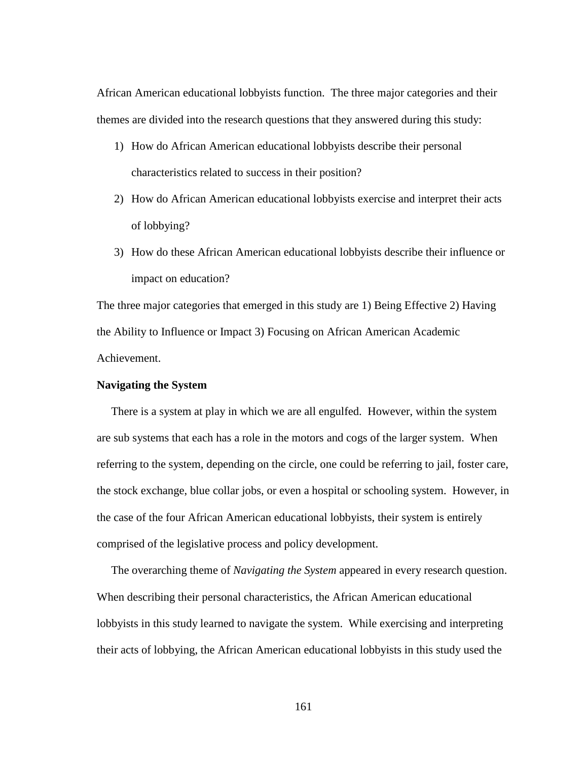African American educational lobbyists function. The three major categories and their themes are divided into the research questions that they answered during this study:

1) How do African American educational lobbyists describe their personal characteristics related to success in their position?
2) How do African American educational lobbyists exercise and interpret their acts of lobbying?
3) How do these African American educational lobbyists describe their influence or impact on education?

The three major categories that emerged in this study are 1) Being Effective 2) Having the Ability to Influence or Impact 3) Focusing on African American Academic Achievement.

**Navigating the System**

There is a system at play in which we are all engulfed. However, within the system are sub systems that each has a role in the motors and cogs of the larger system. When referring to the system, depending on the circle, one could be referring to jail, foster care, the stock exchange, blue collar jobs, or even a hospital or schooling system. However, in the case of the four African American educational lobbyists, their system is entirely comprised of the legislative process and policy development.

The overarching theme of *Navigating the System* appeared in every research question. When describing their personal characteristics, the African American educational lobbyists in this study learned to navigate the system. While exercising and interpreting their acts of lobbying, the African American educational lobbyists in this study used the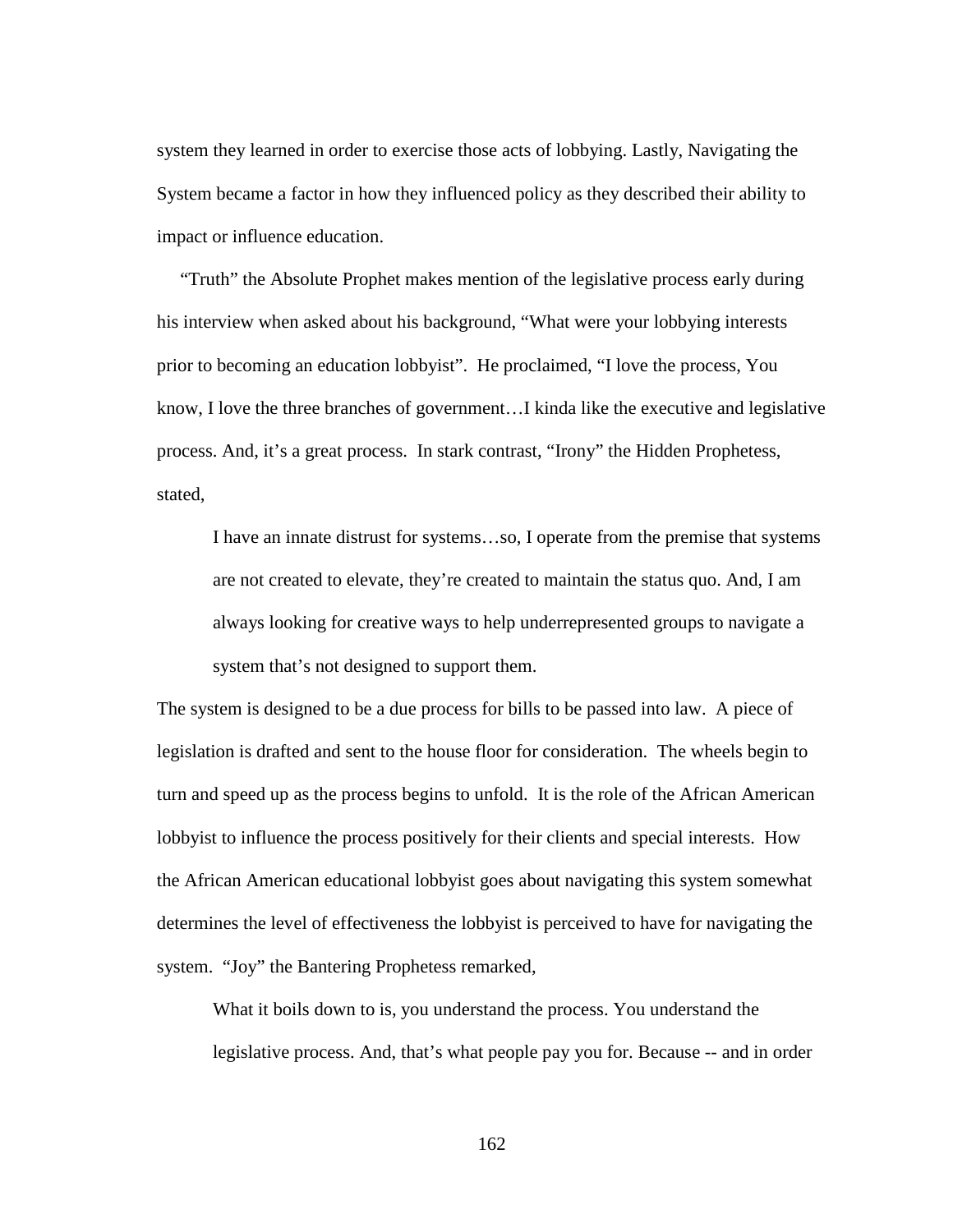system they learned in order to exercise those acts of lobbying. Lastly, Navigating the System became a factor in how they influenced policy as they described their ability to impact or influence education.

"Truth" the Absolute Prophet makes mention of the legislative process early during his interview when asked about his background, "What were your lobbying interests prior to becoming an education lobbyist". He proclaimed, "I love the process, You know, I love the three branches of government…I kinda like the executive and legislative process. And, it's a great process. In stark contrast, "Irony" the Hidden Prophetess, stated,

> I have an innate distrust for systems…so, I operate from the premise that systems are not created to elevate, they're created to maintain the status quo. And, I am always looking for creative ways to help underrepresented groups to navigate a system that's not designed to support them.

The system is designed to be a due process for bills to be passed into law. A piece of legislation is drafted and sent to the house floor for consideration. The wheels begin to turn and speed up as the process begins to unfold. It is the role of the African American lobbyist to influence the process positively for their clients and special interests. How the African American educational lobbyist goes about navigating this system somewhat determines the level of effectiveness the lobbyist is perceived to have for navigating the system. "Joy" the Bantering Prophetess remarked,

> What it boils down to is, you understand the process. You understand the legislative process. And, that's what people pay you for. Because -- and in order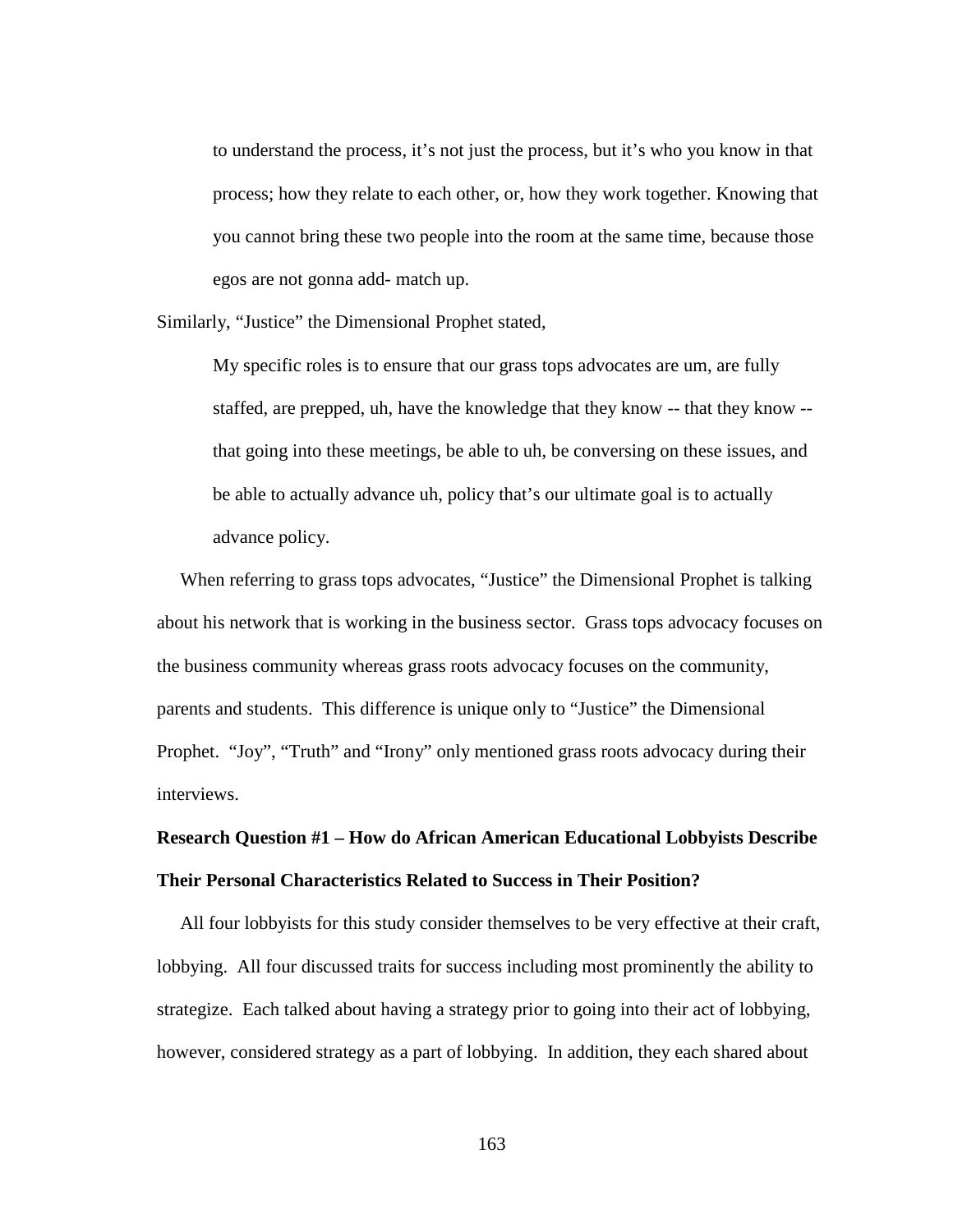> to understand the process, it's not just the process, but it's who you know in that process; how they relate to each other, or, how they work together. Knowing that you cannot bring these two people into the room at the same time, because those egos are not gonna add- match up.

Similarly, "Justice" the Dimensional Prophet stated,

> My specific roles is to ensure that our grass tops advocates are um, are fully staffed, are prepped, uh, have the knowledge that they know -- that they know -- that going into these meetings, be able to uh, be conversing on these issues, and be able to actually advance uh, policy that's our ultimate goal is to actually advance policy.

When referring to grass tops advocates, "Justice" the Dimensional Prophet is talking about his network that is working in the business sector. Grass tops advocacy focuses on the business community whereas grass roots advocacy focuses on the community, parents and students. This difference is unique only to "Justice" the Dimensional Prophet. "Joy", "Truth" and "Irony" only mentioned grass roots advocacy during their interviews.

**Research Question #1 – How do African American Educational Lobbyists Describe Their Personal Characteristics Related to Success in Their Position?**

All four lobbyists for this study consider themselves to be very effective at their craft, lobbying. All four discussed traits for success including most prominently the ability to strategize. Each talked about having a strategy prior to going into their act of lobbying, however, considered strategy as a part of lobbying. In addition, they each shared about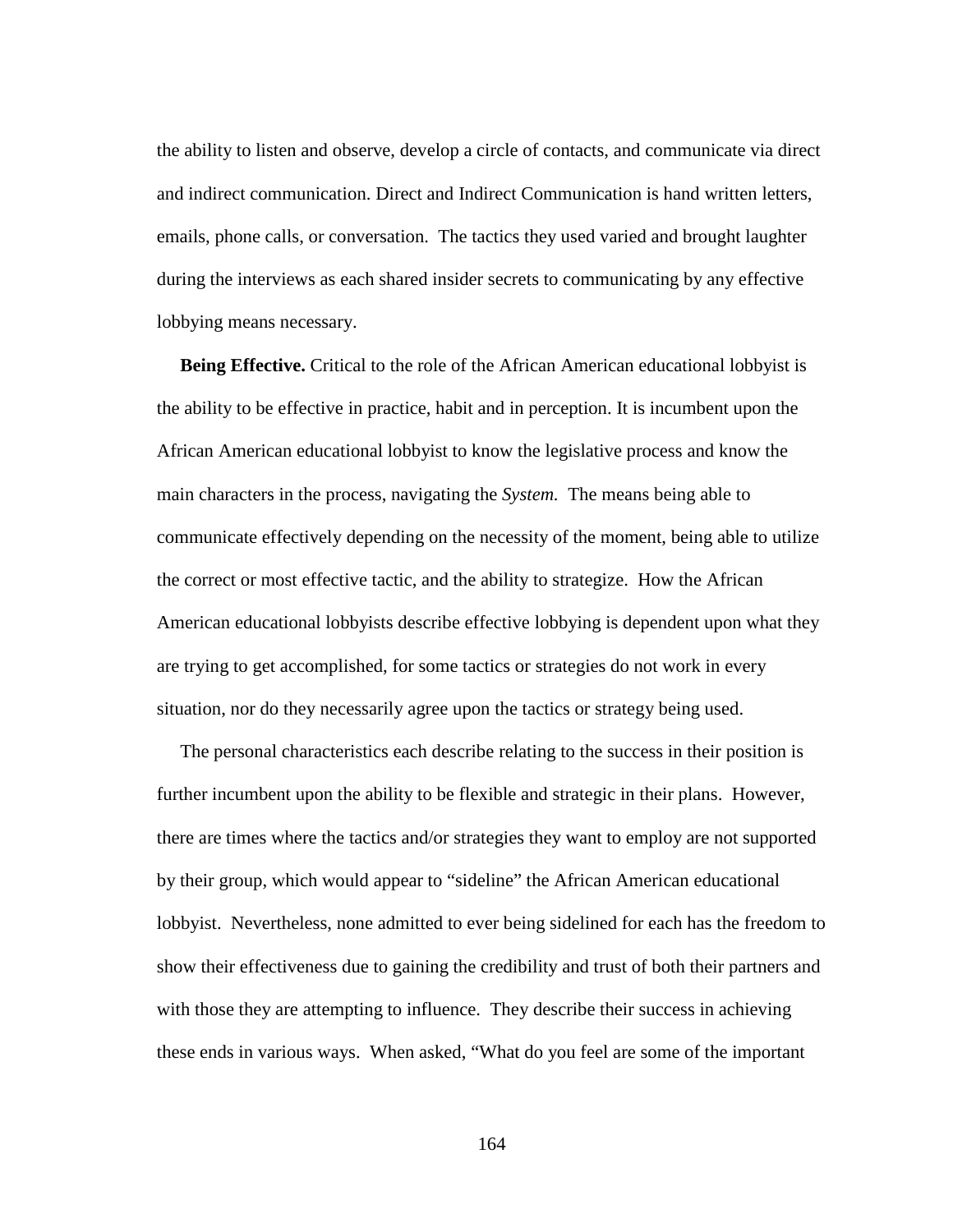the ability to listen and observe, develop a circle of contacts, and communicate via direct and indirect communication. Direct and Indirect Communication is hand written letters, emails, phone calls, or conversation. The tactics they used varied and brought laughter during the interviews as each shared insider secrets to communicating by any effective lobbying means necessary.

**Being Effective.** Critical to the role of the African American educational lobbyist is the ability to be effective in practice, habit and in perception. It is incumbent upon the African American educational lobbyist to know the legislative process and know the main characters in the process, navigating the *System.* The means being able to communicate effectively depending on the necessity of the moment, being able to utilize the correct or most effective tactic, and the ability to strategize. How the African American educational lobbyists describe effective lobbying is dependent upon what they are trying to get accomplished, for some tactics or strategies do not work in every situation, nor do they necessarily agree upon the tactics or strategy being used.

The personal characteristics each describe relating to the success in their position is further incumbent upon the ability to be flexible and strategic in their plans. However, there are times where the tactics and/or strategies they want to employ are not supported by their group, which would appear to "sideline" the African American educational lobbyist. Nevertheless, none admitted to ever being sidelined for each has the freedom to show their effectiveness due to gaining the credibility and trust of both their partners and with those they are attempting to influence. They describe their success in achieving these ends in various ways. When asked, "What do you feel are some of the important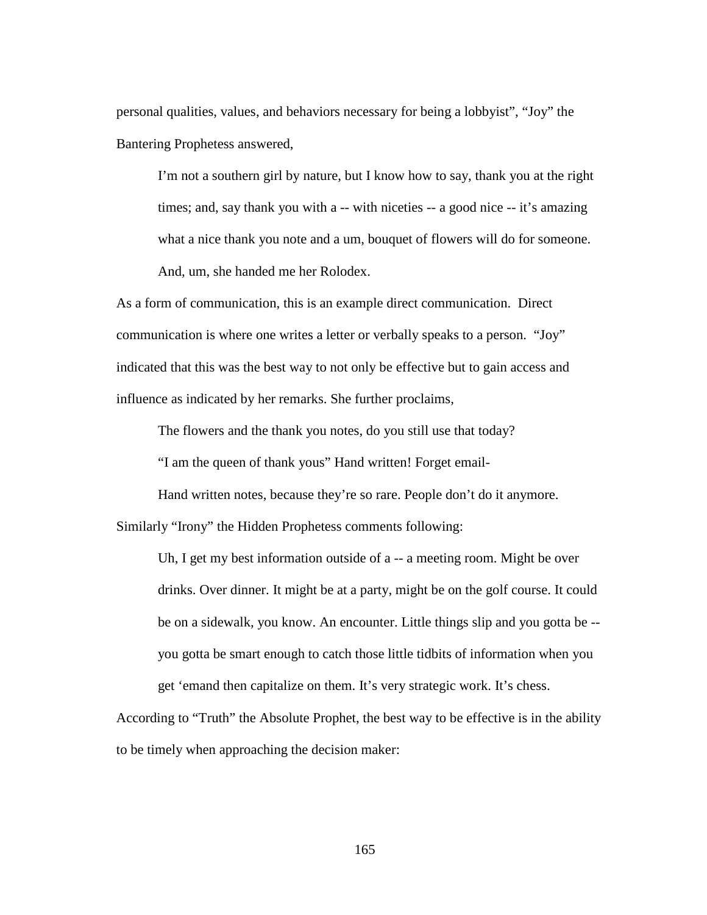personal qualities, values, and behaviors necessary for being a lobbyist", "Joy" the Bantering Prophetess answered,

> I'm not a southern girl by nature, but I know how to say, thank you at the right times; and, say thank you with a -- with niceties -- a good nice -- it's amazing what a nice thank you note and a um, bouquet of flowers will do for someone. And, um, she handed me her Rolodex.

As a form of communication, this is an example direct communication. Direct communication is where one writes a letter or verbally speaks to a person. "Joy" indicated that this was the best way to not only be effective but to gain access and influence as indicated by her remarks. She further proclaims,

> The flowers and the thank you notes, do you still use that today?
>
> "I am the queen of thank yous" Hand written! Forget email-
>
> Hand written notes, because they're so rare. People don't do it anymore.

Similarly "Irony" the Hidden Prophetess comments following:

> Uh, I get my best information outside of a -- a meeting room. Might be over drinks. Over dinner. It might be at a party, might be on the golf course. It could be on a sidewalk, you know. An encounter. Little things slip and you gotta be -- you gotta be smart enough to catch those little tidbits of information when you get 'emand then capitalize on them. It's very strategic work. It's chess.

According to "Truth" the Absolute Prophet, the best way to be effective is in the ability to be timely when approaching the decision maker: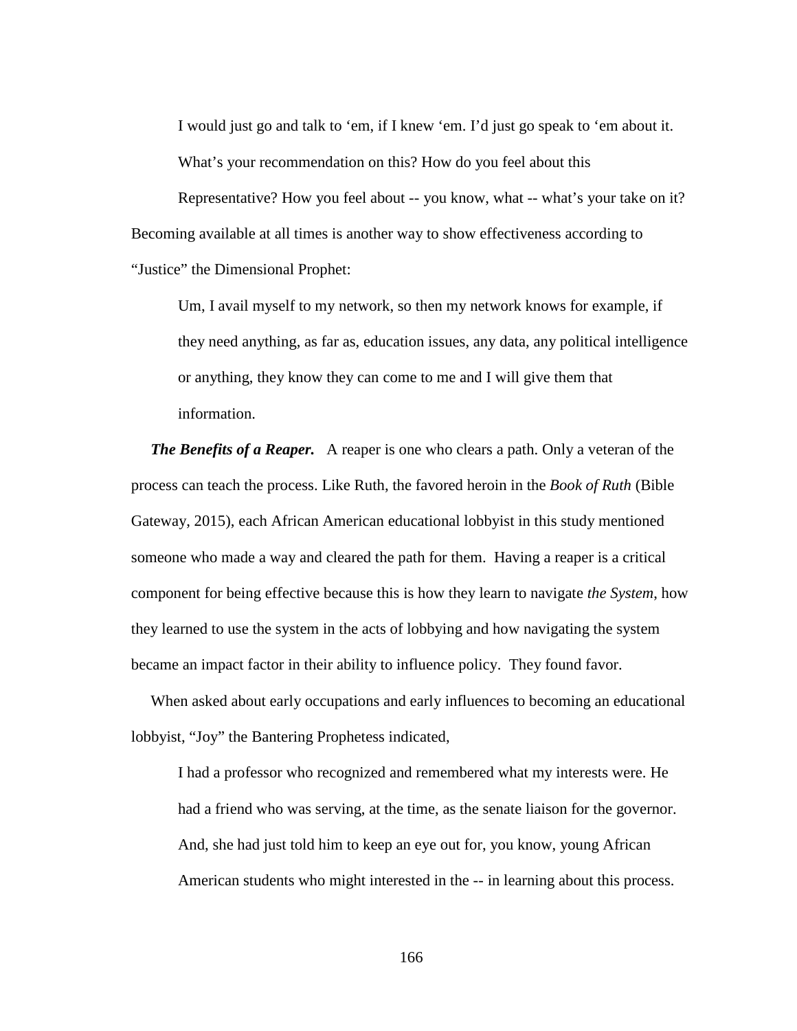> I would just go and talk to 'em, if I knew 'em. I'd just go speak to 'em about it. What's your recommendation on this? How do you feel about this Representative? How you feel about -- you know, what -- what's your take on it?

Becoming available at all times is another way to show effectiveness according to "Justice" the Dimensional Prophet:

> Um, I avail myself to my network, so then my network knows for example, if they need anything, as far as, education issues, any data, any political intelligence or anything, they know they can come to me and I will give them that information.

***The Benefits of a Reaper.*** A reaper is one who clears a path. Only a veteran of the process can teach the process. Like Ruth, the favored heroin in the *Book of Ruth* (Bible Gateway, 2015), each African American educational lobbyist in this study mentioned someone who made a way and cleared the path for them. Having a reaper is a critical component for being effective because this is how they learn to navigate *the System*, how they learned to use the system in the acts of lobbying and how navigating the system became an impact factor in their ability to influence policy. They found favor.

When asked about early occupations and early influences to becoming an educational lobbyist, "Joy" the Bantering Prophetess indicated,

> I had a professor who recognized and remembered what my interests were. He had a friend who was serving, at the time, as the senate liaison for the governor. And, she had just told him to keep an eye out for, you know, young African American students who might interested in the -- in learning about this process.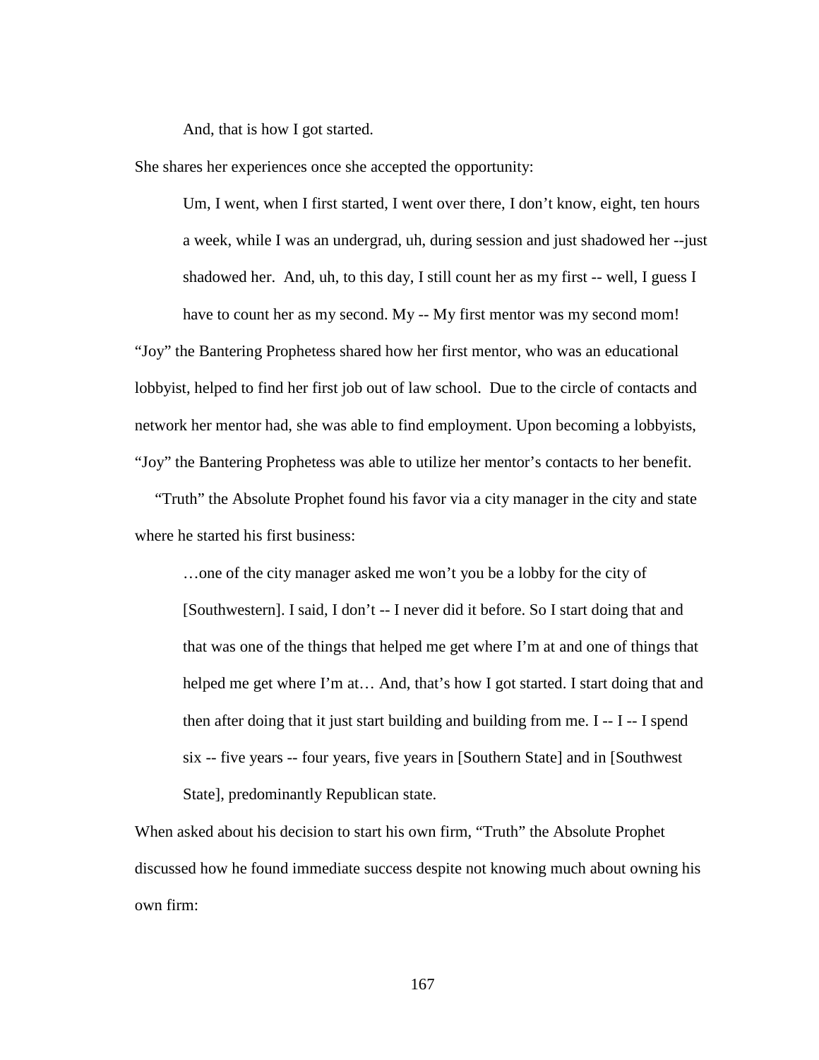> And, that is how I got started.

She shares her experiences once she accepted the opportunity:

> Um, I went, when I first started, I went over there, I don't know, eight, ten hours a week, while I was an undergrad, uh, during session and just shadowed her --just shadowed her. And, uh, to this day, I still count her as my first -- well, I guess I have to count her as my second. My -- My first mentor was my second mom!

"Joy" the Bantering Prophetess shared how her first mentor, who was an educational lobbyist, helped to find her first job out of law school. Due to the circle of contacts and network her mentor had, she was able to find employment. Upon becoming a lobbyists, "Joy" the Bantering Prophetess was able to utilize her mentor's contacts to her benefit.

"Truth" the Absolute Prophet found his favor via a city manager in the city and state where he started his first business:

> …one of the city manager asked me won't you be a lobby for the city of [Southwestern]. I said, I don't -- I never did it before. So I start doing that and that was one of the things that helped me get where I'm at and one of things that helped me get where I'm at… And, that's how I got started. I start doing that and then after doing that it just start building and building from me. I -- I -- I spend six -- five years -- four years, five years in [Southern State] and in [Southwest State], predominantly Republican state.

When asked about his decision to start his own firm, "Truth" the Absolute Prophet discussed how he found immediate success despite not knowing much about owning his own firm: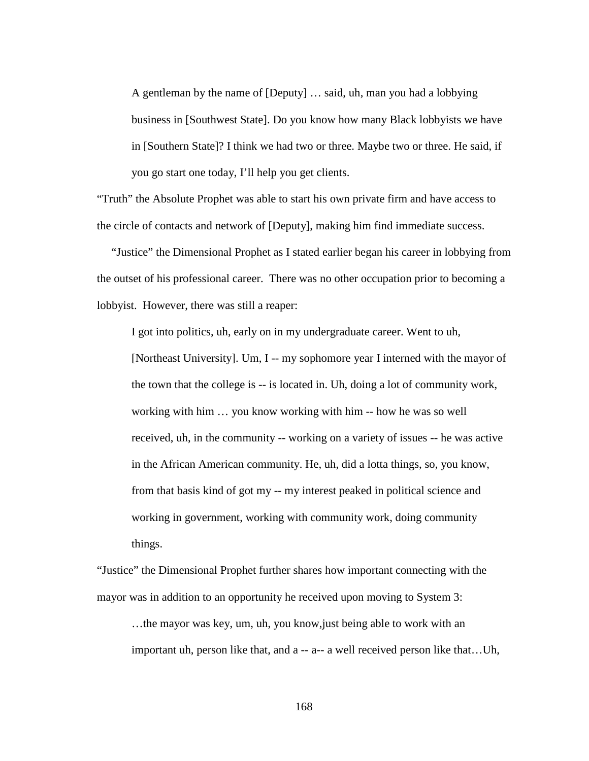> A gentleman by the name of [Deputy] … said, uh, man you had a lobbying business in [Southwest State]. Do you know how many Black lobbyists we have in [Southern State]? I think we had two or three. Maybe two or three. He said, if you go start one today, I'll help you get clients.

"Truth" the Absolute Prophet was able to start his own private firm and have access to the circle of contacts and network of [Deputy], making him find immediate success.

"Justice" the Dimensional Prophet as I stated earlier began his career in lobbying from the outset of his professional career. There was no other occupation prior to becoming a lobbyist. However, there was still a reaper:

> I got into politics, uh, early on in my undergraduate career. Went to uh, [Northeast University]. Um, I -- my sophomore year I interned with the mayor of the town that the college is -- is located in. Uh, doing a lot of community work, working with him … you know working with him -- how he was so well received, uh, in the community -- working on a variety of issues -- he was active in the African American community. He, uh, did a lotta things, so, you know, from that basis kind of got my -- my interest peaked in political science and working in government, working with community work, doing community things.

"Justice" the Dimensional Prophet further shares how important connecting with the mayor was in addition to an opportunity he received upon moving to System 3:

> …the mayor was key, um, uh, you know,just being able to work with an important uh, person like that, and a -- a-- a well received person like that…Uh,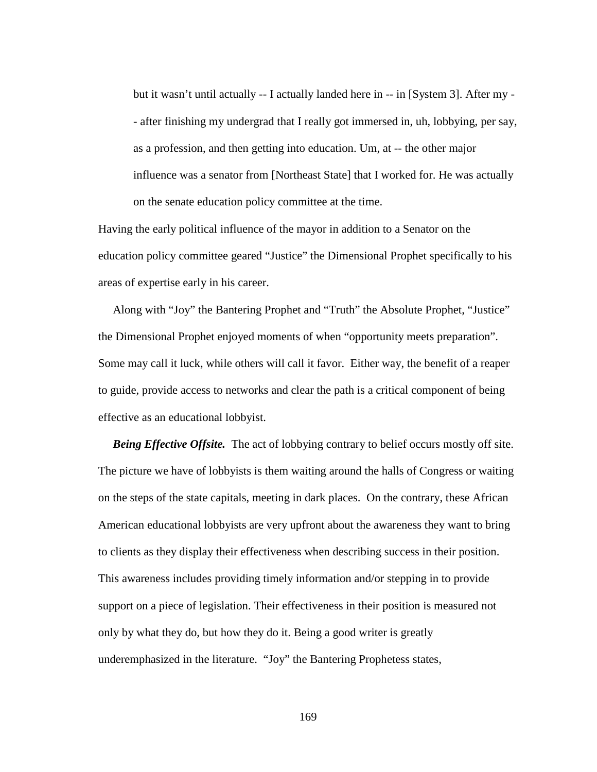> but it wasn't until actually -- I actually landed here in -- in [System 3]. After my -- after finishing my undergrad that I really got immersed in, uh, lobbying, per say, as a profession, and then getting into education. Um, at -- the other major influence was a senator from [Northeast State] that I worked for. He was actually on the senate education policy committee at the time.

Having the early political influence of the mayor in addition to a Senator on the education policy committee geared "Justice" the Dimensional Prophet specifically to his areas of expertise early in his career.

Along with "Joy" the Bantering Prophet and "Truth" the Absolute Prophet, "Justice" the Dimensional Prophet enjoyed moments of when "opportunity meets preparation". Some may call it luck, while others will call it favor. Either way, the benefit of a reaper to guide, provide access to networks and clear the path is a critical component of being effective as an educational lobbyist.

***Being Effective Offsite.*** The act of lobbying contrary to belief occurs mostly off site. The picture we have of lobbyists is them waiting around the halls of Congress or waiting on the steps of the state capitals, meeting in dark places. On the contrary, these African American educational lobbyists are very upfront about the awareness they want to bring to clients as they display their effectiveness when describing success in their position. This awareness includes providing timely information and/or stepping in to provide support on a piece of legislation. Their effectiveness in their position is measured not only by what they do, but how they do it. Being a good writer is greatly underemphasized in the literature. "Joy" the Bantering Prophetess states,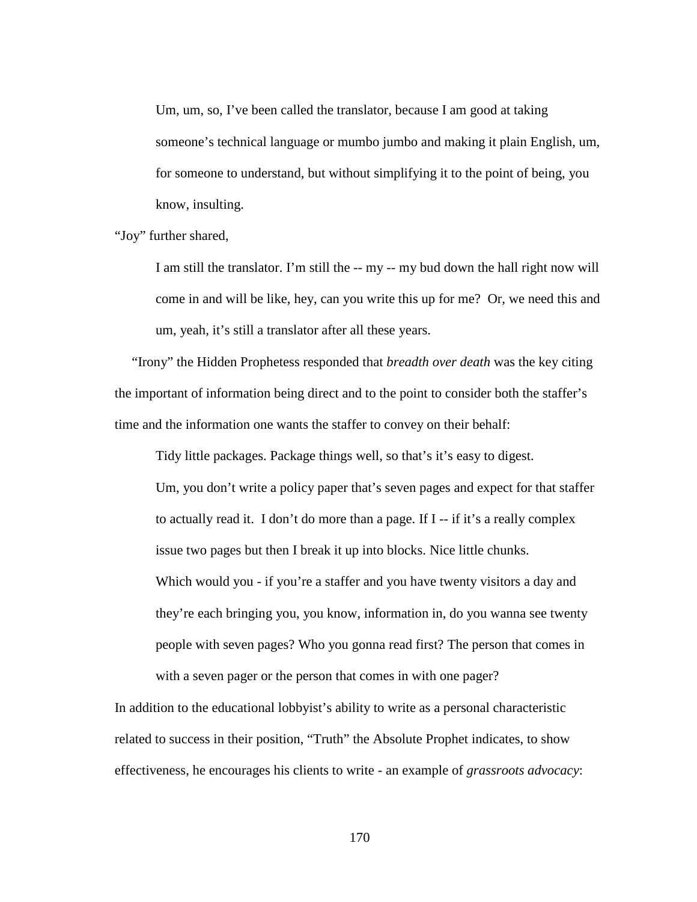> Um, um, so, I've been called the translator, because I am good at taking someone's technical language or mumbo jumbo and making it plain English, um, for someone to understand, but without simplifying it to the point of being, you know, insulting.

"Joy" further shared,

> I am still the translator. I'm still the -- my -- my bud down the hall right now will come in and will be like, hey, can you write this up for me? Or, we need this and um, yeah, it's still a translator after all these years.

"Irony" the Hidden Prophetess responded that *breadth over death* was the key citing the important of information being direct and to the point to consider both the staffer's time and the information one wants the staffer to convey on their behalf:

> Tidy little packages. Package things well, so that's it's easy to digest.
> Um, you don't write a policy paper that's seven pages and expect for that staffer to actually read it. I don't do more than a page. If I -- if it's a really complex issue two pages but then I break it up into blocks. Nice little chunks.
> Which would you - if you're a staffer and you have twenty visitors a day and they're each bringing you, you know, information in, do you wanna see twenty people with seven pages? Who you gonna read first? The person that comes in with a seven pager or the person that comes in with one pager?

In addition to the educational lobbyist's ability to write as a personal characteristic related to success in their position, "Truth" the Absolute Prophet indicates, to show effectiveness, he encourages his clients to write - an example of *grassroots advocacy*: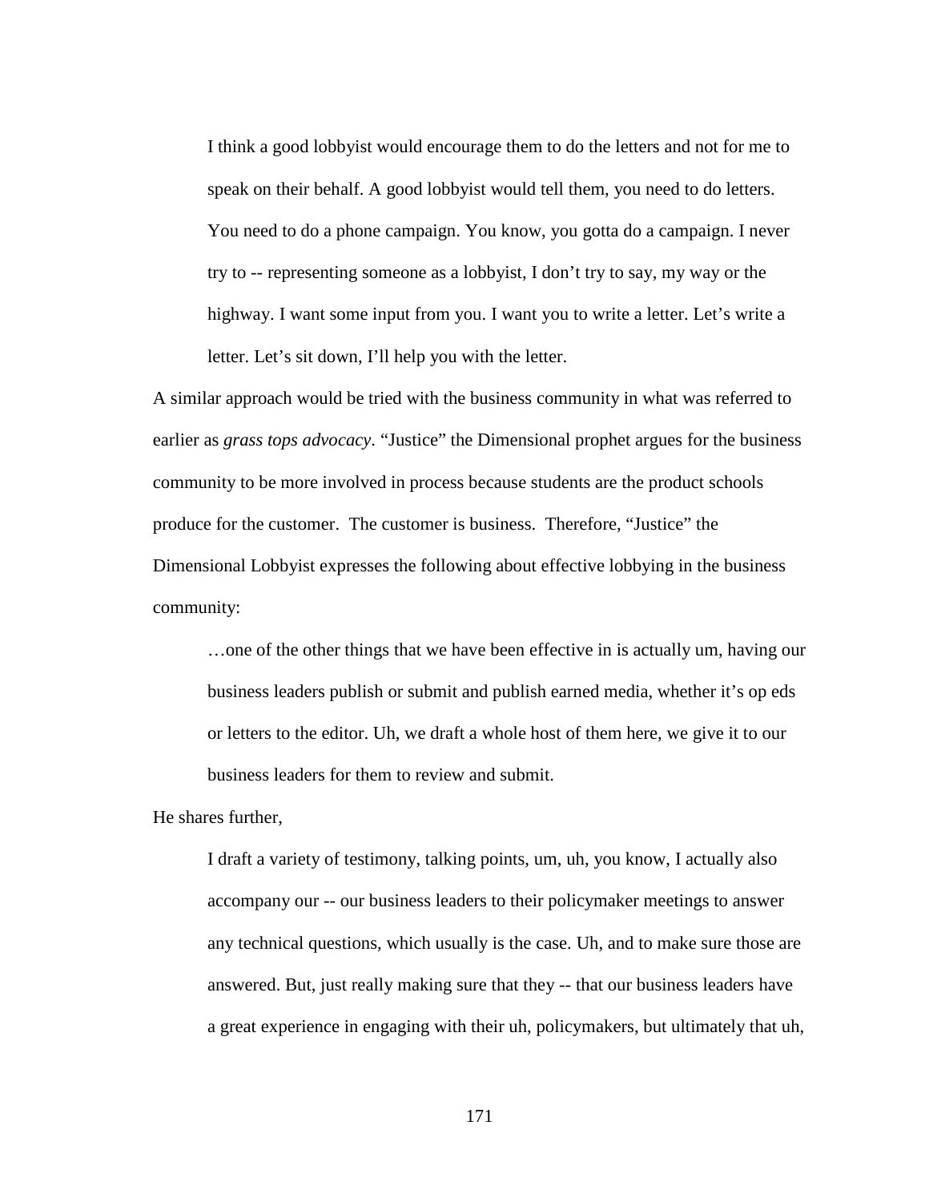> I think a good lobbyist would encourage them to do the letters and not for me to speak on their behalf. A good lobbyist would tell them, you need to do letters. You need to do a phone campaign. You know, you gotta do a campaign. I never try to -- representing someone as a lobbyist, I don't try to say, my way or the highway. I want some input from you. I want you to write a letter. Let's write a letter. Let's sit down, I'll help you with the letter.

A similar approach would be tried with the business community in what was referred to earlier as *grass tops advocacy*. "Justice" the Dimensional prophet argues for the business community to be more involved in process because students are the product schools produce for the customer. The customer is business. Therefore, "Justice" the Dimensional Lobbyist expresses the following about effective lobbying in the business community:

> …one of the other things that we have been effective in is actually um, having our business leaders publish or submit and publish earned media, whether it's op eds or letters to the editor. Uh, we draft a whole host of them here, we give it to our business leaders for them to review and submit.

He shares further,

> I draft a variety of testimony, talking points, um, uh, you know, I actually also accompany our -- our business leaders to their policymaker meetings to answer any technical questions, which usually is the case. Uh, and to make sure those are answered. But, just really making sure that they -- that our business leaders have a great experience in engaging with their uh, policymakers, but ultimately that uh,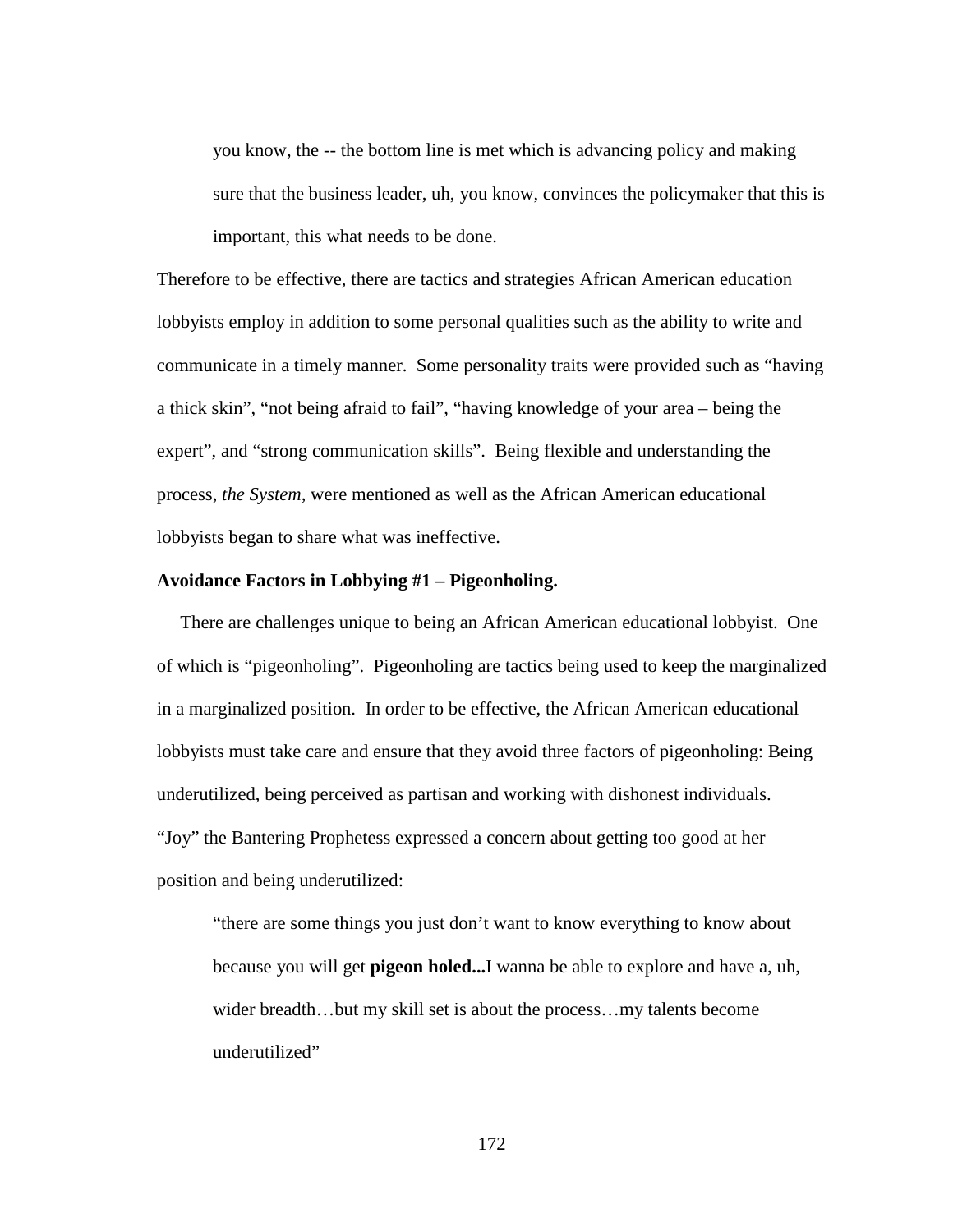> you know, the -- the bottom line is met which is advancing policy and making sure that the business leader, uh, you know, convinces the policymaker that this is important, this what needs to be done.

Therefore to be effective, there are tactics and strategies African American education lobbyists employ in addition to some personal qualities such as the ability to write and communicate in a timely manner. Some personality traits were provided such as "having a thick skin", "not being afraid to fail", "having knowledge of your area – being the expert", and "strong communication skills". Being flexible and understanding the process, *the System*, were mentioned as well as the African American educational lobbyists began to share what was ineffective.

**Avoidance Factors in Lobbying #1 – Pigeonholing.**

There are challenges unique to being an African American educational lobbyist. One of which is "pigeonholing". Pigeonholing are tactics being used to keep the marginalized in a marginalized position. In order to be effective, the African American educational lobbyists must take care and ensure that they avoid three factors of pigeonholing: Being underutilized, being perceived as partisan and working with dishonest individuals. "Joy" the Bantering Prophetess expressed a concern about getting too good at her position and being underutilized:

> "there are some things you just don't want to know everything to know about because you will get **pigeon holed...**I wanna be able to explore and have a, uh, wider breadth…but my skill set is about the process…my talents become underutilized"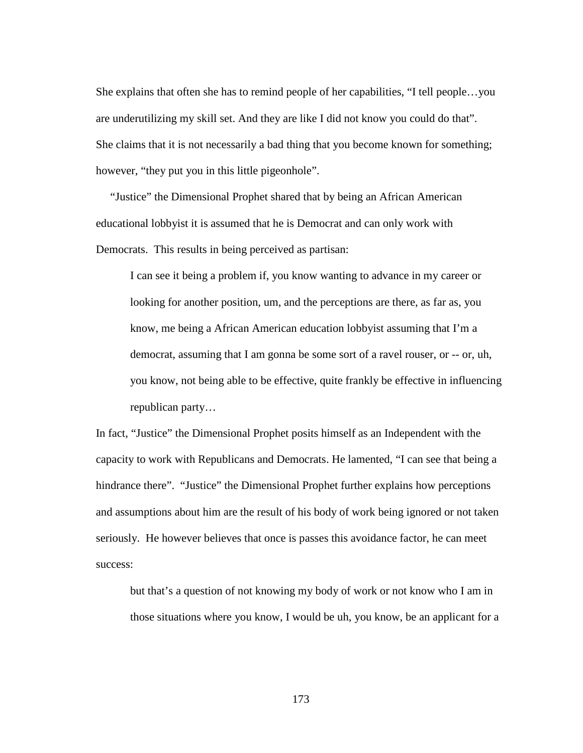She explains that often she has to remind people of her capabilities, "I tell people…you are underutilizing my skill set. And they are like I did not know you could do that". She claims that it is not necessarily a bad thing that you become known for something; however, "they put you in this little pigeonhole".

"Justice" the Dimensional Prophet shared that by being an African American educational lobbyist it is assumed that he is Democrat and can only work with Democrats. This results in being perceived as partisan:

> I can see it being a problem if, you know wanting to advance in my career or looking for another position, um, and the perceptions are there, as far as, you know, me being a African American education lobbyist assuming that I'm a democrat, assuming that I am gonna be some sort of a ravel rouser, or -- or, uh, you know, not being able to be effective, quite frankly be effective in influencing republican party…

In fact, "Justice" the Dimensional Prophet posits himself as an Independent with the capacity to work with Republicans and Democrats. He lamented, "I can see that being a hindrance there". "Justice" the Dimensional Prophet further explains how perceptions and assumptions about him are the result of his body of work being ignored or not taken seriously. He however believes that once is passes this avoidance factor, he can meet success:

> but that's a question of not knowing my body of work or not know who I am in those situations where you know, I would be uh, you know, be an applicant for a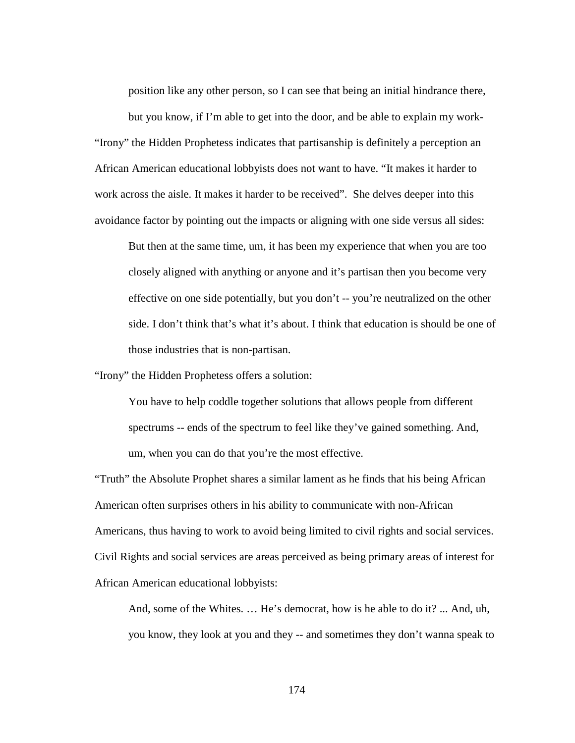position like any other person, so I can see that being an initial hindrance there, but you know, if I'm able to get into the door, and be able to explain my work-

"Irony" the Hidden Prophetess indicates that partisanship is definitely a perception an African American educational lobbyists does not want to have. "It makes it harder to work across the aisle. It makes it harder to be received". She delves deeper into this avoidance factor by pointing out the impacts or aligning with one side versus all sides:

> But then at the same time, um, it has been my experience that when you are too closely aligned with anything or anyone and it's partisan then you become very effective on one side potentially, but you don't -- you're neutralized on the other side. I don't think that's what it's about. I think that education is should be one of those industries that is non-partisan.

"Irony" the Hidden Prophetess offers a solution:

> You have to help coddle together solutions that allows people from different spectrums -- ends of the spectrum to feel like they've gained something. And, um, when you can do that you're the most effective.

"Truth" the Absolute Prophet shares a similar lament as he finds that his being African American often surprises others in his ability to communicate with non-African Americans, thus having to work to avoid being limited to civil rights and social services. Civil Rights and social services are areas perceived as being primary areas of interest for African American educational lobbyists:

> And, some of the Whites. … He's democrat, how is he able to do it? ... And, uh, you know, they look at you and they -- and sometimes they don't wanna speak to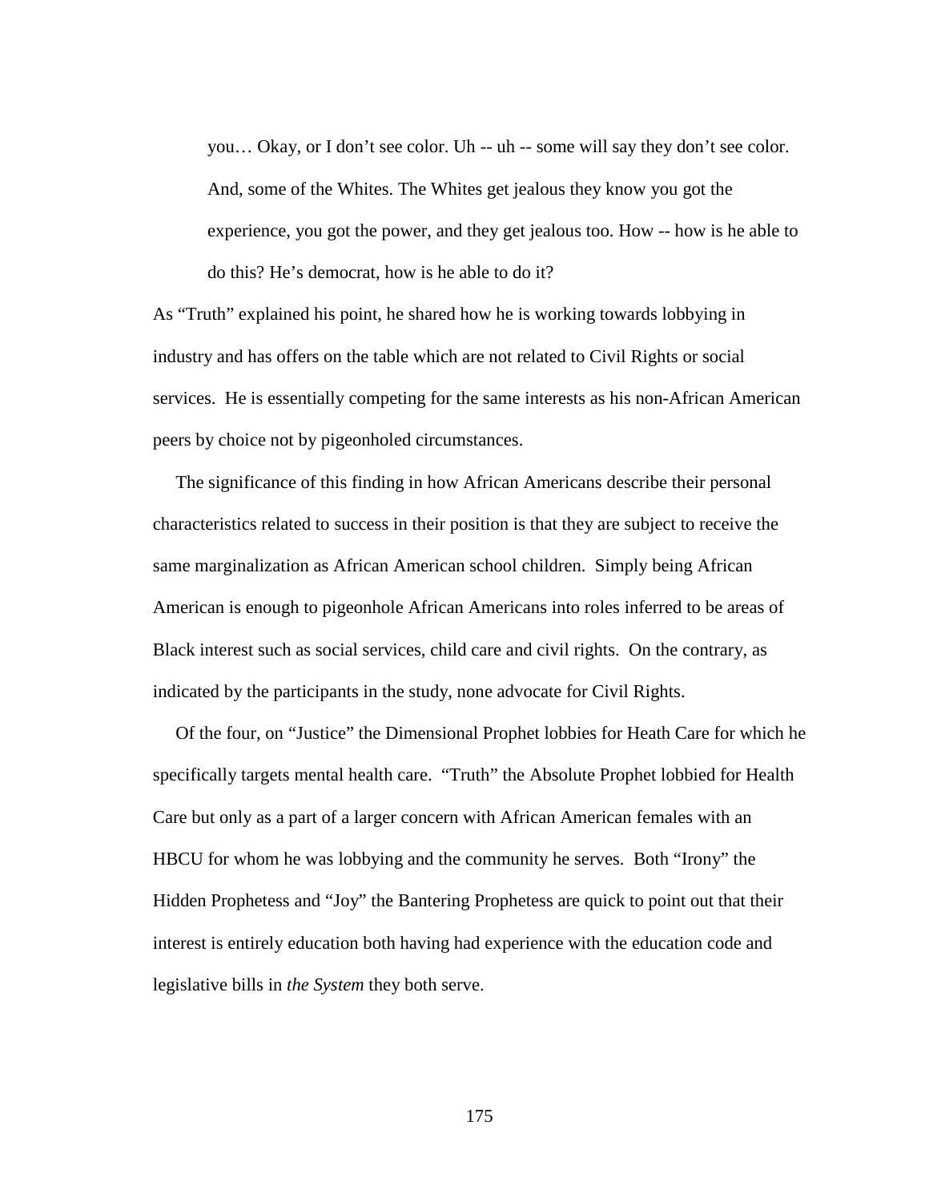> you… Okay, or I don't see color. Uh -- uh -- some will say they don't see color. And, some of the Whites. The Whites get jealous they know you got the experience, you got the power, and they get jealous too. How -- how is he able to do this? He's democrat, how is he able to do it?

As "Truth" explained his point, he shared how he is working towards lobbying in industry and has offers on the table which are not related to Civil Rights or social services. He is essentially competing for the same interests as his non-African American peers by choice not by pigeonholed circumstances.

The significance of this finding in how African Americans describe their personal characteristics related to success in their position is that they are subject to receive the same marginalization as African American school children. Simply being African American is enough to pigeonhole African Americans into roles inferred to be areas of Black interest such as social services, child care and civil rights. On the contrary, as indicated by the participants in the study, none advocate for Civil Rights.

Of the four, on "Justice" the Dimensional Prophet lobbies for Heath Care for which he specifically targets mental health care. "Truth" the Absolute Prophet lobbied for Health Care but only as a part of a larger concern with African American females with an HBCU for whom he was lobbying and the community he serves. Both "Irony" the Hidden Prophetess and "Joy" the Bantering Prophetess are quick to point out that their interest is entirely education both having had experience with the education code and legislative bills in *the System* they both serve.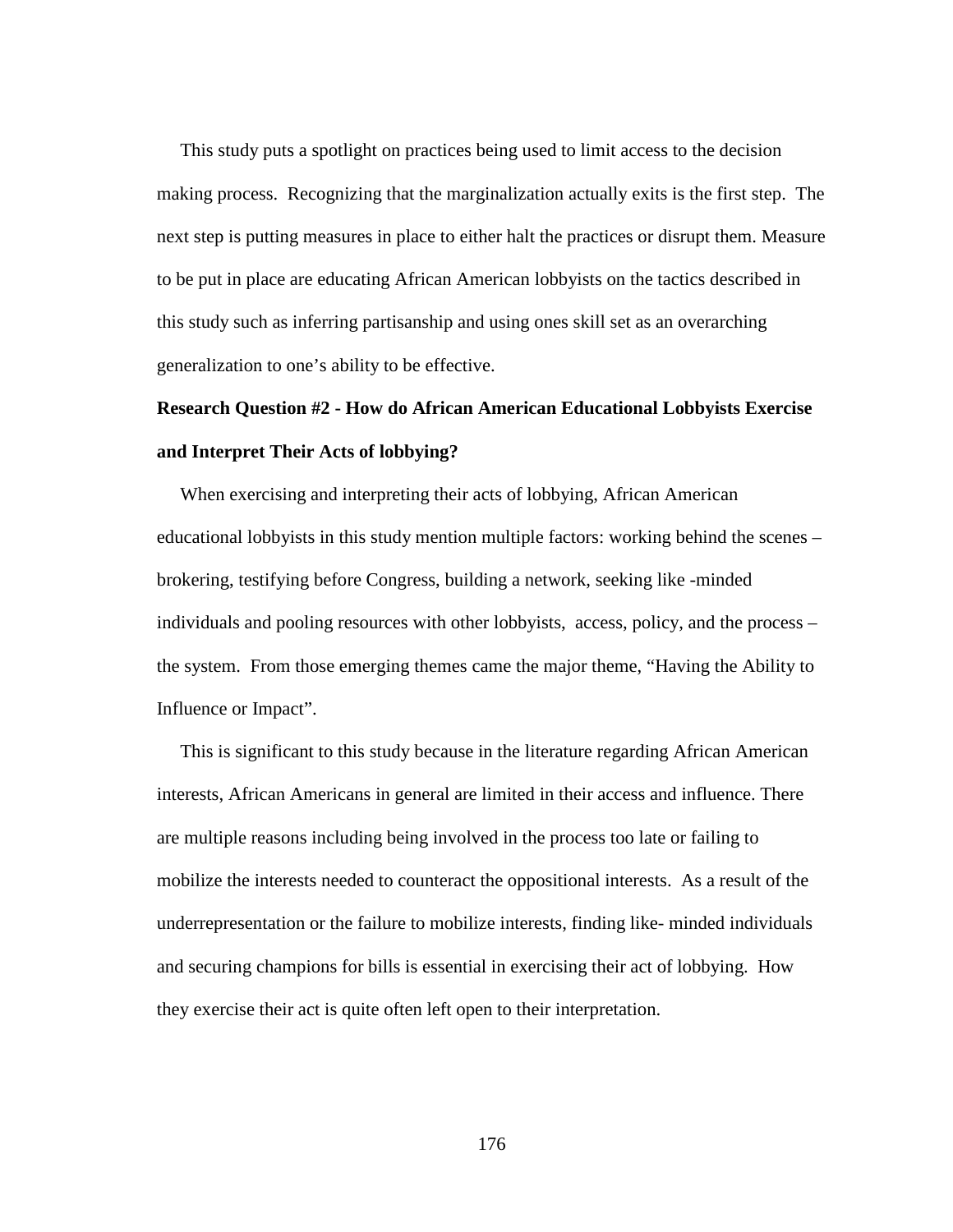This study puts a spotlight on practices being used to limit access to the decision making process. Recognizing that the marginalization actually exits is the first step. The next step is putting measures in place to either halt the practices or disrupt them. Measure to be put in place are educating African American lobbyists on the tactics described in this study such as inferring partisanship and using ones skill set as an overarching generalization to one's ability to be effective.

**Research Question #2 - How do African American Educational Lobbyists Exercise and Interpret Their Acts of lobbying?**

When exercising and interpreting their acts of lobbying, African American educational lobbyists in this study mention multiple factors: working behind the scenes – brokering, testifying before Congress, building a network, seeking like -minded individuals and pooling resources with other lobbyists, access, policy, and the process – the system. From those emerging themes came the major theme, "Having the Ability to Influence or Impact".

This is significant to this study because in the literature regarding African American interests, African Americans in general are limited in their access and influence. There are multiple reasons including being involved in the process too late or failing to mobilize the interests needed to counteract the oppositional interests. As a result of the underrepresentation or the failure to mobilize interests, finding like- minded individuals and securing champions for bills is essential in exercising their act of lobbying. How they exercise their act is quite often left open to their interpretation.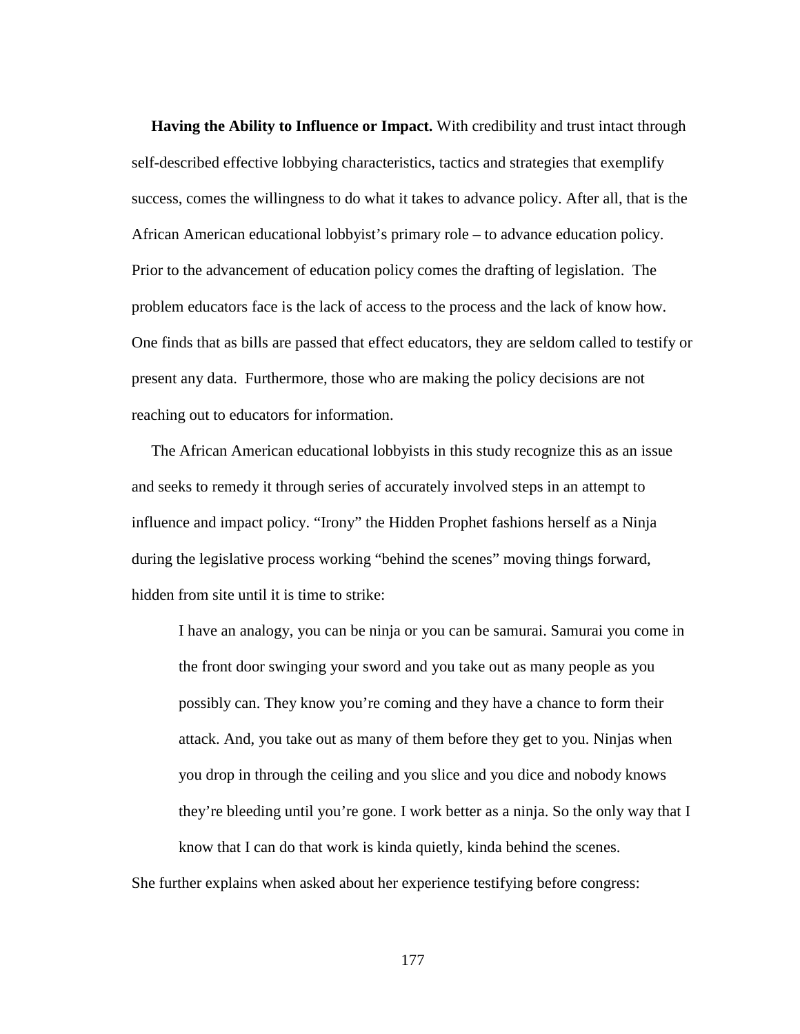**Having the Ability to Influence or Impact.** With credibility and trust intact through self-described effective lobbying characteristics, tactics and strategies that exemplify success, comes the willingness to do what it takes to advance policy. After all, that is the African American educational lobbyist's primary role – to advance education policy. Prior to the advancement of education policy comes the drafting of legislation. The problem educators face is the lack of access to the process and the lack of know how. One finds that as bills are passed that effect educators, they are seldom called to testify or present any data. Furthermore, those who are making the policy decisions are not reaching out to educators for information.

The African American educational lobbyists in this study recognize this as an issue and seeks to remedy it through series of accurately involved steps in an attempt to influence and impact policy. "Irony" the Hidden Prophet fashions herself as a Ninja during the legislative process working "behind the scenes" moving things forward, hidden from site until it is time to strike:

> I have an analogy, you can be ninja or you can be samurai. Samurai you come in the front door swinging your sword and you take out as many people as you possibly can. They know you're coming and they have a chance to form their attack. And, you take out as many of them before they get to you. Ninjas when you drop in through the ceiling and you slice and you dice and nobody knows they're bleeding until you're gone. I work better as a ninja. So the only way that I know that I can do that work is kinda quietly, kinda behind the scenes.

She further explains when asked about her experience testifying before congress: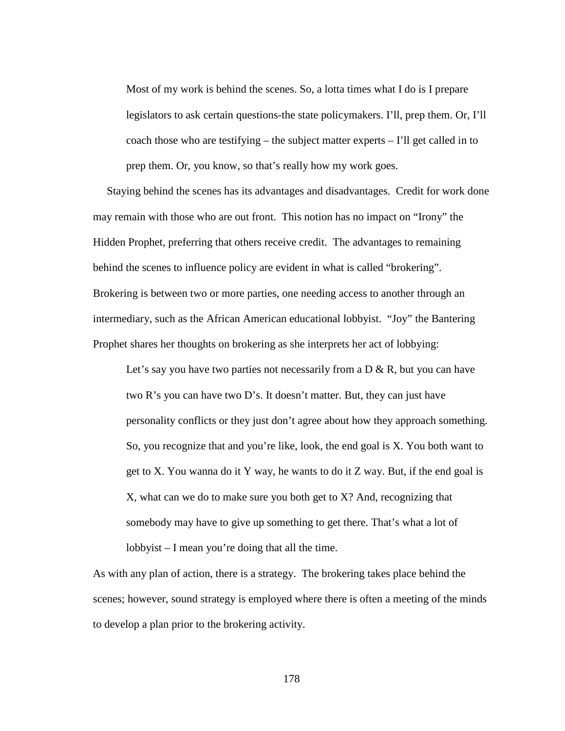> Most of my work is behind the scenes. So, a lotta times what I do is I prepare legislators to ask certain questions-the state policymakers. I'll, prep them. Or, I'll coach those who are testifying – the subject matter experts – I'll get called in to prep them. Or, you know, so that's really how my work goes.

Staying behind the scenes has its advantages and disadvantages. Credit for work done may remain with those who are out front. This notion has no impact on "Irony" the Hidden Prophet, preferring that others receive credit. The advantages to remaining behind the scenes to influence policy are evident in what is called "brokering". Brokering is between two or more parties, one needing access to another through an intermediary, such as the African American educational lobbyist. "Joy" the Bantering Prophet shares her thoughts on brokering as she interprets her act of lobbying:

> Let's say you have two parties not necessarily from a D & R, but you can have two R's you can have two D's. It doesn't matter. But, they can just have personality conflicts or they just don't agree about how they approach something. So, you recognize that and you're like, look, the end goal is X. You both want to get to X. You wanna do it Y way, he wants to do it Z way. But, if the end goal is X, what can we do to make sure you both get to X? And, recognizing that somebody may have to give up something to get there. That's what a lot of lobbyist – I mean you're doing that all the time.

As with any plan of action, there is a strategy. The brokering takes place behind the scenes; however, sound strategy is employed where there is often a meeting of the minds to develop a plan prior to the brokering activity.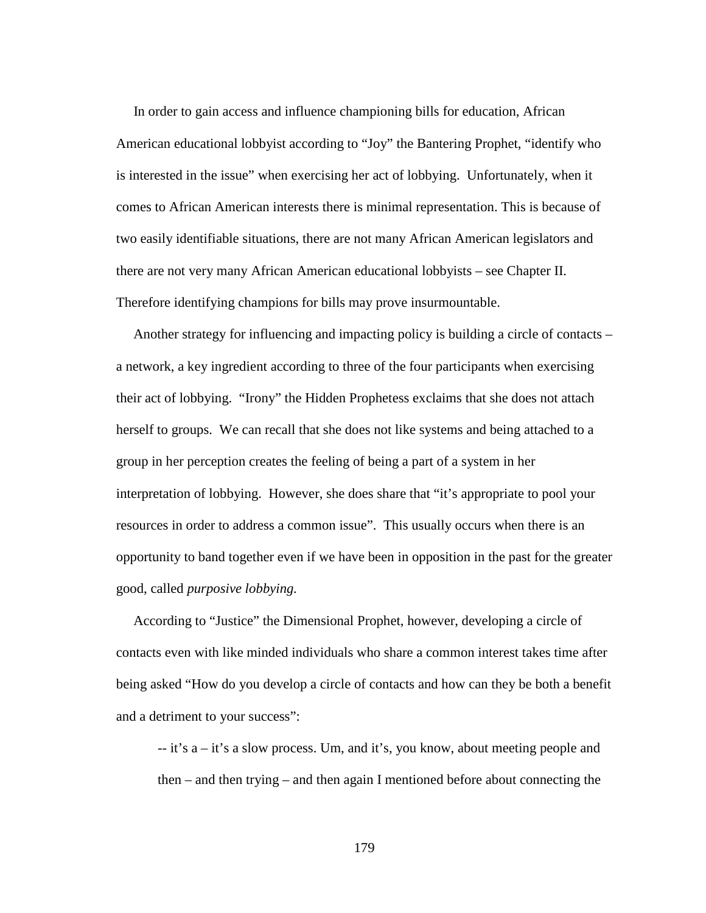In order to gain access and influence championing bills for education, African American educational lobbyist according to "Joy" the Bantering Prophet, "identify who is interested in the issue" when exercising her act of lobbying. Unfortunately, when it comes to African American interests there is minimal representation. This is because of two easily identifiable situations, there are not many African American legislators and there are not very many African American educational lobbyists – see Chapter II. Therefore identifying champions for bills may prove insurmountable.

Another strategy for influencing and impacting policy is building a circle of contacts – a network, a key ingredient according to three of the four participants when exercising their act of lobbying. "Irony" the Hidden Prophetess exclaims that she does not attach herself to groups. We can recall that she does not like systems and being attached to a group in her perception creates the feeling of being a part of a system in her interpretation of lobbying. However, she does share that "it's appropriate to pool your resources in order to address a common issue". This usually occurs when there is an opportunity to band together even if we have been in opposition in the past for the greater good, called *purposive lobbying.*

According to "Justice" the Dimensional Prophet, however, developing a circle of contacts even with like minded individuals who share a common interest takes time after being asked "How do you develop a circle of contacts and how can they be both a benefit and a detriment to your success":

> -- it's a – it's a slow process. Um, and it's, you know, about meeting people and then – and then trying – and then again I mentioned before about connecting the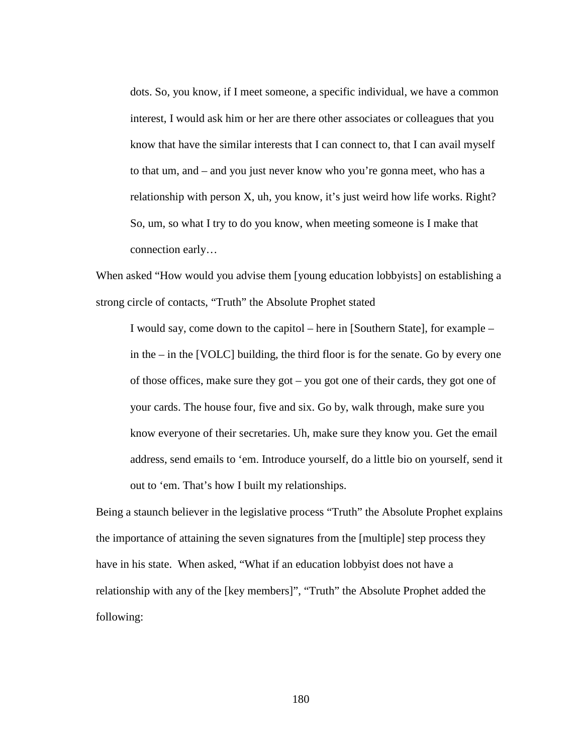> dots. So, you know, if I meet someone, a specific individual, we have a common interest, I would ask him or her are there other associates or colleagues that you know that have the similar interests that I can connect to, that I can avail myself to that um, and – and you just never know who you're gonna meet, who has a relationship with person X, uh, you know, it's just weird how life works. Right? So, um, so what I try to do you know, when meeting someone is I make that connection early…

When asked "How would you advise them [young education lobbyists] on establishing a strong circle of contacts, "Truth" the Absolute Prophet stated

> I would say, come down to the capitol – here in [Southern State], for example – in the – in the [VOLC] building, the third floor is for the senate. Go by every one of those offices, make sure they got – you got one of their cards, they got one of your cards. The house four, five and six. Go by, walk through, make sure you know everyone of their secretaries. Uh, make sure they know you. Get the email address, send emails to 'em. Introduce yourself, do a little bio on yourself, send it out to 'em. That's how I built my relationships.

Being a staunch believer in the legislative process "Truth" the Absolute Prophet explains the importance of attaining the seven signatures from the [multiple] step process they have in his state. When asked, "What if an education lobbyist does not have a relationship with any of the [key members]", "Truth" the Absolute Prophet added the following: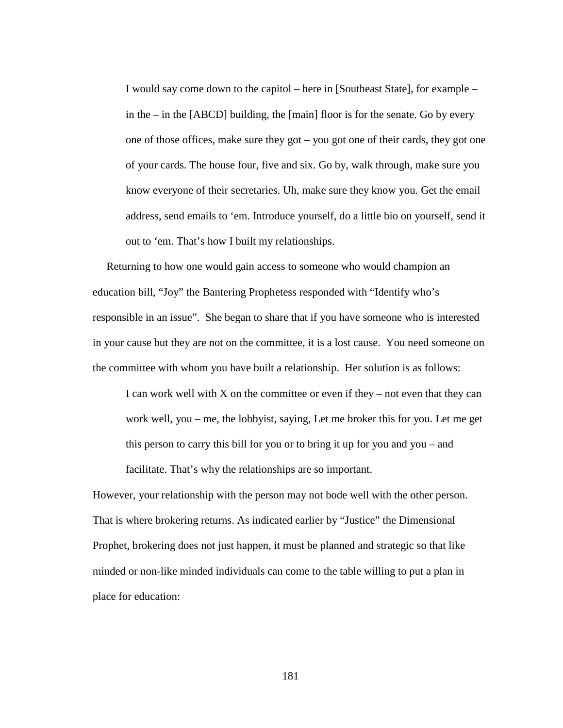> I would say come down to the capitol – here in [Southeast State], for example – in the – in the [ABCD] building, the [main] floor is for the senate. Go by every one of those offices, make sure they got – you got one of their cards, they got one of your cards. The house four, five and six. Go by, walk through, make sure you know everyone of their secretaries. Uh, make sure they know you. Get the email address, send emails to 'em. Introduce yourself, do a little bio on yourself, send it out to 'em. That's how I built my relationships.

Returning to how one would gain access to someone who would champion an education bill, "Joy" the Bantering Prophetess responded with "Identify who's responsible in an issue". She began to share that if you have someone who is interested in your cause but they are not on the committee, it is a lost cause. You need someone on the committee with whom you have built a relationship. Her solution is as follows:

> I can work well with X on the committee or even if they – not even that they can work well, you – me, the lobbyist, saying, Let me broker this for you. Let me get this person to carry this bill for you or to bring it up for you and you – and facilitate. That's why the relationships are so important.

However, your relationship with the person may not bode well with the other person. That is where brokering returns. As indicated earlier by "Justice" the Dimensional Prophet, brokering does not just happen, it must be planned and strategic so that like minded or non-like minded individuals can come to the table willing to put a plan in place for education: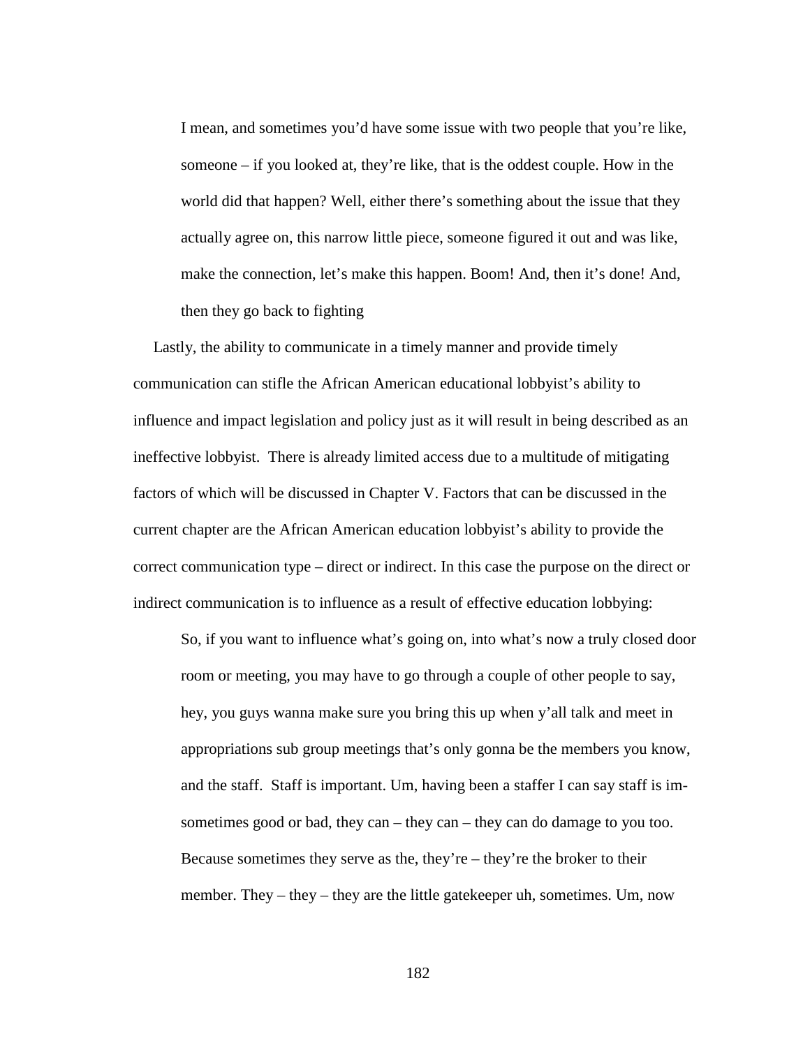> I mean, and sometimes you'd have some issue with two people that you're like, someone – if you looked at, they're like, that is the oddest couple. How in the world did that happen? Well, either there's something about the issue that they actually agree on, this narrow little piece, someone figured it out and was like, make the connection, let's make this happen. Boom! And, then it's done! And, then they go back to fighting

Lastly, the ability to communicate in a timely manner and provide timely communication can stifle the African American educational lobbyist's ability to influence and impact legislation and policy just as it will result in being described as an ineffective lobbyist. There is already limited access due to a multitude of mitigating factors of which will be discussed in Chapter V. Factors that can be discussed in the current chapter are the African American education lobbyist's ability to provide the correct communication type – direct or indirect. In this case the purpose on the direct or indirect communication is to influence as a result of effective education lobbying:

> So, if you want to influence what's going on, into what's now a truly closed door room or meeting, you may have to go through a couple of other people to say, hey, you guys wanna make sure you bring this up when y'all talk and meet in appropriations sub group meetings that's only gonna be the members you know, and the staff. Staff is important. Um, having been a staffer I can say staff is im- sometimes good or bad, they can – they can – they can do damage to you too. Because sometimes they serve as the, they're – they're the broker to their member. They – they – they are the little gatekeeper uh, sometimes. Um, now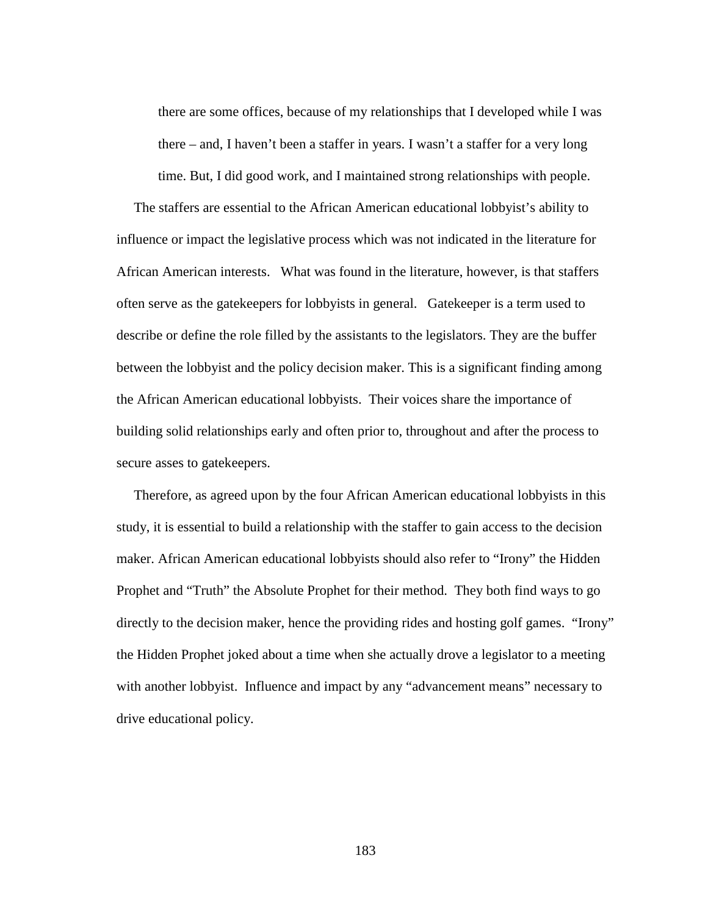> there are some offices, because of my relationships that I developed while I was there – and, I haven't been a staffer in years. I wasn't a staffer for a very long time. But, I did good work, and I maintained strong relationships with people.

The staffers are essential to the African American educational lobbyist's ability to influence or impact the legislative process which was not indicated in the literature for African American interests. What was found in the literature, however, is that staffers often serve as the gatekeepers for lobbyists in general. Gatekeeper is a term used to describe or define the role filled by the assistants to the legislators. They are the buffer between the lobbyist and the policy decision maker. This is a significant finding among the African American educational lobbyists. Their voices share the importance of building solid relationships early and often prior to, throughout and after the process to secure asses to gatekeepers.

Therefore, as agreed upon by the four African American educational lobbyists in this study, it is essential to build a relationship with the staffer to gain access to the decision maker. African American educational lobbyists should also refer to "Irony" the Hidden Prophet and "Truth" the Absolute Prophet for their method. They both find ways to go directly to the decision maker, hence the providing rides and hosting golf games. "Irony" the Hidden Prophet joked about a time when she actually drove a legislator to a meeting with another lobbyist. Influence and impact by any "advancement means" necessary to drive educational policy.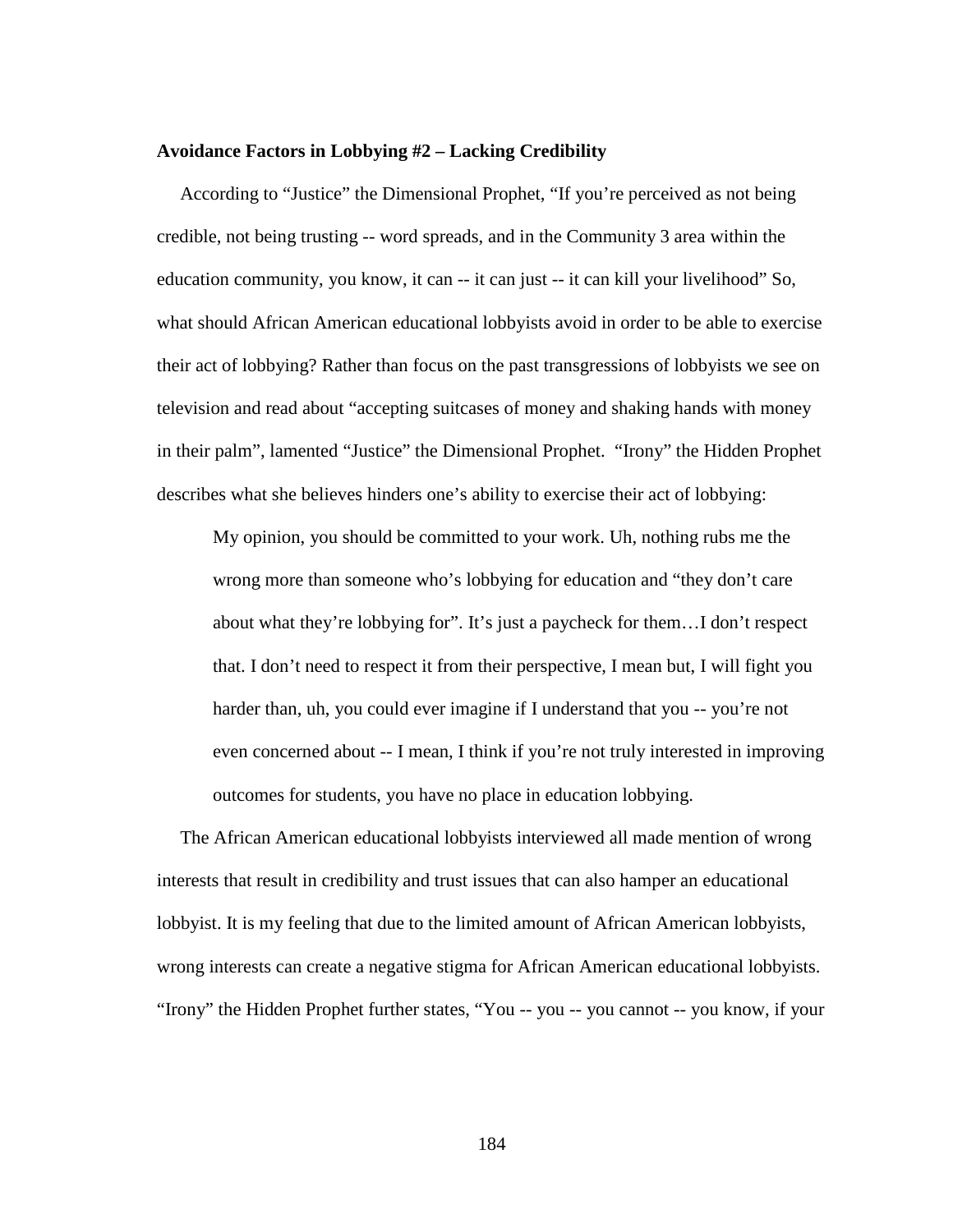**Avoidance Factors in Lobbying #2 – Lacking Credibility**

According to "Justice" the Dimensional Prophet, "If you're perceived as not being credible, not being trusting -- word spreads, and in the Community 3 area within the education community, you know, it can -- it can just -- it can kill your livelihood" So, what should African American educational lobbyists avoid in order to be able to exercise their act of lobbying? Rather than focus on the past transgressions of lobbyists we see on television and read about "accepting suitcases of money and shaking hands with money in their palm", lamented "Justice" the Dimensional Prophet. "Irony" the Hidden Prophet describes what she believes hinders one's ability to exercise their act of lobbying:

> My opinion, you should be committed to your work. Uh, nothing rubs me the wrong more than someone who's lobbying for education and "they don't care about what they're lobbying for". It's just a paycheck for them…I don't respect that. I don't need to respect it from their perspective, I mean but, I will fight you harder than, uh, you could ever imagine if I understand that you -- you're not even concerned about -- I mean, I think if you're not truly interested in improving outcomes for students, you have no place in education lobbying.

The African American educational lobbyists interviewed all made mention of wrong interests that result in credibility and trust issues that can also hamper an educational lobbyist. It is my feeling that due to the limited amount of African American lobbyists, wrong interests can create a negative stigma for African American educational lobbyists. "Irony" the Hidden Prophet further states, "You -- you -- you cannot -- you know, if your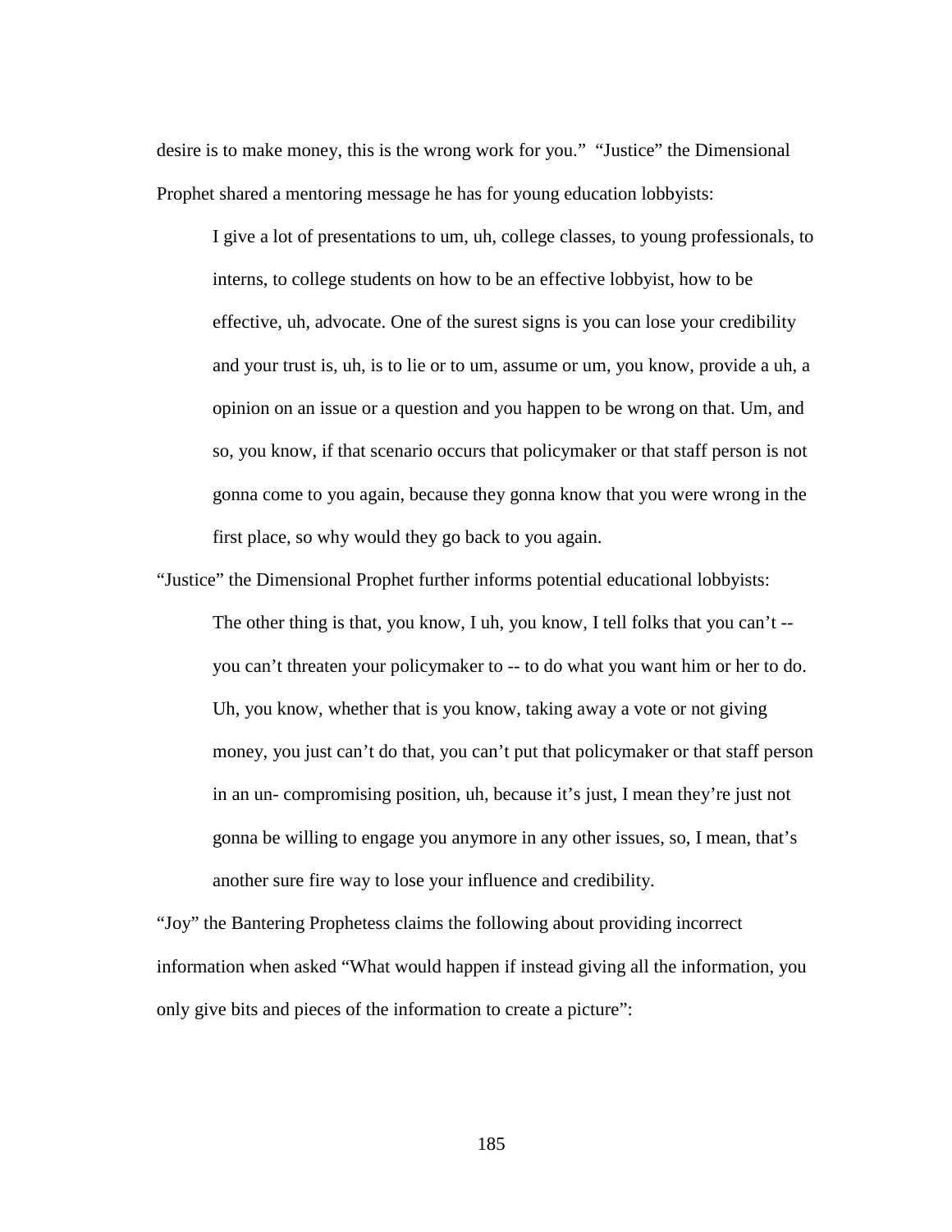desire is to make money, this is the wrong work for you." "Justice" the Dimensional Prophet shared a mentoring message he has for young education lobbyists:

> I give a lot of presentations to um, uh, college classes, to young professionals, to interns, to college students on how to be an effective lobbyist, how to be effective, uh, advocate. One of the surest signs is you can lose your credibility and your trust is, uh, is to lie or to um, assume or um, you know, provide a uh, a opinion on an issue or a question and you happen to be wrong on that. Um, and so, you know, if that scenario occurs that policymaker or that staff person is not gonna come to you again, because they gonna know that you were wrong in the first place, so why would they go back to you again.

"Justice" the Dimensional Prophet further informs potential educational lobbyists:

> The other thing is that, you know, I uh, you know, I tell folks that you can't -- you can't threaten your policymaker to -- to do what you want him or her to do. Uh, you know, whether that is you know, taking away a vote or not giving money, you just can't do that, you can't put that policymaker or that staff person in an un- compromising position, uh, because it's just, I mean they're just not gonna be willing to engage you anymore in any other issues, so, I mean, that's another sure fire way to lose your influence and credibility.

"Joy" the Bantering Prophetess claims the following about providing incorrect information when asked "What would happen if instead giving all the information, you only give bits and pieces of the information to create a picture":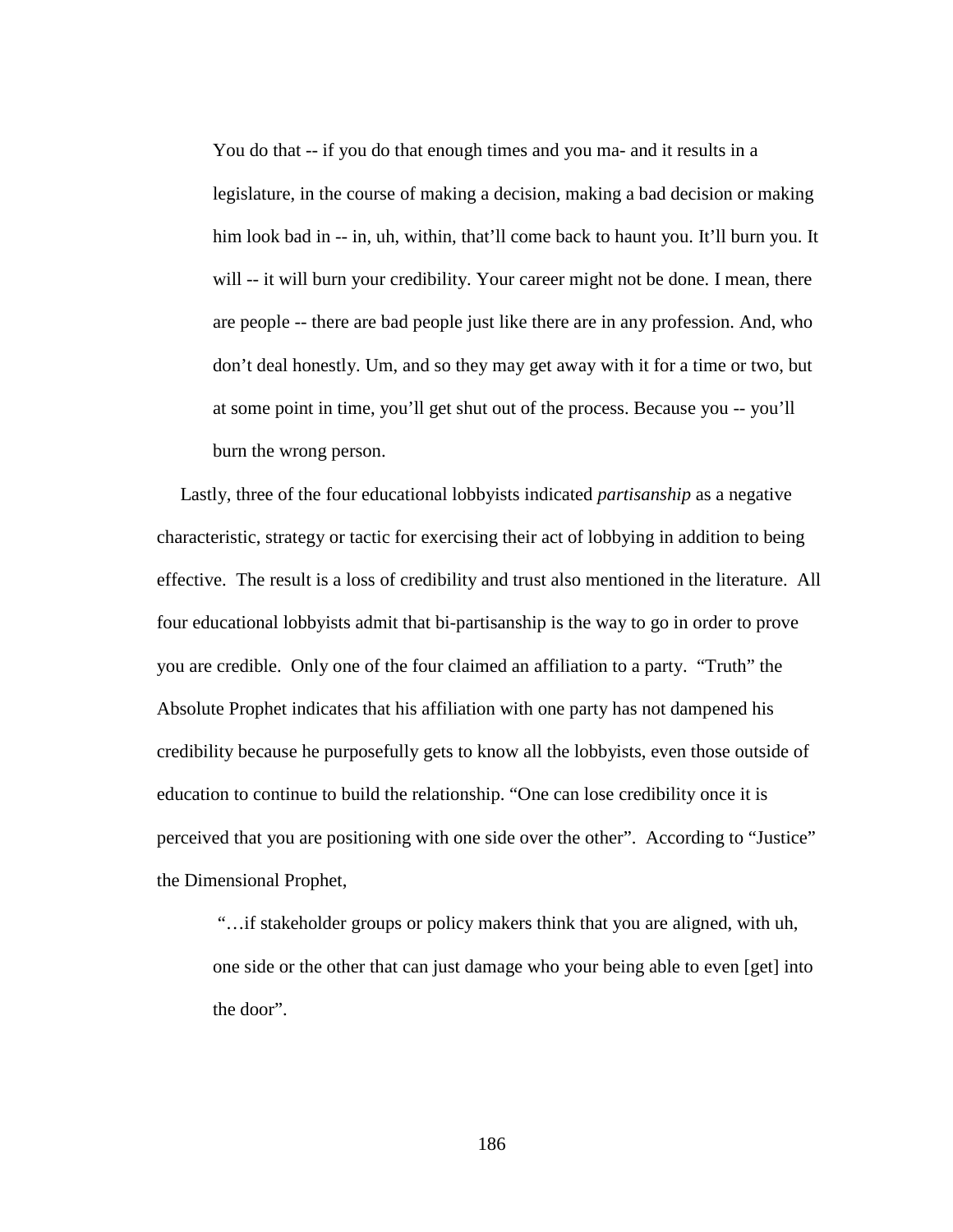> You do that -- if you do that enough times and you ma- and it results in a legislature, in the course of making a decision, making a bad decision or making him look bad in -- in, uh, within, that'll come back to haunt you. It'll burn you. It will -- it will burn your credibility. Your career might not be done. I mean, there are people -- there are bad people just like there are in any profession. And, who don't deal honestly. Um, and so they may get away with it for a time or two, but at some point in time, you'll get shut out of the process. Because you -- you'll burn the wrong person.

Lastly, three of the four educational lobbyists indicated *partisanship* as a negative characteristic, strategy or tactic for exercising their act of lobbying in addition to being effective. The result is a loss of credibility and trust also mentioned in the literature. All four educational lobbyists admit that bi-partisanship is the way to go in order to prove you are credible. Only one of the four claimed an affiliation to a party. "Truth" the Absolute Prophet indicates that his affiliation with one party has not dampened his credibility because he purposefully gets to know all the lobbyists, even those outside of education to continue to build the relationship. "One can lose credibility once it is perceived that you are positioning with one side over the other". According to "Justice" the Dimensional Prophet,

> "…if stakeholder groups or policy makers think that you are aligned, with uh, one side or the other that can just damage who your being able to even [get] into the door".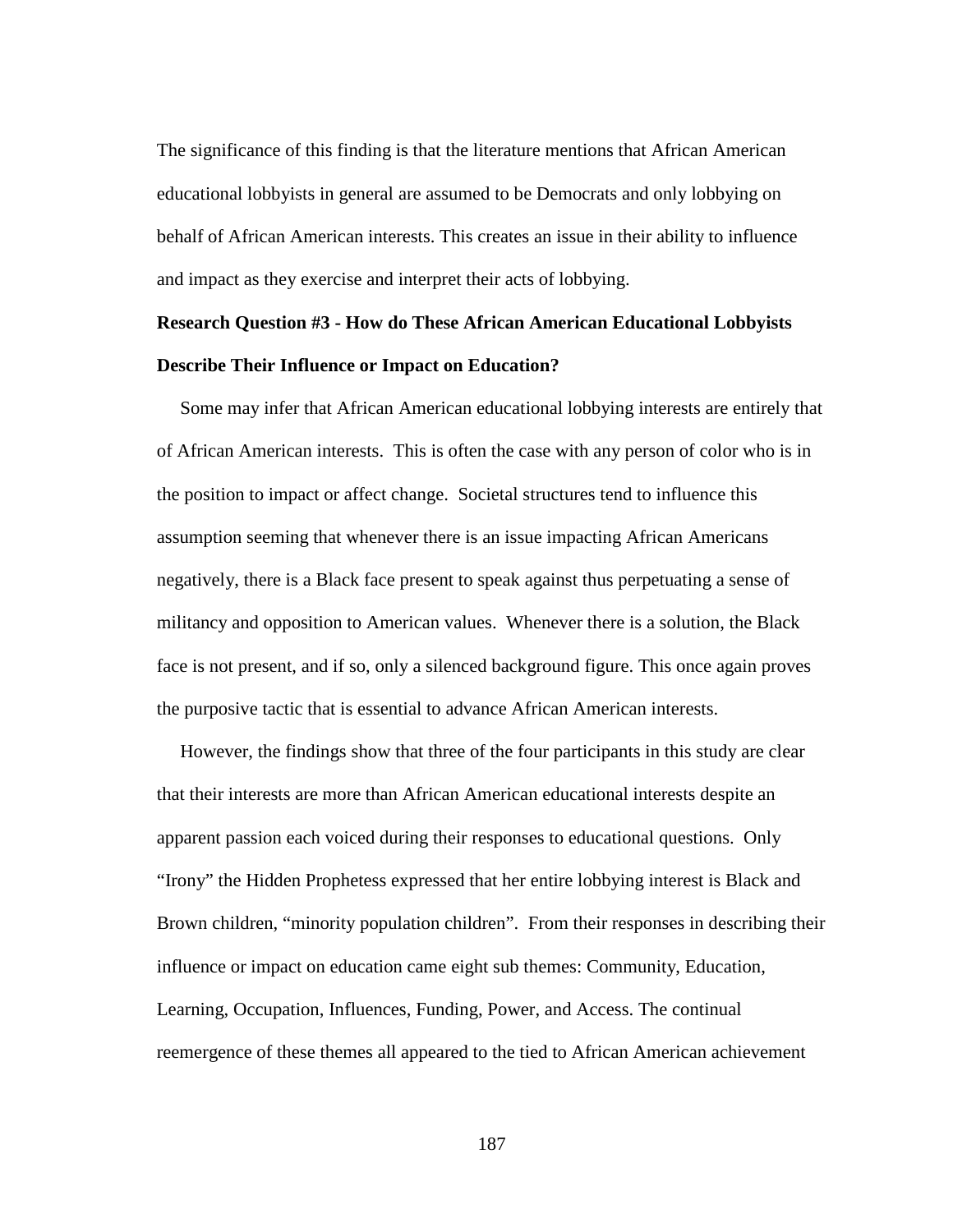The significance of this finding is that the literature mentions that African American educational lobbyists in general are assumed to be Democrats and only lobbying on behalf of African American interests. This creates an issue in their ability to influence and impact as they exercise and interpret their acts of lobbying.

**Research Question #3 - How do These African American Educational Lobbyists Describe Their Influence or Impact on Education?**

Some may infer that African American educational lobbying interests are entirely that of African American interests. This is often the case with any person of color who is in the position to impact or affect change. Societal structures tend to influence this assumption seeming that whenever there is an issue impacting African Americans negatively, there is a Black face present to speak against thus perpetuating a sense of militancy and opposition to American values. Whenever there is a solution, the Black face is not present, and if so, only a silenced background figure. This once again proves the purposive tactic that is essential to advance African American interests.

However, the findings show that three of the four participants in this study are clear that their interests are more than African American educational interests despite an apparent passion each voiced during their responses to educational questions. Only "Irony" the Hidden Prophetess expressed that her entire lobbying interest is Black and Brown children, "minority population children". From their responses in describing their influence or impact on education came eight sub themes: Community, Education, Learning, Occupation, Influences, Funding, Power, and Access. The continual reemergence of these themes all appeared to the tied to African American achievement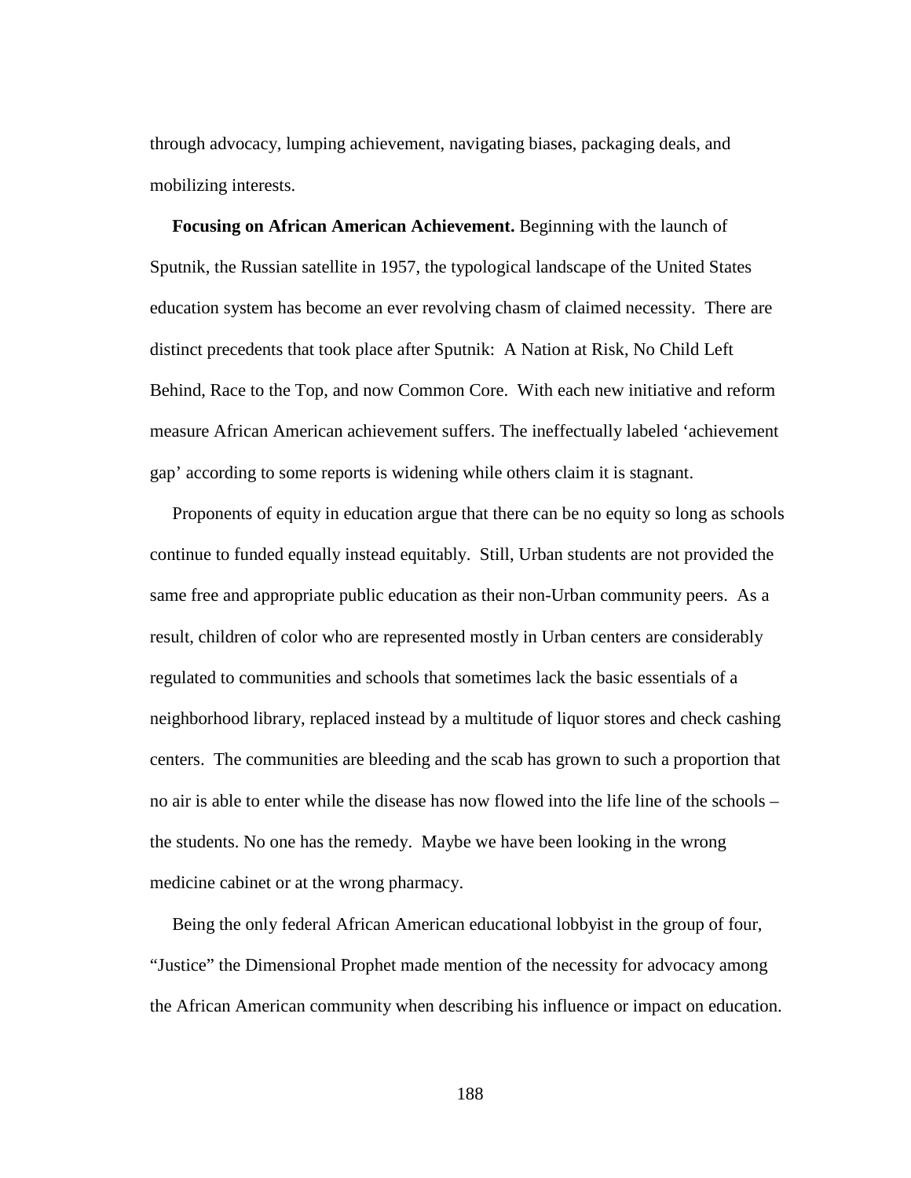through advocacy, lumping achievement, navigating biases, packaging deals, and mobilizing interests.

**Focusing on African American Achievement.** Beginning with the launch of Sputnik, the Russian satellite in 1957, the typological landscape of the United States education system has become an ever revolving chasm of claimed necessity. There are distinct precedents that took place after Sputnik: A Nation at Risk, No Child Left Behind, Race to the Top, and now Common Core. With each new initiative and reform measure African American achievement suffers. The ineffectually labeled 'achievement gap' according to some reports is widening while others claim it is stagnant.

Proponents of equity in education argue that there can be no equity so long as schools continue to funded equally instead equitably. Still, Urban students are not provided the same free and appropriate public education as their non-Urban community peers. As a result, children of color who are represented mostly in Urban centers are considerably regulated to communities and schools that sometimes lack the basic essentials of a neighborhood library, replaced instead by a multitude of liquor stores and check cashing centers. The communities are bleeding and the scab has grown to such a proportion that no air is able to enter while the disease has now flowed into the life line of the schools – the students. No one has the remedy. Maybe we have been looking in the wrong medicine cabinet or at the wrong pharmacy.

Being the only federal African American educational lobbyist in the group of four, "Justice" the Dimensional Prophet made mention of the necessity for advocacy among the African American community when describing his influence or impact on education.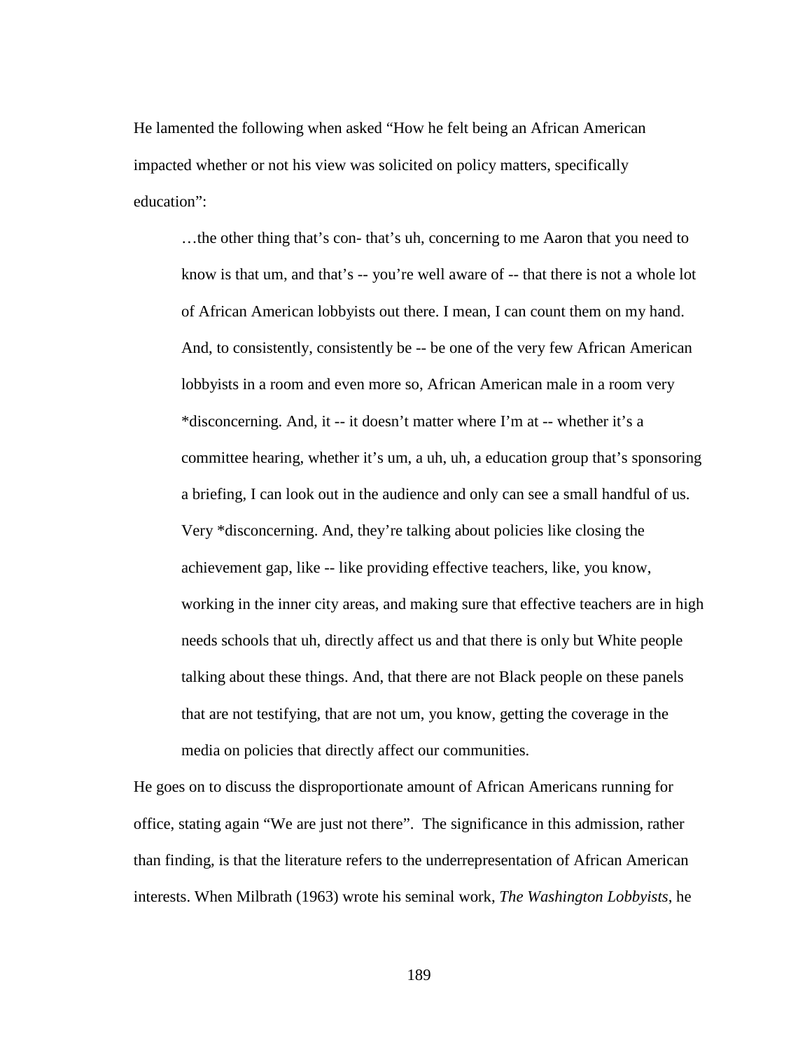He lamented the following when asked "How he felt being an African American impacted whether or not his view was solicited on policy matters, specifically education":

> …the other thing that's con- that's uh, concerning to me Aaron that you need to know is that um, and that's -- you're well aware of -- that there is not a whole lot of African American lobbyists out there. I mean, I can count them on my hand. And, to consistently, consistently be -- be one of the very few African American lobbyists in a room and even more so, African American male in a room very *disconcerning. And, it -- it doesn't matter where I'm at -- whether it's a committee hearing, whether it's um, a uh, uh, a education group that's sponsoring a briefing, I can look out in the audience and only can see a small handful of us. Very *disconcerning. And, they're talking about policies like closing the achievement gap, like -- like providing effective teachers, like, you know, working in the inner city areas, and making sure that effective teachers are in high needs schools that uh, directly affect us and that there is only but White people talking about these things. And, that there are not Black people on these panels that are not testifying, that are not um, you know, getting the coverage in the media on policies that directly affect our communities.

He goes on to discuss the disproportionate amount of African Americans running for office, stating again "We are just not there". The significance in this admission, rather than finding, is that the literature refers to the underrepresentation of African American interests. When Milbrath (1963) wrote his seminal work, *The Washington Lobbyists*, he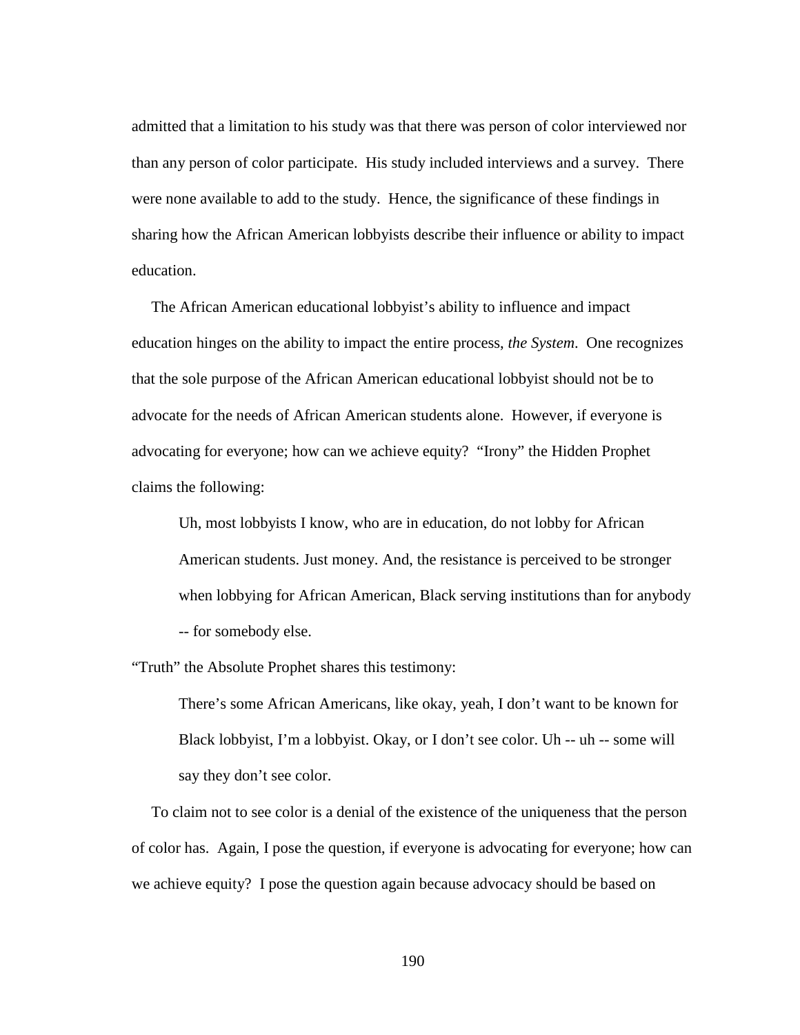admitted that a limitation to his study was that there was person of color interviewed nor than any person of color participate. His study included interviews and a survey. There were none available to add to the study. Hence, the significance of these findings in sharing how the African American lobbyists describe their influence or ability to impact education.

The African American educational lobbyist's ability to influence and impact education hinges on the ability to impact the entire process, *the System*. One recognizes that the sole purpose of the African American educational lobbyist should not be to advocate for the needs of African American students alone. However, if everyone is advocating for everyone; how can we achieve equity? "Irony" the Hidden Prophet claims the following:

> Uh, most lobbyists I know, who are in education, do not lobby for African American students. Just money. And, the resistance is perceived to be stronger when lobbying for African American, Black serving institutions than for anybody -- for somebody else.

"Truth" the Absolute Prophet shares this testimony:

> There's some African Americans, like okay, yeah, I don't want to be known for Black lobbyist, I'm a lobbyist. Okay, or I don't see color. Uh -- uh -- some will say they don't see color.

To claim not to see color is a denial of the existence of the uniqueness that the person of color has. Again, I pose the question, if everyone is advocating for everyone; how can we achieve equity? I pose the question again because advocacy should be based on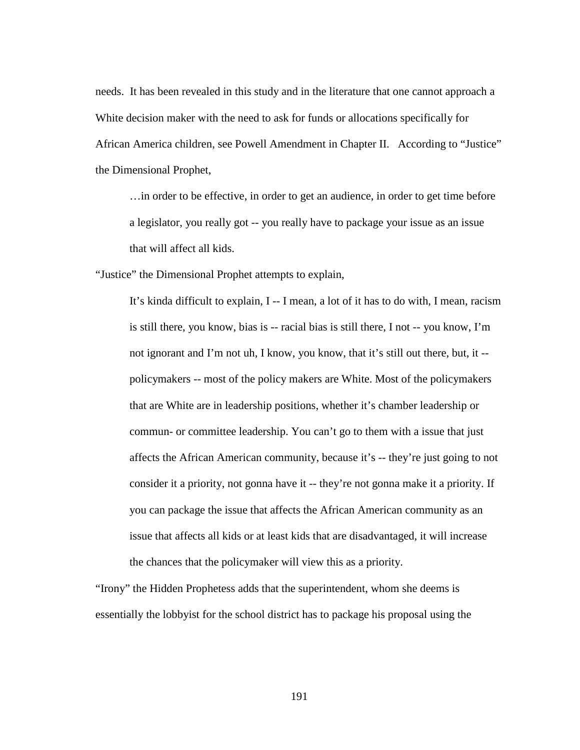needs. It has been revealed in this study and in the literature that one cannot approach a White decision maker with the need to ask for funds or allocations specifically for African America children, see Powell Amendment in Chapter II. According to "Justice" the Dimensional Prophet,

> …in order to be effective, in order to get an audience, in order to get time before a legislator, you really got -- you really have to package your issue as an issue that will affect all kids.

"Justice" the Dimensional Prophet attempts to explain,

> It's kinda difficult to explain, I -- I mean, a lot of it has to do with, I mean, racism is still there, you know, bias is -- racial bias is still there, I not -- you know, I'm not ignorant and I'm not uh, I know, you know, that it's still out there, but, it -- policymakers -- most of the policy makers are White. Most of the policymakers that are White are in leadership positions, whether it's chamber leadership or commun- or committee leadership. You can't go to them with a issue that just affects the African American community, because it's -- they're just going to not consider it a priority, not gonna have it -- they're not gonna make it a priority. If you can package the issue that affects the African American community as an issue that affects all kids or at least kids that are disadvantaged, it will increase the chances that the policymaker will view this as a priority.

"Irony" the Hidden Prophetess adds that the superintendent, whom she deems is essentially the lobbyist for the school district has to package his proposal using the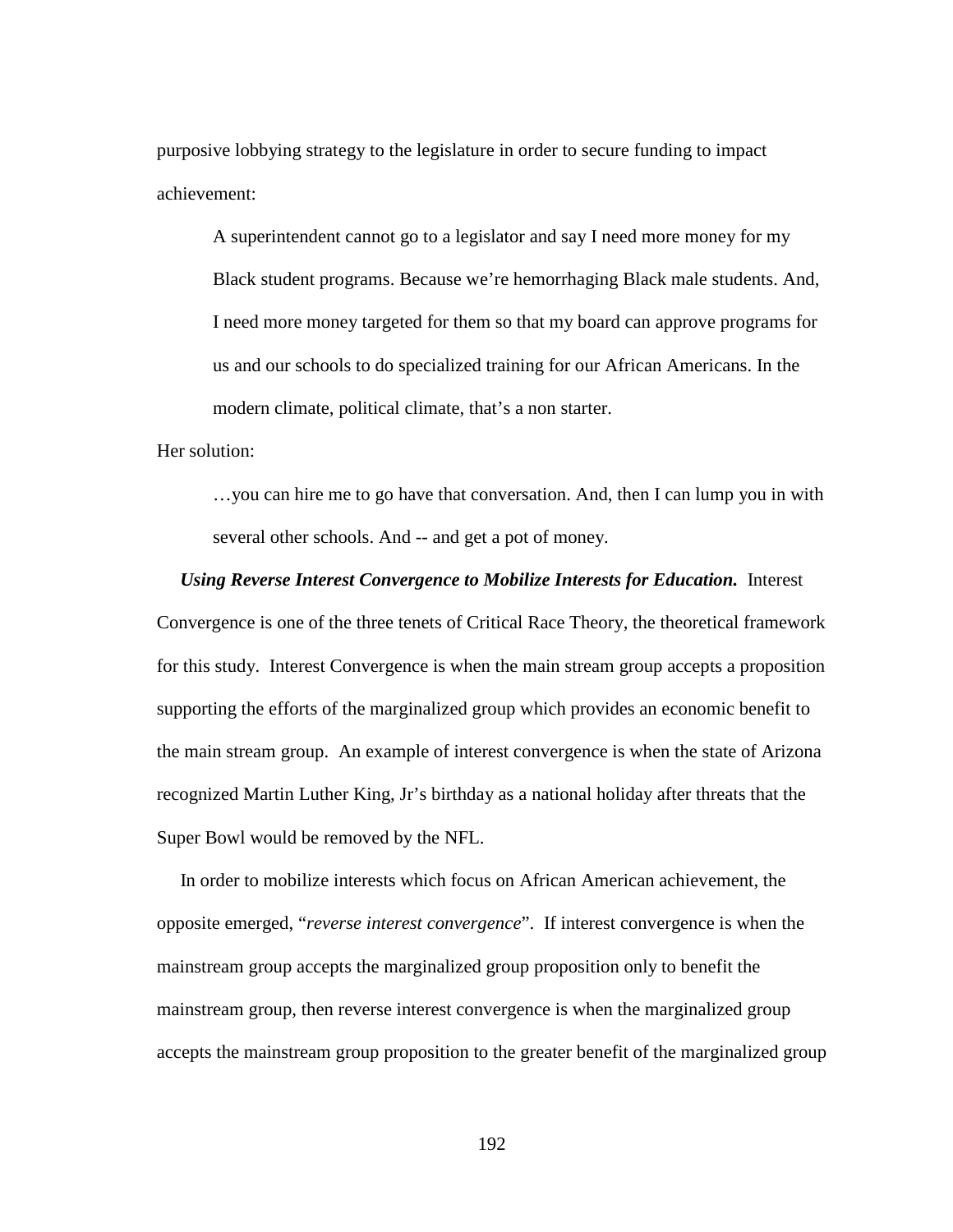purposive lobbying strategy to the legislature in order to secure funding to impact achievement:

> A superintendent cannot go to a legislator and say I need more money for my Black student programs. Because we're hemorrhaging Black male students. And, I need more money targeted for them so that my board can approve programs for us and our schools to do specialized training for our African Americans. In the modern climate, political climate, that's a non starter.

Her solution:

> …you can hire me to go have that conversation. And, then I can lump you in with several other schools. And -- and get a pot of money.

***Using Reverse Interest Convergence to Mobilize Interests for Education.*** Interest Convergence is one of the three tenets of Critical Race Theory, the theoretical framework for this study. Interest Convergence is when the main stream group accepts a proposition supporting the efforts of the marginalized group which provides an economic benefit to the main stream group. An example of interest convergence is when the state of Arizona recognized Martin Luther King, Jr's birthday as a national holiday after threats that the Super Bowl would be removed by the NFL.

In order to mobilize interests which focus on African American achievement, the opposite emerged, "*reverse interest convergence*". If interest convergence is when the mainstream group accepts the marginalized group proposition only to benefit the mainstream group, then reverse interest convergence is when the marginalized group accepts the mainstream group proposition to the greater benefit of the marginalized group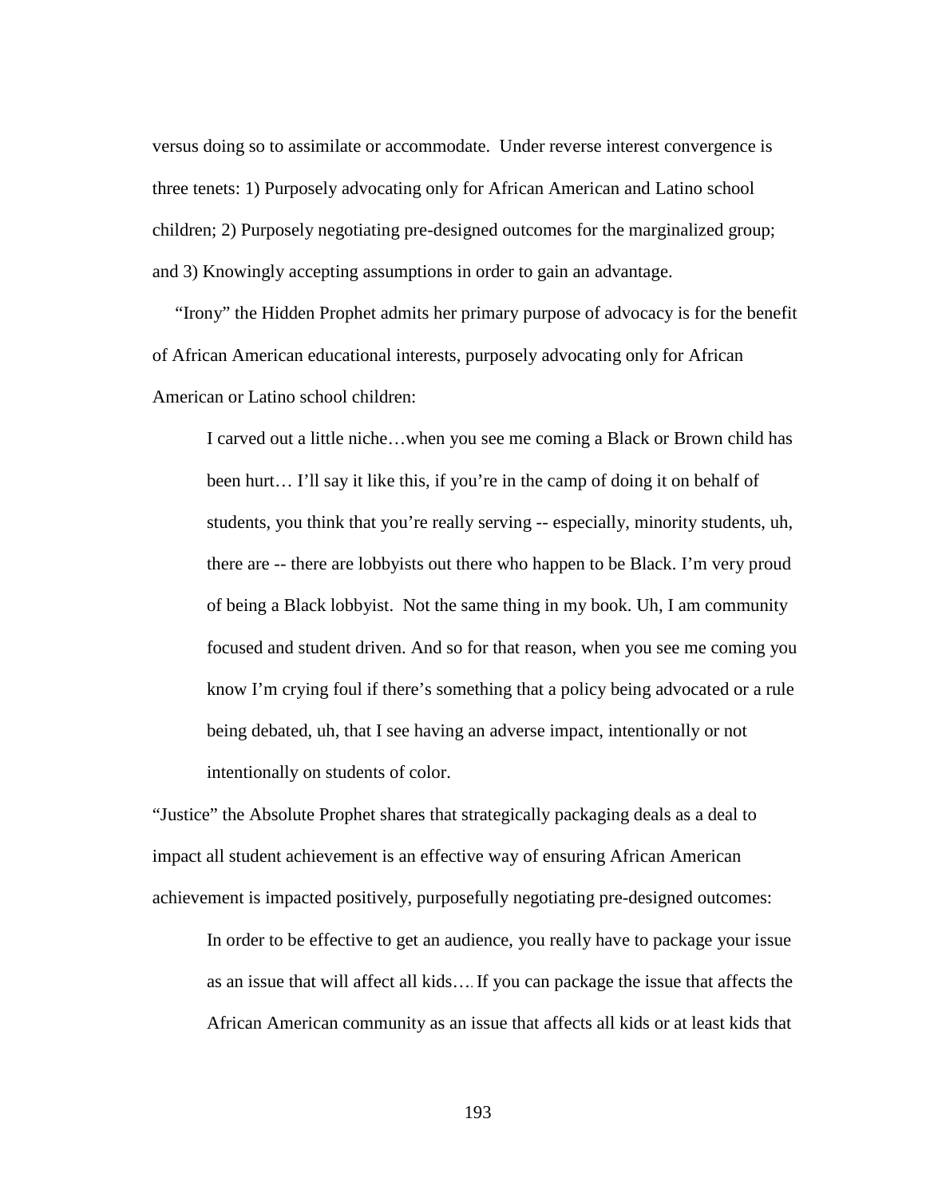versus doing so to assimilate or accommodate. Under reverse interest convergence is three tenets: 1) Purposely advocating only for African American and Latino school children; 2) Purposely negotiating pre-designed outcomes for the marginalized group; and 3) Knowingly accepting assumptions in order to gain an advantage.

"Irony" the Hidden Prophet admits her primary purpose of advocacy is for the benefit of African American educational interests, purposely advocating only for African American or Latino school children:

> I carved out a little niche…when you see me coming a Black or Brown child has been hurt… I'll say it like this, if you're in the camp of doing it on behalf of students, you think that you're really serving -- especially, minority students, uh, there are -- there are lobbyists out there who happen to be Black. I'm very proud of being a Black lobbyist. Not the same thing in my book. Uh, I am community focused and student driven. And so for that reason, when you see me coming you know I'm crying foul if there's something that a policy being advocated or a rule being debated, uh, that I see having an adverse impact, intentionally or not intentionally on students of color.

"Justice" the Absolute Prophet shares that strategically packaging deals as a deal to impact all student achievement is an effective way of ensuring African American achievement is impacted positively, purposefully negotiating pre-designed outcomes:

> In order to be effective to get an audience, you really have to package your issue as an issue that will affect all kids…. If you can package the issue that affects the African American community as an issue that affects all kids or at least kids that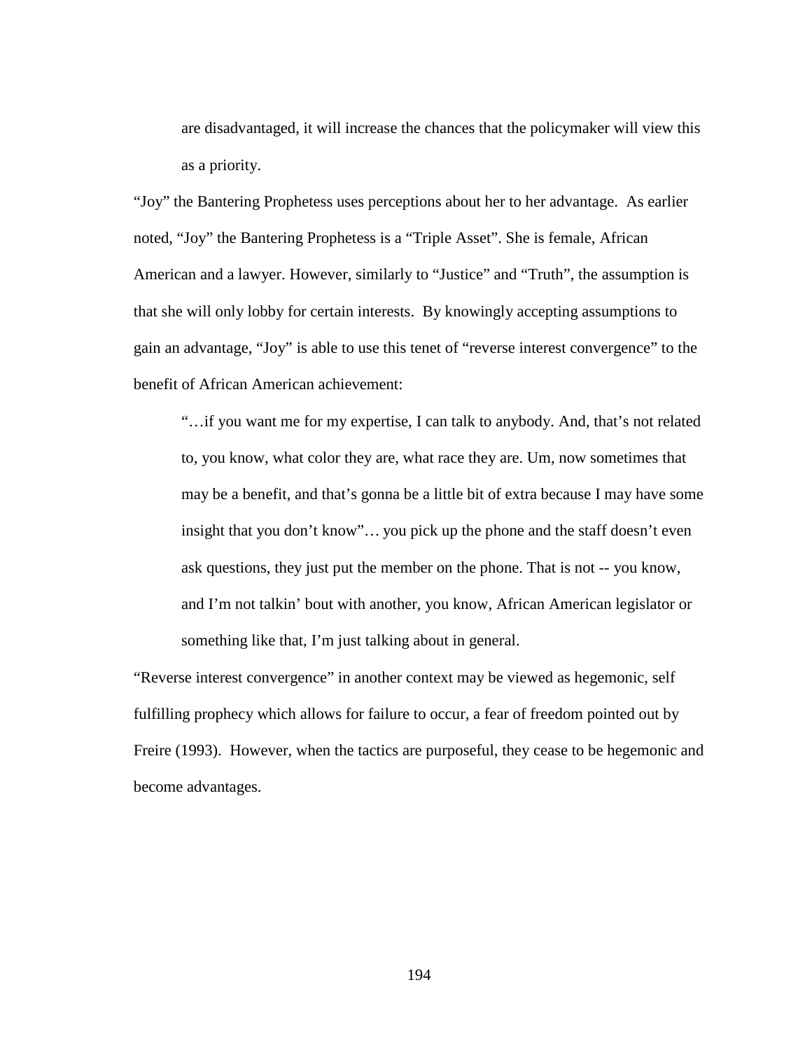> are disadvantaged, it will increase the chances that the policymaker will view this as a priority.

"Joy" the Bantering Prophetess uses perceptions about her to her advantage. As earlier noted, "Joy" the Bantering Prophetess is a "Triple Asset". She is female, African American and a lawyer. However, similarly to "Justice" and "Truth", the assumption is that she will only lobby for certain interests. By knowingly accepting assumptions to gain an advantage, "Joy" is able to use this tenet of "reverse interest convergence" to the benefit of African American achievement:

> "…if you want me for my expertise, I can talk to anybody. And, that's not related to, you know, what color they are, what race they are. Um, now sometimes that may be a benefit, and that's gonna be a little bit of extra because I may have some insight that you don't know"… you pick up the phone and the staff doesn't even ask questions, they just put the member on the phone. That is not -- you know, and I'm not talkin' bout with another, you know, African American legislator or something like that, I'm just talking about in general.

"Reverse interest convergence" in another context may be viewed as hegemonic, self fulfilling prophecy which allows for failure to occur, a fear of freedom pointed out by Freire (1993). However, when the tactics are purposeful, they cease to be hegemonic and become advantages.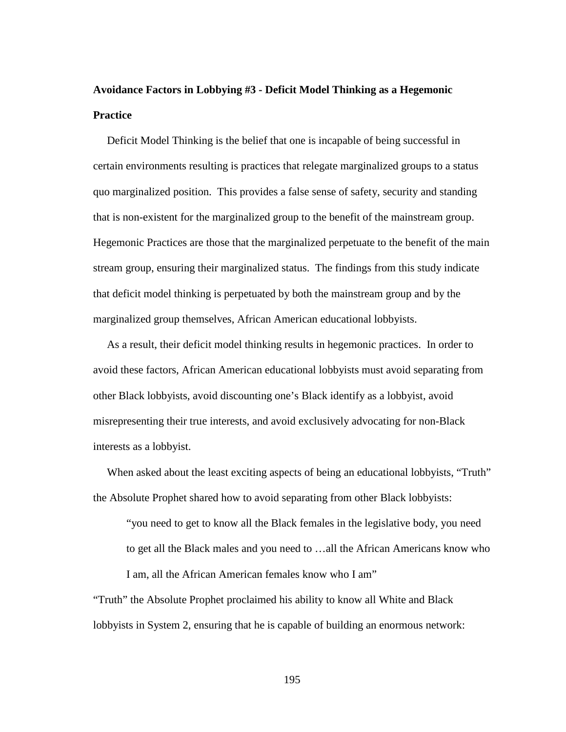**Avoidance Factors in Lobbying #3 - Deficit Model Thinking as a Hegemonic Practice**

Deficit Model Thinking is the belief that one is incapable of being successful in certain environments resulting is practices that relegate marginalized groups to a status quo marginalized position. This provides a false sense of safety, security and standing that is non-existent for the marginalized group to the benefit of the mainstream group. Hegemonic Practices are those that the marginalized perpetuate to the benefit of the main stream group, ensuring their marginalized status. The findings from this study indicate that deficit model thinking is perpetuated by both the mainstream group and by the marginalized group themselves, African American educational lobbyists.

As a result, their deficit model thinking results in hegemonic practices. In order to avoid these factors, African American educational lobbyists must avoid separating from other Black lobbyists, avoid discounting one's Black identify as a lobbyist, avoid misrepresenting their true interests, and avoid exclusively advocating for non-Black interests as a lobbyist.

When asked about the least exciting aspects of being an educational lobbyists, "Truth" the Absolute Prophet shared how to avoid separating from other Black lobbyists:

> "you need to get to know all the Black females in the legislative body, you need to get all the Black males and you need to …all the African Americans know who I am, all the African American females know who I am"

"Truth" the Absolute Prophet proclaimed his ability to know all White and Black lobbyists in System 2, ensuring that he is capable of building an enormous network: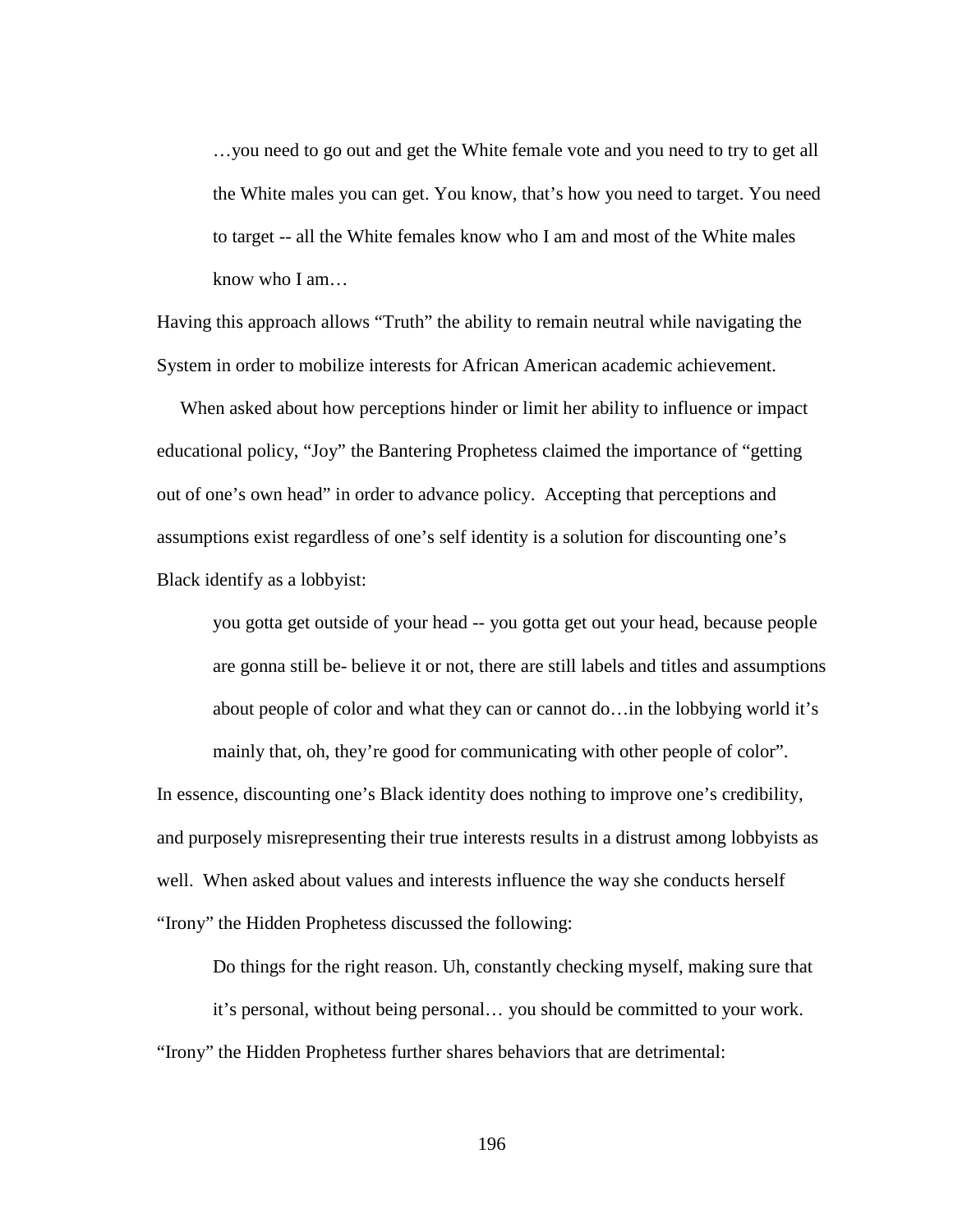> …you need to go out and get the White female vote and you need to try to get all the White males you can get. You know, that's how you need to target. You need to target -- all the White females know who I am and most of the White males know who I am…

Having this approach allows "Truth" the ability to remain neutral while navigating the System in order to mobilize interests for African American academic achievement.

When asked about how perceptions hinder or limit her ability to influence or impact educational policy, "Joy" the Bantering Prophetess claimed the importance of "getting out of one's own head" in order to advance policy. Accepting that perceptions and assumptions exist regardless of one's self identity is a solution for discounting one's Black identify as a lobbyist:

> you gotta get outside of your head -- you gotta get out your head, because people are gonna still be- believe it or not, there are still labels and titles and assumptions about people of color and what they can or cannot do…in the lobbying world it's mainly that, oh, they're good for communicating with other people of color".

In essence, discounting one's Black identity does nothing to improve one's credibility, and purposely misrepresenting their true interests results in a distrust among lobbyists as well. When asked about values and interests influence the way she conducts herself "Irony" the Hidden Prophetess discussed the following:

> Do things for the right reason. Uh, constantly checking myself, making sure that it's personal, without being personal… you should be committed to your work.

"Irony" the Hidden Prophetess further shares behaviors that are detrimental: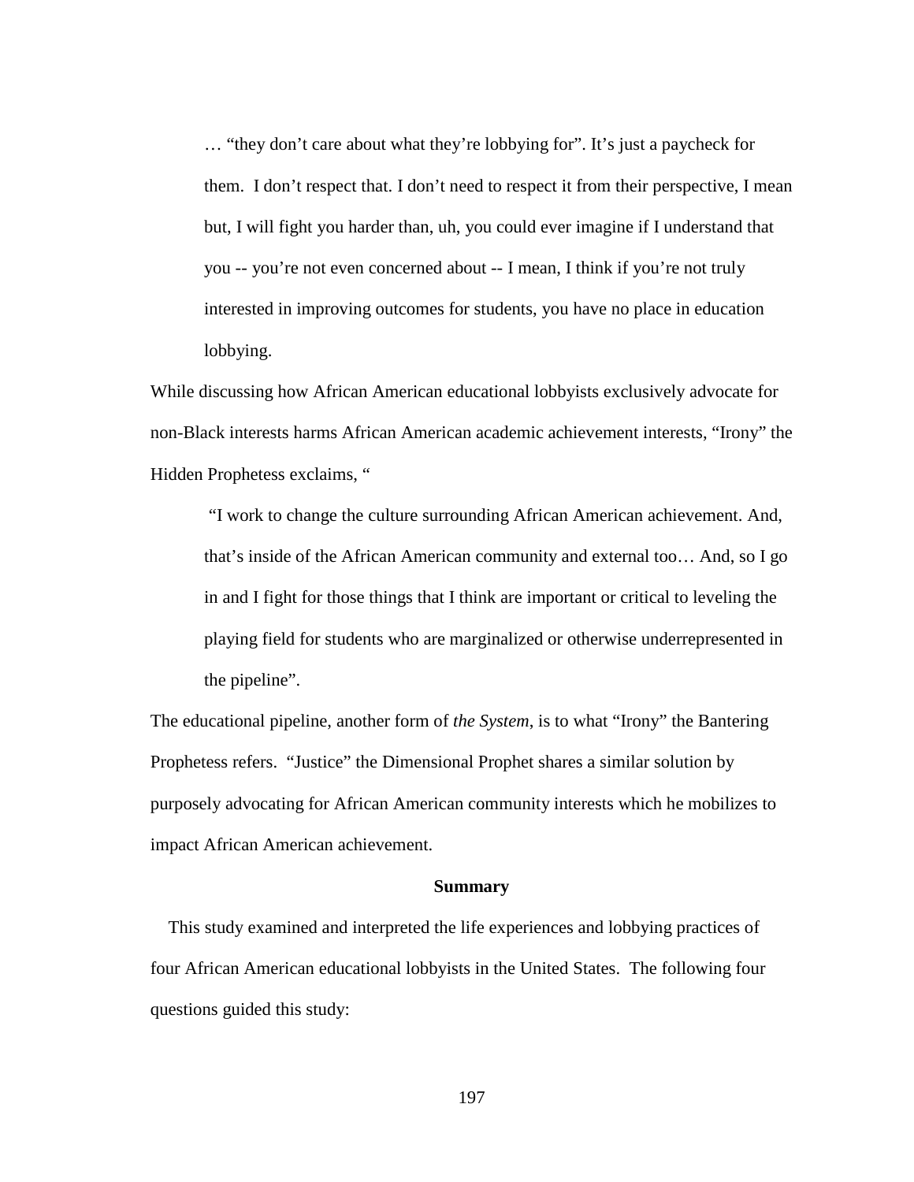> … “they don’t care about what they’re lobbying for”. It’s just a paycheck for them. I don’t respect that. I don’t need to respect it from their perspective, I mean but, I will fight you harder than, uh, you could ever imagine if I understand that you -- you’re not even concerned about -- I mean, I think if you’re not truly interested in improving outcomes for students, you have no place in education lobbying.

While discussing how African American educational lobbyists exclusively advocate for non-Black interests harms African American academic achievement interests, “Irony” the Hidden Prophetess exclaims, “

> “I work to change the culture surrounding African American achievement. And, that’s inside of the African American community and external too… And, so I go in and I fight for those things that I think are important or critical to leveling the playing field for students who are marginalized or otherwise underrepresented in the pipeline”.

The educational pipeline, another form of *the System*, is to what “Irony” the Bantering Prophetess refers. “Justice” the Dimensional Prophet shares a similar solution by purposely advocating for African American community interests which he mobilizes to impact African American achievement.

## Summary

This study examined and interpreted the life experiences and lobbying practices of four African American educational lobbyists in the United States. The following four questions guided this study: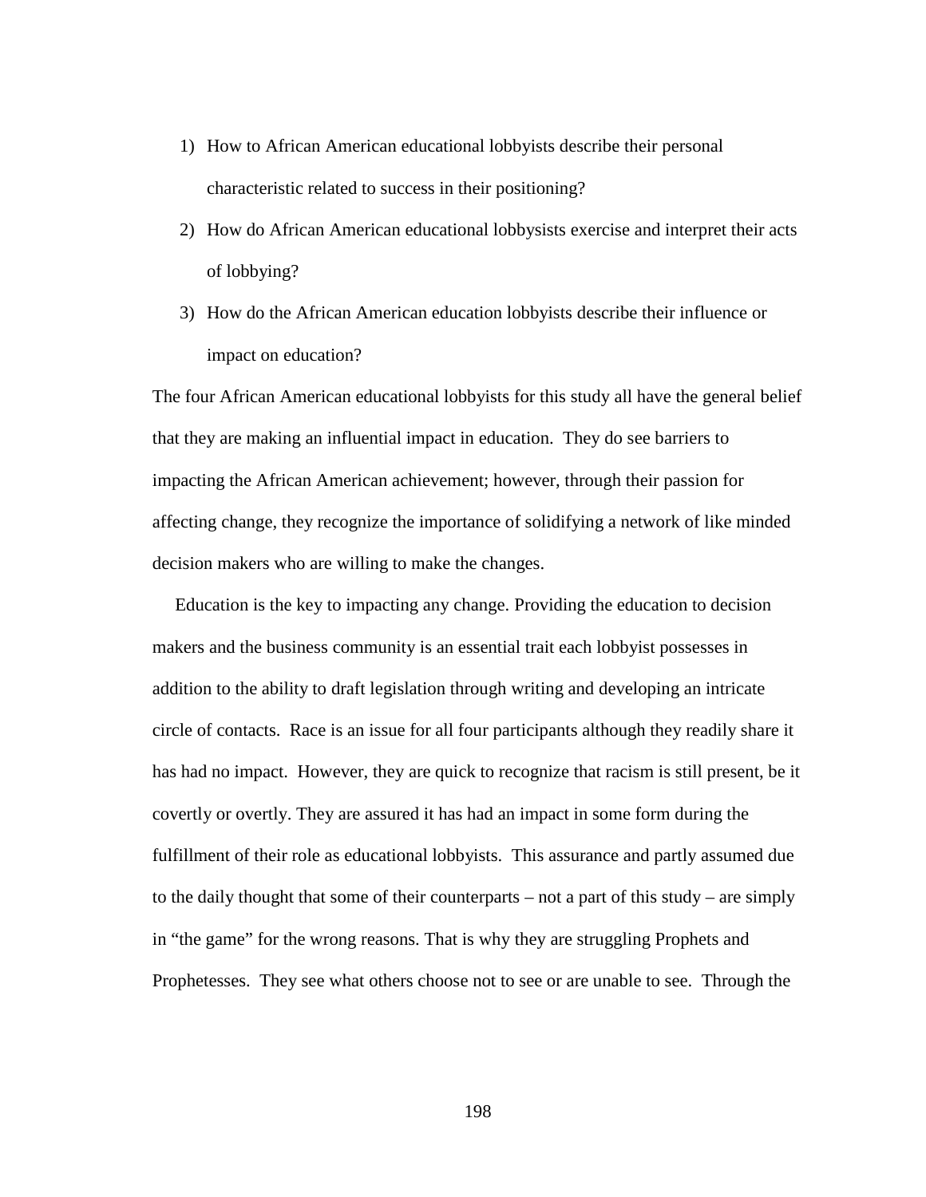1) How to African American educational lobbyists describe their personal characteristic related to success in their positioning?
2) How do African American educational lobbysists exercise and interpret their acts of lobbying?
3) How do the African American education lobbyists describe their influence or impact on education?

The four African American educational lobbyists for this study all have the general belief that they are making an influential impact in education. They do see barriers to impacting the African American achievement; however, through their passion for affecting change, they recognize the importance of solidifying a network of like minded decision makers who are willing to make the changes.

Education is the key to impacting any change. Providing the education to decision makers and the business community is an essential trait each lobbyist possesses in addition to the ability to draft legislation through writing and developing an intricate circle of contacts. Race is an issue for all four participants although they readily share it has had no impact. However, they are quick to recognize that racism is still present, be it covertly or overtly. They are assured it has had an impact in some form during the fulfillment of their role as educational lobbyists. This assurance and partly assumed due to the daily thought that some of their counterparts – not a part of this study – are simply in "the game" for the wrong reasons. That is why they are struggling Prophets and Prophetesses. They see what others choose not to see or are unable to see. Through the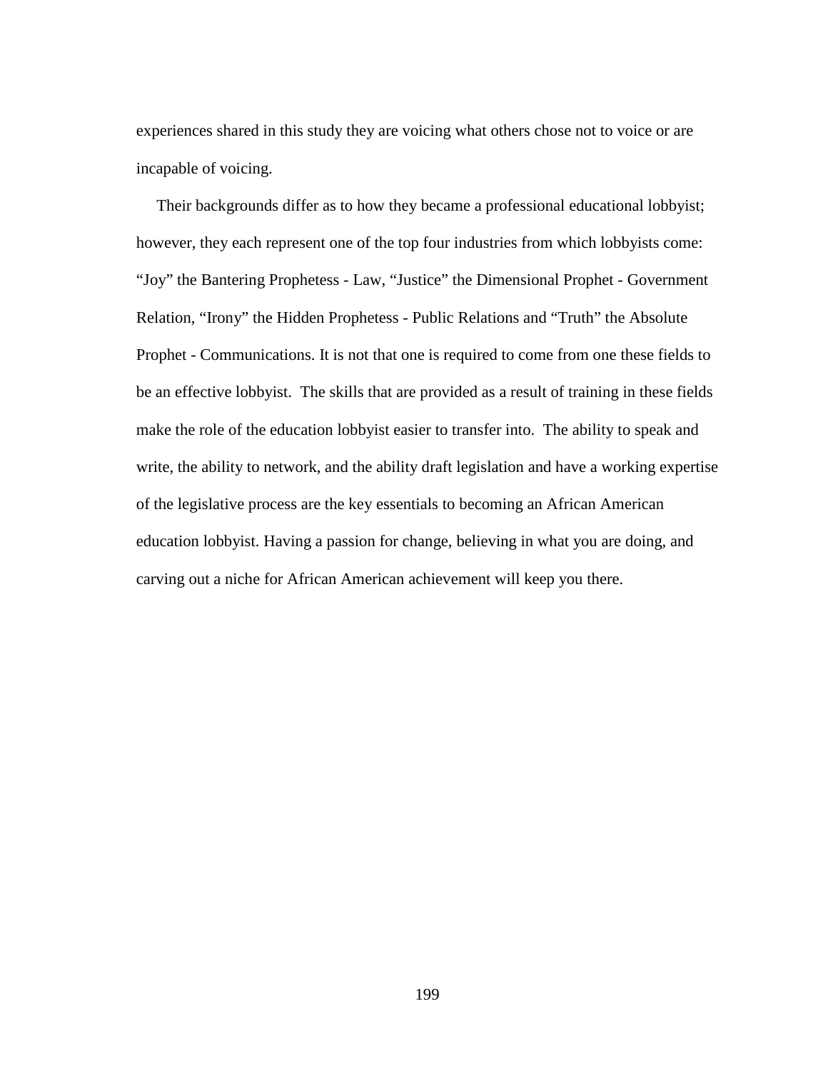experiences shared in this study they are voicing what others chose not to voice or are incapable of voicing.

Their backgrounds differ as to how they became a professional educational lobbyist; however, they each represent one of the top four industries from which lobbyists come: “Joy” the Bantering Prophetess - Law, “Justice” the Dimensional Prophet - Government Relation, “Irony” the Hidden Prophetess - Public Relations and “Truth” the Absolute Prophet - Communications. It is not that one is required to come from one these fields to be an effective lobbyist. The skills that are provided as a result of training in these fields make the role of the education lobbyist easier to transfer into. The ability to speak and write, the ability to network, and the ability draft legislation and have a working expertise of the legislative process are the key essentials to becoming an African American education lobbyist. Having a passion for change, believing in what you are doing, and carving out a niche for African American achievement will keep you there.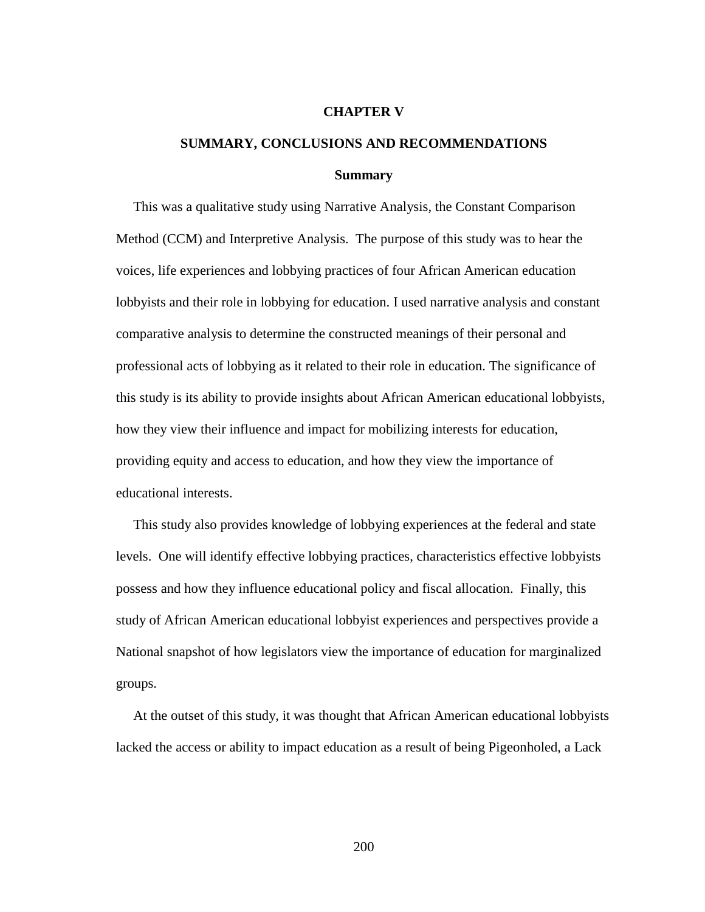# CHAPTER V

## SUMMARY, CONCLUSIONS AND RECOMMENDATIONS

### Summary

This was a qualitative study using Narrative Analysis, the Constant Comparison Method (CCM) and Interpretive Analysis. The purpose of this study was to hear the voices, life experiences and lobbying practices of four African American education lobbyists and their role in lobbying for education. I used narrative analysis and constant comparative analysis to determine the constructed meanings of their personal and professional acts of lobbying as it related to their role in education. The significance of this study is its ability to provide insights about African American educational lobbyists, how they view their influence and impact for mobilizing interests for education, providing equity and access to education, and how they view the importance of educational interests.

This study also provides knowledge of lobbying experiences at the federal and state levels. One will identify effective lobbying practices, characteristics effective lobbyists possess and how they influence educational policy and fiscal allocation. Finally, this study of African American educational lobbyist experiences and perspectives provide a National snapshot of how legislators view the importance of education for marginalized groups.

At the outset of this study, it was thought that African American educational lobbyists lacked the access or ability to impact education as a result of being Pigeonholed, a Lack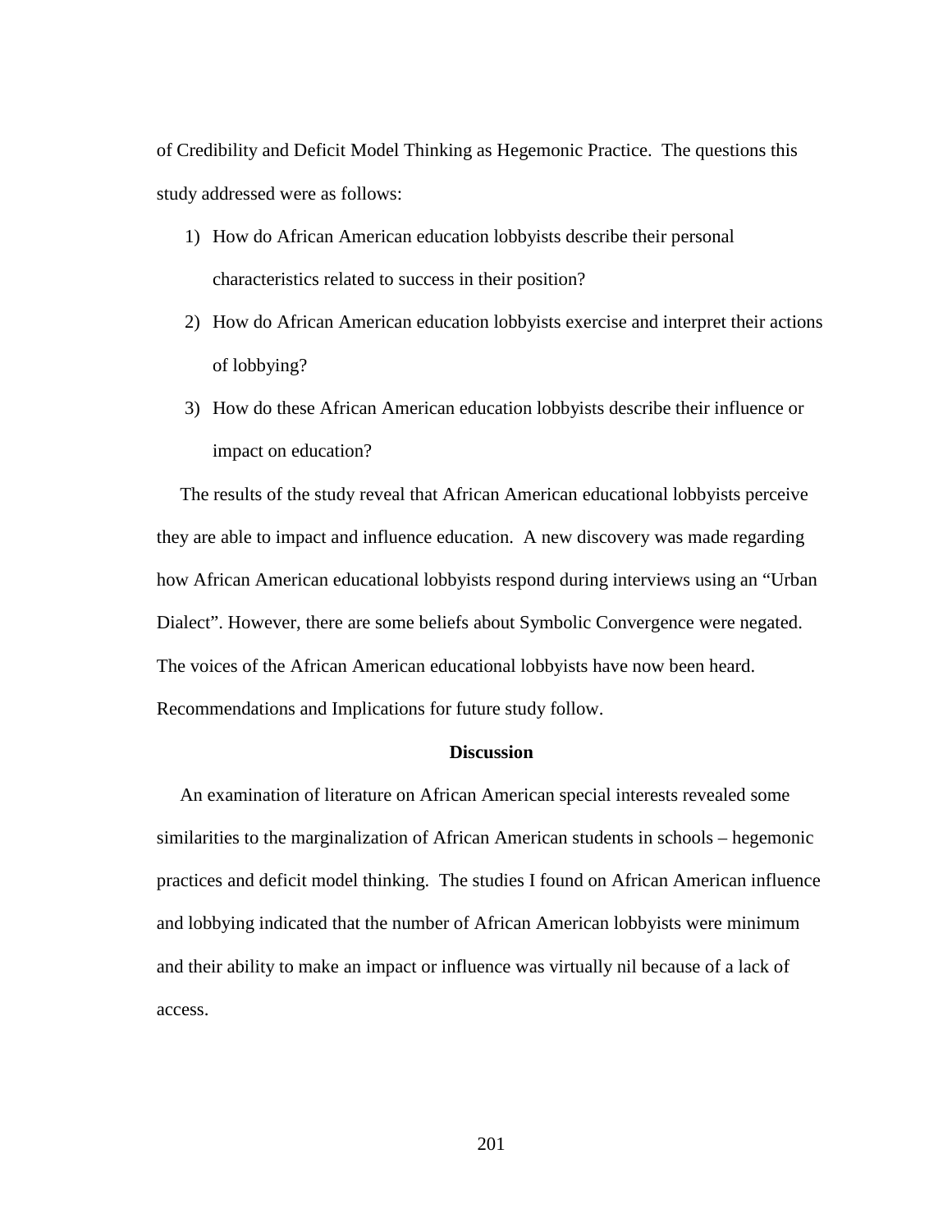of Credibility and Deficit Model Thinking as Hegemonic Practice. The questions this study addressed were as follows:

1) How do African American education lobbyists describe their personal characteristics related to success in their position?
2) How do African American education lobbyists exercise and interpret their actions of lobbying?
3) How do these African American education lobbyists describe their influence or impact on education?

The results of the study reveal that African American educational lobbyists perceive they are able to impact and influence education. A new discovery was made regarding how African American educational lobbyists respond during interviews using an "Urban Dialect". However, there are some beliefs about Symbolic Convergence were negated. The voices of the African American educational lobbyists have now been heard. Recommendations and Implications for future study follow.

## Discussion

An examination of literature on African American special interests revealed some similarities to the marginalization of African American students in schools – hegemonic practices and deficit model thinking. The studies I found on African American influence and lobbying indicated that the number of African American lobbyists were minimum and their ability to make an impact or influence was virtually nil because of a lack of access.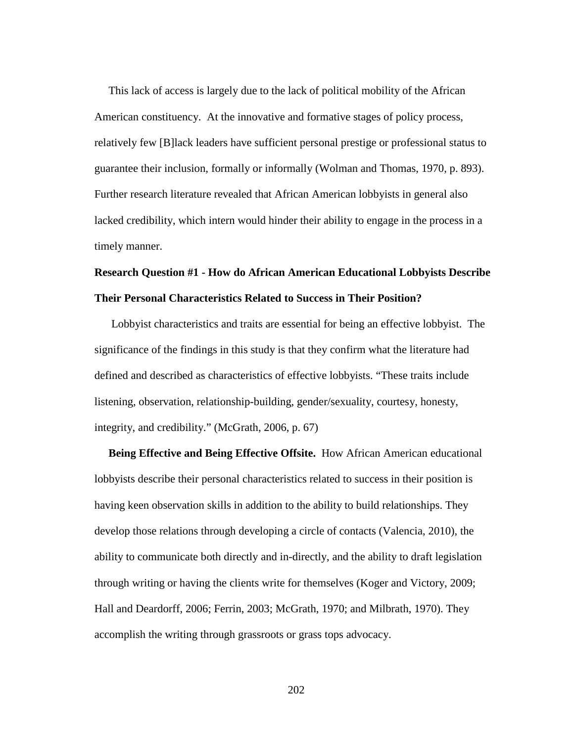This lack of access is largely due to the lack of political mobility of the African American constituency. At the innovative and formative stages of policy process, relatively few [B]lack leaders have sufficient personal prestige or professional status to guarantee their inclusion, formally or informally (Wolman and Thomas, 1970, p. 893). Further research literature revealed that African American lobbyists in general also lacked credibility, which intern would hinder their ability to engage in the process in a timely manner.

**Research Question #1 - How do African American Educational Lobbyists Describe Their Personal Characteristics Related to Success in Their Position?**

Lobbyist characteristics and traits are essential for being an effective lobbyist. The significance of the findings in this study is that they confirm what the literature had defined and described as characteristics of effective lobbyists. "These traits include listening, observation, relationship-building, gender/sexuality, courtesy, honesty, integrity, and credibility." (McGrath, 2006, p. 67)

**Being Effective and Being Effective Offsite.** How African American educational lobbyists describe their personal characteristics related to success in their position is having keen observation skills in addition to the ability to build relationships. They develop those relations through developing a circle of contacts (Valencia, 2010), the ability to communicate both directly and in-directly, and the ability to draft legislation through writing or having the clients write for themselves (Koger and Victory, 2009; Hall and Deardorff, 2006; Ferrin, 2003; McGrath, 1970; and Milbrath, 1970). They accomplish the writing through grassroots or grass tops advocacy.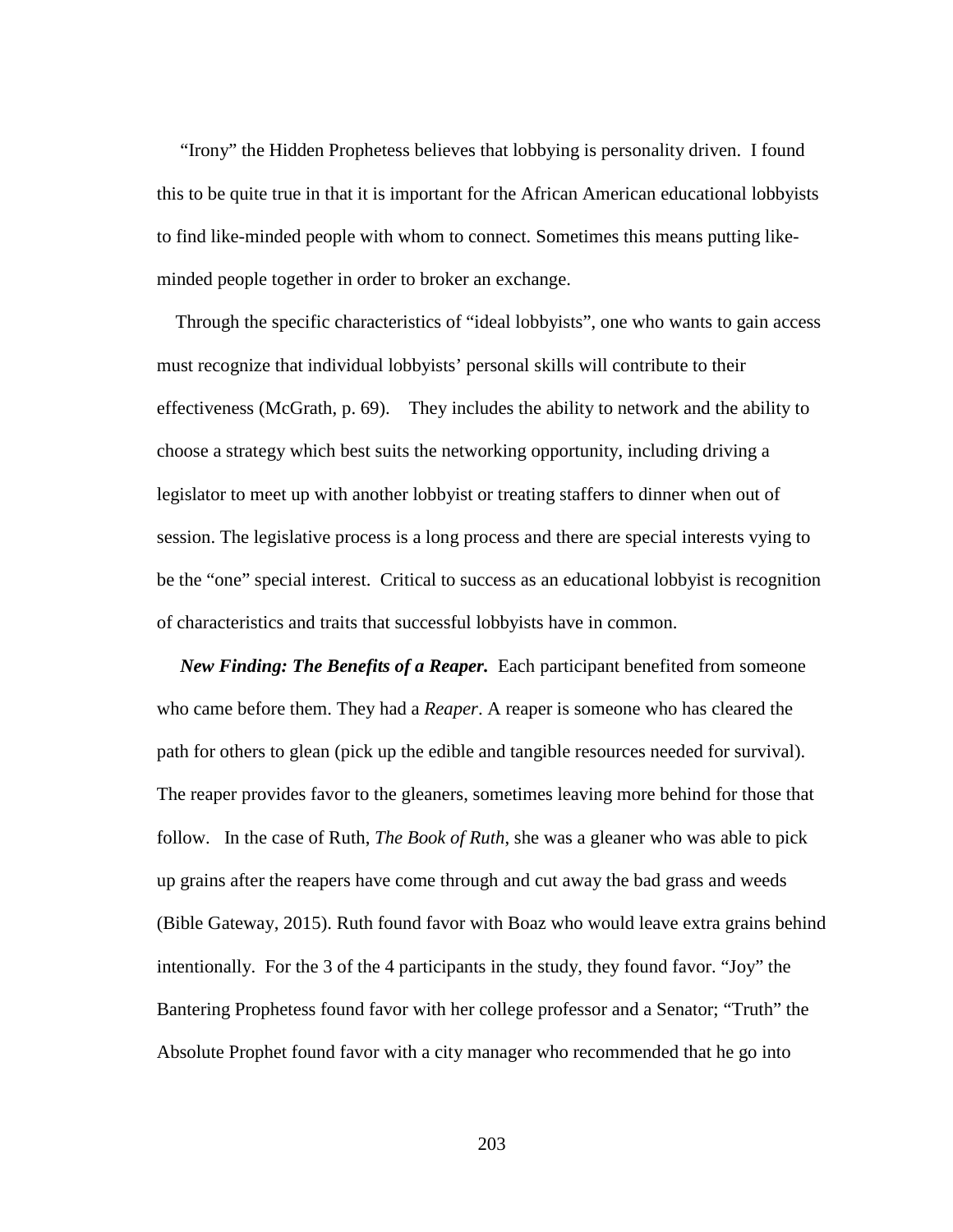"Irony" the Hidden Prophetess believes that lobbying is personality driven. I found this to be quite true in that it is important for the African American educational lobbyists to find like-minded people with whom to connect. Sometimes this means putting like-minded people together in order to broker an exchange.

Through the specific characteristics of "ideal lobbyists", one who wants to gain access must recognize that individual lobbyists' personal skills will contribute to their effectiveness (McGrath, p. 69). They includes the ability to network and the ability to choose a strategy which best suits the networking opportunity, including driving a legislator to meet up with another lobbyist or treating staffers to dinner when out of session. The legislative process is a long process and there are special interests vying to be the "one" special interest. Critical to success as an educational lobbyist is recognition of characteristics and traits that successful lobbyists have in common.

***New Finding: The Benefits of a Reaper.*** Each participant benefited from someone who came before them. They had a *Reaper*. A reaper is someone who has cleared the path for others to glean (pick up the edible and tangible resources needed for survival). The reaper provides favor to the gleaners, sometimes leaving more behind for those that follow. In the case of Ruth, *The Book of Ruth*, she was a gleaner who was able to pick up grains after the reapers have come through and cut away the bad grass and weeds (Bible Gateway, 2015). Ruth found favor with Boaz who would leave extra grains behind intentionally. For the 3 of the 4 participants in the study, they found favor. "Joy" the Bantering Prophetess found favor with her college professor and a Senator; "Truth" the Absolute Prophet found favor with a city manager who recommended that he go into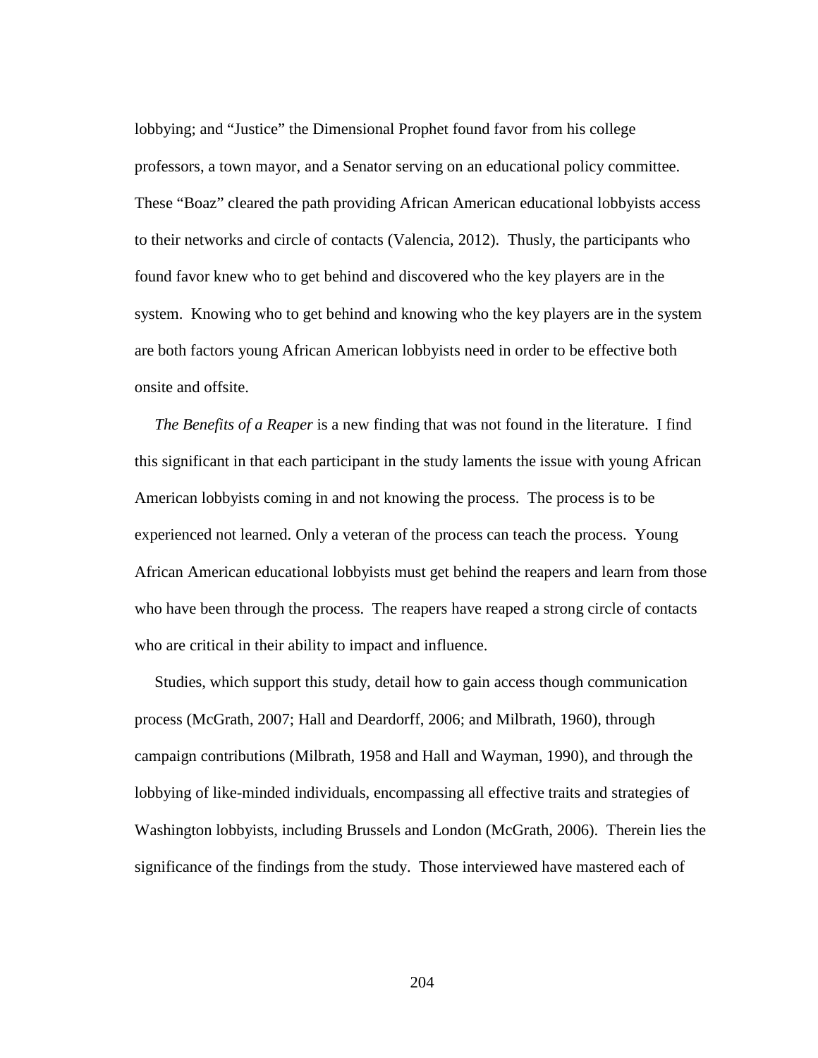lobbying; and "Justice" the Dimensional Prophet found favor from his college professors, a town mayor, and a Senator serving on an educational policy committee. These "Boaz" cleared the path providing African American educational lobbyists access to their networks and circle of contacts (Valencia, 2012). Thusly, the participants who found favor knew who to get behind and discovered who the key players are in the system. Knowing who to get behind and knowing who the key players are in the system are both factors young African American lobbyists need in order to be effective both onsite and offsite.

*The Benefits of a Reaper* is a new finding that was not found in the literature. I find this significant in that each participant in the study laments the issue with young African American lobbyists coming in and not knowing the process. The process is to be experienced not learned. Only a veteran of the process can teach the process. Young African American educational lobbyists must get behind the reapers and learn from those who have been through the process. The reapers have reaped a strong circle of contacts who are critical in their ability to impact and influence.

Studies, which support this study, detail how to gain access though communication process (McGrath, 2007; Hall and Deardorff, 2006; and Milbrath, 1960), through campaign contributions (Milbrath, 1958 and Hall and Wayman, 1990), and through the lobbying of like-minded individuals, encompassing all effective traits and strategies of Washington lobbyists, including Brussels and London (McGrath, 2006). Therein lies the significance of the findings from the study. Those interviewed have mastered each of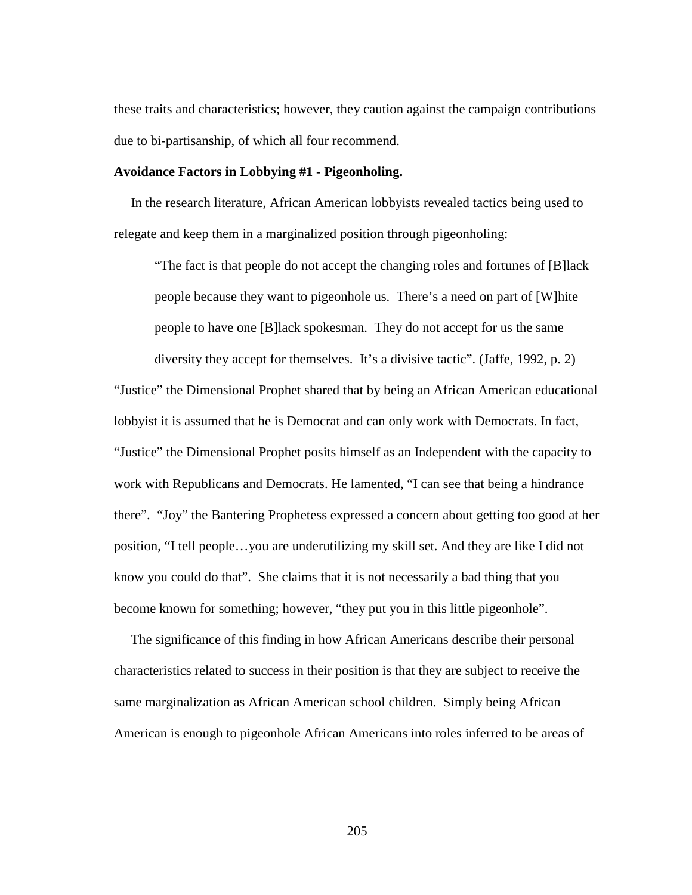these traits and characteristics; however, they caution against the campaign contributions due to bi-partisanship, of which all four recommend.

**Avoidance Factors in Lobbying #1 - Pigeonholing.**

In the research literature, African American lobbyists revealed tactics being used to relegate and keep them in a marginalized position through pigeonholing:

> "The fact is that people do not accept the changing roles and fortunes of [B]lack people because they want to pigeonhole us. There's a need on part of [W]hite people to have one [B]lack spokesman. They do not accept for us the same diversity they accept for themselves. It's a divisive tactic". (Jaffe, 1992, p. 2)

"Justice" the Dimensional Prophet shared that by being an African American educational lobbyist it is assumed that he is Democrat and can only work with Democrats. In fact, "Justice" the Dimensional Prophet posits himself as an Independent with the capacity to work with Republicans and Democrats. He lamented, "I can see that being a hindrance there". "Joy" the Bantering Prophetess expressed a concern about getting too good at her position, "I tell people…you are underutilizing my skill set. And they are like I did not know you could do that". She claims that it is not necessarily a bad thing that you become known for something; however, "they put you in this little pigeonhole".

The significance of this finding in how African Americans describe their personal characteristics related to success in their position is that they are subject to receive the same marginalization as African American school children. Simply being African American is enough to pigeonhole African Americans into roles inferred to be areas of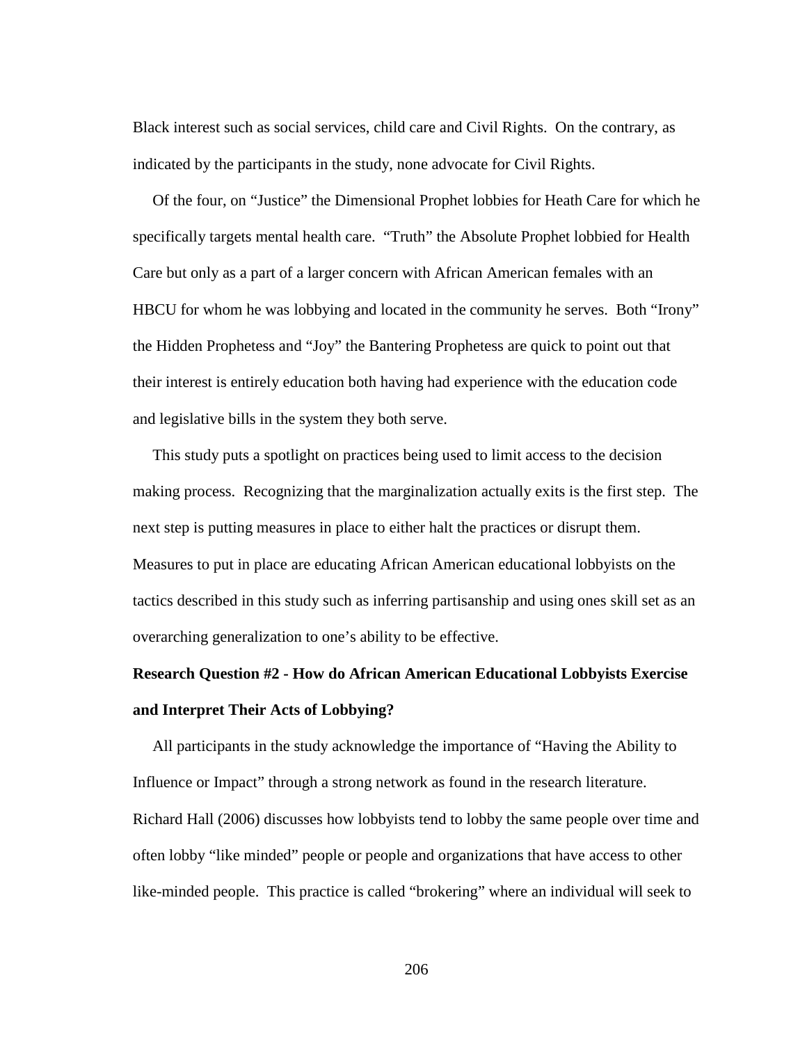Black interest such as social services, child care and Civil Rights. On the contrary, as indicated by the participants in the study, none advocate for Civil Rights.

Of the four, on "Justice" the Dimensional Prophet lobbies for Heath Care for which he specifically targets mental health care. "Truth" the Absolute Prophet lobbied for Health Care but only as a part of a larger concern with African American females with an HBCU for whom he was lobbying and located in the community he serves. Both "Irony" the Hidden Prophetess and "Joy" the Bantering Prophetess are quick to point out that their interest is entirely education both having had experience with the education code and legislative bills in the system they both serve.

This study puts a spotlight on practices being used to limit access to the decision making process. Recognizing that the marginalization actually exits is the first step. The next step is putting measures in place to either halt the practices or disrupt them. Measures to put in place are educating African American educational lobbyists on the tactics described in this study such as inferring partisanship and using ones skill set as an overarching generalization to one's ability to be effective.

**Research Question #2 - How do African American Educational Lobbyists Exercise and Interpret Their Acts of Lobbying?**

All participants in the study acknowledge the importance of "Having the Ability to Influence or Impact" through a strong network as found in the research literature. Richard Hall (2006) discusses how lobbyists tend to lobby the same people over time and often lobby "like minded" people or people and organizations that have access to other like-minded people. This practice is called "brokering" where an individual will seek to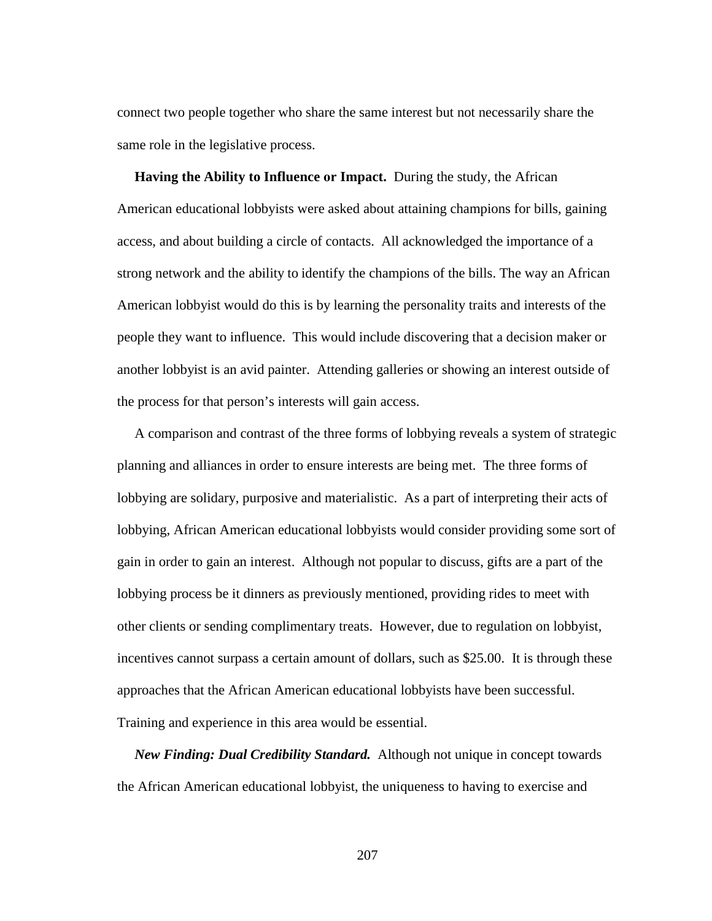connect two people together who share the same interest but not necessarily share the same role in the legislative process.

**Having the Ability to Influence or Impact.** During the study, the African American educational lobbyists were asked about attaining champions for bills, gaining access, and about building a circle of contacts. All acknowledged the importance of a strong network and the ability to identify the champions of the bills. The way an African American lobbyist would do this is by learning the personality traits and interests of the people they want to influence. This would include discovering that a decision maker or another lobbyist is an avid painter. Attending galleries or showing an interest outside of the process for that person's interests will gain access.

A comparison and contrast of the three forms of lobbying reveals a system of strategic planning and alliances in order to ensure interests are being met. The three forms of lobbying are solidary, purposive and materialistic. As a part of interpreting their acts of lobbying, African American educational lobbyists would consider providing some sort of gain in order to gain an interest. Although not popular to discuss, gifts are a part of the lobbying process be it dinners as previously mentioned, providing rides to meet with other clients or sending complimentary treats. However, due to regulation on lobbyist, incentives cannot surpass a certain amount of dollars, such as $25.00. It is through these approaches that the African American educational lobbyists have been successful. Training and experience in this area would be essential.

***New Finding: Dual Credibility Standard.*** Although not unique in concept towards the African American educational lobbyist, the uniqueness to having to exercise and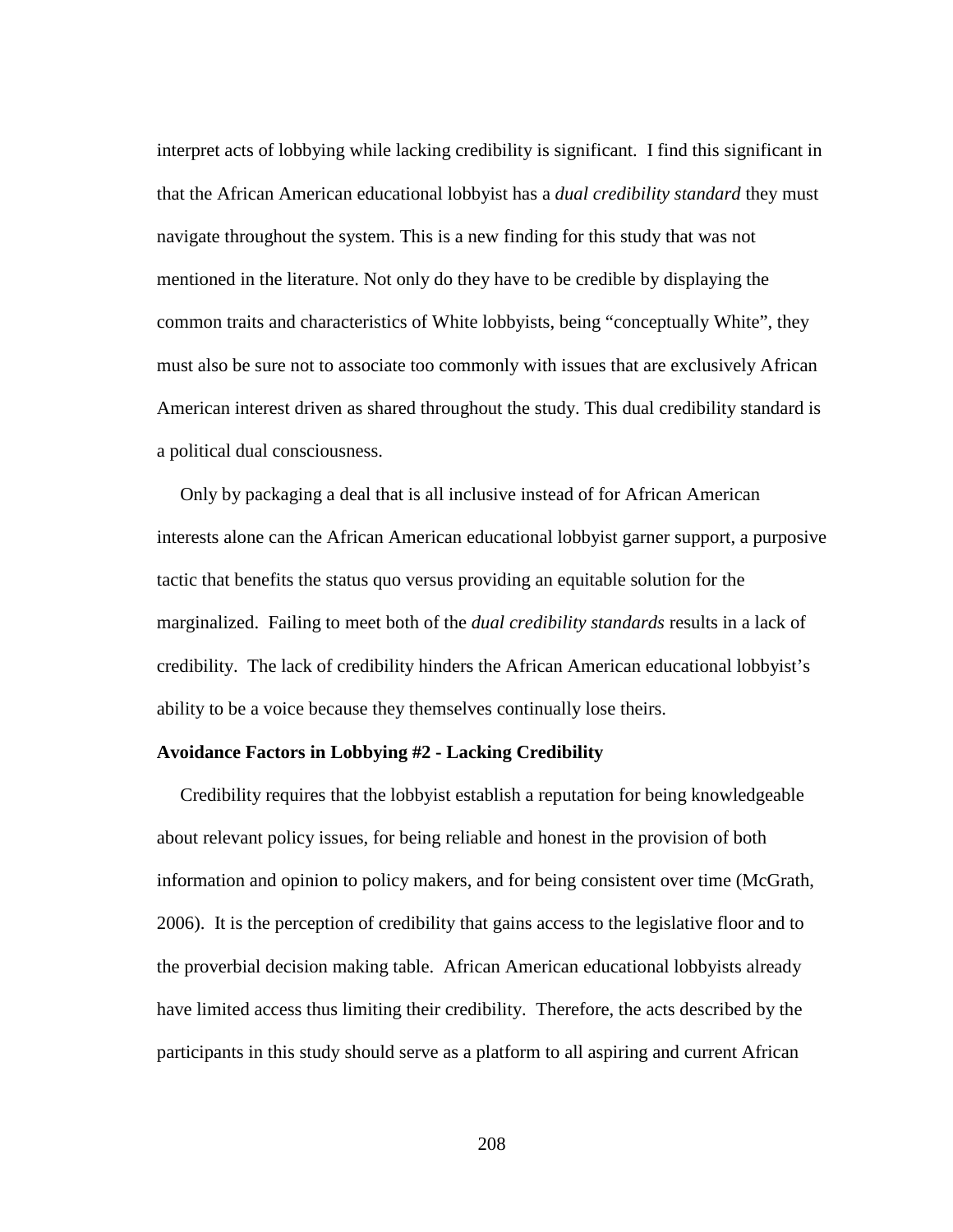interpret acts of lobbying while lacking credibility is significant. I find this significant in that the African American educational lobbyist has a *dual credibility standard* they must navigate throughout the system. This is a new finding for this study that was not mentioned in the literature. Not only do they have to be credible by displaying the common traits and characteristics of White lobbyists, being "conceptually White", they must also be sure not to associate too commonly with issues that are exclusively African American interest driven as shared throughout the study. This dual credibility standard is a political dual consciousness.

Only by packaging a deal that is all inclusive instead of for African American interests alone can the African American educational lobbyist garner support, a purposive tactic that benefits the status quo versus providing an equitable solution for the marginalized. Failing to meet both of the *dual credibility standards* results in a lack of credibility. The lack of credibility hinders the African American educational lobbyist's ability to be a voice because they themselves continually lose theirs.

**Avoidance Factors in Lobbying #2 - Lacking Credibility**

Credibility requires that the lobbyist establish a reputation for being knowledgeable about relevant policy issues, for being reliable and honest in the provision of both information and opinion to policy makers, and for being consistent over time (McGrath, 2006). It is the perception of credibility that gains access to the legislative floor and to the proverbial decision making table. African American educational lobbyists already have limited access thus limiting their credibility. Therefore, the acts described by the participants in this study should serve as a platform to all aspiring and current African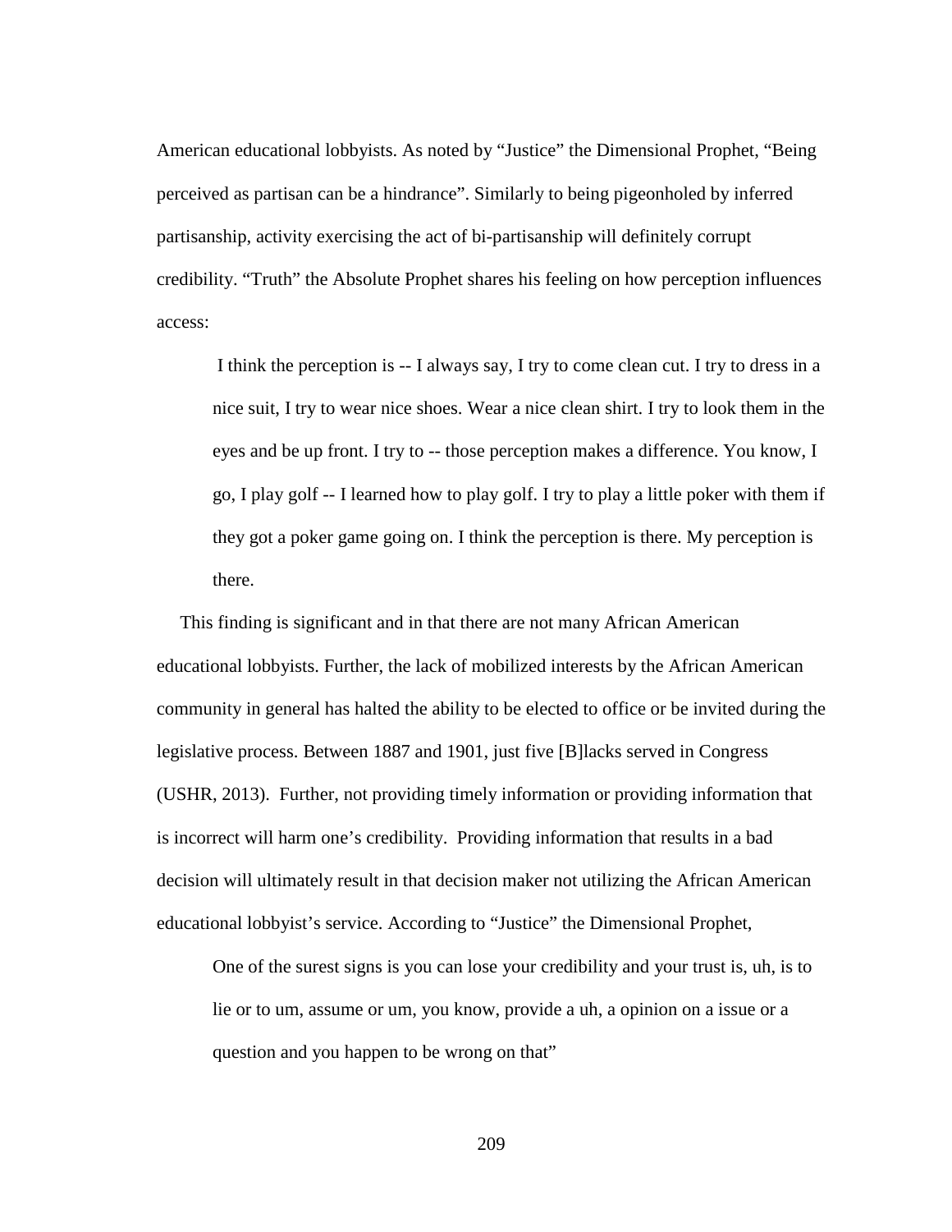American educational lobbyists. As noted by "Justice" the Dimensional Prophet, "Being perceived as partisan can be a hindrance". Similarly to being pigeonholed by inferred partisanship, activity exercising the act of bi-partisanship will definitely corrupt credibility. "Truth" the Absolute Prophet shares his feeling on how perception influences access:

> I think the perception is -- I always say, I try to come clean cut. I try to dress in a nice suit, I try to wear nice shoes. Wear a nice clean shirt. I try to look them in the eyes and be up front. I try to -- those perception makes a difference. You know, I go, I play golf -- I learned how to play golf. I try to play a little poker with them if they got a poker game going on. I think the perception is there. My perception is there.

This finding is significant and in that there are not many African American educational lobbyists. Further, the lack of mobilized interests by the African American community in general has halted the ability to be elected to office or be invited during the legislative process. Between 1887 and 1901, just five [B]lacks served in Congress (USHR, 2013). Further, not providing timely information or providing information that is incorrect will harm one's credibility. Providing information that results in a bad decision will ultimately result in that decision maker not utilizing the African American educational lobbyist's service. According to "Justice" the Dimensional Prophet,

> One of the surest signs is you can lose your credibility and your trust is, uh, is to lie or to um, assume or um, you know, provide a uh, a opinion on a issue or a question and you happen to be wrong on that"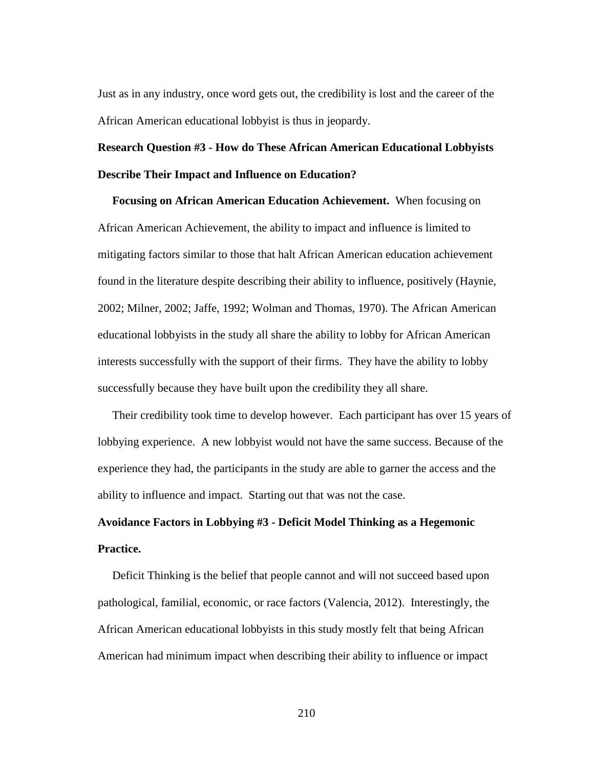Just as in any industry, once word gets out, the credibility is lost and the career of the African American educational lobbyist is thus in jeopardy.

### Research Question #3 - How do These African American Educational Lobbyists Describe Their Impact and Influence on Education?

**Focusing on African American Education Achievement.** When focusing on African American Achievement, the ability to impact and influence is limited to mitigating factors similar to those that halt African American education achievement found in the literature despite describing their ability to influence, positively (Haynie, 2002; Milner, 2002; Jaffe, 1992; Wolman and Thomas, 1970). The African American educational lobbyists in the study all share the ability to lobby for African American interests successfully with the support of their firms. They have the ability to lobby successfully because they have built upon the credibility they all share.

Their credibility took time to develop however. Each participant has over 15 years of lobbying experience. A new lobbyist would not have the same success. Because of the experience they had, the participants in the study are able to garner the access and the ability to influence and impact. Starting out that was not the case.

### Avoidance Factors in Lobbying #3 - Deficit Model Thinking as a Hegemonic Practice.

Deficit Thinking is the belief that people cannot and will not succeed based upon pathological, familial, economic, or race factors (Valencia, 2012). Interestingly, the African American educational lobbyists in this study mostly felt that being African American had minimum impact when describing their ability to influence or impact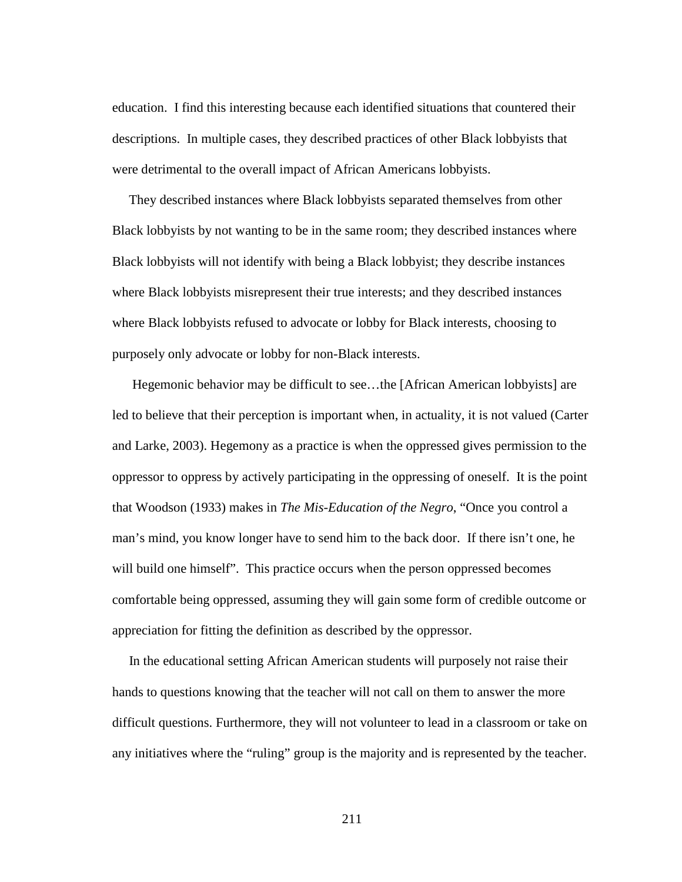education. I find this interesting because each identified situations that countered their descriptions. In multiple cases, they described practices of other Black lobbyists that were detrimental to the overall impact of African Americans lobbyists.

They described instances where Black lobbyists separated themselves from other Black lobbyists by not wanting to be in the same room; they described instances where Black lobbyists will not identify with being a Black lobbyist; they describe instances where Black lobbyists misrepresent their true interests; and they described instances where Black lobbyists refused to advocate or lobby for Black interests, choosing to purposely only advocate or lobby for non-Black interests.

Hegemonic behavior may be difficult to see…the [African American lobbyists] are led to believe that their perception is important when, in actuality, it is not valued (Carter and Larke, 2003). Hegemony as a practice is when the oppressed gives permission to the oppressor to oppress by actively participating in the oppressing of oneself. It is the point that Woodson (1933) makes in *The Mis-Education of the Negro*, "Once you control a man's mind, you know longer have to send him to the back door. If there isn't one, he will build one himself". This practice occurs when the person oppressed becomes comfortable being oppressed, assuming they will gain some form of credible outcome or appreciation for fitting the definition as described by the oppressor.

In the educational setting African American students will purposely not raise their hands to questions knowing that the teacher will not call on them to answer the more difficult questions. Furthermore, they will not volunteer to lead in a classroom or take on any initiatives where the "ruling" group is the majority and is represented by the teacher.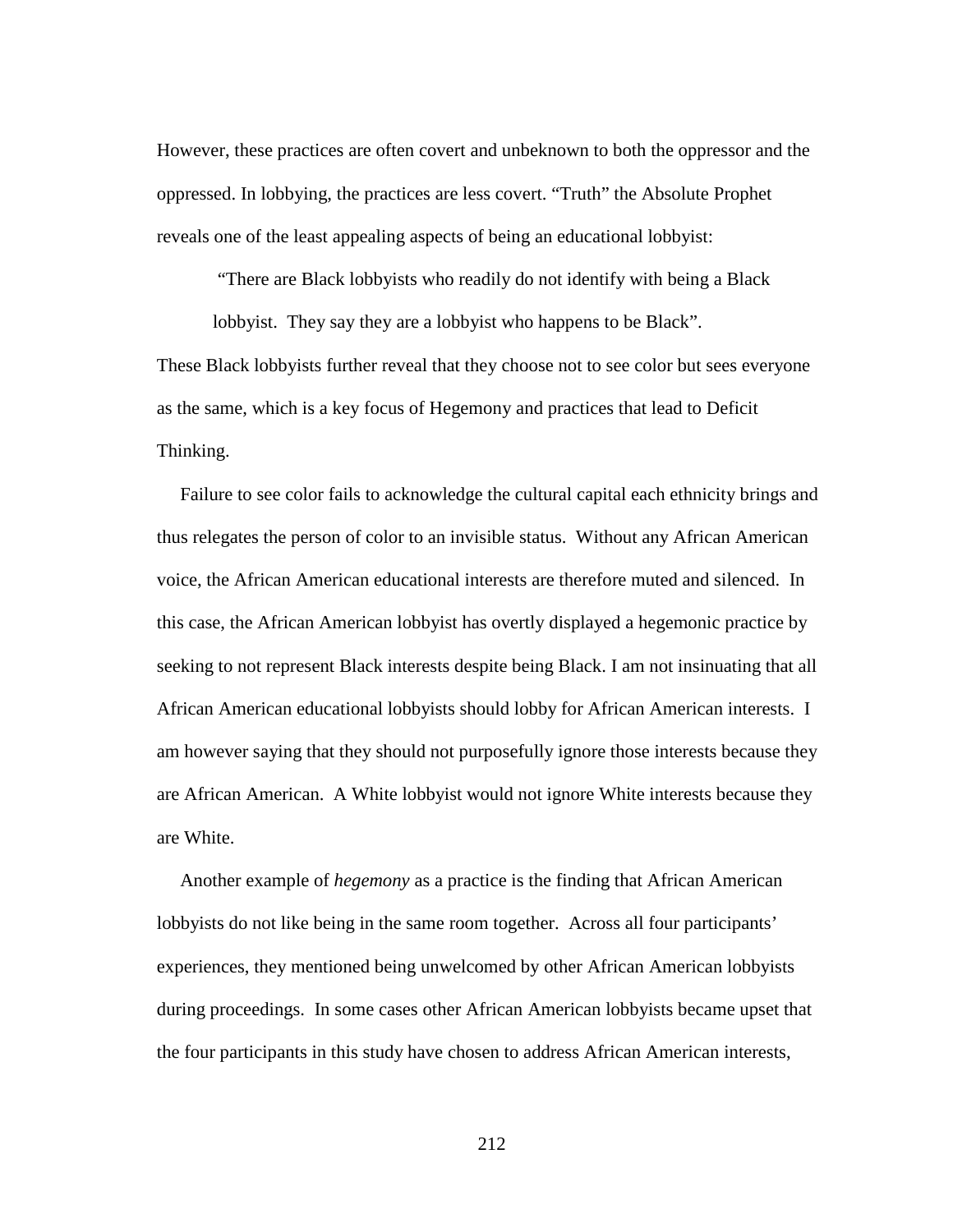However, these practices are often covert and unbeknown to both the oppressor and the oppressed. In lobbying, the practices are less covert. “Truth” the Absolute Prophet reveals one of the least appealing aspects of being an educational lobbyist:

> “There are Black lobbyists who readily do not identify with being a Black lobbyist. They say they are a lobbyist who happens to be Black”.

These Black lobbyists further reveal that they choose not to see color but sees everyone as the same, which is a key focus of Hegemony and practices that lead to Deficit Thinking.

Failure to see color fails to acknowledge the cultural capital each ethnicity brings and thus relegates the person of color to an invisible status. Without any African American voice, the African American educational interests are therefore muted and silenced. In this case, the African American lobbyist has overtly displayed a hegemonic practice by seeking to not represent Black interests despite being Black. I am not insinuating that all African American educational lobbyists should lobby for African American interests. I am however saying that they should not purposefully ignore those interests because they are African American. A White lobbyist would not ignore White interests because they are White.

Another example of *hegemony* as a practice is the finding that African American lobbyists do not like being in the same room together. Across all four participants' experiences, they mentioned being unwelcomed by other African American lobbyists during proceedings. In some cases other African American lobbyists became upset that the four participants in this study have chosen to address African American interests,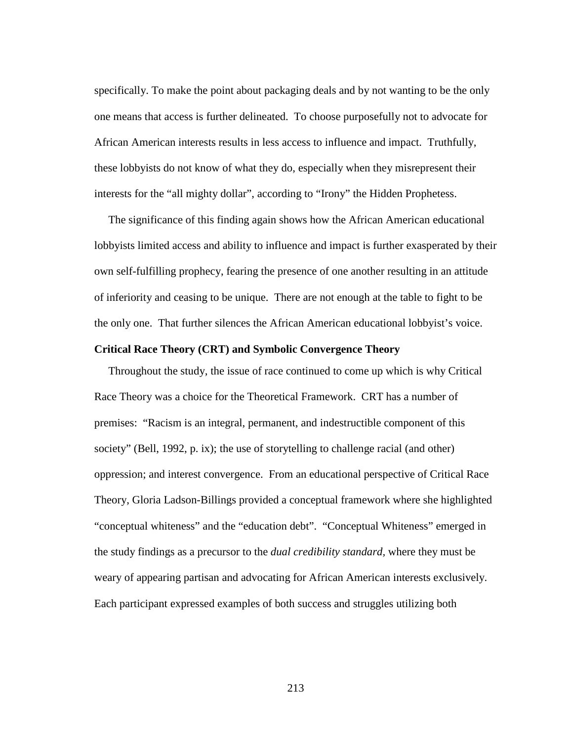specifically. To make the point about packaging deals and by not wanting to be the only one means that access is further delineated. To choose purposefully not to advocate for African American interests results in less access to influence and impact. Truthfully, these lobbyists do not know of what they do, especially when they misrepresent their interests for the "all mighty dollar", according to "Irony" the Hidden Prophetess.

The significance of this finding again shows how the African American educational lobbyists limited access and ability to influence and impact is further exasperated by their own self-fulfilling prophecy, fearing the presence of one another resulting in an attitude of inferiority and ceasing to be unique. There are not enough at the table to fight to be the only one. That further silences the African American educational lobbyist's voice.

**Critical Race Theory (CRT) and Symbolic Convergence Theory**

Throughout the study, the issue of race continued to come up which is why Critical Race Theory was a choice for the Theoretical Framework. CRT has a number of premises: "Racism is an integral, permanent, and indestructible component of this society" (Bell, 1992, p. ix); the use of storytelling to challenge racial (and other) oppression; and interest convergence. From an educational perspective of Critical Race Theory, Gloria Ladson-Billings provided a conceptual framework where she highlighted "conceptual whiteness" and the "education debt". "Conceptual Whiteness" emerged in the study findings as a precursor to the *dual credibility standard,* where they must be weary of appearing partisan and advocating for African American interests exclusively. Each participant expressed examples of both success and struggles utilizing both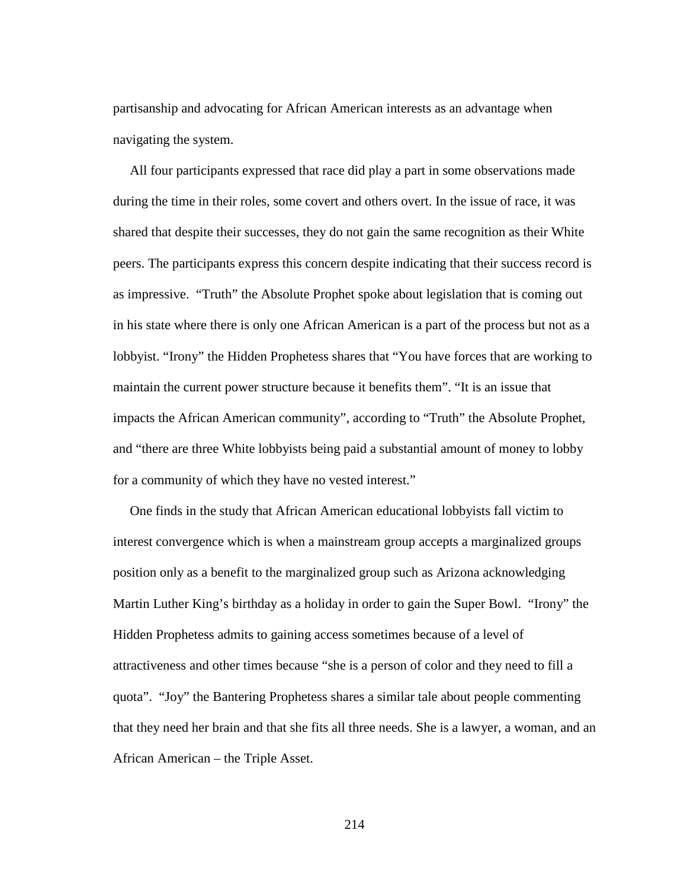partisanship and advocating for African American interests as an advantage when navigating the system.

All four participants expressed that race did play a part in some observations made during the time in their roles, some covert and others overt. In the issue of race, it was shared that despite their successes, they do not gain the same recognition as their White peers. The participants express this concern despite indicating that their success record is as impressive. "Truth" the Absolute Prophet spoke about legislation that is coming out in his state where there is only one African American is a part of the process but not as a lobbyist. "Irony" the Hidden Prophetess shares that "You have forces that are working to maintain the current power structure because it benefits them". "It is an issue that impacts the African American community", according to "Truth" the Absolute Prophet, and "there are three White lobbyists being paid a substantial amount of money to lobby for a community of which they have no vested interest."

One finds in the study that African American educational lobbyists fall victim to interest convergence which is when a mainstream group accepts a marginalized groups position only as a benefit to the marginalized group such as Arizona acknowledging Martin Luther King's birthday as a holiday in order to gain the Super Bowl. "Irony" the Hidden Prophetess admits to gaining access sometimes because of a level of attractiveness and other times because "she is a person of color and they need to fill a quota". "Joy" the Bantering Prophetess shares a similar tale about people commenting that they need her brain and that she fits all three needs. She is a lawyer, a woman, and an African American – the Triple Asset.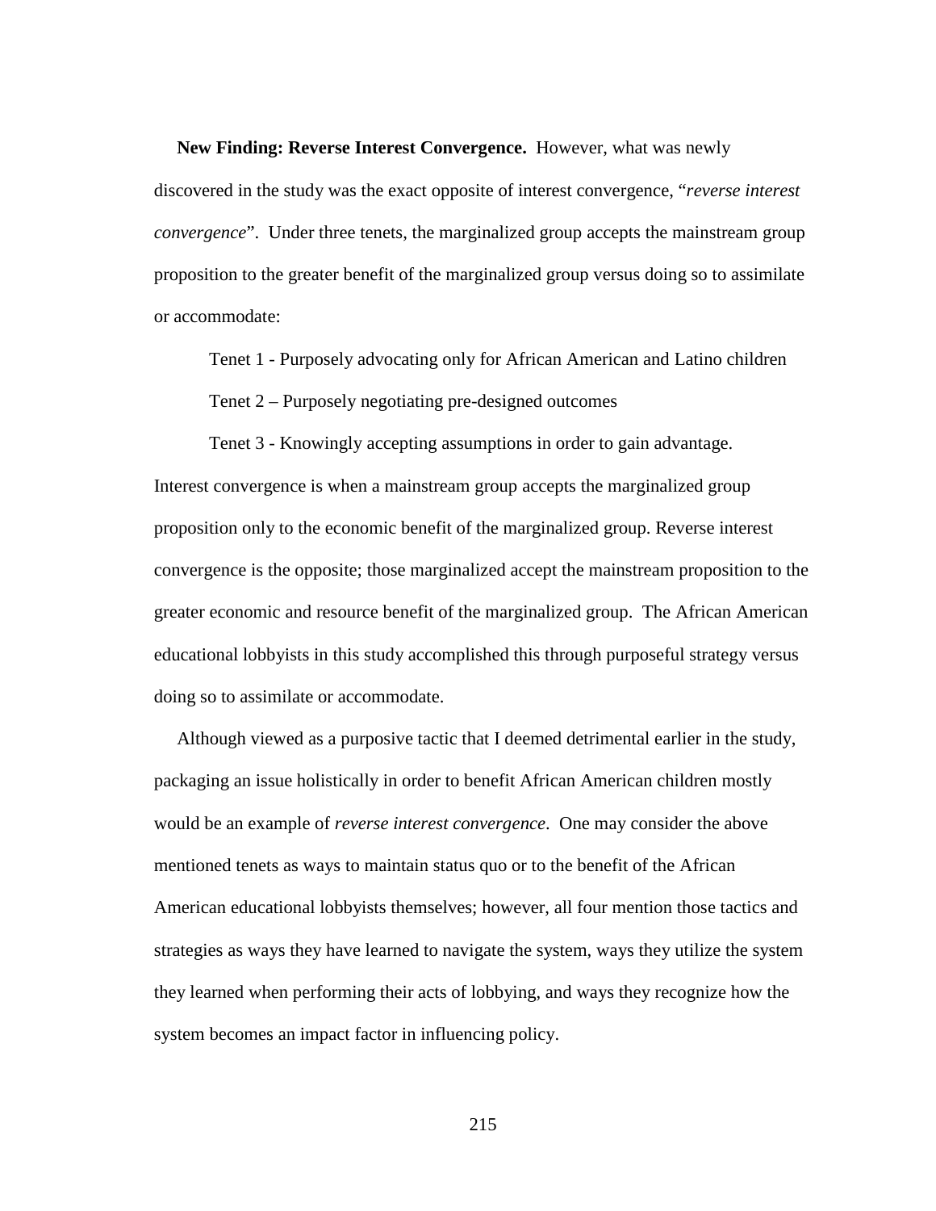**New Finding: Reverse Interest Convergence.** However, what was newly discovered in the study was the exact opposite of interest convergence, "*reverse interest convergence*". Under three tenets, the marginalized group accepts the mainstream group proposition to the greater benefit of the marginalized group versus doing so to assimilate or accommodate:

Tenet 1 - Purposely advocating only for African American and Latino children

Tenet 2 – Purposely negotiating pre-designed outcomes

Tenet 3 - Knowingly accepting assumptions in order to gain advantage.

Interest convergence is when a mainstream group accepts the marginalized group proposition only to the economic benefit of the marginalized group. Reverse interest convergence is the opposite; those marginalized accept the mainstream proposition to the greater economic and resource benefit of the marginalized group. The African American educational lobbyists in this study accomplished this through purposeful strategy versus doing so to assimilate or accommodate.

Although viewed as a purposive tactic that I deemed detrimental earlier in the study, packaging an issue holistically in order to benefit African American children mostly would be an example of *reverse interest convergence*. One may consider the above mentioned tenets as ways to maintain status quo or to the benefit of the African American educational lobbyists themselves; however, all four mention those tactics and strategies as ways they have learned to navigate the system, ways they utilize the system they learned when performing their acts of lobbying, and ways they recognize how the system becomes an impact factor in influencing policy.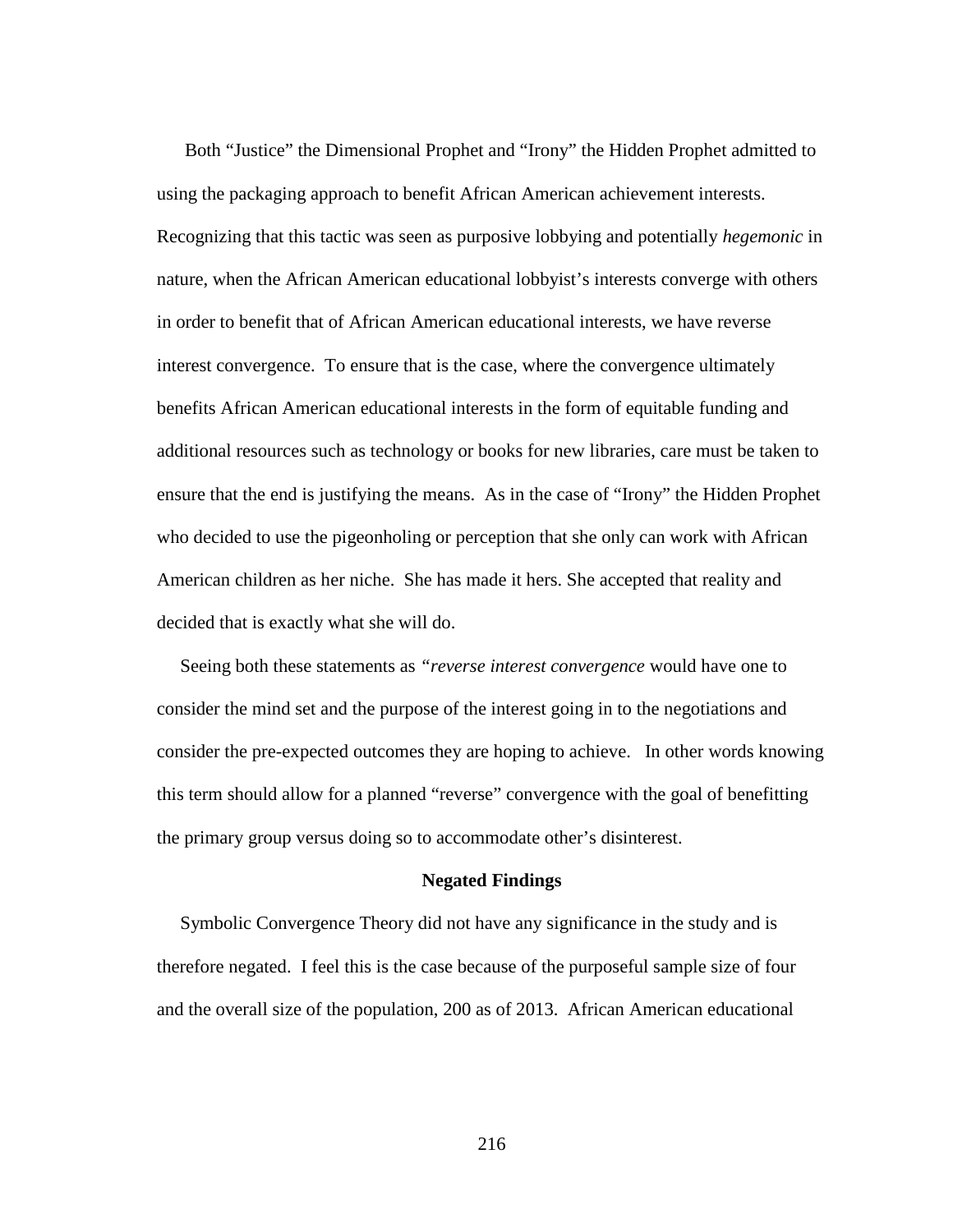Both “Justice” the Dimensional Prophet and “Irony” the Hidden Prophet admitted to using the packaging approach to benefit African American achievement interests. Recognizing that this tactic was seen as purposive lobbying and potentially *hegemonic* in nature, when the African American educational lobbyist’s interests converge with others in order to benefit that of African American educational interests, we have reverse interest convergence. To ensure that is the case, where the convergence ultimately benefits African American educational interests in the form of equitable funding and additional resources such as technology or books for new libraries, care must be taken to ensure that the end is justifying the means. As in the case of “Irony” the Hidden Prophet who decided to use the pigeonholing or perception that she only can work with African American children as her niche. She has made it hers. She accepted that reality and decided that is exactly what she will do.

Seeing both these statements as *“reverse interest convergence* would have one to consider the mind set and the purpose of the interest going in to the negotiations and consider the pre-expected outcomes they are hoping to achieve. In other words knowing this term should allow for a planned “reverse” convergence with the goal of benefitting the primary group versus doing so to accommodate other’s disinterest.

**Negated Findings**

Symbolic Convergence Theory did not have any significance in the study and is therefore negated. I feel this is the case because of the purposeful sample size of four and the overall size of the population, 200 as of 2013. African American educational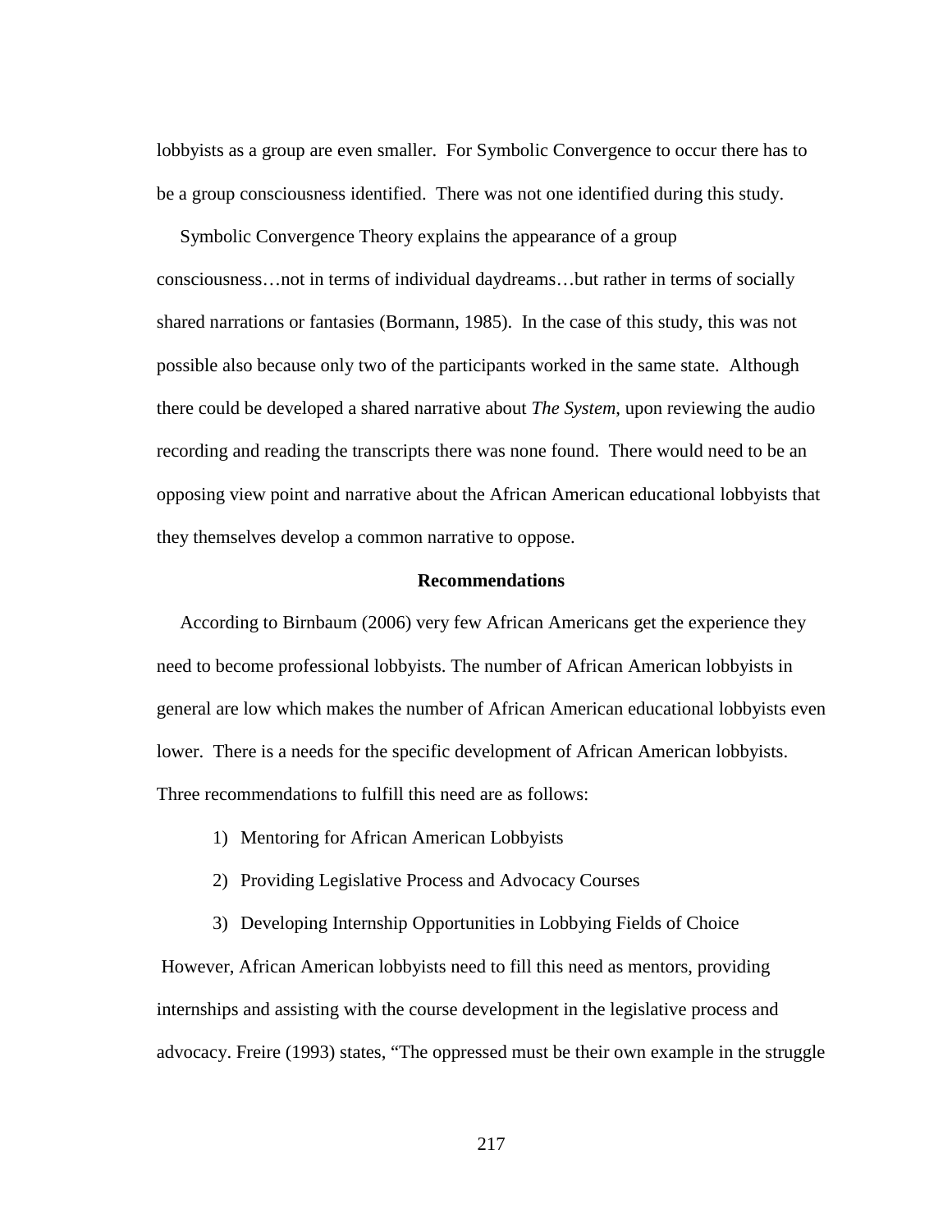lobbyists as a group are even smaller. For Symbolic Convergence to occur there has to be a group consciousness identified. There was not one identified during this study.

Symbolic Convergence Theory explains the appearance of a group consciousness…not in terms of individual daydreams…but rather in terms of socially shared narrations or fantasies (Bormann, 1985). In the case of this study, this was not possible also because only two of the participants worked in the same state. Although there could be developed a shared narrative about *The System*, upon reviewing the audio recording and reading the transcripts there was none found. There would need to be an opposing view point and narrative about the African American educational lobbyists that they themselves develop a common narrative to oppose.

## Recommendations

According to Birnbaum (2006) very few African Americans get the experience they need to become professional lobbyists. The number of African American lobbyists in general are low which makes the number of African American educational lobbyists even lower. There is a needs for the specific development of African American lobbyists. Three recommendations to fulfill this need are as follows:

1) Mentoring for African American Lobbyists
2) Providing Legislative Process and Advocacy Courses
3) Developing Internship Opportunities in Lobbying Fields of Choice

However, African American lobbyists need to fill this need as mentors, providing internships and assisting with the course development in the legislative process and advocacy. Freire (1993) states, “The oppressed must be their own example in the struggle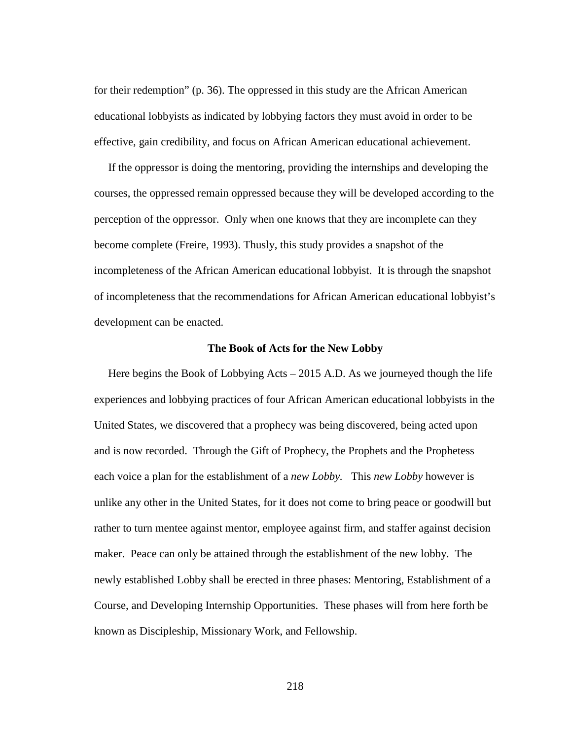for their redemption" (p. 36). The oppressed in this study are the African American educational lobbyists as indicated by lobbying factors they must avoid in order to be effective, gain credibility, and focus on African American educational achievement.

If the oppressor is doing the mentoring, providing the internships and developing the courses, the oppressed remain oppressed because they will be developed according to the perception of the oppressor. Only when one knows that they are incomplete can they become complete (Freire, 1993). Thusly, this study provides a snapshot of the incompleteness of the African American educational lobbyist. It is through the snapshot of incompleteness that the recommendations for African American educational lobbyist's development can be enacted.

### The Book of Acts for the New Lobby

Here begins the Book of Lobbying Acts – 2015 A.D. As we journeyed though the life experiences and lobbying practices of four African American educational lobbyists in the United States, we discovered that a prophecy was being discovered, being acted upon and is now recorded. Through the Gift of Prophecy, the Prophets and the Prophetess each voice a plan for the establishment of a *new Lobby.* This *new Lobby* however is unlike any other in the United States, for it does not come to bring peace or goodwill but rather to turn mentee against mentor, employee against firm, and staffer against decision maker. Peace can only be attained through the establishment of the new lobby. The newly established Lobby shall be erected in three phases: Mentoring, Establishment of a Course, and Developing Internship Opportunities. These phases will from here forth be known as Discipleship, Missionary Work, and Fellowship.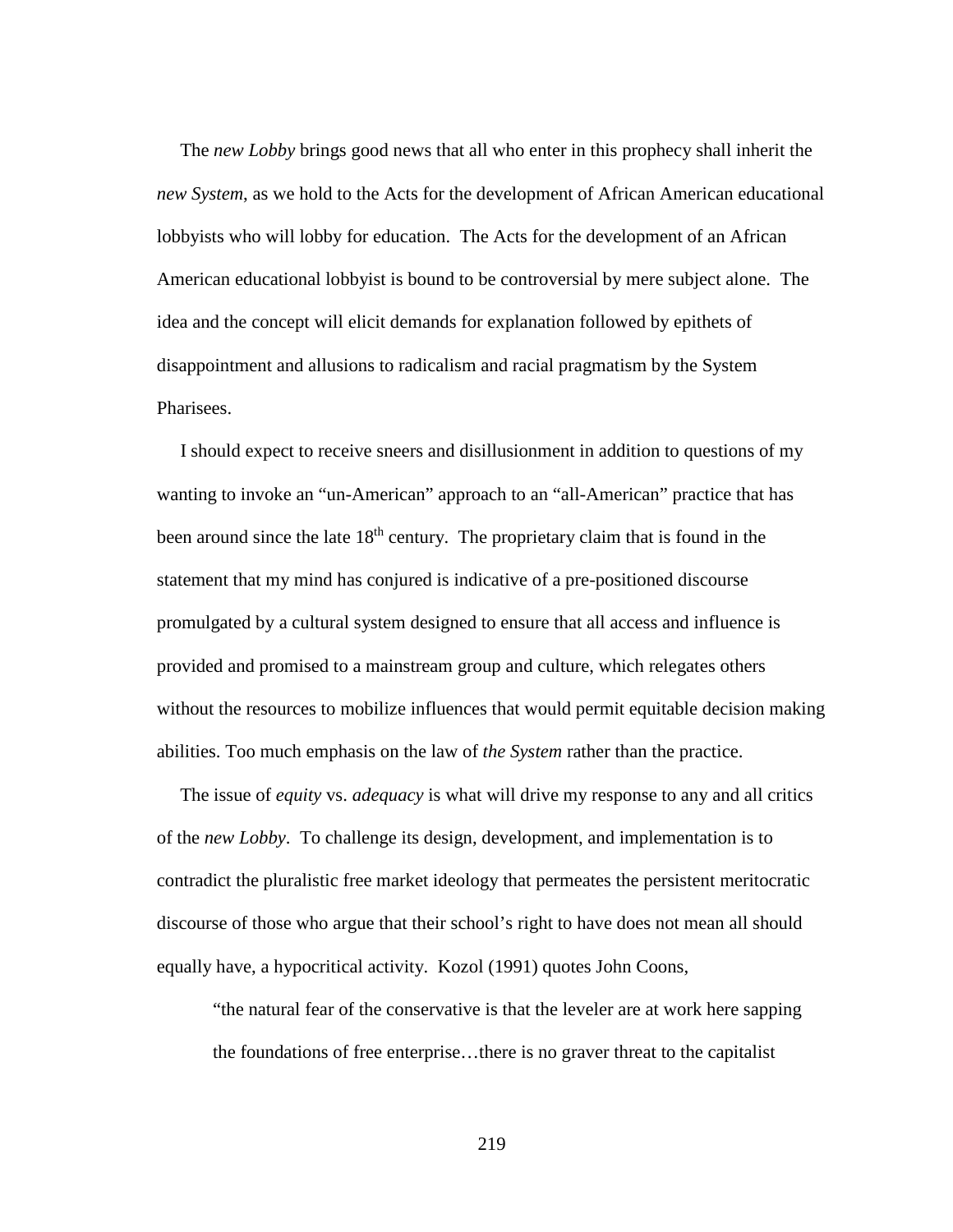The *new Lobby* brings good news that all who enter in this prophecy shall inherit the *new System*, as we hold to the Acts for the development of African American educational lobbyists who will lobby for education. The Acts for the development of an African American educational lobbyist is bound to be controversial by mere subject alone. The idea and the concept will elicit demands for explanation followed by epithets of disappointment and allusions to radicalism and racial pragmatism by the System Pharisees.

I should expect to receive sneers and disillusionment in addition to questions of my wanting to invoke an "un-American" approach to an "all-American" practice that has been around since the late 18th century. The proprietary claim that is found in the statement that my mind has conjured is indicative of a pre-positioned discourse promulgated by a cultural system designed to ensure that all access and influence is provided and promised to a mainstream group and culture, which relegates others without the resources to mobilize influences that would permit equitable decision making abilities. Too much emphasis on the law of *the System* rather than the practice.

The issue of *equity* vs. *adequacy* is what will drive my response to any and all critics of the *new Lobby*. To challenge its design, development, and implementation is to contradict the pluralistic free market ideology that permeates the persistent meritocratic discourse of those who argue that their school's right to have does not mean all should equally have, a hypocritical activity. Kozol (1991) quotes John Coons,

> "the natural fear of the conservative is that the leveler are at work here sapping the foundations of free enterprise…there is no graver threat to the capitalist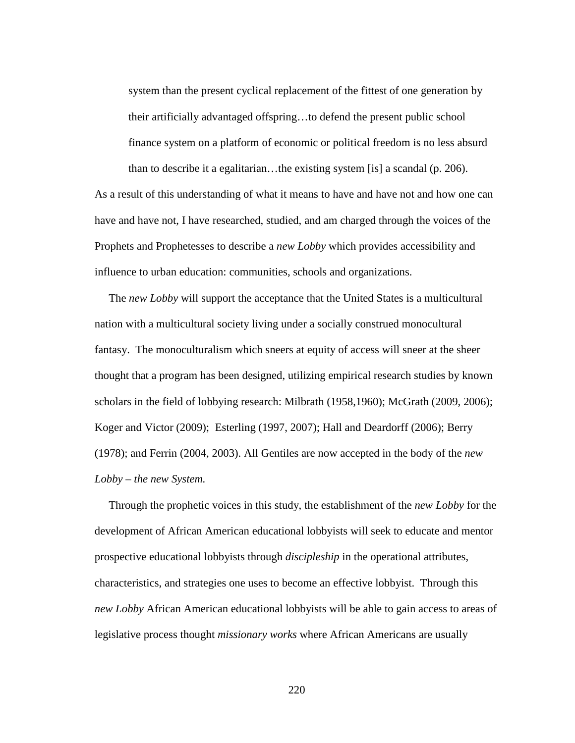> system than the present cyclical replacement of the fittest of one generation by their artificially advantaged offspring…to defend the present public school finance system on a platform of economic or political freedom is no less absurd than to describe it a egalitarian…the existing system [is] a scandal (p. 206).

As a result of this understanding of what it means to have and have not and how one can have and have not, I have researched, studied, and am charged through the voices of the Prophets and Prophetesses to describe a *new Lobby* which provides accessibility and influence to urban education: communities, schools and organizations.

The *new Lobby* will support the acceptance that the United States is a multicultural nation with a multicultural society living under a socially construed monocultural fantasy. The monoculturalism which sneers at equity of access will sneer at the sheer thought that a program has been designed, utilizing empirical research studies by known scholars in the field of lobbying research: Milbrath (1958,1960); McGrath (2009, 2006); Koger and Victor (2009); Esterling (1997, 2007); Hall and Deardorff (2006); Berry (1978); and Ferrin (2004, 2003). All Gentiles are now accepted in the body of the *new Lobby – the new System.*

Through the prophetic voices in this study, the establishment of the *new Lobby* for the development of African American educational lobbyists will seek to educate and mentor prospective educational lobbyists through *discipleship* in the operational attributes, characteristics, and strategies one uses to become an effective lobbyist. Through this *new Lobby* African American educational lobbyists will be able to gain access to areas of legislative process thought *missionary works* where African Americans are usually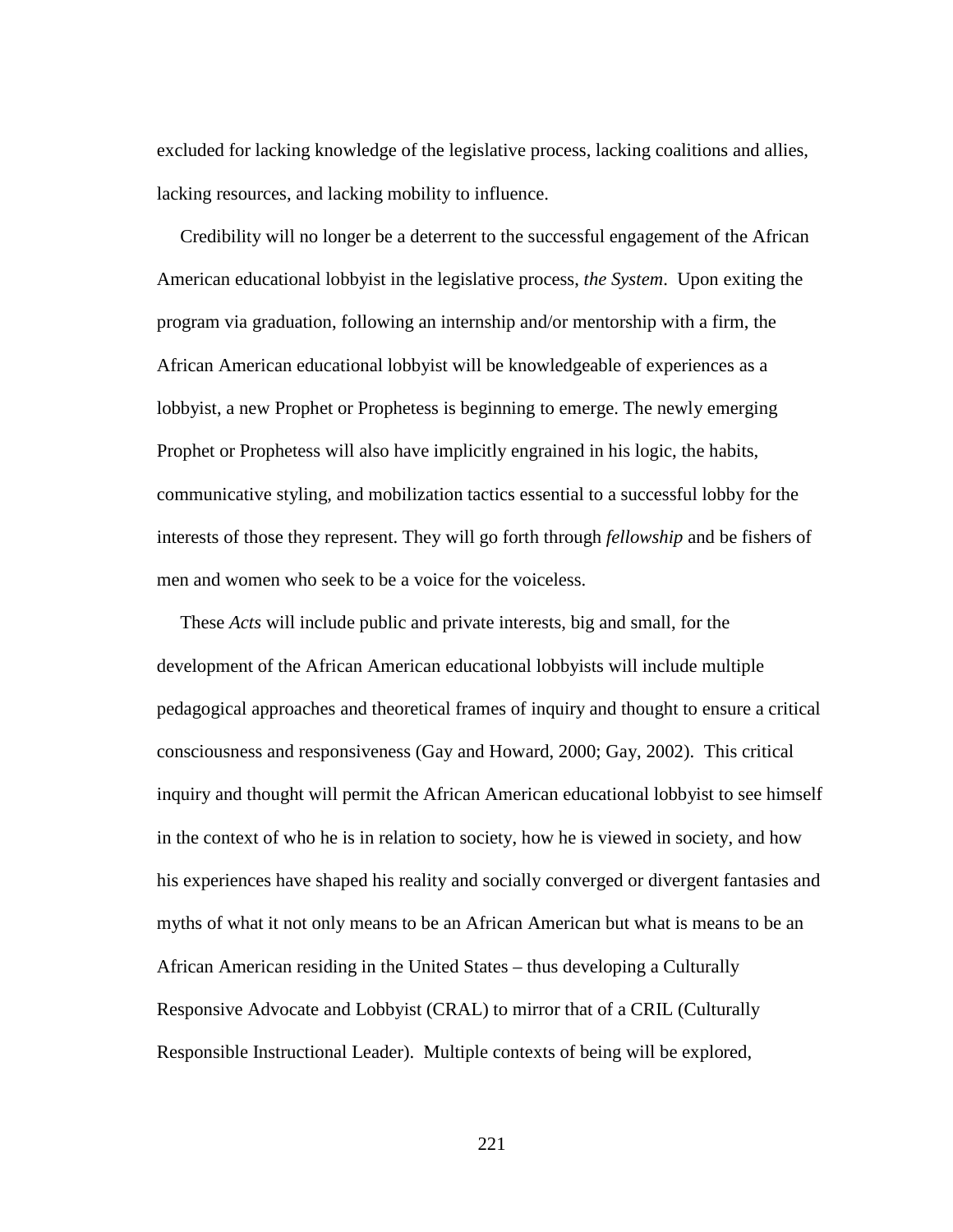excluded for lacking knowledge of the legislative process, lacking coalitions and allies, lacking resources, and lacking mobility to influence.

Credibility will no longer be a deterrent to the successful engagement of the African American educational lobbyist in the legislative process, *the System*. Upon exiting the program via graduation, following an internship and/or mentorship with a firm, the African American educational lobbyist will be knowledgeable of experiences as a lobbyist, a new Prophet or Prophetess is beginning to emerge. The newly emerging Prophet or Prophetess will also have implicitly engrained in his logic, the habits, communicative styling, and mobilization tactics essential to a successful lobby for the interests of those they represent. They will go forth through *fellowship* and be fishers of men and women who seek to be a voice for the voiceless.

These *Acts* will include public and private interests, big and small, for the development of the African American educational lobbyists will include multiple pedagogical approaches and theoretical frames of inquiry and thought to ensure a critical consciousness and responsiveness (Gay and Howard, 2000; Gay, 2002). This critical inquiry and thought will permit the African American educational lobbyist to see himself in the context of who he is in relation to society, how he is viewed in society, and how his experiences have shaped his reality and socially converged or divergent fantasies and myths of what it not only means to be an African American but what is means to be an African American residing in the United States – thus developing a Culturally Responsive Advocate and Lobbyist (CRAL) to mirror that of a CRIL (Culturally Responsible Instructional Leader). Multiple contexts of being will be explored,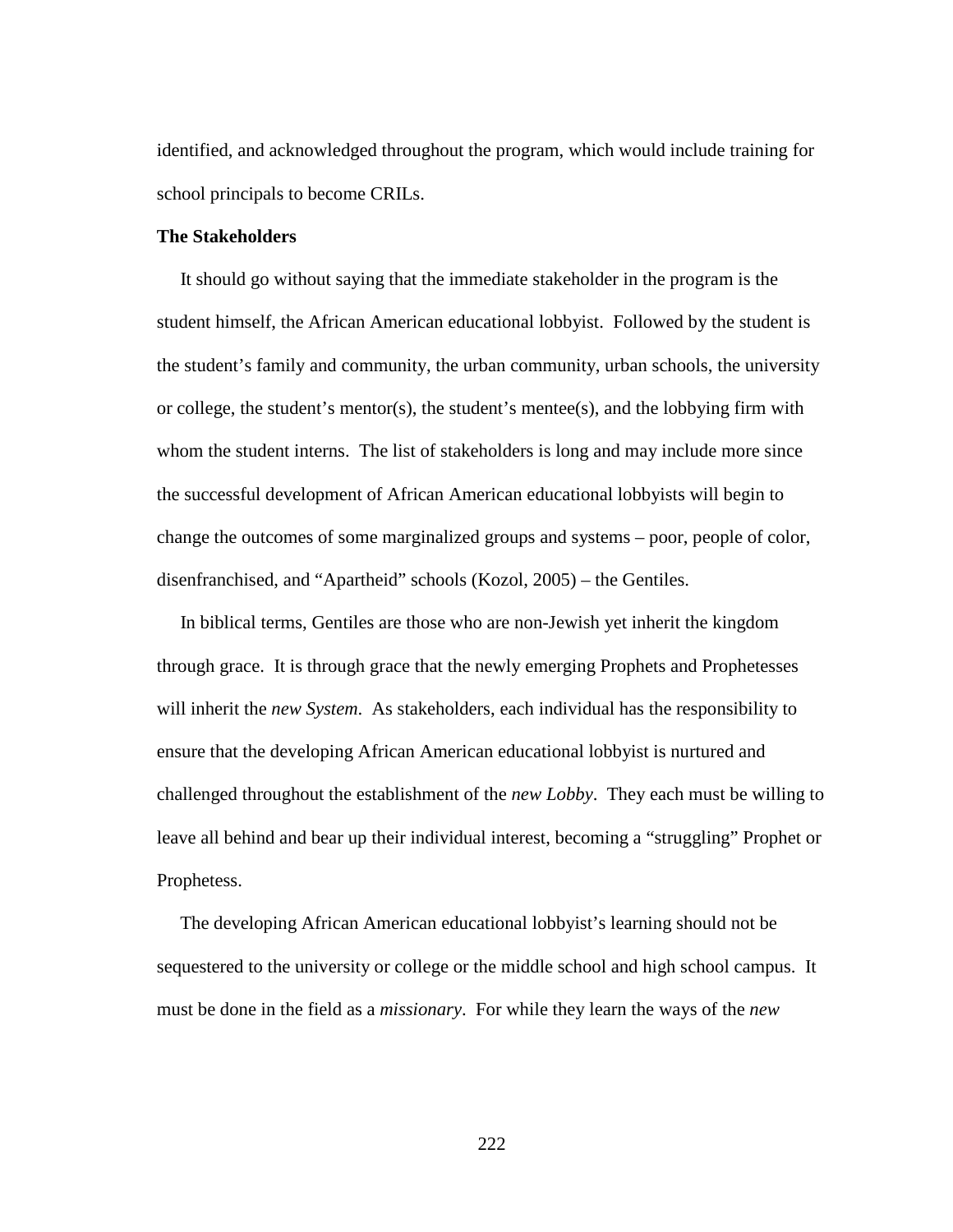identified, and acknowledged throughout the program, which would include training for school principals to become CRILs.

**The Stakeholders**

It should go without saying that the immediate stakeholder in the program is the student himself, the African American educational lobbyist. Followed by the student is the student's family and community, the urban community, urban schools, the university or college, the student's mentor(s), the student's mentee(s), and the lobbying firm with whom the student interns. The list of stakeholders is long and may include more since the successful development of African American educational lobbyists will begin to change the outcomes of some marginalized groups and systems – poor, people of color, disenfranchised, and "Apartheid" schools (Kozol, 2005) – the Gentiles.

In biblical terms, Gentiles are those who are non-Jewish yet inherit the kingdom through grace. It is through grace that the newly emerging Prophets and Prophetesses will inherit the *new System*. As stakeholders, each individual has the responsibility to ensure that the developing African American educational lobbyist is nurtured and challenged throughout the establishment of the *new Lobby*. They each must be willing to leave all behind and bear up their individual interest, becoming a "struggling" Prophet or Prophetess.

The developing African American educational lobbyist's learning should not be sequestered to the university or college or the middle school and high school campus. It must be done in the field as a *missionary*. For while they learn the ways of the *new*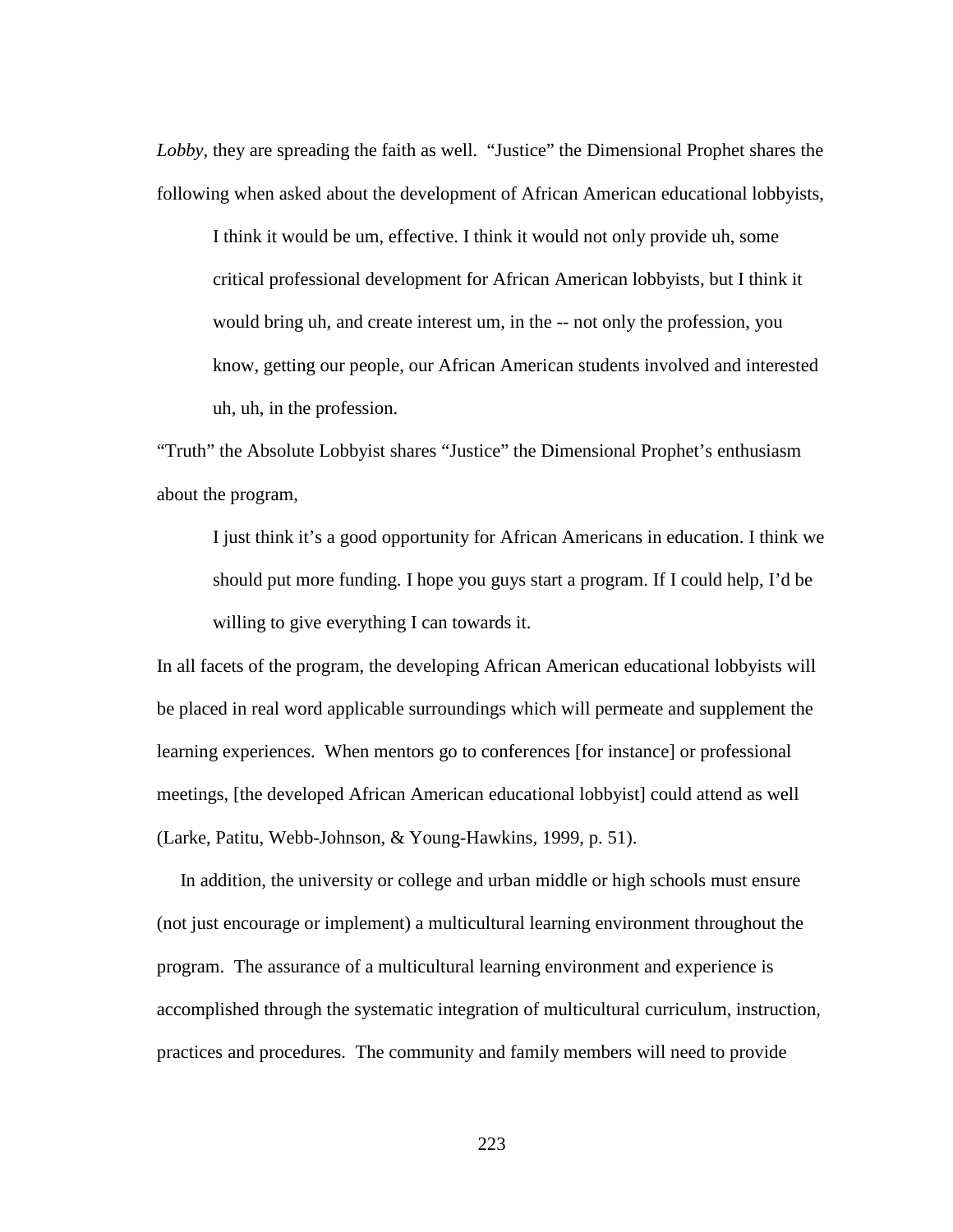*Lobby*, they are spreading the faith as well. "Justice" the Dimensional Prophet shares the following when asked about the development of African American educational lobbyists,

> I think it would be um, effective. I think it would not only provide uh, some critical professional development for African American lobbyists, but I think it would bring uh, and create interest um, in the -- not only the profession, you know, getting our people, our African American students involved and interested uh, uh, in the profession.

"Truth" the Absolute Lobbyist shares "Justice" the Dimensional Prophet's enthusiasm about the program,

> I just think it's a good opportunity for African Americans in education. I think we should put more funding. I hope you guys start a program. If I could help, I'd be willing to give everything I can towards it.

In all facets of the program, the developing African American educational lobbyists will be placed in real word applicable surroundings which will permeate and supplement the learning experiences. When mentors go to conferences [for instance] or professional meetings, [the developed African American educational lobbyist] could attend as well (Larke, Patitu, Webb-Johnson, & Young-Hawkins, 1999, p. 51).

In addition, the university or college and urban middle or high schools must ensure (not just encourage or implement) a multicultural learning environment throughout the program. The assurance of a multicultural learning environment and experience is accomplished through the systematic integration of multicultural curriculum, instruction, practices and procedures. The community and family members will need to provide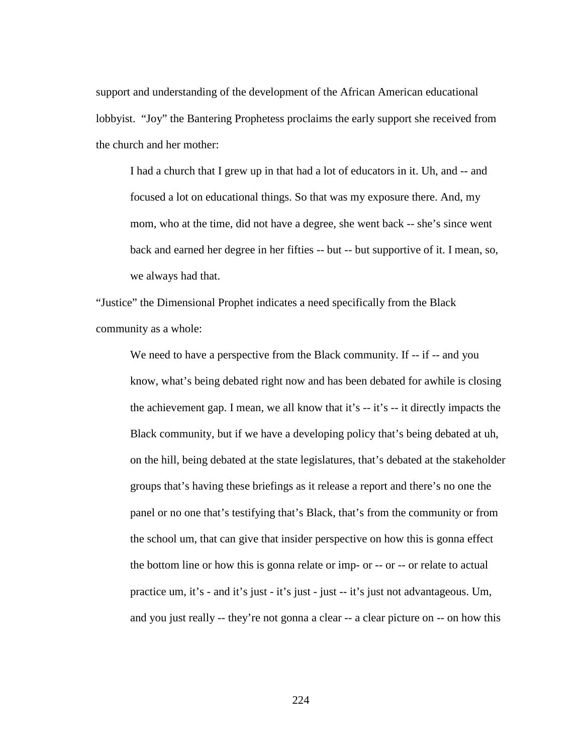support and understanding of the development of the African American educational lobbyist. "Joy" the Bantering Prophetess proclaims the early support she received from the church and her mother:

> I had a church that I grew up in that had a lot of educators in it. Uh, and -- and focused a lot on educational things. So that was my exposure there. And, my mom, who at the time, did not have a degree, she went back -- she's since went back and earned her degree in her fifties -- but -- but supportive of it. I mean, so, we always had that.

"Justice" the Dimensional Prophet indicates a need specifically from the Black community as a whole:

> We need to have a perspective from the Black community. If -- if -- and you know, what's being debated right now and has been debated for awhile is closing the achievement gap. I mean, we all know that it's -- it's -- it directly impacts the Black community, but if we have a developing policy that's being debated at uh, on the hill, being debated at the state legislatures, that's debated at the stakeholder groups that's having these briefings as it release a report and there's no one the panel or no one that's testifying that's Black, that's from the community or from the school um, that can give that insider perspective on how this is gonna effect the bottom line or how this is gonna relate or imp- or -- or -- or relate to actual practice um, it's - and it's just - it's just - just -- it's just not advantageous. Um, and you just really -- they're not gonna a clear -- a clear picture on -- on how this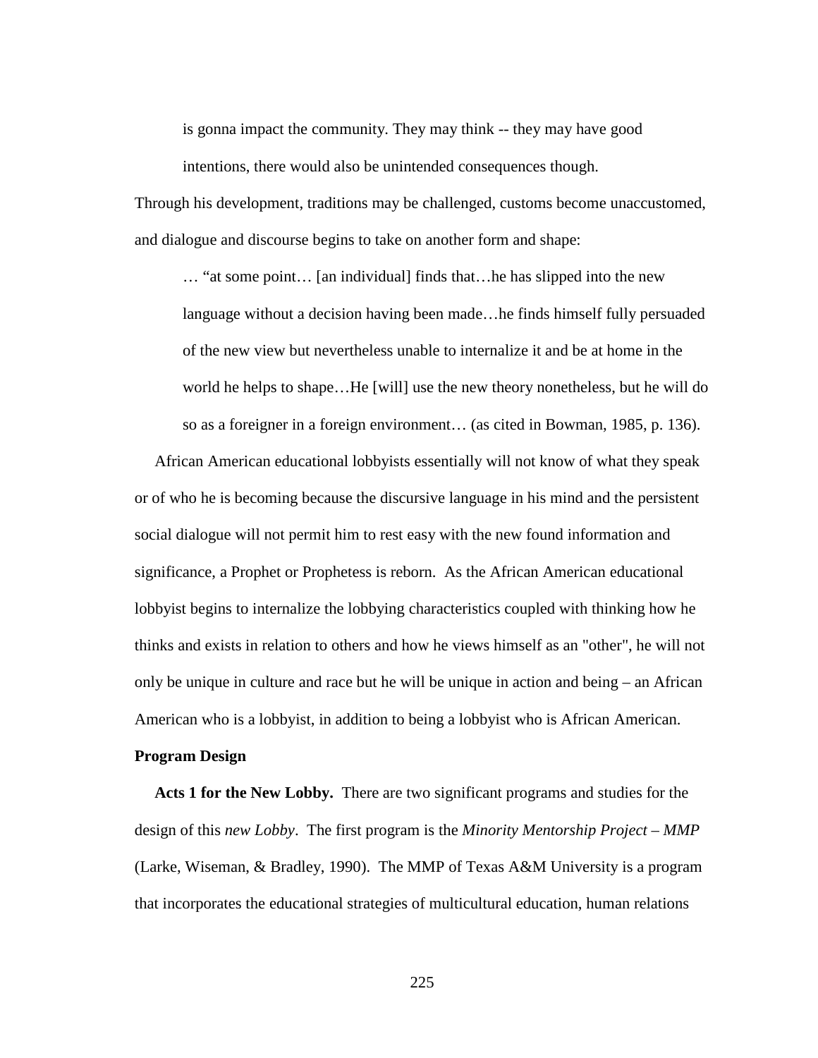> is gonna impact the community. They may think -- they may have good intentions, there would also be unintended consequences though.

Through his development, traditions may be challenged, customs become unaccustomed, and dialogue and discourse begins to take on another form and shape:

> … "at some point… [an individual] finds that…he has slipped into the new language without a decision having been made…he finds himself fully persuaded of the new view but nevertheless unable to internalize it and be at home in the world he helps to shape…He [will] use the new theory nonetheless, but he will do so as a foreigner in a foreign environment… (as cited in Bowman, 1985, p. 136).

African American educational lobbyists essentially will not know of what they speak or of who he is becoming because the discursive language in his mind and the persistent social dialogue will not permit him to rest easy with the new found information and significance, a Prophet or Prophetess is reborn. As the African American educational lobbyist begins to internalize the lobbying characteristics coupled with thinking how he thinks and exists in relation to others and how he views himself as an "other", he will not only be unique in culture and race but he will be unique in action and being – an African American who is a lobbyist, in addition to being a lobbyist who is African American.

**Program Design**

**Acts 1 for the New Lobby.** There are two significant programs and studies for the design of this *new Lobby*. The first program is the *Minority Mentorship Project – MMP* (Larke, Wiseman, & Bradley, 1990). The MMP of Texas A&M University is a program that incorporates the educational strategies of multicultural education, human relations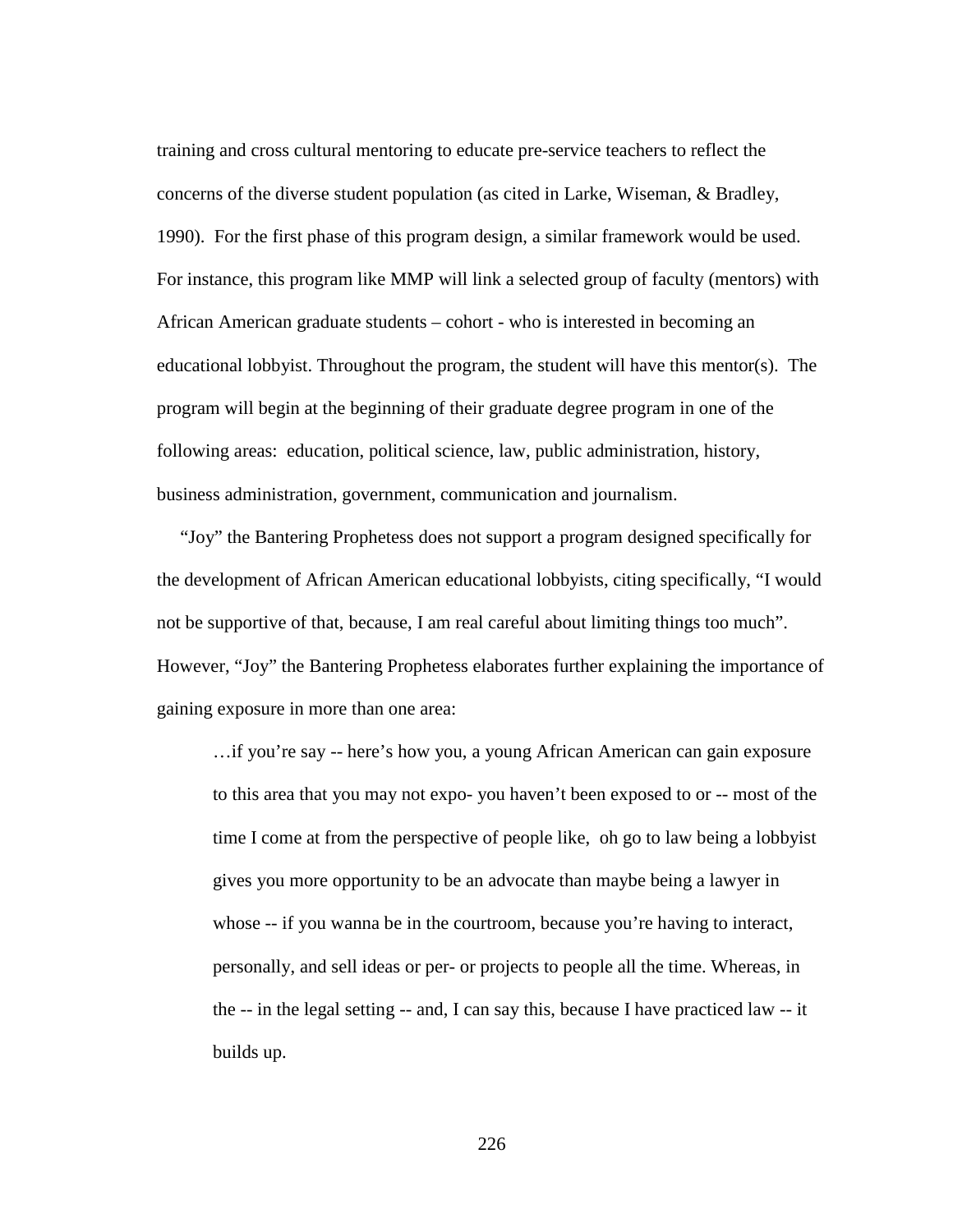training and cross cultural mentoring to educate pre-service teachers to reflect the concerns of the diverse student population (as cited in Larke, Wiseman, & Bradley, 1990). For the first phase of this program design, a similar framework would be used. For instance, this program like MMP will link a selected group of faculty (mentors) with African American graduate students – cohort - who is interested in becoming an educational lobbyist. Throughout the program, the student will have this mentor(s). The program will begin at the beginning of their graduate degree program in one of the following areas: education, political science, law, public administration, history, business administration, government, communication and journalism.

"Joy" the Bantering Prophetess does not support a program designed specifically for the development of African American educational lobbyists, citing specifically, "I would not be supportive of that, because, I am real careful about limiting things too much". However, "Joy" the Bantering Prophetess elaborates further explaining the importance of gaining exposure in more than one area:

> …if you're say -- here's how you, a young African American can gain exposure to this area that you may not expo- you haven't been exposed to or -- most of the time I come at from the perspective of people like, oh go to law being a lobbyist gives you more opportunity to be an advocate than maybe being a lawyer in whose -- if you wanna be in the courtroom, because you're having to interact, personally, and sell ideas or per- or projects to people all the time. Whereas, in the -- in the legal setting -- and, I can say this, because I have practiced law -- it builds up.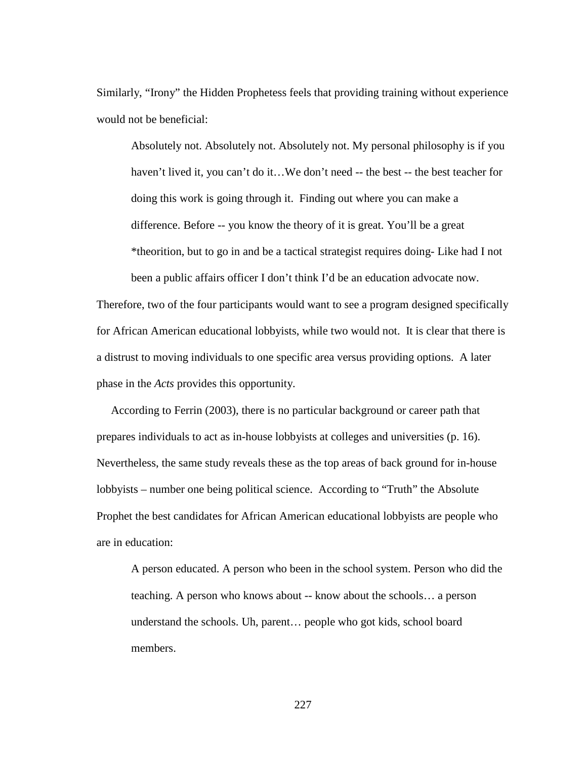Similarly, “Irony” the Hidden Prophetess feels that providing training without experience would not be beneficial:

> Absolutely not. Absolutely not. Absolutely not. My personal philosophy is if you haven’t lived it, you can’t do it…We don’t need -- the best -- the best teacher for doing this work is going through it. Finding out where you can make a difference. Before -- you know the theory of it is great. You’ll be a great *theorition, but to go in and be a tactical strategist requires doing- Like had I not been a public affairs officer I don’t think I’d be an education advocate now.

Therefore, two of the four participants would want to see a program designed specifically for African American educational lobbyists, while two would not. It is clear that there is a distrust to moving individuals to one specific area versus providing options. A later phase in the *Acts* provides this opportunity.

According to Ferrin (2003), there is no particular background or career path that prepares individuals to act as in-house lobbyists at colleges and universities (p. 16). Nevertheless, the same study reveals these as the top areas of back ground for in-house lobbyists – number one being political science. According to “Truth” the Absolute Prophet the best candidates for African American educational lobbyists are people who are in education:

> A person educated. A person who been in the school system. Person who did the teaching. A person who knows about -- know about the schools… a person understand the schools. Uh, parent… people who got kids, school board members.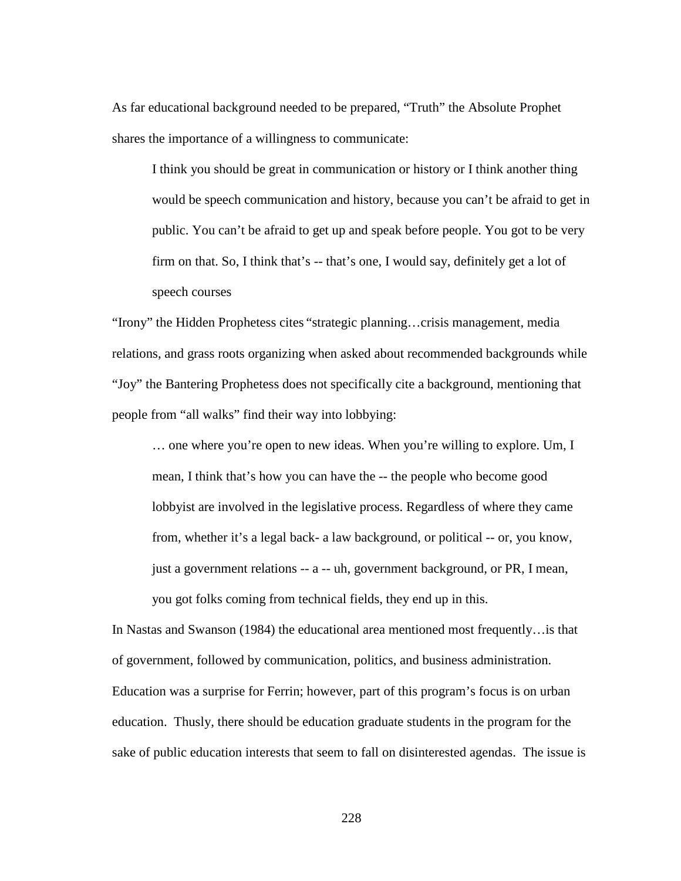As far educational background needed to be prepared, “Truth” the Absolute Prophet shares the importance of a willingness to communicate:

> I think you should be great in communication or history or I think another thing would be speech communication and history, because you can’t be afraid to get in public. You can’t be afraid to get up and speak before people. You got to be very firm on that. So, I think that’s -- that’s one, I would say, definitely get a lot of speech courses

“Irony” the Hidden Prophetess cites “strategic planning…crisis management, media relations, and grass roots organizing when asked about recommended backgrounds while “Joy” the Bantering Prophetess does not specifically cite a background, mentioning that people from “all walks” find their way into lobbying:

> … one where you’re open to new ideas. When you’re willing to explore. Um, I mean, I think that’s how you can have the -- the people who become good lobbyist are involved in the legislative process. Regardless of where they came from, whether it’s a legal back- a law background, or political -- or, you know, just a government relations -- a -- uh, government background, or PR, I mean, you got folks coming from technical fields, they end up in this.

In Nastas and Swanson (1984) the educational area mentioned most frequently…is that of government, followed by communication, politics, and business administration. Education was a surprise for Ferrin; however, part of this program’s focus is on urban education. Thusly, there should be education graduate students in the program for the sake of public education interests that seem to fall on disinterested agendas. The issue is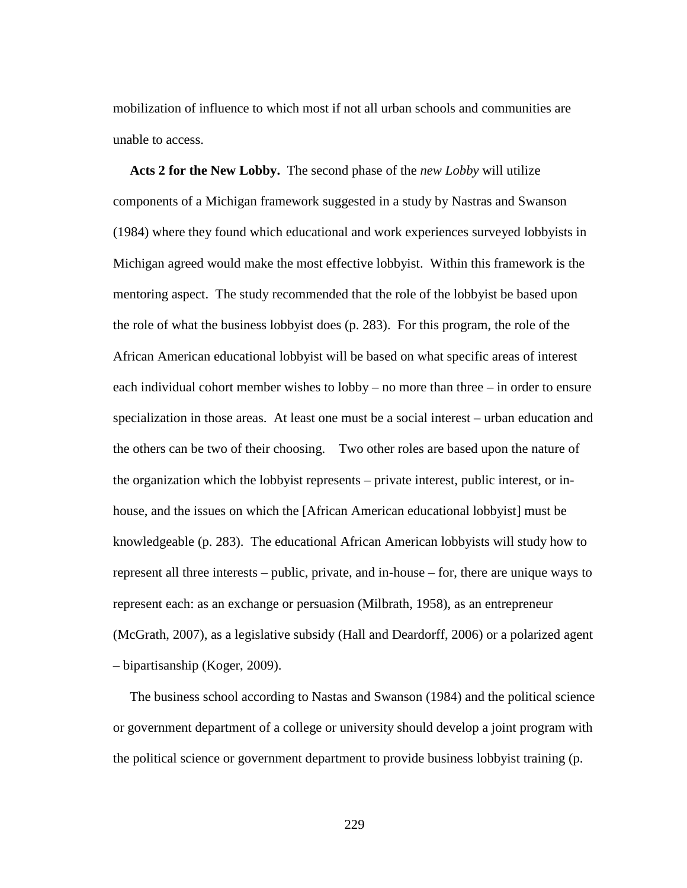mobilization of influence to which most if not all urban schools and communities are unable to access.

**Acts 2 for the New Lobby.** The second phase of the *new Lobby* will utilize components of a Michigan framework suggested in a study by Nastras and Swanson (1984) where they found which educational and work experiences surveyed lobbyists in Michigan agreed would make the most effective lobbyist. Within this framework is the mentoring aspect. The study recommended that the role of the lobbyist be based upon the role of what the business lobbyist does (p. 283). For this program, the role of the African American educational lobbyist will be based on what specific areas of interest each individual cohort member wishes to lobby – no more than three – in order to ensure specialization in those areas. At least one must be a social interest – urban education and the others can be two of their choosing. Two other roles are based upon the nature of the organization which the lobbyist represents – private interest, public interest, or in-house, and the issues on which the [African American educational lobbyist] must be knowledgeable (p. 283). The educational African American lobbyists will study how to represent all three interests – public, private, and in-house – for, there are unique ways to represent each: as an exchange or persuasion (Milbrath, 1958), as an entrepreneur (McGrath, 2007), as a legislative subsidy (Hall and Deardorff, 2006) or a polarized agent – bipartisanship (Koger, 2009).

The business school according to Nastas and Swanson (1984) and the political science or government department of a college or university should develop a joint program with the political science or government department to provide business lobbyist training (p.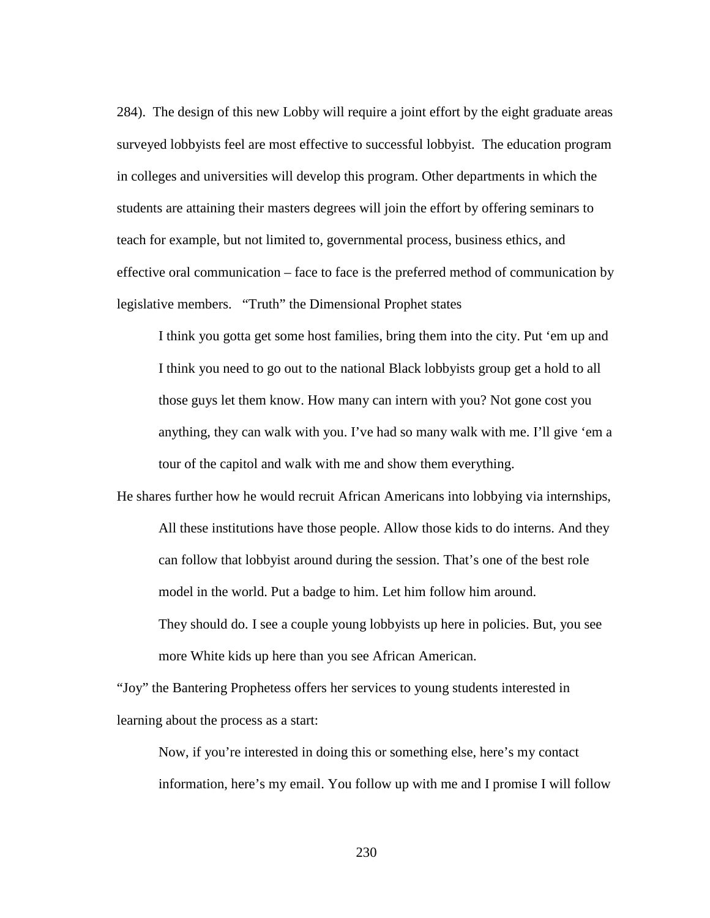284). The design of this new Lobby will require a joint effort by the eight graduate areas surveyed lobbyists feel are most effective to successful lobbyist. The education program in colleges and universities will develop this program. Other departments in which the students are attaining their masters degrees will join the effort by offering seminars to teach for example, but not limited to, governmental process, business ethics, and effective oral communication – face to face is the preferred method of communication by legislative members. "Truth" the Dimensional Prophet states

> I think you gotta get some host families, bring them into the city. Put 'em up and I think you need to go out to the national Black lobbyists group get a hold to all those guys let them know. How many can intern with you? Not gone cost you anything, they can walk with you. I've had so many walk with me. I'll give 'em a tour of the capitol and walk with me and show them everything.

He shares further how he would recruit African Americans into lobbying via internships,

> All these institutions have those people. Allow those kids to do interns. And they can follow that lobbyist around during the session. That's one of the best role model in the world. Put a badge to him. Let him follow him around.
>
> They should do. I see a couple young lobbyists up here in policies. But, you see more White kids up here than you see African American.

"Joy" the Bantering Prophetess offers her services to young students interested in learning about the process as a start:

> Now, if you're interested in doing this or something else, here's my contact information, here's my email. You follow up with me and I promise I will follow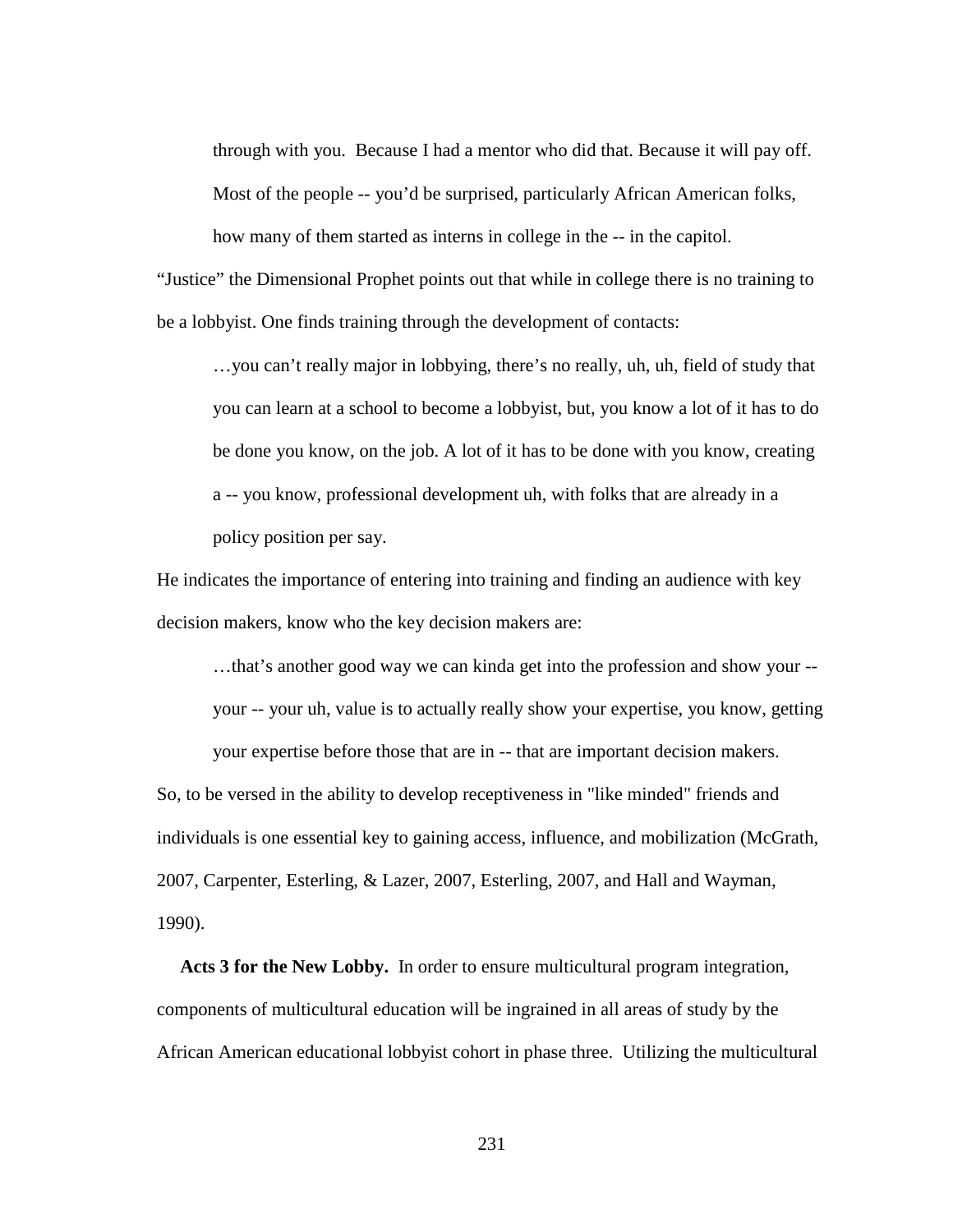> through with you. Because I had a mentor who did that. Because it will pay off. Most of the people -- you'd be surprised, particularly African American folks, how many of them started as interns in college in the -- in the capitol.

"Justice" the Dimensional Prophet points out that while in college there is no training to be a lobbyist. One finds training through the development of contacts:

> …you can't really major in lobbying, there's no really, uh, uh, field of study that you can learn at a school to become a lobbyist, but, you know a lot of it has to do be done you know, on the job. A lot of it has to be done with you know, creating a -- you know, professional development uh, with folks that are already in a policy position per say.

He indicates the importance of entering into training and finding an audience with key decision makers, know who the key decision makers are:

> …that's another good way we can kinda get into the profession and show your -- your -- your uh, value is to actually really show your expertise, you know, getting your expertise before those that are in -- that are important decision makers.

So, to be versed in the ability to develop receptiveness in "like minded" friends and individuals is one essential key to gaining access, influence, and mobilization (McGrath, 2007, Carpenter, Esterling, & Lazer, 2007, Esterling, 2007, and Hall and Wayman, 1990).

**Acts 3 for the New Lobby.** In order to ensure multicultural program integration, components of multicultural education will be ingrained in all areas of study by the African American educational lobbyist cohort in phase three. Utilizing the multicultural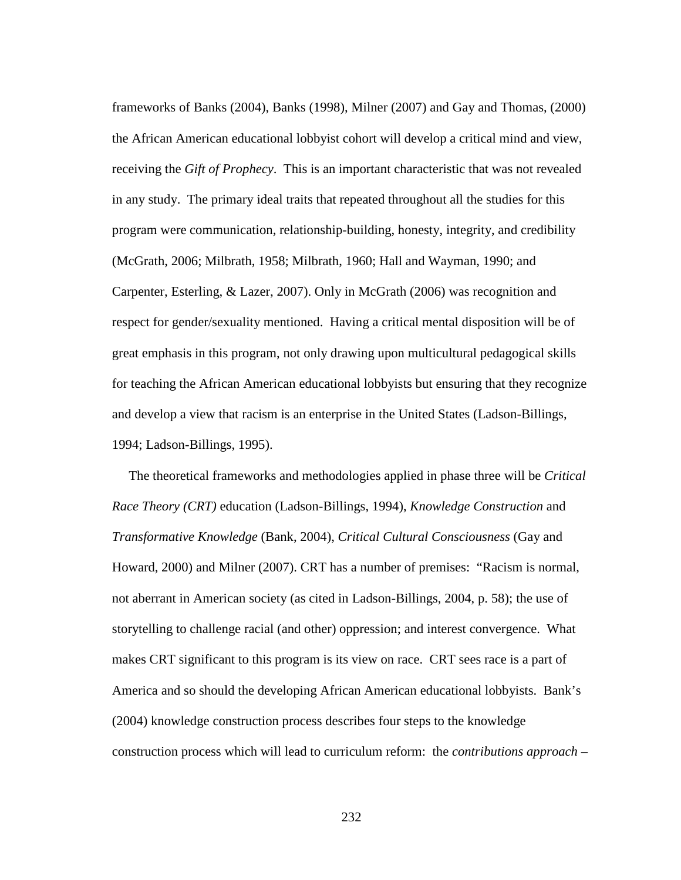frameworks of Banks (2004), Banks (1998), Milner (2007) and Gay and Thomas, (2000) the African American educational lobbyist cohort will develop a critical mind and view, receiving the *Gift of Prophecy*. This is an important characteristic that was not revealed in any study. The primary ideal traits that repeated throughout all the studies for this program were communication, relationship-building, honesty, integrity, and credibility (McGrath, 2006; Milbrath, 1958; Milbrath, 1960; Hall and Wayman, 1990; and Carpenter, Esterling, & Lazer, 2007). Only in McGrath (2006) was recognition and respect for gender/sexuality mentioned. Having a critical mental disposition will be of great emphasis in this program, not only drawing upon multicultural pedagogical skills for teaching the African American educational lobbyists but ensuring that they recognize and develop a view that racism is an enterprise in the United States (Ladson-Billings, 1994; Ladson-Billings, 1995).

The theoretical frameworks and methodologies applied in phase three will be *Critical Race Theory (CRT)* education (Ladson-Billings, 1994), *Knowledge Construction* and *Transformative Knowledge* (Bank, 2004), *Critical Cultural Consciousness* (Gay and Howard, 2000) and Milner (2007). CRT has a number of premises: "Racism is normal, not aberrant in American society (as cited in Ladson-Billings, 2004, p. 58); the use of storytelling to challenge racial (and other) oppression; and interest convergence. What makes CRT significant to this program is its view on race. CRT sees race is a part of America and so should the developing African American educational lobbyists. Bank's (2004) knowledge construction process describes four steps to the knowledge construction process which will lead to curriculum reform: the *contributions approach* –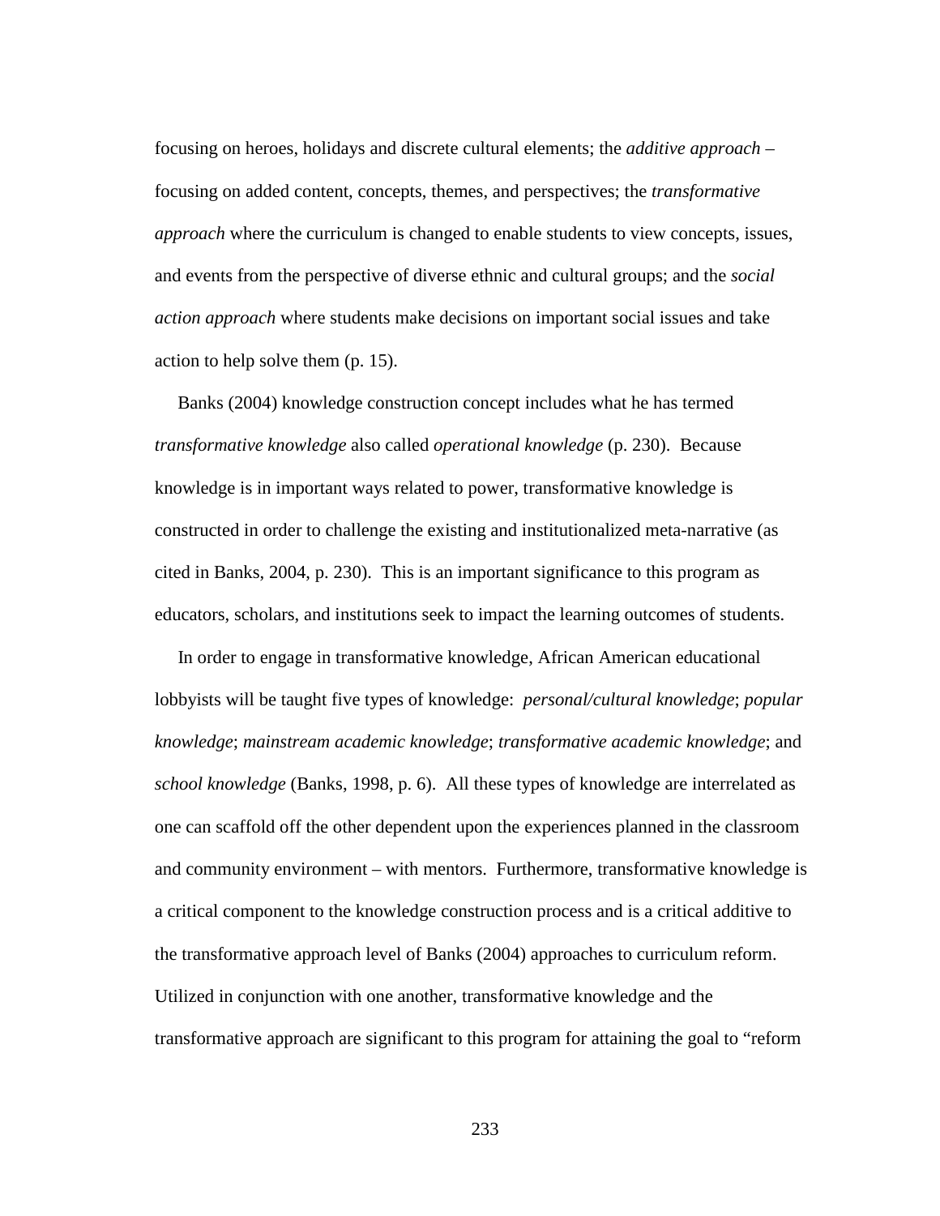focusing on heroes, holidays and discrete cultural elements; the *additive approach* – focusing on added content, concepts, themes, and perspectives; the *transformative approach* where the curriculum is changed to enable students to view concepts, issues, and events from the perspective of diverse ethnic and cultural groups; and the *social action approach* where students make decisions on important social issues and take action to help solve them (p. 15).

Banks (2004) knowledge construction concept includes what he has termed *transformative knowledge* also called *operational knowledge* (p. 230). Because knowledge is in important ways related to power, transformative knowledge is constructed in order to challenge the existing and institutionalized meta-narrative (as cited in Banks, 2004, p. 230). This is an important significance to this program as educators, scholars, and institutions seek to impact the learning outcomes of students.

In order to engage in transformative knowledge, African American educational lobbyists will be taught five types of knowledge: *personal/cultural knowledge*; *popular knowledge*; *mainstream academic knowledge*; *transformative academic knowledge*; and *school knowledge* (Banks, 1998, p. 6). All these types of knowledge are interrelated as one can scaffold off the other dependent upon the experiences planned in the classroom and community environment – with mentors. Furthermore, transformative knowledge is a critical component to the knowledge construction process and is a critical additive to the transformative approach level of Banks (2004) approaches to curriculum reform. Utilized in conjunction with one another, transformative knowledge and the transformative approach are significant to this program for attaining the goal to "reform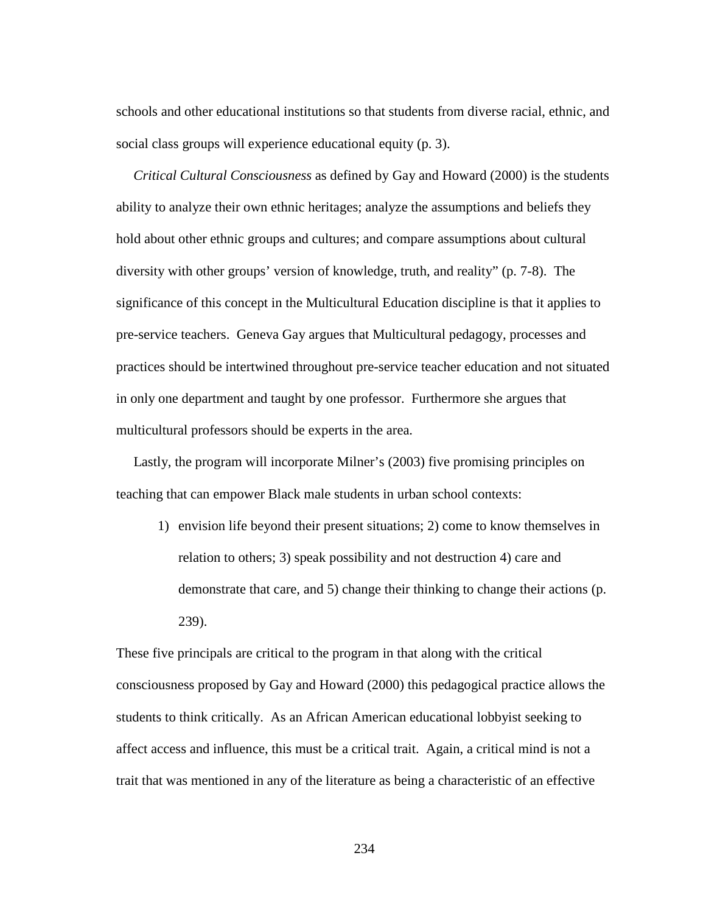schools and other educational institutions so that students from diverse racial, ethnic, and social class groups will experience educational equity (p. 3).

*Critical Cultural Consciousness* as defined by Gay and Howard (2000) is the students ability to analyze their own ethnic heritages; analyze the assumptions and beliefs they hold about other ethnic groups and cultures; and compare assumptions about cultural diversity with other groups' version of knowledge, truth, and reality" (p. 7-8). The significance of this concept in the Multicultural Education discipline is that it applies to pre-service teachers. Geneva Gay argues that Multicultural pedagogy, processes and practices should be intertwined throughout pre-service teacher education and not situated in only one department and taught by one professor. Furthermore she argues that multicultural professors should be experts in the area.

Lastly, the program will incorporate Milner's (2003) five promising principles on teaching that can empower Black male students in urban school contexts:

> 1) envision life beyond their present situations; 2) come to know themselves in relation to others; 3) speak possibility and not destruction 4) care and demonstrate that care, and 5) change their thinking to change their actions (p. 239).

These five principals are critical to the program in that along with the critical consciousness proposed by Gay and Howard (2000) this pedagogical practice allows the students to think critically. As an African American educational lobbyist seeking to affect access and influence, this must be a critical trait. Again, a critical mind is not a trait that was mentioned in any of the literature as being a characteristic of an effective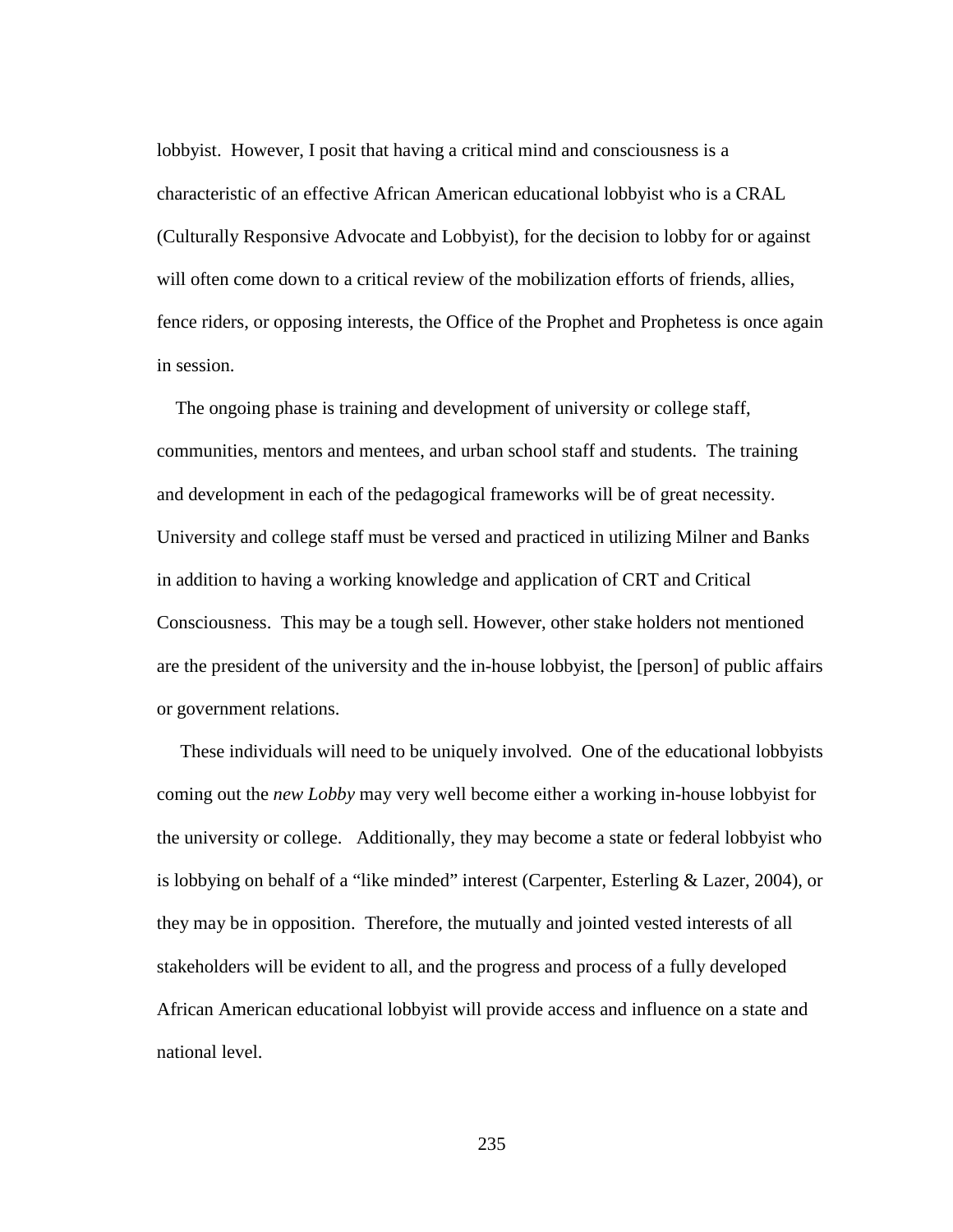lobbyist. However, I posit that having a critical mind and consciousness is a characteristic of an effective African American educational lobbyist who is a CRAL (Culturally Responsive Advocate and Lobbyist), for the decision to lobby for or against will often come down to a critical review of the mobilization efforts of friends, allies, fence riders, or opposing interests, the Office of the Prophet and Prophetess is once again in session.

The ongoing phase is training and development of university or college staff, communities, mentors and mentees, and urban school staff and students. The training and development in each of the pedagogical frameworks will be of great necessity. University and college staff must be versed and practiced in utilizing Milner and Banks in addition to having a working knowledge and application of CRT and Critical Consciousness. This may be a tough sell. However, other stake holders not mentioned are the president of the university and the in-house lobbyist, the [person] of public affairs or government relations.

These individuals will need to be uniquely involved. One of the educational lobbyists coming out the *new Lobby* may very well become either a working in-house lobbyist for the university or college. Additionally, they may become a state or federal lobbyist who is lobbying on behalf of a "like minded" interest (Carpenter, Esterling & Lazer, 2004), or they may be in opposition. Therefore, the mutually and jointed vested interests of all stakeholders will be evident to all, and the progress and process of a fully developed African American educational lobbyist will provide access and influence on a state and national level.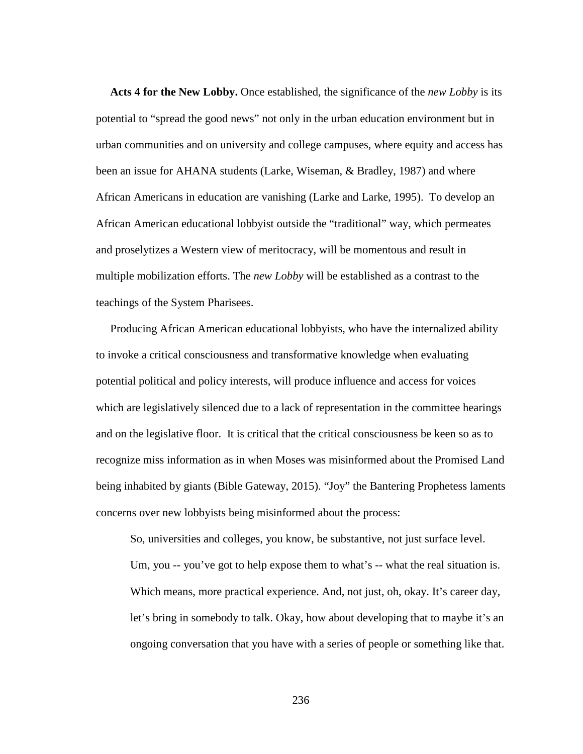**Acts 4 for the New Lobby.** Once established, the significance of the *new Lobby* is its potential to "spread the good news" not only in the urban education environment but in urban communities and on university and college campuses, where equity and access has been an issue for AHANA students (Larke, Wiseman, & Bradley, 1987) and where African Americans in education are vanishing (Larke and Larke, 1995). To develop an African American educational lobbyist outside the "traditional" way, which permeates and proselytizes a Western view of meritocracy, will be momentous and result in multiple mobilization efforts. The *new Lobby* will be established as a contrast to the teachings of the System Pharisees.

Producing African American educational lobbyists, who have the internalized ability to invoke a critical consciousness and transformative knowledge when evaluating potential political and policy interests, will produce influence and access for voices which are legislatively silenced due to a lack of representation in the committee hearings and on the legislative floor. It is critical that the critical consciousness be keen so as to recognize miss information as in when Moses was misinformed about the Promised Land being inhabited by giants (Bible Gateway, 2015). "Joy" the Bantering Prophetess laments concerns over new lobbyists being misinformed about the process:

> So, universities and colleges, you know, be substantive, not just surface level. Um, you -- you've got to help expose them to what's -- what the real situation is. Which means, more practical experience. And, not just, oh, okay. It's career day, let's bring in somebody to talk. Okay, how about developing that to maybe it's an ongoing conversation that you have with a series of people or something like that.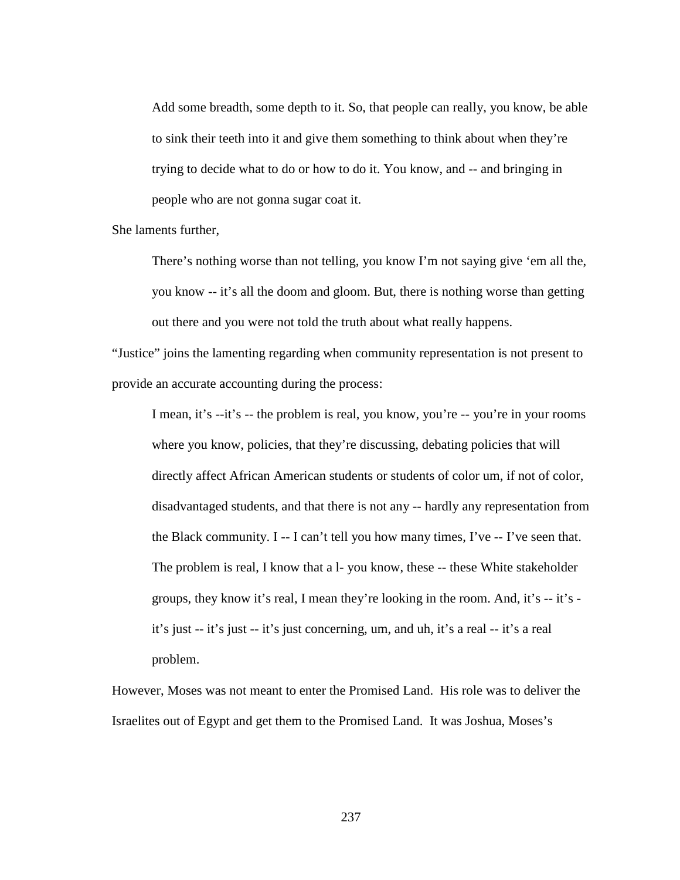> Add some breadth, some depth to it. So, that people can really, you know, be able to sink their teeth into it and give them something to think about when they're trying to decide what to do or how to do it. You know, and -- and bringing in people who are not gonna sugar coat it.

She laments further,

> There's nothing worse than not telling, you know I'm not saying give 'em all the, you know -- it's all the doom and gloom. But, there is nothing worse than getting out there and you were not told the truth about what really happens.

"Justice" joins the lamenting regarding when community representation is not present to provide an accurate accounting during the process:

> I mean, it's --it's -- the problem is real, you know, you're -- you're in your rooms where you know, policies, that they're discussing, debating policies that will directly affect African American students or students of color um, if not of color, disadvantaged students, and that there is not any -- hardly any representation from the Black community. I -- I can't tell you how many times, I've -- I've seen that. The problem is real, I know that a l- you know, these -- these White stakeholder groups, they know it's real, I mean they're looking in the room. And, it's -- it's -it's just -- it's just -- it's just concerning, um, and uh, it's a real -- it's a real problem.

However, Moses was not meant to enter the Promised Land. His role was to deliver the Israelites out of Egypt and get them to the Promised Land. It was Joshua, Moses's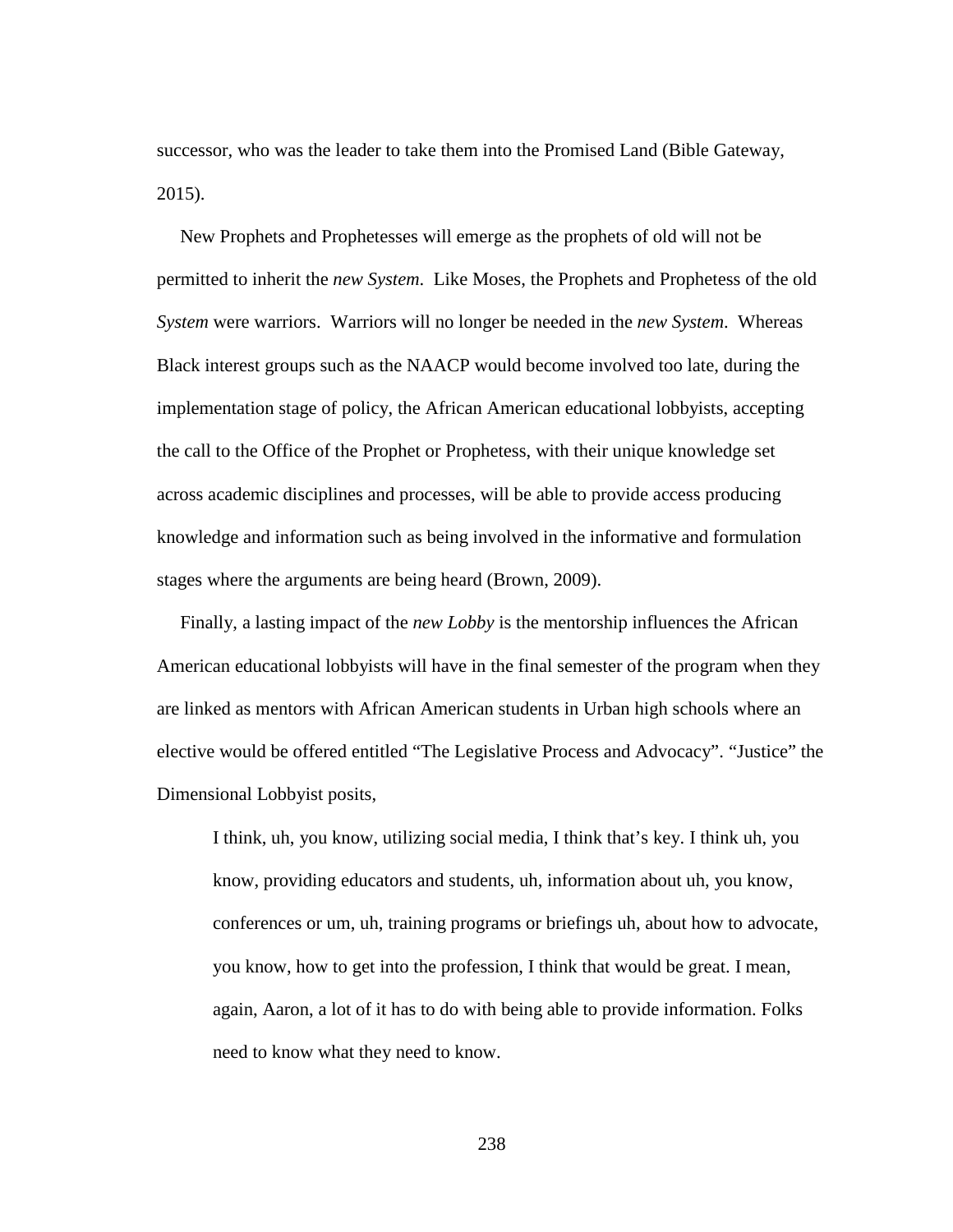successor, who was the leader to take them into the Promised Land (Bible Gateway, 2015).

New Prophets and Prophetesses will emerge as the prophets of old will not be permitted to inherit the *new System*. Like Moses, the Prophets and Prophetess of the old *System* were warriors. Warriors will no longer be needed in the *new System*. Whereas Black interest groups such as the NAACP would become involved too late, during the implementation stage of policy, the African American educational lobbyists, accepting the call to the Office of the Prophet or Prophetess, with their unique knowledge set across academic disciplines and processes, will be able to provide access producing knowledge and information such as being involved in the informative and formulation stages where the arguments are being heard (Brown, 2009).

Finally, a lasting impact of the *new Lobby* is the mentorship influences the African American educational lobbyists will have in the final semester of the program when they are linked as mentors with African American students in Urban high schools where an elective would be offered entitled "The Legislative Process and Advocacy". "Justice" the Dimensional Lobbyist posits,

> I think, uh, you know, utilizing social media, I think that's key. I think uh, you know, providing educators and students, uh, information about uh, you know, conferences or um, uh, training programs or briefings uh, about how to advocate, you know, how to get into the profession, I think that would be great. I mean, again, Aaron, a lot of it has to do with being able to provide information. Folks need to know what they need to know.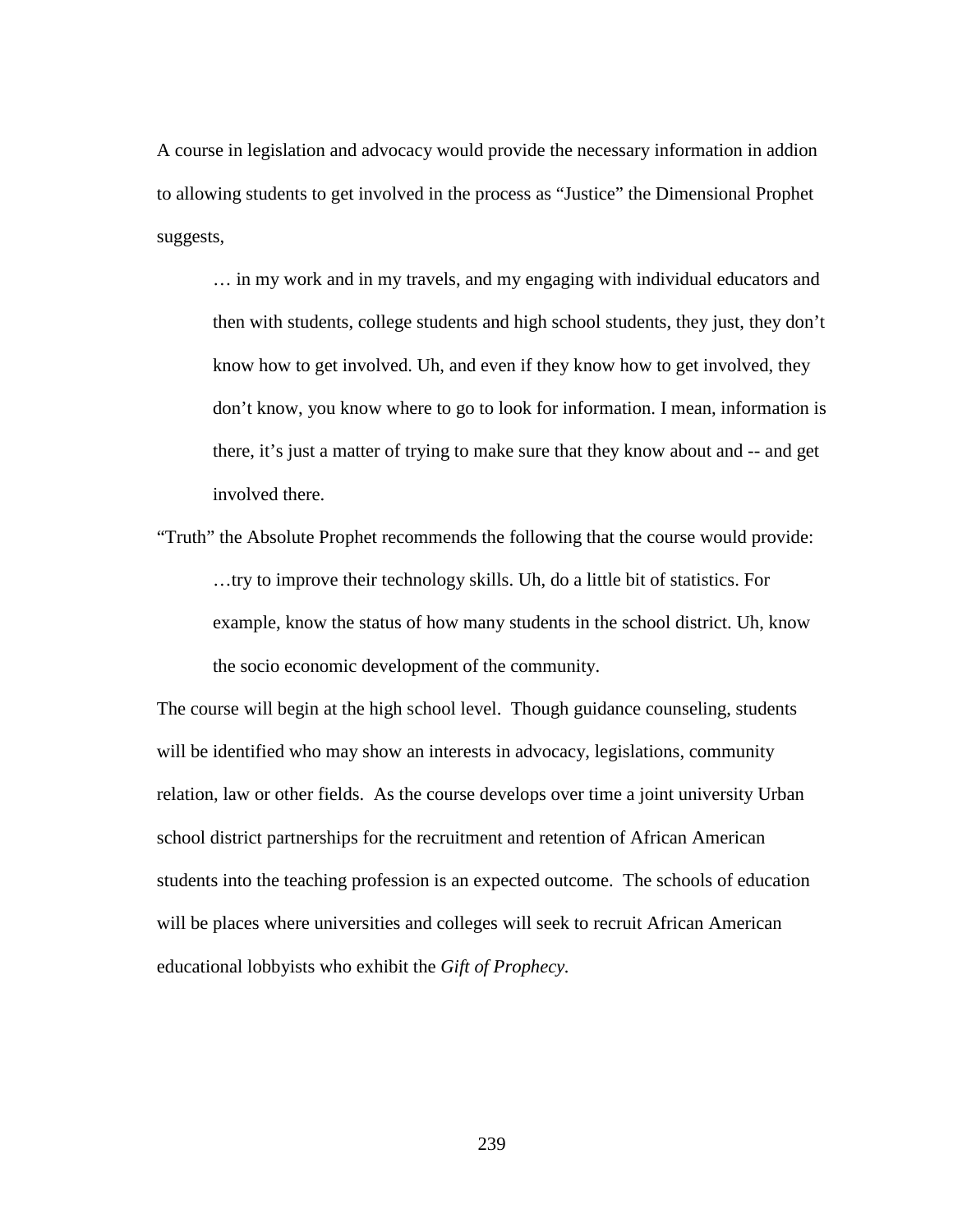A course in legislation and advocacy would provide the necessary information in addion to allowing students to get involved in the process as “Justice” the Dimensional Prophet suggests,

> … in my work and in my travels, and my engaging with individual educators and then with students, college students and high school students, they just, they don’t know how to get involved. Uh, and even if they know how to get involved, they don’t know, you know where to go to look for information. I mean, information is there, it’s just a matter of trying to make sure that they know about and -- and get involved there.

“Truth” the Absolute Prophet recommends the following that the course would provide:

> …try to improve their technology skills. Uh, do a little bit of statistics. For example, know the status of how many students in the school district. Uh, know the socio economic development of the community.

The course will begin at the high school level. Though guidance counseling, students will be identified who may show an interests in advocacy, legislations, community relation, law or other fields. As the course develops over time a joint university Urban school district partnerships for the recruitment and retention of African American students into the teaching profession is an expected outcome. The schools of education will be places where universities and colleges will seek to recruit African American educational lobbyists who exhibit the *Gift of Prophecy.*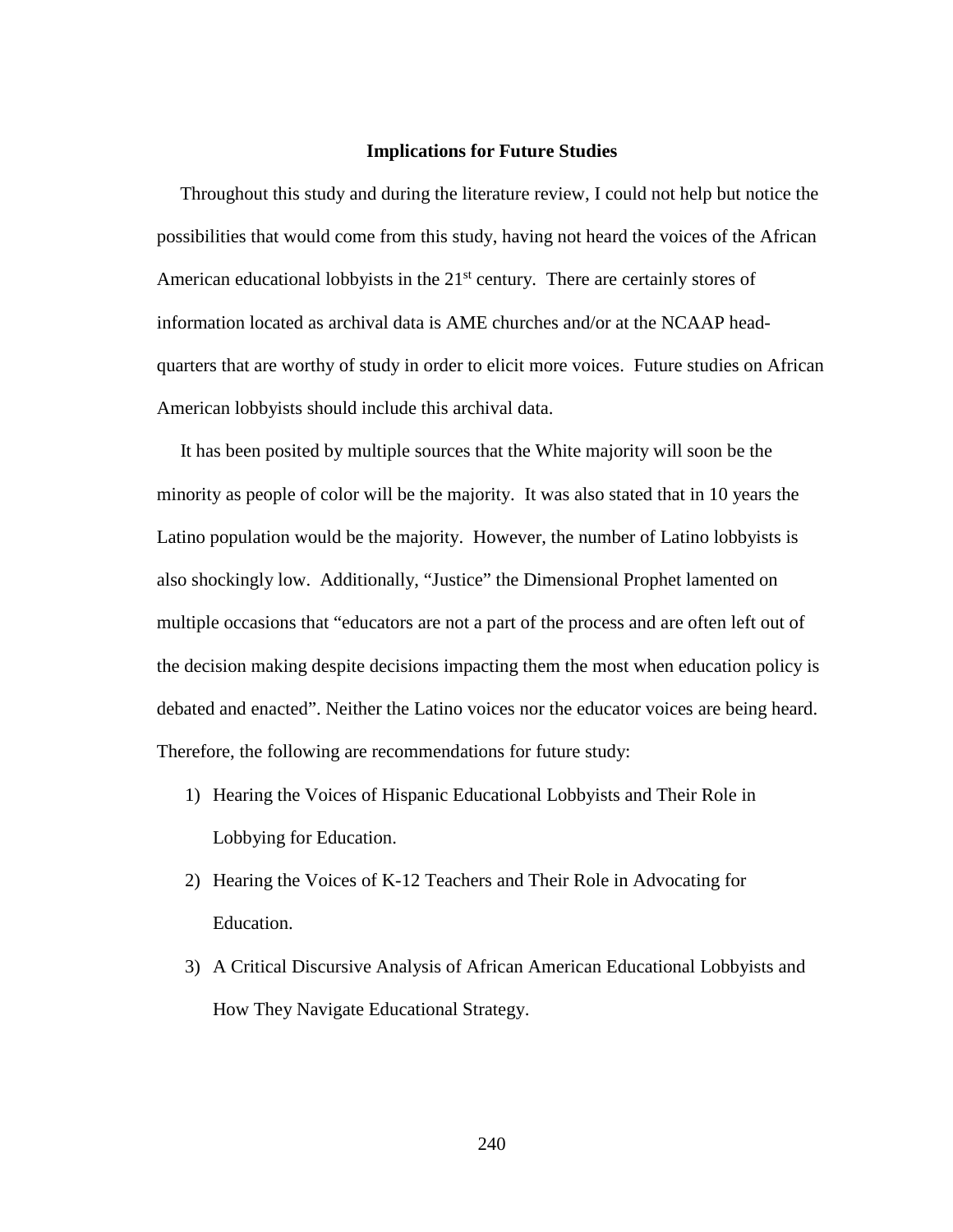**Implications for Future Studies**

Throughout this study and during the literature review, I could not help but notice the possibilities that would come from this study, having not heard the voices of the African American educational lobbyists in the 21st century. There are certainly stores of information located as archival data is AME churches and/or at the NCAAP head-quarters that are worthy of study in order to elicit more voices. Future studies on African American lobbyists should include this archival data.

It has been posited by multiple sources that the White majority will soon be the minority as people of color will be the majority. It was also stated that in 10 years the Latino population would be the majority. However, the number of Latino lobbyists is also shockingly low. Additionally, "Justice" the Dimensional Prophet lamented on multiple occasions that "educators are not a part of the process and are often left out of the decision making despite decisions impacting them the most when education policy is debated and enacted". Neither the Latino voices nor the educator voices are being heard. Therefore, the following are recommendations for future study:

1) Hearing the Voices of Hispanic Educational Lobbyists and Their Role in Lobbying for Education.
2) Hearing the Voices of K-12 Teachers and Their Role in Advocating for Education.
3) A Critical Discursive Analysis of African American Educational Lobbyists and How They Navigate Educational Strategy.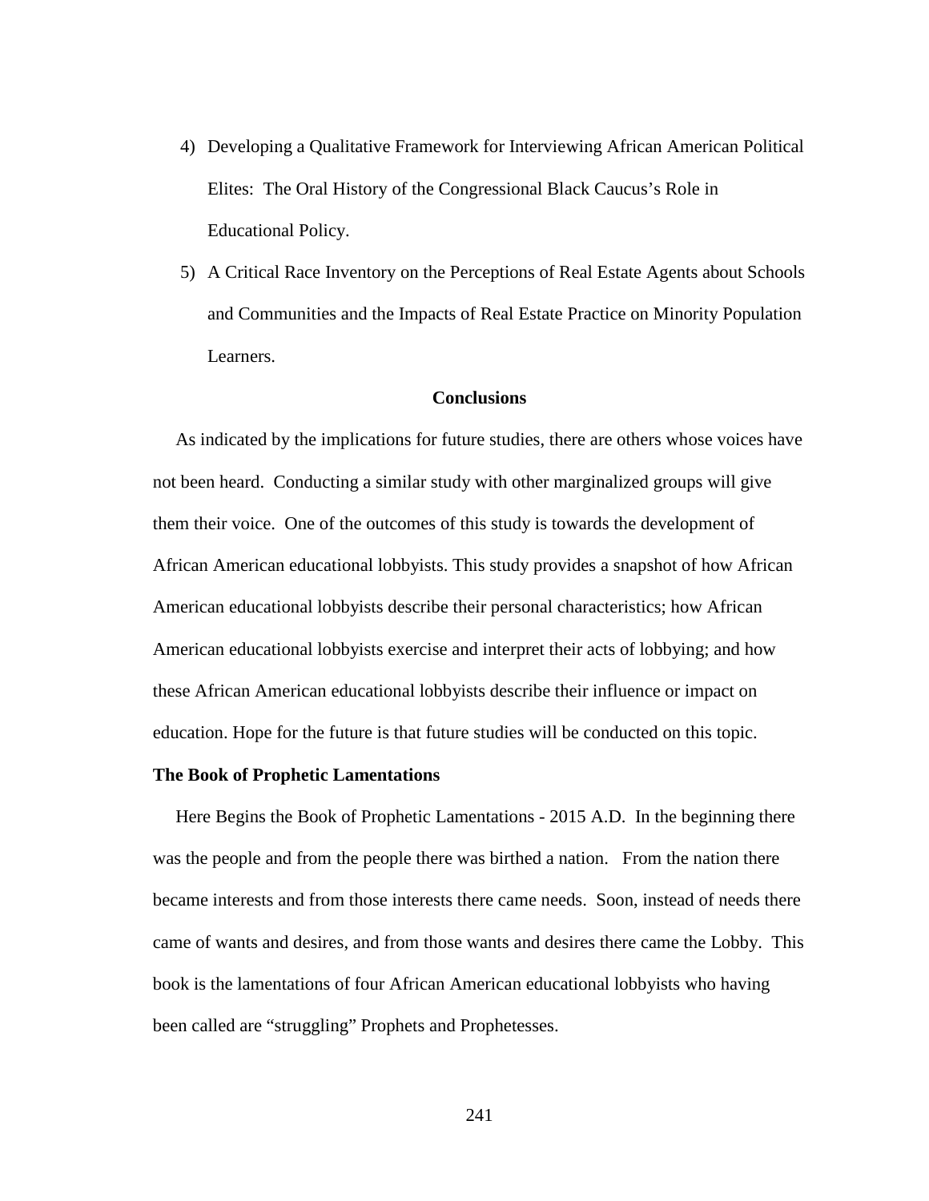4) Developing a Qualitative Framework for Interviewing African American Political Elites: The Oral History of the Congressional Black Caucus's Role in Educational Policy.
5) A Critical Race Inventory on the Perceptions of Real Estate Agents about Schools and Communities and the Impacts of Real Estate Practice on Minority Population Learners.

## Conclusions

As indicated by the implications for future studies, there are others whose voices have not been heard. Conducting a similar study with other marginalized groups will give them their voice. One of the outcomes of this study is towards the development of African American educational lobbyists. This study provides a snapshot of how African American educational lobbyists describe their personal characteristics; how African American educational lobbyists exercise and interpret their acts of lobbying; and how these African American educational lobbyists describe their influence or impact on education. Hope for the future is that future studies will be conducted on this topic.

### The Book of Prophetic Lamentations

Here Begins the Book of Prophetic Lamentations - 2015 A.D. In the beginning there was the people and from the people there was birthed a nation. From the nation there became interests and from those interests there came needs. Soon, instead of needs there came of wants and desires, and from those wants and desires there came the Lobby. This book is the lamentations of four African American educational lobbyists who having been called are "struggling" Prophets and Prophetesses.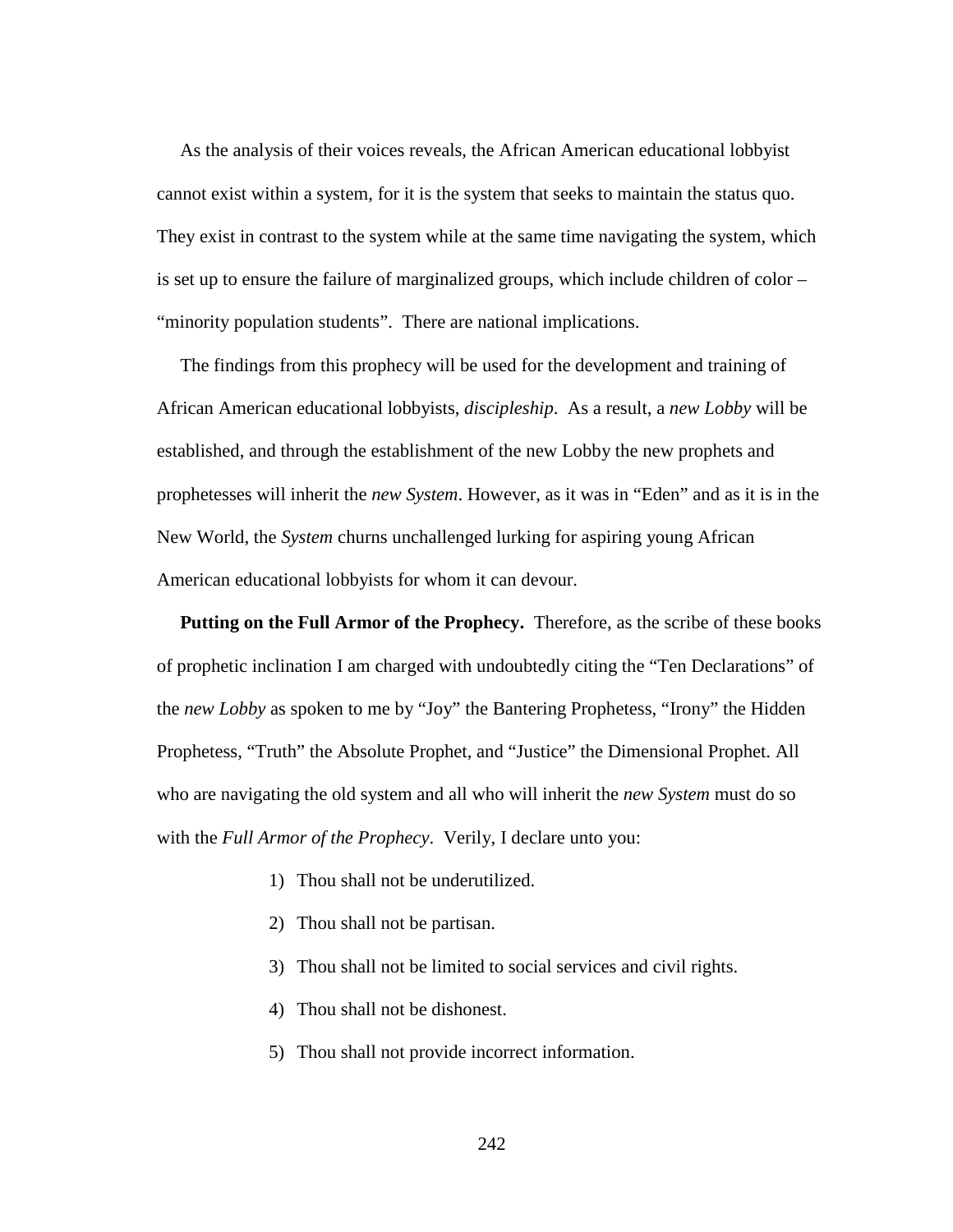As the analysis of their voices reveals, the African American educational lobbyist cannot exist within a system, for it is the system that seeks to maintain the status quo. They exist in contrast to the system while at the same time navigating the system, which is set up to ensure the failure of marginalized groups, which include children of color – "minority population students". There are national implications.

The findings from this prophecy will be used for the development and training of African American educational lobbyists, *discipleship*. As a result, a *new Lobby* will be established, and through the establishment of the new Lobby the new prophets and prophetesses will inherit the *new System*. However, as it was in "Eden" and as it is in the New World, the *System* churns unchallenged lurking for aspiring young African American educational lobbyists for whom it can devour.

**Putting on the Full Armor of the Prophecy.** Therefore, as the scribe of these books of prophetic inclination I am charged with undoubtedly citing the "Ten Declarations" of the *new Lobby* as spoken to me by "Joy" the Bantering Prophetess, "Irony" the Hidden Prophetess, "Truth" the Absolute Prophet, and "Justice" the Dimensional Prophet. All who are navigating the old system and all who will inherit the *new System* must do so with the *Full Armor of the Prophecy*. Verily, I declare unto you:

1) Thou shall not be underutilized.
2) Thou shall not be partisan.
3) Thou shall not be limited to social services and civil rights.
4) Thou shall not be dishonest.
5) Thou shall not provide incorrect information.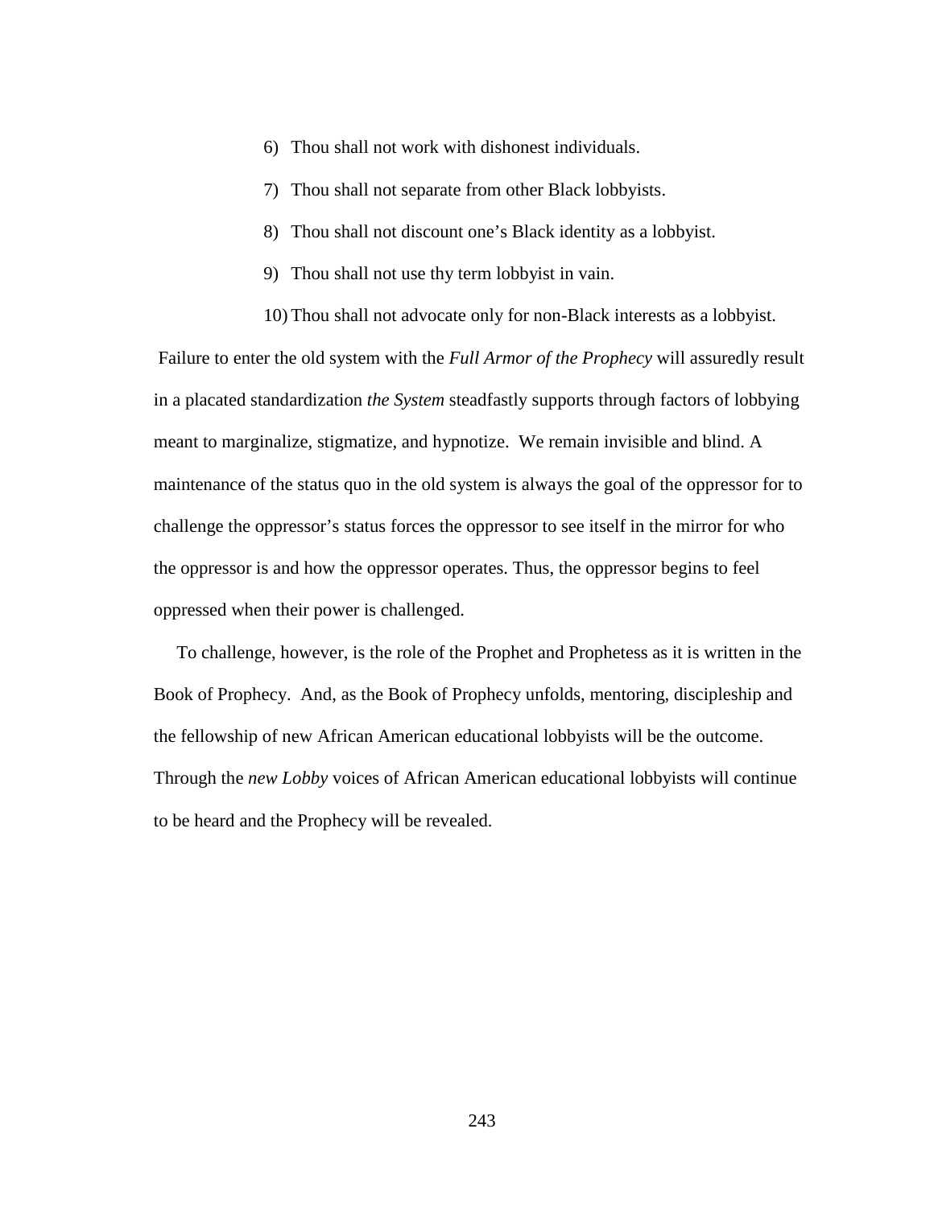6) Thou shall not work with dishonest individuals.
7) Thou shall not separate from other Black lobbyists.
8) Thou shall not discount one's Black identity as a lobbyist.
9) Thou shall not use thy term lobbyist in vain.
10) Thou shall not advocate only for non-Black interests as a lobbyist.

Failure to enter the old system with the *Full Armor of the Prophecy* will assuredly result in a placated standardization *the System* steadfastly supports through factors of lobbying meant to marginalize, stigmatize, and hypnotize. We remain invisible and blind. A maintenance of the status quo in the old system is always the goal of the oppressor for to challenge the oppressor's status forces the oppressor to see itself in the mirror for who the oppressor is and how the oppressor operates. Thus, the oppressor begins to feel oppressed when their power is challenged.

To challenge, however, is the role of the Prophet and Prophetess as it is written in the Book of Prophecy. And, as the Book of Prophecy unfolds, mentoring, discipleship and the fellowship of new African American educational lobbyists will be the outcome. Through the *new Lobby* voices of African American educational lobbyists will continue to be heard and the Prophecy will be revealed.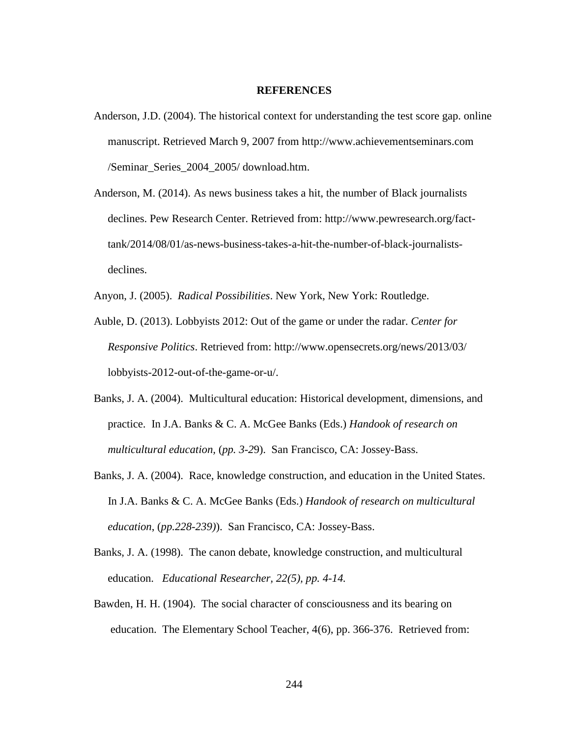# REFERENCES

Anderson, J.D. (2004). The historical context for understanding the test score gap. online manuscript. Retrieved March 9, 2007 from http://www.achievementseminars.com /Seminar_Series_2004_2005/ download.htm.

Anderson, M. (2014). As news business takes a hit, the number of Black journalists declines. Pew Research Center. Retrieved from: http://www.pewresearch.org/fact-tank/2014/08/01/as-news-business-takes-a-hit-the-number-of-black-journalists-declines.

Anyon, J. (2005). *Radical Possibilities*. New York, New York: Routledge.

Auble, D. (2013). Lobbyists 2012: Out of the game or under the radar. *Center for Responsive Politics*. Retrieved from: http://www.opensecrets.org/news/2013/03/ lobbyists-2012-out-of-the-game-or-u/.

Banks, J. A. (2004). Multicultural education: Historical development, dimensions, and practice. In J.A. Banks & C. A. McGee Banks (Eds.) *Handook of research on multicultural education*, (*pp. 3-2*9). San Francisco, CA: Jossey-Bass.

Banks, J. A. (2004). Race, knowledge construction, and education in the United States. In J.A. Banks & C. A. McGee Banks (Eds.) *Handook of research on multicultural education*, (*pp.228-239)*). San Francisco, CA: Jossey-Bass.

Banks, J. A. (1998). The canon debate, knowledge construction, and multicultural education. *Educational Researcher, 22(5), pp. 4-14.*

Bawden, H. H. (1904). The social character of consciousness and its bearing on education. The Elementary School Teacher, 4(6), pp. 366-376. Retrieved from: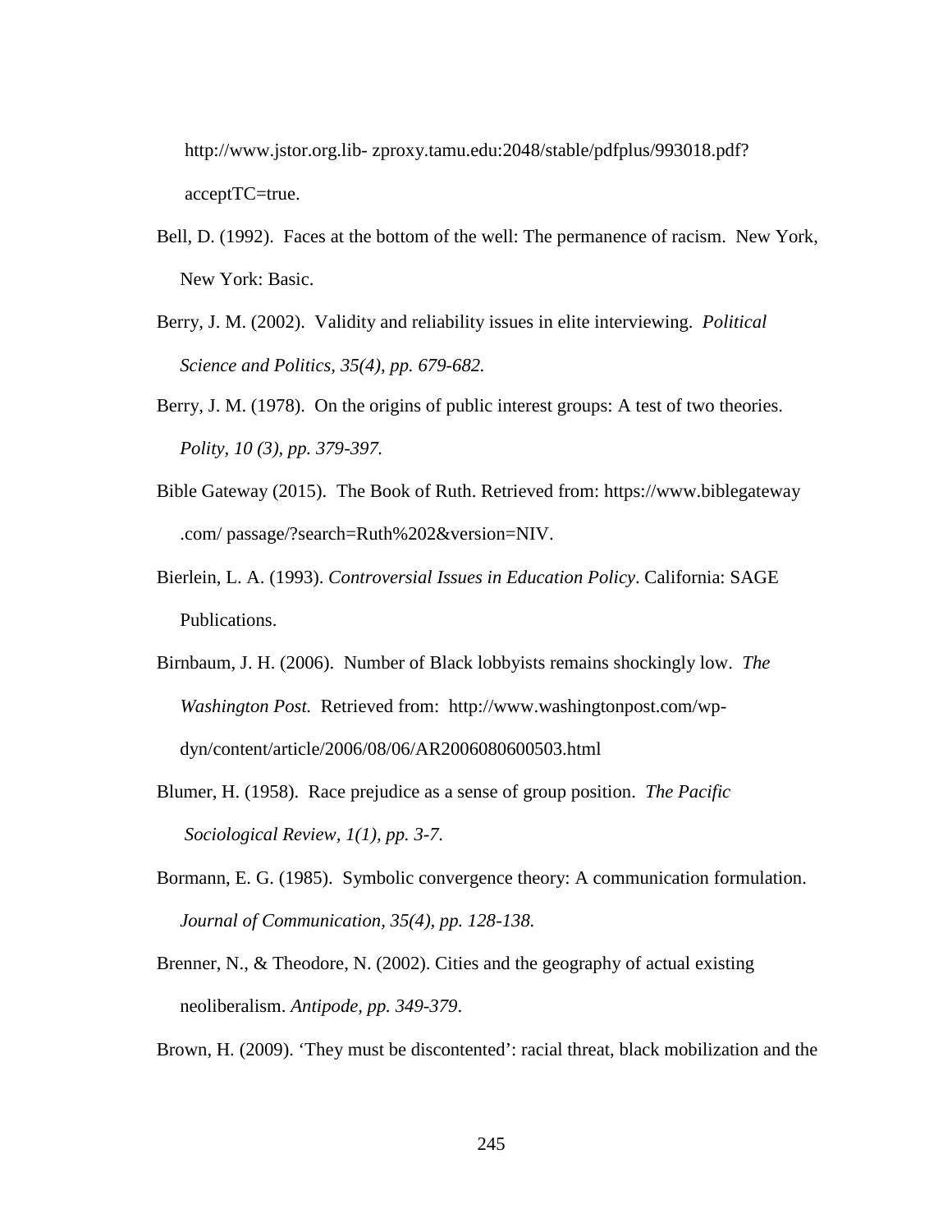http://www.jstor.org.lib- zproxy.tamu.edu:2048/stable/pdfplus/993018.pdf? acceptTC=true.

Bell, D. (1992). Faces at the bottom of the well: The permanence of racism. New York, New York: Basic.

Berry, J. M. (2002). Validity and reliability issues in elite interviewing. *Political Science and Politics, 35(4), pp. 679-682.*

Berry, J. M. (1978). On the origins of public interest groups: A test of two theories. *Polity, 10 (3), pp. 379-397.*

Bible Gateway (2015). The Book of Ruth. Retrieved from: https://www.biblegateway .com/ passage/?search=Ruth%202&version=NIV.

Bierlein, L. A. (1993). *Controversial Issues in Education Policy*. California: SAGE Publications.

Birnbaum, J. H. (2006). Number of Black lobbyists remains shockingly low. *The Washington Post.* Retrieved from: http://www.washingtonpost.com/wp-dyn/content/article/2006/08/06/AR2006080600503.html

Blumer, H. (1958). Race prejudice as a sense of group position. *The Pacific Sociological Review, 1(1), pp. 3-7.*

Bormann, E. G. (1985). Symbolic convergence theory: A communication formulation. *Journal of Communication, 35(4), pp. 128-138.*

Brenner, N., & Theodore, N. (2002). Cities and the geography of actual existing neoliberalism. *Antipode, pp. 349-379*.

Brown, H. (2009). 'They must be discontented': racial threat, black mobilization and the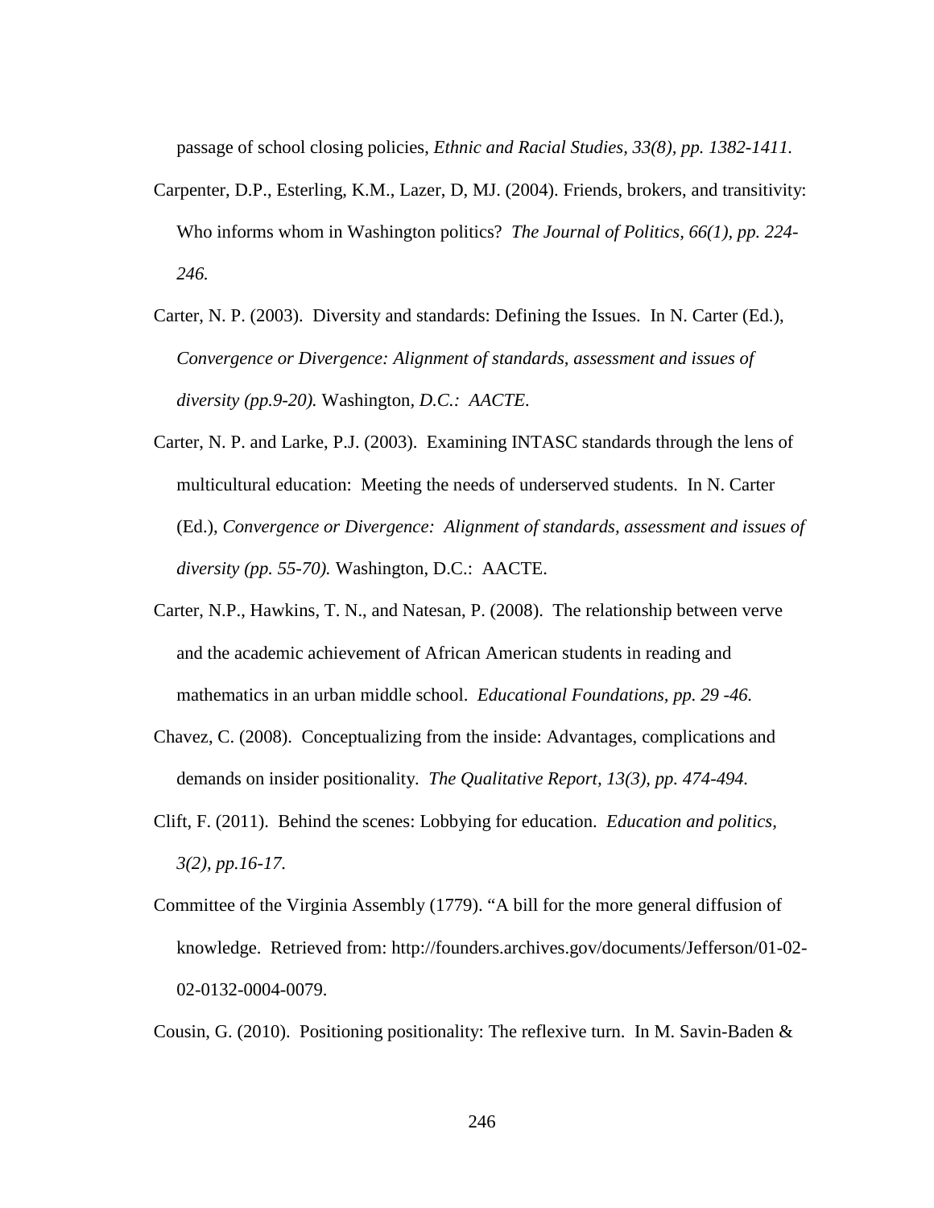passage of school closing policies, *Ethnic and Racial Studies, 33(8), pp. 1382-1411.*

Carpenter, D.P., Esterling, K.M., Lazer, D, MJ. (2004). Friends, brokers, and transitivity: Who informs whom in Washington politics? *The Journal of Politics, 66(1), pp. 224-246.*

Carter, N. P. (2003). Diversity and standards: Defining the Issues. In N. Carter (Ed.), *Convergence or Divergence: Alignment of standards, assessment and issues of diversity (pp.9-20).* Washington*, D.C.: AACTE.*

Carter, N. P. and Larke, P.J. (2003). Examining INTASC standards through the lens of multicultural education: Meeting the needs of underserved students. In N. Carter (Ed.), *Convergence or Divergence: Alignment of standards, assessment and issues of diversity (pp. 55-70).* Washington, D.C.: AACTE.

Carter, N.P., Hawkins, T. N., and Natesan, P. (2008). The relationship between verve and the academic achievement of African American students in reading and mathematics in an urban middle school. *Educational Foundations, pp. 29 -46.*

Chavez, C. (2008). Conceptualizing from the inside: Advantages, complications and demands on insider positionality. *The Qualitative Report, 13(3), pp. 474-494.*

Clift, F. (2011). Behind the scenes: Lobbying for education. *Education and politics, 3(2), pp.16-17.*

Committee of the Virginia Assembly (1779). "A bill for the more general diffusion of knowledge. Retrieved from: http://founders.archives.gov/documents/Jefferson/01-02-02-0132-0004-0079.

Cousin, G. (2010). Positioning positionality: The reflexive turn. In M. Savin-Baden &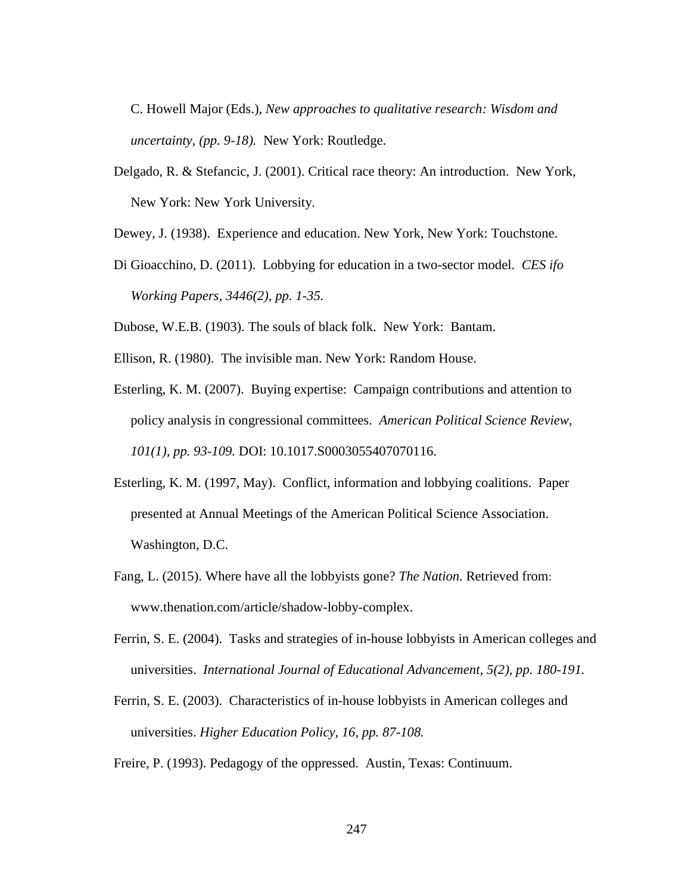C. Howell Major (Eds.), *New approaches to qualitative research: Wisdom and uncertainty, (pp. 9-18).* New York: Routledge.

Delgado, R. & Stefancic, J. (2001). Critical race theory: An introduction. New York, New York: New York University.

Dewey, J. (1938). Experience and education. New York, New York: Touchstone.

Di Gioacchino, D. (2011). Lobbying for education in a two-sector model. *CES ifo Working Papers, 3446(2), pp. 1-35.*

Dubose, W.E.B. (1903). The souls of black folk. New York: Bantam.

Ellison, R. (1980). The invisible man. New York: Random House.

Esterling, K. M. (2007). Buying expertise: Campaign contributions and attention to policy analysis in congressional committees. *American Political Science Review, 101(1), pp. 93-109.* DOI: 10.1017.S0003055407070116.

Esterling, K. M. (1997, May). Conflict, information and lobbying coalitions. Paper presented at Annual Meetings of the American Political Science Association. Washington, D.C.

Fang, L. (2015). Where have all the lobbyists gone? *The Nation.* Retrieved from: www.thenation.com/article/shadow-lobby-complex.

Ferrin, S. E. (2004). Tasks and strategies of in-house lobbyists in American colleges and universities. *International Journal of Educational Advancement, 5(2), pp. 180-191.*

Ferrin, S. E. (2003). Characteristics of in-house lobbyists in American colleges and universities. *Higher Education Policy, 16, pp. 87-108.*

Freire, P. (1993). Pedagogy of the oppressed. Austin, Texas: Continuum.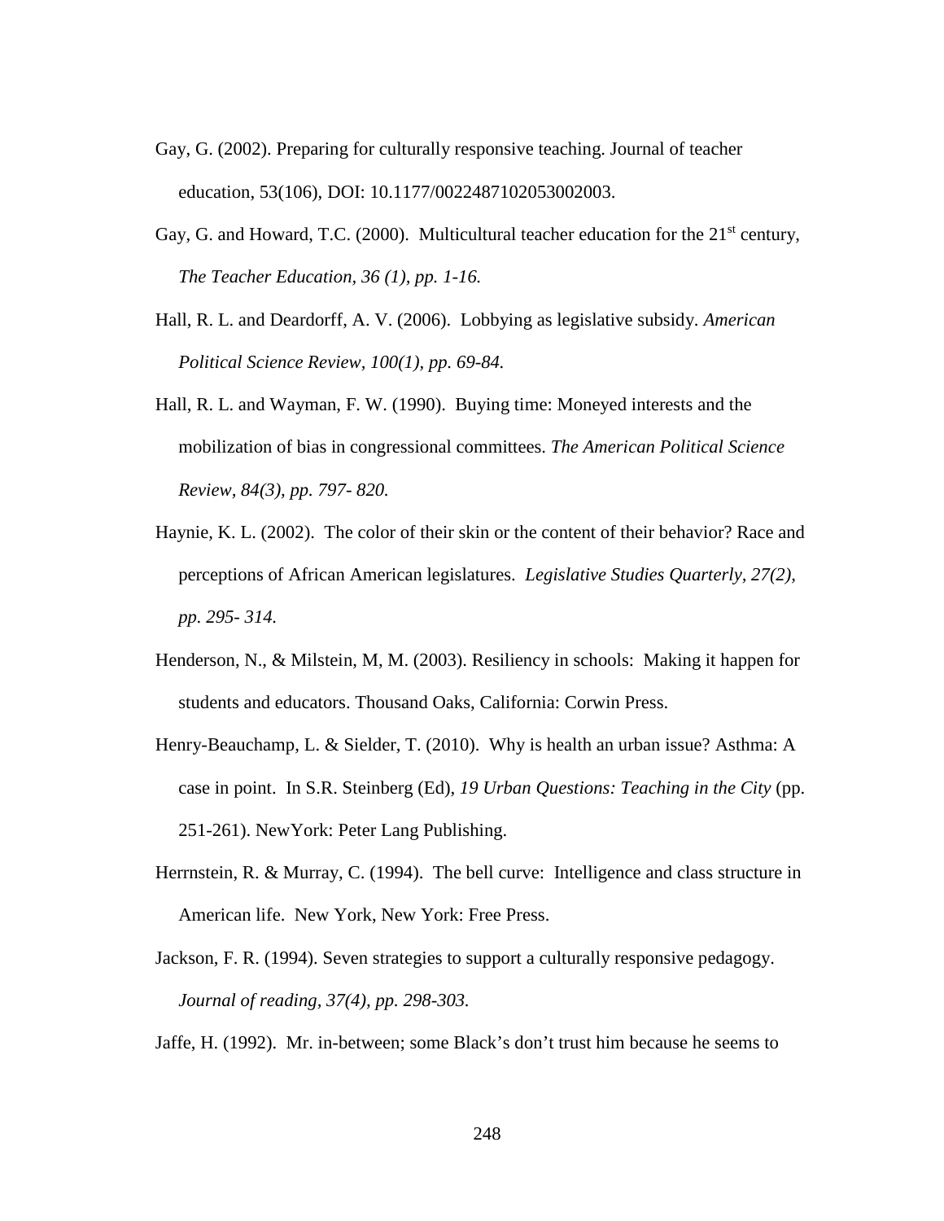Gay, G. (2002). Preparing for culturally responsive teaching. Journal of teacher education, 53(106), DOI: 10.1177/0022487102053002003.

Gay, G. and Howard, T.C. (2000). Multicultural teacher education for the 21st century, *The Teacher Education, 36 (1), pp. 1-16.*

Hall, R. L. and Deardorff, A. V. (2006). Lobbying as legislative subsidy. *American Political Science Review, 100(1), pp. 69-84.*

Hall, R. L. and Wayman, F. W. (1990). Buying time: Moneyed interests and the mobilization of bias in congressional committees. *The American Political Science Review, 84(3), pp. 797- 820.*

Haynie, K. L. (2002). The color of their skin or the content of their behavior? Race and perceptions of African American legislatures. *Legislative Studies Quarterly, 27(2), pp. 295- 314.*

Henderson, N., & Milstein, M, M. (2003). Resiliency in schools: Making it happen for students and educators. Thousand Oaks, California: Corwin Press.

Henry-Beauchamp, L. & Sielder, T. (2010). Why is health an urban issue? Asthma: A case in point. In S.R. Steinberg (Ed), *19 Urban Questions: Teaching in the City* (pp. 251-261). NewYork: Peter Lang Publishing.

Herrnstein, R. & Murray, C. (1994). The bell curve: Intelligence and class structure in American life. New York, New York: Free Press.

Jackson, F. R. (1994). Seven strategies to support a culturally responsive pedagogy. *Journal of reading, 37(4), pp. 298-303.*

Jaffe, H. (1992). Mr. in-between; some Black's don't trust him because he seems to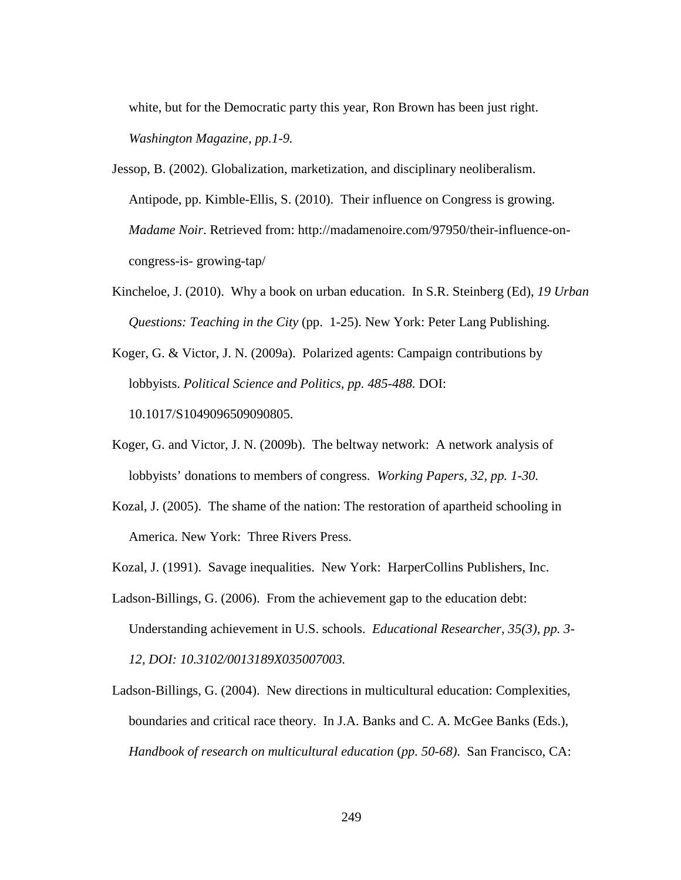white, but for the Democratic party this year, Ron Brown has been just right. *Washington Magazine, pp.1-9.*

Jessop, B. (2002). Globalization, marketization, and disciplinary neoliberalism. Antipode, pp. Kimble-Ellis, S. (2010). Their influence on Congress is growing. *Madame Noir*. Retrieved from: http://madamenoire.com/97950/their-influence-on-congress-is- growing-tap/

Kincheloe, J. (2010). Why a book on urban education. In S.R. Steinberg (Ed), *19 Urban Questions: Teaching in the City* (pp. 1-25). New York: Peter Lang Publishing.

Koger, G. & Victor, J. N. (2009a). Polarized agents: Campaign contributions by lobbyists. *Political Science and Politics, pp. 485-488.* DOI: 10.1017/S1049096509090805.

Koger, G. and Victor, J. N. (2009b). The beltway network: A network analysis of lobbyists' donations to members of congress. *Working Papers, 32, pp. 1-30.*

Kozal, J. (2005). The shame of the nation: The restoration of apartheid schooling in America. New York: Three Rivers Press.

Kozal, J. (1991). Savage inequalities. New York: HarperCollins Publishers, Inc.

Ladson-Billings, G. (2006). From the achievement gap to the education debt: Understanding achievement in U.S. schools. *Educational Researcher, 35(3), pp. 3-12, DOI: 10.3102/0013189X035007003.*

Ladson-Billings, G. (2004). New directions in multicultural education: Complexities, boundaries and critical race theory. In J.A. Banks and C. A. McGee Banks (Eds.), *Handbook of research on multicultural education* (*pp. 50-68)*. San Francisco, CA: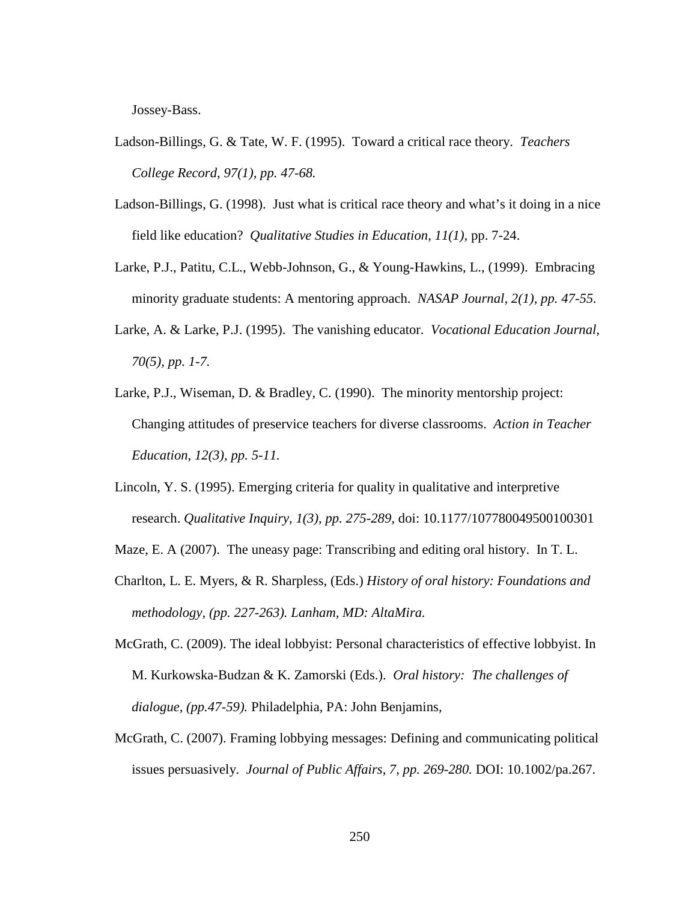Jossey-Bass.

Ladson-Billings, G. & Tate, W. F. (1995). Toward a critical race theory. *Teachers College Record, 97(1), pp. 47-68.*

Ladson-Billings, G. (1998). Just what is critical race theory and what's it doing in a nice field like education? *Qualitative Studies in Education, 11(1),* pp. 7-24.

Larke, P.J., Patitu, C.L., Webb-Johnson, G., & Young-Hawkins, L., (1999). Embracing minority graduate students: A mentoring approach. *NASAP Journal, 2(1), pp. 47-55.*

Larke, A. & Larke, P.J. (1995). The vanishing educator. *Vocational Education Journal, 70(5), pp. 1-7.*

Larke, P.J., Wiseman, D. & Bradley, C. (1990). The minority mentorship project: Changing attitudes of preservice teachers for diverse classrooms. *Action in Teacher Education, 12(3), pp. 5-11.*

Lincoln, Y. S. (1995). Emerging criteria for quality in qualitative and interpretive research. *Qualitative Inquiry, 1(3), pp. 275-289*, doi: 10.1177/107780049500100301

Maze, E. A (2007). The uneasy page: Transcribing and editing oral history. In T. L.

Charlton, L. E. Myers, & R. Sharpless, (Eds.) *History of oral history: Foundations and methodology, (pp. 227-263). Lanham, MD: AltaMira.*

McGrath, C. (2009). The ideal lobbyist: Personal characteristics of effective lobbyist. In M. Kurkowska-Budzan & K. Zamorski (Eds.). *Oral history: The challenges of dialogue, (pp.47-59).* Philadelphia, PA: John Benjamins,

McGrath, C. (2007). Framing lobbying messages: Defining and communicating political issues persuasively. *Journal of Public Affairs, 7, pp. 269-280.* DOI: 10.1002/pa.267.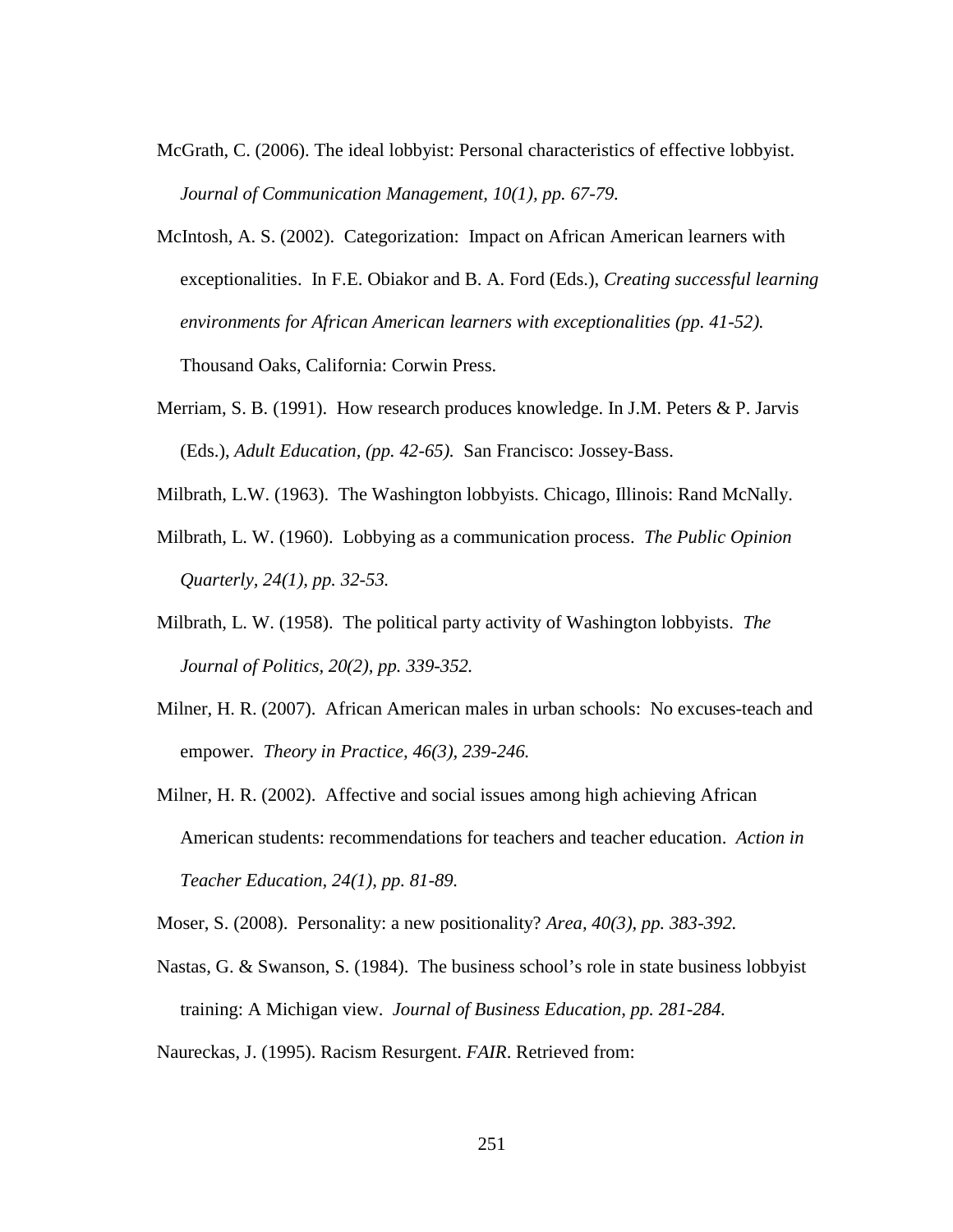McGrath, C. (2006). The ideal lobbyist: Personal characteristics of effective lobbyist. *Journal of Communication Management, 10(1), pp. 67-79.*

McIntosh, A. S. (2002). Categorization: Impact on African American learners with exceptionalities. In F.E. Obiakor and B. A. Ford (Eds.), *Creating successful learning environments for African American learners with exceptionalities (pp. 41-52).* Thousand Oaks, California: Corwin Press.

Merriam, S. B. (1991). How research produces knowledge. In J.M. Peters & P. Jarvis (Eds.), *Adult Education, (pp. 42-65).* San Francisco: Jossey-Bass.

Milbrath, L.W. (1963). The Washington lobbyists. Chicago, Illinois: Rand McNally.

Milbrath, L. W. (1960). Lobbying as a communication process. *The Public Opinion Quarterly, 24(1), pp. 32-53.*

Milbrath, L. W. (1958). The political party activity of Washington lobbyists. *The Journal of Politics, 20(2), pp. 339-352.*

Milner, H. R. (2007). African American males in urban schools: No excuses-teach and empower. *Theory in Practice, 46(3), 239-246.*

Milner, H. R. (2002). Affective and social issues among high achieving African American students: recommendations for teachers and teacher education. *Action in Teacher Education, 24(1), pp. 81-89.*

Moser, S. (2008). Personality: a new positionality? *Area, 40(3), pp. 383-392.*

Nastas, G. & Swanson, S. (1984). The business school's role in state business lobbyist training: A Michigan view. *Journal of Business Education, pp. 281-284.*

Naureckas, J. (1995). Racism Resurgent. *FAIR*. Retrieved from: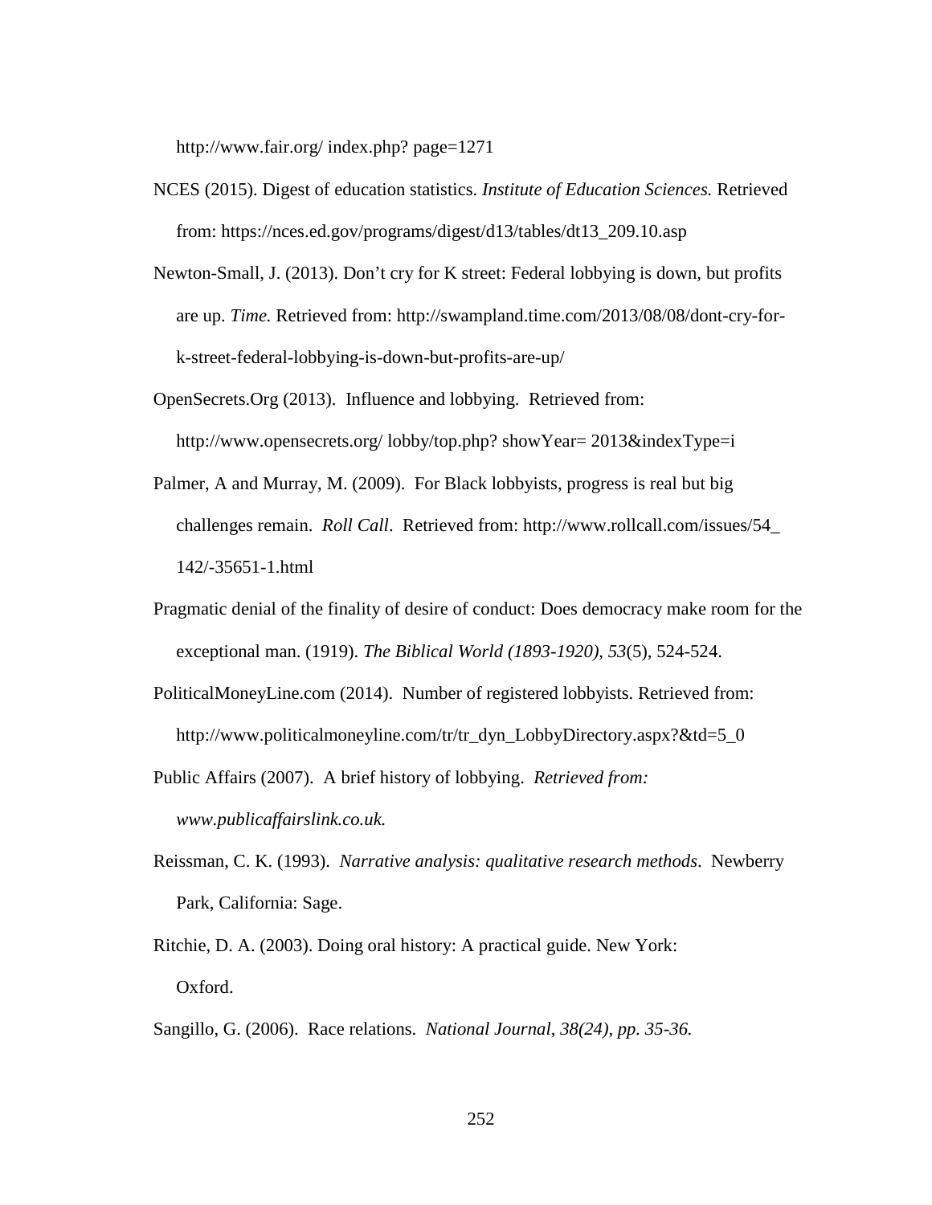http://www.fair.org/ index.php? page=1271

NCES (2015). Digest of education statistics. *Institute of Education Sciences.* Retrieved from: https://nces.ed.gov/programs/digest/d13/tables/dt13_209.10.asp

Newton-Small, J. (2013). Don't cry for K street: Federal lobbying is down, but profits are up. *Time.* Retrieved from: http://swampland.time.com/2013/08/08/dont-cry-for-k-street-federal-lobbying-is-down-but-profits-are-up/

OpenSecrets.Org (2013). Influence and lobbying. Retrieved from: http://www.opensecrets.org/ lobby/top.php? showYear= 2013&indexType=i

Palmer, A and Murray, M. (2009). For Black lobbyists, progress is real but big challenges remain. *Roll Call*. Retrieved from: http://www.rollcall.com/issues/54_142/-35651-1.html

Pragmatic denial of the finality of desire of conduct: Does democracy make room for the exceptional man. (1919). *The Biblical World (1893-1920), 53*(5), 524-524.

PoliticalMoneyLine.com (2014). Number of registered lobbyists. Retrieved from: http://www.politicalmoneyline.com/tr/tr_dyn_LobbyDirectory.aspx?&td=5_0

Public Affairs (2007). A brief history of lobbying. *Retrieved from: www.publicaffairslink.co.uk.*

Reissman, C. K. (1993). *Narrative analysis: qualitative research methods*. Newberry Park, California: Sage.

Ritchie, D. A. (2003). Doing oral history: A practical guide. New York: Oxford.

Sangillo, G. (2006). Race relations. *National Journal, 38(24), pp. 35-36.*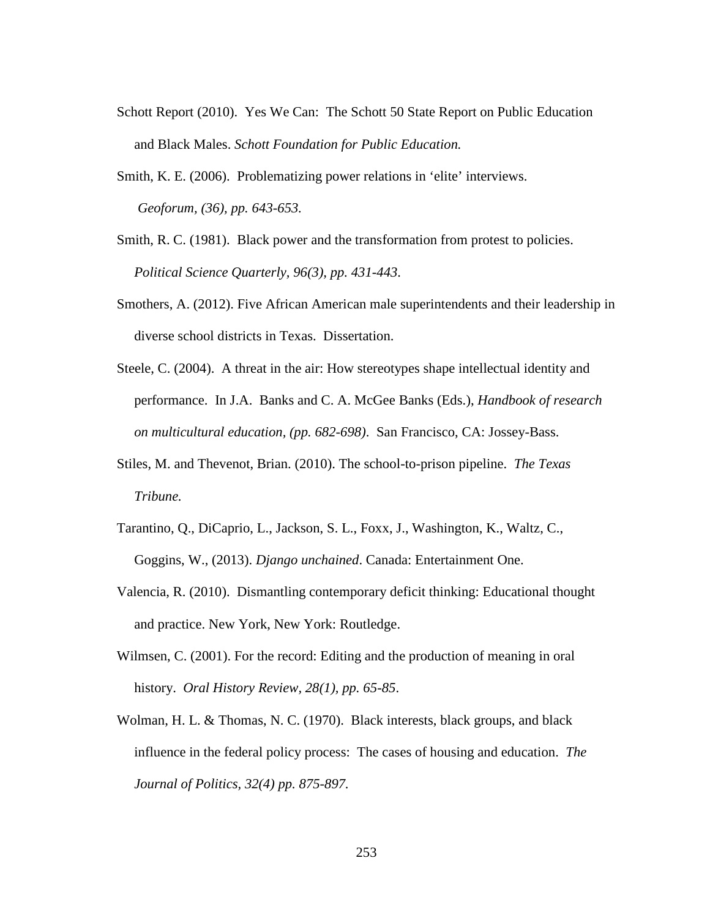Schott Report (2010). Yes We Can: The Schott 50 State Report on Public Education and Black Males. *Schott Foundation for Public Education.*

Smith, K. E. (2006). Problematizing power relations in 'elite' interviews. *Geoforum, (36), pp. 643-653.*

Smith, R. C. (1981). Black power and the transformation from protest to policies. *Political Science Quarterly, 96(3), pp. 431-443*.

Smothers, A. (2012). Five African American male superintendents and their leadership in diverse school districts in Texas. Dissertation.

Steele, C. (2004). A threat in the air: How stereotypes shape intellectual identity and performance. In J.A. Banks and C. A. McGee Banks (Eds.), *Handbook of research on multicultural education, (pp. 682-698)*. San Francisco, CA: Jossey-Bass.

Stiles, M. and Thevenot, Brian. (2010). The school-to-prison pipeline. *The Texas Tribune.*

Tarantino, Q., DiCaprio, L., Jackson, S. L., Foxx, J., Washington, K., Waltz, C., Goggins, W., (2013). *Django unchained*. Canada: Entertainment One.

Valencia, R. (2010). Dismantling contemporary deficit thinking: Educational thought and practice. New York, New York: Routledge.

Wilmsen, C. (2001). For the record: Editing and the production of meaning in oral history. *Oral History Review, 28(1), pp. 65-85*.

Wolman, H. L. & Thomas, N. C. (1970). Black interests, black groups, and black influence in the federal policy process: The cases of housing and education. *The Journal of Politics, 32(4) pp. 875-897.*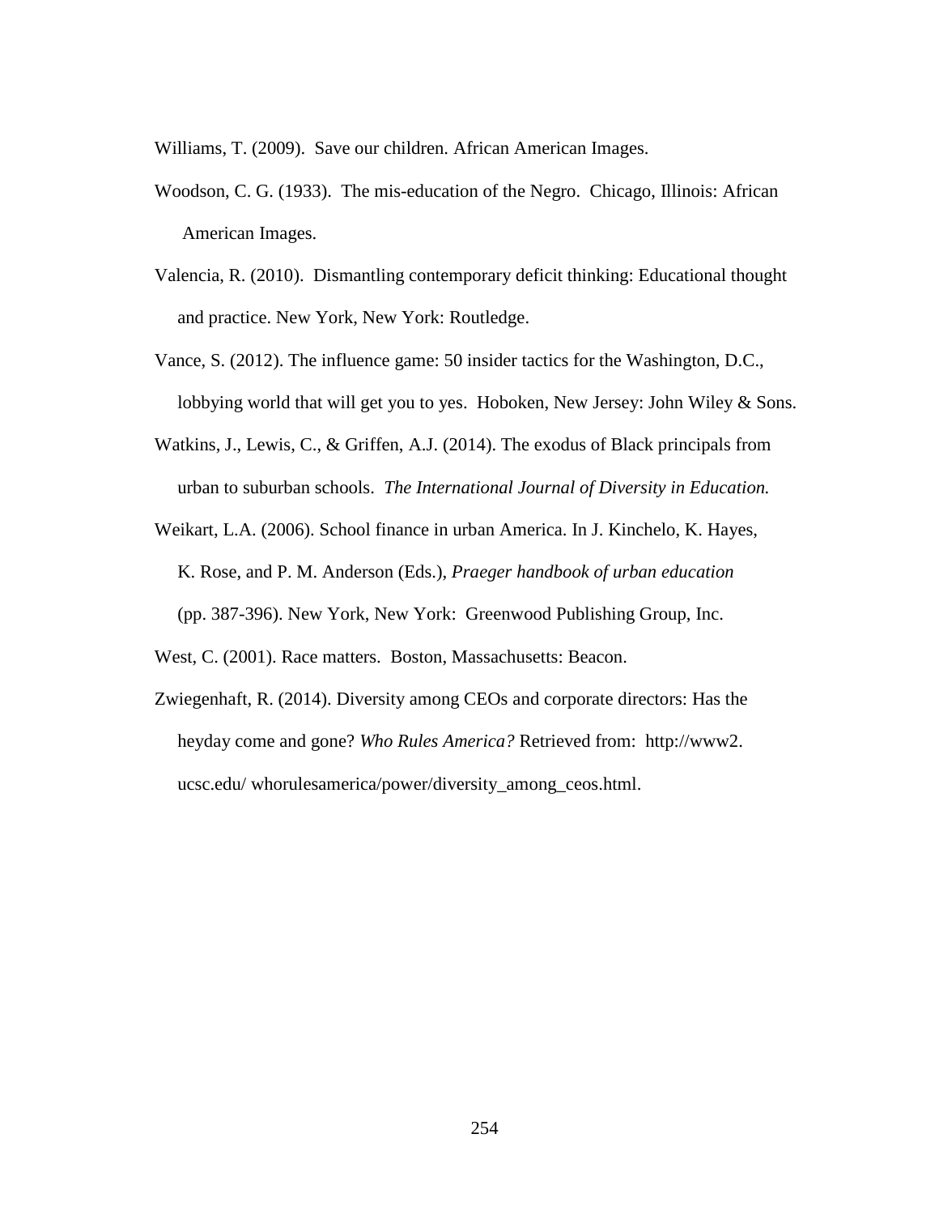Williams, T. (2009). Save our children. African American Images.

Woodson, C. G. (1933). The mis-education of the Negro. Chicago, Illinois: African American Images.

Valencia, R. (2010). Dismantling contemporary deficit thinking: Educational thought and practice. New York, New York: Routledge.

Vance, S. (2012). The influence game: 50 insider tactics for the Washington, D.C., lobbying world that will get you to yes. Hoboken, New Jersey: John Wiley & Sons.

Watkins, J., Lewis, C., & Griffen, A.J. (2014). The exodus of Black principals from urban to suburban schools. *The International Journal of Diversity in Education.*

Weikart, L.A. (2006). School finance in urban America. In J. Kinchelo, K. Hayes, K. Rose, and P. M. Anderson (Eds.), *Praeger handbook of urban education* (pp. 387-396). New York, New York: Greenwood Publishing Group, Inc.

West, C. (2001). Race matters. Boston, Massachusetts: Beacon.

Zwiegenhaft, R. (2014). Diversity among CEOs and corporate directors: Has the heyday come and gone? *Who Rules America?* Retrieved from: http://www2.ucsc.edu/ whorulesamerica/power/diversity_among_ceos.html.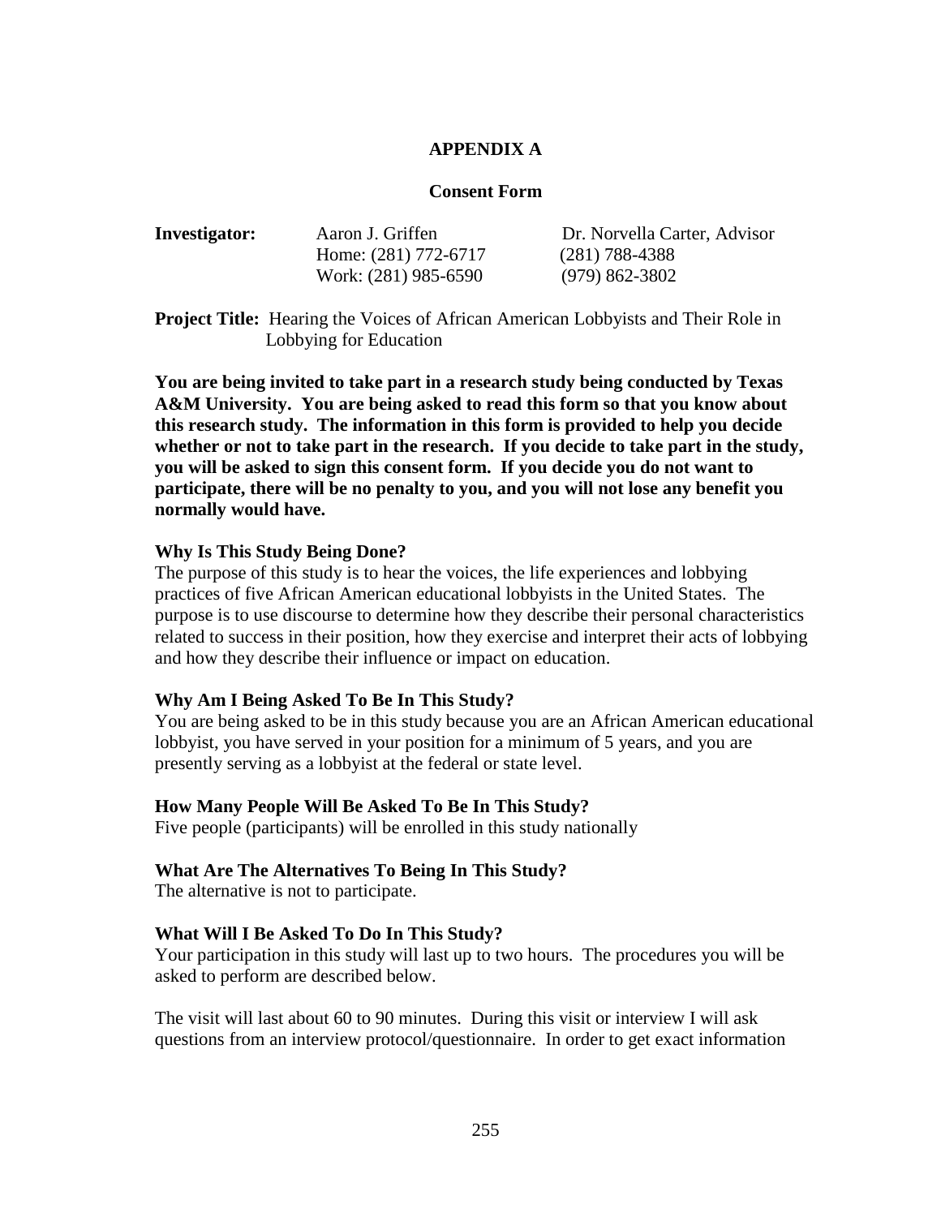# APPENDIX A

## Consent Form

| **Investigator:** | Aaron J. Griffen | Dr. Norvella Carter, Advisor |
|---|---|---|
| | Home: (281) 772-6717 | (281) 788-4388 |
| | Work: (281) 985-6590 | (979) 862-3802 |

**Project Title:** Hearing the Voices of African American Lobbyists and Their Role in Lobbying for Education

**You are being invited to take part in a research study being conducted by Texas A&M University. You are being asked to read this form so that you know about this research study. The information in this form is provided to help you decide whether or not to take part in the research. If you decide to take part in the study, you will be asked to sign this consent form. If you decide you do not want to participate, there will be no penalty to you, and you will not lose any benefit you normally would have.**

**Why Is This Study Being Done?**
The purpose of this study is to hear the voices, the life experiences and lobbying practices of five African American educational lobbyists in the United States. The purpose is to use discourse to determine how they describe their personal characteristics related to success in their position, how they exercise and interpret their acts of lobbying and how they describe their influence or impact on education.

**Why Am I Being Asked To Be In This Study?**
You are being asked to be in this study because you are an African American educational lobbyist, you have served in your position for a minimum of 5 years, and you are presently serving as a lobbyist at the federal or state level.

**How Many People Will Be Asked To Be In This Study?**
Five people (participants) will be enrolled in this study nationally

**What Are The Alternatives To Being In This Study?**
The alternative is not to participate.

**What Will I Be Asked To Do In This Study?**
Your participation in this study will last up to two hours. The procedures you will be asked to perform are described below.

The visit will last about 60 to 90 minutes. During this visit or interview I will ask questions from an interview protocol/questionnaire. In order to get exact information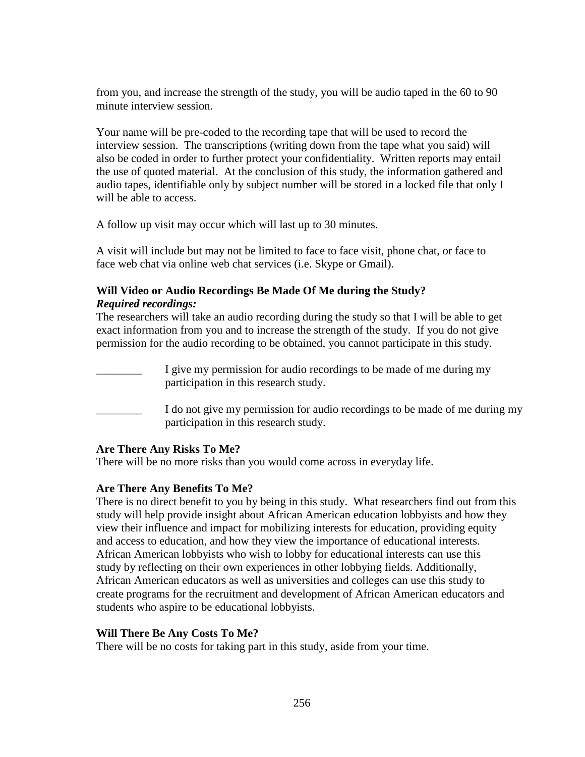from you, and increase the strength of the study, you will be audio taped in the 60 to 90 minute interview session.

Your name will be pre-coded to the recording tape that will be used to record the interview session. The transcriptions (writing down from the tape what you said) will also be coded in order to further protect your confidentiality. Written reports may entail the use of quoted material. At the conclusion of this study, the information gathered and audio tapes, identifiable only by subject number will be stored in a locked file that only I will be able to access.

A follow up visit may occur which will last up to 30 minutes.

A visit will include but may not be limited to face to face visit, phone chat, or face to face web chat via online web chat services (i.e. Skype or Gmail).

**Will Video or Audio Recordings Be Made Of Me during the Study?**
***Required recordings:***
The researchers will take an audio recording during the study so that I will be able to get exact information from you and to increase the strength of the study. If you do not give permission for the audio recording to be obtained, you cannot participate in this study.

________ I give my permission for audio recordings to be made of me during my participation in this research study.

________ I do not give my permission for audio recordings to be made of me during my participation in this research study.

**Are There Any Risks To Me?**
There will be no more risks than you would come across in everyday life.

**Are There Any Benefits To Me?**
There is no direct benefit to you by being in this study. What researchers find out from this study will help provide insight about African American education lobbyists and how they view their influence and impact for mobilizing interests for education, providing equity and access to education, and how they view the importance of educational interests. African American lobbyists who wish to lobby for educational interests can use this study by reflecting on their own experiences in other lobbying fields. Additionally, African American educators as well as universities and colleges can use this study to create programs for the recruitment and development of African American educators and students who aspire to be educational lobbyists.

**Will There Be Any Costs To Me?**
There will be no costs for taking part in this study, aside from your time.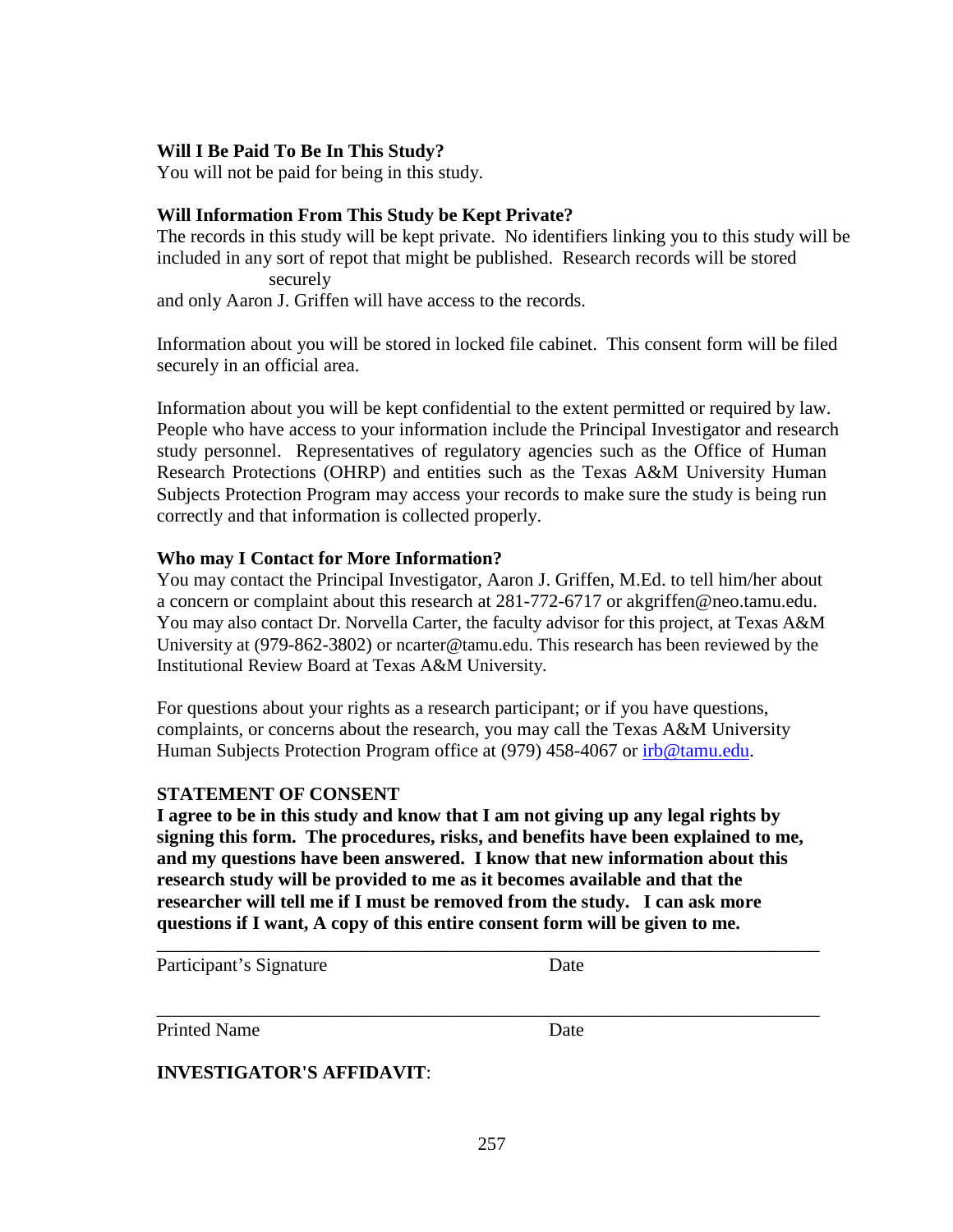**Will I Be Paid To Be In This Study?**
You will not be paid for being in this study.

**Will Information From This Study be Kept Private?**
The records in this study will be kept private. No identifiers linking you to this study will be included in any sort of repot that might be published. Research records will be stored securely and only Aaron J. Griffen will have access to the records.

Information about you will be stored in locked file cabinet. This consent form will be filed securely in an official area.

Information about you will be kept confidential to the extent permitted or required by law. People who have access to your information include the Principal Investigator and research study personnel. Representatives of regulatory agencies such as the Office of Human Research Protections (OHRP) and entities such as the Texas A&M University Human Subjects Protection Program may access your records to make sure the study is being run correctly and that information is collected properly.

**Who may I Contact for More Information?**
You may contact the Principal Investigator, Aaron J. Griffen, M.Ed. to tell him/her about a concern or complaint about this research at 281-772-6717 or akgriffen@neo.tamu.edu. You may also contact Dr. Norvella Carter, the faculty advisor for this project, at Texas A&M University at (979-862-3802) or ncarter@tamu.edu. This research has been reviewed by the Institutional Review Board at Texas A&M University.

For questions about your rights as a research participant; or if you have questions, complaints, or concerns about the research, you may call the Texas A&M University Human Subjects Protection Program office at (979) 458-4067 or irb@tamu.edu.

**STATEMENT OF CONSENT**
**I agree to be in this study and know that I am not giving up any legal rights by signing this form. The procedures, risks, and benefits have been explained to me, and my questions have been answered. I know that new information about this research study will be provided to me as it becomes available and that the researcher will tell me if I must be removed from the study. I can ask more questions if I want, A copy of this entire consent form will be given to me.**

_______________________________________________________________________
Participant's Signature                                        Date

_______________________________________________________________________
Printed Name                                                    Date

**INVESTIGATOR'S AFFIDAVIT**: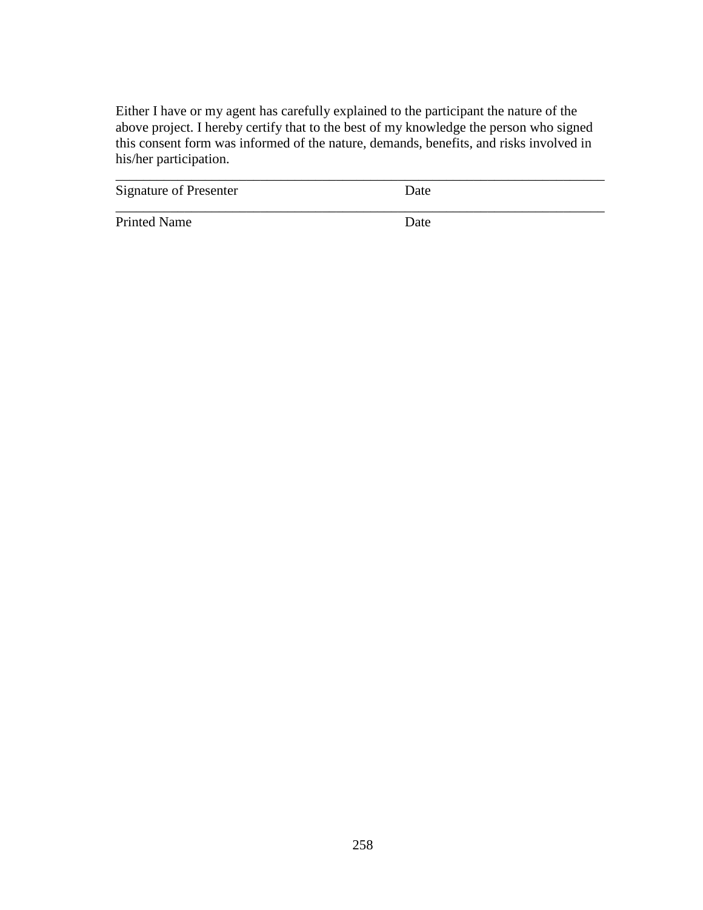Either I have or my agent has carefully explained to the participant the nature of the above project. I hereby certify that to the best of my knowledge the person who signed this consent form was informed of the nature, demands, benefits, and risks involved in his/her participation.

\_\_\_\_\_\_\_\_\_\_\_\_\_\_\_\_\_\_\_\_\_\_\_\_\_\_\_\_\_\_\_\_\_\_\_\_\_\_\_\_\_\_\_\_\_\_\_\_\_\_\_\_\_\_\_\_\_\_\_\_\_\_\_\_\_\_\_\_\_\_

Signature of Presenter                                        Date

\_\_\_\_\_\_\_\_\_\_\_\_\_\_\_\_\_\_\_\_\_\_\_\_\_\_\_\_\_\_\_\_\_\_\_\_\_\_\_\_\_\_\_\_\_\_\_\_\_\_\_\_\_\_\_\_\_\_\_\_\_\_\_\_\_\_\_\_\_\_

Printed Name                                                      Date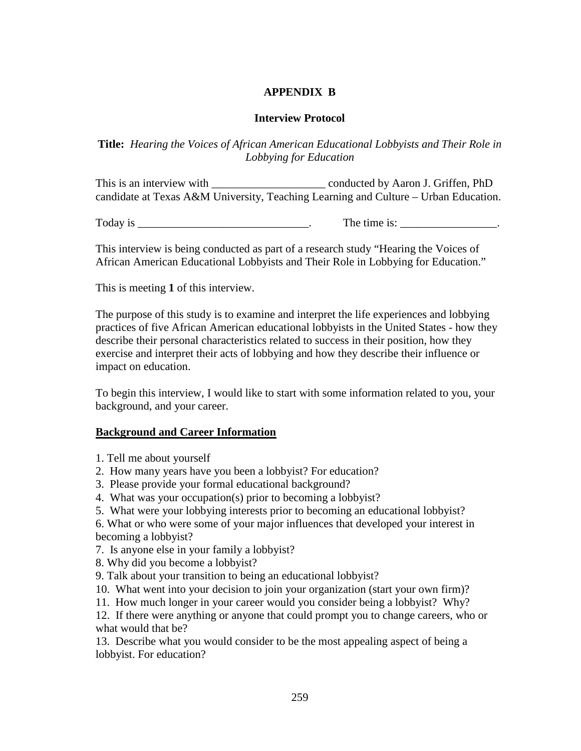# APPENDIX B

## Interview Protocol

**Title:** *Hearing the Voices of African American Educational Lobbyists and Their Role in Lobbying for Education*

This is an interview with ____________________ conducted by Aaron J. Griffen, PhD candidate at Texas A&M University, Teaching Learning and Culture – Urban Education.

Today is ______________________________. The time is: _________________.

This interview is being conducted as part of a research study "Hearing the Voices of African American Educational Lobbyists and Their Role in Lobbying for Education."

This is meeting **1** of this interview.

The purpose of this study is to examine and interpret the life experiences and lobbying practices of five African American educational lobbyists in the United States - how they describe their personal characteristics related to success in their position, how they exercise and interpret their acts of lobbying and how they describe their influence or impact on education.

To begin this interview, I would like to start with some information related to you, your background, and your career.

**<u>Background and Career Information</u>**

1. Tell me about yourself
2. How many years have you been a lobbyist? For education?
3. Please provide your formal educational background?
4. What was your occupation(s) prior to becoming a lobbyist?
5. What were your lobbying interests prior to becoming an educational lobbyist?
6. What or who were some of your major influences that developed your interest in becoming a lobbyist?
7. Is anyone else in your family a lobbyist?
8. Why did you become a lobbyist?
9. Talk about your transition to being an educational lobbyist?
10. What went into your decision to join your organization (start your own firm)?
11. How much longer in your career would you consider being a lobbyist? Why?
12. If there were anything or anyone that could prompt you to change careers, who or what would that be?
13. Describe what you would consider to be the most appealing aspect of being a lobbyist. For education?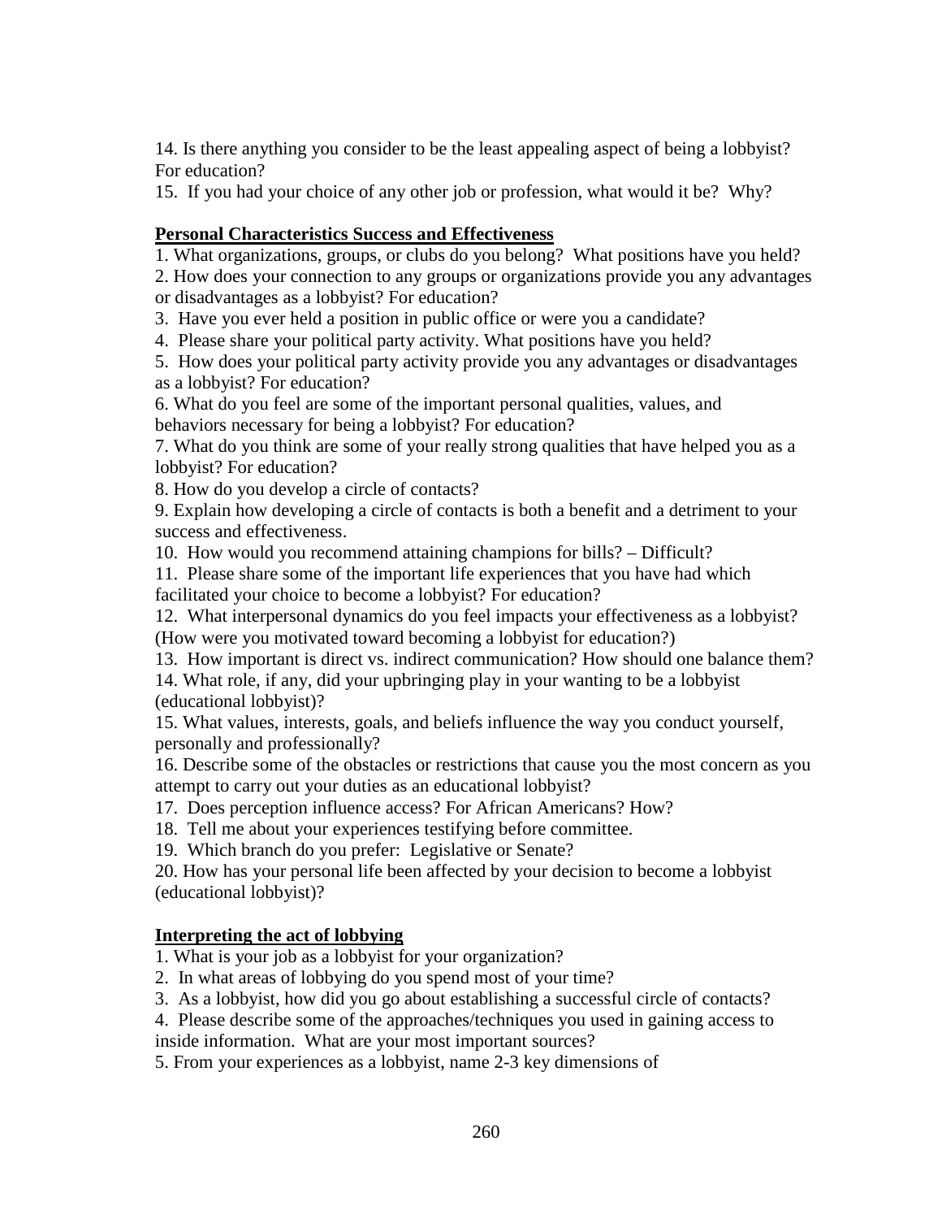14. Is there anything you consider to be the least appealing aspect of being a lobbyist? For education?

15. If you had your choice of any other job or profession, what would it be? Why?

**Personal Characteristics Success and Effectiveness**

1. What organizations, groups, or clubs do you belong? What positions have you held?
2. How does your connection to any groups or organizations provide you any advantages or disadvantages as a lobbyist? For education?
3. Have you ever held a position in public office or were you a candidate?
4. Please share your political party activity. What positions have you held?
5. How does your political party activity provide you any advantages or disadvantages as a lobbyist? For education?
6. What do you feel are some of the important personal qualities, values, and behaviors necessary for being a lobbyist? For education?
7. What do you think are some of your really strong qualities that have helped you as a lobbyist? For education?
8. How do you develop a circle of contacts?
9. Explain how developing a circle of contacts is both a benefit and a detriment to your success and effectiveness.
10. How would you recommend attaining champions for bills? – Difficult?
11. Please share some of the important life experiences that you have had which facilitated your choice to become a lobbyist? For education?
12. What interpersonal dynamics do you feel impacts your effectiveness as a lobbyist? (How were you motivated toward becoming a lobbyist for education?)
13. How important is direct vs. indirect communication? How should one balance them?
14. What role, if any, did your upbringing play in your wanting to be a lobbyist (educational lobbyist)?
15. What values, interests, goals, and beliefs influence the way you conduct yourself, personally and professionally?
16. Describe some of the obstacles or restrictions that cause you the most concern as you attempt to carry out your duties as an educational lobbyist?
17. Does perception influence access? For African Americans? How?
18. Tell me about your experiences testifying before committee.
19. Which branch do you prefer: Legislative or Senate?
20. How has your personal life been affected by your decision to become a lobbyist (educational lobbyist)?

**Interpreting the act of lobbying**

1. What is your job as a lobbyist for your organization?
2. In what areas of lobbying do you spend most of your time?
3. As a lobbyist, how did you go about establishing a successful circle of contacts?
4. Please describe some of the approaches/techniques you used in gaining access to inside information. What are your most important sources?
5. From your experiences as a lobbyist, name 2-3 key dimensions of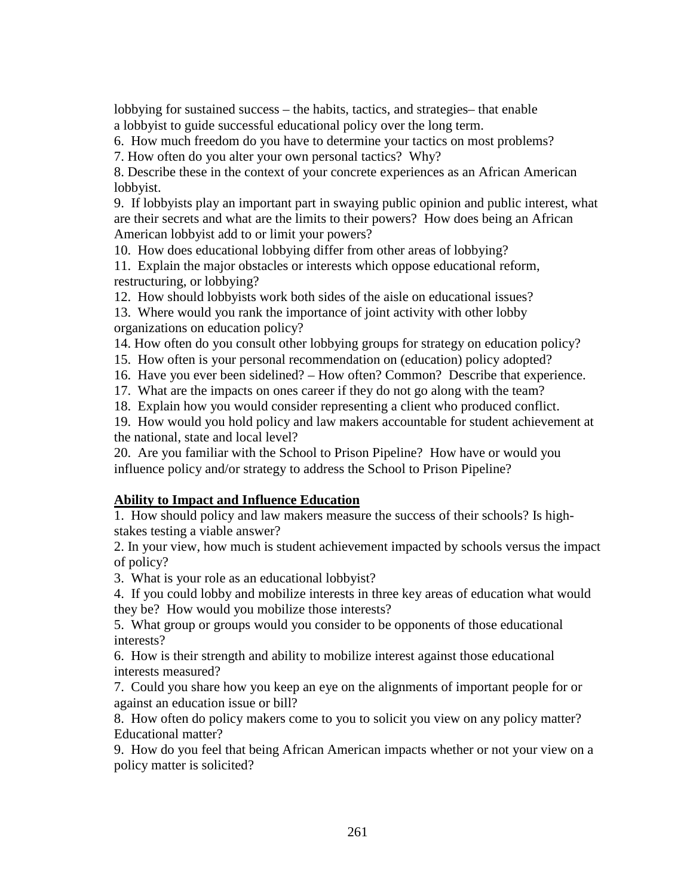lobbying for sustained success – the habits, tactics, and strategies– that enable a lobbyist to guide successful educational policy over the long term.

6. How much freedom do you have to determine your tactics on most problems?
7. How often do you alter your own personal tactics? Why?
8. Describe these in the context of your concrete experiences as an African American lobbyist.
9. If lobbyists play an important part in swaying public opinion and public interest, what are their secrets and what are the limits to their powers? How does being an African American lobbyist add to or limit your powers?
10. How does educational lobbying differ from other areas of lobbying?
11. Explain the major obstacles or interests which oppose educational reform, restructuring, or lobbying?
12. How should lobbyists work both sides of the aisle on educational issues?
13. Where would you rank the importance of joint activity with other lobby organizations on education policy?
14. How often do you consult other lobbying groups for strategy on education policy?
15. How often is your personal recommendation on (education) policy adopted?
16. Have you ever been sidelined? – How often? Common? Describe that experience.
17. What are the impacts on ones career if they do not go along with the team?
18. Explain how you would consider representing a client who produced conflict.
19. How would you hold policy and law makers accountable for student achievement at the national, state and local level?
20. Are you familiar with the School to Prison Pipeline? How have or would you influence policy and/or strategy to address the School to Prison Pipeline?

**<u>Ability to Impact and Influence Education</u>**

1. How should policy and law makers measure the success of their schools? Is high-stakes testing a viable answer?
2. In your view, how much is student achievement impacted by schools versus the impact of policy?
3. What is your role as an educational lobbyist?
4. If you could lobby and mobilize interests in three key areas of education what would they be? How would you mobilize those interests?
5. What group or groups would you consider to be opponents of those educational interests?
6. How is their strength and ability to mobilize interest against those educational interests measured?
7. Could you share how you keep an eye on the alignments of important people for or against an education issue or bill?
8. How often do policy makers come to you to solicit you view on any policy matter? Educational matter?
9. How do you feel that being African American impacts whether or not your view on a policy matter is solicited?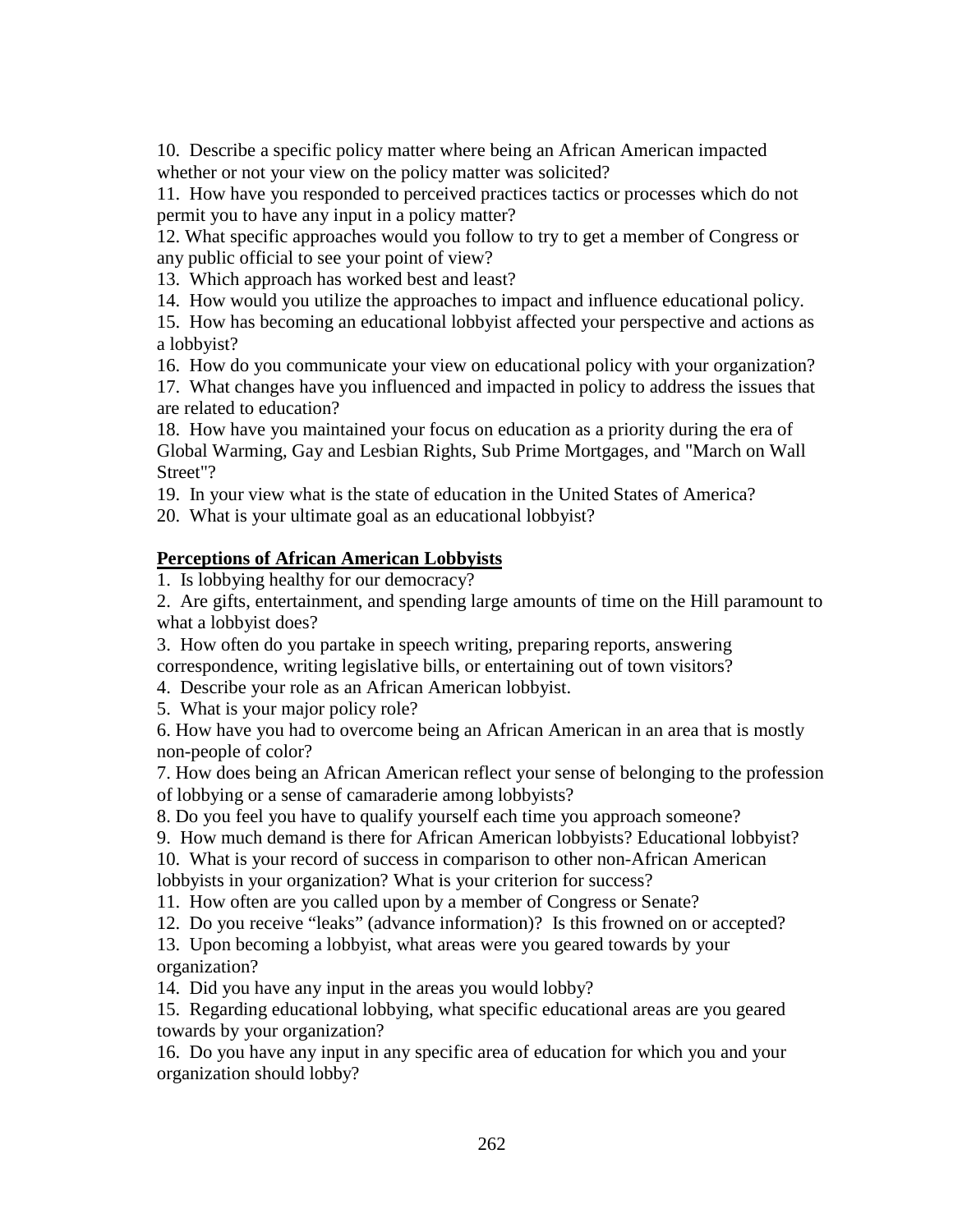10. Describe a specific policy matter where being an African American impacted whether or not your view on the policy matter was solicited?

11. How have you responded to perceived practices tactics or processes which do not permit you to have any input in a policy matter?

12. What specific approaches would you follow to try to get a member of Congress or any public official to see your point of view?

13. Which approach has worked best and least?

14. How would you utilize the approaches to impact and influence educational policy.

15. How has becoming an educational lobbyist affected your perspective and actions as a lobbyist?

16. How do you communicate your view on educational policy with your organization?

17. What changes have you influenced and impacted in policy to address the issues that are related to education?

18. How have you maintained your focus on education as a priority during the era of Global Warming, Gay and Lesbian Rights, Sub Prime Mortgages, and "March on Wall Street"?

19. In your view what is the state of education in the United States of America?

20. What is your ultimate goal as an educational lobbyist?

**Perceptions of African American Lobbyists**

1. Is lobbying healthy for our democracy?

2. Are gifts, entertainment, and spending large amounts of time on the Hill paramount to what a lobbyist does?

3. How often do you partake in speech writing, preparing reports, answering correspondence, writing legislative bills, or entertaining out of town visitors?

4. Describe your role as an African American lobbyist.

5. What is your major policy role?

6. How have you had to overcome being an African American in an area that is mostly non-people of color?

7. How does being an African American reflect your sense of belonging to the profession of lobbying or a sense of camaraderie among lobbyists?

8. Do you feel you have to qualify yourself each time you approach someone?

9. How much demand is there for African American lobbyists? Educational lobbyist?

10. What is your record of success in comparison to other non-African American lobbyists in your organization? What is your criterion for success?

11. How often are you called upon by a member of Congress or Senate?

12. Do you receive "leaks" (advance information)? Is this frowned on or accepted?

13. Upon becoming a lobbyist, what areas were you geared towards by your organization?

14. Did you have any input in the areas you would lobby?

15. Regarding educational lobbying, what specific educational areas are you geared towards by your organization?

16. Do you have any input in any specific area of education for which you and your organization should lobby?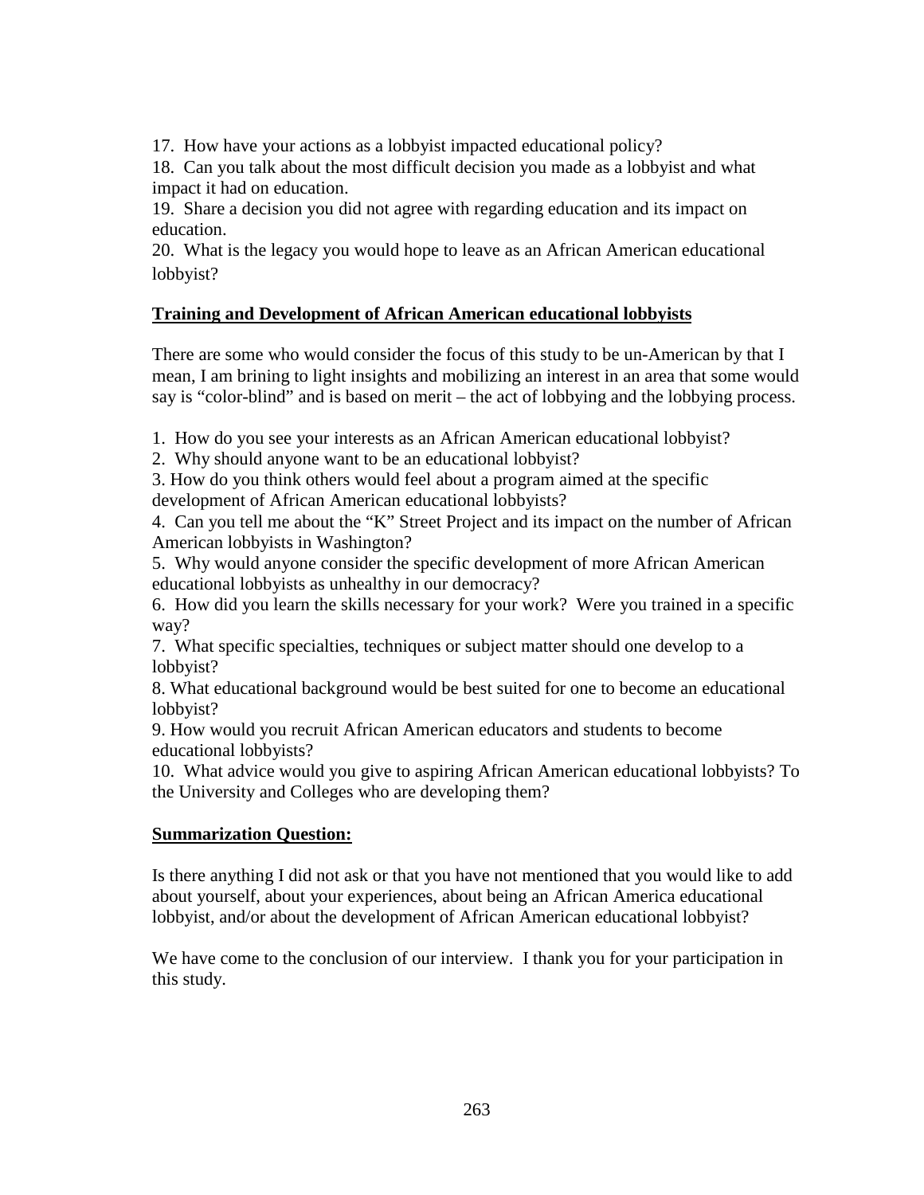17. How have your actions as a lobbyist impacted educational policy?
18. Can you talk about the most difficult decision you made as a lobbyist and what impact it had on education.
19. Share a decision you did not agree with regarding education and its impact on education.
20. What is the legacy you would hope to leave as an African American educational lobbyist?

**Training and Development of African American educational lobbyists**

There are some who would consider the focus of this study to be un-American by that I mean, I am brining to light insights and mobilizing an interest in an area that some would say is "color-blind" and is based on merit – the act of lobbying and the lobbying process.

1. How do you see your interests as an African American educational lobbyist?
2. Why should anyone want to be an educational lobbyist?
3. How do you think others would feel about a program aimed at the specific development of African American educational lobbyists?
4. Can you tell me about the "K" Street Project and its impact on the number of African American lobbyists in Washington?
5. Why would anyone consider the specific development of more African American educational lobbyists as unhealthy in our democracy?
6. How did you learn the skills necessary for your work? Were you trained in a specific way?
7. What specific specialties, techniques or subject matter should one develop to a lobbyist?
8. What educational background would be best suited for one to become an educational lobbyist?
9. How would you recruit African American educators and students to become educational lobbyists?
10. What advice would you give to aspiring African American educational lobbyists? To the University and Colleges who are developing them?

**Summarization Question:**

Is there anything I did not ask or that you have not mentioned that you would like to add about yourself, about your experiences, about being an African America educational lobbyist, and/or about the development of African American educational lobbyist?

We have come to the conclusion of our interview. I thank you for your participation in this study.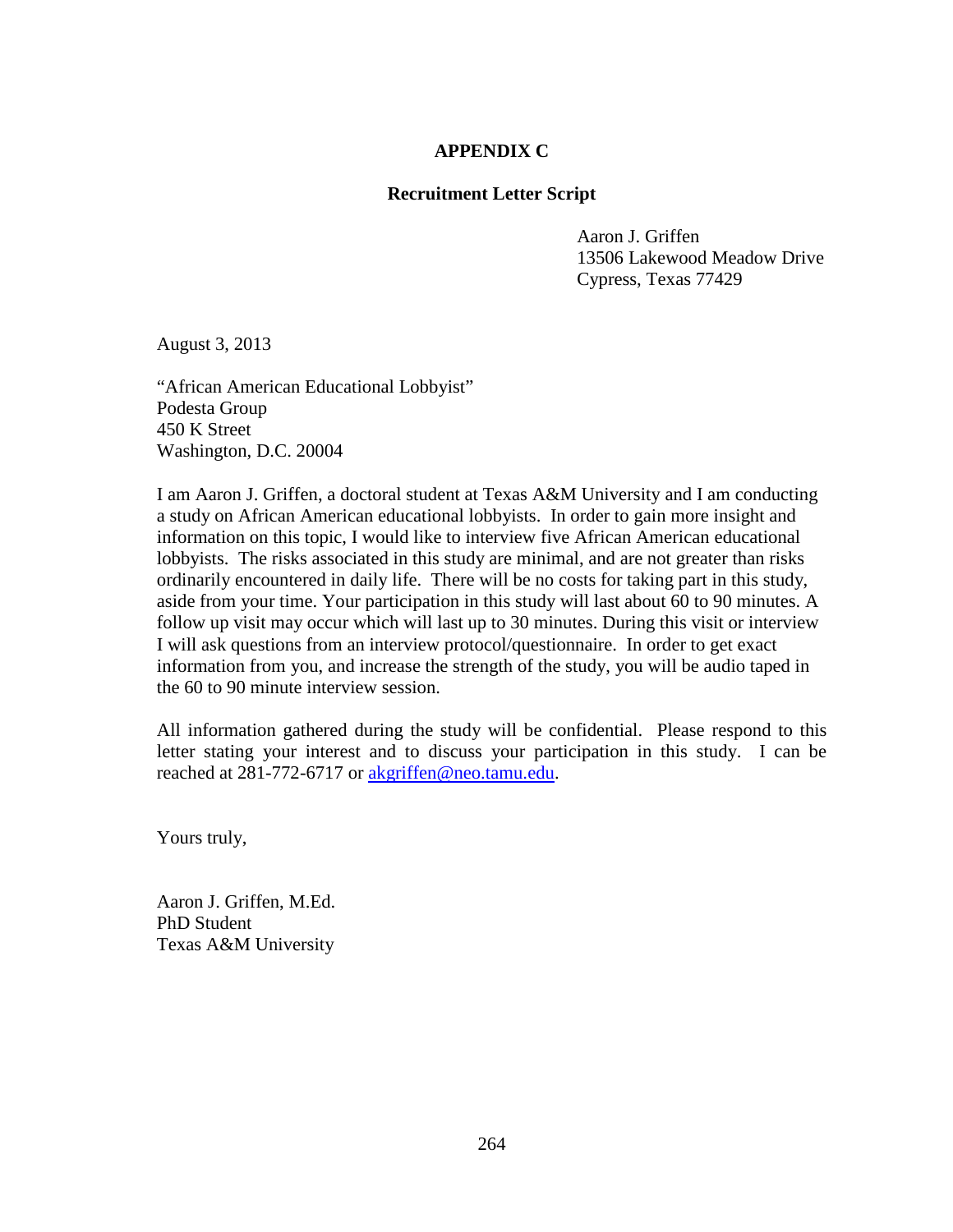## APPENDIX C

### Recruitment Letter Script

Aaron J. Griffen  
13506 Lakewood Meadow Drive  
Cypress, Texas 77429

August 3, 2013

"African American Educational Lobbyist"  
Podesta Group  
450 K Street  
Washington, D.C. 20004

I am Aaron J. Griffen, a doctoral student at Texas A&M University and I am conducting a study on African American educational lobbyists. In order to gain more insight and information on this topic, I would like to interview five African American educational lobbyists. The risks associated in this study are minimal, and are not greater than risks ordinarily encountered in daily life. There will be no costs for taking part in this study, aside from your time. Your participation in this study will last about 60 to 90 minutes. A follow up visit may occur which will last up to 30 minutes. During this visit or interview I will ask questions from an interview protocol/questionnaire. In order to get exact information from you, and increase the strength of the study, you will be audio taped in the 60 to 90 minute interview session.

All information gathered during the study will be confidential. Please respond to this letter stating your interest and to discuss your participation in this study. I can be reached at 281-772-6717 or akgriffen@neo.tamu.edu.

Yours truly,

Aaron J. Griffen, M.Ed.  
PhD Student  
Texas A&M University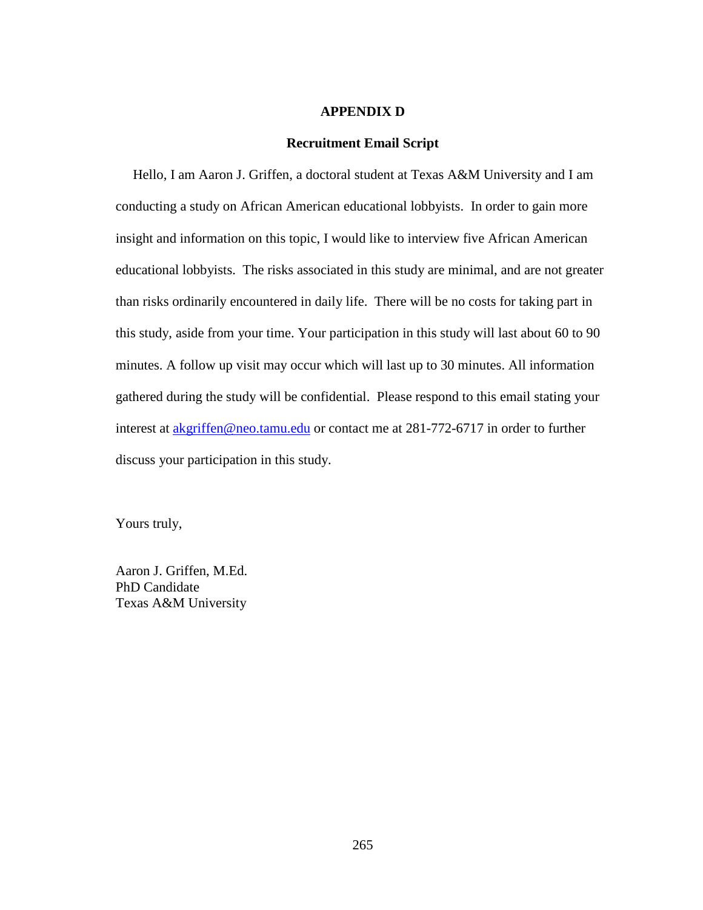# APPENDIX D

## Recruitment Email Script

Hello, I am Aaron J. Griffen, a doctoral student at Texas A&M University and I am conducting a study on African American educational lobbyists. In order to gain more insight and information on this topic, I would like to interview five African American educational lobbyists. The risks associated in this study are minimal, and are not greater than risks ordinarily encountered in daily life. There will be no costs for taking part in this study, aside from your time. Your participation in this study will last about 60 to 90 minutes. A follow up visit may occur which will last up to 30 minutes. All information gathered during the study will be confidential. Please respond to this email stating your interest at akgriffen@neo.tamu.edu or contact me at 281-772-6717 in order to further discuss your participation in this study.

Yours truly,

Aaron J. Griffen, M.Ed.
PhD Candidate
Texas A&M University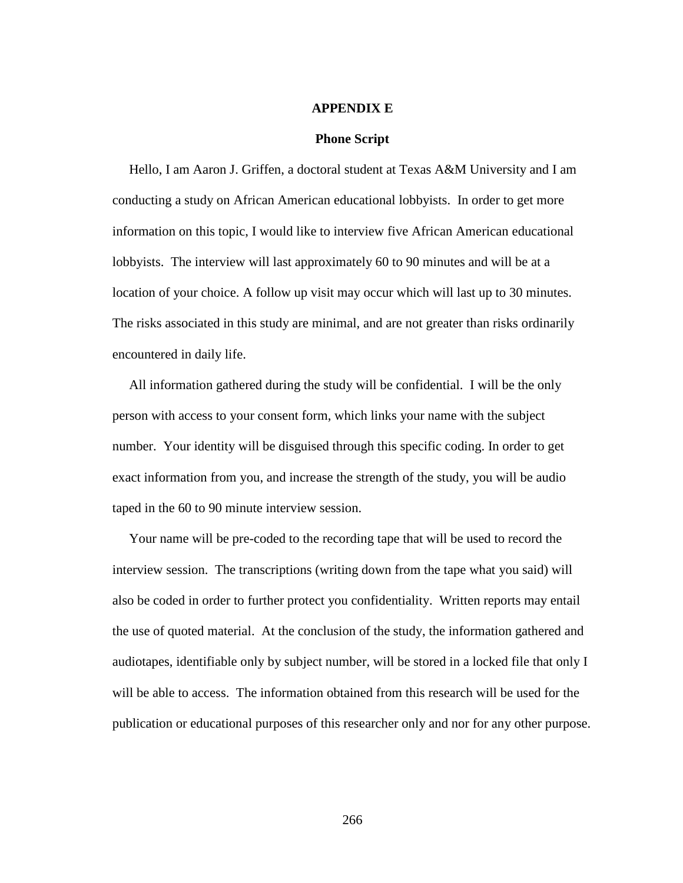# APPENDIX E

## Phone Script

Hello, I am Aaron J. Griffen, a doctoral student at Texas A&M University and I am conducting a study on African American educational lobbyists. In order to get more information on this topic, I would like to interview five African American educational lobbyists. The interview will last approximately 60 to 90 minutes and will be at a location of your choice. A follow up visit may occur which will last up to 30 minutes. The risks associated in this study are minimal, and are not greater than risks ordinarily encountered in daily life.

All information gathered during the study will be confidential. I will be the only person with access to your consent form, which links your name with the subject number. Your identity will be disguised through this specific coding. In order to get exact information from you, and increase the strength of the study, you will be audio taped in the 60 to 90 minute interview session.

Your name will be pre-coded to the recording tape that will be used to record the interview session. The transcriptions (writing down from the tape what you said) will also be coded in order to further protect you confidentiality. Written reports may entail the use of quoted material. At the conclusion of the study, the information gathered and audiotapes, identifiable only by subject number, will be stored in a locked file that only I will be able to access. The information obtained from this research will be used for the publication or educational purposes of this researcher only and nor for any other purpose.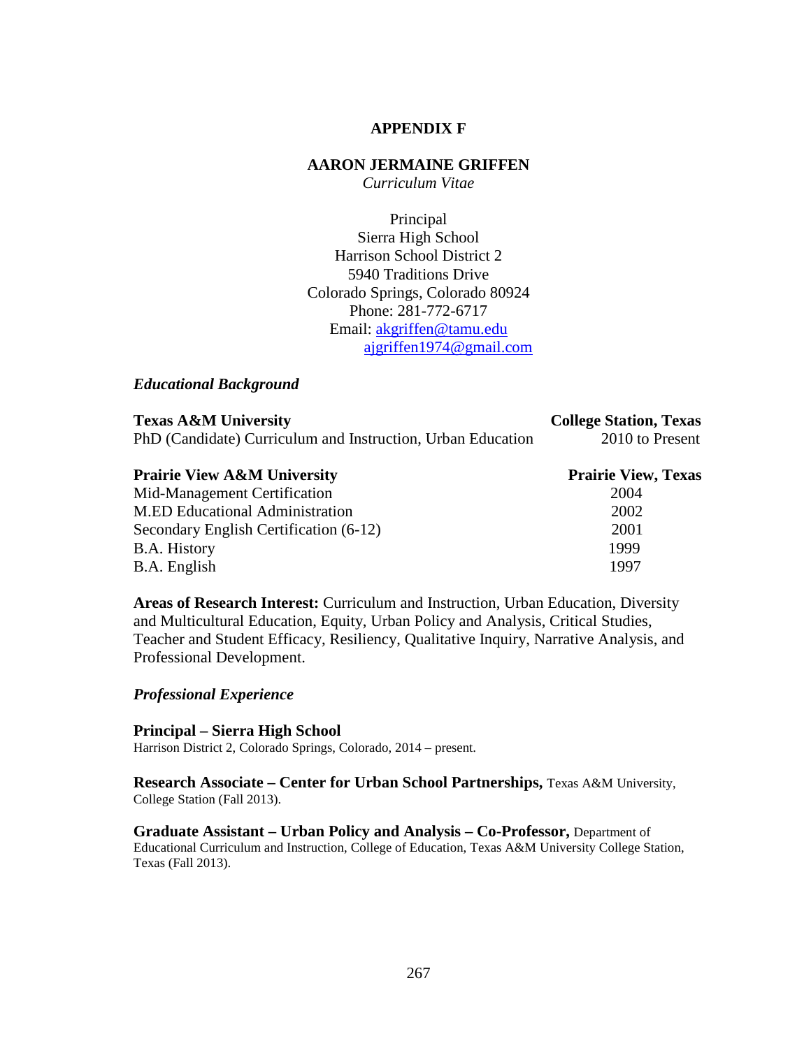# APPENDIX F

## AARON JERMAINE GRIFFEN

*Curriculum Vitae*

Principal
Sierra High School
Harrison School District 2
5940 Traditions Drive
Colorado Springs, Colorado 80924
Phone: 281-772-6717
Email: akgriffen@tamu.edu
ajgriffen1974@gmail.com

### *Educational Background*

**Texas A&M University** — **College Station, Texas**
PhD (Candidate) Curriculum and Instruction, Urban Education — 2010 to Present

**Prairie View A&M University** — **Prairie View, Texas**
Mid-Management Certification — 2004
M.ED Educational Administration — 2002
Secondary English Certification (6-12) — 2001
B.A. History — 1999
B.A. English — 1997

**Areas of Research Interest:** Curriculum and Instruction, Urban Education, Diversity and Multicultural Education, Equity, Urban Policy and Analysis, Critical Studies, Teacher and Student Efficacy, Resiliency, Qualitative Inquiry, Narrative Analysis, and Professional Development.

### *Professional Experience*

**Principal – Sierra High School**
Harrison District 2, Colorado Springs, Colorado, 2014 – present.

**Research Associate – Center for Urban School Partnerships,** Texas A&M University, College Station (Fall 2013).

**Graduate Assistant – Urban Policy and Analysis – Co-Professor,** Department of Educational Curriculum and Instruction, College of Education, Texas A&M University College Station, Texas (Fall 2013).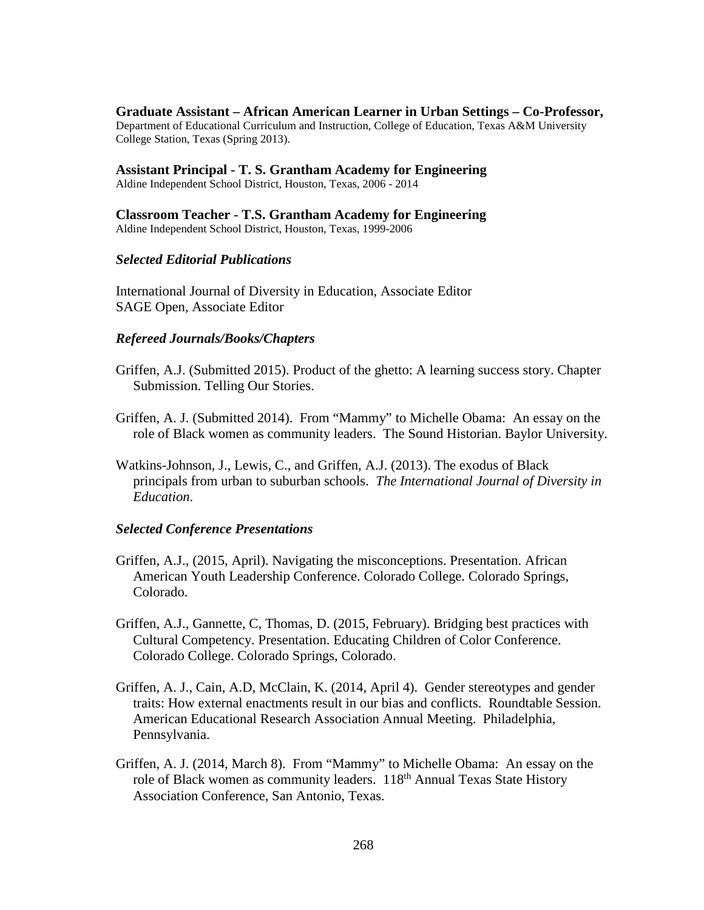**Graduate Assistant – African American Learner in Urban Settings – Co-Professor,**
Department of Educational Curriculum and Instruction, College of Education, Texas A&M University College Station, Texas (Spring 2013).

**Assistant Principal - T. S. Grantham Academy for Engineering**
Aldine Independent School District, Houston, Texas, 2006 - 2014

**Classroom Teacher - T.S. Grantham Academy for Engineering**
Aldine Independent School District, Houston, Texas, 1999-2006

***Selected Editorial Publications***

International Journal of Diversity in Education, Associate Editor
SAGE Open, Associate Editor

***Refereed Journals/Books/Chapters***

Griffen, A.J. (Submitted 2015). Product of the ghetto: A learning success story. Chapter Submission. Telling Our Stories.

Griffen, A. J. (Submitted 2014). From "Mammy" to Michelle Obama: An essay on the role of Black women as community leaders. The Sound Historian. Baylor University.

Watkins-Johnson, J., Lewis, C., and Griffen, A.J. (2013). The exodus of Black principals from urban to suburban schools. *The International Journal of Diversity in Education*.

***Selected Conference Presentations***

Griffen, A.J., (2015, April). Navigating the misconceptions. Presentation. African American Youth Leadership Conference. Colorado College. Colorado Springs, Colorado.

Griffen, A.J., Gannette, C, Thomas, D. (2015, February). Bridging best practices with Cultural Competency. Presentation. Educating Children of Color Conference. Colorado College. Colorado Springs, Colorado.

Griffen, A. J., Cain, A.D, McClain, K. (2014, April 4). Gender stereotypes and gender traits: How external enactments result in our bias and conflicts. Roundtable Session. American Educational Research Association Annual Meeting. Philadelphia, Pennsylvania.

Griffen, A. J. (2014, March 8). From "Mammy" to Michelle Obama: An essay on the role of Black women as community leaders. 118th Annual Texas State History Association Conference, San Antonio, Texas.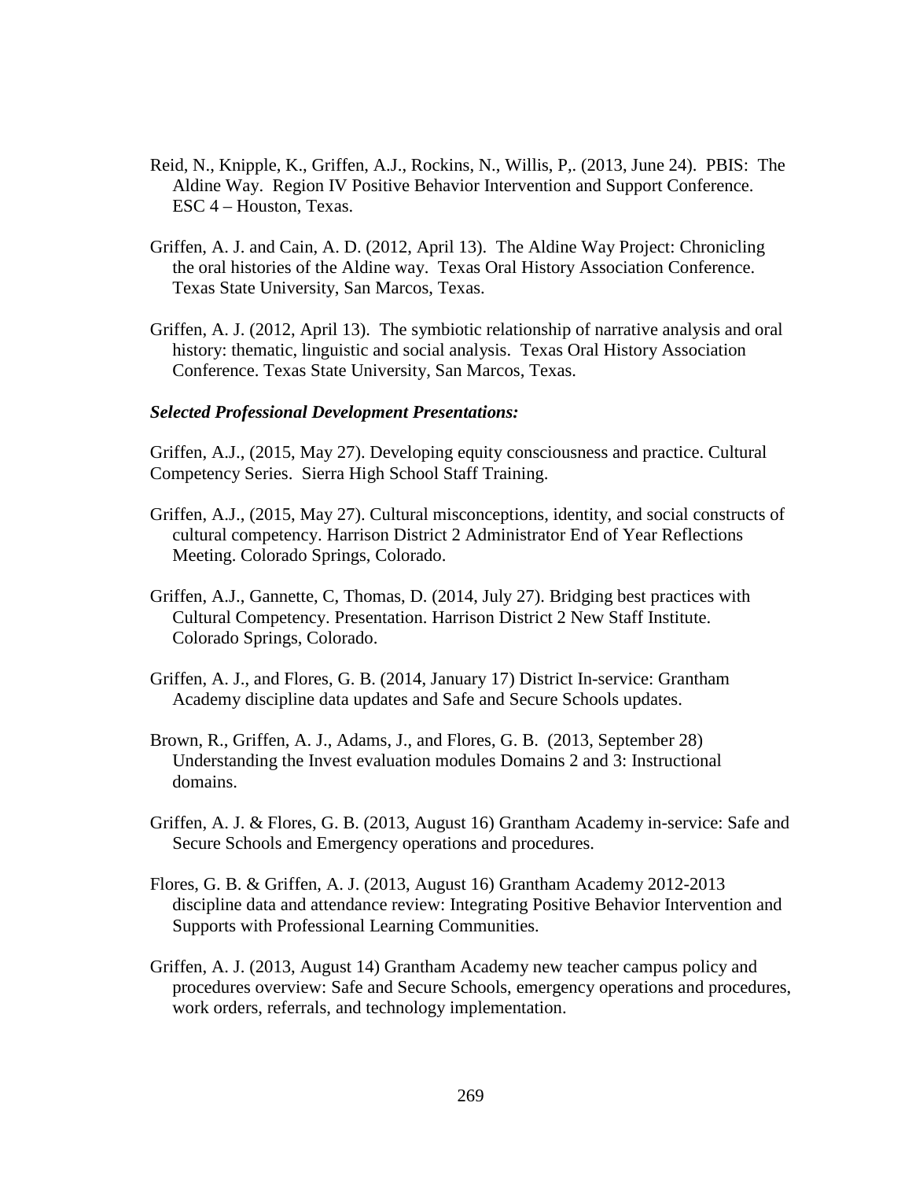Reid, N., Knipple, K., Griffen, A.J., Rockins, N., Willis, P,. (2013, June 24). PBIS: The Aldine Way. Region IV Positive Behavior Intervention and Support Conference. ESC 4 – Houston, Texas.

Griffen, A. J. and Cain, A. D. (2012, April 13). The Aldine Way Project: Chronicling the oral histories of the Aldine way. Texas Oral History Association Conference. Texas State University, San Marcos, Texas.

Griffen, A. J. (2012, April 13). The symbiotic relationship of narrative analysis and oral history: thematic, linguistic and social analysis. Texas Oral History Association Conference. Texas State University, San Marcos, Texas.

***Selected Professional Development Presentations:***

Griffen, A.J., (2015, May 27). Developing equity consciousness and practice. Cultural Competency Series. Sierra High School Staff Training.

Griffen, A.J., (2015, May 27). Cultural misconceptions, identity, and social constructs of cultural competency. Harrison District 2 Administrator End of Year Reflections Meeting. Colorado Springs, Colorado.

Griffen, A.J., Gannette, C, Thomas, D. (2014, July 27). Bridging best practices with Cultural Competency. Presentation. Harrison District 2 New Staff Institute. Colorado Springs, Colorado.

Griffen, A. J., and Flores, G. B. (2014, January 17) District In-service: Grantham Academy discipline data updates and Safe and Secure Schools updates.

Brown, R., Griffen, A. J., Adams, J., and Flores, G. B. (2013, September 28) Understanding the Invest evaluation modules Domains 2 and 3: Instructional domains.

Griffen, A. J. & Flores, G. B. (2013, August 16) Grantham Academy in-service: Safe and Secure Schools and Emergency operations and procedures.

Flores, G. B. & Griffen, A. J. (2013, August 16) Grantham Academy 2012-2013 discipline data and attendance review: Integrating Positive Behavior Intervention and Supports with Professional Learning Communities.

Griffen, A. J. (2013, August 14) Grantham Academy new teacher campus policy and procedures overview: Safe and Secure Schools, emergency operations and procedures, work orders, referrals, and technology implementation.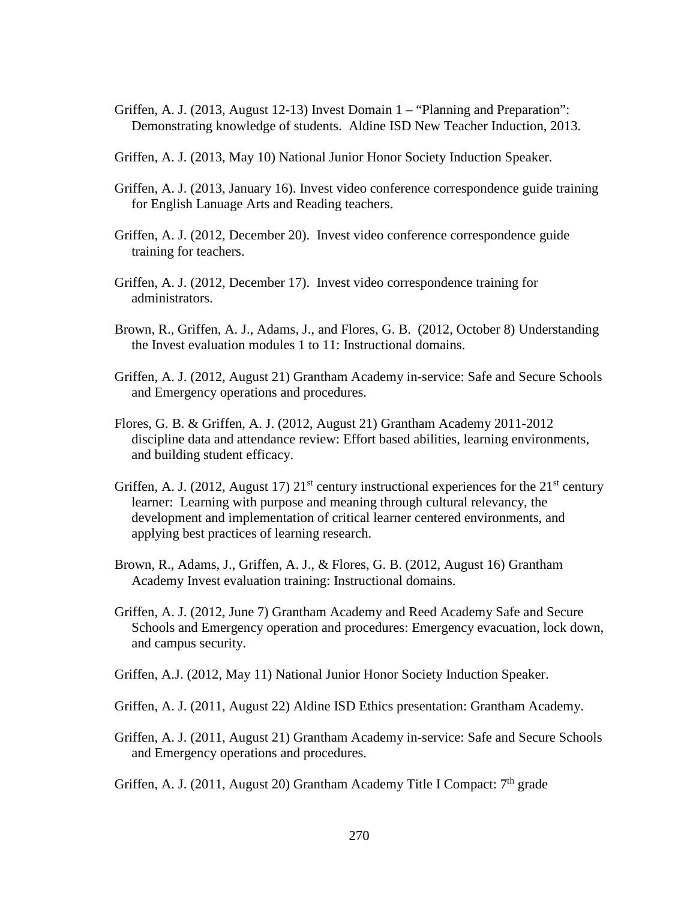Griffen, A. J. (2013, August 12-13) Invest Domain 1 – "Planning and Preparation": Demonstrating knowledge of students. Aldine ISD New Teacher Induction, 2013.

Griffen, A. J. (2013, May 10) National Junior Honor Society Induction Speaker.

Griffen, A. J. (2013, January 16). Invest video conference correspondence guide training for English Lanuage Arts and Reading teachers.

Griffen, A. J. (2012, December 20). Invest video conference correspondence guide training for teachers.

Griffen, A. J. (2012, December 17). Invest video correspondence training for administrators.

Brown, R., Griffen, A. J., Adams, J., and Flores, G. B. (2012, October 8) Understanding the Invest evaluation modules 1 to 11: Instructional domains.

Griffen, A. J. (2012, August 21) Grantham Academy in-service: Safe and Secure Schools and Emergency operations and procedures.

Flores, G. B. & Griffen, A. J. (2012, August 21) Grantham Academy 2011-2012 discipline data and attendance review: Effort based abilities, learning environments, and building student efficacy.

Griffen, A. J. (2012, August 17) 21st century instructional experiences for the 21st century learner: Learning with purpose and meaning through cultural relevancy, the development and implementation of critical learner centered environments, and applying best practices of learning research.

Brown, R., Adams, J., Griffen, A. J., & Flores, G. B. (2012, August 16) Grantham Academy Invest evaluation training: Instructional domains.

Griffen, A. J. (2012, June 7) Grantham Academy and Reed Academy Safe and Secure Schools and Emergency operation and procedures: Emergency evacuation, lock down, and campus security.

Griffen, A.J. (2012, May 11) National Junior Honor Society Induction Speaker.

Griffen, A. J. (2011, August 22) Aldine ISD Ethics presentation: Grantham Academy.

Griffen, A. J. (2011, August 21) Grantham Academy in-service: Safe and Secure Schools and Emergency operations and procedures.

Griffen, A. J. (2011, August 20) Grantham Academy Title I Compact: 7th grade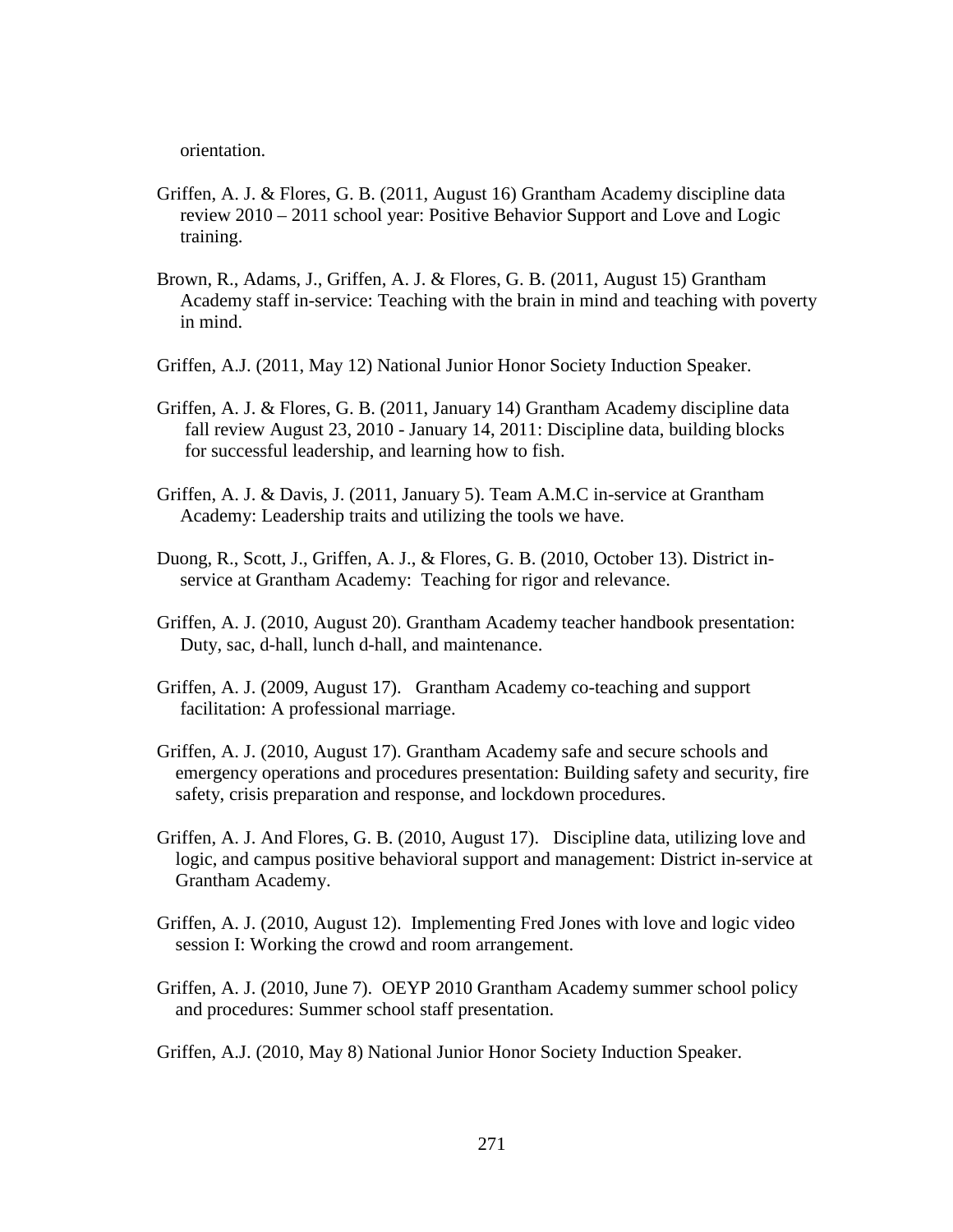orientation.

Griffen, A. J. & Flores, G. B. (2011, August 16) Grantham Academy discipline data review 2010 – 2011 school year: Positive Behavior Support and Love and Logic training.

Brown, R., Adams, J., Griffen, A. J. & Flores, G. B. (2011, August 15) Grantham Academy staff in-service: Teaching with the brain in mind and teaching with poverty in mind.

Griffen, A.J. (2011, May 12) National Junior Honor Society Induction Speaker.

Griffen, A. J. & Flores, G. B. (2011, January 14) Grantham Academy discipline data fall review August 23, 2010 - January 14, 2011: Discipline data, building blocks for successful leadership, and learning how to fish.

Griffen, A. J. & Davis, J. (2011, January 5). Team A.M.C in-service at Grantham Academy: Leadership traits and utilizing the tools we have.

Duong, R., Scott, J., Griffen, A. J., & Flores, G. B. (2010, October 13). District in-service at Grantham Academy: Teaching for rigor and relevance.

Griffen, A. J. (2010, August 20). Grantham Academy teacher handbook presentation: Duty, sac, d-hall, lunch d-hall, and maintenance.

Griffen, A. J. (2009, August 17). Grantham Academy co-teaching and support facilitation: A professional marriage.

Griffen, A. J. (2010, August 17). Grantham Academy safe and secure schools and emergency operations and procedures presentation: Building safety and security, fire safety, crisis preparation and response, and lockdown procedures.

Griffen, A. J. And Flores, G. B. (2010, August 17). Discipline data, utilizing love and logic, and campus positive behavioral support and management: District in-service at Grantham Academy.

Griffen, A. J. (2010, August 12). Implementing Fred Jones with love and logic video session I: Working the crowd and room arrangement.

Griffen, A. J. (2010, June 7). OEYP 2010 Grantham Academy summer school policy and procedures: Summer school staff presentation.

Griffen, A.J. (2010, May 8) National Junior Honor Society Induction Speaker.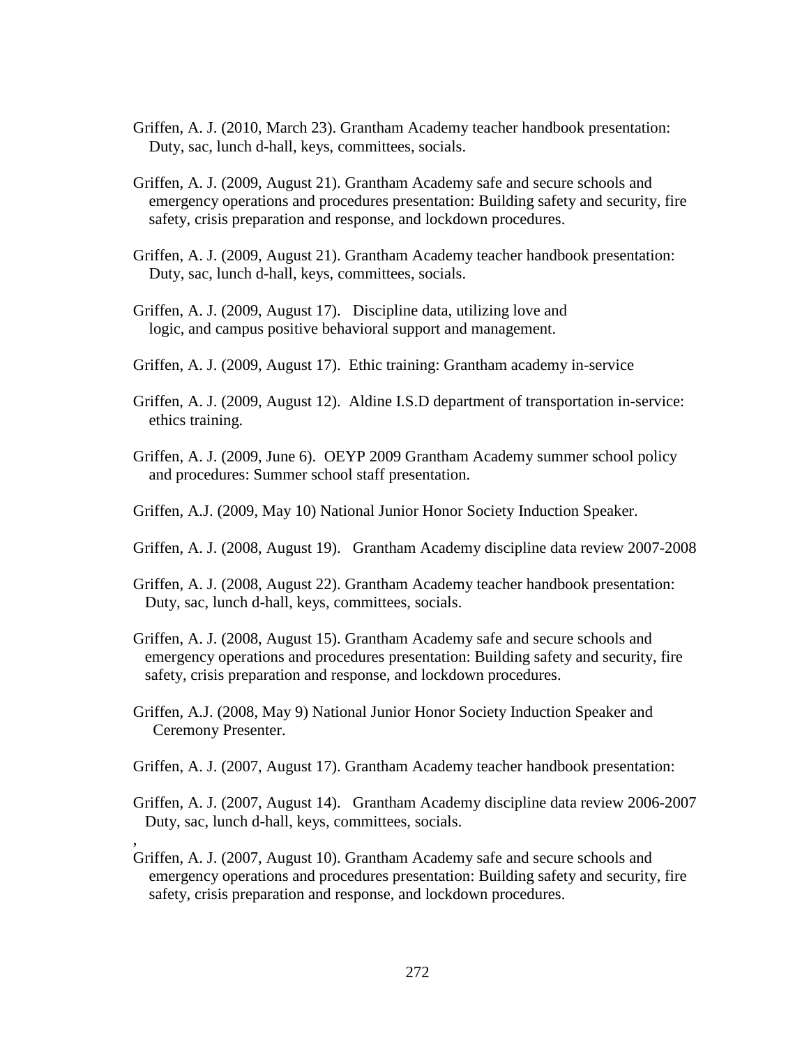Griffen, A. J. (2010, March 23). Grantham Academy teacher handbook presentation: Duty, sac, lunch d-hall, keys, committees, socials.

Griffen, A. J. (2009, August 21). Grantham Academy safe and secure schools and emergency operations and procedures presentation: Building safety and security, fire safety, crisis preparation and response, and lockdown procedures.

Griffen, A. J. (2009, August 21). Grantham Academy teacher handbook presentation: Duty, sac, lunch d-hall, keys, committees, socials.

Griffen, A. J. (2009, August 17). Discipline data, utilizing love and logic, and campus positive behavioral support and management.

Griffen, A. J. (2009, August 17). Ethic training: Grantham academy in-service

Griffen, A. J. (2009, August 12). Aldine I.S.D department of transportation in-service: ethics training.

Griffen, A. J. (2009, June 6). OEYP 2009 Grantham Academy summer school policy and procedures: Summer school staff presentation.

Griffen, A.J. (2009, May 10) National Junior Honor Society Induction Speaker.

Griffen, A. J. (2008, August 19). Grantham Academy discipline data review 2007-2008

Griffen, A. J. (2008, August 22). Grantham Academy teacher handbook presentation: Duty, sac, lunch d-hall, keys, committees, socials.

Griffen, A. J. (2008, August 15). Grantham Academy safe and secure schools and emergency operations and procedures presentation: Building safety and security, fire safety, crisis preparation and response, and lockdown procedures.

Griffen, A.J. (2008, May 9) National Junior Honor Society Induction Speaker and Ceremony Presenter.

Griffen, A. J. (2007, August 17). Grantham Academy teacher handbook presentation:

Griffen, A. J. (2007, August 14). Grantham Academy discipline data review 2006-2007 Duty, sac, lunch d-hall, keys, committees, socials.

,

Griffen, A. J. (2007, August 10). Grantham Academy safe and secure schools and emergency operations and procedures presentation: Building safety and security, fire safety, crisis preparation and response, and lockdown procedures.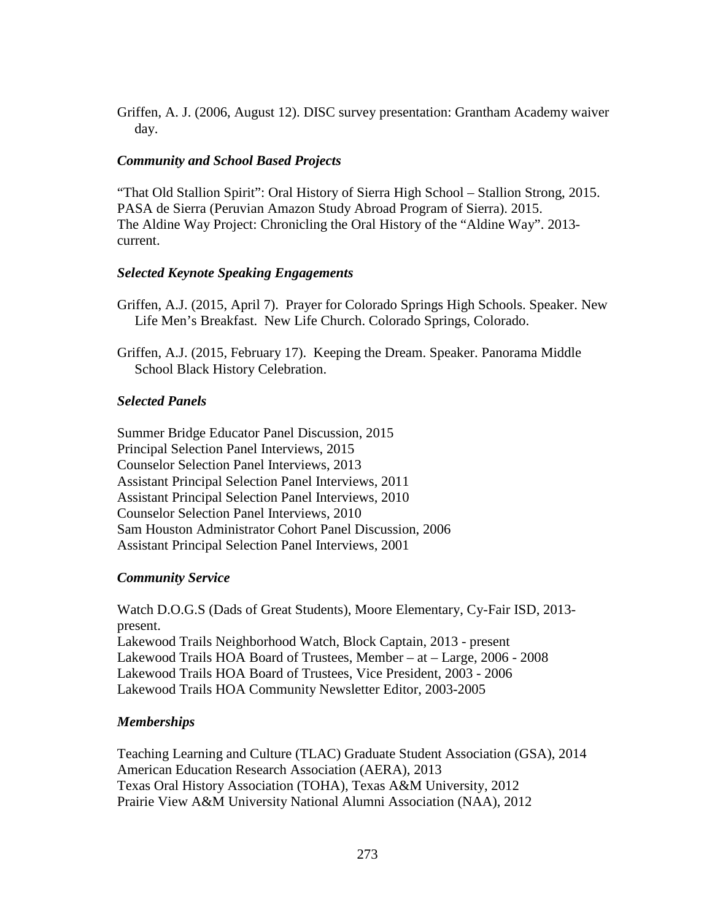Griffen, A. J. (2006, August 12). DISC survey presentation: Grantham Academy waiver day.

### *Community and School Based Projects*

"That Old Stallion Spirit": Oral History of Sierra High School – Stallion Strong, 2015.
PASA de Sierra (Peruvian Amazon Study Abroad Program of Sierra). 2015.
The Aldine Way Project: Chronicling the Oral History of the "Aldine Way". 2013-current.

### *Selected Keynote Speaking Engagements*

Griffen, A.J. (2015, April 7). Prayer for Colorado Springs High Schools. Speaker. New Life Men's Breakfast. New Life Church. Colorado Springs, Colorado.

Griffen, A.J. (2015, February 17). Keeping the Dream. Speaker. Panorama Middle School Black History Celebration.

### *Selected Panels*

Summer Bridge Educator Panel Discussion, 2015
Principal Selection Panel Interviews, 2015
Counselor Selection Panel Interviews, 2013
Assistant Principal Selection Panel Interviews, 2011
Assistant Principal Selection Panel Interviews, 2010
Counselor Selection Panel Interviews, 2010
Sam Houston Administrator Cohort Panel Discussion, 2006
Assistant Principal Selection Panel Interviews, 2001

### *Community Service*

Watch D.O.G.S (Dads of Great Students), Moore Elementary, Cy-Fair ISD, 2013-present.
Lakewood Trails Neighborhood Watch, Block Captain, 2013 - present
Lakewood Trails HOA Board of Trustees, Member – at – Large, 2006 - 2008
Lakewood Trails HOA Board of Trustees, Vice President, 2003 - 2006
Lakewood Trails HOA Community Newsletter Editor, 2003-2005

### *Memberships*

Teaching Learning and Culture (TLAC) Graduate Student Association (GSA), 2014
American Education Research Association (AERA), 2013
Texas Oral History Association (TOHA), Texas A&M University, 2012
Prairie View A&M University National Alumni Association (NAA), 2012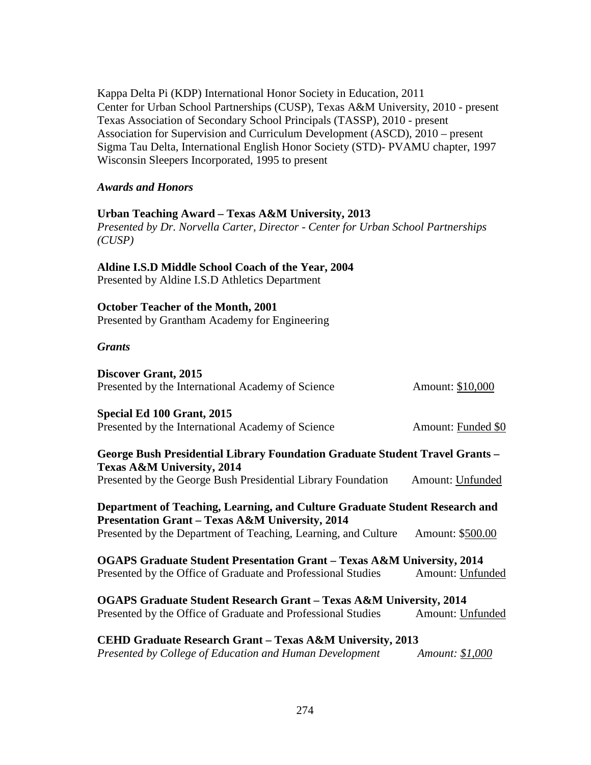Kappa Delta Pi (KDP) International Honor Society in Education, 2011
Center for Urban School Partnerships (CUSP), Texas A&M University, 2010 - present
Texas Association of Secondary School Principals (TASSP), 2010 - present
Association for Supervision and Curriculum Development (ASCD), 2010 – present
Sigma Tau Delta, International English Honor Society (STD)- PVAMU chapter, 1997
Wisconsin Sleepers Incorporated, 1995 to present

*Awards and Honors*

**Urban Teaching Award – Texas A&M University, 2013**
*Presented by Dr. Norvella Carter, Director - Center for Urban School Partnerships (CUSP)*

**Aldine I.S.D Middle School Coach of the Year, 2004**
Presented by Aldine I.S.D Athletics Department

**October Teacher of the Month, 2001**
Presented by Grantham Academy for Engineering

*Grants*

**Discover Grant, 2015**
Presented by the International Academy of Science — Amount: $10,000

**Special Ed 100 Grant, 2015**
Presented by the International Academy of Science — Amount: Funded $0

**George Bush Presidential Library Foundation Graduate Student Travel Grants – Texas A&M University, 2014**
Presented by the George Bush Presidential Library Foundation — Amount: Unfunded

**Department of Teaching, Learning, and Culture Graduate Student Research and Presentation Grant – Texas A&M University, 2014**
Presented by the Department of Teaching, Learning, and Culture — Amount: $500.00

**OGAPS Graduate Student Presentation Grant – Texas A&M University, 2014**
Presented by the Office of Graduate and Professional Studies — Amount: Unfunded

**OGAPS Graduate Student Research Grant – Texas A&M University, 2014**
Presented by the Office of Graduate and Professional Studies — Amount: Unfunded

**CEHD Graduate Research Grant – Texas A&M University, 2013**
*Presented by College of Education and Human Development — Amount: $1,000*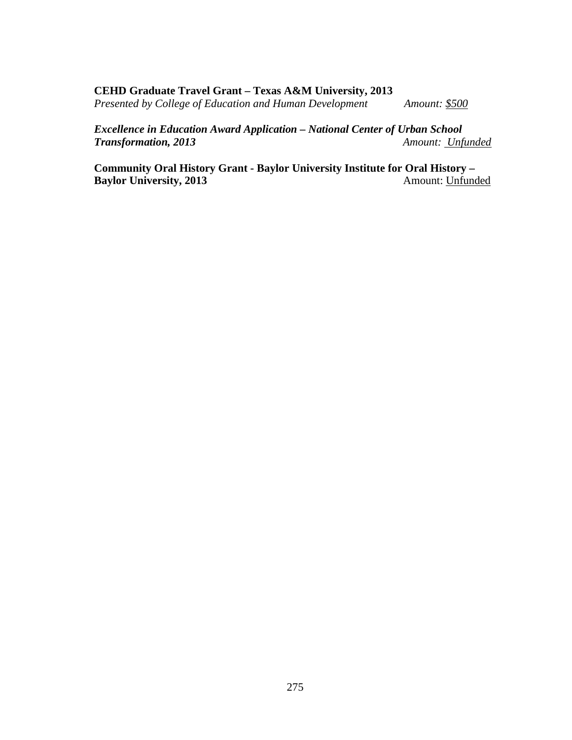**CEHD Graduate Travel Grant – Texas A&M University, 2013**
*Presented by College of Education and Human Development* *Amount: $500*

***Excellence in Education Award Application – National Center of Urban School Transformation, 2013*** *Amount: Unfunded*

**Community Oral History Grant - Baylor University Institute for Oral History – Baylor University, 2013** Amount: Unfunded